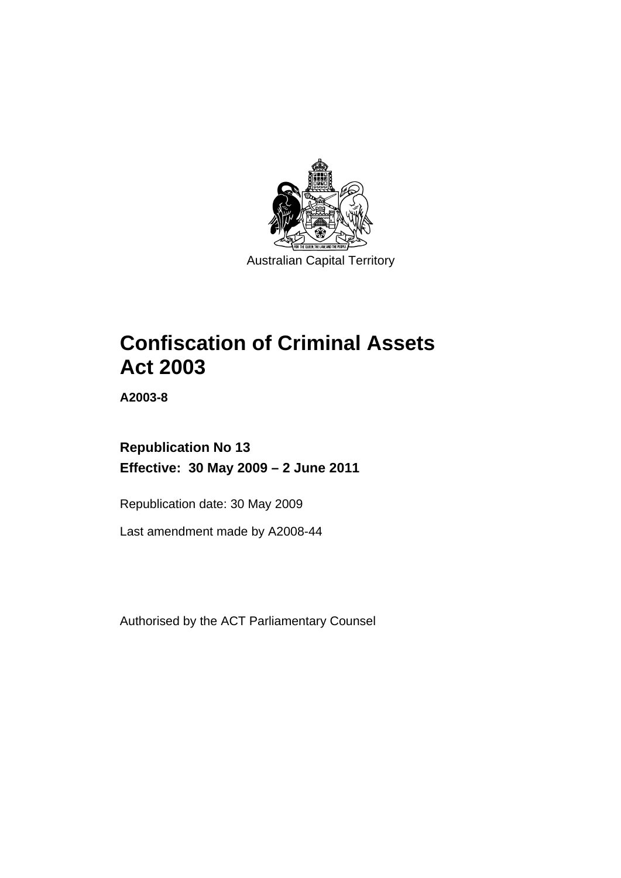Australian Capital Territory

# Confiscation of Criminal Assets Act 2003

**A2003-8**

**Republication No 13**
**Effective: 30 May 2009 – 2 June 2011**

Republication date: 30 May 2009

Last amendment made by A2008-44

Authorised by the ACT Parliamentary Counsel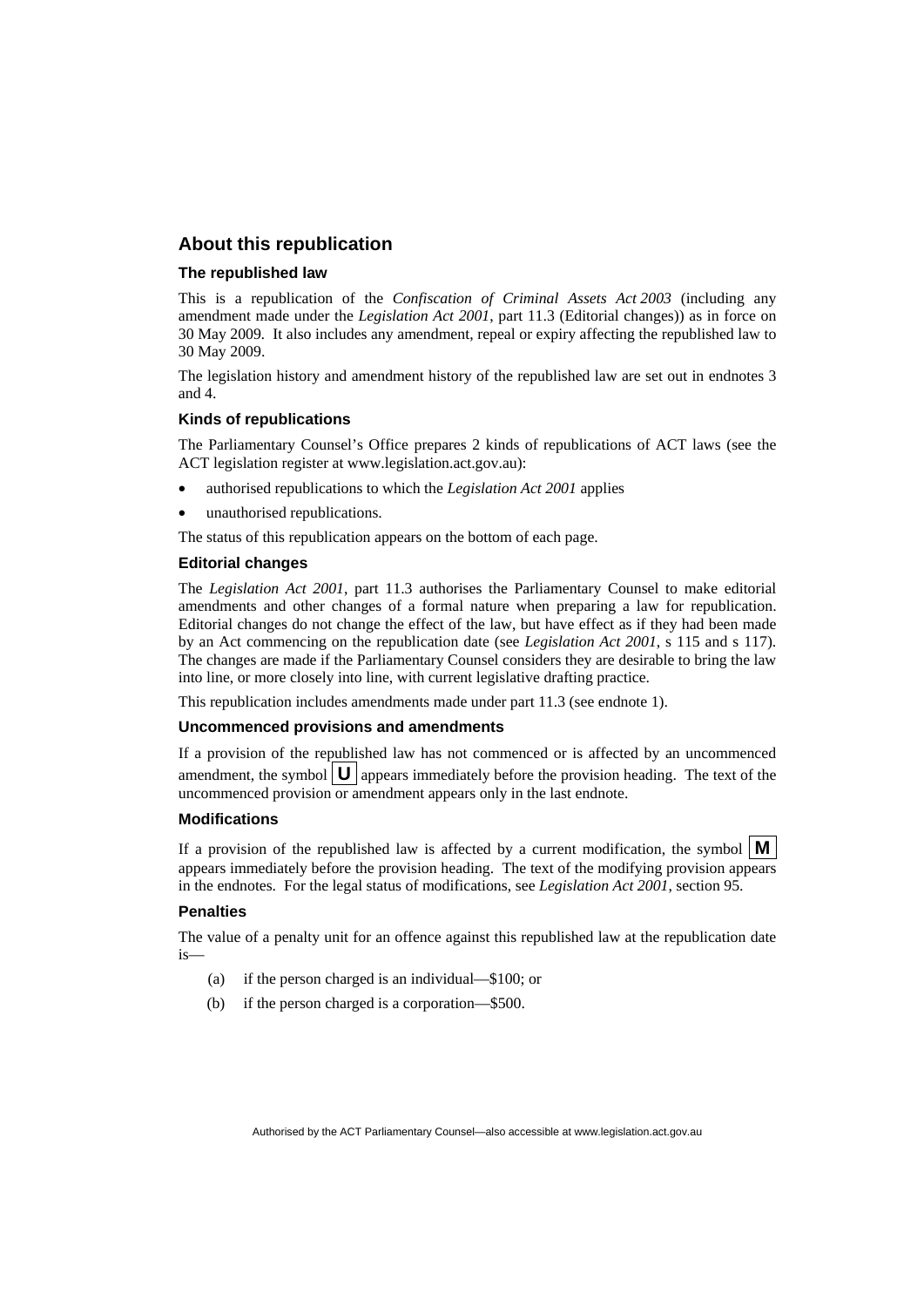## About this republication

### The republished law

This is a republication of the *Confiscation of Criminal Assets Act 2003* (including any amendment made under the *Legislation Act 2001*, part 11.3 (Editorial changes)) as in force on 30 May 2009. It also includes any amendment, repeal or expiry affecting the republished law to 30 May 2009.

The legislation history and amendment history of the republished law are set out in endnotes 3 and 4.

### Kinds of republications

The Parliamentary Counsel's Office prepares 2 kinds of republications of ACT laws (see the ACT legislation register at www.legislation.act.gov.au):

- authorised republications to which the *Legislation Act 2001* applies
- unauthorised republications.

The status of this republication appears on the bottom of each page.

### Editorial changes

The *Legislation Act 2001*, part 11.3 authorises the Parliamentary Counsel to make editorial amendments and other changes of a formal nature when preparing a law for republication. Editorial changes do not change the effect of the law, but have effect as if they had been made by an Act commencing on the republication date (see *Legislation Act 2001*, s 115 and s 117). The changes are made if the Parliamentary Counsel considers they are desirable to bring the law into line, or more closely into line, with current legislative drafting practice.

This republication includes amendments made under part 11.3 (see endnote 1).

### Uncommenced provisions and amendments

If a provision of the republished law has not commenced or is affected by an uncommenced amendment, the symbol **U** appears immediately before the provision heading. The text of the uncommenced provision or amendment appears only in the last endnote.

### Modifications

If a provision of the republished law is affected by a current modification, the symbol **M** appears immediately before the provision heading. The text of the modifying provision appears in the endnotes. For the legal status of modifications, see *Legislation Act 2001*, section 95.

### Penalties

The value of a penalty unit for an offence against this republished law at the republication date is—

(a) if the person charged is an individual—$100; or

(b) if the person charged is a corporation—$500.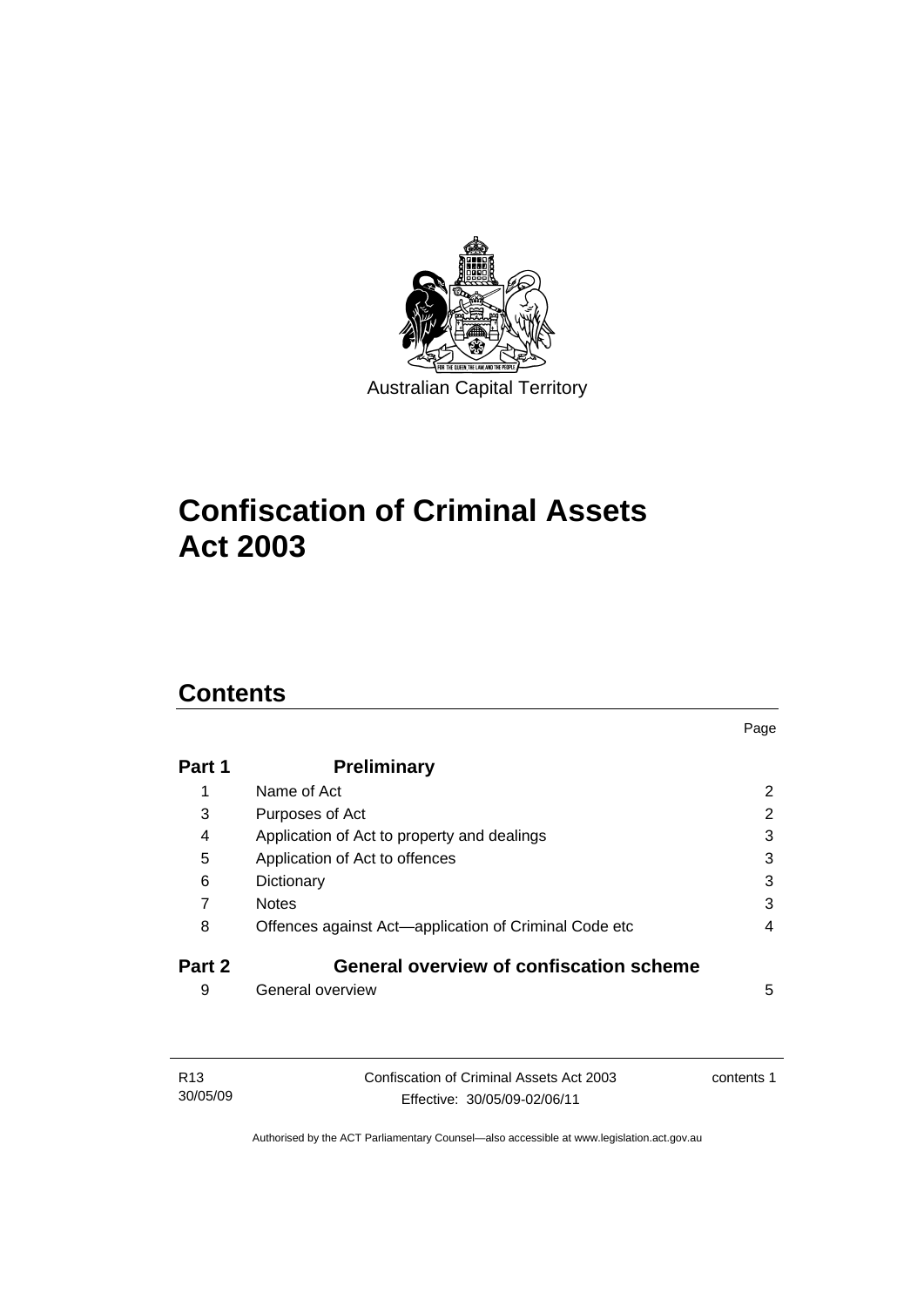Australian Capital Territory

# Confiscation of Criminal Assets Act 2003

## Contents

| | | Page |
|---|---|---|
| **Part 1** | **Preliminary** | |
| 1 | Name of Act | 2 |
| 3 | Purposes of Act | 2 |
| 4 | Application of Act to property and dealings | 3 |
| 5 | Application of Act to offences | 3 |
| 6 | Dictionary | 3 |
| 7 | Notes | 3 |
| 8 | Offences against Act—application of Criminal Code etc | 4 |
| **Part 2** | **General overview of confiscation scheme** | |
| 9 | General overview | 5 |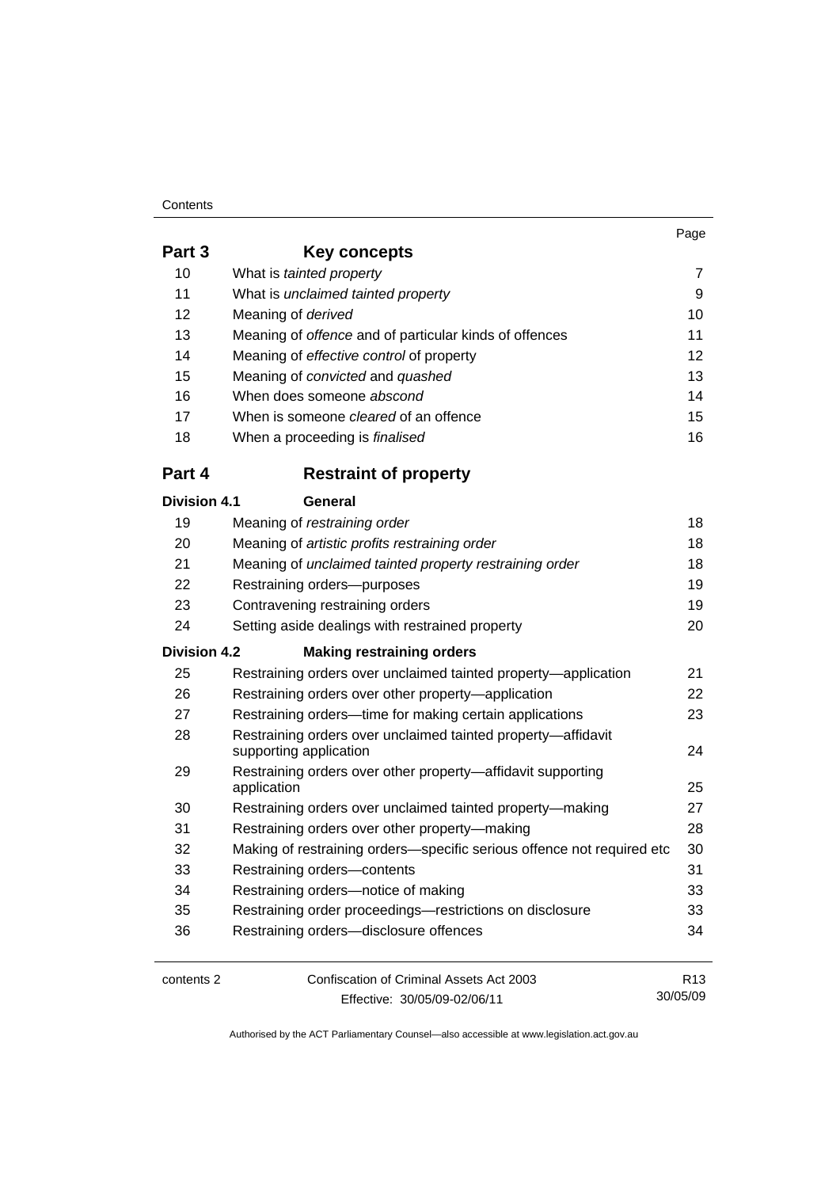| | | Page |
|---|---|---|
| **Part 3** | **Key concepts** | |
| 10 | What is *tainted property* | 7 |
| 11 | What is *unclaimed tainted property* | 9 |
| 12 | Meaning of *derived* | 10 |
| 13 | Meaning of *offence* and of particular kinds of offences | 11 |
| 14 | Meaning of *effective control* of property | 12 |
| 15 | Meaning of *convicted* and *quashed* | 13 |
| 16 | When does someone *abscond* | 14 |
| 17 | When is someone *cleared* of an offence | 15 |
| 18 | When a proceeding is *finalised* | 16 |
| **Part 4** | **Restraint of property** | |
| **Division 4.1** | **General** | |
| 19 | Meaning of *restraining order* | 18 |
| 20 | Meaning of *artistic profits restraining order* | 18 |
| 21 | Meaning of *unclaimed tainted property restraining order* | 18 |
| 22 | Restraining orders—purposes | 19 |
| 23 | Contravening restraining orders | 19 |
| 24 | Setting aside dealings with restrained property | 20 |
| **Division 4.2** | **Making restraining orders** | |
| 25 | Restraining orders over unclaimed tainted property—application | 21 |
| 26 | Restraining orders over other property—application | 22 |
| 27 | Restraining orders—time for making certain applications | 23 |
| 28 | Restraining orders over unclaimed tainted property—affidavit supporting application | 24 |
| 29 | Restraining orders over other property—affidavit supporting application | 25 |
| 30 | Restraining orders over unclaimed tainted property—making | 27 |
| 31 | Restraining orders over other property—making | 28 |
| 32 | Making of restraining orders—specific serious offence not required etc | 30 |
| 33 | Restraining orders—contents | 31 |
| 34 | Restraining orders—notice of making | 33 |
| 35 | Restraining order proceedings—restrictions on disclosure | 33 |
| 36 | Restraining orders—disclosure offences | 34 |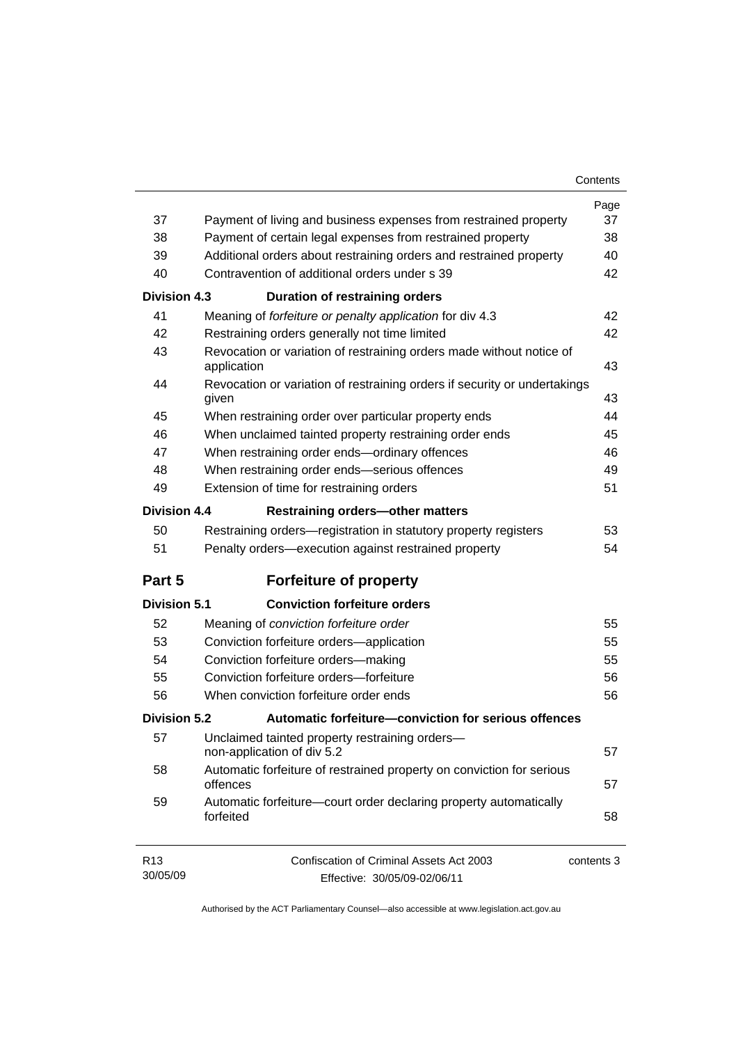| | | Page |
|---|---|---|
| 37 | Payment of living and business expenses from restrained property | 37 |
| 38 | Payment of certain legal expenses from restrained property | 38 |
| 39 | Additional orders about restraining orders and restrained property | 40 |
| 40 | Contravention of additional orders under s 39 | 42 |
| **Division 4.3** | **Duration of restraining orders** | |
| 41 | Meaning of *forfeiture or penalty application* for div 4.3 | 42 |
| 42 | Restraining orders generally not time limited | 42 |
| 43 | Revocation or variation of restraining orders made without notice of application | 43 |
| 44 | Revocation or variation of restraining orders if security or undertakings given | 43 |
| 45 | When restraining order over particular property ends | 44 |
| 46 | When unclaimed tainted property restraining order ends | 45 |
| 47 | When restraining order ends—ordinary offences | 46 |
| 48 | When restraining order ends—serious offences | 49 |
| 49 | Extension of time for restraining orders | 51 |
| **Division 4.4** | **Restraining orders—other matters** | |
| 50 | Restraining orders—registration in statutory property registers | 53 |
| 51 | Penalty orders—execution against restrained property | 54 |

## Part 5 Forfeiture of property

| | | |
|---|---|---|
| **Division 5.1** | **Conviction forfeiture orders** | |
| 52 | Meaning of *conviction forfeiture order* | 55 |
| 53 | Conviction forfeiture orders—application | 55 |
| 54 | Conviction forfeiture orders—making | 55 |
| 55 | Conviction forfeiture orders—forfeiture | 56 |
| 56 | When conviction forfeiture order ends | 56 |
| **Division 5.2** | **Automatic forfeiture—conviction for serious offences** | |
| 57 | Unclaimed tainted property restraining orders—non-application of div 5.2 | 57 |
| 58 | Automatic forfeiture of restrained property on conviction for serious offences | 57 |
| 59 | Automatic forfeiture—court order declaring property automatically forfeited | 58 |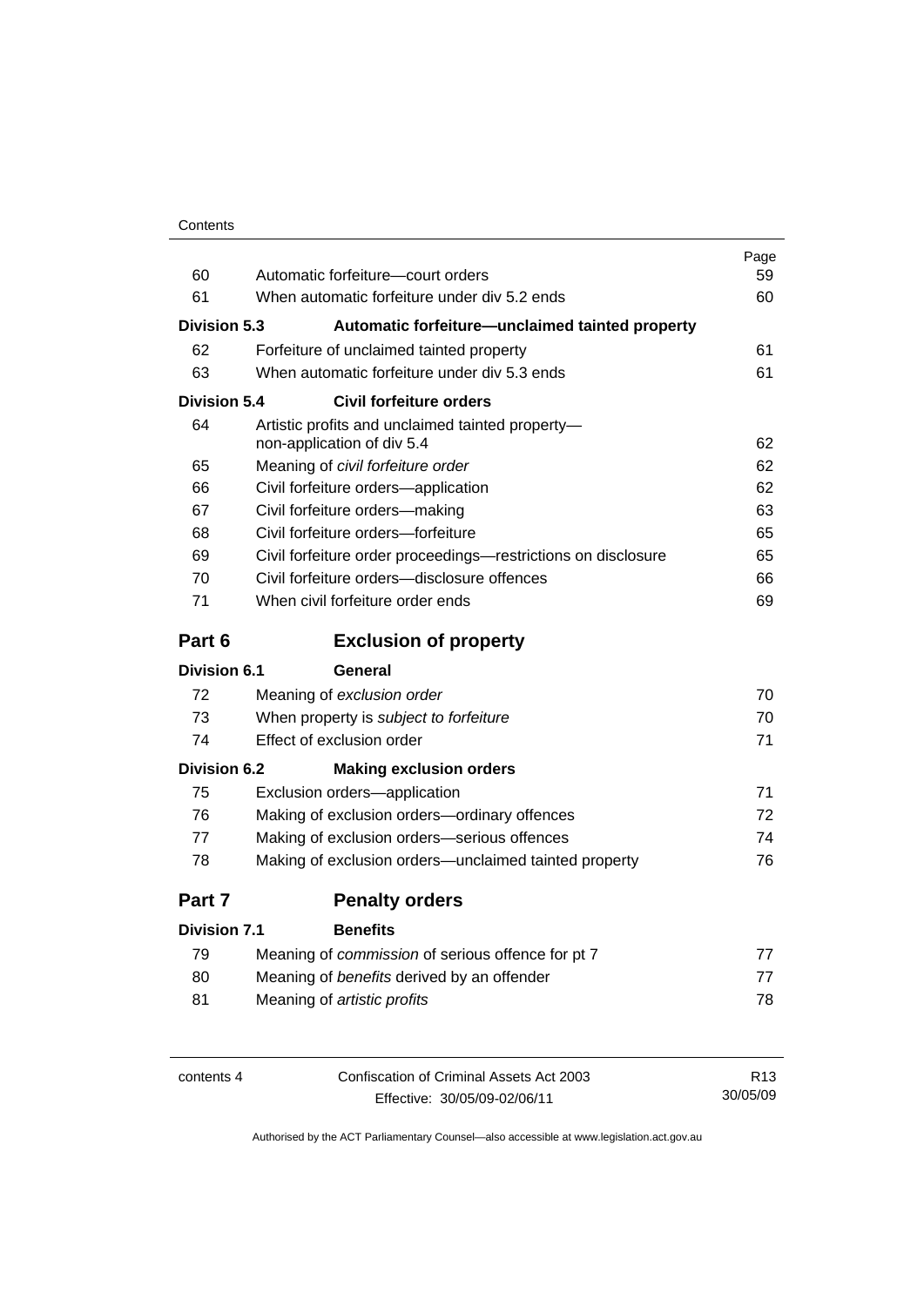| | | Page |
|---|---|---|
| 60 | Automatic forfeiture—court orders | 59 |
| 61 | When automatic forfeiture under div 5.2 ends | 60 |
| **Division 5.3** | **Automatic forfeiture—unclaimed tainted property** | |
| 62 | Forfeiture of unclaimed tainted property | 61 |
| 63 | When automatic forfeiture under div 5.3 ends | 61 |
| **Division 5.4** | **Civil forfeiture orders** | |
| 64 | Artistic profits and unclaimed tainted property—non-application of div 5.4 | 62 |
| 65 | Meaning of *civil forfeiture order* | 62 |
| 66 | Civil forfeiture orders—application | 62 |
| 67 | Civil forfeiture orders—making | 63 |
| 68 | Civil forfeiture orders—forfeiture | 65 |
| 69 | Civil forfeiture order proceedings—restrictions on disclosure | 65 |
| 70 | Civil forfeiture orders—disclosure offences | 66 |
| 71 | When civil forfeiture order ends | 69 |
| **Part 6** | **Exclusion of property** | |
| **Division 6.1** | **General** | |
| 72 | Meaning of *exclusion order* | 70 |
| 73 | When property is *subject to forfeiture* | 70 |
| 74 | Effect of exclusion order | 71 |
| **Division 6.2** | **Making exclusion orders** | |
| 75 | Exclusion orders—application | 71 |
| 76 | Making of exclusion orders—ordinary offences | 72 |
| 77 | Making of exclusion orders—serious offences | 74 |
| 78 | Making of exclusion orders—unclaimed tainted property | 76 |
| **Part 7** | **Penalty orders** | |
| **Division 7.1** | **Benefits** | |
| 79 | Meaning of *commission* of serious offence for pt 7 | 77 |
| 80 | Meaning of *benefits* derived by an offender | 77 |
| 81 | Meaning of *artistic profits* | 78 |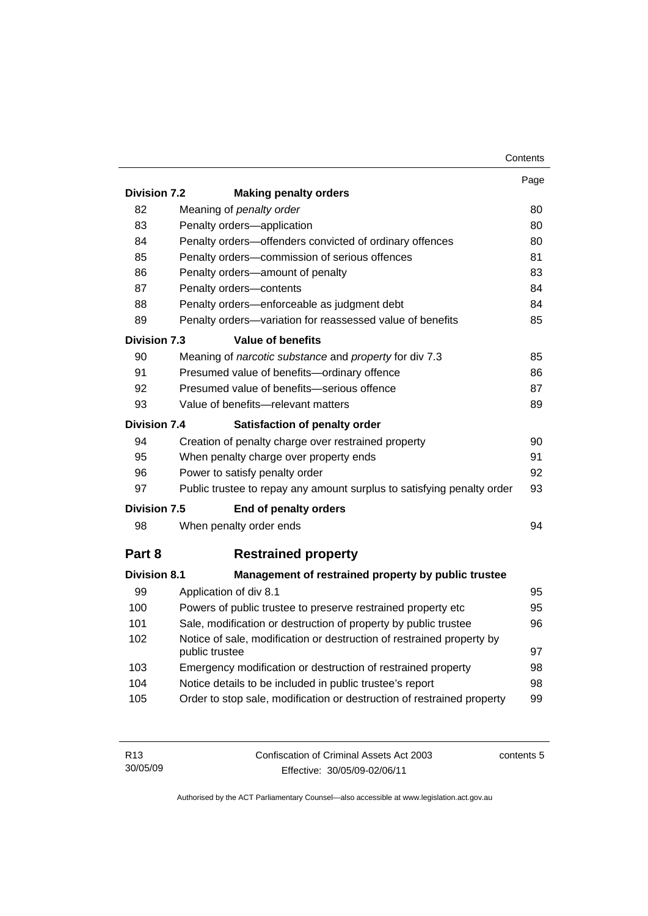| | | Page |
|---|---|---|
| **Division 7.2** | **Making penalty orders** | |
| 82 | Meaning of *penalty order* | 80 |
| 83 | Penalty orders—application | 80 |
| 84 | Penalty orders—offenders convicted of ordinary offences | 80 |
| 85 | Penalty orders—commission of serious offences | 81 |
| 86 | Penalty orders—amount of penalty | 83 |
| 87 | Penalty orders—contents | 84 |
| 88 | Penalty orders—enforceable as judgment debt | 84 |
| 89 | Penalty orders—variation for reassessed value of benefits | 85 |
| **Division 7.3** | **Value of benefits** | |
| 90 | Meaning of *narcotic substance* and *property* for div 7.3 | 85 |
| 91 | Presumed value of benefits—ordinary offence | 86 |
| 92 | Presumed value of benefits—serious offence | 87 |
| 93 | Value of benefits—relevant matters | 89 |
| **Division 7.4** | **Satisfaction of penalty order** | |
| 94 | Creation of penalty charge over restrained property | 90 |
| 95 | When penalty charge over property ends | 91 |
| 96 | Power to satisfy penalty order | 92 |
| 97 | Public trustee to repay any amount surplus to satisfying penalty order | 93 |
| **Division 7.5** | **End of penalty orders** | |
| 98 | When penalty order ends | 94 |
| **Part 8** | **Restrained property** | |
| **Division 8.1** | **Management of restrained property by public trustee** | |
| 99 | Application of div 8.1 | 95 |
| 100 | Powers of public trustee to preserve restrained property etc | 95 |
| 101 | Sale, modification or destruction of property by public trustee | 96 |
| 102 | Notice of sale, modification or destruction of restrained property by public trustee | 97 |
| 103 | Emergency modification or destruction of restrained property | 98 |
| 104 | Notice details to be included in public trustee's report | 98 |
| 105 | Order to stop sale, modification or destruction of restrained property | 99 |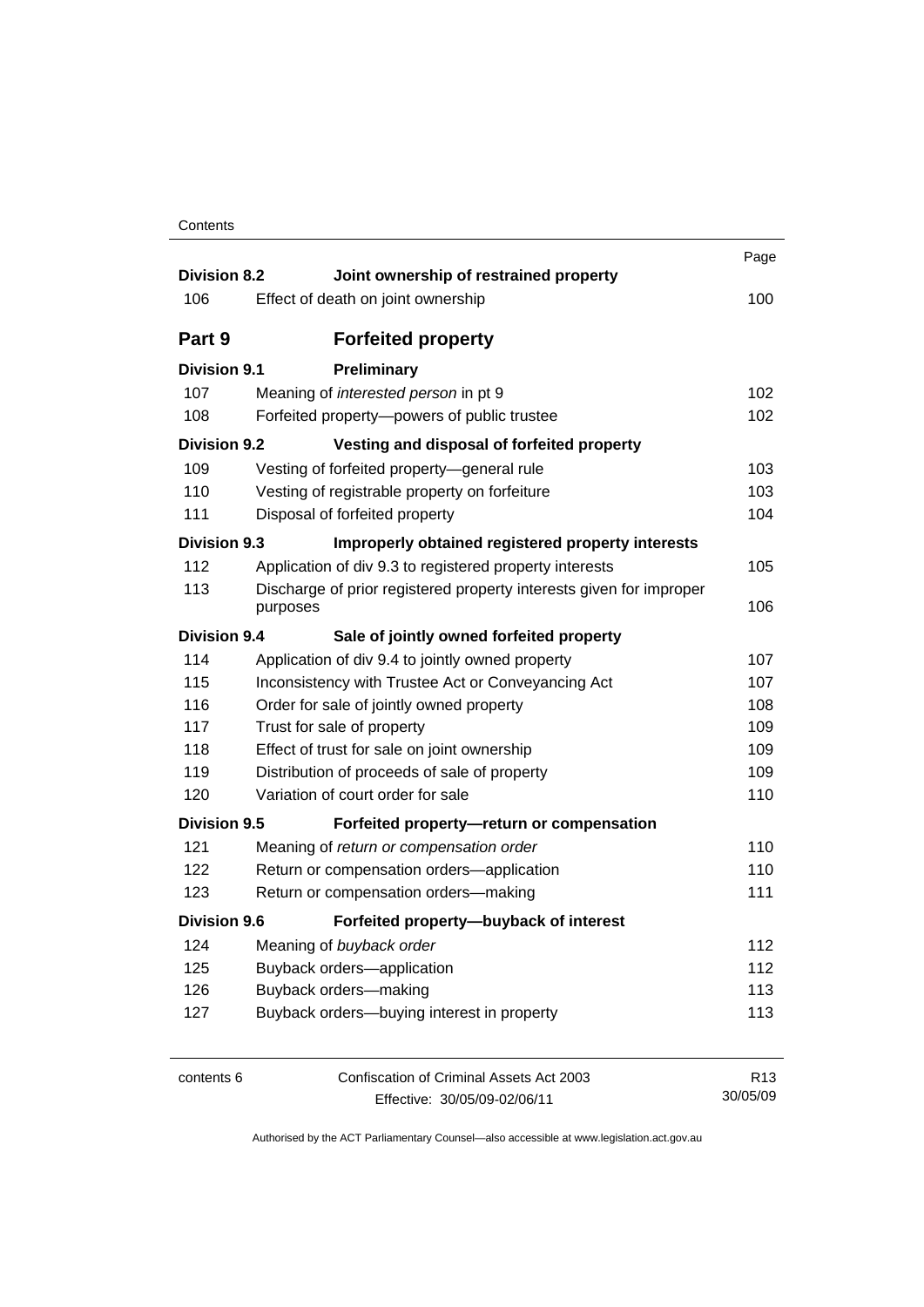| | | Page |
|---|---|---|
| **Division 8.2** | **Joint ownership of restrained property** | |
| 106 | Effect of death on joint ownership | 100 |
| **Part 9** | **Forfeited property** | |
| **Division 9.1** | **Preliminary** | |
| 107 | Meaning of *interested person* in pt 9 | 102 |
| 108 | Forfeited property—powers of public trustee | 102 |
| **Division 9.2** | **Vesting and disposal of forfeited property** | |
| 109 | Vesting of forfeited property—general rule | 103 |
| 110 | Vesting of registrable property on forfeiture | 103 |
| 111 | Disposal of forfeited property | 104 |
| **Division 9.3** | **Improperly obtained registered property interests** | |
| 112 | Application of div 9.3 to registered property interests | 105 |
| 113 | Discharge of prior registered property interests given for improper purposes | 106 |
| **Division 9.4** | **Sale of jointly owned forfeited property** | |
| 114 | Application of div 9.4 to jointly owned property | 107 |
| 115 | Inconsistency with Trustee Act or Conveyancing Act | 107 |
| 116 | Order for sale of jointly owned property | 108 |
| 117 | Trust for sale of property | 109 |
| 118 | Effect of trust for sale on joint ownership | 109 |
| 119 | Distribution of proceeds of sale of property | 109 |
| 120 | Variation of court order for sale | 110 |
| **Division 9.5** | **Forfeited property—return or compensation** | |
| 121 | Meaning of *return or compensation order* | 110 |
| 122 | Return or compensation orders—application | 110 |
| 123 | Return or compensation orders—making | 111 |
| **Division 9.6** | **Forfeited property—buyback of interest** | |
| 124 | Meaning of *buyback order* | 112 |
| 125 | Buyback orders—application | 112 |
| 126 | Buyback orders—making | 113 |
| 127 | Buyback orders—buying interest in property | 113 |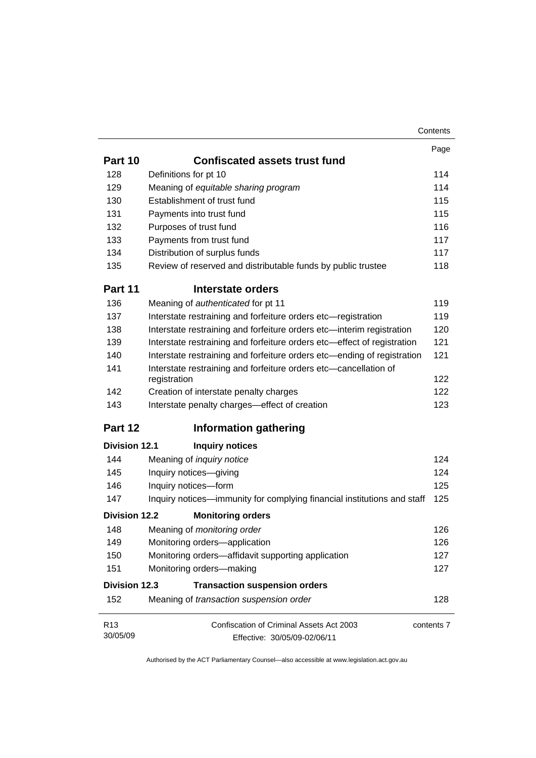| | | Page |
|---|---|---|
| **Part 10** | **Confiscated assets trust fund** | |
| 128 | Definitions for pt 10 | 114 |
| 129 | Meaning of *equitable sharing program* | 114 |
| 130 | Establishment of trust fund | 115 |
| 131 | Payments into trust fund | 115 |
| 132 | Purposes of trust fund | 116 |
| 133 | Payments from trust fund | 117 |
| 134 | Distribution of surplus funds | 117 |
| 135 | Review of reserved and distributable funds by public trustee | 118 |
| **Part 11** | **Interstate orders** | |
| 136 | Meaning of *authenticated* for pt 11 | 119 |
| 137 | Interstate restraining and forfeiture orders etc—registration | 119 |
| 138 | Interstate restraining and forfeiture orders etc—interim registration | 120 |
| 139 | Interstate restraining and forfeiture orders etc—effect of registration | 121 |
| 140 | Interstate restraining and forfeiture orders etc—ending of registration | 121 |
| 141 | Interstate restraining and forfeiture orders etc—cancellation of registration | 122 |
| 142 | Creation of interstate penalty charges | 122 |
| 143 | Interstate penalty charges—effect of creation | 123 |
| **Part 12** | **Information gathering** | |
| **Division 12.1** | **Inquiry notices** | |
| 144 | Meaning of *inquiry notice* | 124 |
| 145 | Inquiry notices—giving | 124 |
| 146 | Inquiry notices—form | 125 |
| 147 | Inquiry notices—immunity for complying financial institutions and staff | 125 |
| **Division 12.2** | **Monitoring orders** | |
| 148 | Meaning of *monitoring order* | 126 |
| 149 | Monitoring orders—application | 126 |
| 150 | Monitoring orders—affidavit supporting application | 127 |
| 151 | Monitoring orders—making | 127 |
| **Division 12.3** | **Transaction suspension orders** | |
| 152 | Meaning of *transaction suspension order* | 128 |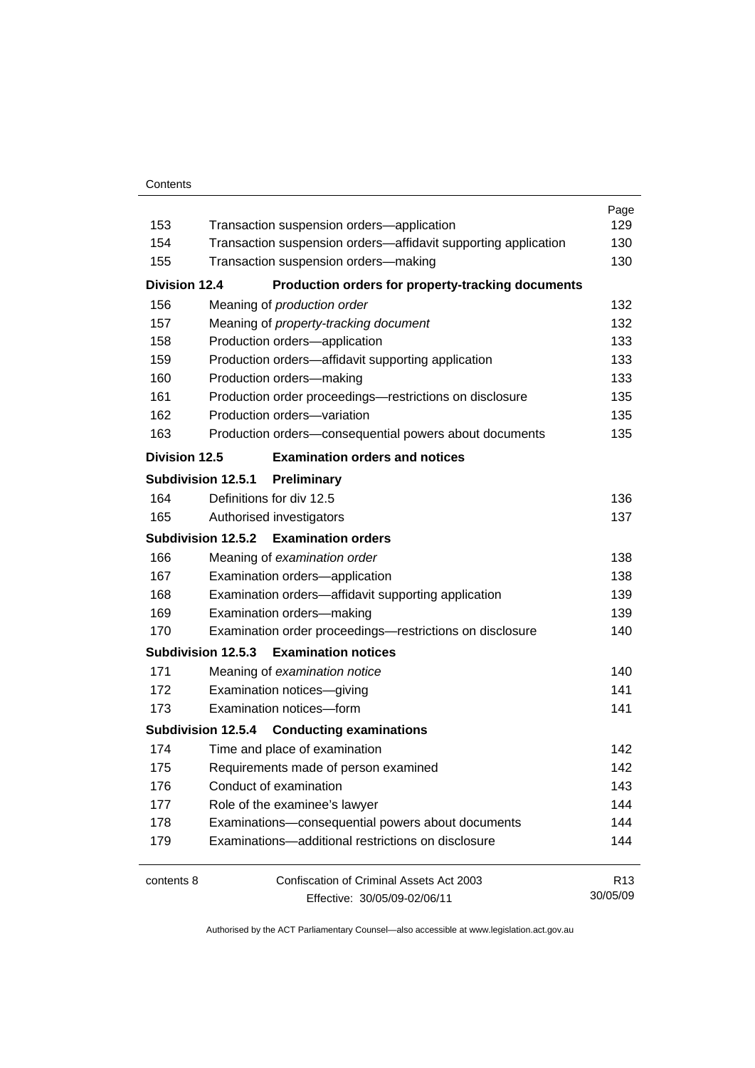| | | Page |
|---|---|---|
| 153 | Transaction suspension orders—application | 129 |
| 154 | Transaction suspension orders—affidavit supporting application | 130 |
| 155 | Transaction suspension orders—making | 130 |
| **Division 12.4** | **Production orders for property-tracking documents** | |
| 156 | Meaning of *production order* | 132 |
| 157 | Meaning of *property-tracking document* | 132 |
| 158 | Production orders—application | 133 |
| 159 | Production orders—affidavit supporting application | 133 |
| 160 | Production orders—making | 133 |
| 161 | Production order proceedings—restrictions on disclosure | 135 |
| 162 | Production orders—variation | 135 |
| 163 | Production orders—consequential powers about documents | 135 |
| **Division 12.5** | **Examination orders and notices** | |
| **Subdivision 12.5.1** | **Preliminary** | |
| 164 | Definitions for div 12.5 | 136 |
| 165 | Authorised investigators | 137 |
| **Subdivision 12.5.2** | **Examination orders** | |
| 166 | Meaning of *examination order* | 138 |
| 167 | Examination orders—application | 138 |
| 168 | Examination orders—affidavit supporting application | 139 |
| 169 | Examination orders—making | 139 |
| 170 | Examination order proceedings—restrictions on disclosure | 140 |
| **Subdivision 12.5.3** | **Examination notices** | |
| 171 | Meaning of *examination notice* | 140 |
| 172 | Examination notices—giving | 141 |
| 173 | Examination notices—form | 141 |
| **Subdivision 12.5.4** | **Conducting examinations** | |
| 174 | Time and place of examination | 142 |
| 175 | Requirements made of person examined | 142 |
| 176 | Conduct of examination | 143 |
| 177 | Role of the examinee's lawyer | 144 |
| 178 | Examinations—consequential powers about documents | 144 |
| 179 | Examinations—additional restrictions on disclosure | 144 |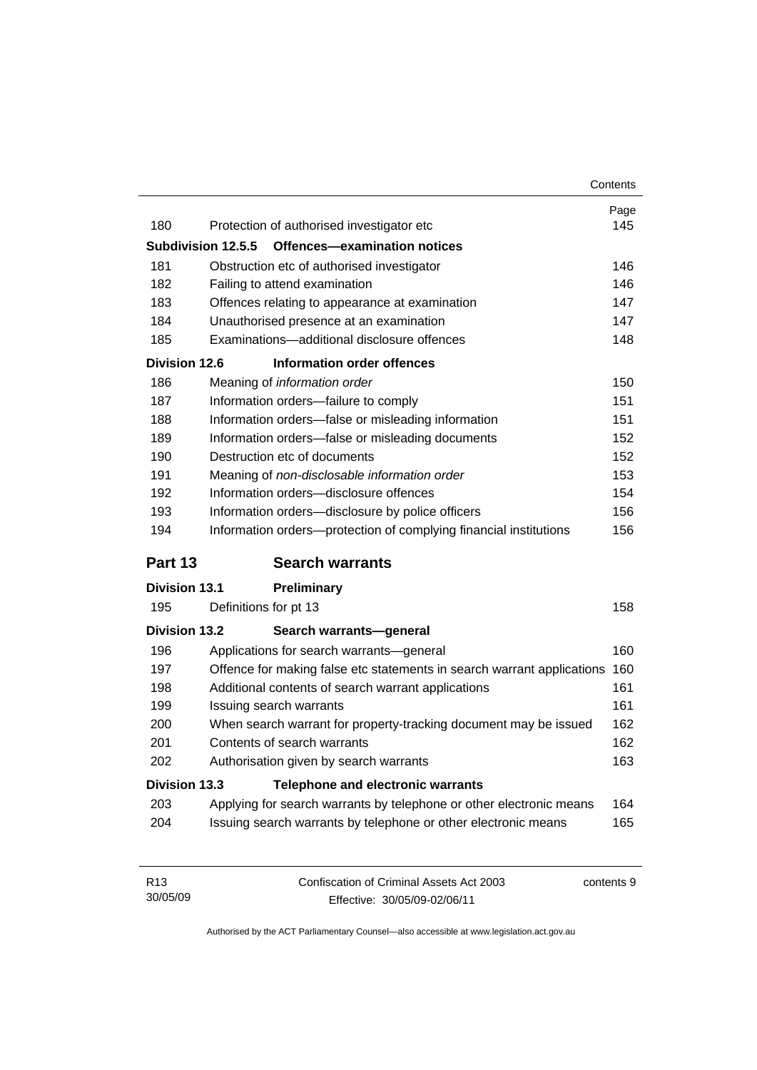| | | Page |
|---|---|---|
| 180 | Protection of authorised investigator etc | 145 |
| **Subdivision 12.5.5** | **Offences—examination notices** | |
| 181 | Obstruction etc of authorised investigator | 146 |
| 182 | Failing to attend examination | 146 |
| 183 | Offences relating to appearance at examination | 147 |
| 184 | Unauthorised presence at an examination | 147 |
| 185 | Examinations—additional disclosure offences | 148 |
| **Division 12.6** | **Information order offences** | |
| 186 | Meaning of *information order* | 150 |
| 187 | Information orders—failure to comply | 151 |
| 188 | Information orders—false or misleading information | 151 |
| 189 | Information orders—false or misleading documents | 152 |
| 190 | Destruction etc of documents | 152 |
| 191 | Meaning of *non-disclosable information order* | 153 |
| 192 | Information orders—disclosure offences | 154 |
| 193 | Information orders—disclosure by police officers | 156 |
| 194 | Information orders—protection of complying financial institutions | 156 |
| **Part 13** | **Search warrants** | |
| **Division 13.1** | **Preliminary** | |
| 195 | Definitions for pt 13 | 158 |
| **Division 13.2** | **Search warrants—general** | |
| 196 | Applications for search warrants—general | 160 |
| 197 | Offence for making false etc statements in search warrant applications | 160 |
| 198 | Additional contents of search warrant applications | 161 |
| 199 | Issuing search warrants | 161 |
| 200 | When search warrant for property-tracking document may be issued | 162 |
| 201 | Contents of search warrants | 162 |
| 202 | Authorisation given by search warrants | 163 |
| **Division 13.3** | **Telephone and electronic warrants** | |
| 203 | Applying for search warrants by telephone or other electronic means | 164 |
| 204 | Issuing search warrants by telephone or other electronic means | 165 |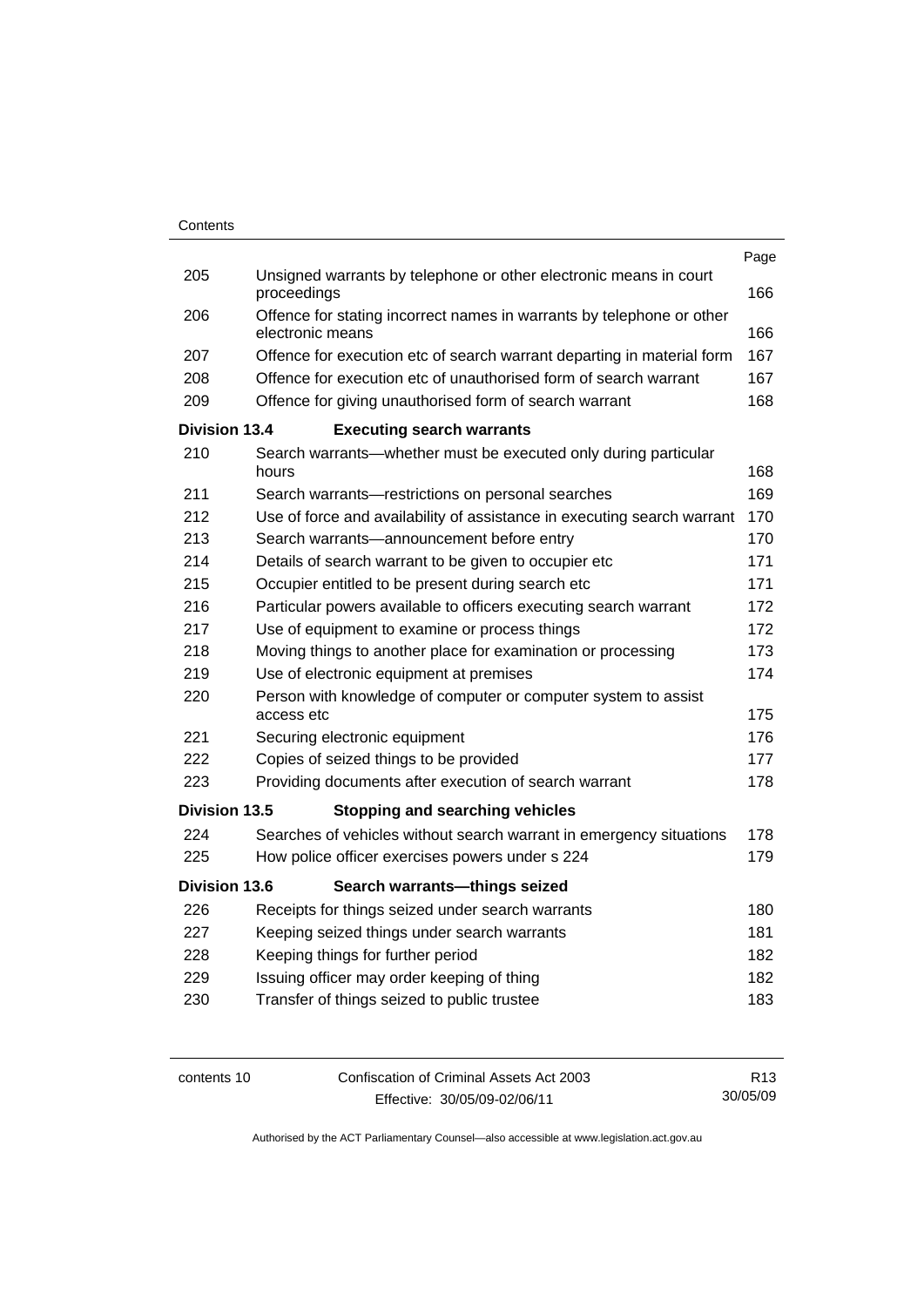| | | Page |
|---|---|---|
| 205 | Unsigned warrants by telephone or other electronic means in court proceedings | 166 |
| 206 | Offence for stating incorrect names in warrants by telephone or other electronic means | 166 |
| 207 | Offence for execution etc of search warrant departing in material form | 167 |
| 208 | Offence for execution etc of unauthorised form of search warrant | 167 |
| 209 | Offence for giving unauthorised form of search warrant | 168 |
| **Division 13.4** | **Executing search warrants** | |
| 210 | Search warrants—whether must be executed only during particular hours | 168 |
| 211 | Search warrants—restrictions on personal searches | 169 |
| 212 | Use of force and availability of assistance in executing search warrant | 170 |
| 213 | Search warrants—announcement before entry | 170 |
| 214 | Details of search warrant to be given to occupier etc | 171 |
| 215 | Occupier entitled to be present during search etc | 171 |
| 216 | Particular powers available to officers executing search warrant | 172 |
| 217 | Use of equipment to examine or process things | 172 |
| 218 | Moving things to another place for examination or processing | 173 |
| 219 | Use of electronic equipment at premises | 174 |
| 220 | Person with knowledge of computer or computer system to assist access etc | 175 |
| 221 | Securing electronic equipment | 176 |
| 222 | Copies of seized things to be provided | 177 |
| 223 | Providing documents after execution of search warrant | 178 |
| **Division 13.5** | **Stopping and searching vehicles** | |
| 224 | Searches of vehicles without search warrant in emergency situations | 178 |
| 225 | How police officer exercises powers under s 224 | 179 |
| **Division 13.6** | **Search warrants—things seized** | |
| 226 | Receipts for things seized under search warrants | 180 |
| 227 | Keeping seized things under search warrants | 181 |
| 228 | Keeping things for further period | 182 |
| 229 | Issuing officer may order keeping of thing | 182 |
| 230 | Transfer of things seized to public trustee | 183 |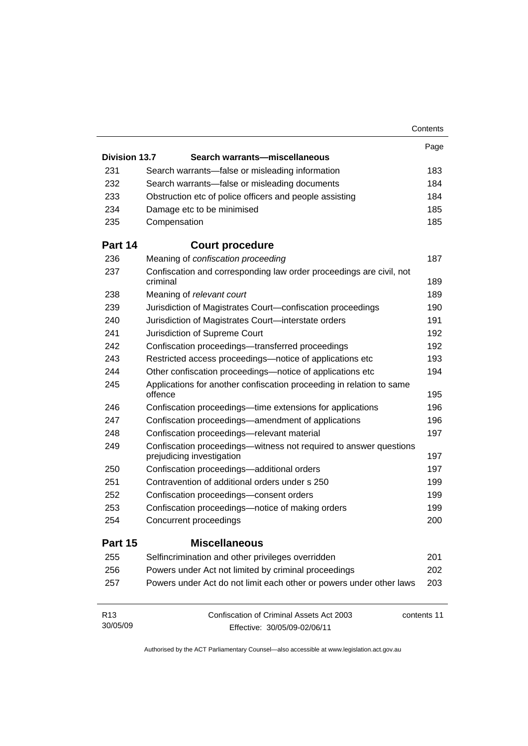| | | Page |
|---|---|---|
| **Division 13.7** | **Search warrants—miscellaneous** | |
| 231 | Search warrants—false or misleading information | 183 |
| 232 | Search warrants—false or misleading documents | 184 |
| 233 | Obstruction etc of police officers and people assisting | 184 |
| 234 | Damage etc to be minimised | 185 |
| 235 | Compensation | 185 |
| **Part 14** | **Court procedure** | |
| 236 | Meaning of *confiscation proceeding* | 187 |
| 237 | Confiscation and corresponding law order proceedings are civil, not criminal | 189 |
| 238 | Meaning of *relevant court* | 189 |
| 239 | Jurisdiction of Magistrates Court—confiscation proceedings | 190 |
| 240 | Jurisdiction of Magistrates Court—interstate orders | 191 |
| 241 | Jurisdiction of Supreme Court | 192 |
| 242 | Confiscation proceedings—transferred proceedings | 192 |
| 243 | Restricted access proceedings—notice of applications etc | 193 |
| 244 | Other confiscation proceedings—notice of applications etc | 194 |
| 245 | Applications for another confiscation proceeding in relation to same offence | 195 |
| 246 | Confiscation proceedings—time extensions for applications | 196 |
| 247 | Confiscation proceedings—amendment of applications | 196 |
| 248 | Confiscation proceedings—relevant material | 197 |
| 249 | Confiscation proceedings—witness not required to answer questions prejudicing investigation | 197 |
| 250 | Confiscation proceedings—additional orders | 197 |
| 251 | Contravention of additional orders under s 250 | 199 |
| 252 | Confiscation proceedings—consent orders | 199 |
| 253 | Confiscation proceedings—notice of making orders | 199 |
| 254 | Concurrent proceedings | 200 |
| **Part 15** | **Miscellaneous** | |
| 255 | Selfincrimination and other privileges overridden | 201 |
| 256 | Powers under Act not limited by criminal proceedings | 202 |
| 257 | Powers under Act do not limit each other or powers under other laws | 203 |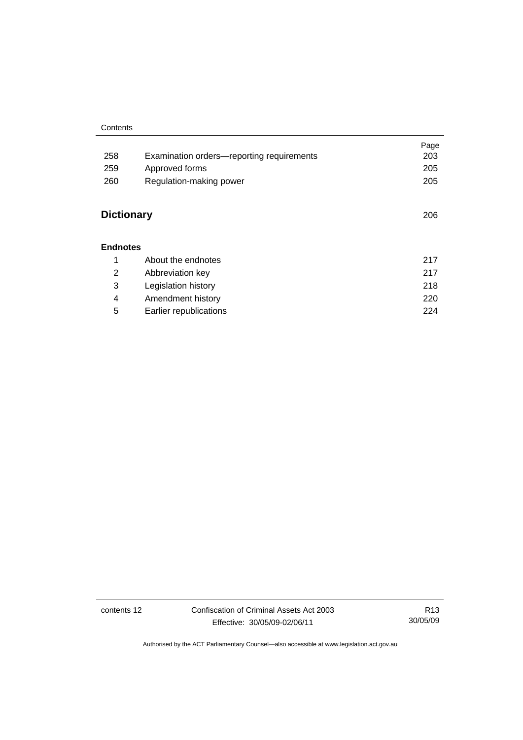| | | Page |
|---|---|---|
| 258 | Examination orders—reporting requirements | 203 |
| 259 | Approved forms | 205 |
| 260 | Regulation-making power | 205 |

## Dictionary 206

### Endnotes

| | | |
|---|---|---|
| 1 | About the endnotes | 217 |
| 2 | Abbreviation key | 217 |
| 3 | Legislation history | 218 |
| 4 | Amendment history | 220 |
| 5 | Earlier republications | 224 |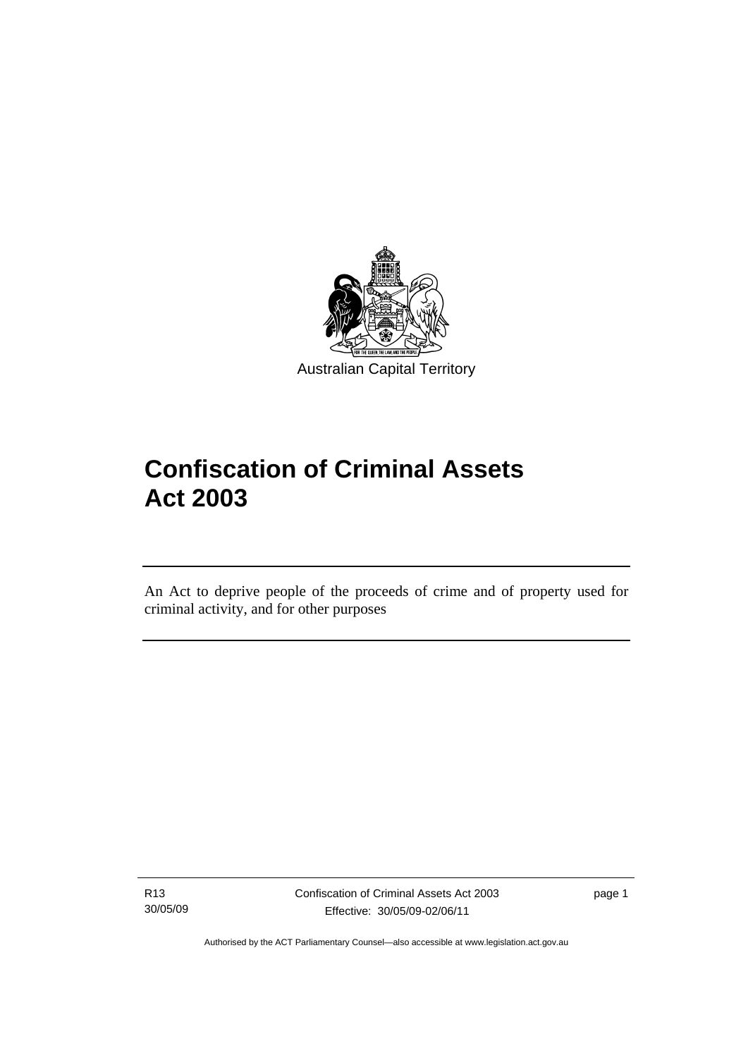Australian Capital Territory

# Confiscation of Criminal Assets Act 2003

An Act to deprive people of the proceeds of crime and of property used for criminal activity, and for other purposes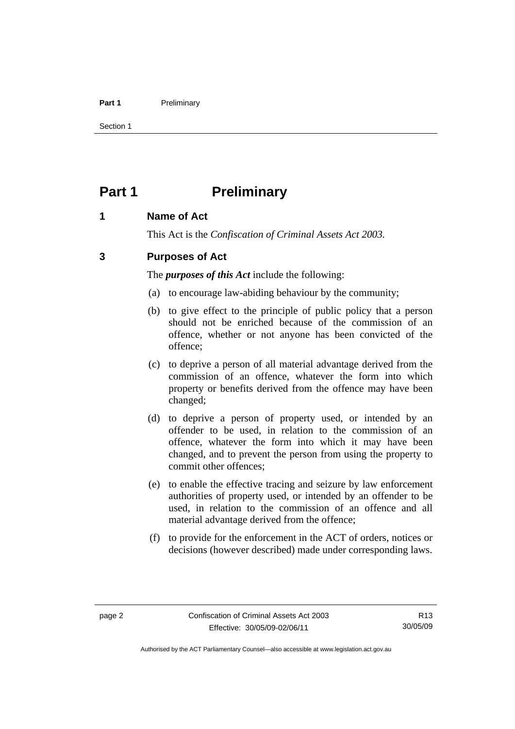# Part 1 Preliminary

## 1 Name of Act

This Act is the *Confiscation of Criminal Assets Act 2003*.

## 3 Purposes of Act

The ***purposes of this Act*** include the following:

(a) to encourage law-abiding behaviour by the community;

(b) to give effect to the principle of public policy that a person should not be enriched because of the commission of an offence, whether or not anyone has been convicted of the offence;

(c) to deprive a person of all material advantage derived from the commission of an offence, whatever the form into which property or benefits derived from the offence may have been changed;

(d) to deprive a person of property used, or intended by an offender to be used, in relation to the commission of an offence, whatever the form into which it may have been changed, and to prevent the person from using the property to commit other offences;

(e) to enable the effective tracing and seizure by law enforcement authorities of property used, or intended by an offender to be used, in relation to the commission of an offence and all material advantage derived from the offence;

(f) to provide for the enforcement in the ACT of orders, notices or decisions (however described) made under corresponding laws.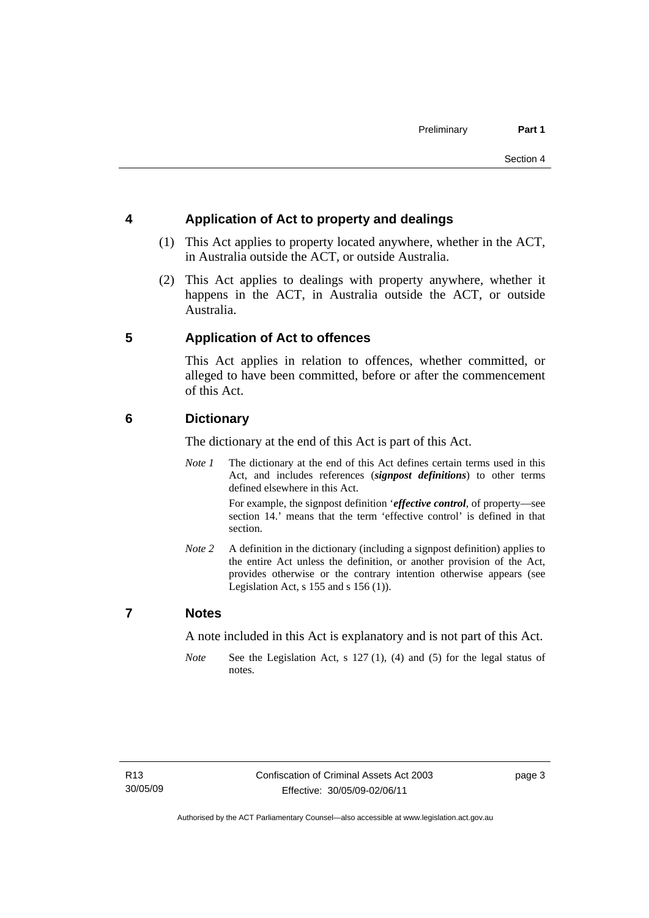## 4 Application of Act to property and dealings

(1) This Act applies to property located anywhere, whether in the ACT, in Australia outside the ACT, or outside Australia.

(2) This Act applies to dealings with property anywhere, whether it happens in the ACT, in Australia outside the ACT, or outside Australia.

## 5 Application of Act to offences

This Act applies in relation to offences, whether committed, or alleged to have been committed, before or after the commencement of this Act.

## 6 Dictionary

The dictionary at the end of this Act is part of this Act.

*Note 1* The dictionary at the end of this Act defines certain terms used in this Act, and includes references (***signpost definitions***) to other terms defined elsewhere in this Act.

For example, the signpost definition '***effective control***, of property—see section 14.' means that the term 'effective control' is defined in that section.

*Note 2* A definition in the dictionary (including a signpost definition) applies to the entire Act unless the definition, or another provision of the Act, provides otherwise or the contrary intention otherwise appears (see Legislation Act, s 155 and s 156 (1)).

## 7 Notes

A note included in this Act is explanatory and is not part of this Act.

*Note* See the Legislation Act, s 127 (1), (4) and (5) for the legal status of notes.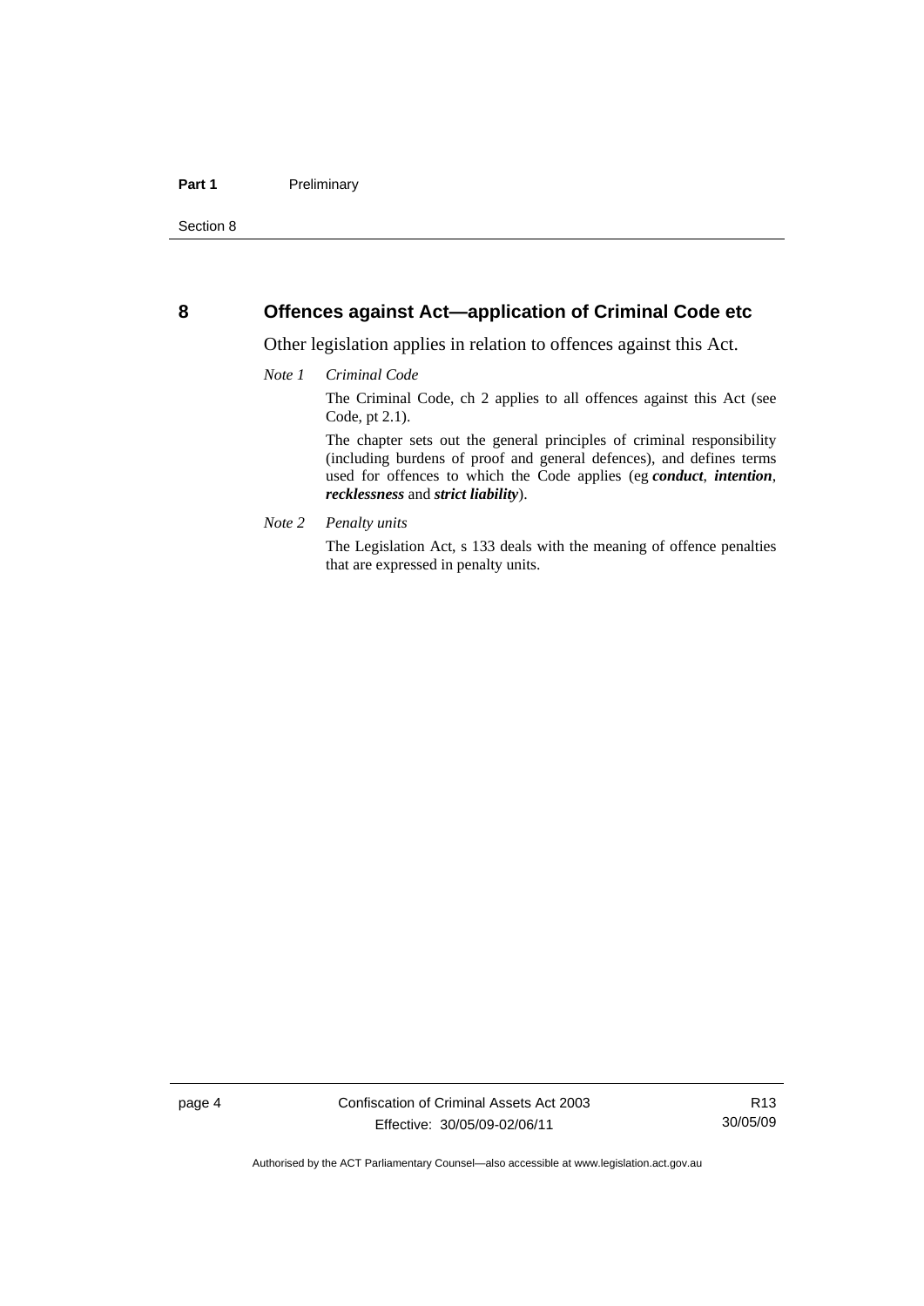## 8 Offences against Act—application of Criminal Code etc

Other legislation applies in relation to offences against this Act.

*Note 1* *Criminal Code*

The Criminal Code, ch 2 applies to all offences against this Act (see Code, pt 2.1).

The chapter sets out the general principles of criminal responsibility (including burdens of proof and general defences), and defines terms used for offences to which the Code applies (eg ***conduct***, ***intention***, ***recklessness*** and ***strict liability***).

*Note 2* *Penalty units*

The Legislation Act, s 133 deals with the meaning of offence penalties that are expressed in penalty units.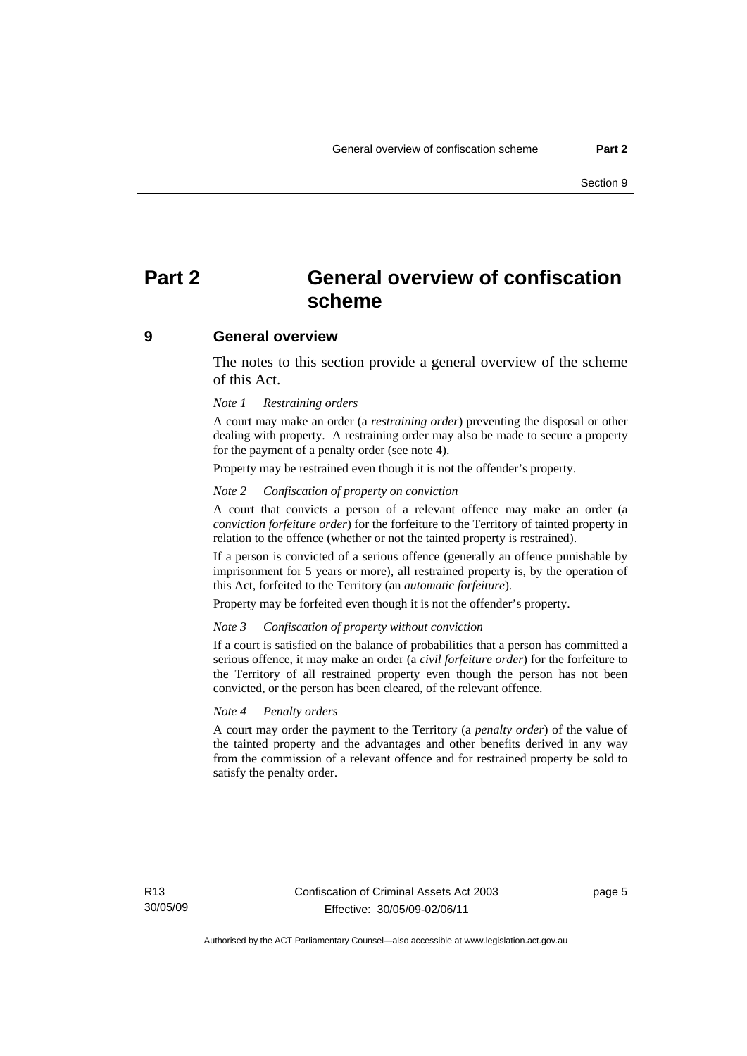# Part 2 General overview of confiscation scheme

## 9 General overview

The notes to this section provide a general overview of the scheme of this Act.

*Note 1 Restraining orders*

A court may make an order (a ***restraining order***) preventing the disposal or other dealing with property. A restraining order may also be made to secure a property for the payment of a penalty order (see note 4).

Property may be restrained even though it is not the offender's property.

*Note 2 Confiscation of property on conviction*

A court that convicts a person of a relevant offence may make an order (a ***conviction forfeiture order***) for the forfeiture to the Territory of tainted property in relation to the offence (whether or not the tainted property is restrained).

If a person is convicted of a serious offence (generally an offence punishable by imprisonment for 5 years or more), all restrained property is, by the operation of this Act, forfeited to the Territory (an ***automatic forfeiture***).

Property may be forfeited even though it is not the offender's property.

*Note 3 Confiscation of property without conviction*

If a court is satisfied on the balance of probabilities that a person has committed a serious offence, it may make an order (a ***civil forfeiture order***) for the forfeiture to the Territory of all restrained property even though the person has not been convicted, or the person has been cleared, of the relevant offence.

*Note 4 Penalty orders*

A court may order the payment to the Territory (a ***penalty order***) of the value of the tainted property and the advantages and other benefits derived in any way from the commission of a relevant offence and for restrained property be sold to satisfy the penalty order.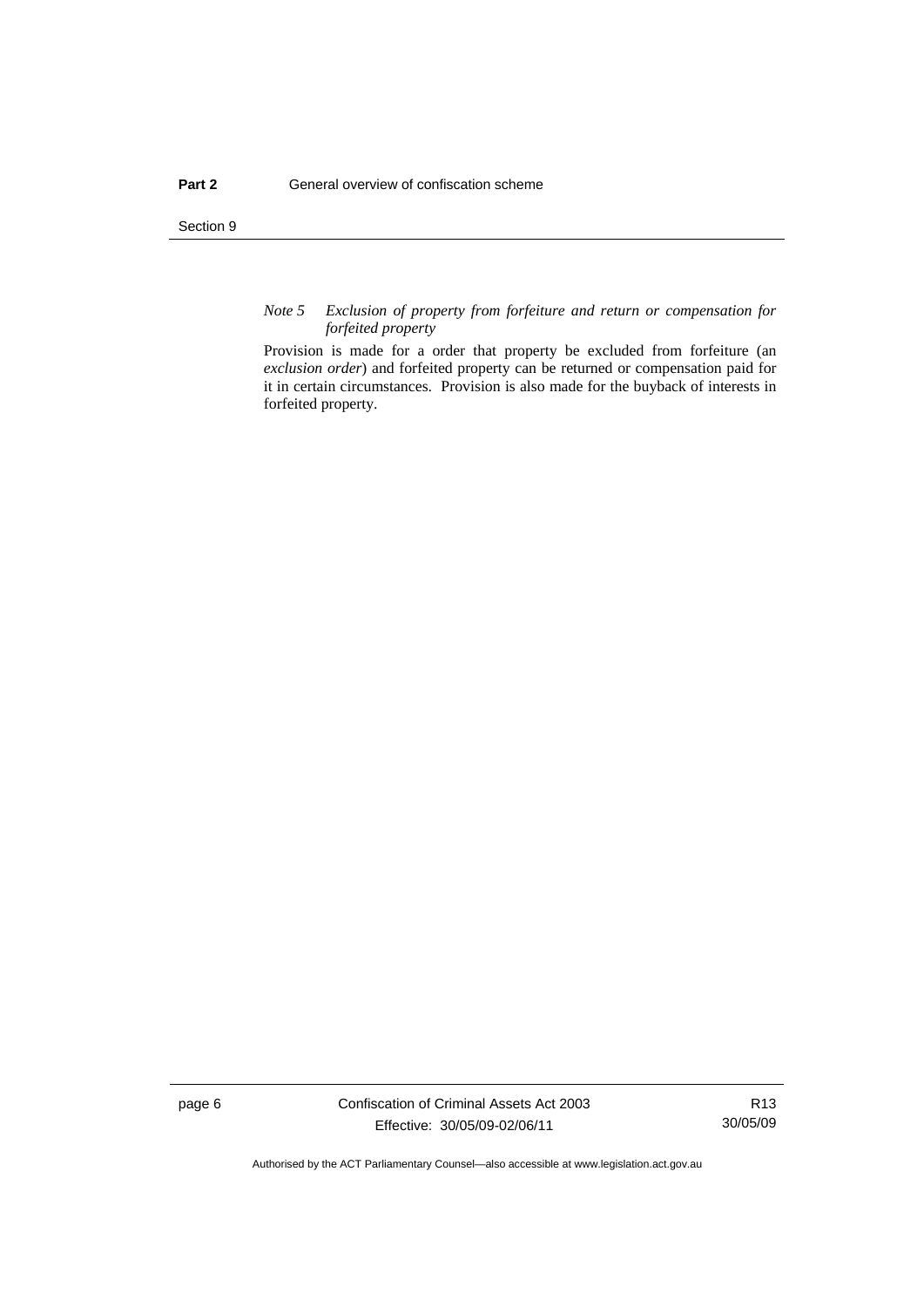*Note 5 Exclusion of property from forfeiture and return or compensation for forfeited property*

Provision is made for a order that property be excluded from forfeiture (an ***exclusion order***) and forfeited property can be returned or compensation paid for it in certain circumstances. Provision is also made for the buyback of interests in forfeited property.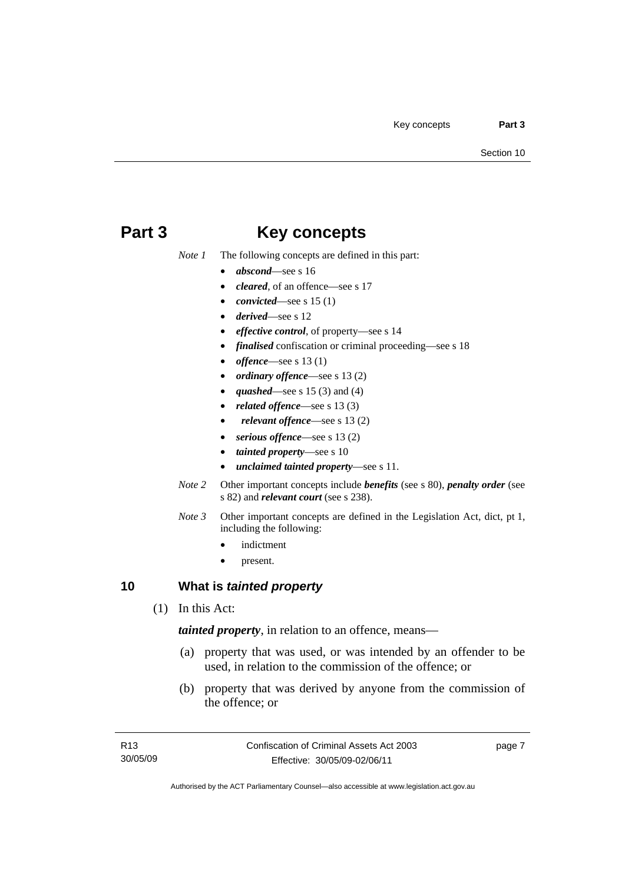# Part 3 Key concepts

*Note 1* The following concepts are defined in this part:

- ***abscond***—see s 16
- ***cleared***, of an offence—see s 17
- ***convicted***—see s 15 (1)
- ***derived***—see s 12
- ***effective control***, of property—see s 14
- ***finalised*** confiscation or criminal proceeding—see s 18
- ***offence***—see s 13 (1)
- ***ordinary offence***—see s 13 (2)
- ***quashed***—see s 15 (3) and (4)
- ***related offence***—see s 13 (3)
- ***relevant offence***—see s 13 (2)
- ***serious offence***—see s 13 (2)
- ***tainted property***—see s 10
- ***unclaimed tainted property***—see s 11.

*Note 2* Other important concepts include ***benefits*** (see s 80), ***penalty order*** (see s 82) and ***relevant court*** (see s 238).

*Note 3* Other important concepts are defined in the Legislation Act, dict, pt 1, including the following:

- indictment
- present.

## 10 What is *tainted property*

(1) In this Act:

***tainted property***, in relation to an offence, means—

(a) property that was used, or was intended by an offender to be used, in relation to the commission of the offence; or

(b) property that was derived by anyone from the commission of the offence; or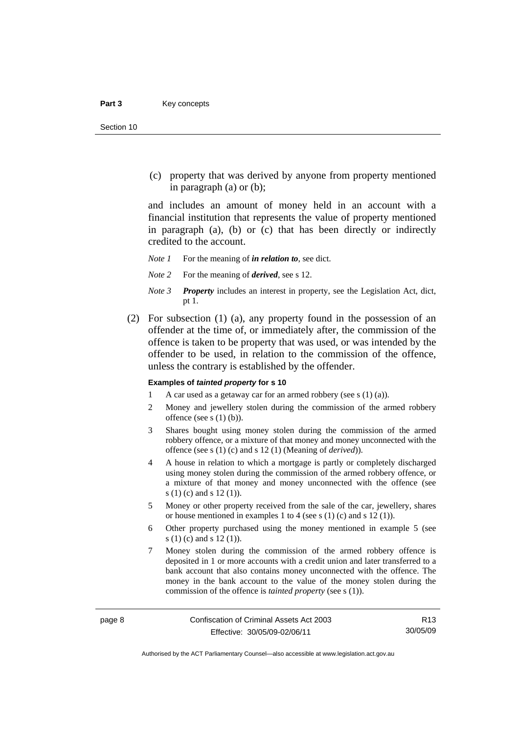(c) property that was derived by anyone from property mentioned in paragraph (a) or (b);

and includes an amount of money held in an account with a financial institution that represents the value of property mentioned in paragraph (a), (b) or (c) that has been directly or indirectly credited to the account.

*Note 1* For the meaning of ***in relation to***, see dict.

*Note 2* For the meaning of ***derived***, see s 12.

*Note 3* ***Property*** includes an interest in property, see the Legislation Act, dict, pt 1.

(2) For subsection (1) (a), any property found in the possession of an offender at the time of, or immediately after, the commission of the offence is taken to be property that was used, or was intended by the offender to be used, in relation to the commission of the offence, unless the contrary is established by the offender.

**Examples of *tainted property* for s 10**

1 A car used as a getaway car for an armed robbery (see s (1) (a)).

2 Money and jewellery stolen during the commission of the armed robbery offence (see s (1) (b)).

3 Shares bought using money stolen during the commission of the armed robbery offence, or a mixture of that money and money unconnected with the offence (see s (1) (c) and s 12 (1) (Meaning of *derived*)).

4 A house in relation to which a mortgage is partly or completely discharged using money stolen during the commission of the armed robbery offence, or a mixture of that money and money unconnected with the offence (see s (1) (c) and s 12 (1)).

5 Money or other property received from the sale of the car, jewellery, shares or house mentioned in examples 1 to 4 (see s (1) (c) and s 12 (1)).

6 Other property purchased using the money mentioned in example 5 (see s (1) (c) and s 12 (1)).

7 Money stolen during the commission of the armed robbery offence is deposited in 1 or more accounts with a credit union and later transferred to a bank account that also contains money unconnected with the offence. The money in the bank account to the value of the money stolen during the commission of the offence is *tainted property* (see s (1)).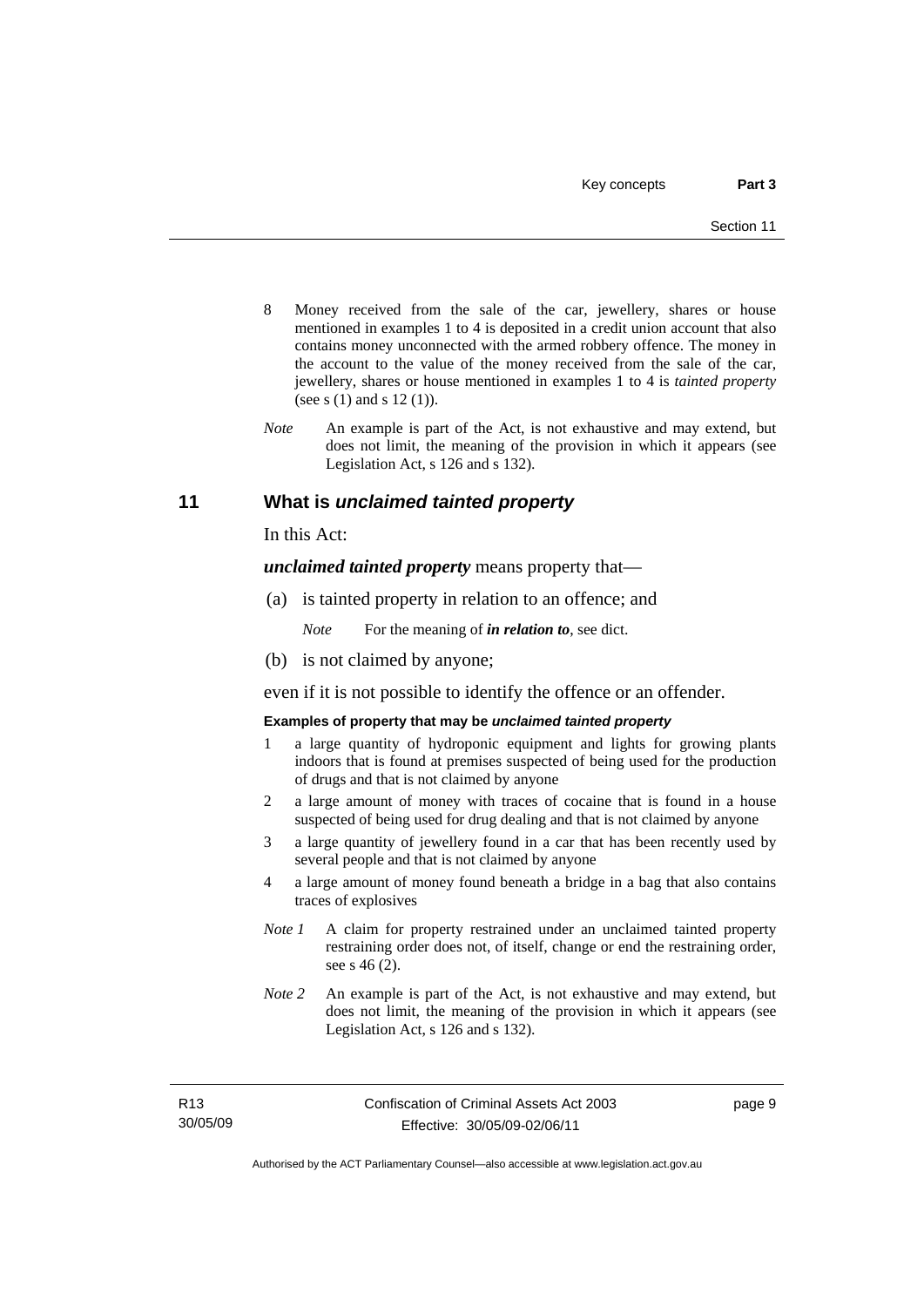8 Money received from the sale of the car, jewellery, shares or house mentioned in examples 1 to 4 is deposited in a credit union account that also contains money unconnected with the armed robbery offence. The money in the account to the value of the money received from the sale of the car, jewellery, shares or house mentioned in examples 1 to 4 is *tainted property* (see s (1) and s 12 (1)).

*Note* An example is part of the Act, is not exhaustive and may extend, but does not limit, the meaning of the provision in which it appears (see Legislation Act, s 126 and s 132).

## 11 What is *unclaimed tainted property*

In this Act:

***unclaimed tainted property*** means property that—

(a) is tainted property in relation to an offence; and

*Note* For the meaning of ***in relation to***, see dict.

(b) is not claimed by anyone;

even if it is not possible to identify the offence or an offender.

**Examples of property that may be *unclaimed tainted property***

1 a large quantity of hydroponic equipment and lights for growing plants indoors that is found at premises suspected of being used for the production of drugs and that is not claimed by anyone

2 a large amount of money with traces of cocaine that is found in a house suspected of being used for drug dealing and that is not claimed by anyone

3 a large quantity of jewellery found in a car that has been recently used by several people and that is not claimed by anyone

4 a large amount of money found beneath a bridge in a bag that also contains traces of explosives

*Note 1* A claim for property restrained under an unclaimed tainted property restraining order does not, of itself, change or end the restraining order, see s 46 (2).

*Note 2* An example is part of the Act, is not exhaustive and may extend, but does not limit, the meaning of the provision in which it appears (see Legislation Act, s 126 and s 132).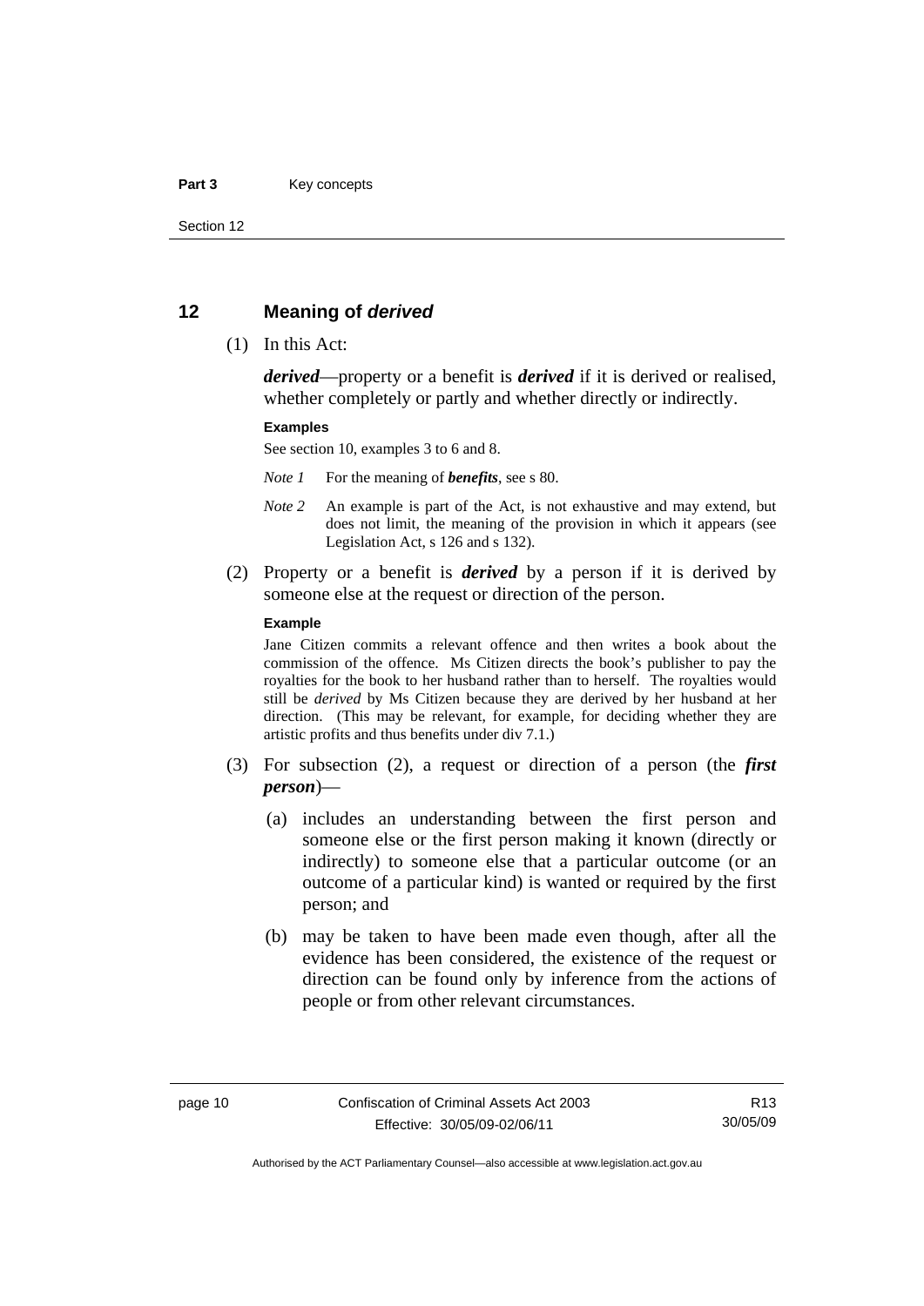## 12 Meaning of *derived*

(1) In this Act:

***derived***—property or a benefit is ***derived*** if it is derived or realised, whether completely or partly and whether directly or indirectly.

**Examples**

See section 10, examples 3 to 6 and 8.

*Note 1* For the meaning of ***benefits***, see s 80.

*Note 2* An example is part of the Act, is not exhaustive and may extend, but does not limit, the meaning of the provision in which it appears (see Legislation Act, s 126 and s 132).

(2) Property or a benefit is ***derived*** by a person if it is derived by someone else at the request or direction of the person.

**Example**

Jane Citizen commits a relevant offence and then writes a book about the commission of the offence. Ms Citizen directs the book's publisher to pay the royalties for the book to her husband rather than to herself. The royalties would still be *derived* by Ms Citizen because they are derived by her husband at her direction. (This may be relevant, for example, for deciding whether they are artistic profits and thus benefits under div 7.1.)

(3) For subsection (2), a request or direction of a person (the ***first person***)—

(a) includes an understanding between the first person and someone else or the first person making it known (directly or indirectly) to someone else that a particular outcome (or an outcome of a particular kind) is wanted or required by the first person; and

(b) may be taken to have been made even though, after all the evidence has been considered, the existence of the request or direction can be found only by inference from the actions of people or from other relevant circumstances.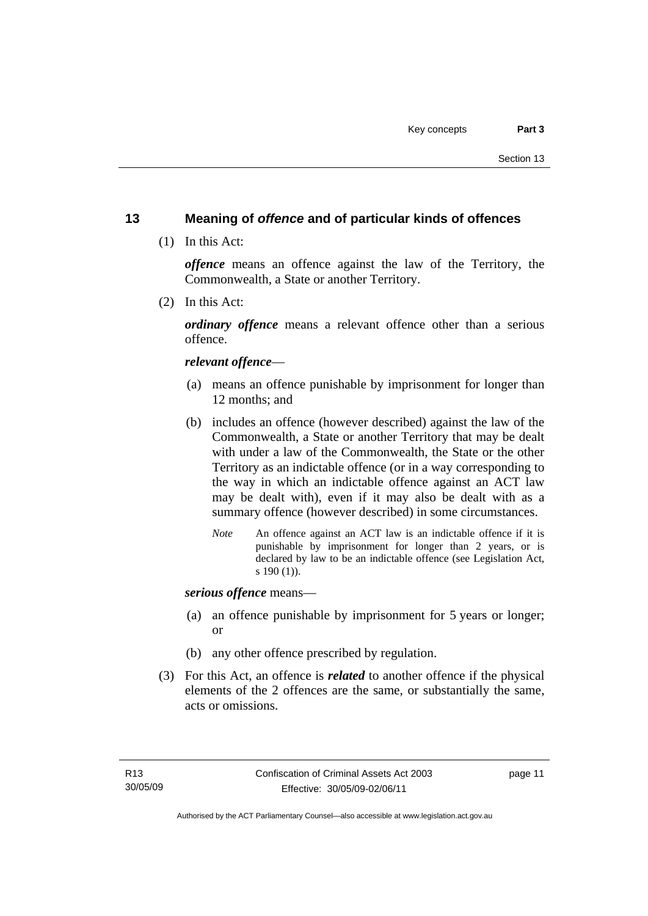## 13 Meaning of *offence* and of particular kinds of offences

(1) In this Act:

***offence*** means an offence against the law of the Territory, the Commonwealth, a State or another Territory.

(2) In this Act:

***ordinary offence*** means a relevant offence other than a serious offence.

***relevant offence***—

(a) means an offence punishable by imprisonment for longer than 12 months; and

(b) includes an offence (however described) against the law of the Commonwealth, a State or another Territory that may be dealt with under a law of the Commonwealth, the State or the other Territory as an indictable offence (or in a way corresponding to the way in which an indictable offence against an ACT law may be dealt with), even if it may also be dealt with as a summary offence (however described) in some circumstances.

*Note* An offence against an ACT law is an indictable offence if it is punishable by imprisonment for longer than 2 years, or is declared by law to be an indictable offence (see Legislation Act, s 190 (1)).

***serious offence*** means—

(a) an offence punishable by imprisonment for 5 years or longer; or

(b) any other offence prescribed by regulation.

(3) For this Act, an offence is ***related*** to another offence if the physical elements of the 2 offences are the same, or substantially the same, acts or omissions.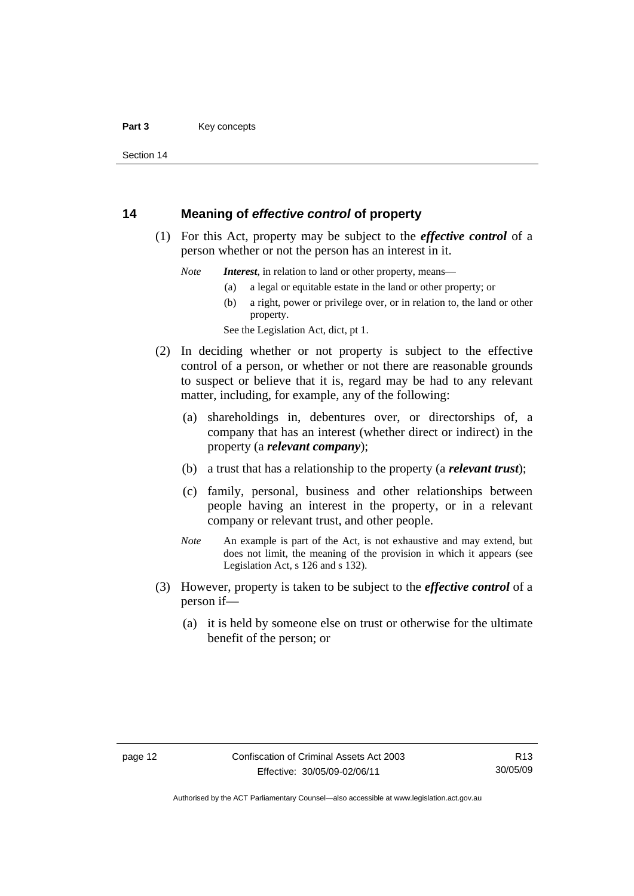## 14 Meaning of *effective control* of property

(1) For this Act, property may be subject to the ***effective control*** of a person whether or not the person has an interest in it.

*Note* ***Interest***, in relation to land or other property, means—

(a) a legal or equitable estate in the land or other property; or

(b) a right, power or privilege over, or in relation to, the land or other property.

See the Legislation Act, dict, pt 1.

(2) In deciding whether or not property is subject to the effective control of a person, or whether or not there are reasonable grounds to suspect or believe that it is, regard may be had to any relevant matter, including, for example, any of the following:

(a) shareholdings in, debentures over, or directorships of, a company that has an interest (whether direct or indirect) in the property (a ***relevant company***);

(b) a trust that has a relationship to the property (a ***relevant trust***);

(c) family, personal, business and other relationships between people having an interest in the property, or in a relevant company or relevant trust, and other people.

*Note* An example is part of the Act, is not exhaustive and may extend, but does not limit, the meaning of the provision in which it appears (see Legislation Act, s 126 and s 132).

(3) However, property is taken to be subject to the ***effective control*** of a person if—

(a) it is held by someone else on trust or otherwise for the ultimate benefit of the person; or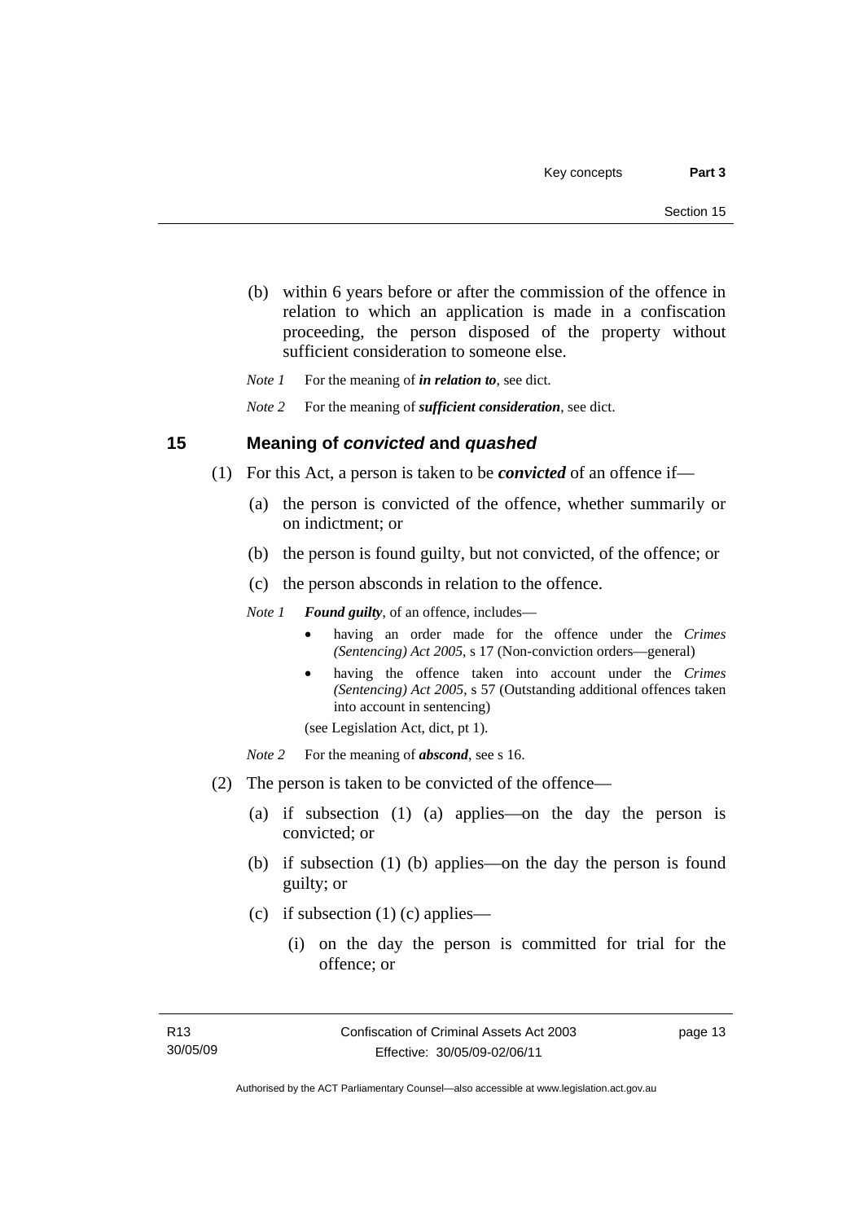(b) within 6 years before or after the commission of the offence in relation to which an application is made in a confiscation proceeding, the person disposed of the property without sufficient consideration to someone else.

*Note 1* For the meaning of ***in relation to***, see dict.

*Note 2* For the meaning of ***sufficient consideration***, see dict.

## 15 Meaning of *convicted* and *quashed*

(1) For this Act, a person is taken to be ***convicted*** of an offence if—

(a) the person is convicted of the offence, whether summarily or on indictment; or

(b) the person is found guilty, but not convicted, of the offence; or

(c) the person absconds in relation to the offence.

*Note 1* ***Found guilty***, of an offence, includes—

- having an order made for the offence under the *Crimes (Sentencing) Act 2005*, s 17 (Non-conviction orders—general)
- having the offence taken into account under the *Crimes (Sentencing) Act 2005*, s 57 (Outstanding additional offences taken into account in sentencing)

(see Legislation Act, dict, pt 1).

*Note 2* For the meaning of ***abscond***, see s 16.

(2) The person is taken to be convicted of the offence—

(a) if subsection (1) (a) applies—on the day the person is convicted; or

(b) if subsection (1) (b) applies—on the day the person is found guilty; or

(c) if subsection (1) (c) applies—

(i) on the day the person is committed for trial for the offence; or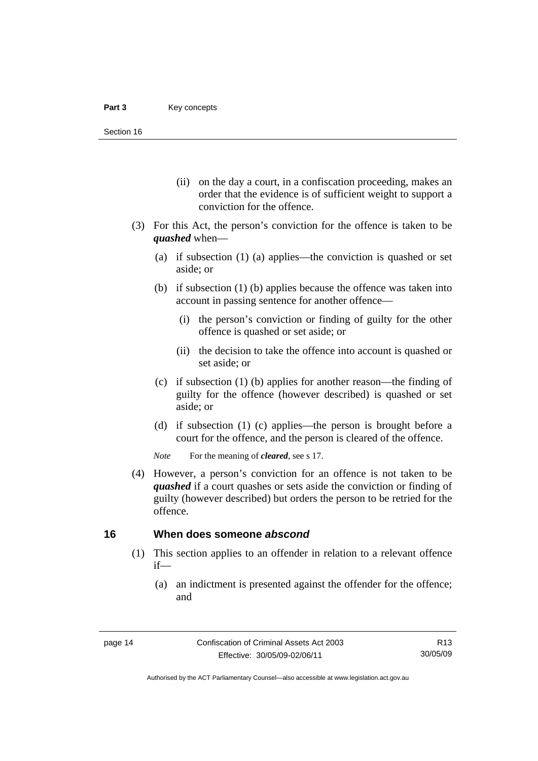(ii) on the day a court, in a confiscation proceeding, makes an order that the evidence is of sufficient weight to support a conviction for the offence.

(3) For this Act, the person's conviction for the offence is taken to be ***quashed*** when—

(a) if subsection (1) (a) applies—the conviction is quashed or set aside; or

(b) if subsection (1) (b) applies because the offence was taken into account in passing sentence for another offence—

(i) the person's conviction or finding of guilty for the other offence is quashed or set aside; or

(ii) the decision to take the offence into account is quashed or set aside; or

(c) if subsection (1) (b) applies for another reason—the finding of guilty for the offence (however described) is quashed or set aside; or

(d) if subsection (1) (c) applies—the person is brought before a court for the offence, and the person is cleared of the offence.

*Note* For the meaning of ***cleared***, see s 17.

(4) However, a person's conviction for an offence is not taken to be ***quashed*** if a court quashes or sets aside the conviction or finding of guilty (however described) but orders the person to be retried for the offence.

## 16 When does someone *abscond*

(1) This section applies to an offender in relation to a relevant offence if—

(a) an indictment is presented against the offender for the offence; and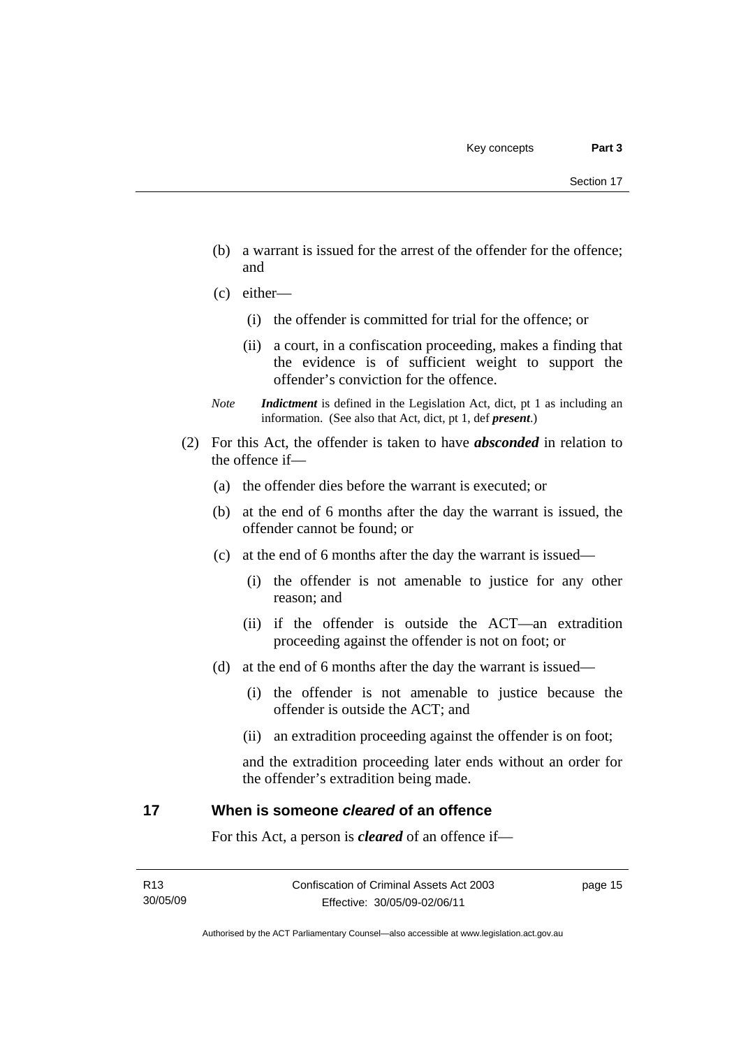(b) a warrant is issued for the arrest of the offender for the offence; and

(c) either—

   (i) the offender is committed for trial for the offence; or

   (ii) a court, in a confiscation proceeding, makes a finding that the evidence is of sufficient weight to support the offender's conviction for the offence.

*Note* ***Indictment*** is defined in the Legislation Act, dict, pt 1 as including an information. (See also that Act, dict, pt 1, def ***present***.)

(2) For this Act, the offender is taken to have ***absconded*** in relation to the offence if—

(a) the offender dies before the warrant is executed; or

(b) at the end of 6 months after the day the warrant is issued, the offender cannot be found; or

(c) at the end of 6 months after the day the warrant is issued—

   (i) the offender is not amenable to justice for any other reason; and

   (ii) if the offender is outside the ACT—an extradition proceeding against the offender is not on foot; or

(d) at the end of 6 months after the day the warrant is issued—

   (i) the offender is not amenable to justice because the offender is outside the ACT; and

   (ii) an extradition proceeding against the offender is on foot;

and the extradition proceeding later ends without an order for the offender's extradition being made.

## 17 When is someone *cleared* of an offence

For this Act, a person is ***cleared*** of an offence if—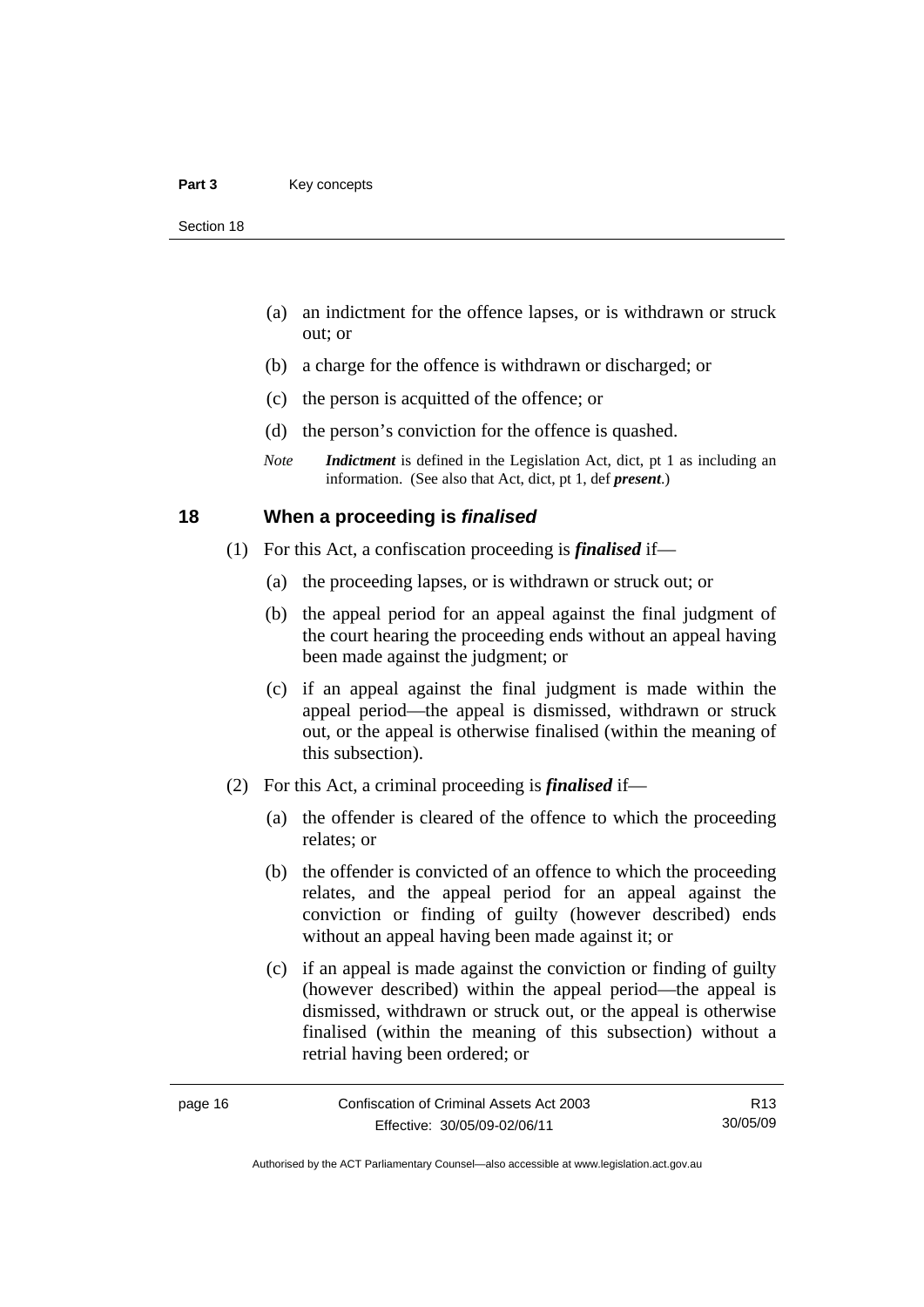(a) an indictment for the offence lapses, or is withdrawn or struck out; or

(b) a charge for the offence is withdrawn or discharged; or

(c) the person is acquitted of the offence; or

(d) the person's conviction for the offence is quashed.

*Note* ***Indictment*** is defined in the Legislation Act, dict, pt 1 as including an information. (See also that Act, dict, pt 1, def ***present***.)

## 18 When a proceeding is *finalised*

(1) For this Act, a confiscation proceeding is ***finalised*** if—

(a) the proceeding lapses, or is withdrawn or struck out; or

(b) the appeal period for an appeal against the final judgment of the court hearing the proceeding ends without an appeal having been made against the judgment; or

(c) if an appeal against the final judgment is made within the appeal period—the appeal is dismissed, withdrawn or struck out, or the appeal is otherwise finalised (within the meaning of this subsection).

(2) For this Act, a criminal proceeding is ***finalised*** if—

(a) the offender is cleared of the offence to which the proceeding relates; or

(b) the offender is convicted of an offence to which the proceeding relates, and the appeal period for an appeal against the conviction or finding of guilty (however described) ends without an appeal having been made against it; or

(c) if an appeal is made against the conviction or finding of guilty (however described) within the appeal period—the appeal is dismissed, withdrawn or struck out, or the appeal is otherwise finalised (within the meaning of this subsection) without a retrial having been ordered; or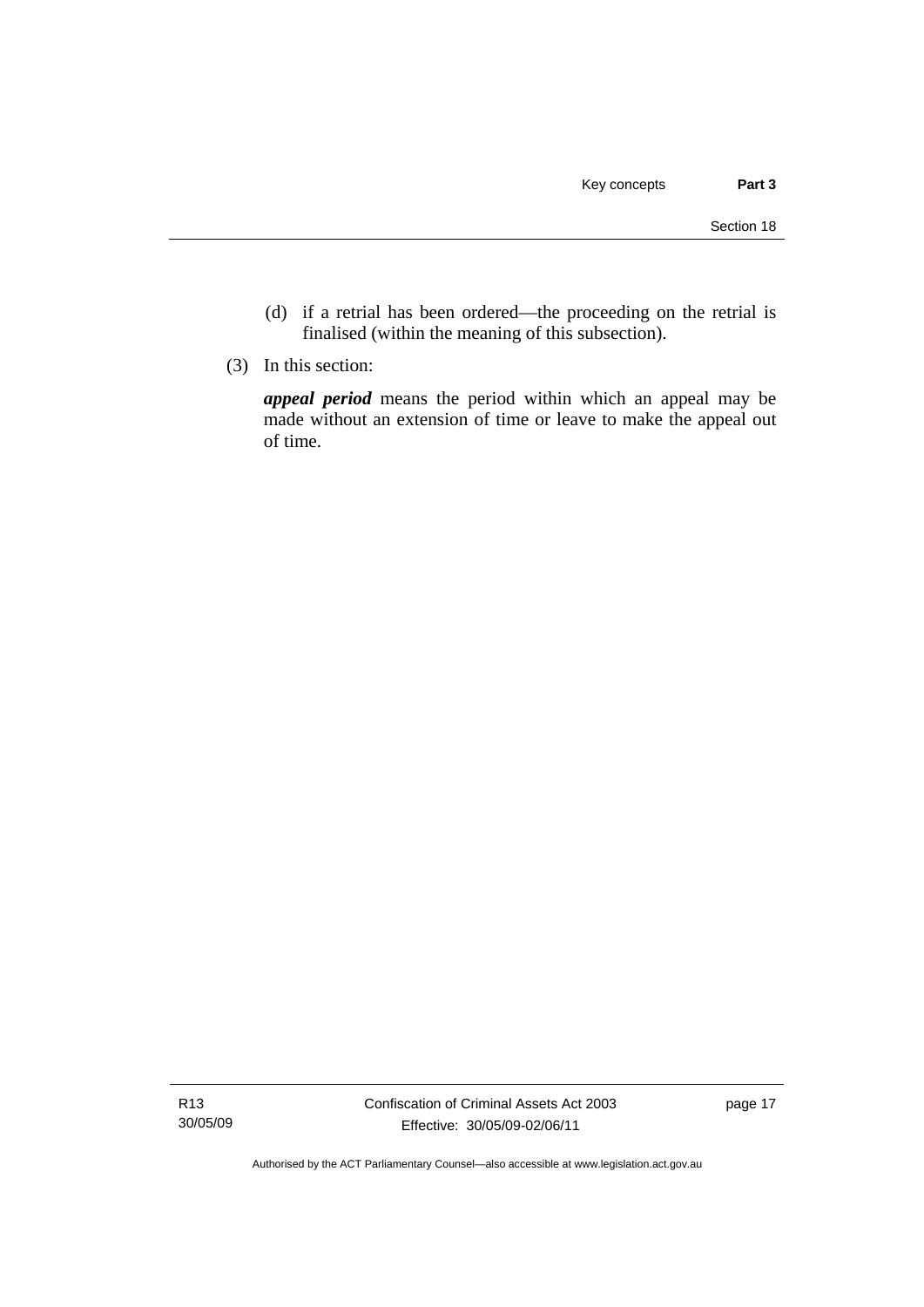(d) if a retrial has been ordered—the proceeding on the retrial is finalised (within the meaning of this subsection).

(3) In this section:

***appeal period*** means the period within which an appeal may be made without an extension of time or leave to make the appeal out of time.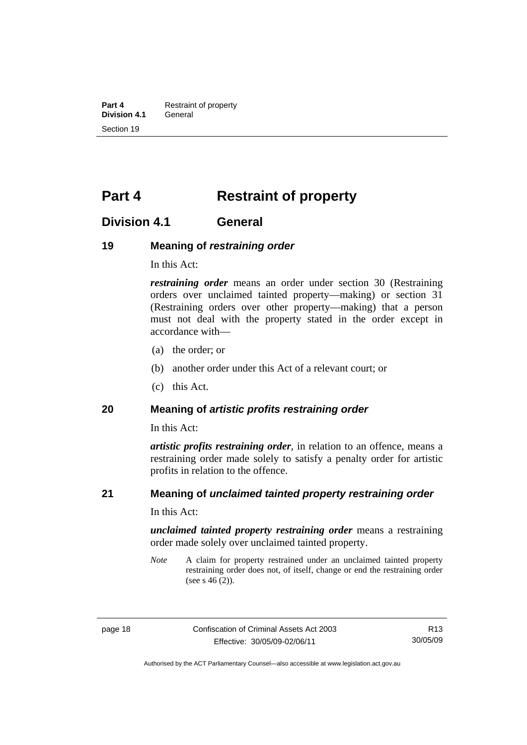# Part 4 Restraint of property

## Division 4.1 General

### 19 Meaning of *restraining order*

In this Act:

***restraining order*** means an order under section 30 (Restraining orders over unclaimed tainted property—making) or section 31 (Restraining orders over other property—making) that a person must not deal with the property stated in the order except in accordance with—

(a) the order; or

(b) another order under this Act of a relevant court; or

(c) this Act.

### 20 Meaning of *artistic profits restraining order*

In this Act:

***artistic profits restraining order***, in relation to an offence, means a restraining order made solely to satisfy a penalty order for artistic profits in relation to the offence.

### 21 Meaning of *unclaimed tainted property restraining order*

In this Act:

***unclaimed tainted property restraining order*** means a restraining order made solely over unclaimed tainted property.

*Note* A claim for property restrained under an unclaimed tainted property restraining order does not, of itself, change or end the restraining order (see s 46 (2)).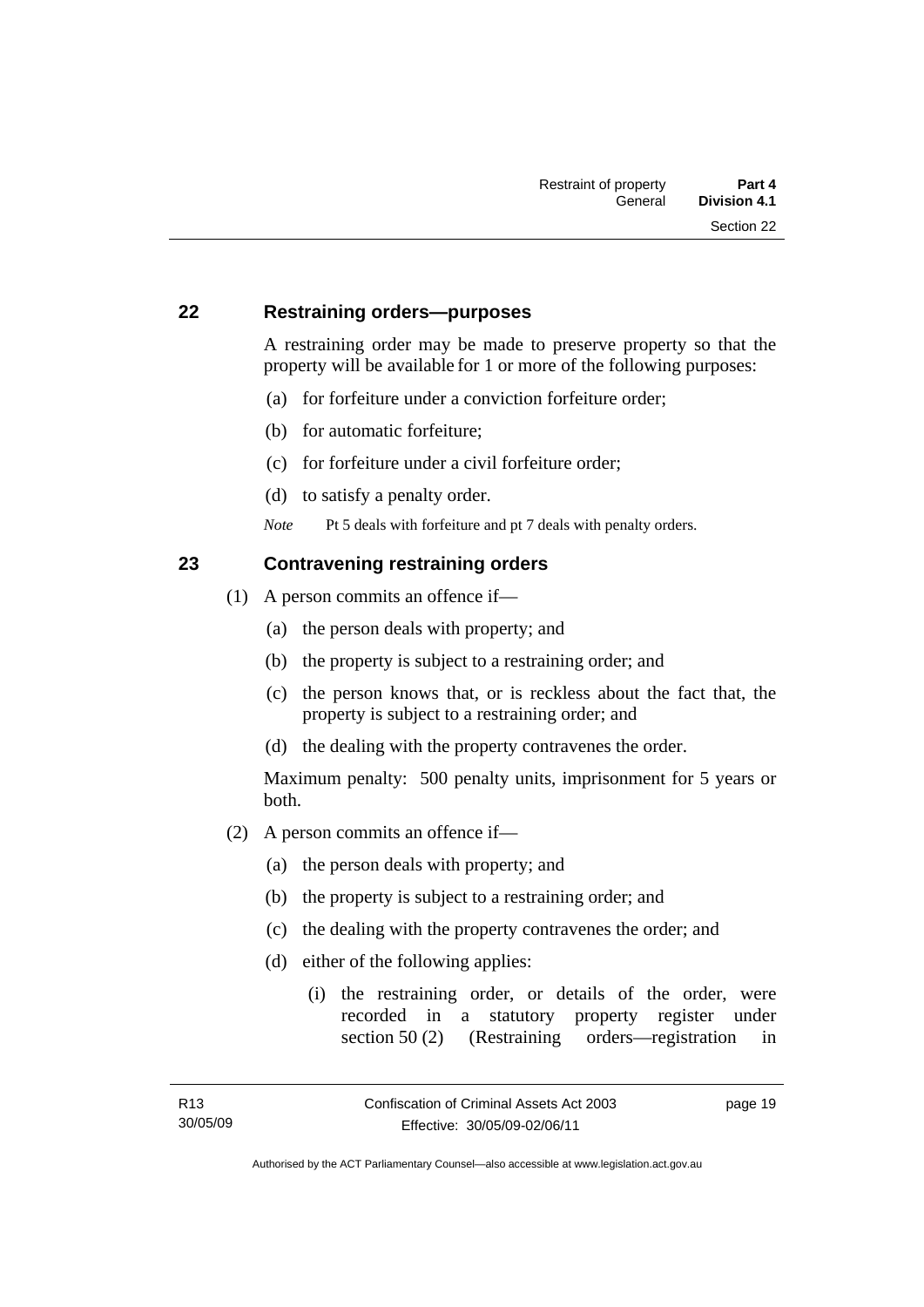## 22 Restraining orders—purposes

A restraining order may be made to preserve property so that the property will be available for 1 or more of the following purposes:

(a) for forfeiture under a conviction forfeiture order;

(b) for automatic forfeiture;

(c) for forfeiture under a civil forfeiture order;

(d) to satisfy a penalty order.

*Note* Pt 5 deals with forfeiture and pt 7 deals with penalty orders.

## 23 Contravening restraining orders

(1) A person commits an offence if—

(a) the person deals with property; and

(b) the property is subject to a restraining order; and

(c) the person knows that, or is reckless about the fact that, the property is subject to a restraining order; and

(d) the dealing with the property contravenes the order.

Maximum penalty: 500 penalty units, imprisonment for 5 years or both.

(2) A person commits an offence if—

(a) the person deals with property; and

(b) the property is subject to a restraining order; and

(c) the dealing with the property contravenes the order; and

(d) either of the following applies:

(i) the restraining order, or details of the order, were recorded in a statutory property register under section 50 (2) (Restraining orders—registration in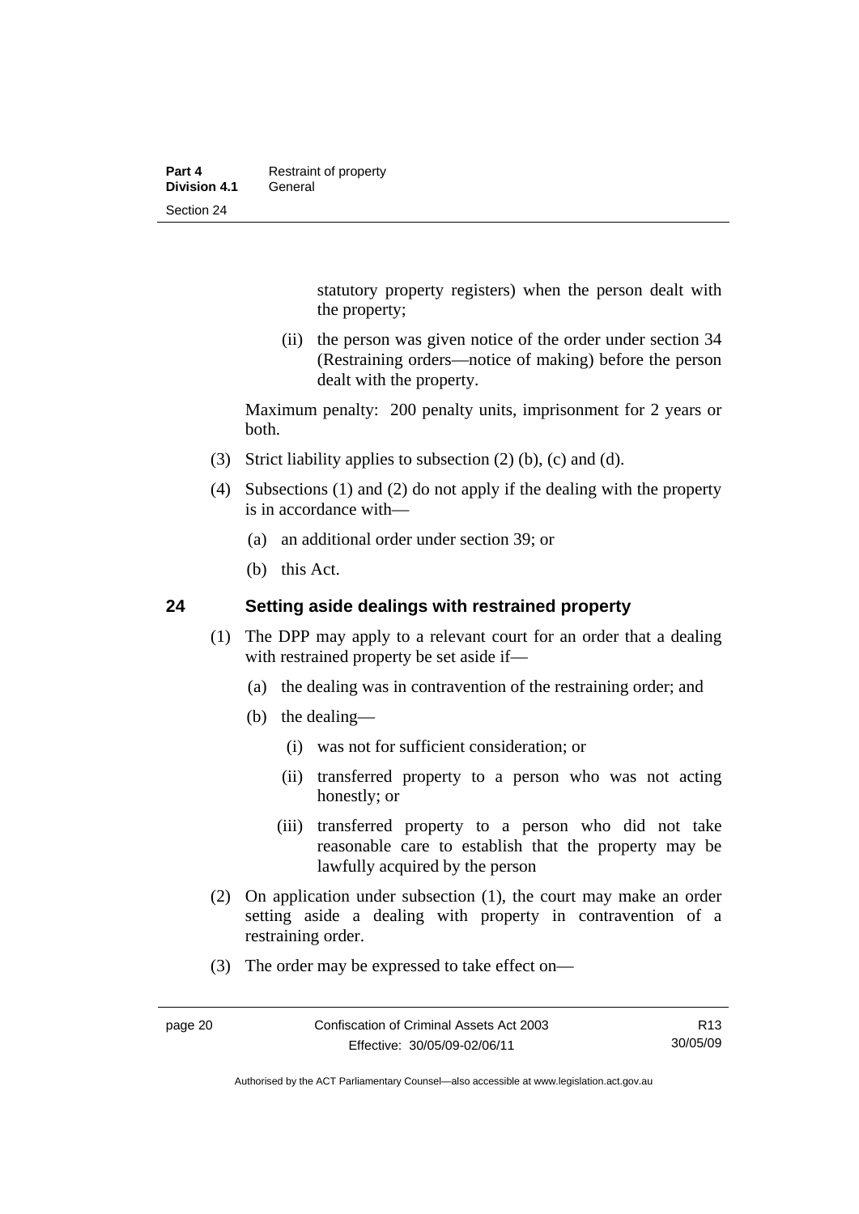statutory property registers) when the person dealt with the property;

(ii) the person was given notice of the order under section 34 (Restraining orders—notice of making) before the person dealt with the property.

Maximum penalty: 200 penalty units, imprisonment for 2 years or both.

(3) Strict liability applies to subsection (2) (b), (c) and (d).

(4) Subsections (1) and (2) do not apply if the dealing with the property is in accordance with—

(a) an additional order under section 39; or

(b) this Act.

## 24 Setting aside dealings with restrained property

(1) The DPP may apply to a relevant court for an order that a dealing with restrained property be set aside if—

(a) the dealing was in contravention of the restraining order; and

(b) the dealing—

(i) was not for sufficient consideration; or

(ii) transferred property to a person who was not acting honestly; or

(iii) transferred property to a person who did not take reasonable care to establish that the property may be lawfully acquired by the person

(2) On application under subsection (1), the court may make an order setting aside a dealing with property in contravention of a restraining order.

(3) The order may be expressed to take effect on—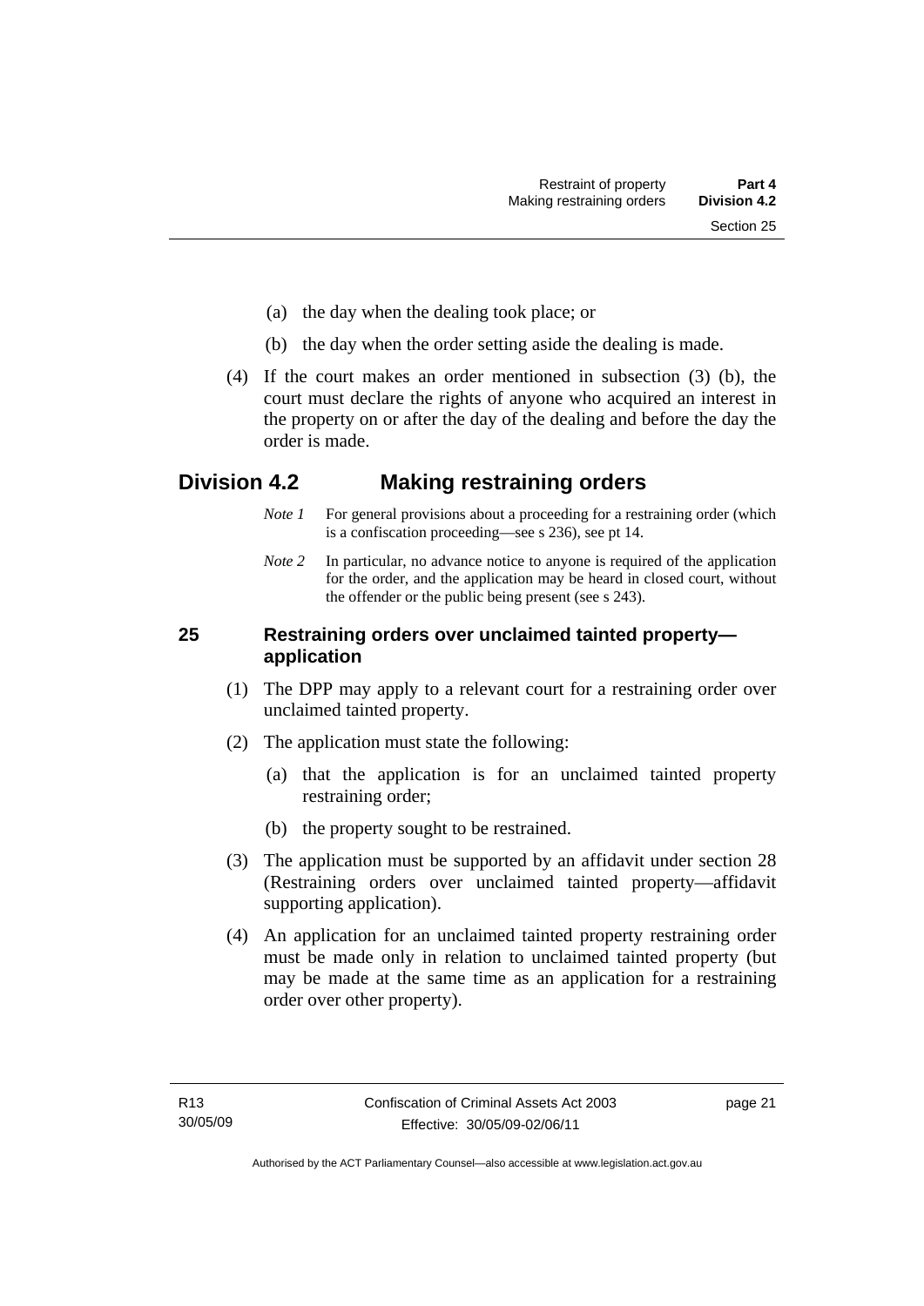(a) the day when the dealing took place; or

(b) the day when the order setting aside the dealing is made.

(4) If the court makes an order mentioned in subsection (3) (b), the court must declare the rights of anyone who acquired an interest in the property on or after the day of the dealing and before the day the order is made.

## Division 4.2 Making restraining orders

*Note 1* For general provisions about a proceeding for a restraining order (which is a confiscation proceeding—see s 236), see pt 14.

*Note 2* In particular, no advance notice to anyone is required of the application for the order, and the application may be heard in closed court, without the offender or the public being present (see s 243).

### 25 Restraining orders over unclaimed tainted property—application

(1) The DPP may apply to a relevant court for a restraining order over unclaimed tainted property.

(2) The application must state the following:

(a) that the application is for an unclaimed tainted property restraining order;

(b) the property sought to be restrained.

(3) The application must be supported by an affidavit under section 28 (Restraining orders over unclaimed tainted property—affidavit supporting application).

(4) An application for an unclaimed tainted property restraining order must be made only in relation to unclaimed tainted property (but may be made at the same time as an application for a restraining order over other property).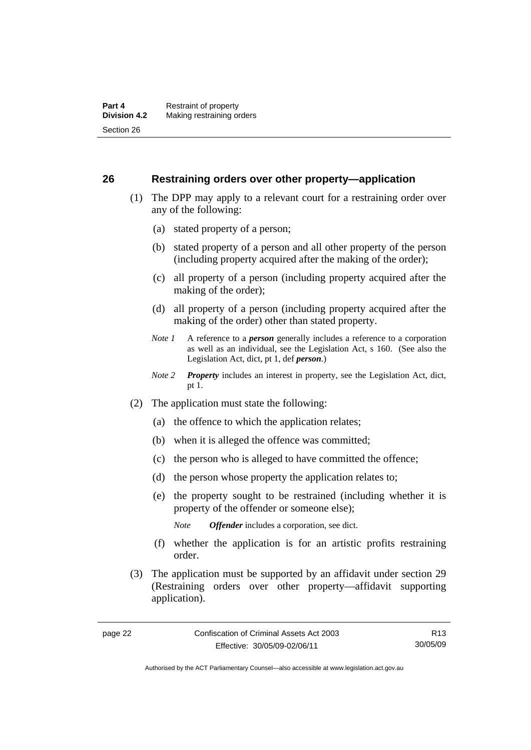## 26 Restraining orders over other property—application

(1) The DPP may apply to a relevant court for a restraining order over any of the following:

(a) stated property of a person;

(b) stated property of a person and all other property of the person (including property acquired after the making of the order);

(c) all property of a person (including property acquired after the making of the order);

(d) all property of a person (including property acquired after the making of the order) other than stated property.

*Note 1* A reference to a ***person*** generally includes a reference to a corporation as well as an individual, see the Legislation Act, s 160. (See also the Legislation Act, dict, pt 1, def ***person***.)

*Note 2* ***Property*** includes an interest in property, see the Legislation Act, dict, pt 1.

(2) The application must state the following:

(a) the offence to which the application relates;

(b) when it is alleged the offence was committed;

(c) the person who is alleged to have committed the offence;

(d) the person whose property the application relates to;

(e) the property sought to be restrained (including whether it is property of the offender or someone else);

*Note* ***Offender*** includes a corporation, see dict.

(f) whether the application is for an artistic profits restraining order.

(3) The application must be supported by an affidavit under section 29 (Restraining orders over other property—affidavit supporting application).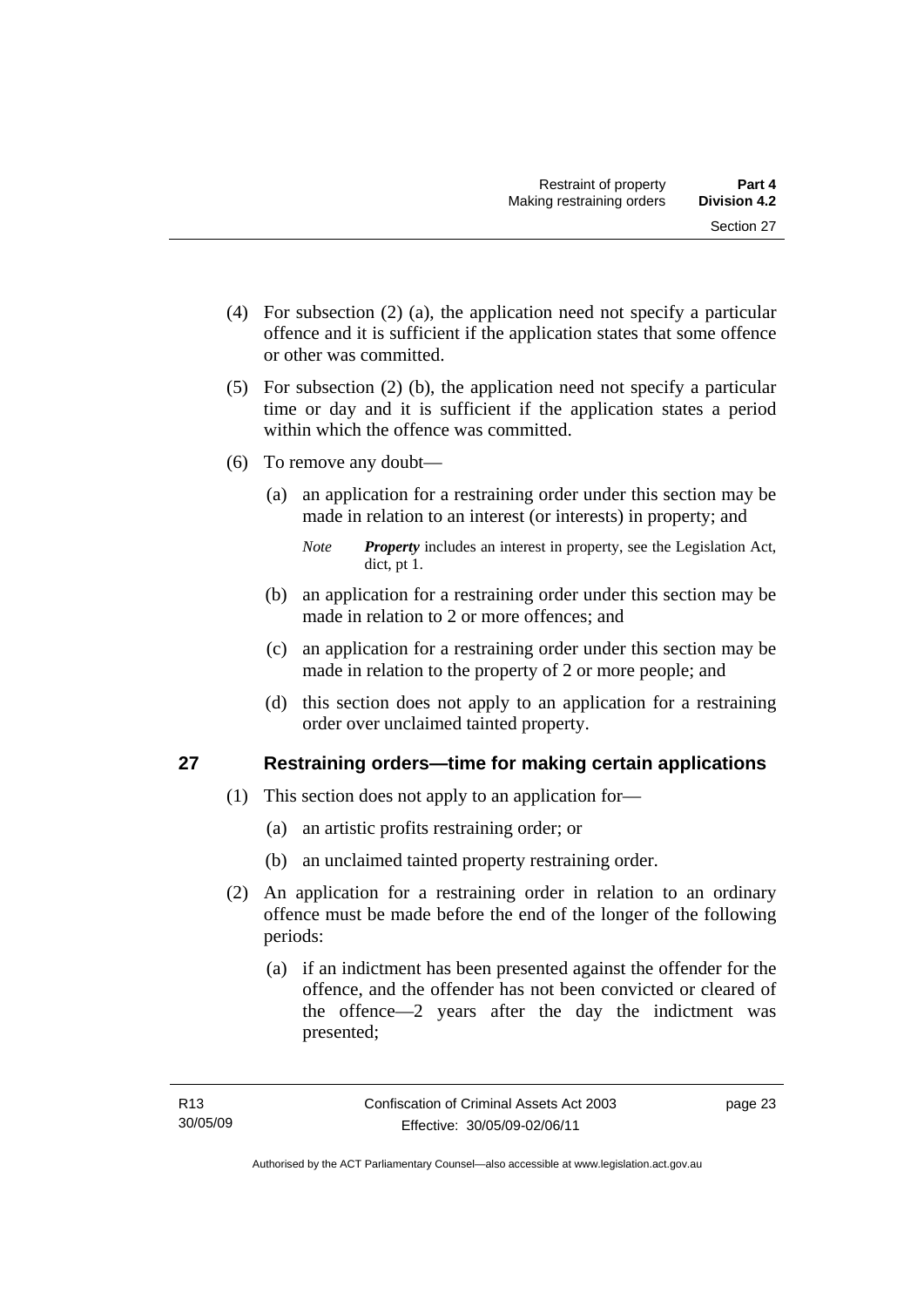(4) For subsection (2) (a), the application need not specify a particular offence and it is sufficient if the application states that some offence or other was committed.

(5) For subsection (2) (b), the application need not specify a particular time or day and it is sufficient if the application states a period within which the offence was committed.

(6) To remove any doubt—

(a) an application for a restraining order under this section may be made in relation to an interest (or interests) in property; and

*Note* ***Property*** includes an interest in property, see the Legislation Act, dict, pt 1.

(b) an application for a restraining order under this section may be made in relation to 2 or more offences; and

(c) an application for a restraining order under this section may be made in relation to the property of 2 or more people; and

(d) this section does not apply to an application for a restraining order over unclaimed tainted property.

## 27 Restraining orders—time for making certain applications

(1) This section does not apply to an application for—

(a) an artistic profits restraining order; or

(b) an unclaimed tainted property restraining order.

(2) An application for a restraining order in relation to an ordinary offence must be made before the end of the longer of the following periods:

(a) if an indictment has been presented against the offender for the offence, and the offender has not been convicted or cleared of the offence—2 years after the day the indictment was presented;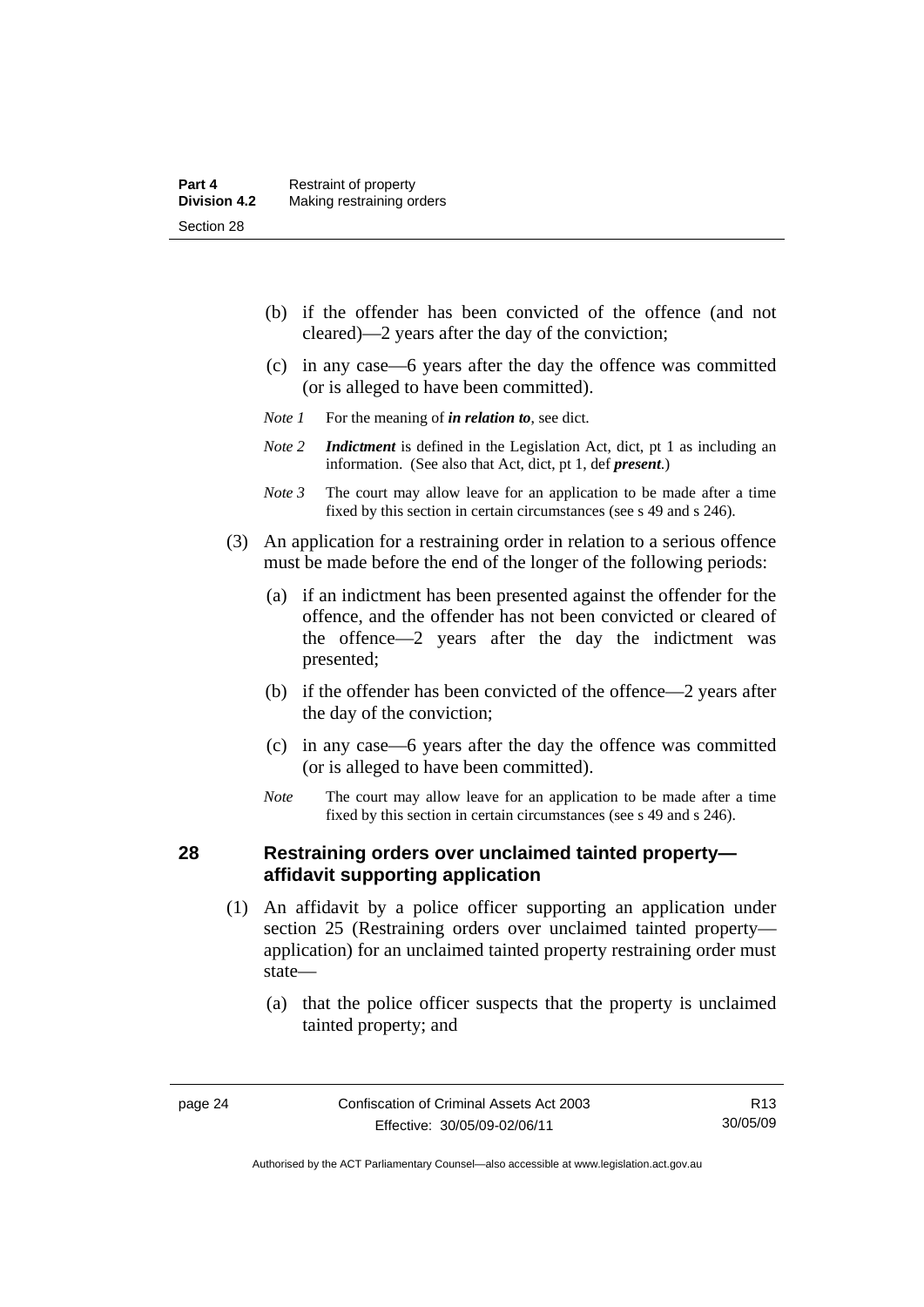(b) if the offender has been convicted of the offence (and not cleared)—2 years after the day of the conviction;

(c) in any case—6 years after the day the offence was committed (or is alleged to have been committed).

*Note 1* For the meaning of ***in relation to***, see dict.

*Note 2* ***Indictment*** is defined in the Legislation Act, dict, pt 1 as including an information. (See also that Act, dict, pt 1, def ***present***.)

*Note 3* The court may allow leave for an application to be made after a time fixed by this section in certain circumstances (see s 49 and s 246).

(3) An application for a restraining order in relation to a serious offence must be made before the end of the longer of the following periods:

(a) if an indictment has been presented against the offender for the offence, and the offender has not been convicted or cleared of the offence—2 years after the day the indictment was presented;

(b) if the offender has been convicted of the offence—2 years after the day of the conviction;

(c) in any case—6 years after the day the offence was committed (or is alleged to have been committed).

*Note* The court may allow leave for an application to be made after a time fixed by this section in certain circumstances (see s 49 and s 246).

## 28 Restraining orders over unclaimed tainted property—affidavit supporting application

(1) An affidavit by a police officer supporting an application under section 25 (Restraining orders over unclaimed tainted property—application) for an unclaimed tainted property restraining order must state—

(a) that the police officer suspects that the property is unclaimed tainted property; and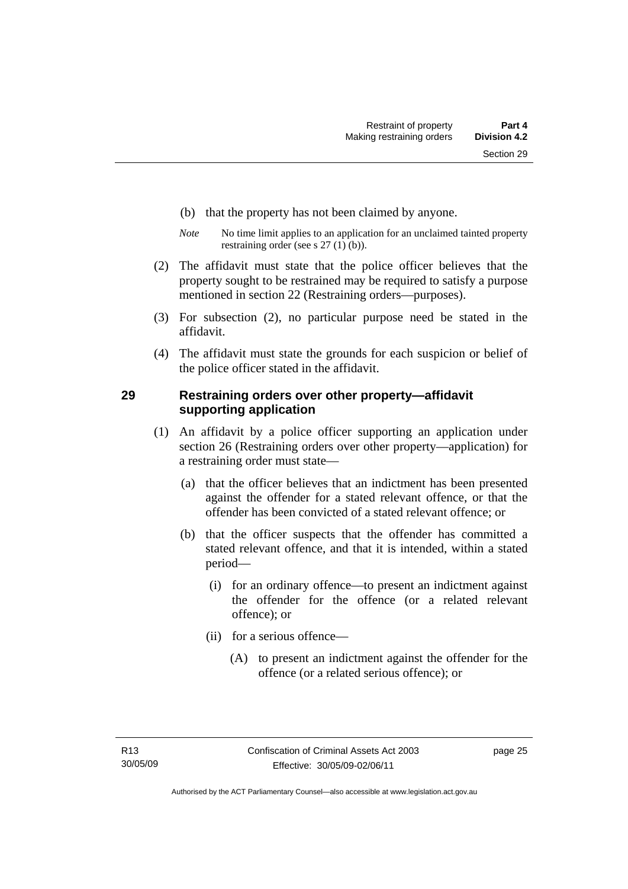(b) that the property has not been claimed by anyone.

*Note* No time limit applies to an application for an unclaimed tainted property restraining order (see s 27 (1) (b)).

(2) The affidavit must state that the police officer believes that the property sought to be restrained may be required to satisfy a purpose mentioned in section 22 (Restraining orders—purposes).

(3) For subsection (2), no particular purpose need be stated in the affidavit.

(4) The affidavit must state the grounds for each suspicion or belief of the police officer stated in the affidavit.

### 29 Restraining orders over other property—affidavit supporting application

(1) An affidavit by a police officer supporting an application under section 26 (Restraining orders over other property—application) for a restraining order must state—

(a) that the officer believes that an indictment has been presented against the offender for a stated relevant offence, or that the offender has been convicted of a stated relevant offence; or

(b) that the officer suspects that the offender has committed a stated relevant offence, and that it is intended, within a stated period—

(i) for an ordinary offence—to present an indictment against the offender for the offence (or a related relevant offence); or

(ii) for a serious offence—

(A) to present an indictment against the offender for the offence (or a related serious offence); or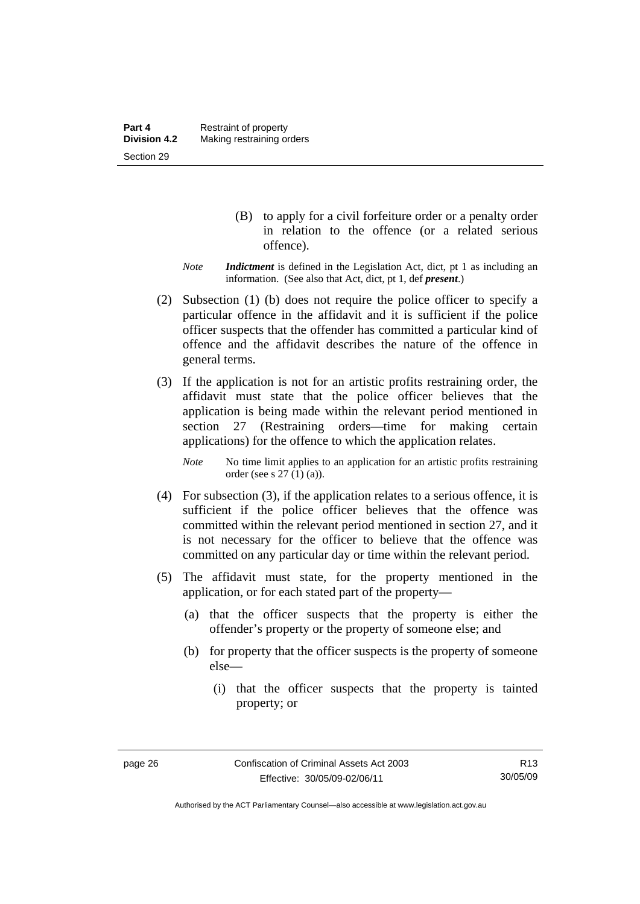(B) to apply for a civil forfeiture order or a penalty order in relation to the offence (or a related serious offence).

*Note* ***Indictment*** is defined in the Legislation Act, dict, pt 1 as including an information. (See also that Act, dict, pt 1, def ***present***.)

(2) Subsection (1) (b) does not require the police officer to specify a particular offence in the affidavit and it is sufficient if the police officer suspects that the offender has committed a particular kind of offence and the affidavit describes the nature of the offence in general terms.

(3) If the application is not for an artistic profits restraining order, the affidavit must state that the police officer believes that the application is being made within the relevant period mentioned in section 27 (Restraining orders—time for making certain applications) for the offence to which the application relates.

*Note* No time limit applies to an application for an artistic profits restraining order (see s 27 (1) (a)).

(4) For subsection (3), if the application relates to a serious offence, it is sufficient if the police officer believes that the offence was committed within the relevant period mentioned in section 27, and it is not necessary for the officer to believe that the offence was committed on any particular day or time within the relevant period.

(5) The affidavit must state, for the property mentioned in the application, or for each stated part of the property—

(a) that the officer suspects that the property is either the offender's property or the property of someone else; and

(b) for property that the officer suspects is the property of someone else—

(i) that the officer suspects that the property is tainted property; or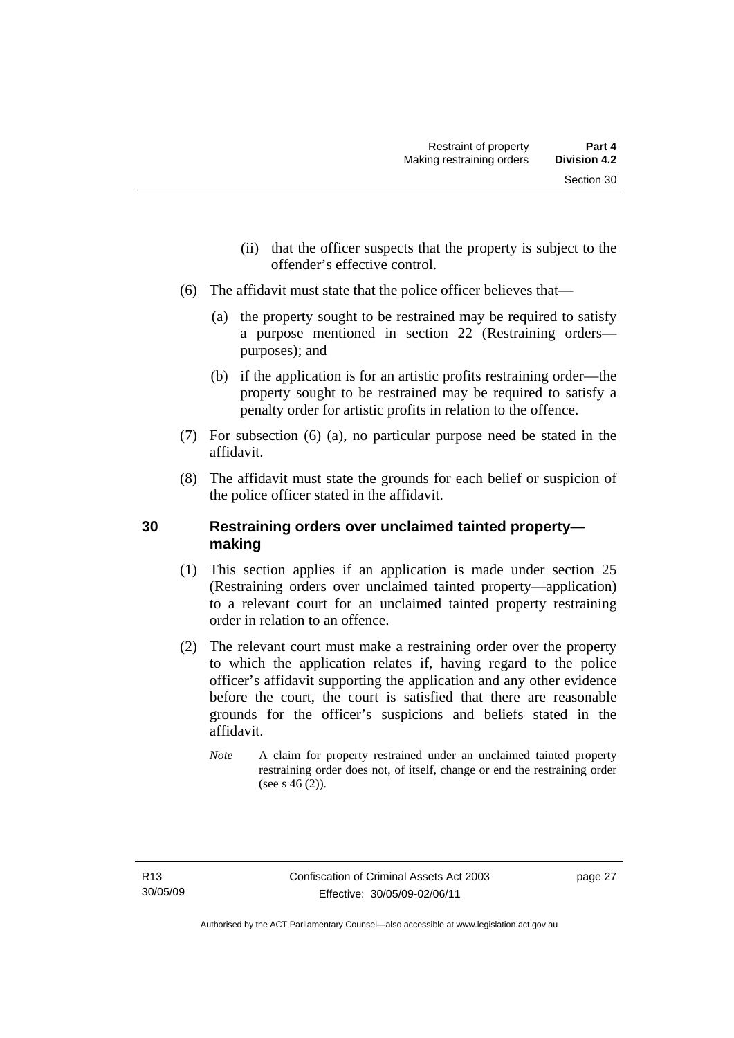(ii) that the officer suspects that the property is subject to the offender's effective control.

(6) The affidavit must state that the police officer believes that—

(a) the property sought to be restrained may be required to satisfy a purpose mentioned in section 22 (Restraining orders—purposes); and

(b) if the application is for an artistic profits restraining order—the property sought to be restrained may be required to satisfy a penalty order for artistic profits in relation to the offence.

(7) For subsection (6) (a), no particular purpose need be stated in the affidavit.

(8) The affidavit must state the grounds for each belief or suspicion of the police officer stated in the affidavit.

## 30 Restraining orders over unclaimed tainted property—making

(1) This section applies if an application is made under section 25 (Restraining orders over unclaimed tainted property—application) to a relevant court for an unclaimed tainted property restraining order in relation to an offence.

(2) The relevant court must make a restraining order over the property to which the application relates if, having regard to the police officer's affidavit supporting the application and any other evidence before the court, the court is satisfied that there are reasonable grounds for the officer's suspicions and beliefs stated in the affidavit.

*Note* A claim for property restrained under an unclaimed tainted property restraining order does not, of itself, change or end the restraining order (see s 46 (2)).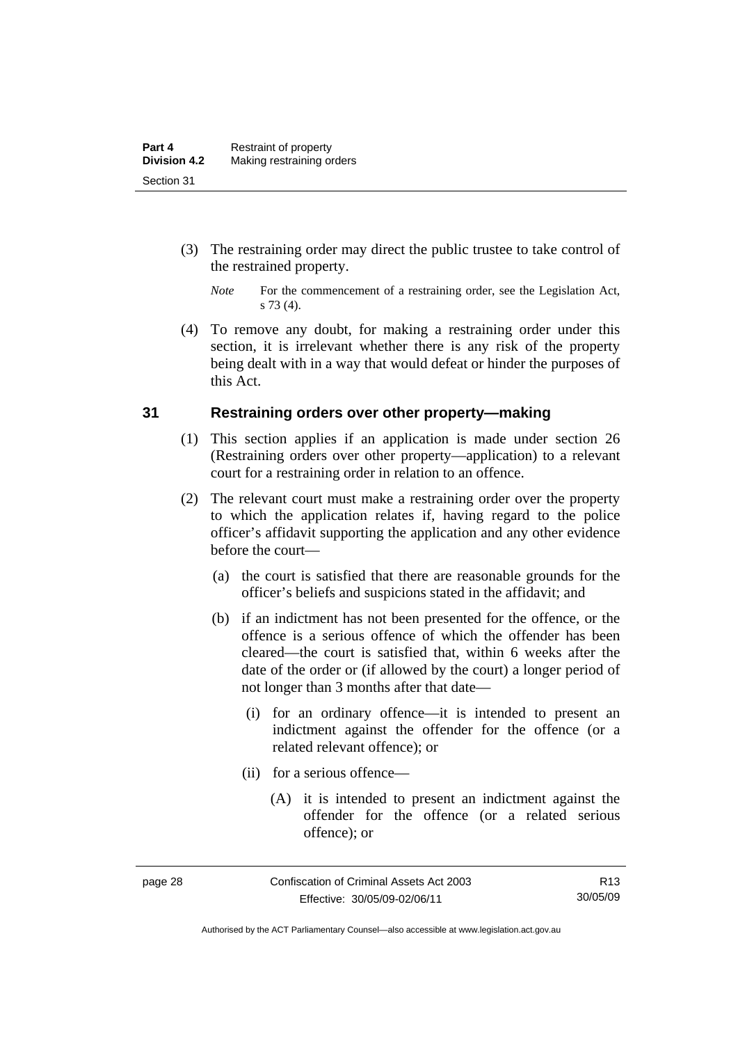(3) The restraining order may direct the public trustee to take control of the restrained property.

*Note* For the commencement of a restraining order, see the Legislation Act, s 73 (4).

(4) To remove any doubt, for making a restraining order under this section, it is irrelevant whether there is any risk of the property being dealt with in a way that would defeat or hinder the purposes of this Act.

## 31 Restraining orders over other property—making

(1) This section applies if an application is made under section 26 (Restraining orders over other property—application) to a relevant court for a restraining order in relation to an offence.

(2) The relevant court must make a restraining order over the property to which the application relates if, having regard to the police officer's affidavit supporting the application and any other evidence before the court—

(a) the court is satisfied that there are reasonable grounds for the officer's beliefs and suspicions stated in the affidavit; and

(b) if an indictment has not been presented for the offence, or the offence is a serious offence of which the offender has been cleared—the court is satisfied that, within 6 weeks after the date of the order or (if allowed by the court) a longer period of not longer than 3 months after that date—

(i) for an ordinary offence—it is intended to present an indictment against the offender for the offence (or a related relevant offence); or

(ii) for a serious offence—

(A) it is intended to present an indictment against the offender for the offence (or a related serious offence); or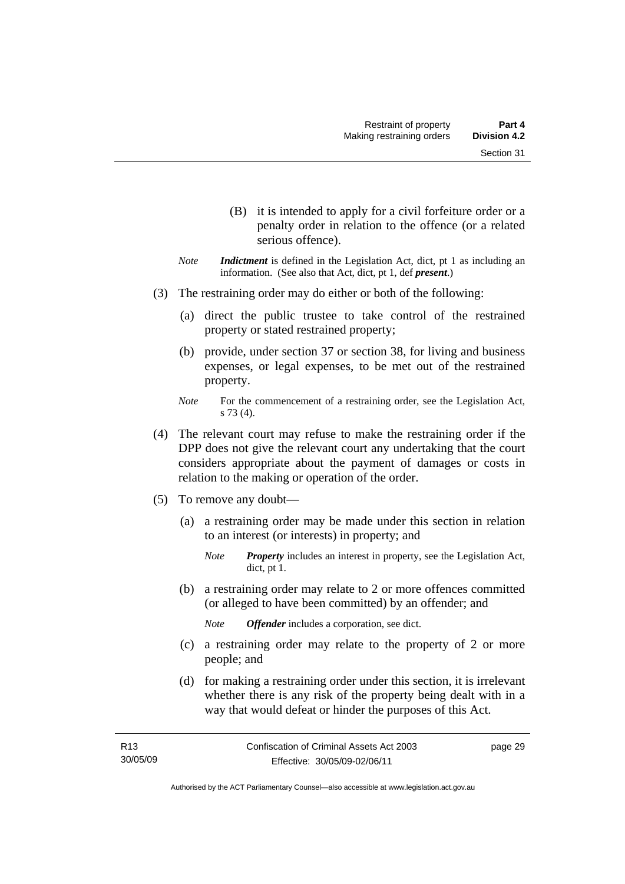(B) it is intended to apply for a civil forfeiture order or a penalty order in relation to the offence (or a related serious offence).

*Note* ***Indictment*** is defined in the Legislation Act, dict, pt 1 as including an information. (See also that Act, dict, pt 1, def ***present***.)

(3) The restraining order may do either or both of the following:

(a) direct the public trustee to take control of the restrained property or stated restrained property;

(b) provide, under section 37 or section 38, for living and business expenses, or legal expenses, to be met out of the restrained property.

*Note* For the commencement of a restraining order, see the Legislation Act, s 73 (4).

(4) The relevant court may refuse to make the restraining order if the DPP does not give the relevant court any undertaking that the court considers appropriate about the payment of damages or costs in relation to the making or operation of the order.

(5) To remove any doubt—

(a) a restraining order may be made under this section in relation to an interest (or interests) in property; and

*Note* ***Property*** includes an interest in property, see the Legislation Act, dict, pt 1.

(b) a restraining order may relate to 2 or more offences committed (or alleged to have been committed) by an offender; and

*Note* ***Offender*** includes a corporation, see dict.

(c) a restraining order may relate to the property of 2 or more people; and

(d) for making a restraining order under this section, it is irrelevant whether there is any risk of the property being dealt with in a way that would defeat or hinder the purposes of this Act.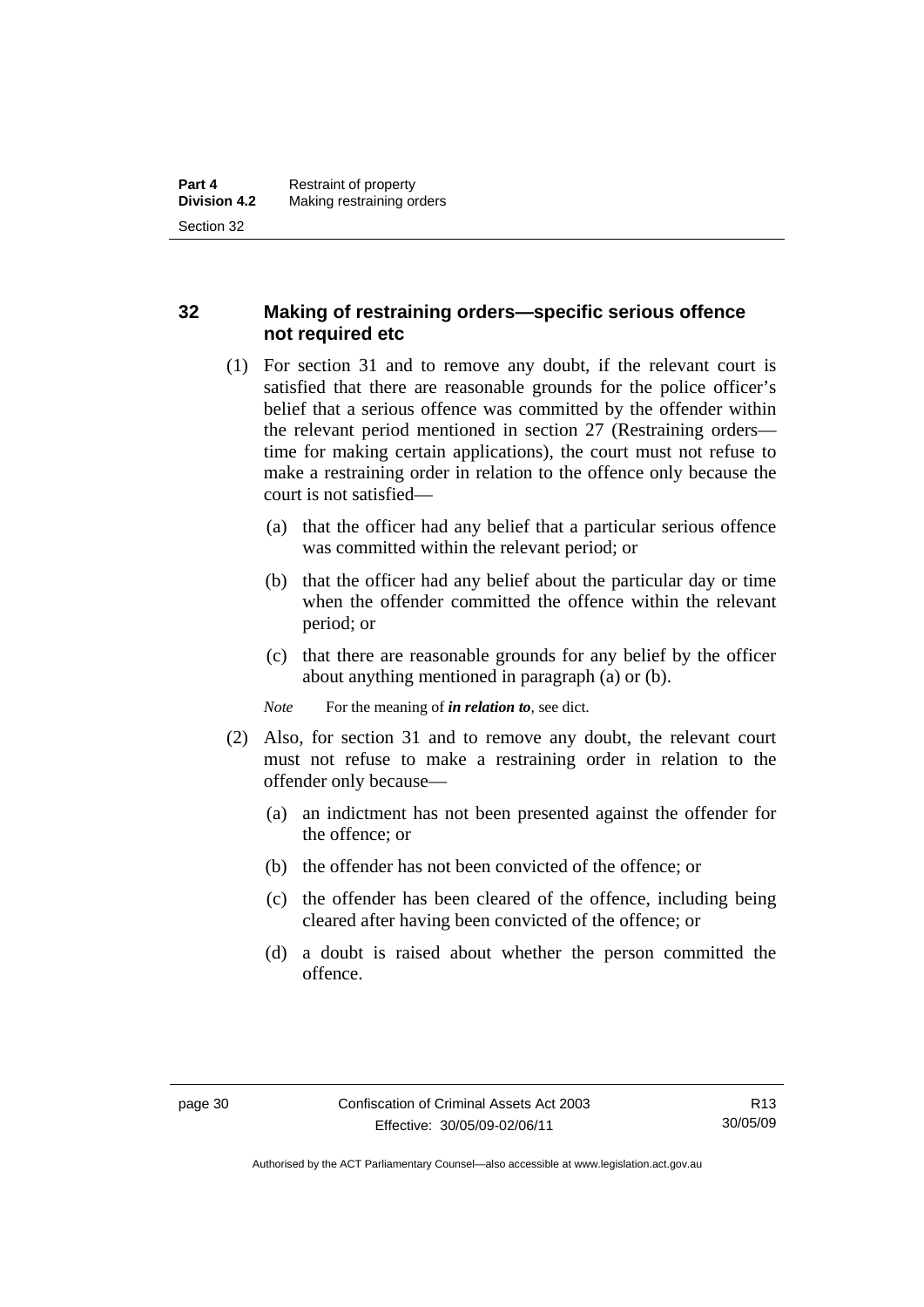## 32 Making of restraining orders—specific serious offence not required etc

(1) For section 31 and to remove any doubt, if the relevant court is satisfied that there are reasonable grounds for the police officer's belief that a serious offence was committed by the offender within the relevant period mentioned in section 27 (Restraining orders—time for making certain applications), the court must not refuse to make a restraining order in relation to the offence only because the court is not satisfied—

(a) that the officer had any belief that a particular serious offence was committed within the relevant period; or

(b) that the officer had any belief about the particular day or time when the offender committed the offence within the relevant period; or

(c) that there are reasonable grounds for any belief by the officer about anything mentioned in paragraph (a) or (b).

*Note* For the meaning of ***in relation to***, see dict.

(2) Also, for section 31 and to remove any doubt, the relevant court must not refuse to make a restraining order in relation to the offender only because—

(a) an indictment has not been presented against the offender for the offence; or

(b) the offender has not been convicted of the offence; or

(c) the offender has been cleared of the offence, including being cleared after having been convicted of the offence; or

(d) a doubt is raised about whether the person committed the offence.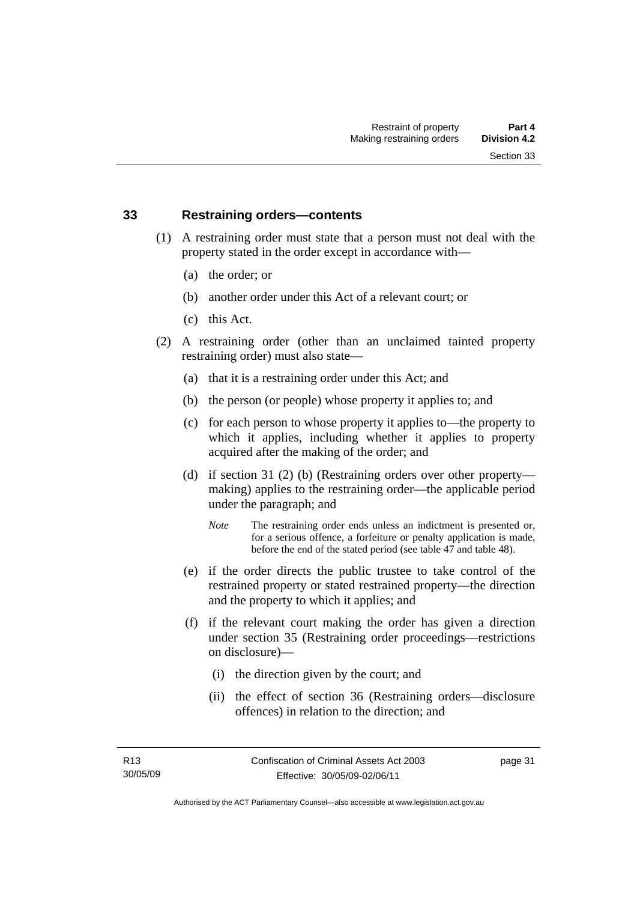## 33 Restraining orders—contents

(1) A restraining order must state that a person must not deal with the property stated in the order except in accordance with—

(a) the order; or

(b) another order under this Act of a relevant court; or

(c) this Act.

(2) A restraining order (other than an unclaimed tainted property restraining order) must also state—

(a) that it is a restraining order under this Act; and

(b) the person (or people) whose property it applies to; and

(c) for each person to whose property it applies to—the property to which it applies, including whether it applies to property acquired after the making of the order; and

(d) if section 31 (2) (b) (Restraining orders over other property—making) applies to the restraining order—the applicable period under the paragraph; and

*Note* The restraining order ends unless an indictment is presented or, for a serious offence, a forfeiture or penalty application is made, before the end of the stated period (see table 47 and table 48).

(e) if the order directs the public trustee to take control of the restrained property or stated restrained property—the direction and the property to which it applies; and

(f) if the relevant court making the order has given a direction under section 35 (Restraining order proceedings—restrictions on disclosure)—

(i) the direction given by the court; and

(ii) the effect of section 36 (Restraining orders—disclosure offences) in relation to the direction; and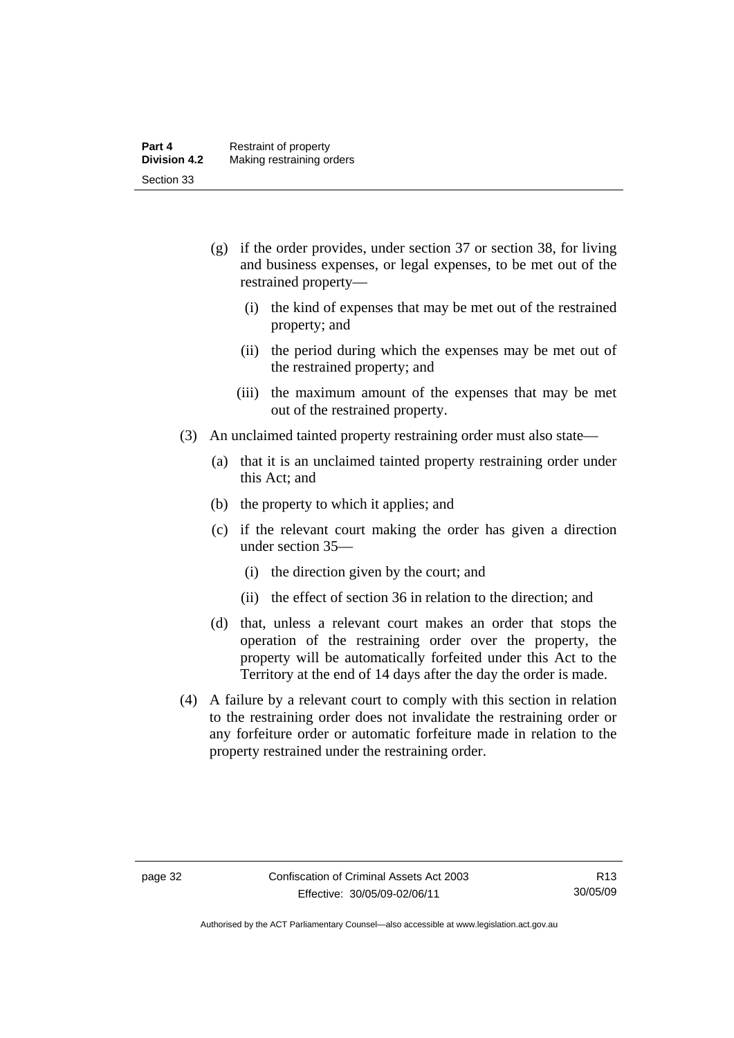(g) if the order provides, under section 37 or section 38, for living and business expenses, or legal expenses, to be met out of the restrained property—

   (i) the kind of expenses that may be met out of the restrained property; and

   (ii) the period during which the expenses may be met out of the restrained property; and

   (iii) the maximum amount of the expenses that may be met out of the restrained property.

(3) An unclaimed tainted property restraining order must also state—

   (a) that it is an unclaimed tainted property restraining order under this Act; and

   (b) the property to which it applies; and

   (c) if the relevant court making the order has given a direction under section 35—

      (i) the direction given by the court; and

      (ii) the effect of section 36 in relation to the direction; and

   (d) that, unless a relevant court makes an order that stops the operation of the restraining order over the property, the property will be automatically forfeited under this Act to the Territory at the end of 14 days after the day the order is made.

(4) A failure by a relevant court to comply with this section in relation to the restraining order does not invalidate the restraining order or any forfeiture order or automatic forfeiture made in relation to the property restrained under the restraining order.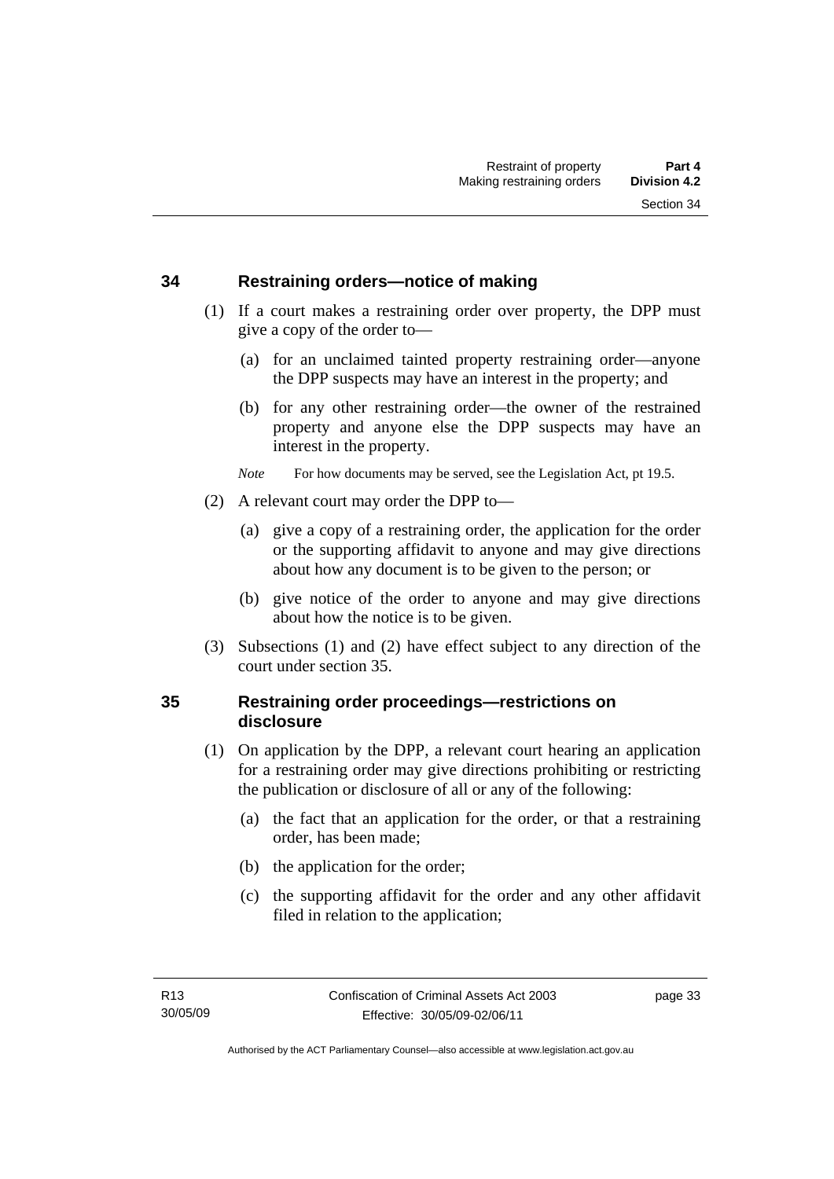## 34 Restraining orders—notice of making

(1) If a court makes a restraining order over property, the DPP must give a copy of the order to—

(a) for an unclaimed tainted property restraining order—anyone the DPP suspects may have an interest in the property; and

(b) for any other restraining order—the owner of the restrained property and anyone else the DPP suspects may have an interest in the property.

*Note* For how documents may be served, see the Legislation Act, pt 19.5.

(2) A relevant court may order the DPP to—

(a) give a copy of a restraining order, the application for the order or the supporting affidavit to anyone and may give directions about how any document is to be given to the person; or

(b) give notice of the order to anyone and may give directions about how the notice is to be given.

(3) Subsections (1) and (2) have effect subject to any direction of the court under section 35.

## 35 Restraining order proceedings—restrictions on disclosure

(1) On application by the DPP, a relevant court hearing an application for a restraining order may give directions prohibiting or restricting the publication or disclosure of all or any of the following:

(a) the fact that an application for the order, or that a restraining order, has been made;

(b) the application for the order;

(c) the supporting affidavit for the order and any other affidavit filed in relation to the application;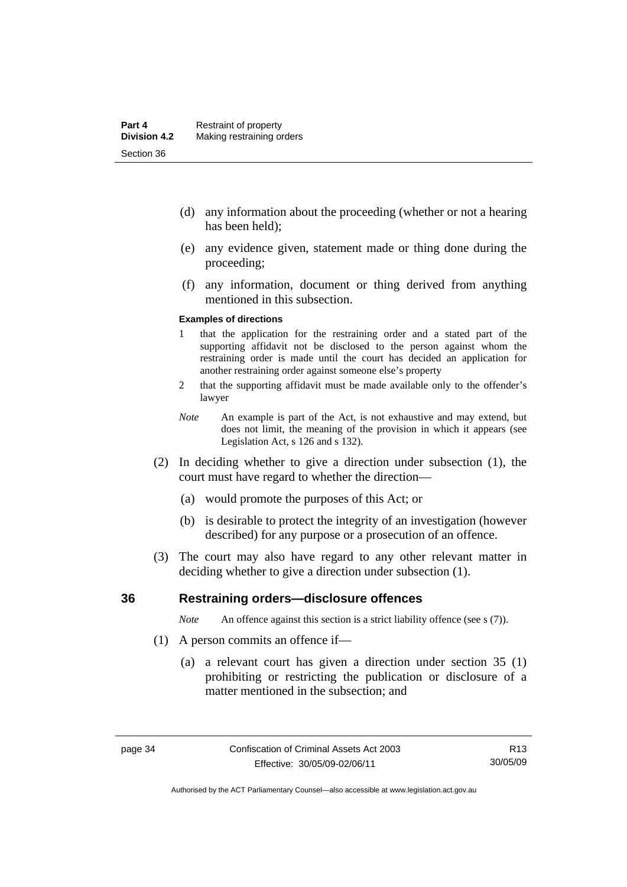(d) any information about the proceeding (whether or not a hearing has been held);

(e) any evidence given, statement made or thing done during the proceeding;

(f) any information, document or thing derived from anything mentioned in this subsection.

**Examples of directions**

1 that the application for the restraining order and a stated part of the supporting affidavit not be disclosed to the person against whom the restraining order is made until the court has decided an application for another restraining order against someone else's property

2 that the supporting affidavit must be made available only to the offender's lawyer

*Note* An example is part of the Act, is not exhaustive and may extend, but does not limit, the meaning of the provision in which it appears (see Legislation Act, s 126 and s 132).

(2) In deciding whether to give a direction under subsection (1), the court must have regard to whether the direction—

(a) would promote the purposes of this Act; or

(b) is desirable to protect the integrity of an investigation (however described) for any purpose or a prosecution of an offence.

(3) The court may also have regard to any other relevant matter in deciding whether to give a direction under subsection (1).

## 36 Restraining orders—disclosure offences

*Note* An offence against this section is a strict liability offence (see s (7)).

(1) A person commits an offence if—

(a) a relevant court has given a direction under section 35 (1) prohibiting or restricting the publication or disclosure of a matter mentioned in the subsection; and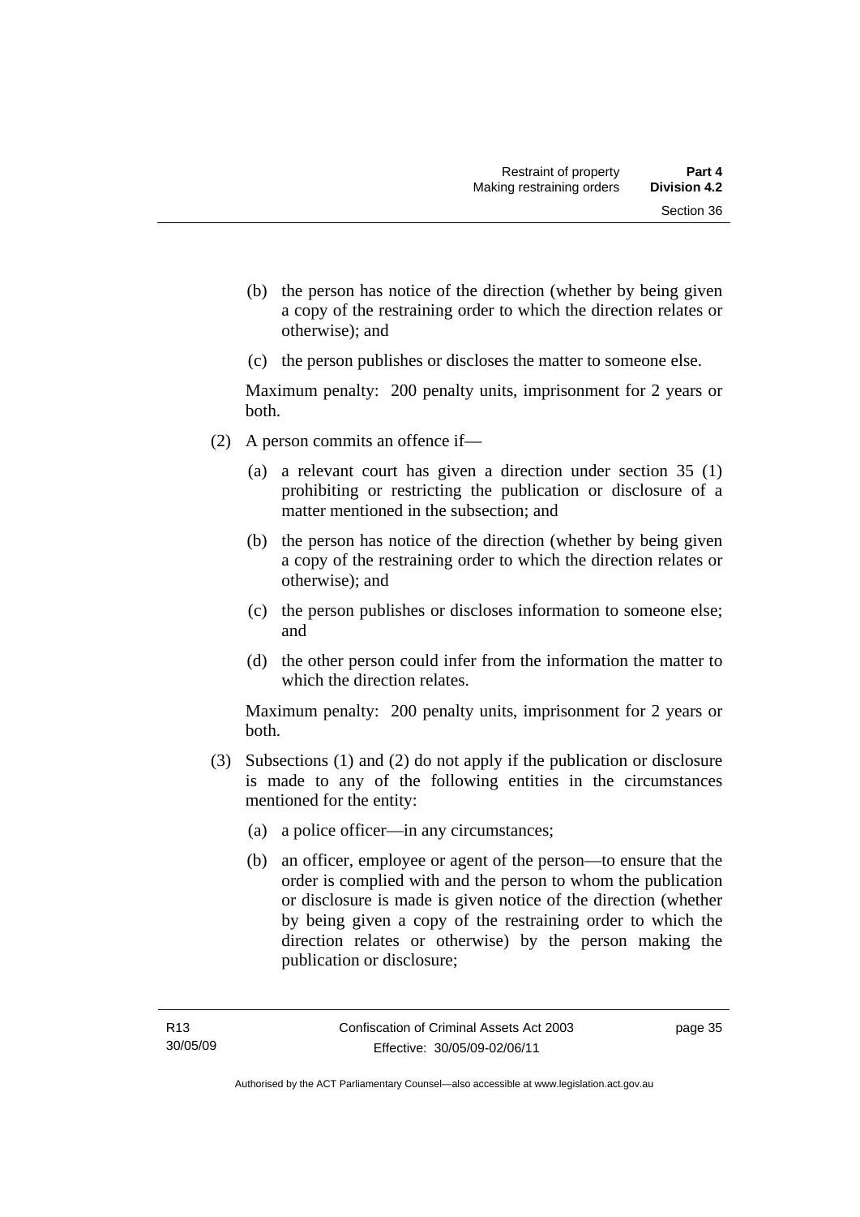(b) the person has notice of the direction (whether by being given a copy of the restraining order to which the direction relates or otherwise); and

(c) the person publishes or discloses the matter to someone else.

Maximum penalty: 200 penalty units, imprisonment for 2 years or both.

(2) A person commits an offence if—

(a) a relevant court has given a direction under section 35 (1) prohibiting or restricting the publication or disclosure of a matter mentioned in the subsection; and

(b) the person has notice of the direction (whether by being given a copy of the restraining order to which the direction relates or otherwise); and

(c) the person publishes or discloses information to someone else; and

(d) the other person could infer from the information the matter to which the direction relates.

Maximum penalty: 200 penalty units, imprisonment for 2 years or both.

(3) Subsections (1) and (2) do not apply if the publication or disclosure is made to any of the following entities in the circumstances mentioned for the entity:

(a) a police officer—in any circumstances;

(b) an officer, employee or agent of the person—to ensure that the order is complied with and the person to whom the publication or disclosure is made is given notice of the direction (whether by being given a copy of the restraining order to which the direction relates or otherwise) by the person making the publication or disclosure;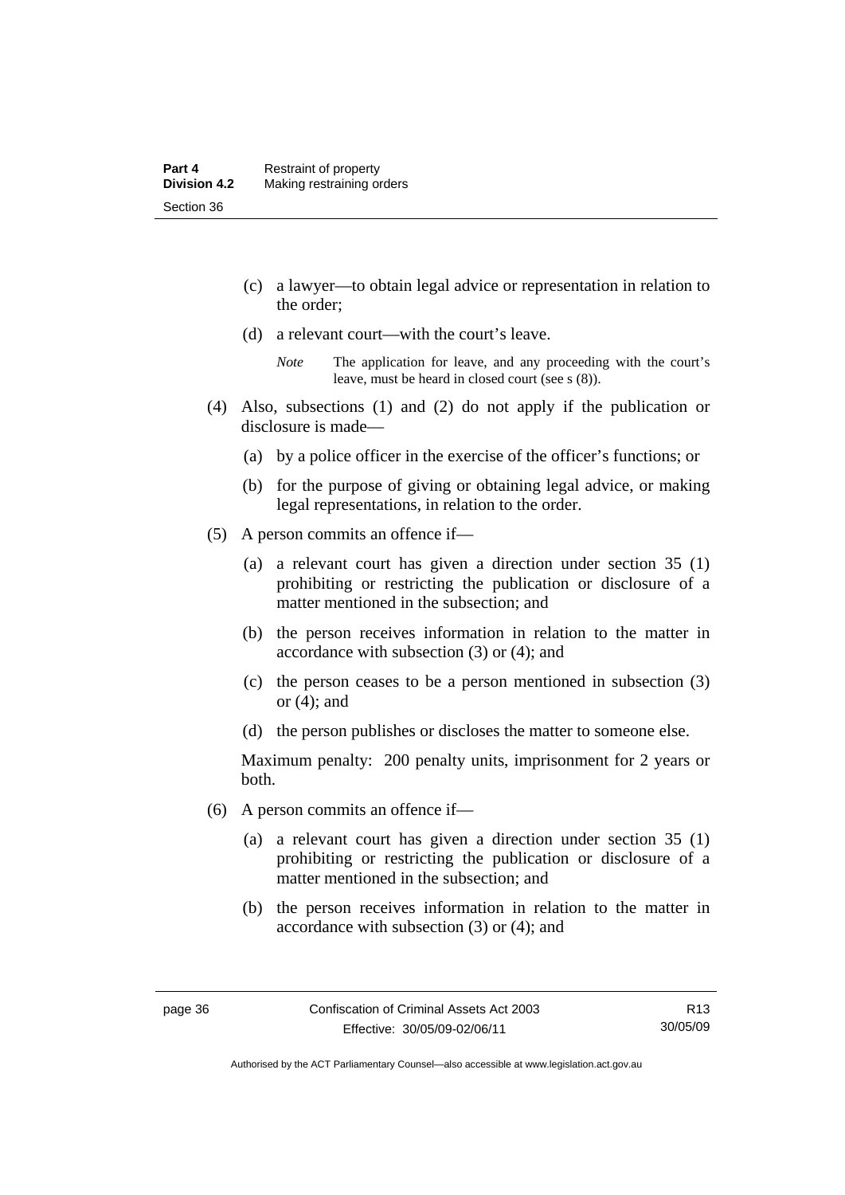(c) a lawyer—to obtain legal advice or representation in relation to the order;

(d) a relevant court—with the court's leave.

*Note* The application for leave, and any proceeding with the court's leave, must be heard in closed court (see s (8)).

(4) Also, subsections (1) and (2) do not apply if the publication or disclosure is made—

(a) by a police officer in the exercise of the officer's functions; or

(b) for the purpose of giving or obtaining legal advice, or making legal representations, in relation to the order.

(5) A person commits an offence if—

(a) a relevant court has given a direction under section 35 (1) prohibiting or restricting the publication or disclosure of a matter mentioned in the subsection; and

(b) the person receives information in relation to the matter in accordance with subsection (3) or (4); and

(c) the person ceases to be a person mentioned in subsection (3) or (4); and

(d) the person publishes or discloses the matter to someone else.

Maximum penalty: 200 penalty units, imprisonment for 2 years or both.

(6) A person commits an offence if—

(a) a relevant court has given a direction under section 35 (1) prohibiting or restricting the publication or disclosure of a matter mentioned in the subsection; and

(b) the person receives information in relation to the matter in accordance with subsection (3) or (4); and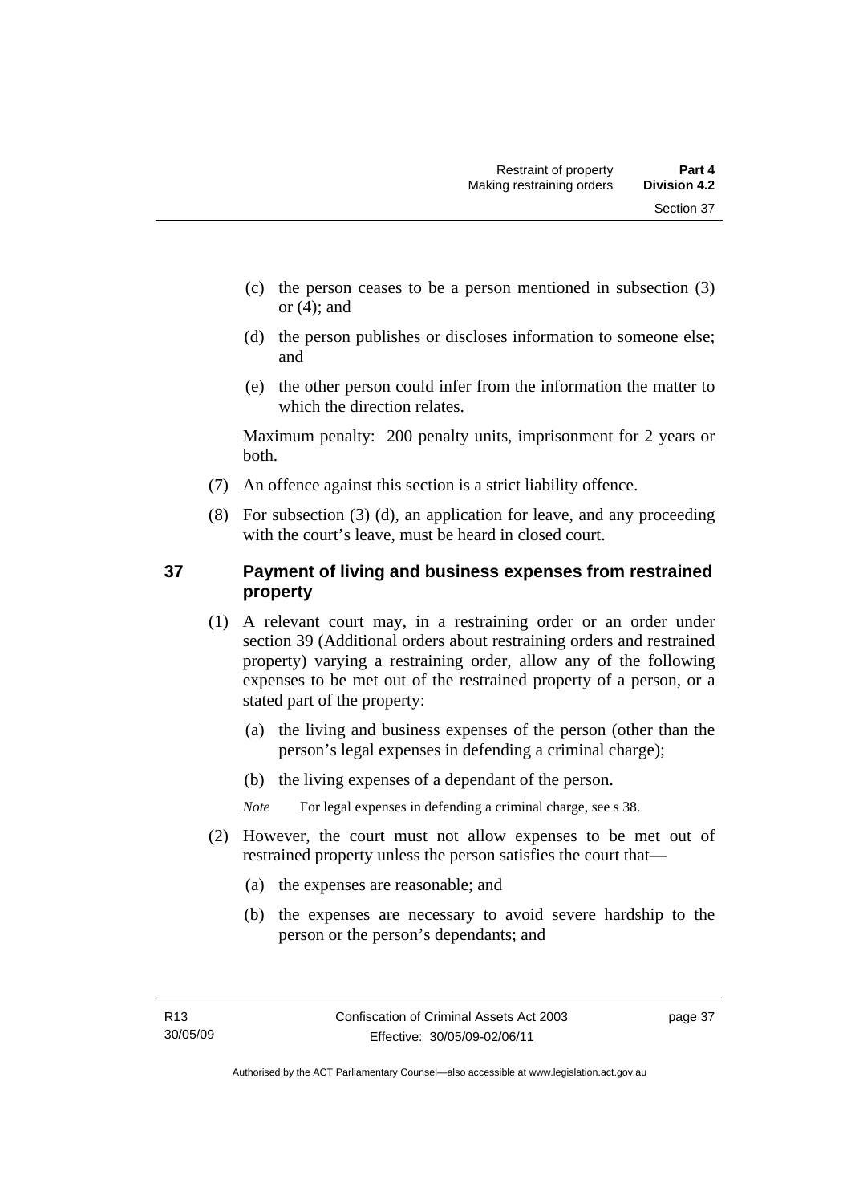(c) the person ceases to be a person mentioned in subsection (3) or (4); and

(d) the person publishes or discloses information to someone else; and

(e) the other person could infer from the information the matter to which the direction relates.

Maximum penalty: 200 penalty units, imprisonment for 2 years or both.

(7) An offence against this section is a strict liability offence.

(8) For subsection (3) (d), an application for leave, and any proceeding with the court's leave, must be heard in closed court.

## 37 Payment of living and business expenses from restrained property

(1) A relevant court may, in a restraining order or an order under section 39 (Additional orders about restraining orders and restrained property) varying a restraining order, allow any of the following expenses to be met out of the restrained property of a person, or a stated part of the property:

(a) the living and business expenses of the person (other than the person's legal expenses in defending a criminal charge);

(b) the living expenses of a dependant of the person.

*Note* For legal expenses in defending a criminal charge, see s 38.

(2) However, the court must not allow expenses to be met out of restrained property unless the person satisfies the court that—

(a) the expenses are reasonable; and

(b) the expenses are necessary to avoid severe hardship to the person or the person's dependants; and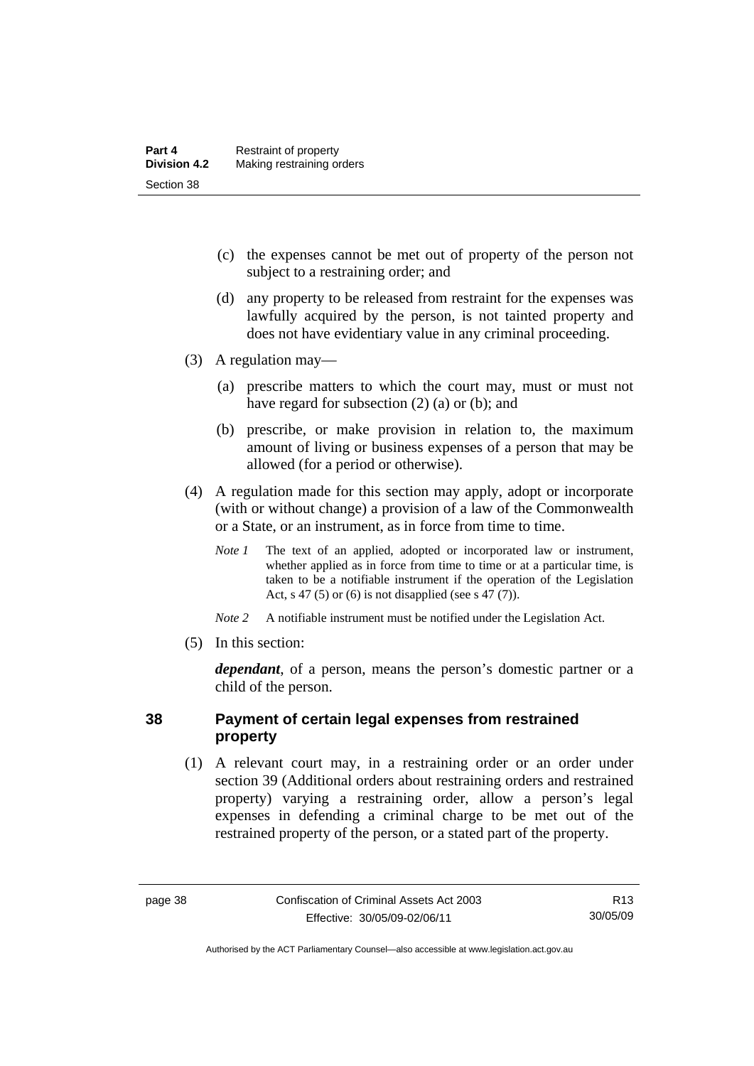(c) the expenses cannot be met out of property of the person not subject to a restraining order; and

(d) any property to be released from restraint for the expenses was lawfully acquired by the person, is not tainted property and does not have evidentiary value in any criminal proceeding.

(3) A regulation may—

(a) prescribe matters to which the court may, must or must not have regard for subsection (2) (a) or (b); and

(b) prescribe, or make provision in relation to, the maximum amount of living or business expenses of a person that may be allowed (for a period or otherwise).

(4) A regulation made for this section may apply, adopt or incorporate (with or without change) a provision of a law of the Commonwealth or a State, or an instrument, as in force from time to time.

*Note 1* The text of an applied, adopted or incorporated law or instrument, whether applied as in force from time to time or at a particular time, is taken to be a notifiable instrument if the operation of the Legislation Act, s 47 (5) or (6) is not disapplied (see s 47 (7)).

*Note 2* A notifiable instrument must be notified under the Legislation Act.

(5) In this section:

***dependant***, of a person, means the person's domestic partner or a child of the person.

## 38 Payment of certain legal expenses from restrained property

(1) A relevant court may, in a restraining order or an order under section 39 (Additional orders about restraining orders and restrained property) varying a restraining order, allow a person's legal expenses in defending a criminal charge to be met out of the restrained property of the person, or a stated part of the property.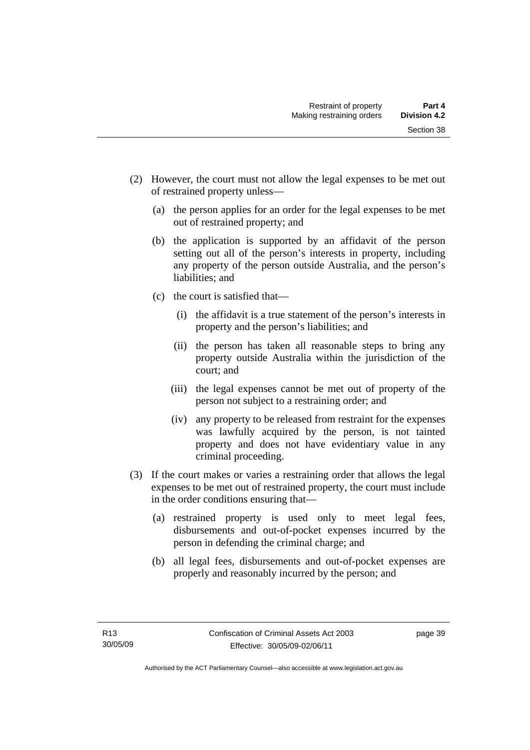(2) However, the court must not allow the legal expenses to be met out of restrained property unless—

  (a) the person applies for an order for the legal expenses to be met out of restrained property; and

  (b) the application is supported by an affidavit of the person setting out all of the person's interests in property, including any property of the person outside Australia, and the person's liabilities; and

  (c) the court is satisfied that—

    (i) the affidavit is a true statement of the person's interests in property and the person's liabilities; and

    (ii) the person has taken all reasonable steps to bring any property outside Australia within the jurisdiction of the court; and

    (iii) the legal expenses cannot be met out of property of the person not subject to a restraining order; and

    (iv) any property to be released from restraint for the expenses was lawfully acquired by the person, is not tainted property and does not have evidentiary value in any criminal proceeding.

(3) If the court makes or varies a restraining order that allows the legal expenses to be met out of restrained property, the court must include in the order conditions ensuring that—

  (a) restrained property is used only to meet legal fees, disbursements and out-of-pocket expenses incurred by the person in defending the criminal charge; and

  (b) all legal fees, disbursements and out-of-pocket expenses are properly and reasonably incurred by the person; and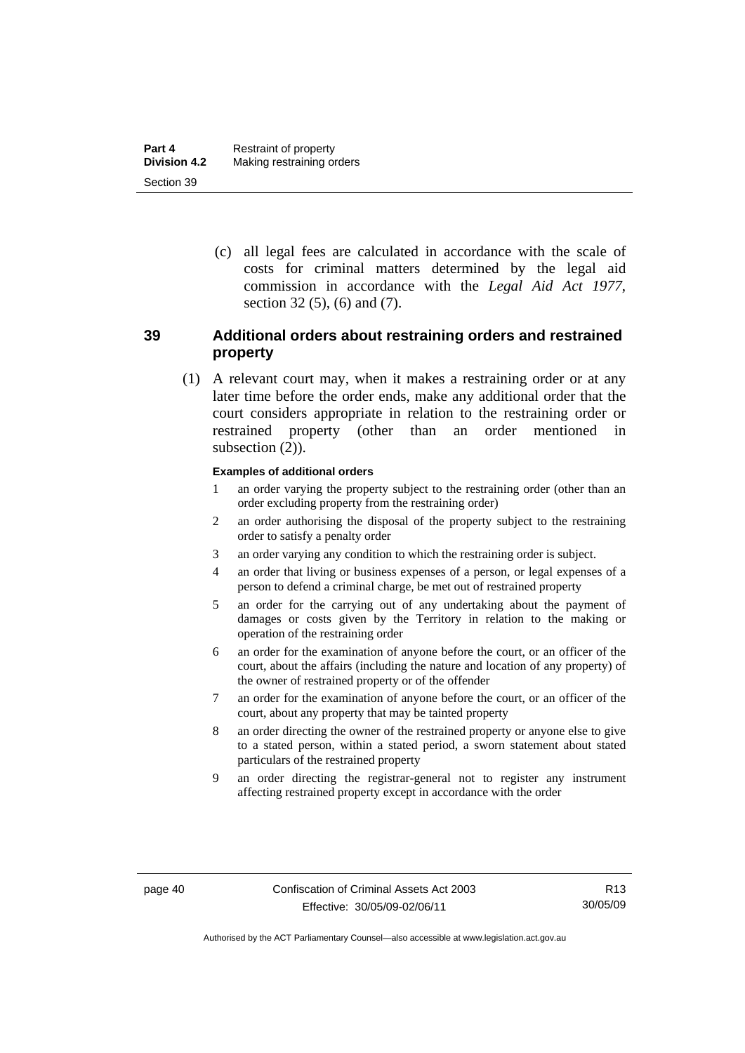(c) all legal fees are calculated in accordance with the scale of costs for criminal matters determined by the legal aid commission in accordance with the *Legal Aid Act 1977*, section 32 (5), (6) and (7).

## 39 Additional orders about restraining orders and restrained property

(1) A relevant court may, when it makes a restraining order or at any later time before the order ends, make any additional order that the court considers appropriate in relation to the restraining order or restrained property (other than an order mentioned in subsection (2)).

**Examples of additional orders**

1 an order varying the property subject to the restraining order (other than an order excluding property from the restraining order)

2 an order authorising the disposal of the property subject to the restraining order to satisfy a penalty order

3 an order varying any condition to which the restraining order is subject.

4 an order that living or business expenses of a person, or legal expenses of a person to defend a criminal charge, be met out of restrained property

5 an order for the carrying out of any undertaking about the payment of damages or costs given by the Territory in relation to the making or operation of the restraining order

6 an order for the examination of anyone before the court, or an officer of the court, about the affairs (including the nature and location of any property) of the owner of restrained property or of the offender

7 an order for the examination of anyone before the court, or an officer of the court, about any property that may be tainted property

8 an order directing the owner of the restrained property or anyone else to give to a stated person, within a stated period, a sworn statement about stated particulars of the restrained property

9 an order directing the registrar-general not to register any instrument affecting restrained property except in accordance with the order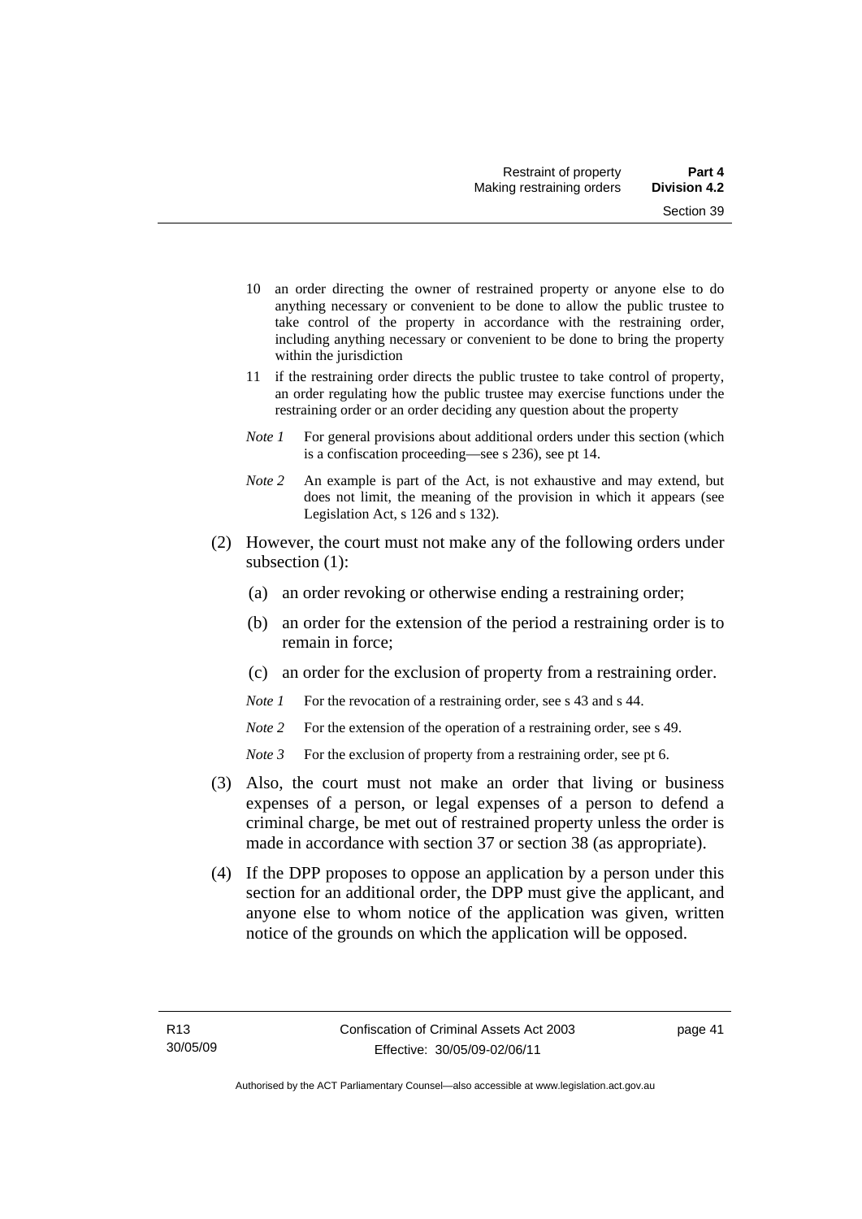10 an order directing the owner of restrained property or anyone else to do anything necessary or convenient to be done to allow the public trustee to take control of the property in accordance with the restraining order, including anything necessary or convenient to be done to bring the property within the jurisdiction

11 if the restraining order directs the public trustee to take control of property, an order regulating how the public trustee may exercise functions under the restraining order or an order deciding any question about the property

*Note 1* For general provisions about additional orders under this section (which is a confiscation proceeding—see s 236), see pt 14.

*Note 2* An example is part of the Act, is not exhaustive and may extend, but does not limit, the meaning of the provision in which it appears (see Legislation Act, s 126 and s 132).

(2) However, the court must not make any of the following orders under subsection (1):

(a) an order revoking or otherwise ending a restraining order;

(b) an order for the extension of the period a restraining order is to remain in force;

(c) an order for the exclusion of property from a restraining order.

*Note 1* For the revocation of a restraining order, see s 43 and s 44.

*Note 2* For the extension of the operation of a restraining order, see s 49.

*Note 3* For the exclusion of property from a restraining order, see pt 6.

(3) Also, the court must not make an order that living or business expenses of a person, or legal expenses of a person to defend a criminal charge, be met out of restrained property unless the order is made in accordance with section 37 or section 38 (as appropriate).

(4) If the DPP proposes to oppose an application by a person under this section for an additional order, the DPP must give the applicant, and anyone else to whom notice of the application was given, written notice of the grounds on which the application will be opposed.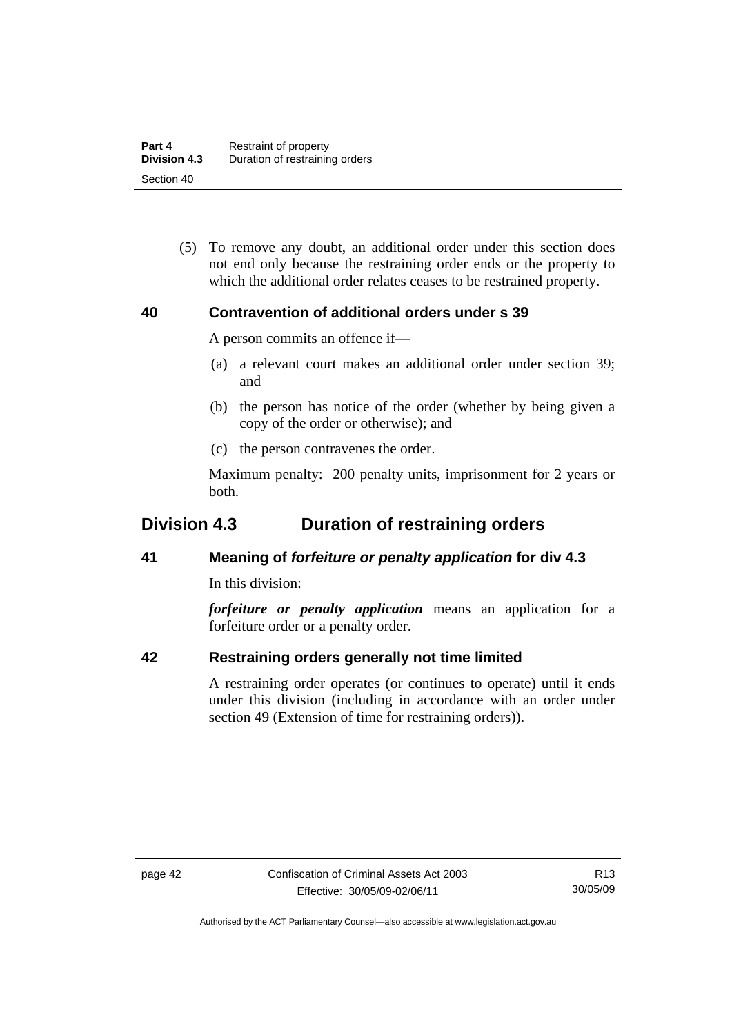(5) To remove any doubt, an additional order under this section does not end only because the restraining order ends or the property to which the additional order relates ceases to be restrained property.

### 40 Contravention of additional orders under s 39

A person commits an offence if—

(a) a relevant court makes an additional order under section 39; and

(b) the person has notice of the order (whether by being given a copy of the order or otherwise); and

(c) the person contravenes the order.

Maximum penalty: 200 penalty units, imprisonment for 2 years or both.

## Division 4.3 Duration of restraining orders

### 41 Meaning of *forfeiture or penalty application* for div 4.3

In this division:

***forfeiture or penalty application*** means an application for a forfeiture order or a penalty order.

### 42 Restraining orders generally not time limited

A restraining order operates (or continues to operate) until it ends under this division (including in accordance with an order under section 49 (Extension of time for restraining orders)).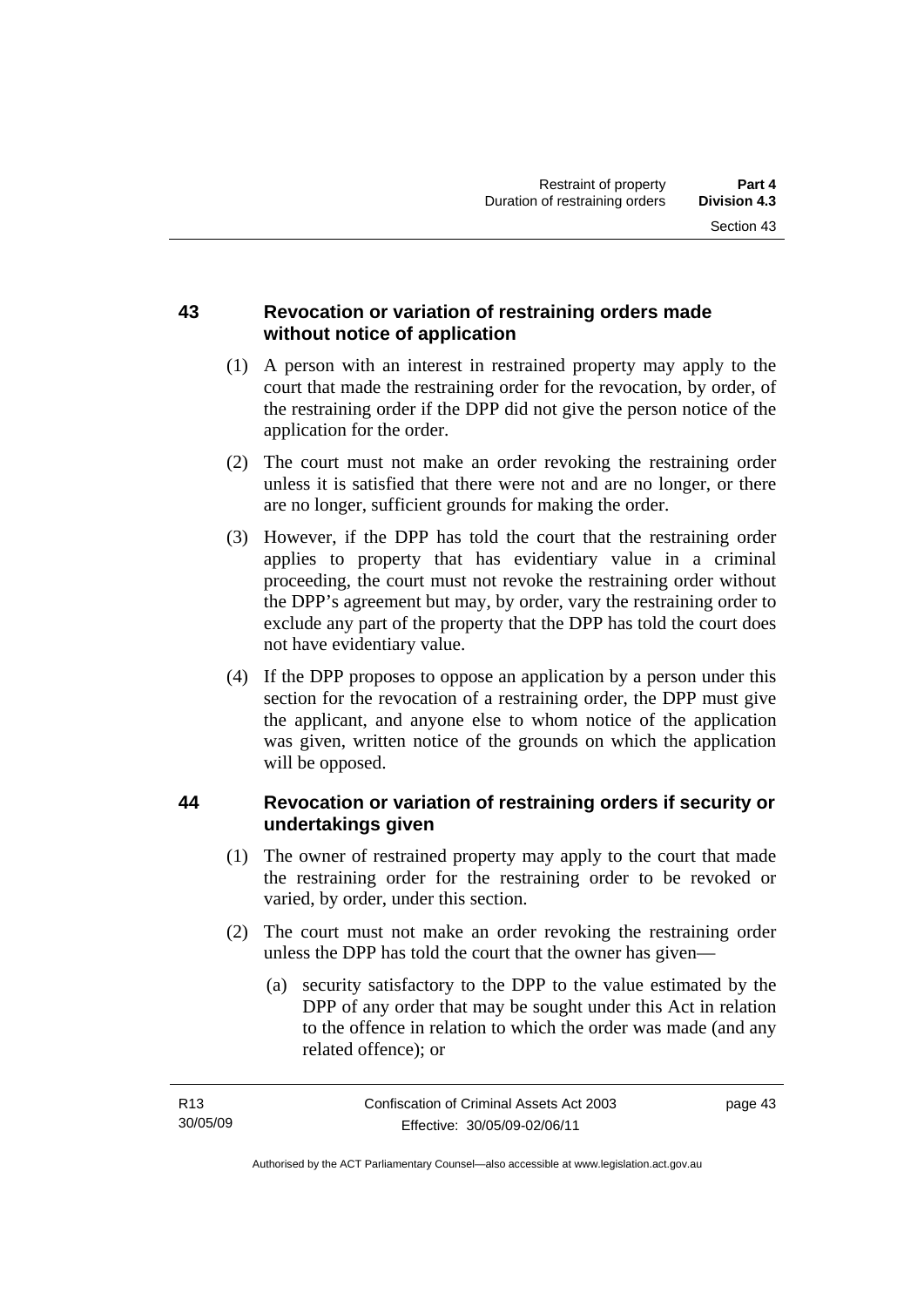## 43 Revocation or variation of restraining orders made without notice of application

(1) A person with an interest in restrained property may apply to the court that made the restraining order for the revocation, by order, of the restraining order if the DPP did not give the person notice of the application for the order.

(2) The court must not make an order revoking the restraining order unless it is satisfied that there were not and are no longer, or there are no longer, sufficient grounds for making the order.

(3) However, if the DPP has told the court that the restraining order applies to property that has evidentiary value in a criminal proceeding, the court must not revoke the restraining order without the DPP's agreement but may, by order, vary the restraining order to exclude any part of the property that the DPP has told the court does not have evidentiary value.

(4) If the DPP proposes to oppose an application by a person under this section for the revocation of a restraining order, the DPP must give the applicant, and anyone else to whom notice of the application was given, written notice of the grounds on which the application will be opposed.

## 44 Revocation or variation of restraining orders if security or undertakings given

(1) The owner of restrained property may apply to the court that made the restraining order for the restraining order to be revoked or varied, by order, under this section.

(2) The court must not make an order revoking the restraining order unless the DPP has told the court that the owner has given—

(a) security satisfactory to the DPP to the value estimated by the DPP of any order that may be sought under this Act in relation to the offence in relation to which the order was made (and any related offence); or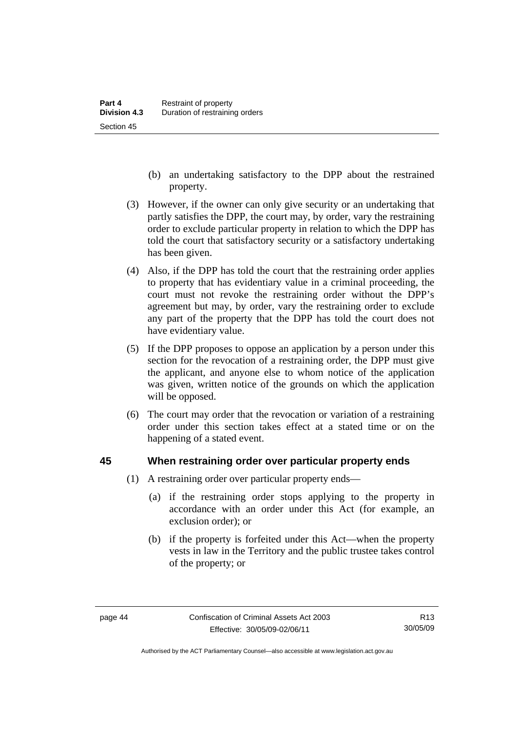(b) an undertaking satisfactory to the DPP about the restrained property.

(3) However, if the owner can only give security or an undertaking that partly satisfies the DPP, the court may, by order, vary the restraining order to exclude particular property in relation to which the DPP has told the court that satisfactory security or a satisfactory undertaking has been given.

(4) Also, if the DPP has told the court that the restraining order applies to property that has evidentiary value in a criminal proceeding, the court must not revoke the restraining order without the DPP's agreement but may, by order, vary the restraining order to exclude any part of the property that the DPP has told the court does not have evidentiary value.

(5) If the DPP proposes to oppose an application by a person under this section for the revocation of a restraining order, the DPP must give the applicant, and anyone else to whom notice of the application was given, written notice of the grounds on which the application will be opposed.

(6) The court may order that the revocation or variation of a restraining order under this section takes effect at a stated time or on the happening of a stated event.

## 45 When restraining order over particular property ends

(1) A restraining order over particular property ends—

(a) if the restraining order stops applying to the property in accordance with an order under this Act (for example, an exclusion order); or

(b) if the property is forfeited under this Act—when the property vests in law in the Territory and the public trustee takes control of the property; or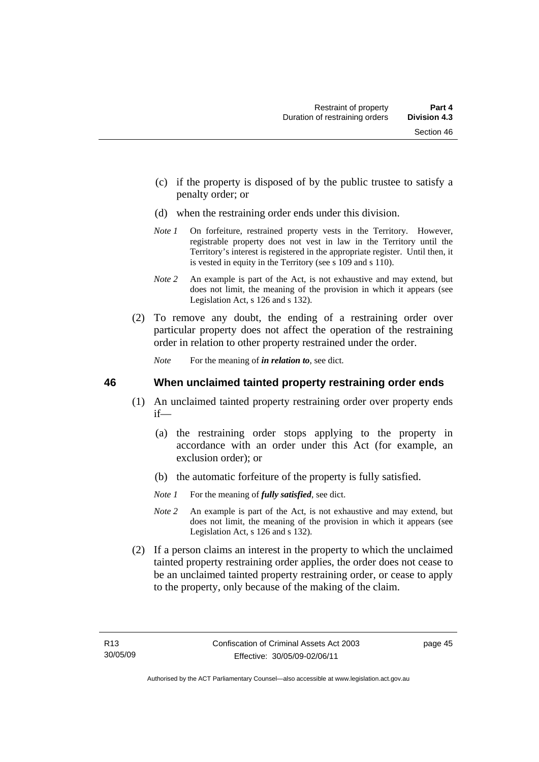(c) if the property is disposed of by the public trustee to satisfy a penalty order; or

(d) when the restraining order ends under this division.

*Note 1* On forfeiture, restrained property vests in the Territory. However, registrable property does not vest in law in the Territory until the Territory's interest is registered in the appropriate register. Until then, it is vested in equity in the Territory (see s 109 and s 110).

*Note 2* An example is part of the Act, is not exhaustive and may extend, but does not limit, the meaning of the provision in which it appears (see Legislation Act, s 126 and s 132).

(2) To remove any doubt, the ending of a restraining order over particular property does not affect the operation of the restraining order in relation to other property restrained under the order.

*Note* For the meaning of ***in relation to***, see dict.

## 46 When unclaimed tainted property restraining order ends

(1) An unclaimed tainted property restraining order over property ends if—

(a) the restraining order stops applying to the property in accordance with an order under this Act (for example, an exclusion order); or

(b) the automatic forfeiture of the property is fully satisfied.

*Note 1* For the meaning of ***fully satisfied***, see dict.

*Note 2* An example is part of the Act, is not exhaustive and may extend, but does not limit, the meaning of the provision in which it appears (see Legislation Act, s 126 and s 132).

(2) If a person claims an interest in the property to which the unclaimed tainted property restraining order applies, the order does not cease to be an unclaimed tainted property restraining order, or cease to apply to the property, only because of the making of the claim.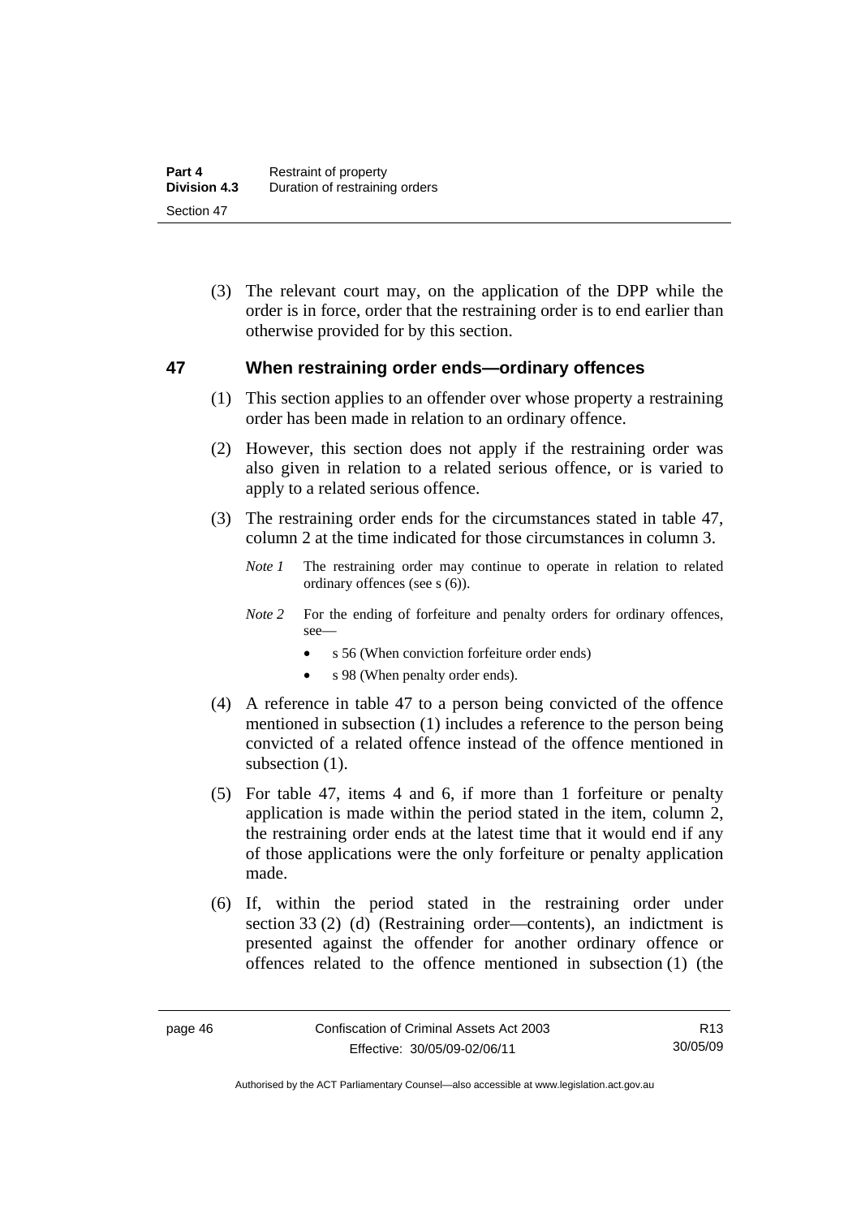(3) The relevant court may, on the application of the DPP while the order is in force, order that the restraining order is to end earlier than otherwise provided for by this section.

## 47 When restraining order ends—ordinary offences

(1) This section applies to an offender over whose property a restraining order has been made in relation to an ordinary offence.

(2) However, this section does not apply if the restraining order was also given in relation to a related serious offence, or is varied to apply to a related serious offence.

(3) The restraining order ends for the circumstances stated in table 47, column 2 at the time indicated for those circumstances in column 3.

*Note 1* The restraining order may continue to operate in relation to related ordinary offences (see s (6)).

*Note 2* For the ending of forfeiture and penalty orders for ordinary offences, see—

- s 56 (When conviction forfeiture order ends)
- s 98 (When penalty order ends).

(4) A reference in table 47 to a person being convicted of the offence mentioned in subsection (1) includes a reference to the person being convicted of a related offence instead of the offence mentioned in subsection (1).

(5) For table 47, items 4 and 6, if more than 1 forfeiture or penalty application is made within the period stated in the item, column 2, the restraining order ends at the latest time that it would end if any of those applications were the only forfeiture or penalty application made.

(6) If, within the period stated in the restraining order under section 33 (2) (d) (Restraining order—contents), an indictment is presented against the offender for another ordinary offence or offences related to the offence mentioned in subsection (1) (the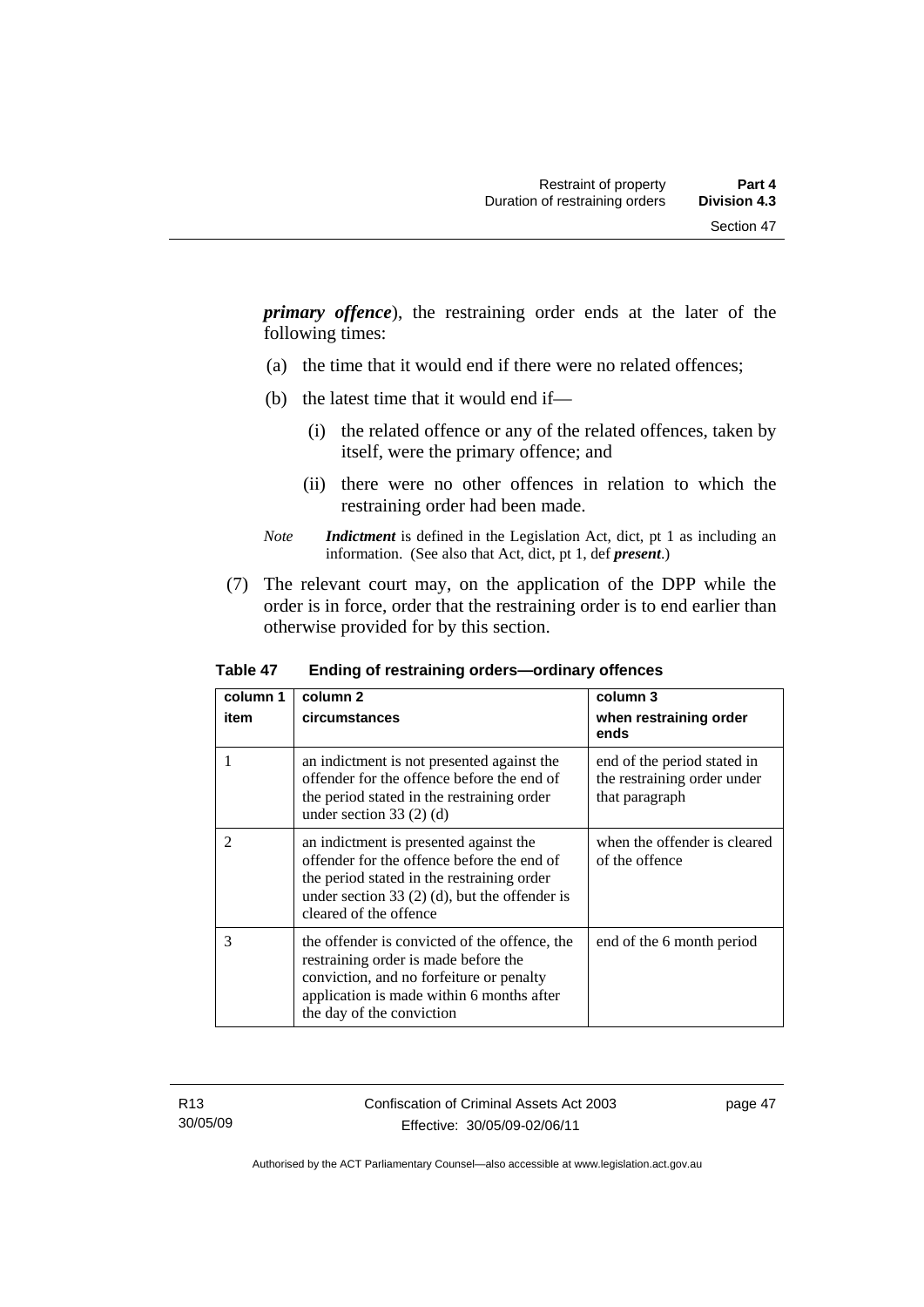***primary offence***), the restraining order ends at the later of the following times:

(a) the time that it would end if there were no related offences;

(b) the latest time that it would end if—

(i) the related offence or any of the related offences, taken by itself, were the primary offence; and

(ii) there were no other offences in relation to which the restraining order had been made.

*Note* ***Indictment*** is defined in the Legislation Act, dict, pt 1 as including an information. (See also that Act, dict, pt 1, def ***present***.)

(7) The relevant court may, on the application of the DPP while the order is in force, order that the restraining order is to end earlier than otherwise provided for by this section.

**Table 47 Ending of restraining orders—ordinary offences**

| column 1<br>item | column 2<br>circumstances | column 3<br>when restraining order ends |
|---|---|---|
| 1 | an indictment is not presented against the offender for the offence before the end of the period stated in the restraining order under section 33 (2) (d) | end of the period stated in the restraining order under that paragraph |
| 2 | an indictment is presented against the offender for the offence before the end of the period stated in the restraining order under section 33 (2) (d), but the offender is cleared of the offence | when the offender is cleared of the offence |
| 3 | the offender is convicted of the offence, the restraining order is made before the conviction, and no forfeiture or penalty application is made within 6 months after the day of the conviction | end of the 6 month period |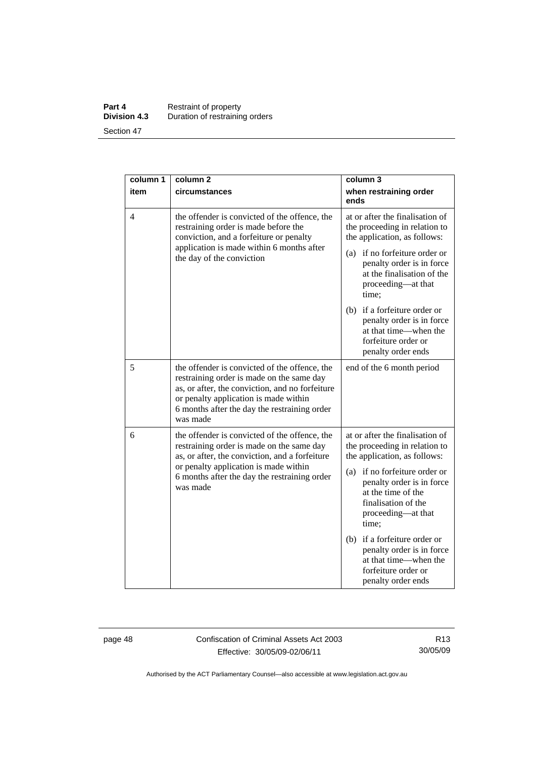| column 1 item | column 2 circumstances | column 3 when restraining order ends |
|---|---|---|
| 4 | the offender is convicted of the offence, the restraining order is made before the conviction, and a forfeiture or penalty application is made within 6 months after the day of the conviction | at or after the finalisation of the proceeding in relation to the application, as follows: (a) if no forfeiture order or penalty order is in force at the finalisation of the proceeding—at that time; (b) if a forfeiture order or penalty order is in force at that time—when the forfeiture order or penalty order ends |
| 5 | the offender is convicted of the offence, the restraining order is made on the same day as, or after, the conviction, and no forfeiture or penalty application is made within 6 months after the day the restraining order was made | end of the 6 month period |
| 6 | the offender is convicted of the offence, the restraining order is made on the same day as, or after, the conviction, and a forfeiture or penalty application is made within 6 months after the day the restraining order was made | at or after the finalisation of the proceeding in relation to the application, as follows: (a) if no forfeiture order or penalty order is in force at the time of the finalisation of the proceeding—at that time; (b) if a forfeiture order or penalty order is in force at that time—when the forfeiture order or penalty order ends |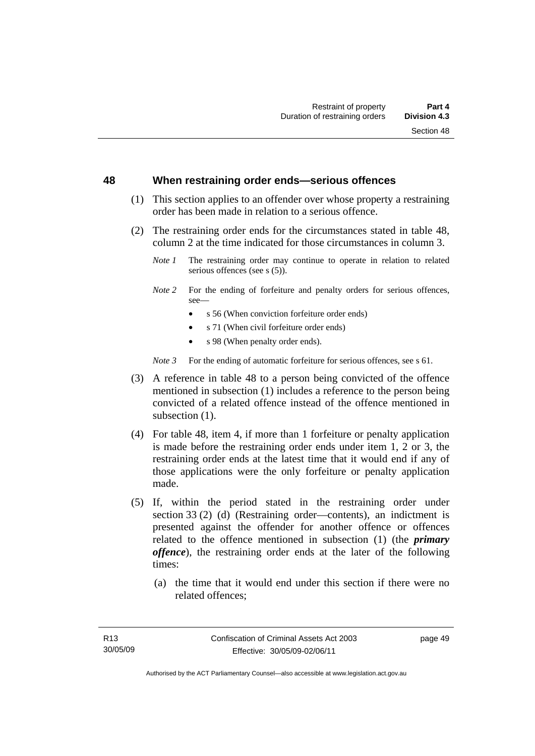## 48 When restraining order ends—serious offences

(1) This section applies to an offender over whose property a restraining order has been made in relation to a serious offence.

(2) The restraining order ends for the circumstances stated in table 48, column 2 at the time indicated for those circumstances in column 3.

*Note 1* The restraining order may continue to operate in relation to related serious offences (see s (5)).

*Note 2* For the ending of forfeiture and penalty orders for serious offences, see—

- s 56 (When conviction forfeiture order ends)
- s 71 (When civil forfeiture order ends)
- s 98 (When penalty order ends).

*Note 3* For the ending of automatic forfeiture for serious offences, see s 61.

(3) A reference in table 48 to a person being convicted of the offence mentioned in subsection (1) includes a reference to the person being convicted of a related offence instead of the offence mentioned in subsection (1).

(4) For table 48, item 4, if more than 1 forfeiture or penalty application is made before the restraining order ends under item 1, 2 or 3, the restraining order ends at the latest time that it would end if any of those applications were the only forfeiture or penalty application made.

(5) If, within the period stated in the restraining order under section 33 (2) (d) (Restraining order—contents), an indictment is presented against the offender for another offence or offences related to the offence mentioned in subsection (1) (the ***primary offence***), the restraining order ends at the later of the following times:

(a) the time that it would end under this section if there were no related offences;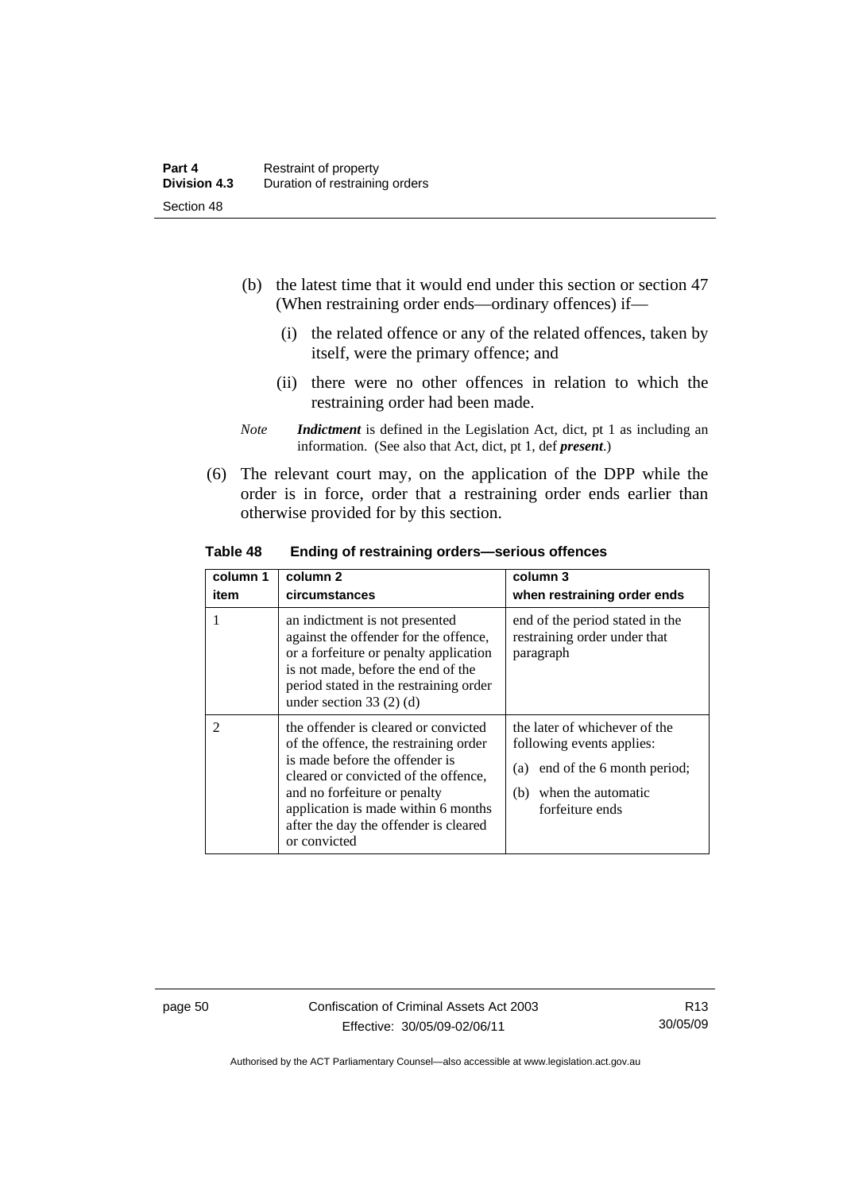(b) the latest time that it would end under this section or section 47 (When restraining order ends—ordinary offences) if—

  (i) the related offence or any of the related offences, taken by itself, were the primary offence; and

  (ii) there were no other offences in relation to which the restraining order had been made.

*Note* ***Indictment*** is defined in the Legislation Act, dict, pt 1 as including an information. (See also that Act, dict, pt 1, def ***present***.)

(6) The relevant court may, on the application of the DPP while the order is in force, order that a restraining order ends earlier than otherwise provided for by this section.

**Table 48 Ending of restraining orders—serious offences**

| column 1 item | column 2 circumstances | column 3 when restraining order ends |
|---|---|---|
| 1 | an indictment is not presented against the offender for the offence, or a forfeiture or penalty application is not made, before the end of the period stated in the restraining order under section 33 (2) (d) | end of the period stated in the restraining order under that paragraph |
| 2 | the offender is cleared or convicted of the offence, the restraining order is made before the offender is cleared or convicted of the offence, and no forfeiture or penalty application is made within 6 months after the day the offender is cleared or convicted | the later of whichever of the following events applies: (a) end of the 6 month period; (b) when the automatic forfeiture ends |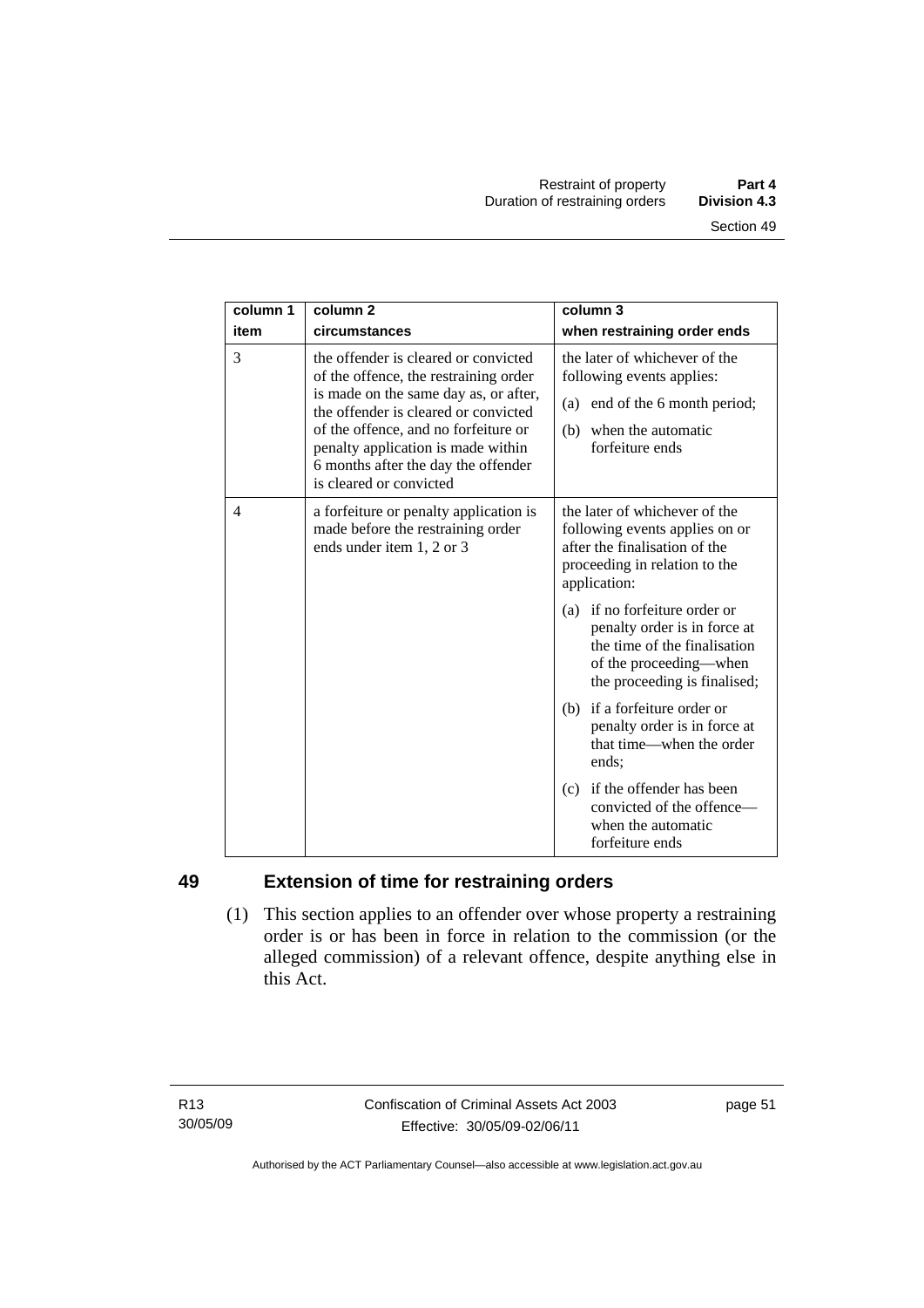| column 1 item | column 2 circumstances | column 3 when restraining order ends |
|---|---|---|
| 3 | the offender is cleared or convicted of the offence, the restraining order is made on the same day as, or after, the offender is cleared or convicted of the offence, and no forfeiture or penalty application is made within 6 months after the day the offender is cleared or convicted | the later of whichever of the following events applies: (a) end of the 6 month period; (b) when the automatic forfeiture ends |
| 4 | a forfeiture or penalty application is made before the restraining order ends under item 1, 2 or 3 | the later of whichever of the following events applies on or after the finalisation of the proceeding in relation to the application: (a) if no forfeiture order or penalty order is in force at the time of the finalisation of the proceeding—when the proceeding is finalised; (b) if a forfeiture order or penalty order is in force at that time—when the order ends; (c) if the offender has been convicted of the offence—when the automatic forfeiture ends |

## 49 Extension of time for restraining orders

(1) This section applies to an offender over whose property a restraining order is or has been in force in relation to the commission (or the alleged commission) of a relevant offence, despite anything else in this Act.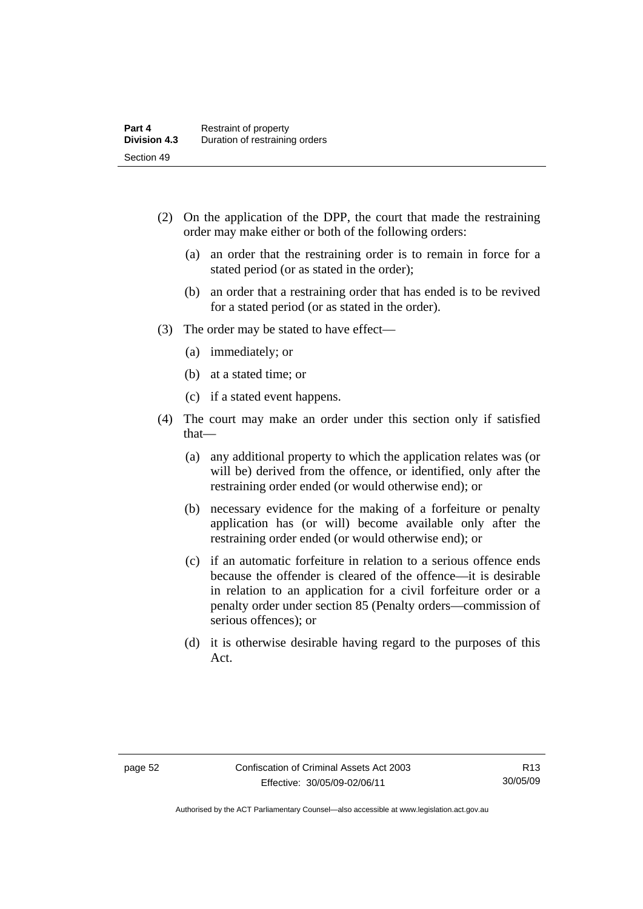(2) On the application of the DPP, the court that made the restraining order may make either or both of the following orders:

(a) an order that the restraining order is to remain in force for a stated period (or as stated in the order);

(b) an order that a restraining order that has ended is to be revived for a stated period (or as stated in the order).

(3) The order may be stated to have effect—

(a) immediately; or

(b) at a stated time; or

(c) if a stated event happens.

(4) The court may make an order under this section only if satisfied that—

(a) any additional property to which the application relates was (or will be) derived from the offence, or identified, only after the restraining order ended (or would otherwise end); or

(b) necessary evidence for the making of a forfeiture or penalty application has (or will) become available only after the restraining order ended (or would otherwise end); or

(c) if an automatic forfeiture in relation to a serious offence ends because the offender is cleared of the offence—it is desirable in relation to an application for a civil forfeiture order or a penalty order under section 85 (Penalty orders—commission of serious offences); or

(d) it is otherwise desirable having regard to the purposes of this Act.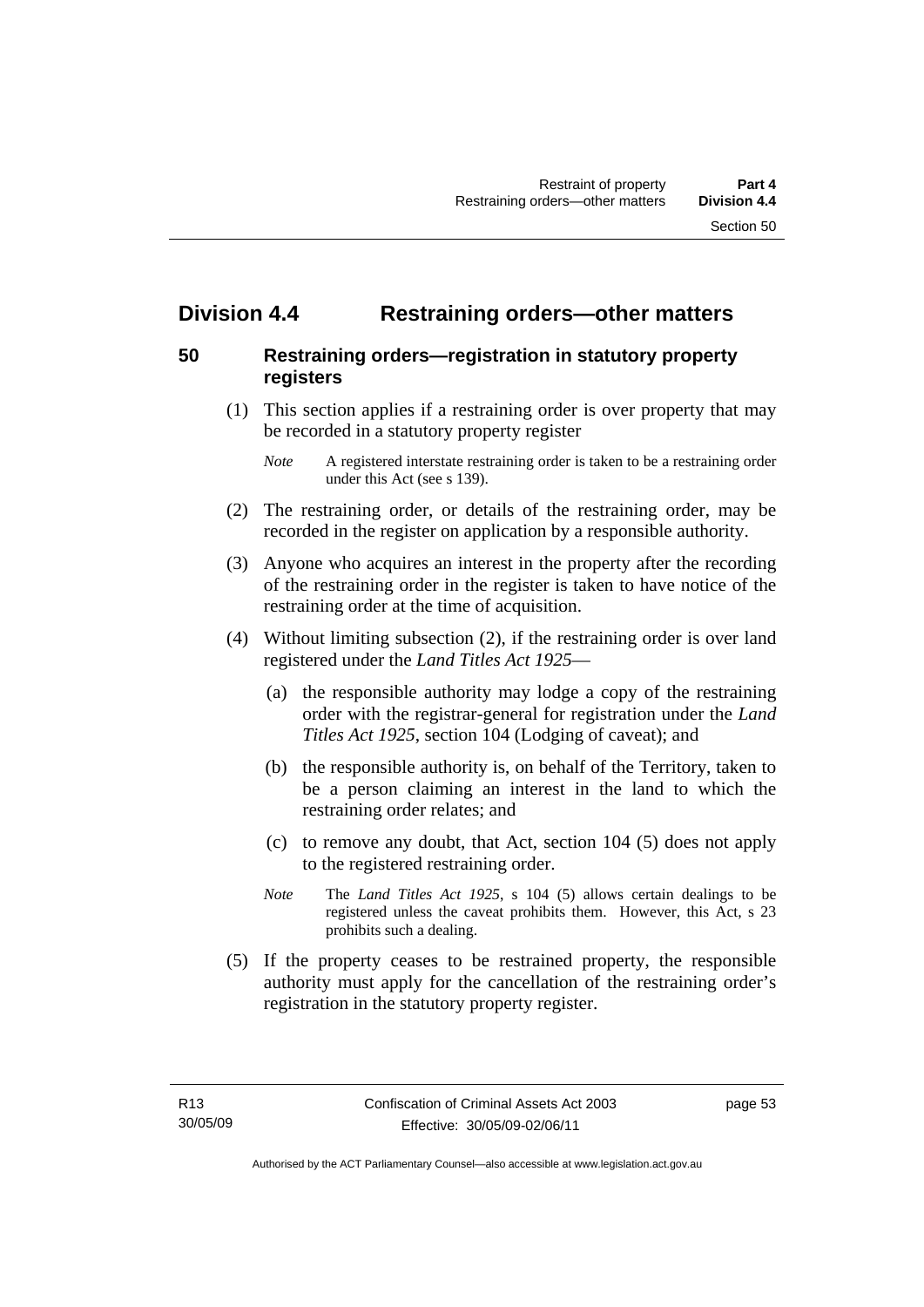## Division 4.4 Restraining orders—other matters

### 50 Restraining orders—registration in statutory property registers

(1) This section applies if a restraining order is over property that may be recorded in a statutory property register

*Note* A registered interstate restraining order is taken to be a restraining order under this Act (see s 139).

(2) The restraining order, or details of the restraining order, may be recorded in the register on application by a responsible authority.

(3) Anyone who acquires an interest in the property after the recording of the restraining order in the register is taken to have notice of the restraining order at the time of acquisition.

(4) Without limiting subsection (2), if the restraining order is over land registered under the *Land Titles Act 1925*—

(a) the responsible authority may lodge a copy of the restraining order with the registrar-general for registration under the *Land Titles Act 1925*, section 104 (Lodging of caveat); and

(b) the responsible authority is, on behalf of the Territory, taken to be a person claiming an interest in the land to which the restraining order relates; and

(c) to remove any doubt, that Act, section 104 (5) does not apply to the registered restraining order.

*Note* The *Land Titles Act 1925*, s 104 (5) allows certain dealings to be registered unless the caveat prohibits them. However, this Act, s 23 prohibits such a dealing.

(5) If the property ceases to be restrained property, the responsible authority must apply for the cancellation of the restraining order's registration in the statutory property register.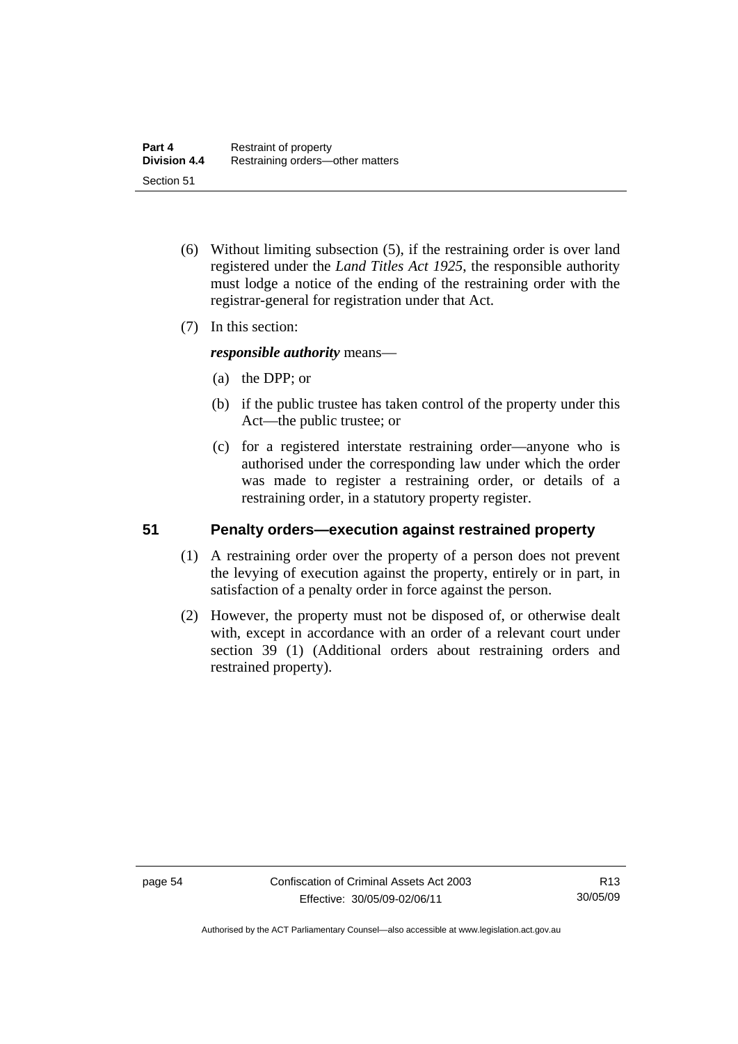(6) Without limiting subsection (5), if the restraining order is over land registered under the *Land Titles Act 1925*, the responsible authority must lodge a notice of the ending of the restraining order with the registrar-general for registration under that Act.

(7) In this section:

***responsible authority*** means—

(a) the DPP; or

(b) if the public trustee has taken control of the property under this Act—the public trustee; or

(c) for a registered interstate restraining order—anyone who is authorised under the corresponding law under which the order was made to register a restraining order, or details of a restraining order, in a statutory property register.

## 51 Penalty orders—execution against restrained property

(1) A restraining order over the property of a person does not prevent the levying of execution against the property, entirely or in part, in satisfaction of a penalty order in force against the person.

(2) However, the property must not be disposed of, or otherwise dealt with, except in accordance with an order of a relevant court under section 39 (1) (Additional orders about restraining orders and restrained property).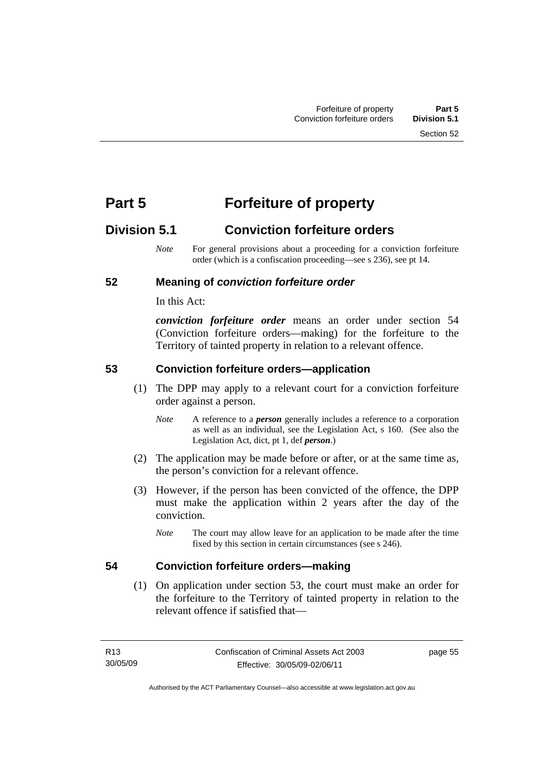# Part 5 Forfeiture of property

## Division 5.1 Conviction forfeiture orders

*Note* For general provisions about a proceeding for a conviction forfeiture order (which is a confiscation proceeding—see s 236), see pt 14.

### 52 Meaning of *conviction forfeiture order*

In this Act:

***conviction forfeiture order*** means an order under section 54 (Conviction forfeiture orders—making) for the forfeiture to the Territory of tainted property in relation to a relevant offence.

### 53 Conviction forfeiture orders—application

(1) The DPP may apply to a relevant court for a conviction forfeiture order against a person.

*Note* A reference to a ***person*** generally includes a reference to a corporation as well as an individual, see the Legislation Act, s 160. (See also the Legislation Act, dict, pt 1, def ***person***.)

(2) The application may be made before or after, or at the same time as, the person's conviction for a relevant offence.

(3) However, if the person has been convicted of the offence, the DPP must make the application within 2 years after the day of the conviction.

*Note* The court may allow leave for an application to be made after the time fixed by this section in certain circumstances (see s 246).

### 54 Conviction forfeiture orders—making

(1) On application under section 53, the court must make an order for the forfeiture to the Territory of tainted property in relation to the relevant offence if satisfied that—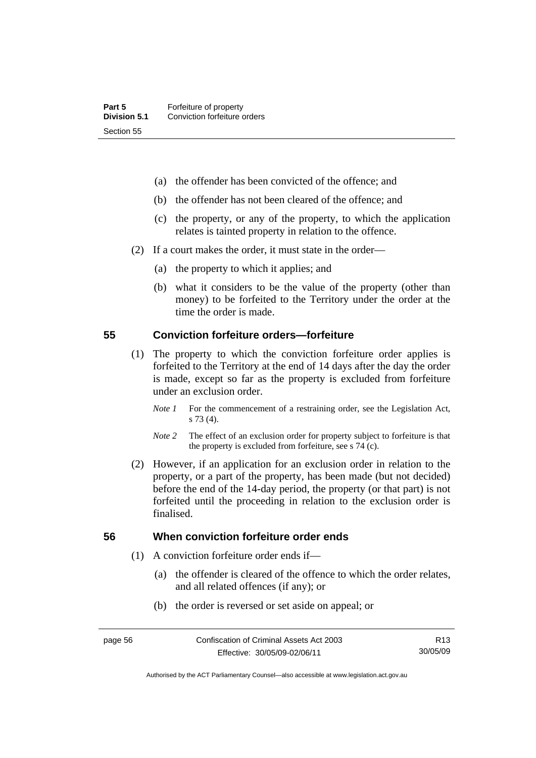(a) the offender has been convicted of the offence; and

(b) the offender has not been cleared of the offence; and

(c) the property, or any of the property, to which the application relates is tainted property in relation to the offence.

(2) If a court makes the order, it must state in the order—

(a) the property to which it applies; and

(b) what it considers to be the value of the property (other than money) to be forfeited to the Territory under the order at the time the order is made.

## 55 Conviction forfeiture orders—forfeiture

(1) The property to which the conviction forfeiture order applies is forfeited to the Territory at the end of 14 days after the day the order is made, except so far as the property is excluded from forfeiture under an exclusion order.

*Note 1* For the commencement of a restraining order, see the Legislation Act, s 73 (4).

*Note 2* The effect of an exclusion order for property subject to forfeiture is that the property is excluded from forfeiture, see s 74 (c).

(2) However, if an application for an exclusion order in relation to the property, or a part of the property, has been made (but not decided) before the end of the 14-day period, the property (or that part) is not forfeited until the proceeding in relation to the exclusion order is finalised.

## 56 When conviction forfeiture order ends

(1) A conviction forfeiture order ends if—

(a) the offender is cleared of the offence to which the order relates, and all related offences (if any); or

(b) the order is reversed or set aside on appeal; or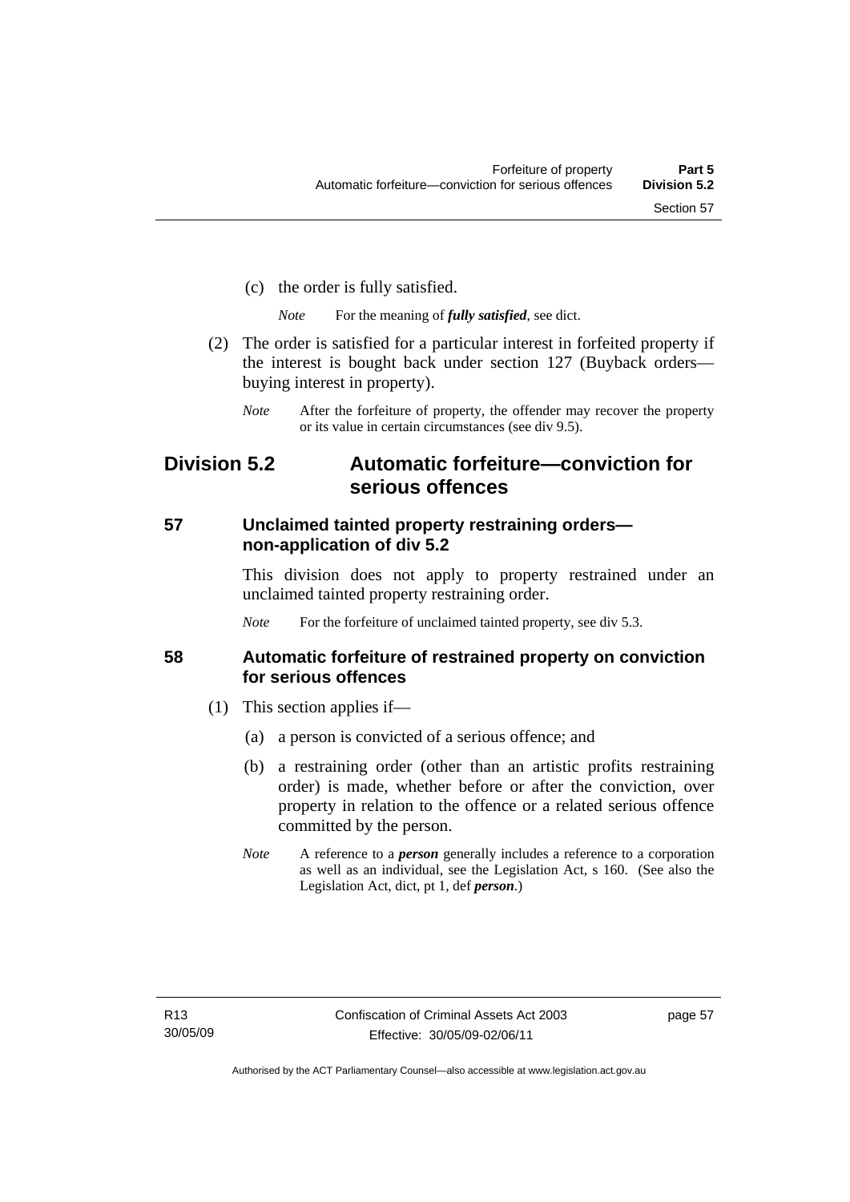(c) the order is fully satisfied.

*Note* For the meaning of ***fully satisfied***, see dict.

(2) The order is satisfied for a particular interest in forfeited property if the interest is bought back under section 127 (Buyback orders—buying interest in property).

*Note* After the forfeiture of property, the offender may recover the property or its value in certain circumstances (see div 9.5).

## Division 5.2 Automatic forfeiture—conviction for serious offences

### 57 Unclaimed tainted property restraining orders—non-application of div 5.2

This division does not apply to property restrained under an unclaimed tainted property restraining order.

*Note* For the forfeiture of unclaimed tainted property, see div 5.3.

### 58 Automatic forfeiture of restrained property on conviction for serious offences

(1) This section applies if—

(a) a person is convicted of a serious offence; and

(b) a restraining order (other than an artistic profits restraining order) is made, whether before or after the conviction, over property in relation to the offence or a related serious offence committed by the person.

*Note* A reference to a ***person*** generally includes a reference to a corporation as well as an individual, see the Legislation Act, s 160. (See also the Legislation Act, dict, pt 1, def ***person***.)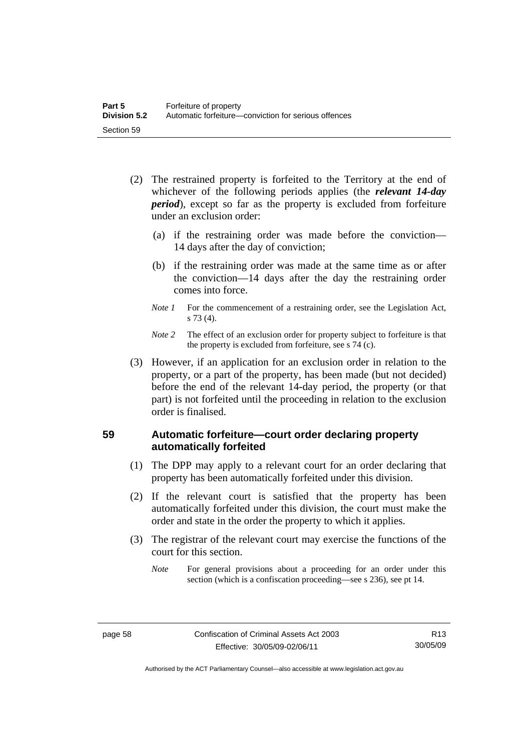(2) The restrained property is forfeited to the Territory at the end of whichever of the following periods applies (the ***relevant 14-day period***), except so far as the property is excluded from forfeiture under an exclusion order:

(a) if the restraining order was made before the conviction—14 days after the day of conviction;

(b) if the restraining order was made at the same time as or after the conviction—14 days after the day the restraining order comes into force.

*Note 1* For the commencement of a restraining order, see the Legislation Act, s 73 (4).

*Note 2* The effect of an exclusion order for property subject to forfeiture is that the property is excluded from forfeiture, see s 74 (c).

(3) However, if an application for an exclusion order in relation to the property, or a part of the property, has been made (but not decided) before the end of the relevant 14-day period, the property (or that part) is not forfeited until the proceeding in relation to the exclusion order is finalised.

## 59 Automatic forfeiture—court order declaring property automatically forfeited

(1) The DPP may apply to a relevant court for an order declaring that property has been automatically forfeited under this division.

(2) If the relevant court is satisfied that the property has been automatically forfeited under this division, the court must make the order and state in the order the property to which it applies.

(3) The registrar of the relevant court may exercise the functions of the court for this section.

*Note* For general provisions about a proceeding for an order under this section (which is a confiscation proceeding—see s 236), see pt 14.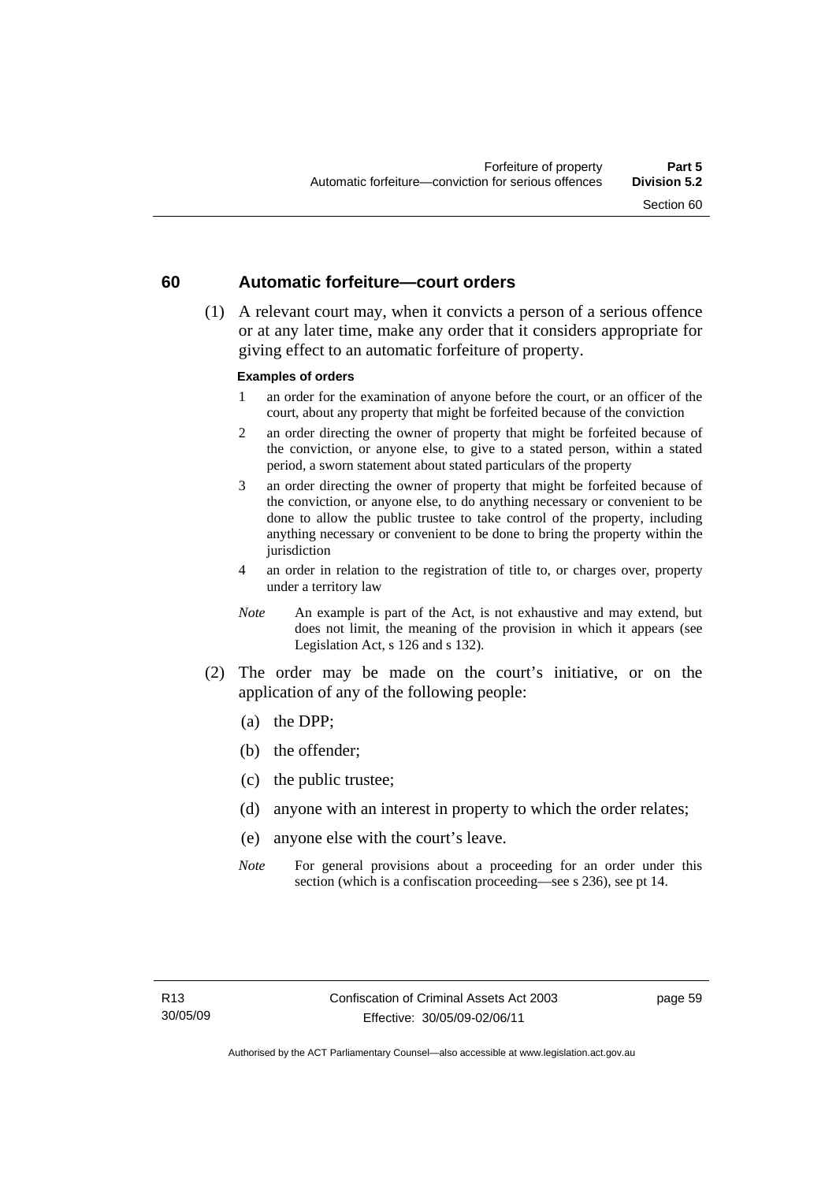## 60 Automatic forfeiture—court orders

(1) A relevant court may, when it convicts a person of a serious offence or at any later time, make any order that it considers appropriate for giving effect to an automatic forfeiture of property.

**Examples of orders**

1 an order for the examination of anyone before the court, or an officer of the court, about any property that might be forfeited because of the conviction

2 an order directing the owner of property that might be forfeited because of the conviction, or anyone else, to give to a stated person, within a stated period, a sworn statement about stated particulars of the property

3 an order directing the owner of property that might be forfeited because of the conviction, or anyone else, to do anything necessary or convenient to be done to allow the public trustee to take control of the property, including anything necessary or convenient to be done to bring the property within the jurisdiction

4 an order in relation to the registration of title to, or charges over, property under a territory law

*Note* An example is part of the Act, is not exhaustive and may extend, but does not limit, the meaning of the provision in which it appears (see Legislation Act, s 126 and s 132).

(2) The order may be made on the court's initiative, or on the application of any of the following people:

(a) the DPP;

(b) the offender;

(c) the public trustee;

(d) anyone with an interest in property to which the order relates;

(e) anyone else with the court's leave.

*Note* For general provisions about a proceeding for an order under this section (which is a confiscation proceeding—see s 236), see pt 14.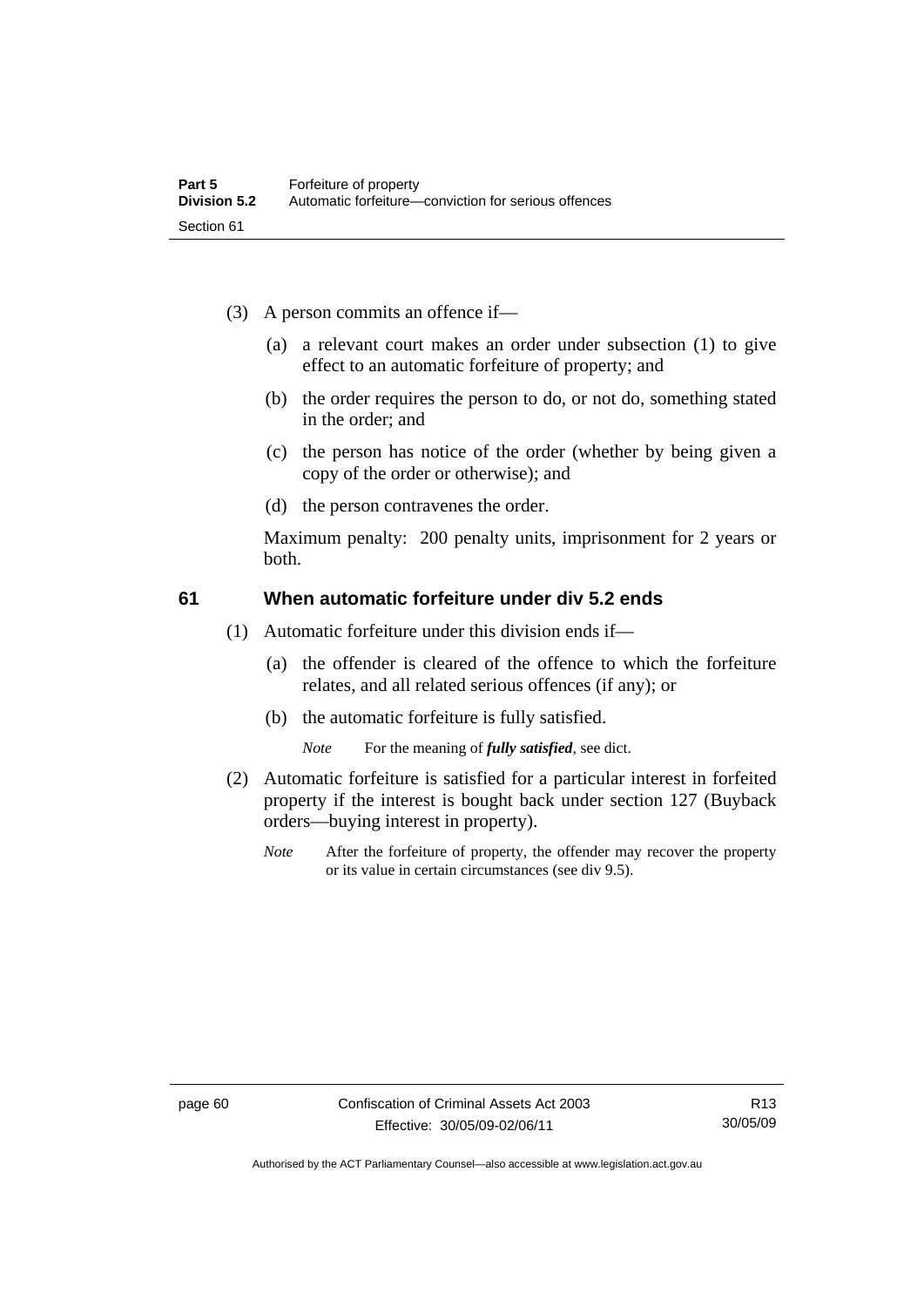(3) A person commits an offence if—

(a) a relevant court makes an order under subsection (1) to give effect to an automatic forfeiture of property; and

(b) the order requires the person to do, or not do, something stated in the order; and

(c) the person has notice of the order (whether by being given a copy of the order or otherwise); and

(d) the person contravenes the order.

Maximum penalty: 200 penalty units, imprisonment for 2 years or both.

## 61 When automatic forfeiture under div 5.2 ends

(1) Automatic forfeiture under this division ends if—

(a) the offender is cleared of the offence to which the forfeiture relates, and all related serious offences (if any); or

(b) the automatic forfeiture is fully satisfied.

*Note* For the meaning of ***fully satisfied***, see dict.

(2) Automatic forfeiture is satisfied for a particular interest in forfeited property if the interest is bought back under section 127 (Buyback orders—buying interest in property).

*Note* After the forfeiture of property, the offender may recover the property or its value in certain circumstances (see div 9.5).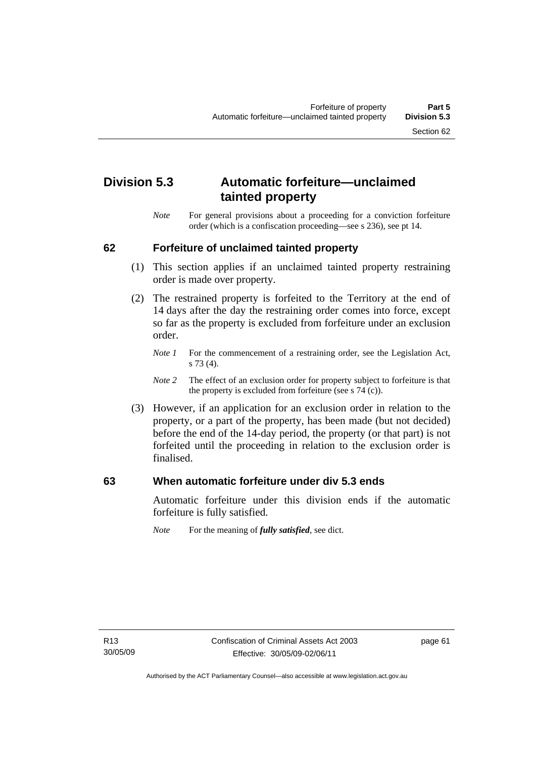# Division 5.3 Automatic forfeiture—unclaimed tainted property

*Note* For general provisions about a proceeding for a conviction forfeiture order (which is a confiscation proceeding—see s 236), see pt 14.

## 62 Forfeiture of unclaimed tainted property

(1) This section applies if an unclaimed tainted property restraining order is made over property.

(2) The restrained property is forfeited to the Territory at the end of 14 days after the day the restraining order comes into force, except so far as the property is excluded from forfeiture under an exclusion order.

*Note 1* For the commencement of a restraining order, see the Legislation Act, s 73 (4).

*Note 2* The effect of an exclusion order for property subject to forfeiture is that the property is excluded from forfeiture (see s 74 (c)).

(3) However, if an application for an exclusion order in relation to the property, or a part of the property, has been made (but not decided) before the end of the 14-day period, the property (or that part) is not forfeited until the proceeding in relation to the exclusion order is finalised.

## 63 When automatic forfeiture under div 5.3 ends

Automatic forfeiture under this division ends if the automatic forfeiture is fully satisfied.

*Note* For the meaning of ***fully satisfied***, see dict.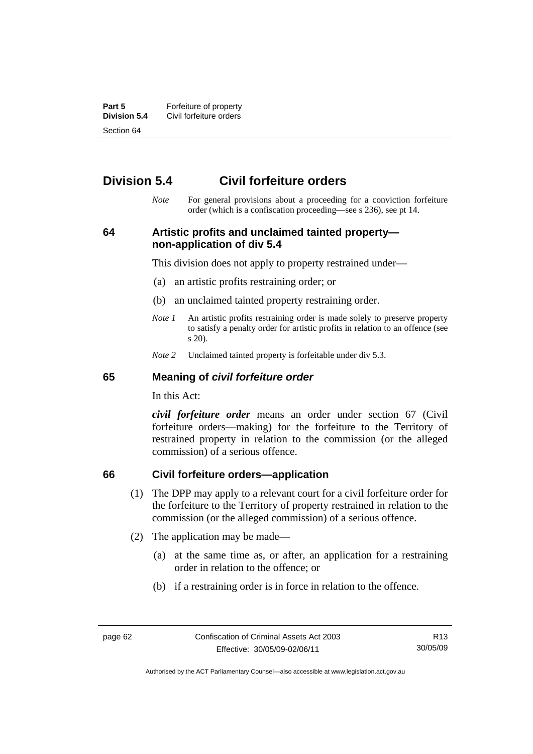# Division 5.4 Civil forfeiture orders

*Note* For general provisions about a proceeding for a conviction forfeiture order (which is a confiscation proceeding—see s 236), see pt 14.

## 64 Artistic profits and unclaimed tainted property—non-application of div 5.4

This division does not apply to property restrained under—

(a) an artistic profits restraining order; or

(b) an unclaimed tainted property restraining order.

*Note 1* An artistic profits restraining order is made solely to preserve property to satisfy a penalty order for artistic profits in relation to an offence (see s 20).

*Note 2* Unclaimed tainted property is forfeitable under div 5.3.

## 65 Meaning of *civil forfeiture order*

In this Act:

***civil forfeiture order*** means an order under section 67 (Civil forfeiture orders—making) for the forfeiture to the Territory of restrained property in relation to the commission (or the alleged commission) of a serious offence.

## 66 Civil forfeiture orders—application

(1) The DPP may apply to a relevant court for a civil forfeiture order for the forfeiture to the Territory of property restrained in relation to the commission (or the alleged commission) of a serious offence.

(2) The application may be made—

(a) at the same time as, or after, an application for a restraining order in relation to the offence; or

(b) if a restraining order is in force in relation to the offence.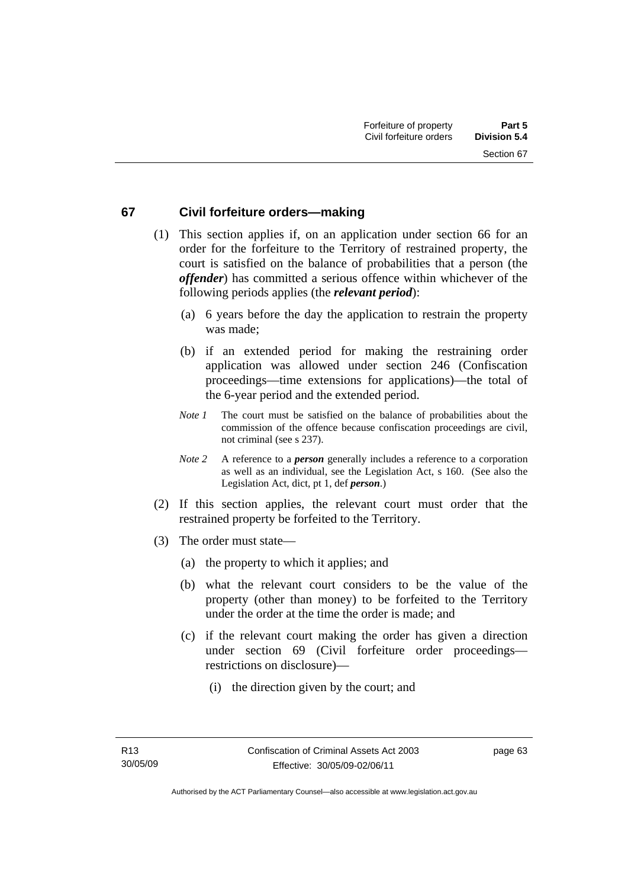## 67 Civil forfeiture orders—making

(1) This section applies if, on an application under section 66 for an order for the forfeiture to the Territory of restrained property, the court is satisfied on the balance of probabilities that a person (the ***offender***) has committed a serious offence within whichever of the following periods applies (the ***relevant period***):

  (a) 6 years before the day the application to restrain the property was made;

  (b) if an extended period for making the restraining order application was allowed under section 246 (Confiscation proceedings—time extensions for applications)—the total of the 6-year period and the extended period.

  *Note 1* The court must be satisfied on the balance of probabilities about the commission of the offence because confiscation proceedings are civil, not criminal (see s 237).

  *Note 2* A reference to a ***person*** generally includes a reference to a corporation as well as an individual, see the Legislation Act, s 160. (See also the Legislation Act, dict, pt 1, def ***person***.)

(2) If this section applies, the relevant court must order that the restrained property be forfeited to the Territory.

(3) The order must state—

  (a) the property to which it applies; and

  (b) what the relevant court considers to be the value of the property (other than money) to be forfeited to the Territory under the order at the time the order is made; and

  (c) if the relevant court making the order has given a direction under section 69 (Civil forfeiture order proceedings—restrictions on disclosure)—

    (i) the direction given by the court; and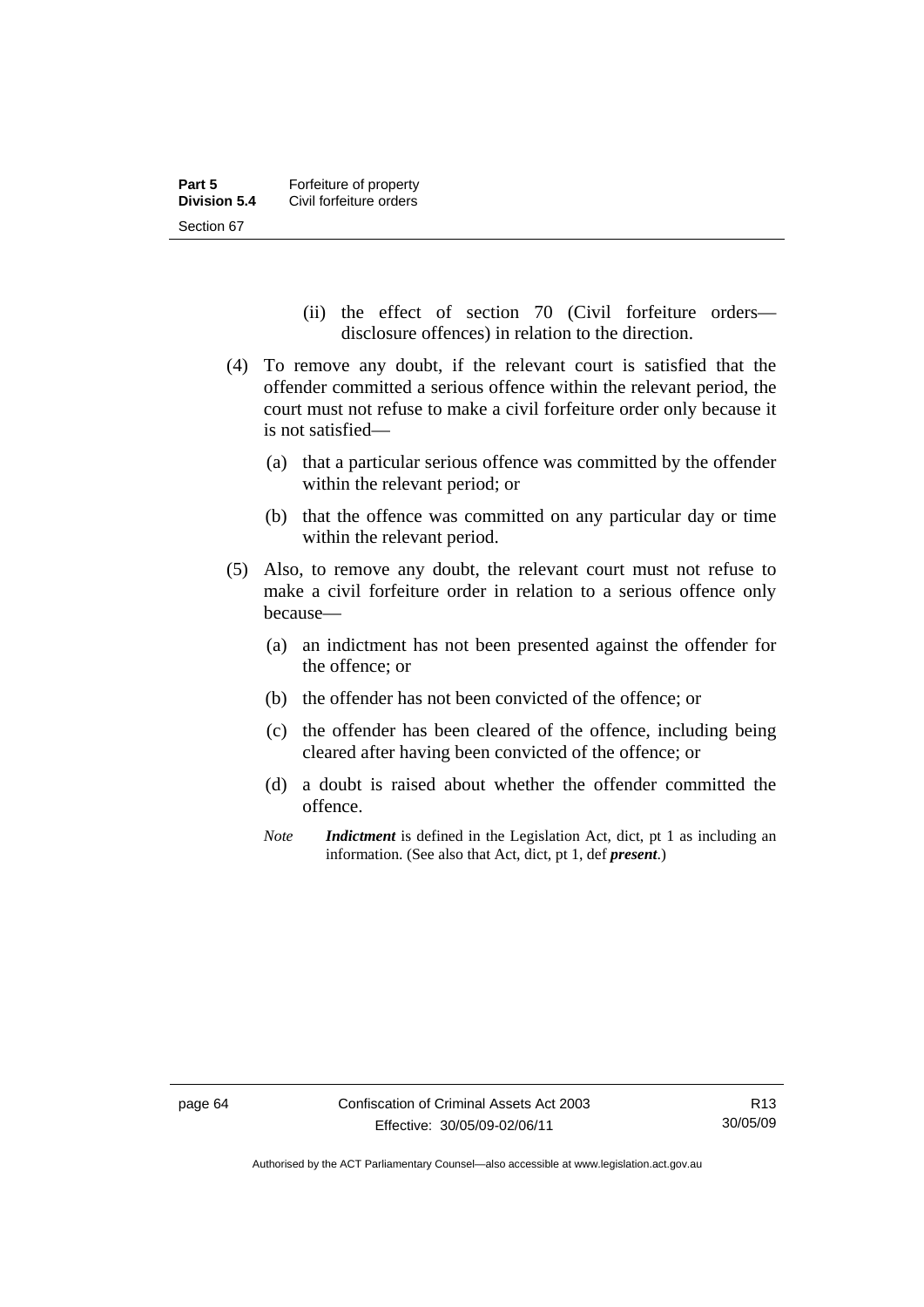(ii) the effect of section 70 (Civil forfeiture orders—disclosure offences) in relation to the direction.

(4) To remove any doubt, if the relevant court is satisfied that the offender committed a serious offence within the relevant period, the court must not refuse to make a civil forfeiture order only because it is not satisfied—

(a) that a particular serious offence was committed by the offender within the relevant period; or

(b) that the offence was committed on any particular day or time within the relevant period.

(5) Also, to remove any doubt, the relevant court must not refuse to make a civil forfeiture order in relation to a serious offence only because—

(a) an indictment has not been presented against the offender for the offence; or

(b) the offender has not been convicted of the offence; or

(c) the offender has been cleared of the offence, including being cleared after having been convicted of the offence; or

(d) a doubt is raised about whether the offender committed the offence.

*Note* ***Indictment*** is defined in the Legislation Act, dict, pt 1 as including an information. (See also that Act, dict, pt 1, def ***present***.)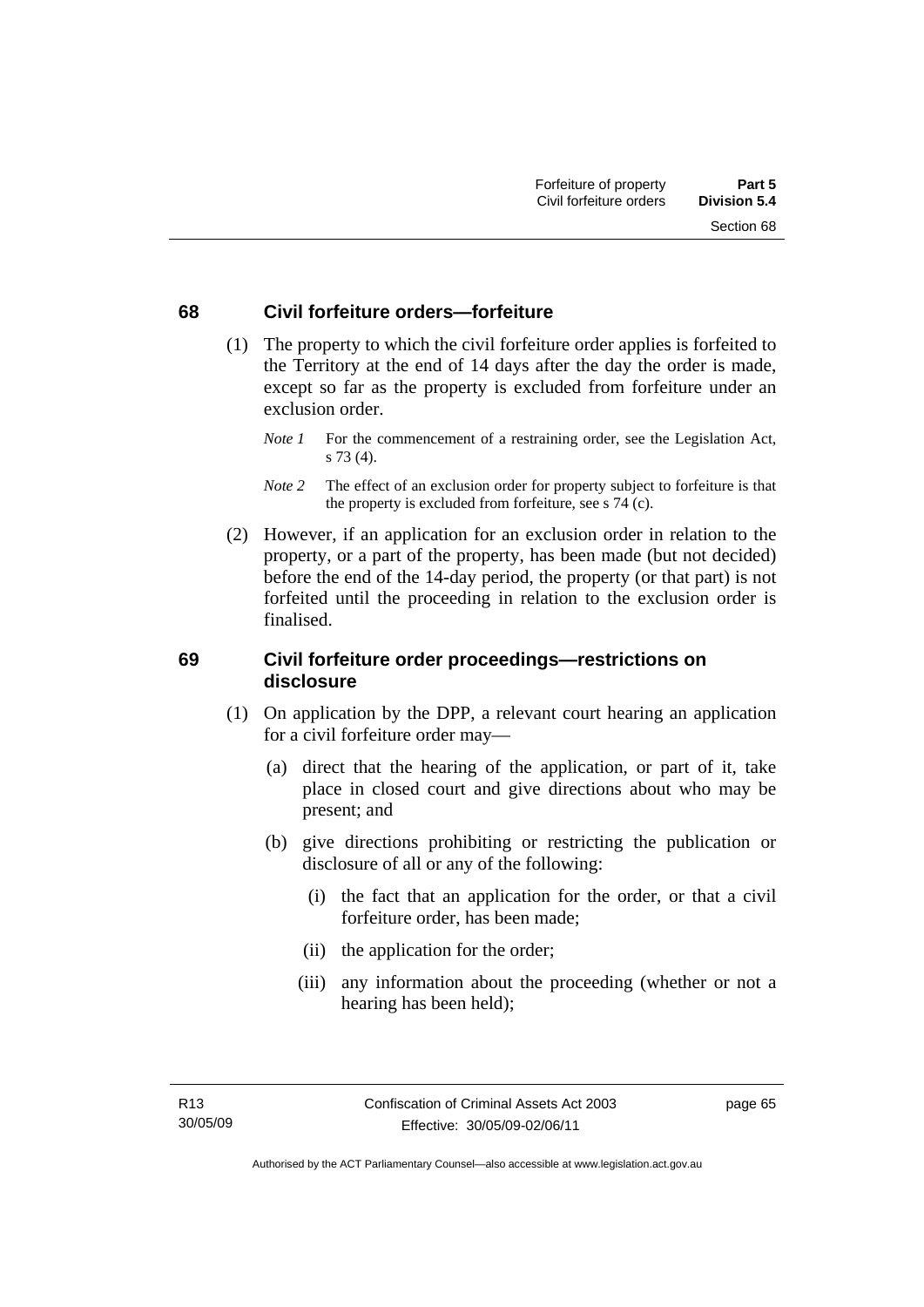## 68 Civil forfeiture orders—forfeiture

(1) The property to which the civil forfeiture order applies is forfeited to the Territory at the end of 14 days after the day the order is made, except so far as the property is excluded from forfeiture under an exclusion order.

*Note 1* For the commencement of a restraining order, see the Legislation Act, s 73 (4).

*Note 2* The effect of an exclusion order for property subject to forfeiture is that the property is excluded from forfeiture, see s 74 (c).

(2) However, if an application for an exclusion order in relation to the property, or a part of the property, has been made (but not decided) before the end of the 14-day period, the property (or that part) is not forfeited until the proceeding in relation to the exclusion order is finalised.

## 69 Civil forfeiture order proceedings—restrictions on disclosure

(1) On application by the DPP, a relevant court hearing an application for a civil forfeiture order may—

(a) direct that the hearing of the application, or part of it, take place in closed court and give directions about who may be present; and

(b) give directions prohibiting or restricting the publication or disclosure of all or any of the following:

(i) the fact that an application for the order, or that a civil forfeiture order, has been made;

(ii) the application for the order;

(iii) any information about the proceeding (whether or not a hearing has been held);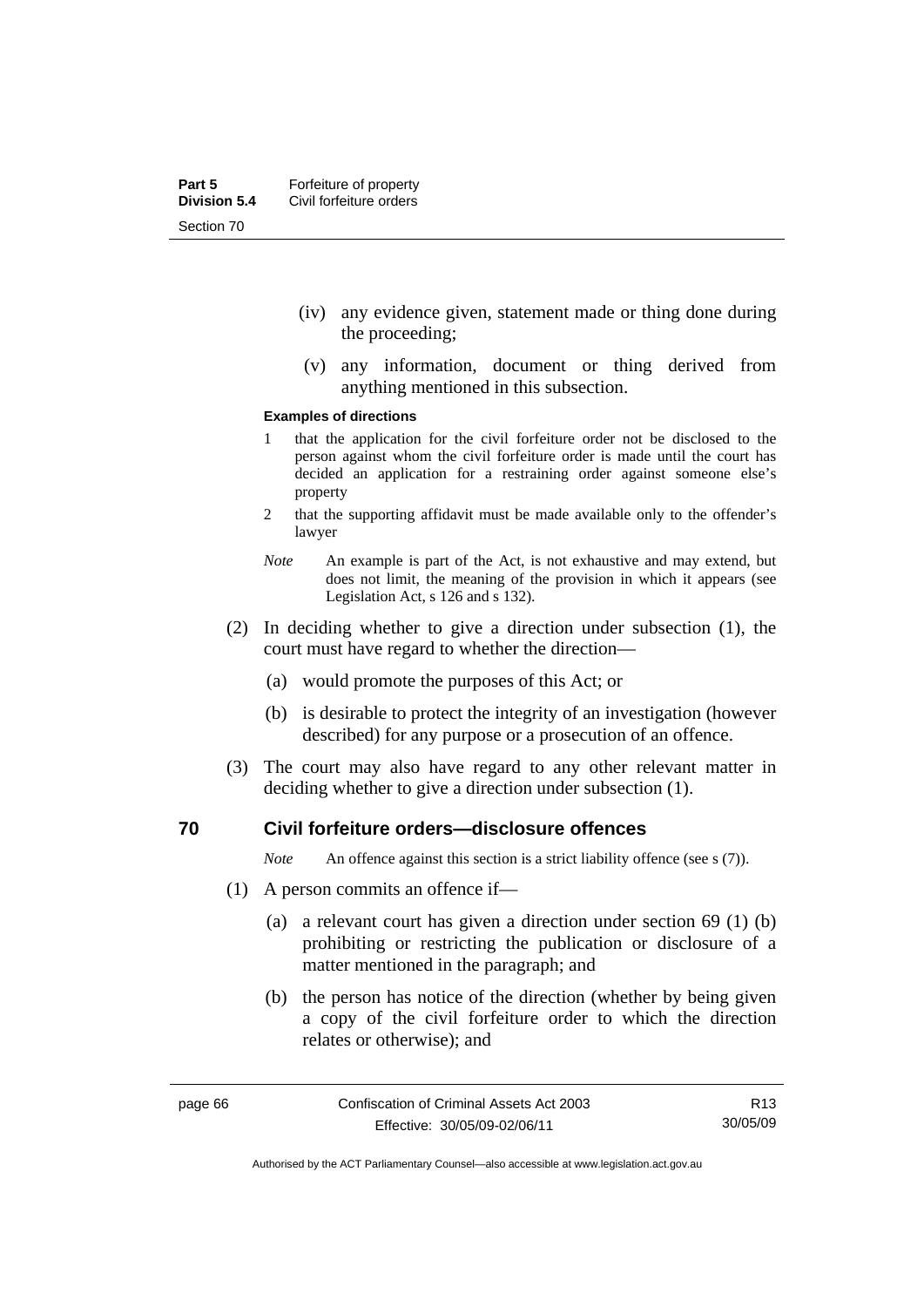(iv) any evidence given, statement made or thing done during the proceeding;

(v) any information, document or thing derived from anything mentioned in this subsection.

**Examples of directions**

1 that the application for the civil forfeiture order not be disclosed to the person against whom the civil forfeiture order is made until the court has decided an application for a restraining order against someone else's property

2 that the supporting affidavit must be made available only to the offender's lawyer

*Note* An example is part of the Act, is not exhaustive and may extend, but does not limit, the meaning of the provision in which it appears (see Legislation Act, s 126 and s 132).

(2) In deciding whether to give a direction under subsection (1), the court must have regard to whether the direction—

(a) would promote the purposes of this Act; or

(b) is desirable to protect the integrity of an investigation (however described) for any purpose or a prosecution of an offence.

(3) The court may also have regard to any other relevant matter in deciding whether to give a direction under subsection (1).

## 70 Civil forfeiture orders—disclosure offences

*Note* An offence against this section is a strict liability offence (see s (7)).

(1) A person commits an offence if—

(a) a relevant court has given a direction under section 69 (1) (b) prohibiting or restricting the publication or disclosure of a matter mentioned in the paragraph; and

(b) the person has notice of the direction (whether by being given a copy of the civil forfeiture order to which the direction relates or otherwise); and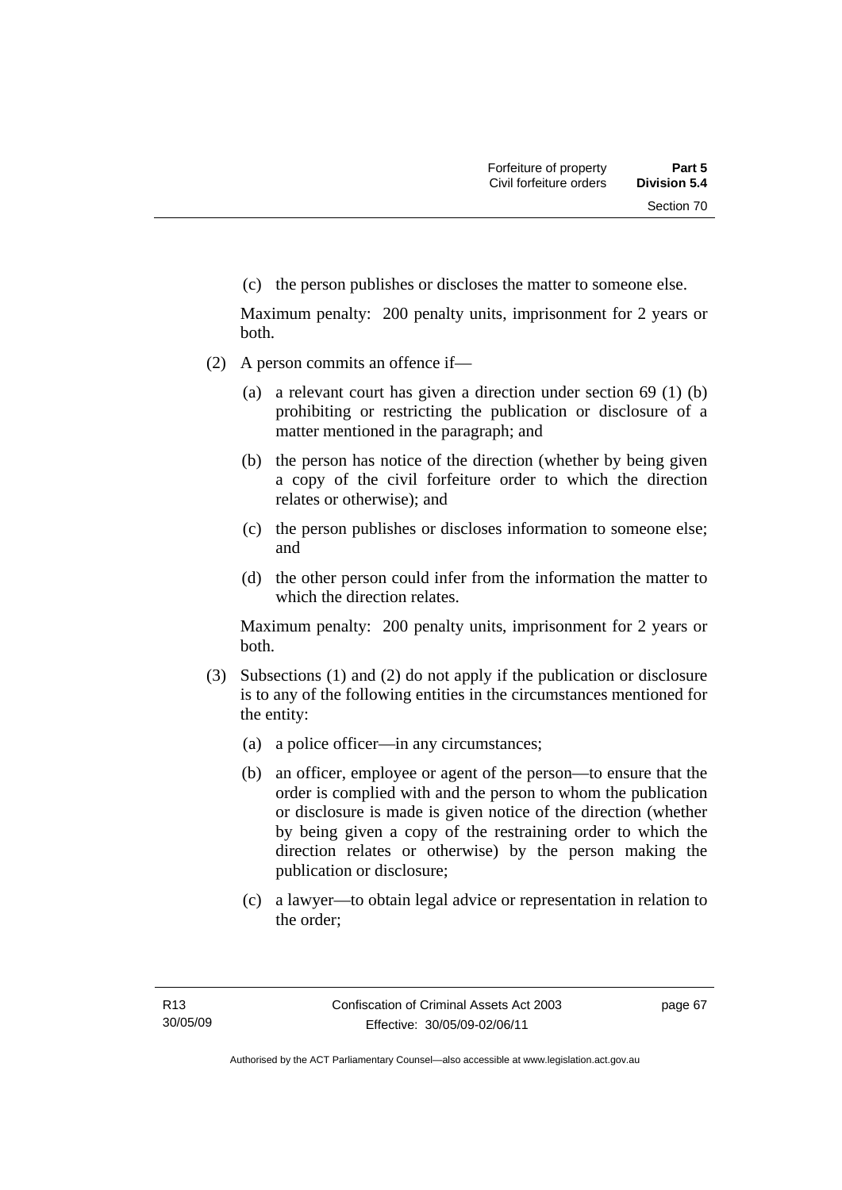(c) the person publishes or discloses the matter to someone else.

Maximum penalty: 200 penalty units, imprisonment for 2 years or both.

(2) A person commits an offence if—

(a) a relevant court has given a direction under section 69 (1) (b) prohibiting or restricting the publication or disclosure of a matter mentioned in the paragraph; and

(b) the person has notice of the direction (whether by being given a copy of the civil forfeiture order to which the direction relates or otherwise); and

(c) the person publishes or discloses information to someone else; and

(d) the other person could infer from the information the matter to which the direction relates.

Maximum penalty: 200 penalty units, imprisonment for 2 years or both.

(3) Subsections (1) and (2) do not apply if the publication or disclosure is to any of the following entities in the circumstances mentioned for the entity:

(a) a police officer—in any circumstances;

(b) an officer, employee or agent of the person—to ensure that the order is complied with and the person to whom the publication or disclosure is made is given notice of the direction (whether by being given a copy of the restraining order to which the direction relates or otherwise) by the person making the publication or disclosure;

(c) a lawyer—to obtain legal advice or representation in relation to the order;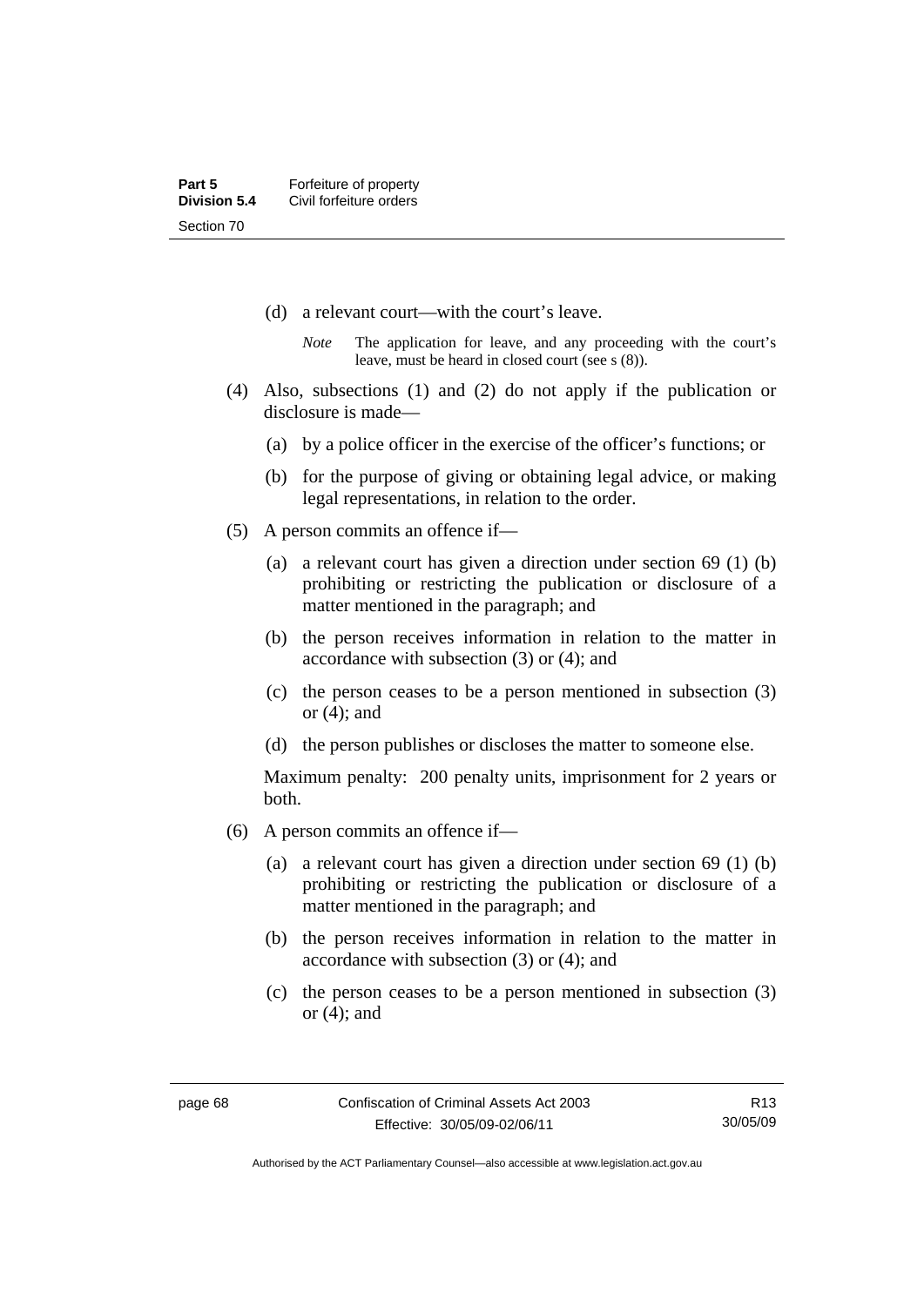(d) a relevant court—with the court's leave.

*Note* The application for leave, and any proceeding with the court's leave, must be heard in closed court (see s (8)).

(4) Also, subsections (1) and (2) do not apply if the publication or disclosure is made—

(a) by a police officer in the exercise of the officer's functions; or

(b) for the purpose of giving or obtaining legal advice, or making legal representations, in relation to the order.

(5) A person commits an offence if—

(a) a relevant court has given a direction under section 69 (1) (b) prohibiting or restricting the publication or disclosure of a matter mentioned in the paragraph; and

(b) the person receives information in relation to the matter in accordance with subsection (3) or (4); and

(c) the person ceases to be a person mentioned in subsection (3) or (4); and

(d) the person publishes or discloses the matter to someone else.

Maximum penalty: 200 penalty units, imprisonment for 2 years or both.

(6) A person commits an offence if—

(a) a relevant court has given a direction under section 69 (1) (b) prohibiting or restricting the publication or disclosure of a matter mentioned in the paragraph; and

(b) the person receives information in relation to the matter in accordance with subsection (3) or (4); and

(c) the person ceases to be a person mentioned in subsection (3) or (4); and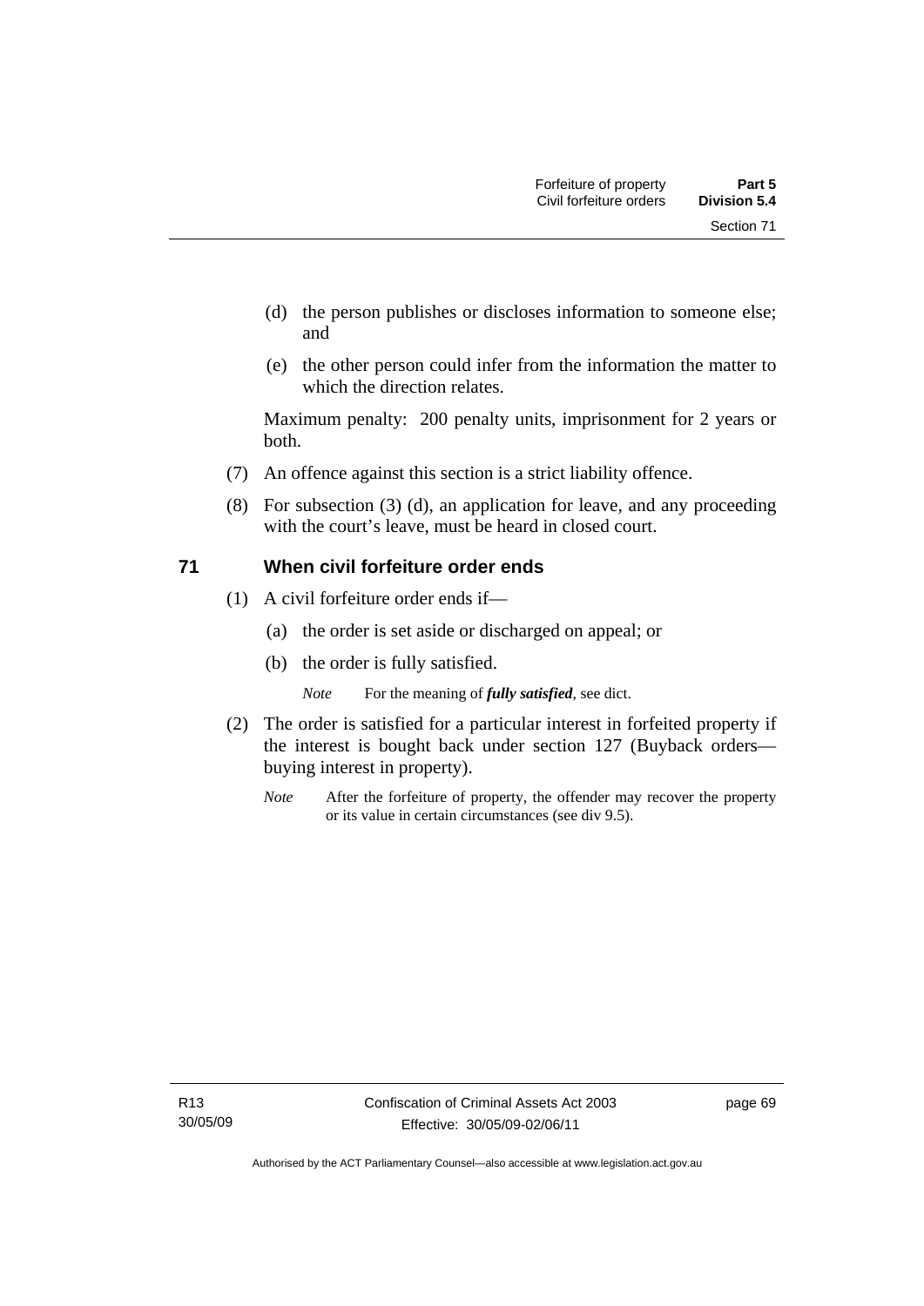(d) the person publishes or discloses information to someone else; and

(e) the other person could infer from the information the matter to which the direction relates.

Maximum penalty: 200 penalty units, imprisonment for 2 years or both.

(7) An offence against this section is a strict liability offence.

(8) For subsection (3) (d), an application for leave, and any proceeding with the court's leave, must be heard in closed court.

## 71 When civil forfeiture order ends

(1) A civil forfeiture order ends if—

(a) the order is set aside or discharged on appeal; or

(b) the order is fully satisfied.

*Note* For the meaning of ***fully satisfied***, see dict.

(2) The order is satisfied for a particular interest in forfeited property if the interest is bought back under section 127 (Buyback orders—buying interest in property).

*Note* After the forfeiture of property, the offender may recover the property or its value in certain circumstances (see div 9.5).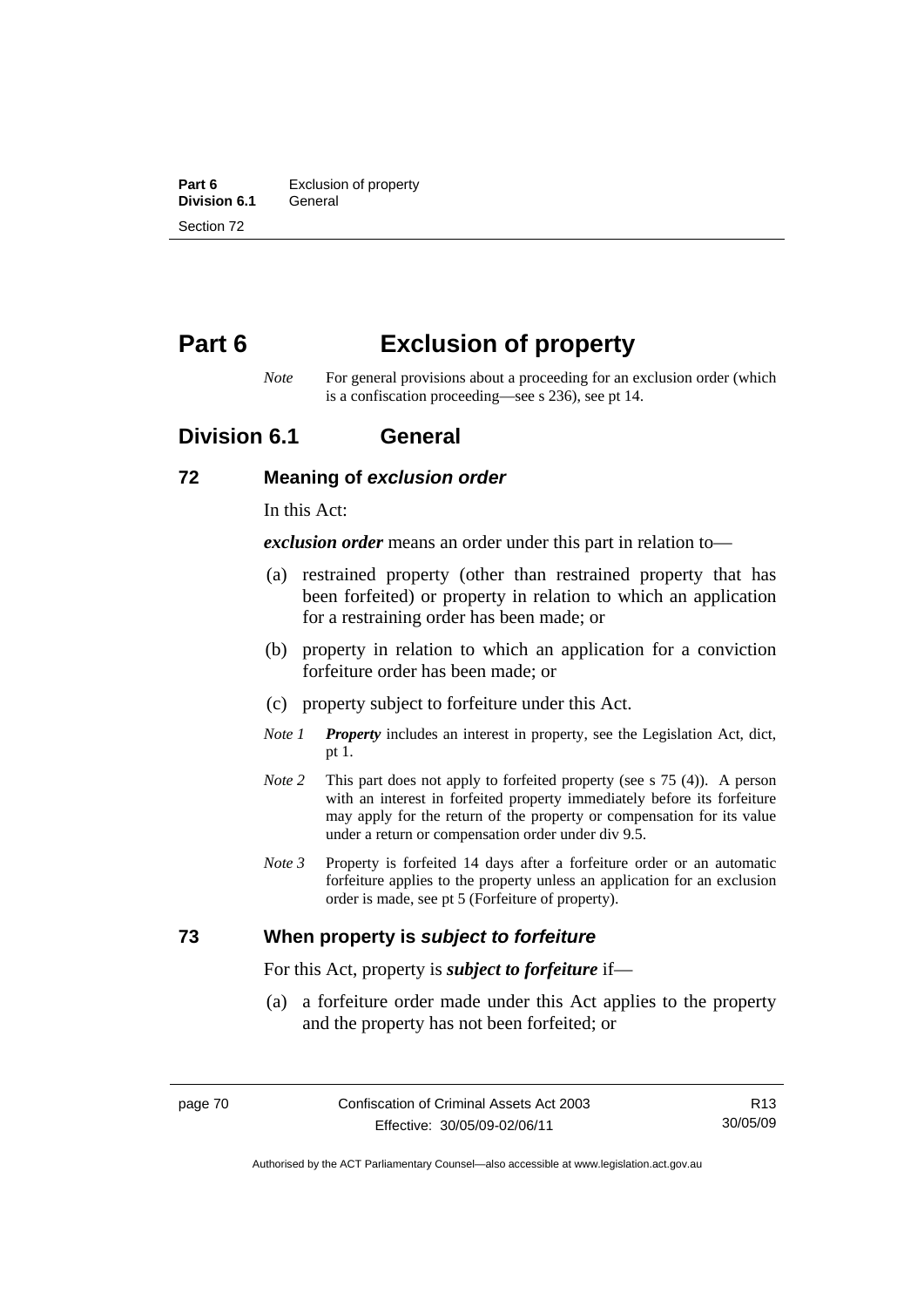# Part 6 Exclusion of property

*Note* For general provisions about a proceeding for an exclusion order (which is a confiscation proceeding—see s 236), see pt 14.

## Division 6.1 General

### 72 Meaning of *exclusion order*

In this Act:

***exclusion order*** means an order under this part in relation to—

(a) restrained property (other than restrained property that has been forfeited) or property in relation to which an application for a restraining order has been made; or

(b) property in relation to which an application for a conviction forfeiture order has been made; or

(c) property subject to forfeiture under this Act.

*Note 1* ***Property*** includes an interest in property, see the Legislation Act, dict, pt 1.

*Note 2* This part does not apply to forfeited property (see s 75 (4)). A person with an interest in forfeited property immediately before its forfeiture may apply for the return of the property or compensation for its value under a return or compensation order under div 9.5.

*Note 3* Property is forfeited 14 days after a forfeiture order or an automatic forfeiture applies to the property unless an application for an exclusion order is made, see pt 5 (Forfeiture of property).

### 73 When property is *subject to forfeiture*

For this Act, property is ***subject to forfeiture*** if—

(a) a forfeiture order made under this Act applies to the property and the property has not been forfeited; or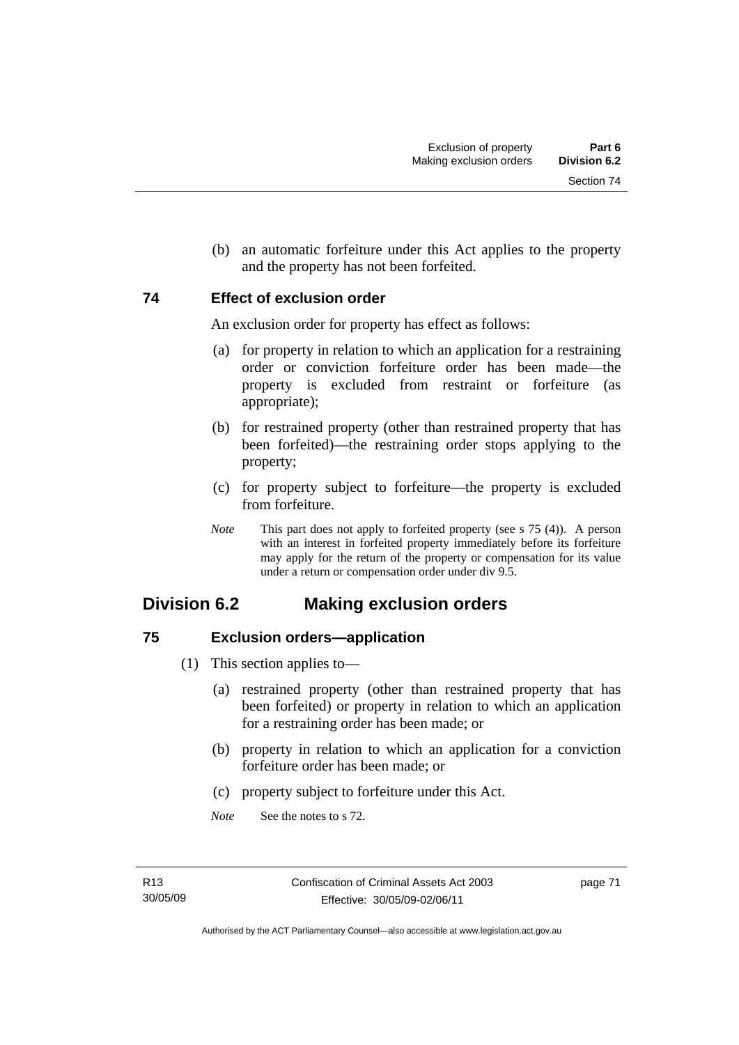(b) an automatic forfeiture under this Act applies to the property and the property has not been forfeited.

### 74 Effect of exclusion order

An exclusion order for property has effect as follows:

(a) for property in relation to which an application for a restraining order or conviction forfeiture order has been made—the property is excluded from restraint or forfeiture (as appropriate);

(b) for restrained property (other than restrained property that has been forfeited)—the restraining order stops applying to the property;

(c) for property subject to forfeiture—the property is excluded from forfeiture.

*Note* This part does not apply to forfeited property (see s 75 (4)). A person with an interest in forfeited property immediately before its forfeiture may apply for the return of the property or compensation for its value under a return or compensation order under div 9.5.

## Division 6.2 Making exclusion orders

### 75 Exclusion orders—application

(1) This section applies to—

(a) restrained property (other than restrained property that has been forfeited) or property in relation to which an application for a restraining order has been made; or

(b) property in relation to which an application for a conviction forfeiture order has been made; or

(c) property subject to forfeiture under this Act.

*Note* See the notes to s 72.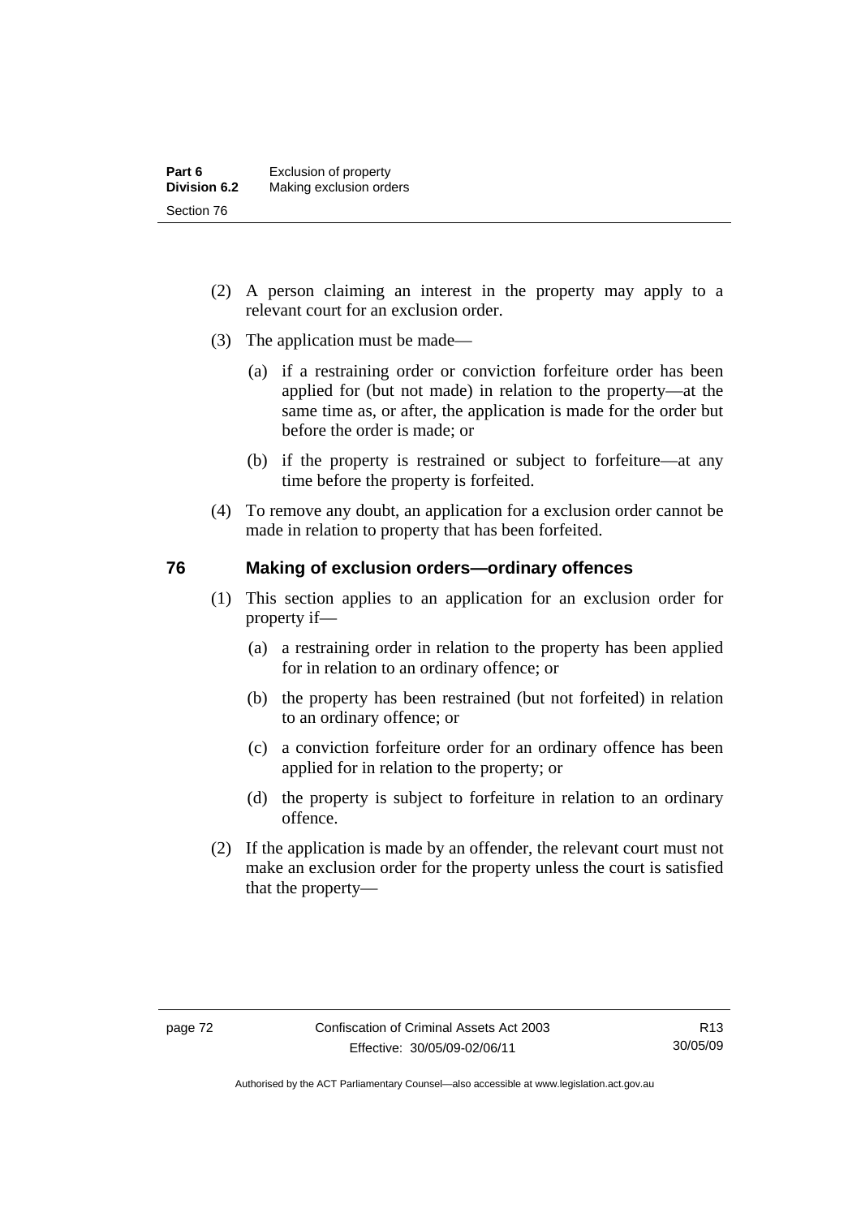(2) A person claiming an interest in the property may apply to a relevant court for an exclusion order.

(3) The application must be made—

(a) if a restraining order or conviction forfeiture order has been applied for (but not made) in relation to the property—at the same time as, or after, the application is made for the order but before the order is made; or

(b) if the property is restrained or subject to forfeiture—at any time before the property is forfeited.

(4) To remove any doubt, an application for a exclusion order cannot be made in relation to property that has been forfeited.

## 76 Making of exclusion orders—ordinary offences

(1) This section applies to an application for an exclusion order for property if—

(a) a restraining order in relation to the property has been applied for in relation to an ordinary offence; or

(b) the property has been restrained (but not forfeited) in relation to an ordinary offence; or

(c) a conviction forfeiture order for an ordinary offence has been applied for in relation to the property; or

(d) the property is subject to forfeiture in relation to an ordinary offence.

(2) If the application is made by an offender, the relevant court must not make an exclusion order for the property unless the court is satisfied that the property—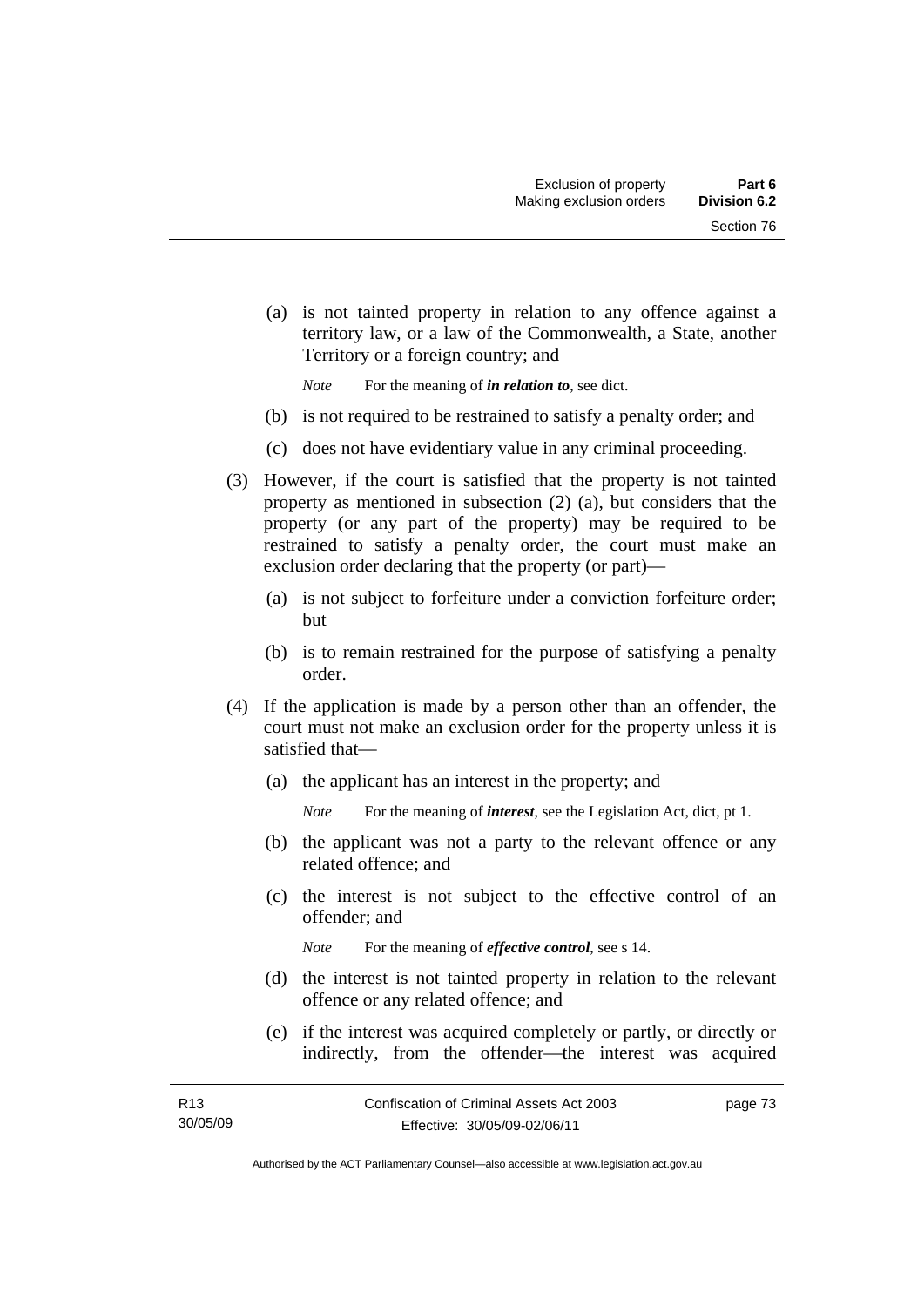(a) is not tainted property in relation to any offence against a territory law, or a law of the Commonwealth, a State, another Territory or a foreign country; and

*Note* For the meaning of ***in relation to***, see dict.

(b) is not required to be restrained to satisfy a penalty order; and

(c) does not have evidentiary value in any criminal proceeding.

(3) However, if the court is satisfied that the property is not tainted property as mentioned in subsection (2) (a), but considers that the property (or any part of the property) may be required to be restrained to satisfy a penalty order, the court must make an exclusion order declaring that the property (or part)—

(a) is not subject to forfeiture under a conviction forfeiture order; but

(b) is to remain restrained for the purpose of satisfying a penalty order.

(4) If the application is made by a person other than an offender, the court must not make an exclusion order for the property unless it is satisfied that—

(a) the applicant has an interest in the property; and

*Note* For the meaning of ***interest***, see the Legislation Act, dict, pt 1.

(b) the applicant was not a party to the relevant offence or any related offence; and

(c) the interest is not subject to the effective control of an offender; and

*Note* For the meaning of ***effective control***, see s 14.

(d) the interest is not tainted property in relation to the relevant offence or any related offence; and

(e) if the interest was acquired completely or partly, or directly or indirectly, from the offender—the interest was acquired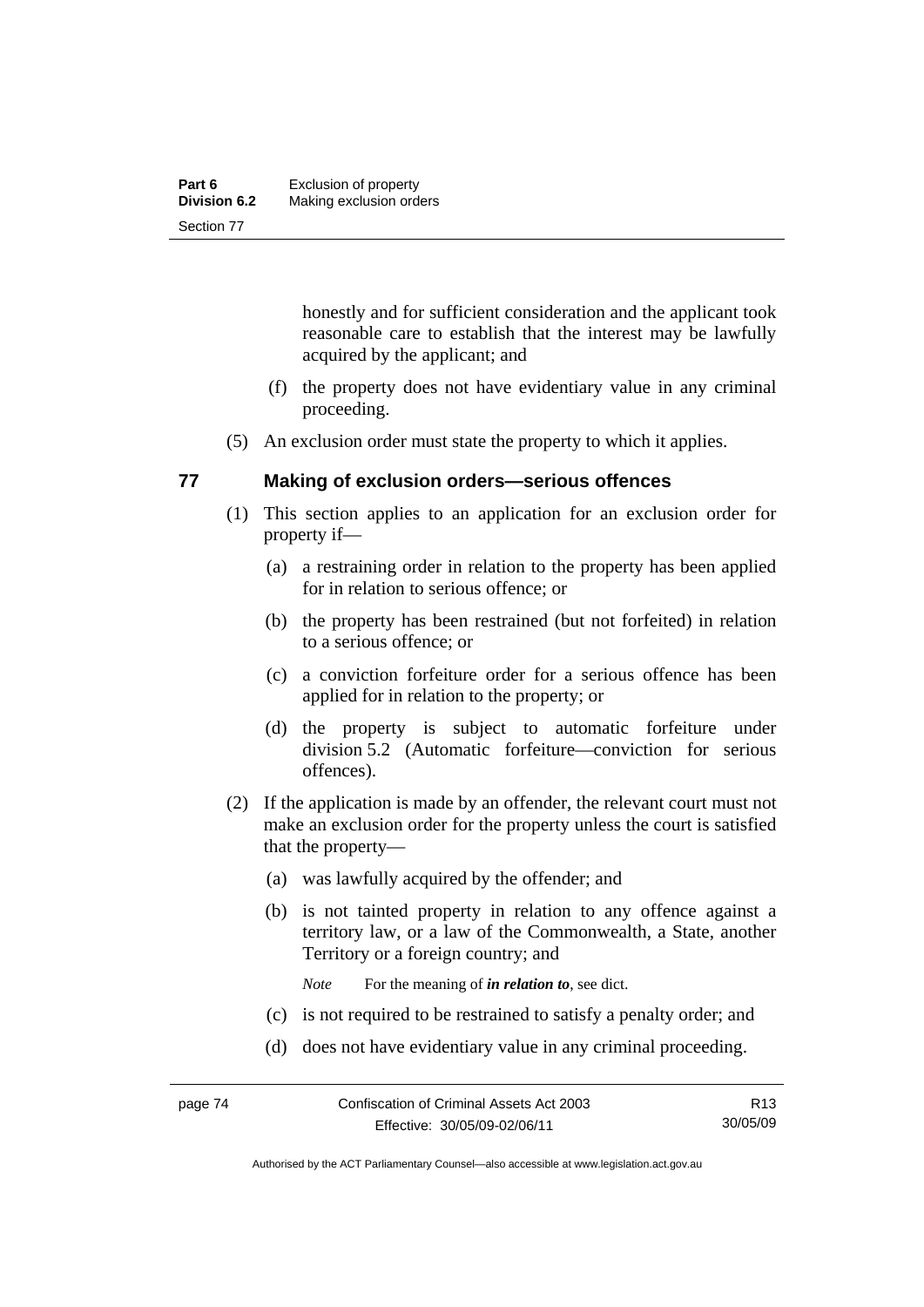honestly and for sufficient consideration and the applicant took reasonable care to establish that the interest may be lawfully acquired by the applicant; and

(f) the property does not have evidentiary value in any criminal proceeding.

(5) An exclusion order must state the property to which it applies.

## 77 Making of exclusion orders—serious offences

(1) This section applies to an application for an exclusion order for property if—

(a) a restraining order in relation to the property has been applied for in relation to serious offence; or

(b) the property has been restrained (but not forfeited) in relation to a serious offence; or

(c) a conviction forfeiture order for a serious offence has been applied for in relation to the property; or

(d) the property is subject to automatic forfeiture under division 5.2 (Automatic forfeiture—conviction for serious offences).

(2) If the application is made by an offender, the relevant court must not make an exclusion order for the property unless the court is satisfied that the property—

(a) was lawfully acquired by the offender; and

(b) is not tainted property in relation to any offence against a territory law, or a law of the Commonwealth, a State, another Territory or a foreign country; and

*Note* For the meaning of ***in relation to***, see dict.

(c) is not required to be restrained to satisfy a penalty order; and

(d) does not have evidentiary value in any criminal proceeding.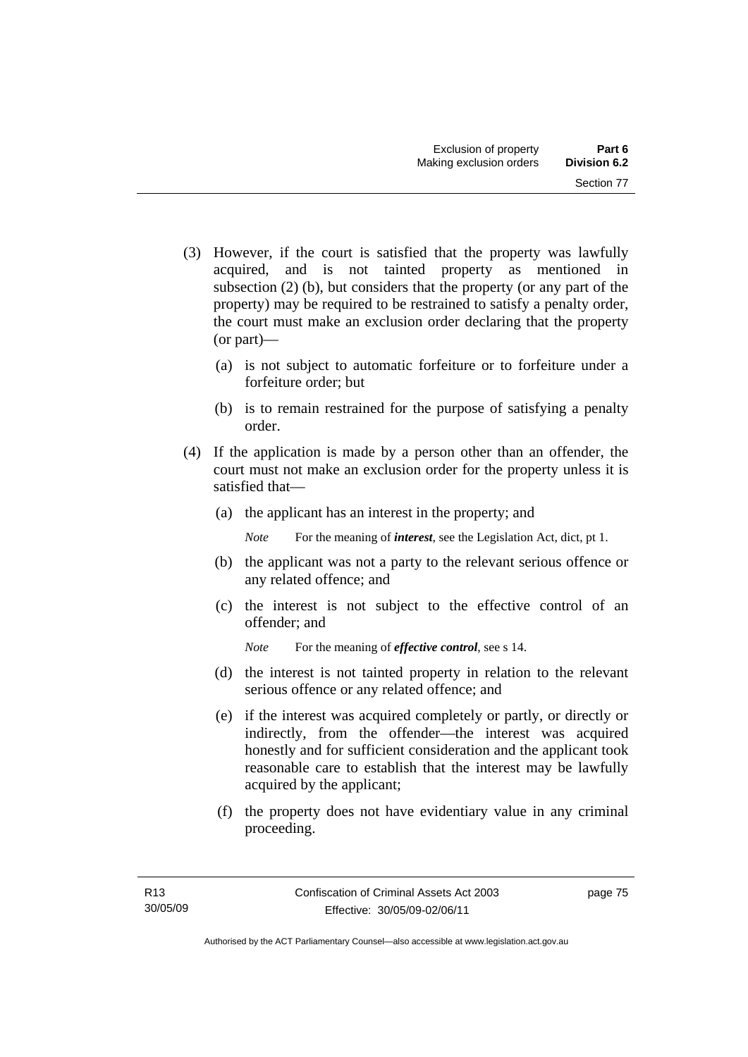(3) However, if the court is satisfied that the property was lawfully acquired, and is not tainted property as mentioned in subsection (2) (b), but considers that the property (or any part of the property) may be required to be restrained to satisfy a penalty order, the court must make an exclusion order declaring that the property (or part)—

(a) is not subject to automatic forfeiture or to forfeiture under a forfeiture order; but

(b) is to remain restrained for the purpose of satisfying a penalty order.

(4) If the application is made by a person other than an offender, the court must not make an exclusion order for the property unless it is satisfied that—

(a) the applicant has an interest in the property; and

*Note* For the meaning of ***interest***, see the Legislation Act, dict, pt 1.

(b) the applicant was not a party to the relevant serious offence or any related offence; and

(c) the interest is not subject to the effective control of an offender; and

*Note* For the meaning of ***effective control***, see s 14.

(d) the interest is not tainted property in relation to the relevant serious offence or any related offence; and

(e) if the interest was acquired completely or partly, or directly or indirectly, from the offender—the interest was acquired honestly and for sufficient consideration and the applicant took reasonable care to establish that the interest may be lawfully acquired by the applicant;

(f) the property does not have evidentiary value in any criminal proceeding.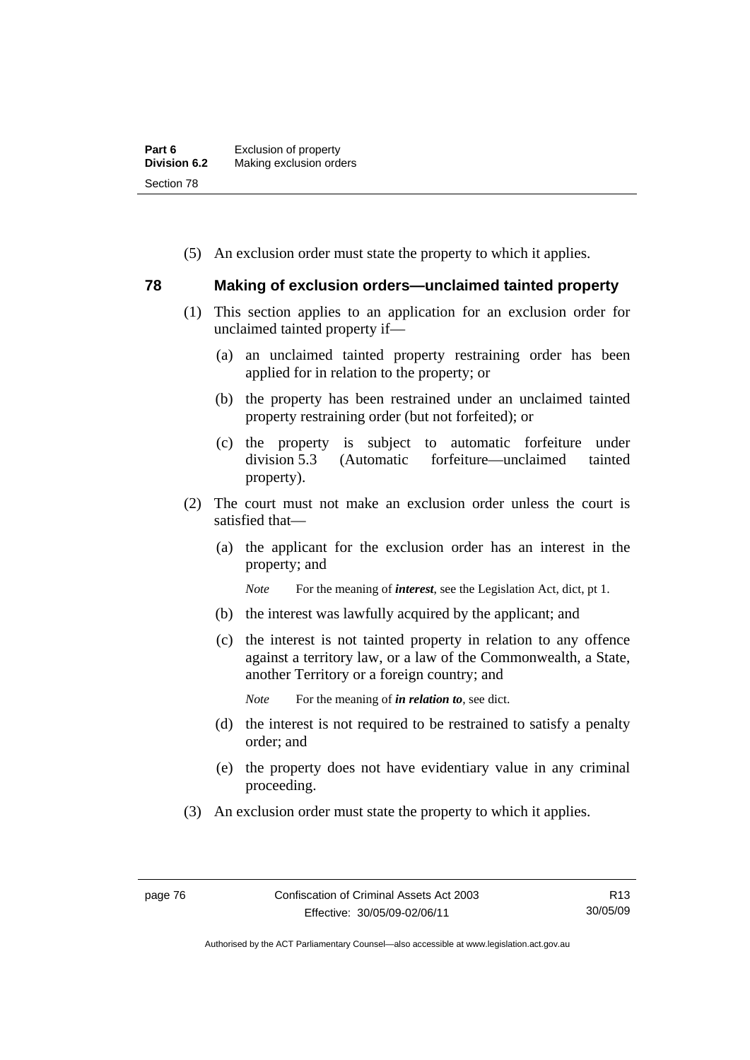(5) An exclusion order must state the property to which it applies.

## 78 Making of exclusion orders—unclaimed tainted property

(1) This section applies to an application for an exclusion order for unclaimed tainted property if—

(a) an unclaimed tainted property restraining order has been applied for in relation to the property; or

(b) the property has been restrained under an unclaimed tainted property restraining order (but not forfeited); or

(c) the property is subject to automatic forfeiture under division 5.3 (Automatic forfeiture—unclaimed tainted property).

(2) The court must not make an exclusion order unless the court is satisfied that—

(a) the applicant for the exclusion order has an interest in the property; and

*Note* For the meaning of ***interest***, see the Legislation Act, dict, pt 1.

(b) the interest was lawfully acquired by the applicant; and

(c) the interest is not tainted property in relation to any offence against a territory law, or a law of the Commonwealth, a State, another Territory or a foreign country; and

*Note* For the meaning of ***in relation to***, see dict.

(d) the interest is not required to be restrained to satisfy a penalty order; and

(e) the property does not have evidentiary value in any criminal proceeding.

(3) An exclusion order must state the property to which it applies.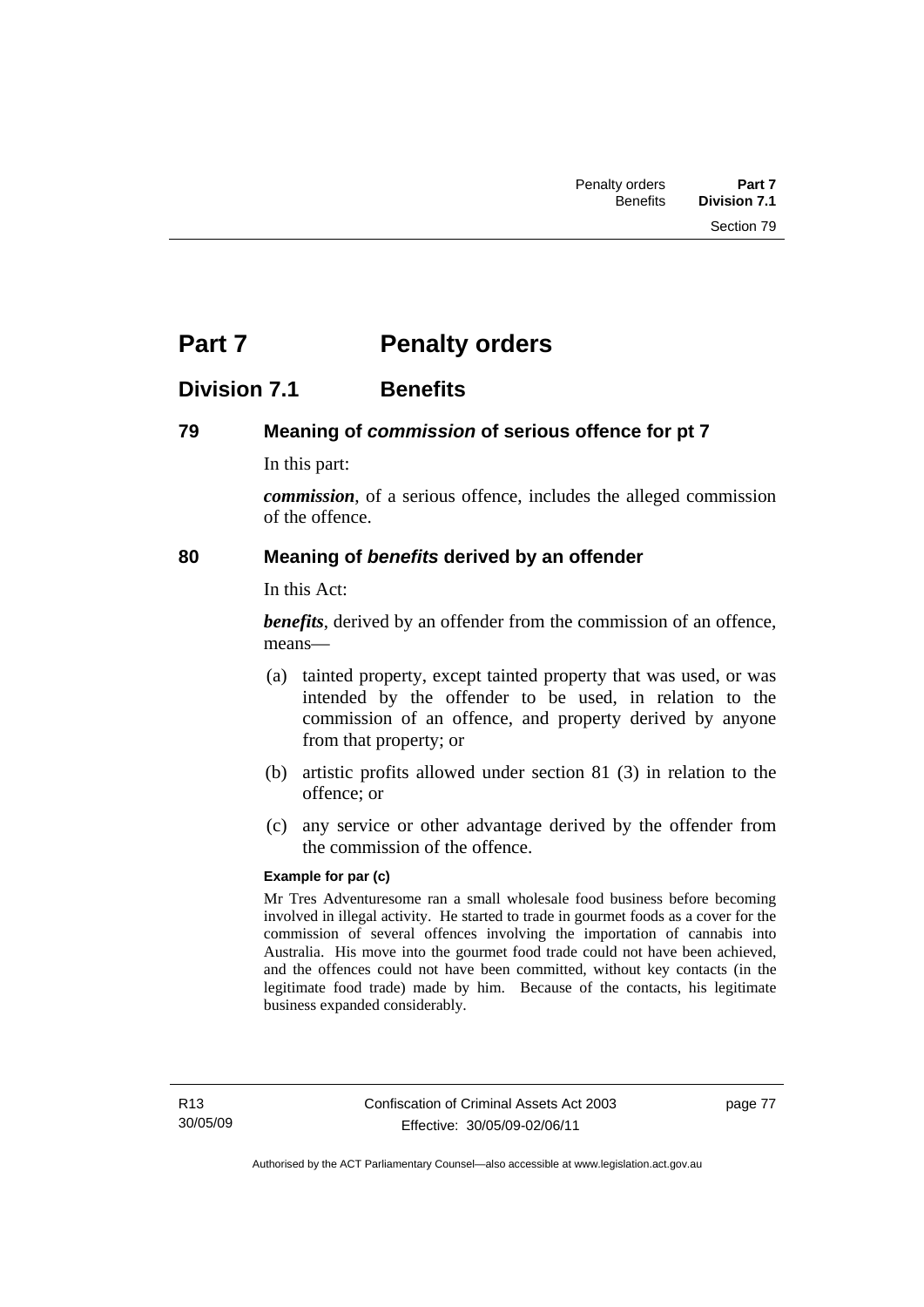# Part 7 Penalty orders

## Division 7.1 Benefits

### 79 Meaning of *commission* of serious offence for pt 7

In this part:

***commission***, of a serious offence, includes the alleged commission of the offence.

### 80 Meaning of *benefits* derived by an offender

In this Act:

***benefits***, derived by an offender from the commission of an offence, means—

(a) tainted property, except tainted property that was used, or was intended by the offender to be used, in relation to the commission of an offence, and property derived by anyone from that property; or

(b) artistic profits allowed under section 81 (3) in relation to the offence; or

(c) any service or other advantage derived by the offender from the commission of the offence.

**Example for par (c)**

Mr Tres Adventuresome ran a small wholesale food business before becoming involved in illegal activity. He started to trade in gourmet foods as a cover for the commission of several offences involving the importation of cannabis into Australia. His move into the gourmet food trade could not have been achieved, and the offences could not have been committed, without key contacts (in the legitimate food trade) made by him. Because of the contacts, his legitimate business expanded considerably.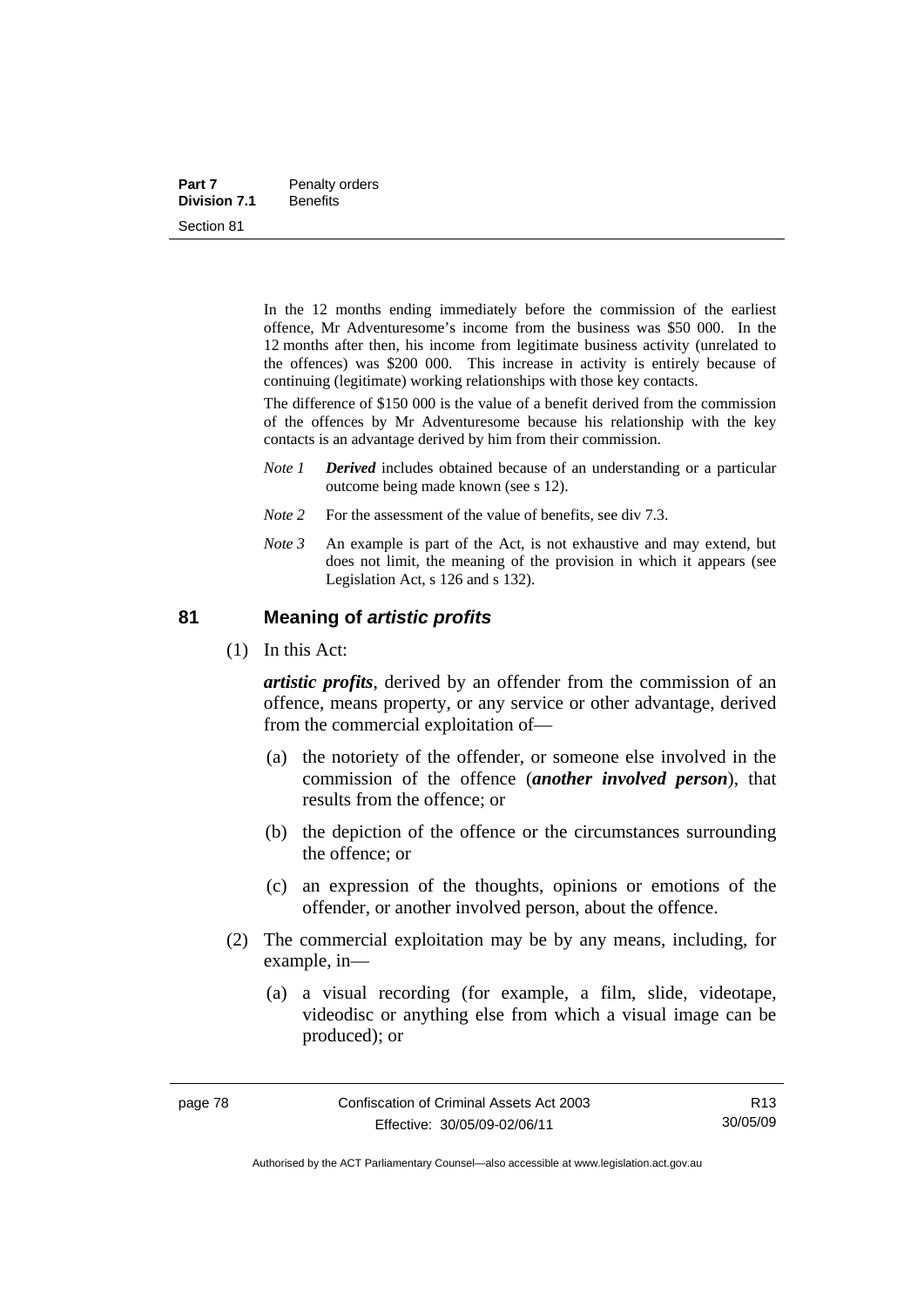In the 12 months ending immediately before the commission of the earliest offence, Mr Adventuresome's income from the business was $50 000. In the 12 months after then, his income from legitimate business activity (unrelated to the offences) was $200 000. This increase in activity is entirely because of continuing (legitimate) working relationships with those key contacts.

The difference of $150 000 is the value of a benefit derived from the commission of the offences by Mr Adventuresome because his relationship with the key contacts is an advantage derived by him from their commission.

*Note 1* ***Derived*** includes obtained because of an understanding or a particular outcome being made known (see s 12).

*Note 2* For the assessment of the value of benefits, see div 7.3.

*Note 3* An example is part of the Act, is not exhaustive and may extend, but does not limit, the meaning of the provision in which it appears (see Legislation Act, s 126 and s 132).

## 81 Meaning of *artistic profits*

(1) In this Act:

***artistic profits***, derived by an offender from the commission of an offence, means property, or any service or other advantage, derived from the commercial exploitation of—

(a) the notoriety of the offender, or someone else involved in the commission of the offence (***another involved person***), that results from the offence; or

(b) the depiction of the offence or the circumstances surrounding the offence; or

(c) an expression of the thoughts, opinions or emotions of the offender, or another involved person, about the offence.

(2) The commercial exploitation may be by any means, including, for example, in—

(a) a visual recording (for example, a film, slide, videotape, videodisc or anything else from which a visual image can be produced); or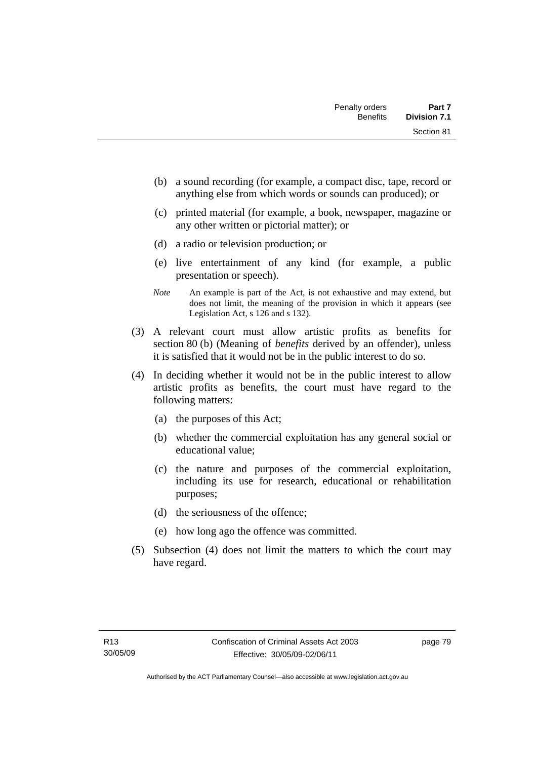(b) a sound recording (for example, a compact disc, tape, record or anything else from which words or sounds can produced); or

(c) printed material (for example, a book, newspaper, magazine or any other written or pictorial matter); or

(d) a radio or television production; or

(e) live entertainment of any kind (for example, a public presentation or speech).

*Note* An example is part of the Act, is not exhaustive and may extend, but does not limit, the meaning of the provision in which it appears (see Legislation Act, s 126 and s 132).

(3) A relevant court must allow artistic profits as benefits for section 80 (b) (Meaning of *benefits* derived by an offender), unless it is satisfied that it would not be in the public interest to do so.

(4) In deciding whether it would not be in the public interest to allow artistic profits as benefits, the court must have regard to the following matters:

(a) the purposes of this Act;

(b) whether the commercial exploitation has any general social or educational value;

(c) the nature and purposes of the commercial exploitation, including its use for research, educational or rehabilitation purposes;

(d) the seriousness of the offence;

(e) how long ago the offence was committed.

(5) Subsection (4) does not limit the matters to which the court may have regard.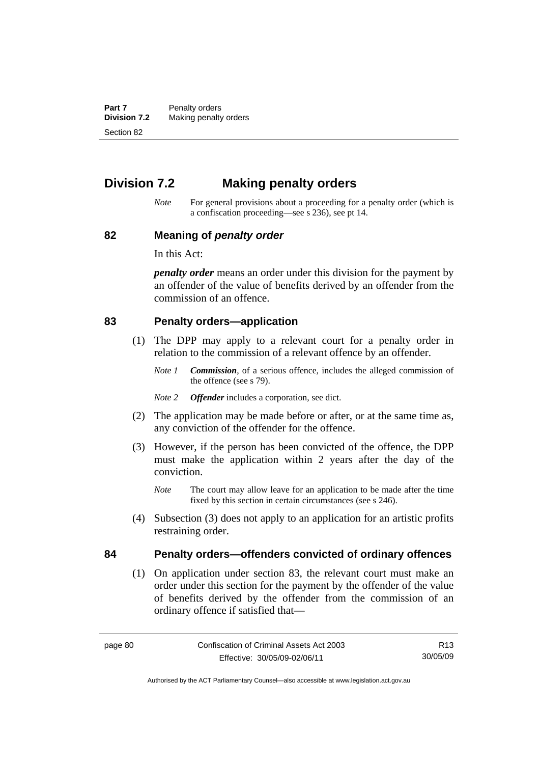## Division 7.2 Making penalty orders

*Note* For general provisions about a proceeding for a penalty order (which is a confiscation proceeding—see s 236), see pt 14.

### 82 Meaning of *penalty order*

In this Act:

***penalty order*** means an order under this division for the payment by an offender of the value of benefits derived by an offender from the commission of an offence.

### 83 Penalty orders—application

(1) The DPP may apply to a relevant court for a penalty order in relation to the commission of a relevant offence by an offender.

*Note 1* ***Commission***, of a serious offence, includes the alleged commission of the offence (see s 79).

*Note 2* ***Offender*** includes a corporation, see dict.

(2) The application may be made before or after, or at the same time as, any conviction of the offender for the offence.

(3) However, if the person has been convicted of the offence, the DPP must make the application within 2 years after the day of the conviction.

*Note* The court may allow leave for an application to be made after the time fixed by this section in certain circumstances (see s 246).

(4) Subsection (3) does not apply to an application for an artistic profits restraining order.

### 84 Penalty orders—offenders convicted of ordinary offences

(1) On application under section 83, the relevant court must make an order under this section for the payment by the offender of the value of benefits derived by the offender from the commission of an ordinary offence if satisfied that—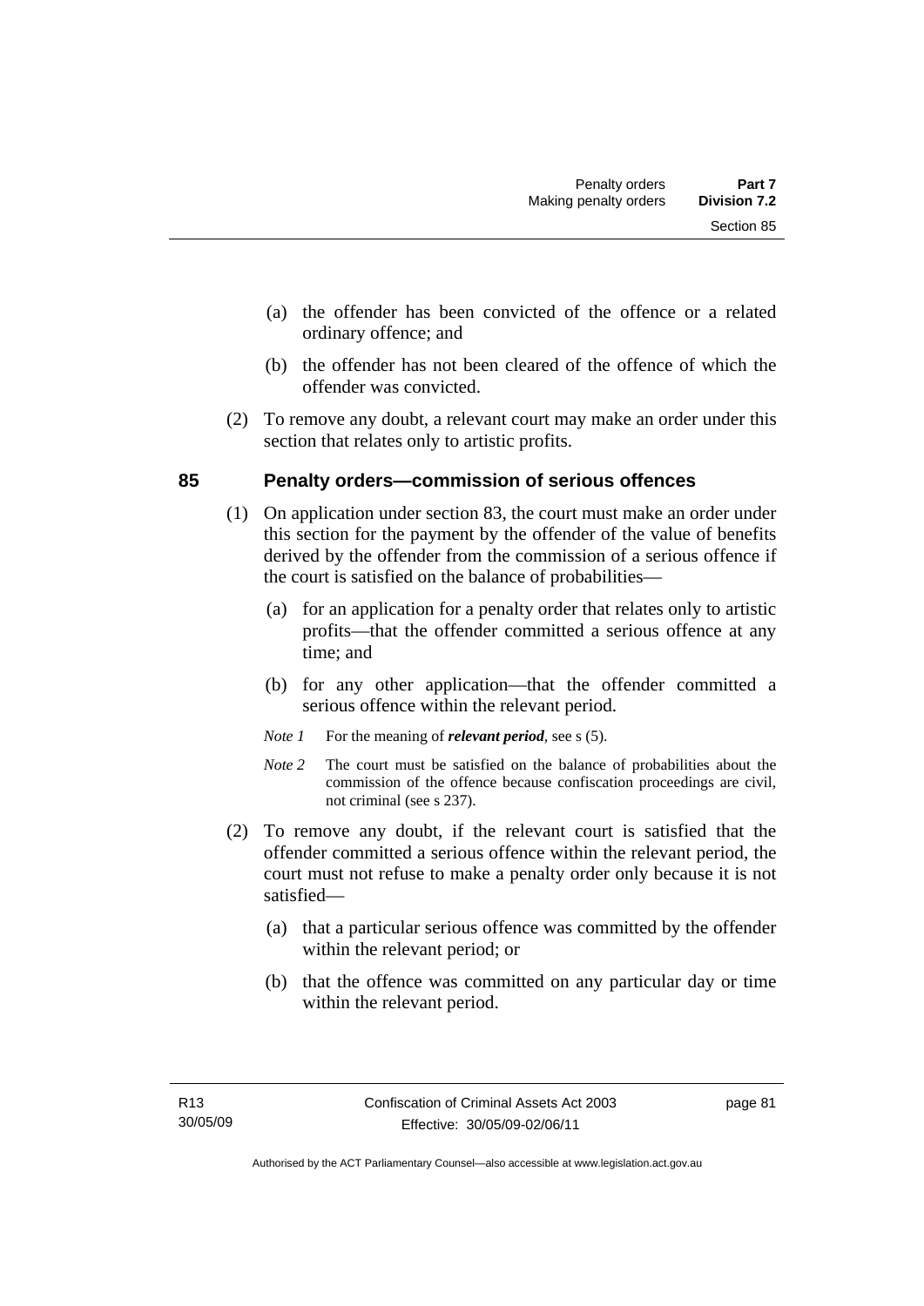(a) the offender has been convicted of the offence or a related ordinary offence; and

(b) the offender has not been cleared of the offence of which the offender was convicted.

(2) To remove any doubt, a relevant court may make an order under this section that relates only to artistic profits.

## 85 Penalty orders—commission of serious offences

(1) On application under section 83, the court must make an order under this section for the payment by the offender of the value of benefits derived by the offender from the commission of a serious offence if the court is satisfied on the balance of probabilities—

(a) for an application for a penalty order that relates only to artistic profits—that the offender committed a serious offence at any time; and

(b) for any other application—that the offender committed a serious offence within the relevant period.

*Note 1* For the meaning of ***relevant period***, see s (5).

*Note 2* The court must be satisfied on the balance of probabilities about the commission of the offence because confiscation proceedings are civil, not criminal (see s 237).

(2) To remove any doubt, if the relevant court is satisfied that the offender committed a serious offence within the relevant period, the court must not refuse to make a penalty order only because it is not satisfied—

(a) that a particular serious offence was committed by the offender within the relevant period; or

(b) that the offence was committed on any particular day or time within the relevant period.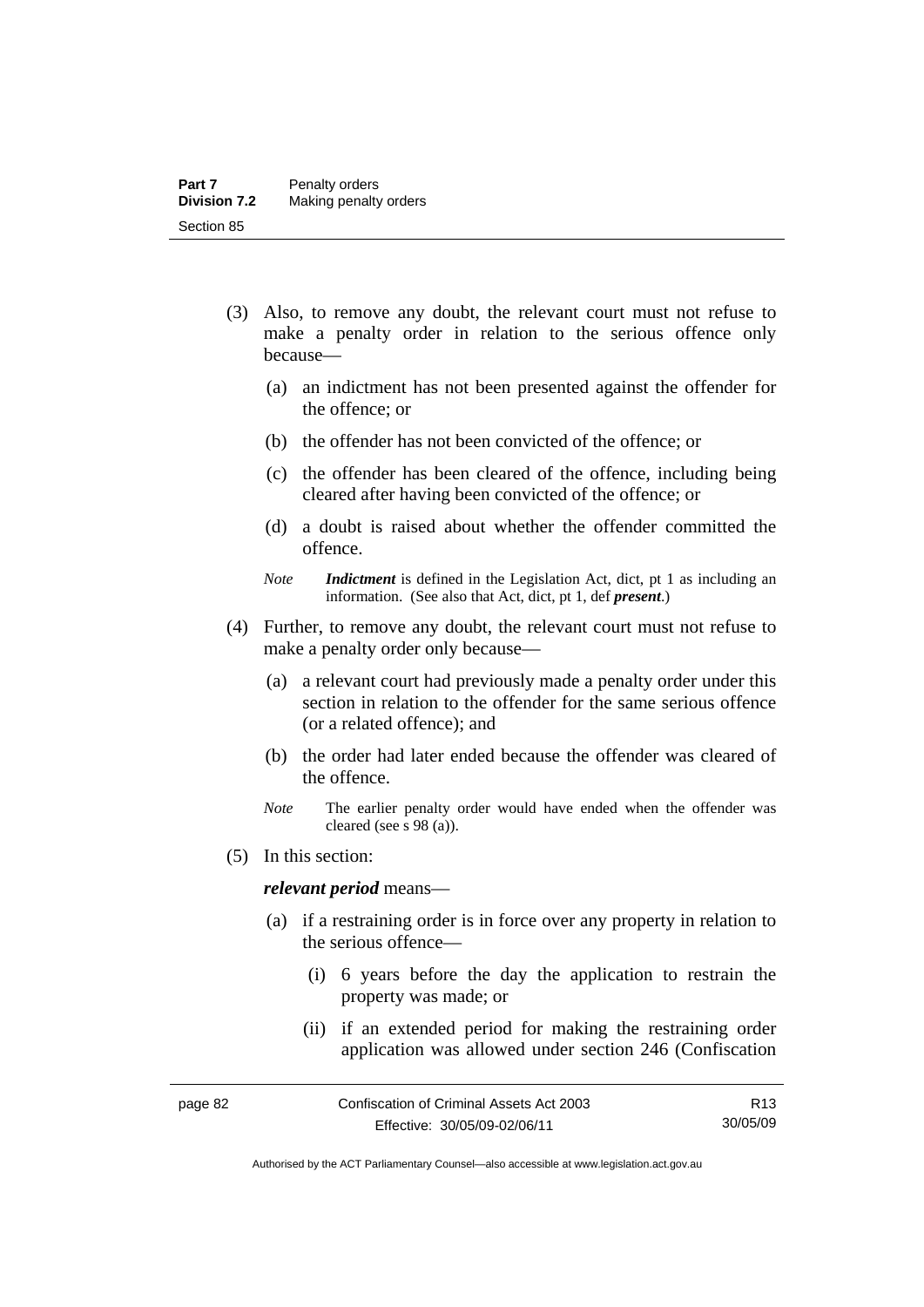(3) Also, to remove any doubt, the relevant court must not refuse to make a penalty order in relation to the serious offence only because—

(a) an indictment has not been presented against the offender for the offence; or

(b) the offender has not been convicted of the offence; or

(c) the offender has been cleared of the offence, including being cleared after having been convicted of the offence; or

(d) a doubt is raised about whether the offender committed the offence.

*Note* ***Indictment*** is defined in the Legislation Act, dict, pt 1 as including an information. (See also that Act, dict, pt 1, def ***present***.)

(4) Further, to remove any doubt, the relevant court must not refuse to make a penalty order only because—

(a) a relevant court had previously made a penalty order under this section in relation to the offender for the same serious offence (or a related offence); and

(b) the order had later ended because the offender was cleared of the offence.

*Note* The earlier penalty order would have ended when the offender was cleared (see s 98 (a)).

(5) In this section:

***relevant period*** means—

(a) if a restraining order is in force over any property in relation to the serious offence—

(i) 6 years before the day the application to restrain the property was made; or

(ii) if an extended period for making the restraining order application was allowed under section 246 (Confiscation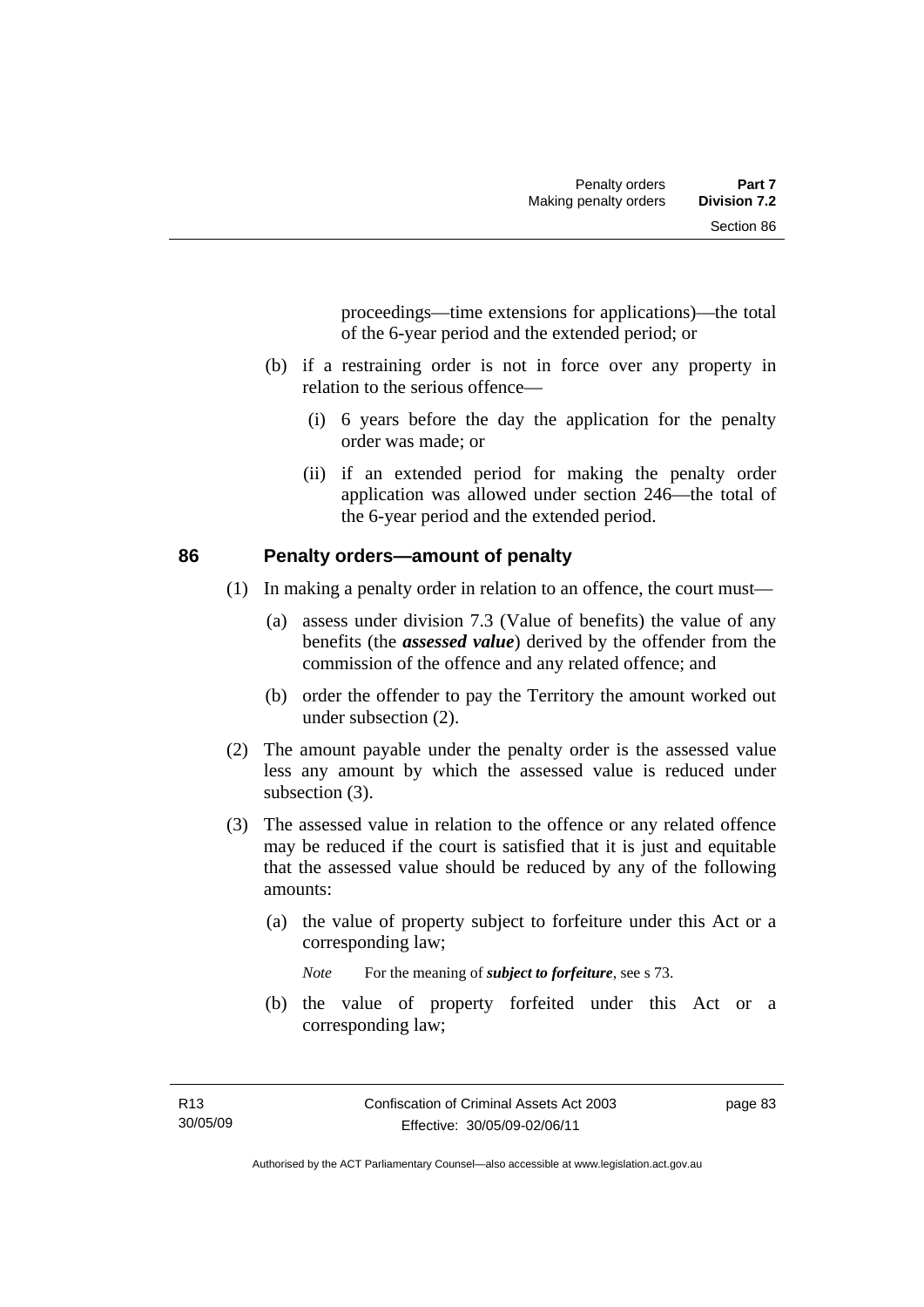proceedings—time extensions for applications)—the total of the 6-year period and the extended period; or

(b) if a restraining order is not in force over any property in relation to the serious offence—

(i) 6 years before the day the application for the penalty order was made; or

(ii) if an extended period for making the penalty order application was allowed under section 246—the total of the 6-year period and the extended period.

### 86 Penalty orders—amount of penalty

(1) In making a penalty order in relation to an offence, the court must—

(a) assess under division 7.3 (Value of benefits) the value of any benefits (the ***assessed value***) derived by the offender from the commission of the offence and any related offence; and

(b) order the offender to pay the Territory the amount worked out under subsection (2).

(2) The amount payable under the penalty order is the assessed value less any amount by which the assessed value is reduced under subsection (3).

(3) The assessed value in relation to the offence or any related offence may be reduced if the court is satisfied that it is just and equitable that the assessed value should be reduced by any of the following amounts:

(a) the value of property subject to forfeiture under this Act or a corresponding law;

*Note* For the meaning of ***subject to forfeiture***, see s 73.

(b) the value of property forfeited under this Act or a corresponding law;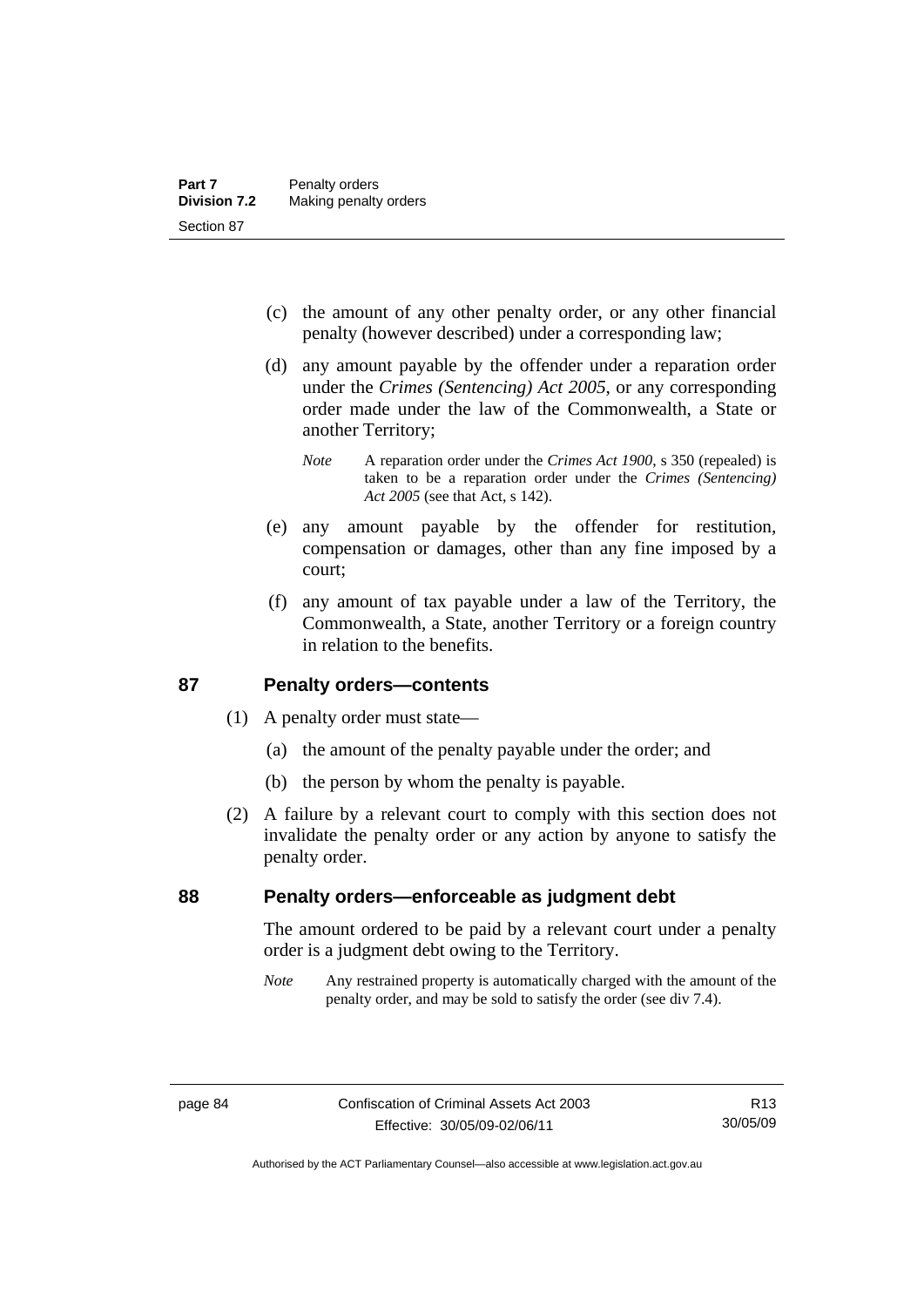(c) the amount of any other penalty order, or any other financial penalty (however described) under a corresponding law;

(d) any amount payable by the offender under a reparation order under the *Crimes (Sentencing) Act 2005*, or any corresponding order made under the law of the Commonwealth, a State or another Territory;

*Note* A reparation order under the *Crimes Act 1900*, s 350 (repealed) is taken to be a reparation order under the *Crimes (Sentencing) Act 2005* (see that Act, s 142).

(e) any amount payable by the offender for restitution, compensation or damages, other than any fine imposed by a court;

(f) any amount of tax payable under a law of the Territory, the Commonwealth, a State, another Territory or a foreign country in relation to the benefits.

## 87 Penalty orders—contents

(1) A penalty order must state—

(a) the amount of the penalty payable under the order; and

(b) the person by whom the penalty is payable.

(2) A failure by a relevant court to comply with this section does not invalidate the penalty order or any action by anyone to satisfy the penalty order.

## 88 Penalty orders—enforceable as judgment debt

The amount ordered to be paid by a relevant court under a penalty order is a judgment debt owing to the Territory.

*Note* Any restrained property is automatically charged with the amount of the penalty order, and may be sold to satisfy the order (see div 7.4).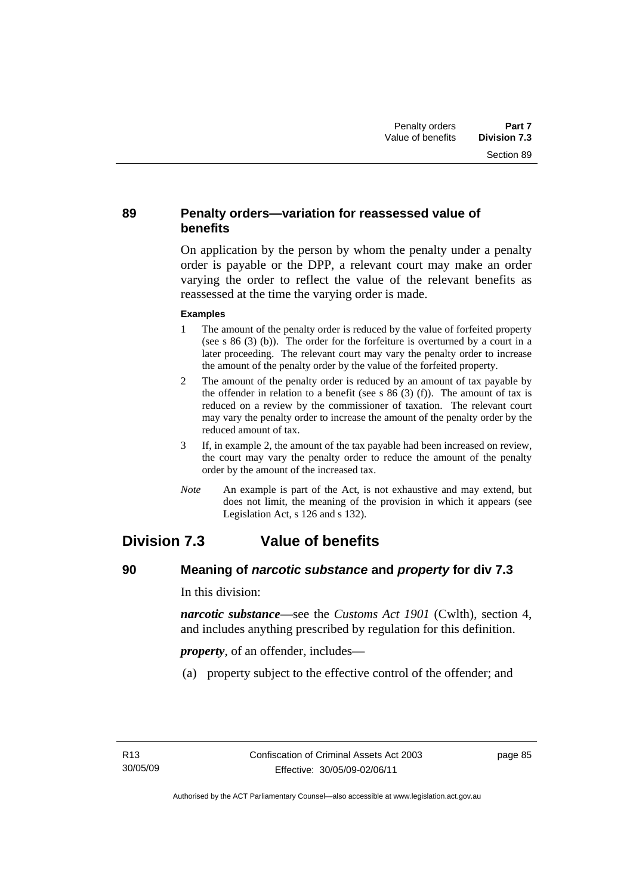## 89 Penalty orders—variation for reassessed value of benefits

On application by the person by whom the penalty under a penalty order is payable or the DPP, a relevant court may make an order varying the order to reflect the value of the relevant benefits as reassessed at the time the varying order is made.

**Examples**

1. The amount of the penalty order is reduced by the value of forfeited property (see s 86 (3) (b)). The order for the forfeiture is overturned by a court in a later proceeding. The relevant court may vary the penalty order to increase the amount of the penalty order by the value of the forfeited property.
2. The amount of the penalty order is reduced by an amount of tax payable by the offender in relation to a benefit (see s 86 (3) (f)). The amount of tax is reduced on a review by the commissioner of taxation. The relevant court may vary the penalty order to increase the amount of the penalty order by the reduced amount of tax.
3. If, in example 2, the amount of the tax payable had been increased on review, the court may vary the penalty order to reduce the amount of the penalty order by the amount of the increased tax.

*Note* An example is part of the Act, is not exhaustive and may extend, but does not limit, the meaning of the provision in which it appears (see Legislation Act, s 126 and s 132).

# Division 7.3 Value of benefits

## 90 Meaning of *narcotic substance* and *property* for div 7.3

In this division:

***narcotic substance***—see the *Customs Act 1901* (Cwlth), section 4, and includes anything prescribed by regulation for this definition.

***property***, of an offender, includes—

(a) property subject to the effective control of the offender; and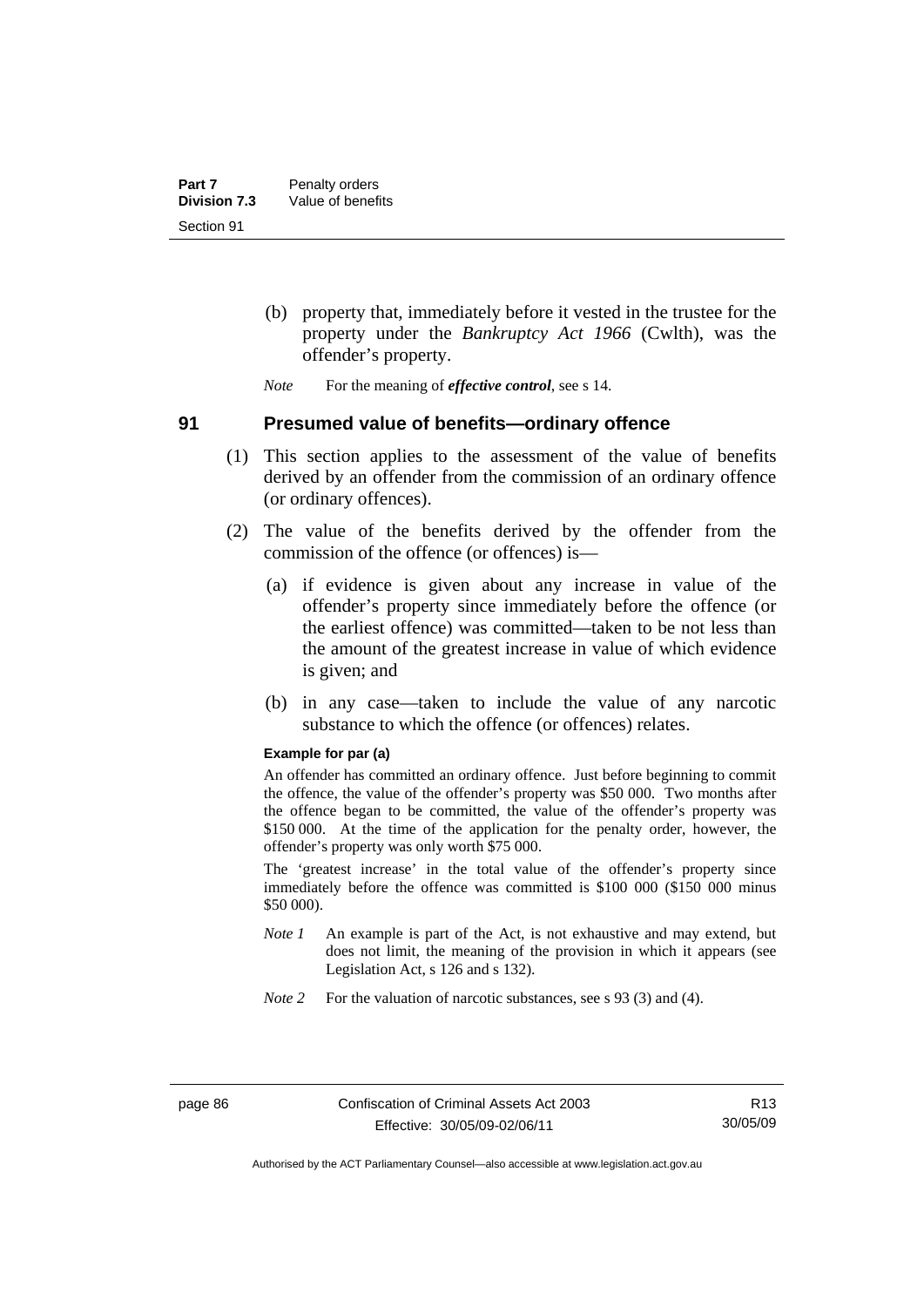(b) property that, immediately before it vested in the trustee for the property under the *Bankruptcy Act 1966* (Cwlth), was the offender's property.

*Note* For the meaning of ***effective control***, see s 14.

## 91 Presumed value of benefits—ordinary offence

(1) This section applies to the assessment of the value of benefits derived by an offender from the commission of an ordinary offence (or ordinary offences).

(2) The value of the benefits derived by the offender from the commission of the offence (or offences) is—

(a) if evidence is given about any increase in value of the offender's property since immediately before the offence (or the earliest offence) was committed—taken to be not less than the amount of the greatest increase in value of which evidence is given; and

(b) in any case—taken to include the value of any narcotic substance to which the offence (or offences) relates.

**Example for par (a)**

An offender has committed an ordinary offence. Just before beginning to commit the offence, the value of the offender's property was $50 000. Two months after the offence began to be committed, the value of the offender's property was $150 000. At the time of the application for the penalty order, however, the offender's property was only worth $75 000.

The 'greatest increase' in the total value of the offender's property since immediately before the offence was committed is $100 000 ($150 000 minus $50 000).

*Note 1* An example is part of the Act, is not exhaustive and may extend, but does not limit, the meaning of the provision in which it appears (see Legislation Act, s 126 and s 132).

*Note 2* For the valuation of narcotic substances, see s 93 (3) and (4).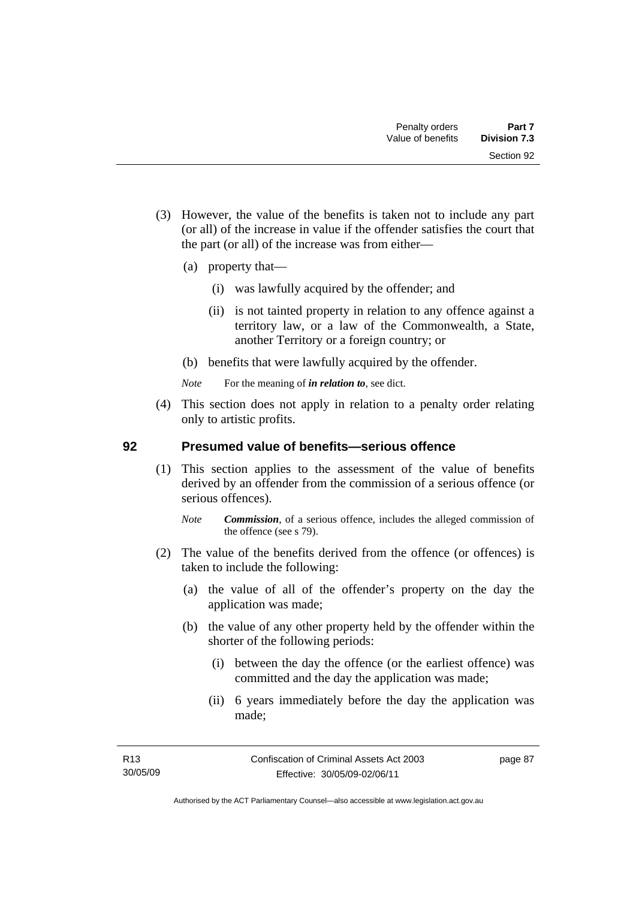(3) However, the value of the benefits is taken not to include any part (or all) of the increase in value if the offender satisfies the court that the part (or all) of the increase was from either—

(a) property that—

(i) was lawfully acquired by the offender; and

(ii) is not tainted property in relation to any offence against a territory law, or a law of the Commonwealth, a State, another Territory or a foreign country; or

(b) benefits that were lawfully acquired by the offender.

*Note* For the meaning of ***in relation to***, see dict.

(4) This section does not apply in relation to a penalty order relating only to artistic profits.

## 92 Presumed value of benefits—serious offence

(1) This section applies to the assessment of the value of benefits derived by an offender from the commission of a serious offence (or serious offences).

*Note* ***Commission***, of a serious offence, includes the alleged commission of the offence (see s 79).

(2) The value of the benefits derived from the offence (or offences) is taken to include the following:

(a) the value of all of the offender's property on the day the application was made;

(b) the value of any other property held by the offender within the shorter of the following periods:

(i) between the day the offence (or the earliest offence) was committed and the day the application was made;

(ii) 6 years immediately before the day the application was made;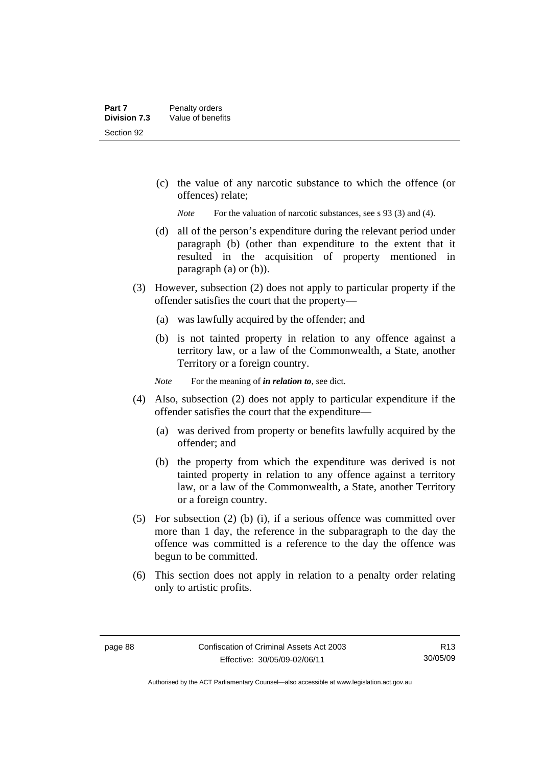(c) the value of any narcotic substance to which the offence (or offences) relate;

*Note* For the valuation of narcotic substances, see s 93 (3) and (4).

(d) all of the person's expenditure during the relevant period under paragraph (b) (other than expenditure to the extent that it resulted in the acquisition of property mentioned in paragraph (a) or (b)).

(3) However, subsection (2) does not apply to particular property if the offender satisfies the court that the property—

(a) was lawfully acquired by the offender; and

(b) is not tainted property in relation to any offence against a territory law, or a law of the Commonwealth, a State, another Territory or a foreign country.

*Note* For the meaning of ***in relation to***, see dict.

(4) Also, subsection (2) does not apply to particular expenditure if the offender satisfies the court that the expenditure—

(a) was derived from property or benefits lawfully acquired by the offender; and

(b) the property from which the expenditure was derived is not tainted property in relation to any offence against a territory law, or a law of the Commonwealth, a State, another Territory or a foreign country.

(5) For subsection (2) (b) (i), if a serious offence was committed over more than 1 day, the reference in the subparagraph to the day the offence was committed is a reference to the day the offence was begun to be committed.

(6) This section does not apply in relation to a penalty order relating only to artistic profits.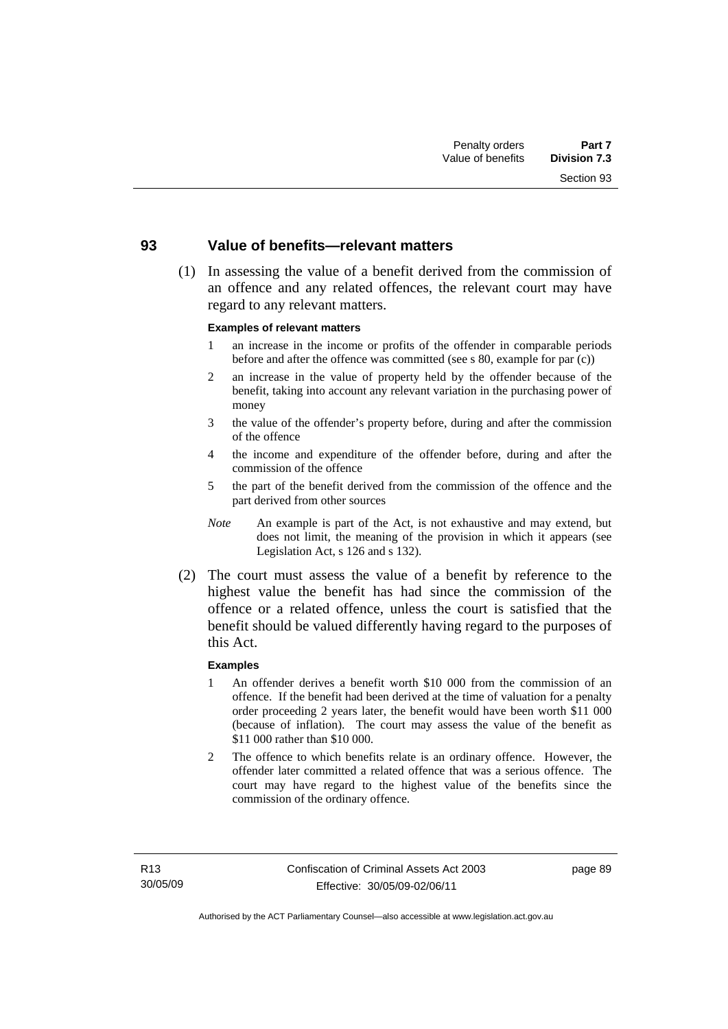## 93 Value of benefits—relevant matters

(1) In assessing the value of a benefit derived from the commission of an offence and any related offences, the relevant court may have regard to any relevant matters.

**Examples of relevant matters**

1. an increase in the income or profits of the offender in comparable periods before and after the offence was committed (see s 80, example for par (c))
2. an increase in the value of property held by the offender because of the benefit, taking into account any relevant variation in the purchasing power of money
3. the value of the offender's property before, during and after the commission of the offence
4. the income and expenditure of the offender before, during and after the commission of the offence
5. the part of the benefit derived from the commission of the offence and the part derived from other sources

*Note* An example is part of the Act, is not exhaustive and may extend, but does not limit, the meaning of the provision in which it appears (see Legislation Act, s 126 and s 132).

(2) The court must assess the value of a benefit by reference to the highest value the benefit has had since the commission of the offence or a related offence, unless the court is satisfied that the benefit should be valued differently having regard to the purposes of this Act.

**Examples**

1. An offender derives a benefit worth $10 000 from the commission of an offence. If the benefit had been derived at the time of valuation for a penalty order proceeding 2 years later, the benefit would have been worth $11 000 (because of inflation). The court may assess the value of the benefit as $11 000 rather than $10 000.
2. The offence to which benefits relate is an ordinary offence. However, the offender later committed a related offence that was a serious offence. The court may have regard to the highest value of the benefits since the commission of the ordinary offence.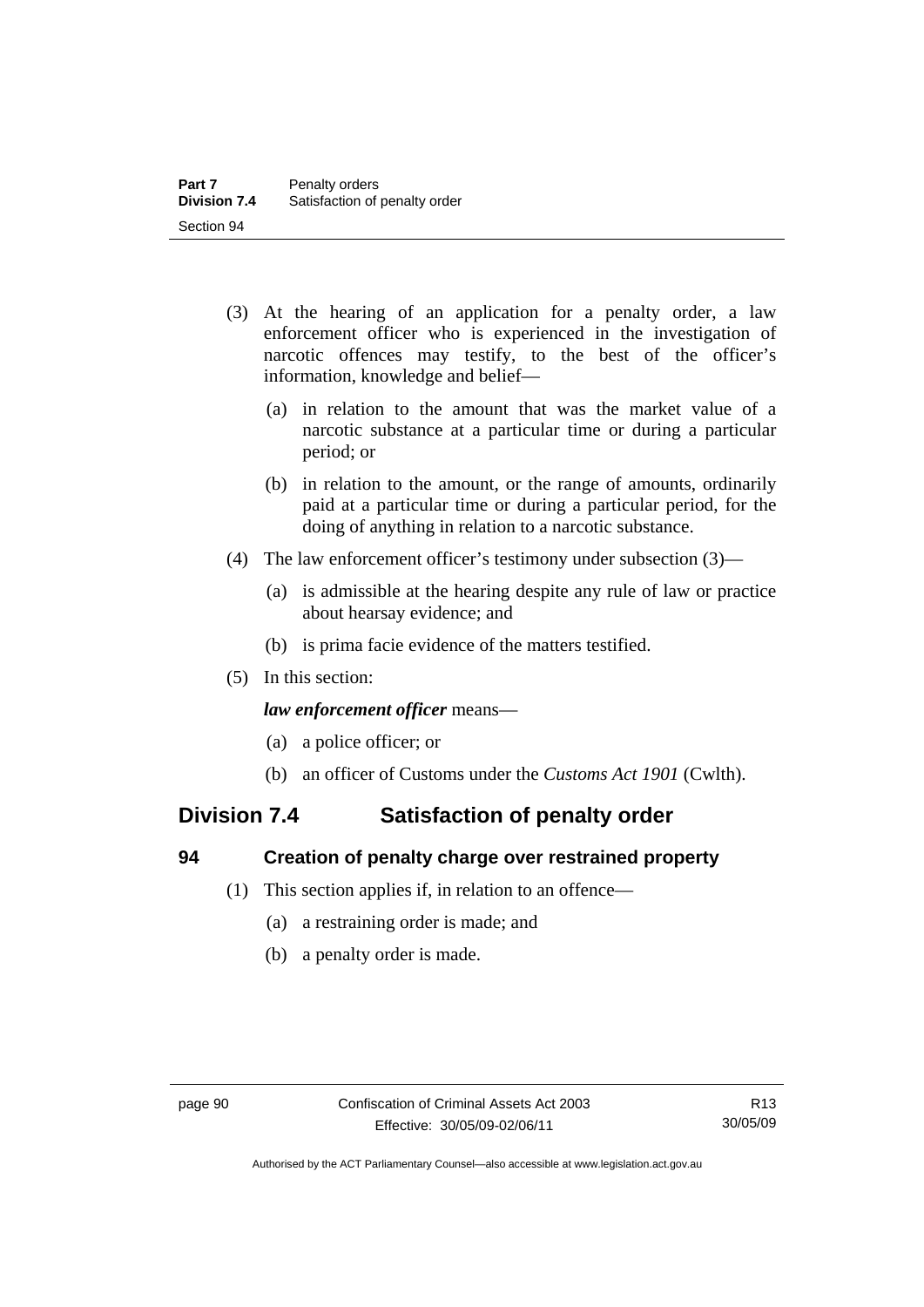(3) At the hearing of an application for a penalty order, a law enforcement officer who is experienced in the investigation of narcotic offences may testify, to the best of the officer's information, knowledge and belief—

(a) in relation to the amount that was the market value of a narcotic substance at a particular time or during a particular period; or

(b) in relation to the amount, or the range of amounts, ordinarily paid at a particular time or during a particular period, for the doing of anything in relation to a narcotic substance.

(4) The law enforcement officer's testimony under subsection (3)—

(a) is admissible at the hearing despite any rule of law or practice about hearsay evidence; and

(b) is prima facie evidence of the matters testified.

(5) In this section:

***law enforcement officer*** means—

(a) a police officer; or

(b) an officer of Customs under the *Customs Act 1901* (Cwlth).

## Division 7.4 Satisfaction of penalty order

### 94 Creation of penalty charge over restrained property

(1) This section applies if, in relation to an offence—

(a) a restraining order is made; and

(b) a penalty order is made.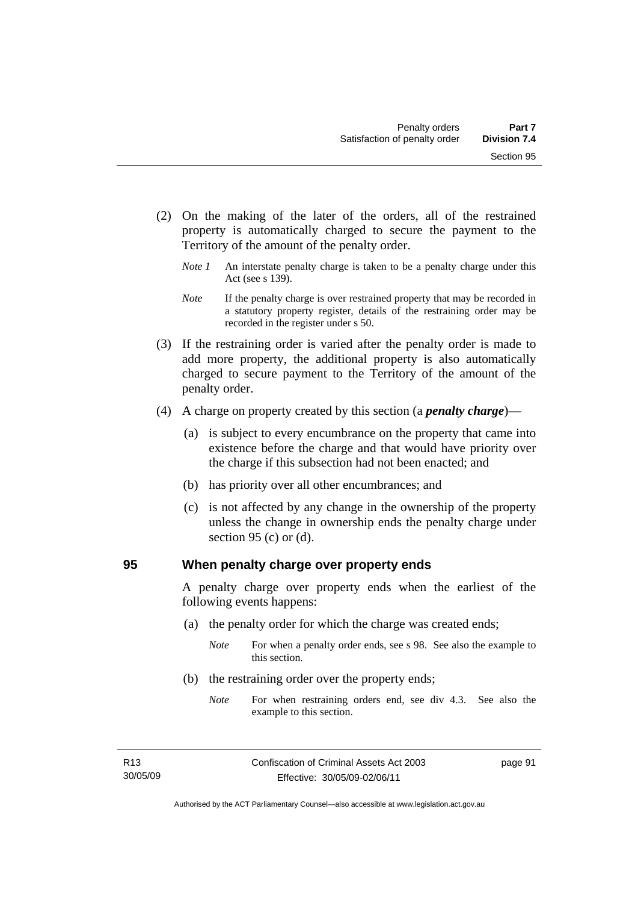(2) On the making of the later of the orders, all of the restrained property is automatically charged to secure the payment to the Territory of the amount of the penalty order.

*Note 1* An interstate penalty charge is taken to be a penalty charge under this Act (see s 139).

*Note* If the penalty charge is over restrained property that may be recorded in a statutory property register, details of the restraining order may be recorded in the register under s 50.

(3) If the restraining order is varied after the penalty order is made to add more property, the additional property is also automatically charged to secure payment to the Territory of the amount of the penalty order.

(4) A charge on property created by this section (a ***penalty charge***)—

(a) is subject to every encumbrance on the property that came into existence before the charge and that would have priority over the charge if this subsection had not been enacted; and

(b) has priority over all other encumbrances; and

(c) is not affected by any change in the ownership of the property unless the change in ownership ends the penalty charge under section 95 (c) or (d).

## 95 When penalty charge over property ends

A penalty charge over property ends when the earliest of the following events happens:

(a) the penalty order for which the charge was created ends;

*Note* For when a penalty order ends, see s 98. See also the example to this section.

(b) the restraining order over the property ends;

*Note* For when restraining orders end, see div 4.3. See also the example to this section.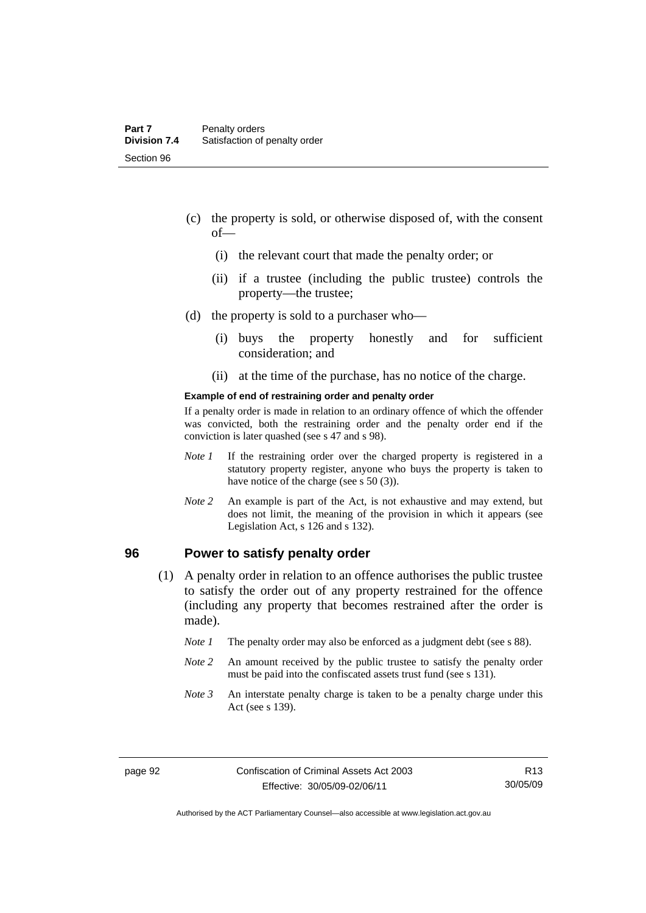(c) the property is sold, or otherwise disposed of, with the consent of—

  (i) the relevant court that made the penalty order; or

  (ii) if a trustee (including the public trustee) controls the property—the trustee;

(d) the property is sold to a purchaser who—

  (i) buys the property honestly and for sufficient consideration; and

  (ii) at the time of the purchase, has no notice of the charge.

**Example of end of restraining order and penalty order**

If a penalty order is made in relation to an ordinary offence of which the offender was convicted, both the restraining order and the penalty order end if the conviction is later quashed (see s 47 and s 98).

*Note 1* If the restraining order over the charged property is registered in a statutory property register, anyone who buys the property is taken to have notice of the charge (see s 50 (3)).

*Note 2* An example is part of the Act, is not exhaustive and may extend, but does not limit, the meaning of the provision in which it appears (see Legislation Act, s 126 and s 132).

## 96 Power to satisfy penalty order

(1) A penalty order in relation to an offence authorises the public trustee to satisfy the order out of any property restrained for the offence (including any property that becomes restrained after the order is made).

*Note 1* The penalty order may also be enforced as a judgment debt (see s 88).

*Note 2* An amount received by the public trustee to satisfy the penalty order must be paid into the confiscated assets trust fund (see s 131).

*Note 3* An interstate penalty charge is taken to be a penalty charge under this Act (see s 139).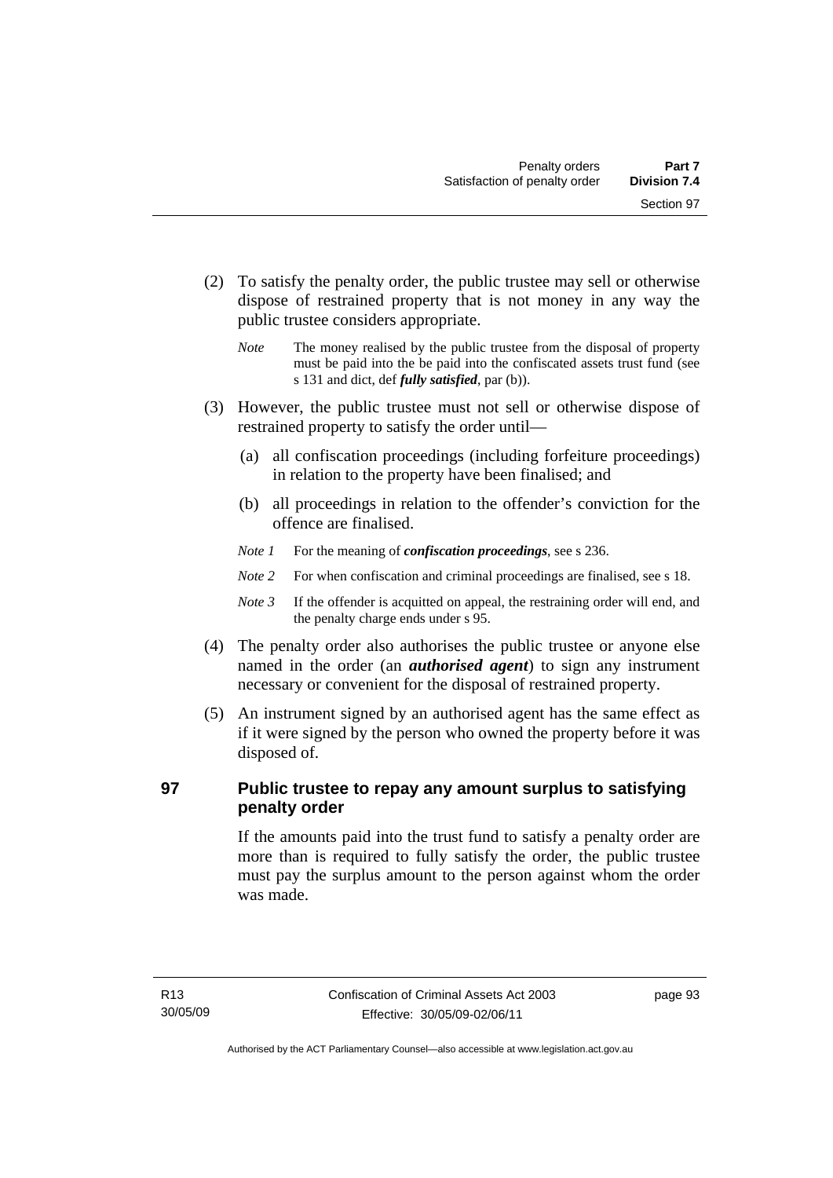(2) To satisfy the penalty order, the public trustee may sell or otherwise dispose of restrained property that is not money in any way the public trustee considers appropriate.

*Note* The money realised by the public trustee from the disposal of property must be paid into the be paid into the confiscated assets trust fund (see s 131 and dict, def ***fully satisfied***, par (b)).

(3) However, the public trustee must not sell or otherwise dispose of restrained property to satisfy the order until—

(a) all confiscation proceedings (including forfeiture proceedings) in relation to the property have been finalised; and

(b) all proceedings in relation to the offender's conviction for the offence are finalised.

*Note 1* For the meaning of ***confiscation proceedings***, see s 236.

*Note 2* For when confiscation and criminal proceedings are finalised, see s 18.

*Note 3* If the offender is acquitted on appeal, the restraining order will end, and the penalty charge ends under s 95.

(4) The penalty order also authorises the public trustee or anyone else named in the order (an ***authorised agent***) to sign any instrument necessary or convenient for the disposal of restrained property.

(5) An instrument signed by an authorised agent has the same effect as if it were signed by the person who owned the property before it was disposed of.

## 97 Public trustee to repay any amount surplus to satisfying penalty order

If the amounts paid into the trust fund to satisfy a penalty order are more than is required to fully satisfy the order, the public trustee must pay the surplus amount to the person against whom the order was made.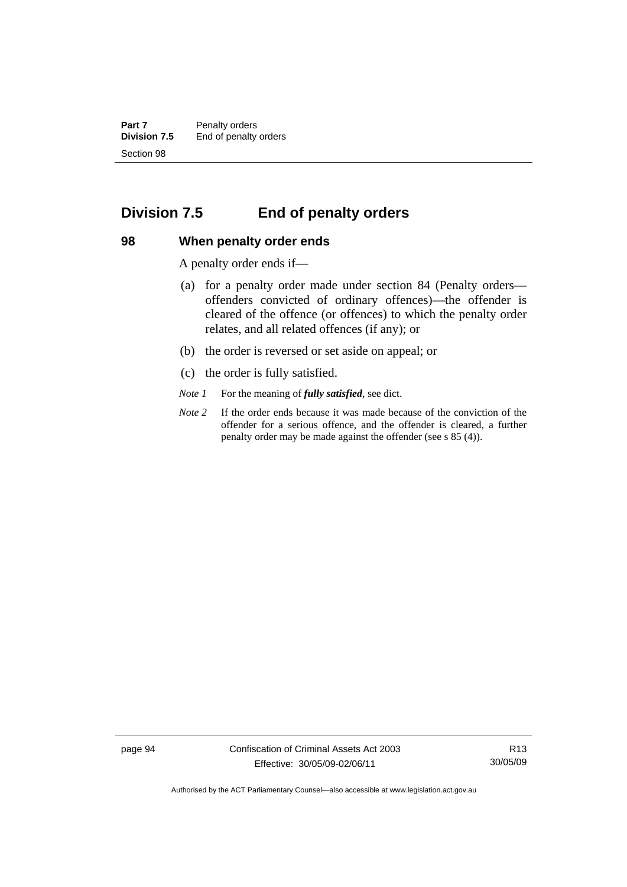## Division 7.5 End of penalty orders

### 98 When penalty order ends

A penalty order ends if—

(a) for a penalty order made under section 84 (Penalty orders—offenders convicted of ordinary offences)—the offender is cleared of the offence (or offences) to which the penalty order relates, and all related offences (if any); or

(b) the order is reversed or set aside on appeal; or

(c) the order is fully satisfied.

*Note 1* For the meaning of ***fully satisfied***, see dict.

*Note 2* If the order ends because it was made because of the conviction of the offender for a serious offence, and the offender is cleared, a further penalty order may be made against the offender (see s 85 (4)).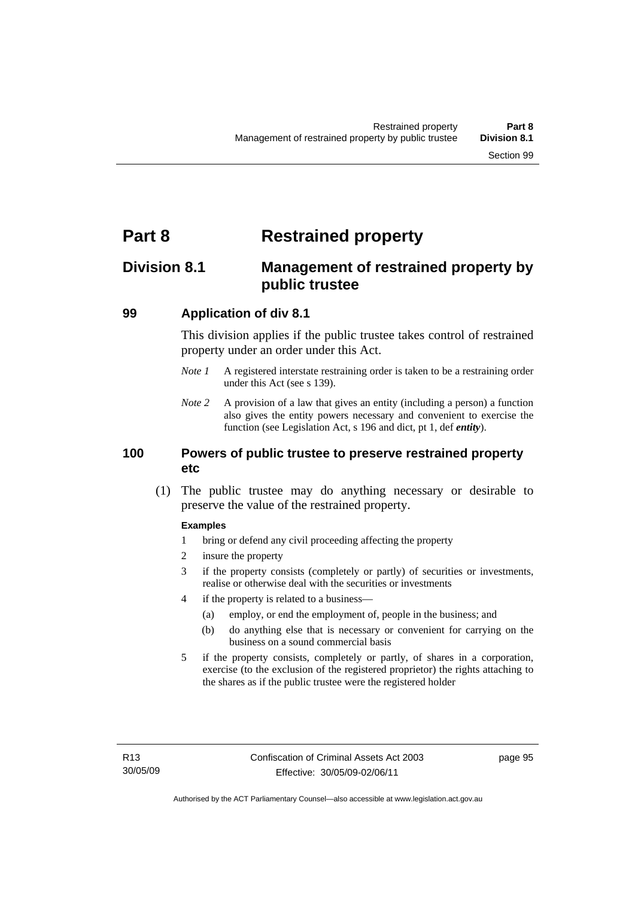# Part 8 Restrained property

## Division 8.1 Management of restrained property by public trustee

### 99 Application of div 8.1

This division applies if the public trustee takes control of restrained property under an order under this Act.

*Note 1* A registered interstate restraining order is taken to be a restraining order under this Act (see s 139).

*Note 2* A provision of a law that gives an entity (including a person) a function also gives the entity powers necessary and convenient to exercise the function (see Legislation Act, s 196 and dict, pt 1, def ***entity***).

### 100 Powers of public trustee to preserve restrained property etc

(1) The public trustee may do anything necessary or desirable to preserve the value of the restrained property.

**Examples**

1 bring or defend any civil proceeding affecting the property

2 insure the property

3 if the property consists (completely or partly) of securities or investments, realise or otherwise deal with the securities or investments

4 if the property is related to a business—

(a) employ, or end the employment of, people in the business; and

(b) do anything else that is necessary or convenient for carrying on the business on a sound commercial basis

5 if the property consists, completely or partly, of shares in a corporation, exercise (to the exclusion of the registered proprietor) the rights attaching to the shares as if the public trustee were the registered holder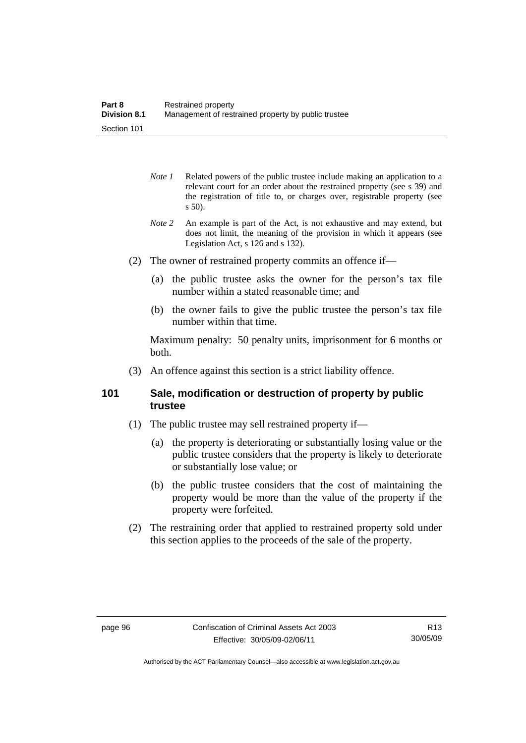*Note 1* Related powers of the public trustee include making an application to a relevant court for an order about the restrained property (see s 39) and the registration of title to, or charges over, registrable property (see s 50).

*Note 2* An example is part of the Act, is not exhaustive and may extend, but does not limit, the meaning of the provision in which it appears (see Legislation Act, s 126 and s 132).

(2) The owner of restrained property commits an offence if—

(a) the public trustee asks the owner for the person's tax file number within a stated reasonable time; and

(b) the owner fails to give the public trustee the person's tax file number within that time.

Maximum penalty: 50 penalty units, imprisonment for 6 months or both.

(3) An offence against this section is a strict liability offence.

### 101 Sale, modification or destruction of property by public trustee

(1) The public trustee may sell restrained property if—

(a) the property is deteriorating or substantially losing value or the public trustee considers that the property is likely to deteriorate or substantially lose value; or

(b) the public trustee considers that the cost of maintaining the property would be more than the value of the property if the property were forfeited.

(2) The restraining order that applied to restrained property sold under this section applies to the proceeds of the sale of the property.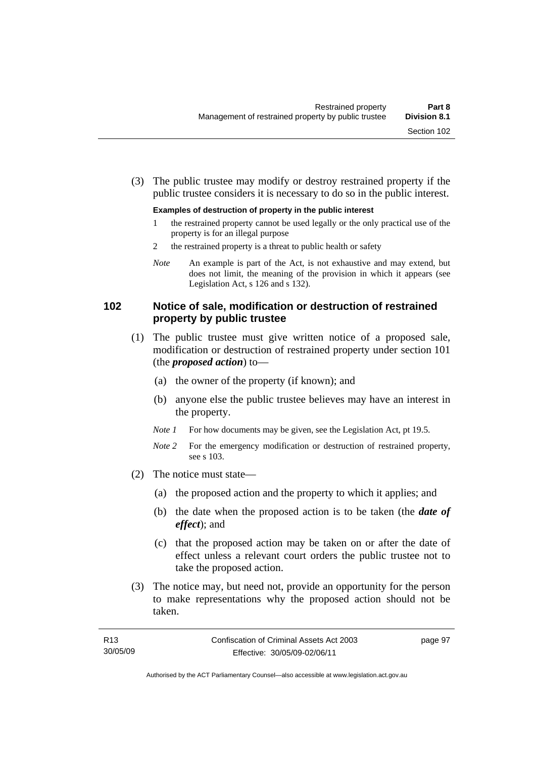(3) The public trustee may modify or destroy restrained property if the public trustee considers it is necessary to do so in the public interest.

**Examples of destruction of property in the public interest**

1 the restrained property cannot be used legally or the only practical use of the property is for an illegal purpose

2 the restrained property is a threat to public health or safety

*Note* An example is part of the Act, is not exhaustive and may extend, but does not limit, the meaning of the provision in which it appears (see Legislation Act, s 126 and s 132).

## 102 Notice of sale, modification or destruction of restrained property by public trustee

(1) The public trustee must give written notice of a proposed sale, modification or destruction of restrained property under section 101 (the ***proposed action***) to—

(a) the owner of the property (if known); and

(b) anyone else the public trustee believes may have an interest in the property.

*Note 1* For how documents may be given, see the Legislation Act, pt 19.5.

*Note 2* For the emergency modification or destruction of restrained property, see s 103.

(2) The notice must state—

(a) the proposed action and the property to which it applies; and

(b) the date when the proposed action is to be taken (the ***date of effect***); and

(c) that the proposed action may be taken on or after the date of effect unless a relevant court orders the public trustee not to take the proposed action.

(3) The notice may, but need not, provide an opportunity for the person to make representations why the proposed action should not be taken.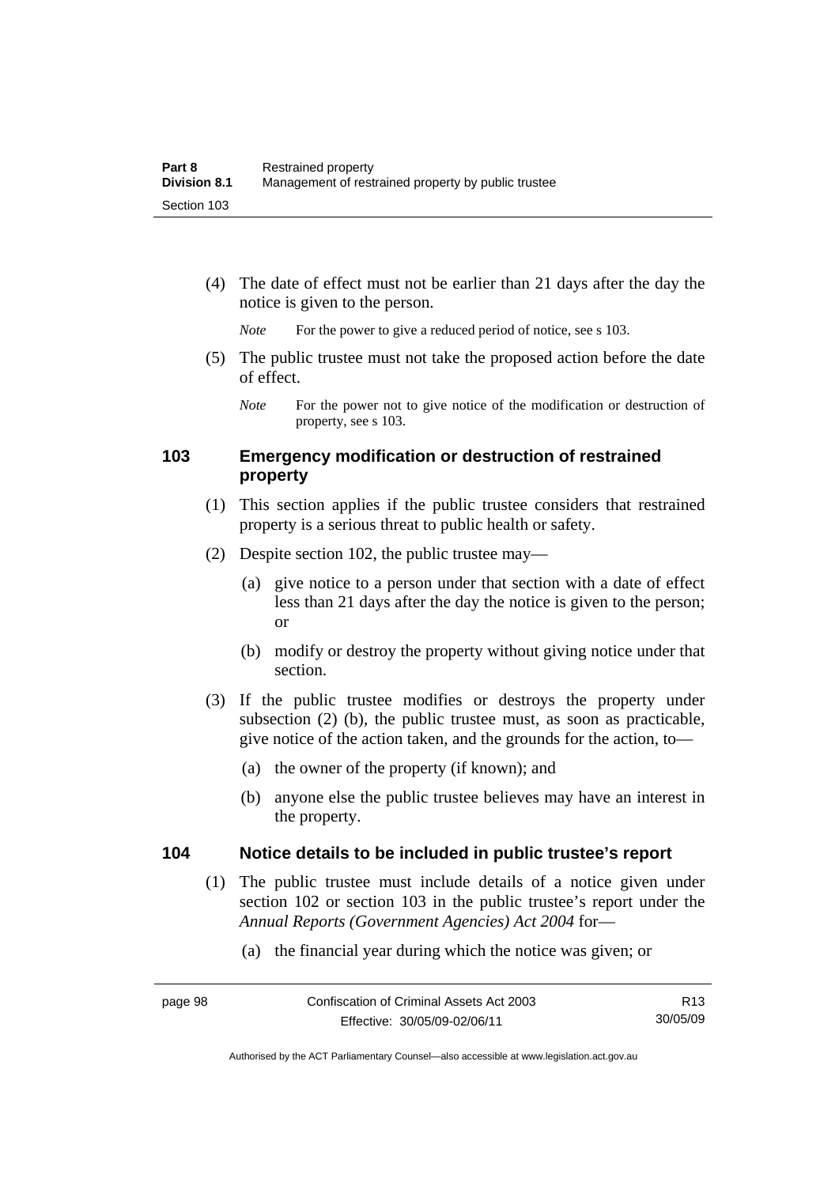(4) The date of effect must not be earlier than 21 days after the day the notice is given to the person.

*Note* For the power to give a reduced period of notice, see s 103.

(5) The public trustee must not take the proposed action before the date of effect.

*Note* For the power not to give notice of the modification or destruction of property, see s 103.

### 103 Emergency modification or destruction of restrained property

(1) This section applies if the public trustee considers that restrained property is a serious threat to public health or safety.

(2) Despite section 102, the public trustee may—

(a) give notice to a person under that section with a date of effect less than 21 days after the day the notice is given to the person; or

(b) modify or destroy the property without giving notice under that section.

(3) If the public trustee modifies or destroys the property under subsection (2) (b), the public trustee must, as soon as practicable, give notice of the action taken, and the grounds for the action, to—

(a) the owner of the property (if known); and

(b) anyone else the public trustee believes may have an interest in the property.

### 104 Notice details to be included in public trustee's report

(1) The public trustee must include details of a notice given under section 102 or section 103 in the public trustee's report under the *Annual Reports (Government Agencies) Act 2004* for—

(a) the financial year during which the notice was given; or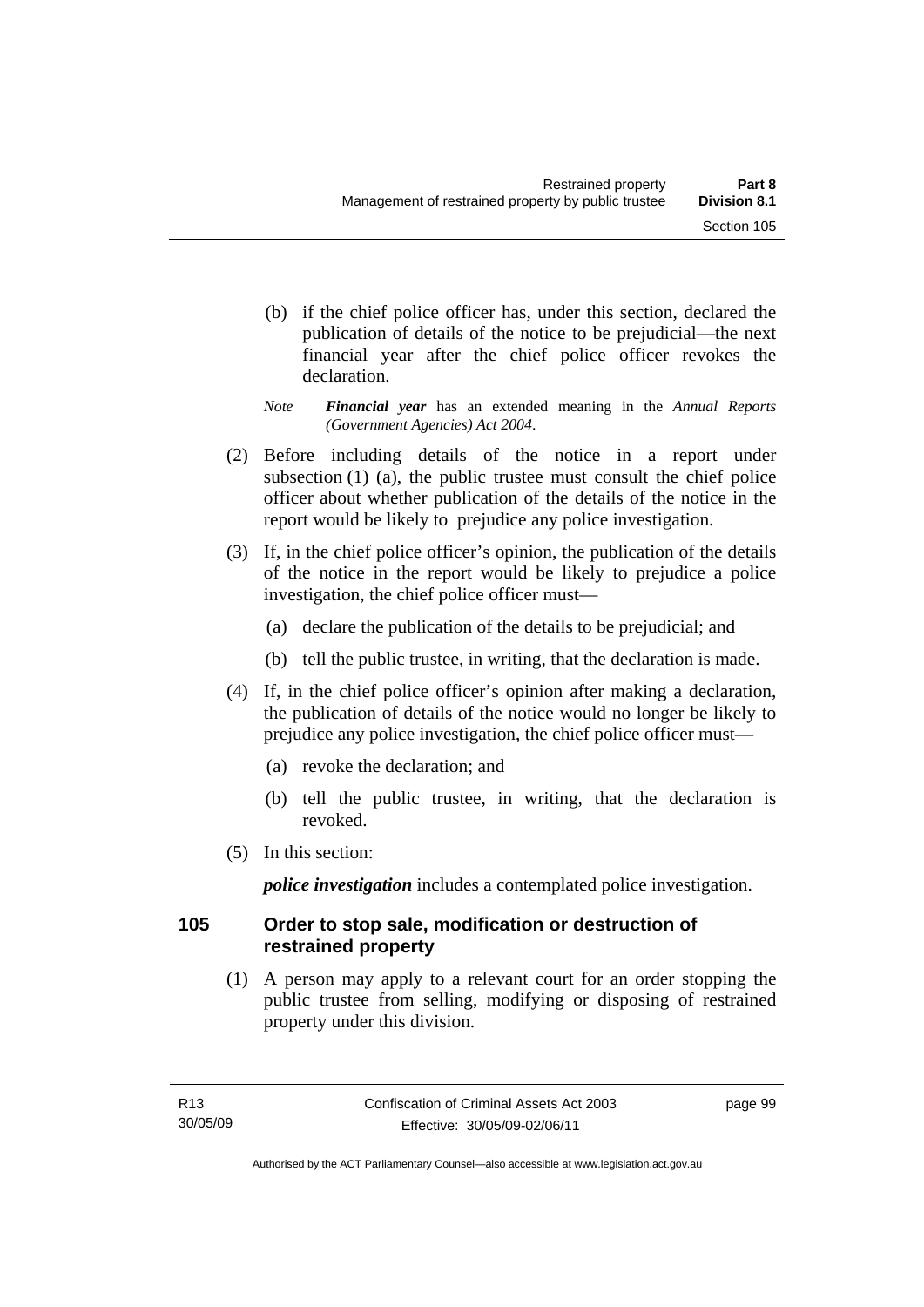(b) if the chief police officer has, under this section, declared the publication of details of the notice to be prejudicial—the next financial year after the chief police officer revokes the declaration.

*Note* ***Financial year*** has an extended meaning in the *Annual Reports (Government Agencies) Act 2004*.

(2) Before including details of the notice in a report under subsection (1) (a), the public trustee must consult the chief police officer about whether publication of the details of the notice in the report would be likely to prejudice any police investigation.

(3) If, in the chief police officer's opinion, the publication of the details of the notice in the report would be likely to prejudice a police investigation, the chief police officer must—

(a) declare the publication of the details to be prejudicial; and

(b) tell the public trustee, in writing, that the declaration is made.

(4) If, in the chief police officer's opinion after making a declaration, the publication of details of the notice would no longer be likely to prejudice any police investigation, the chief police officer must—

(a) revoke the declaration; and

(b) tell the public trustee, in writing, that the declaration is revoked.

(5) In this section:

***police investigation*** includes a contemplated police investigation.

## 105 Order to stop sale, modification or destruction of restrained property

(1) A person may apply to a relevant court for an order stopping the public trustee from selling, modifying or disposing of restrained property under this division.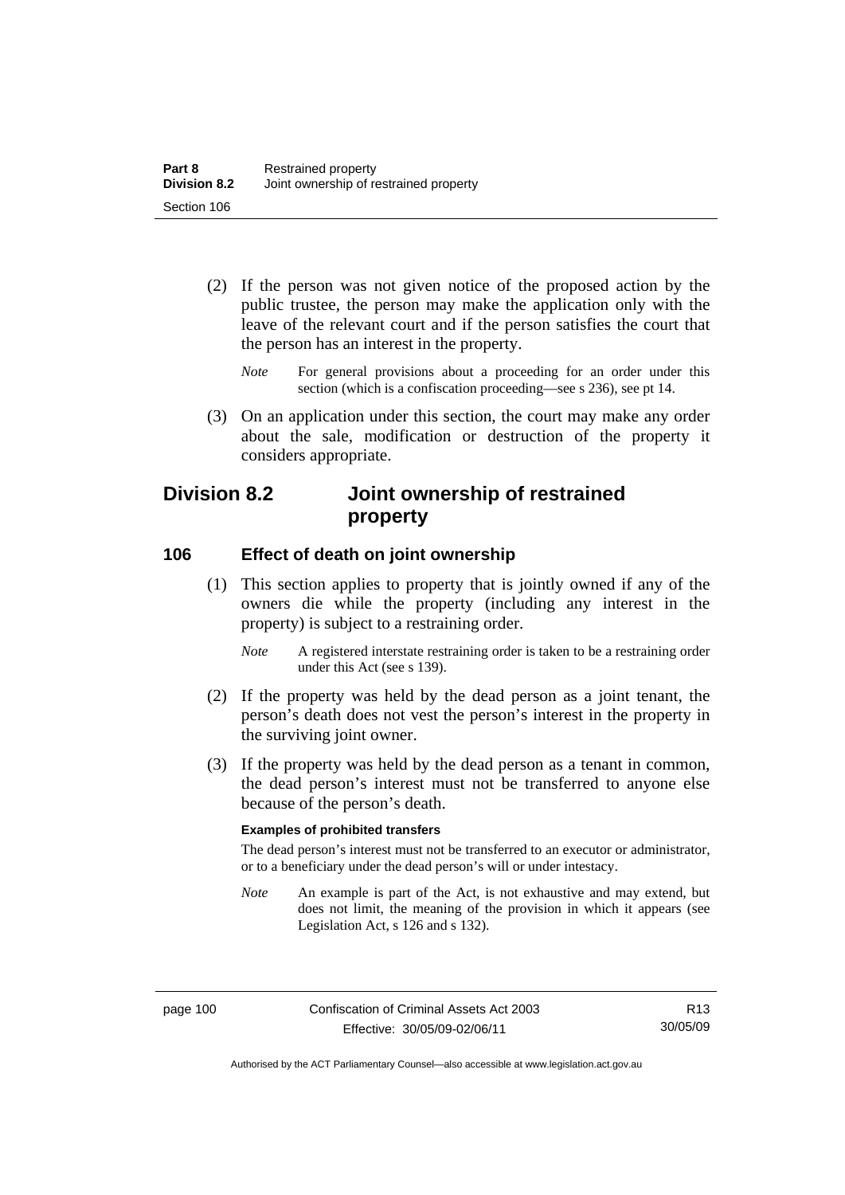(2) If the person was not given notice of the proposed action by the public trustee, the person may make the application only with the leave of the relevant court and if the person satisfies the court that the person has an interest in the property.

*Note* For general provisions about a proceeding for an order under this section (which is a confiscation proceeding—see s 236), see pt 14.

(3) On an application under this section, the court may make any order about the sale, modification or destruction of the property it considers appropriate.

## Division 8.2 Joint ownership of restrained property

### 106 Effect of death on joint ownership

(1) This section applies to property that is jointly owned if any of the owners die while the property (including any interest in the property) is subject to a restraining order.

*Note* A registered interstate restraining order is taken to be a restraining order under this Act (see s 139).

(2) If the property was held by the dead person as a joint tenant, the person's death does not vest the person's interest in the property in the surviving joint owner.

(3) If the property was held by the dead person as a tenant in common, the dead person's interest must not be transferred to anyone else because of the person's death.

**Examples of prohibited transfers**

The dead person's interest must not be transferred to an executor or administrator, or to a beneficiary under the dead person's will or under intestacy.

*Note* An example is part of the Act, is not exhaustive and may extend, but does not limit, the meaning of the provision in which it appears (see Legislation Act, s 126 and s 132).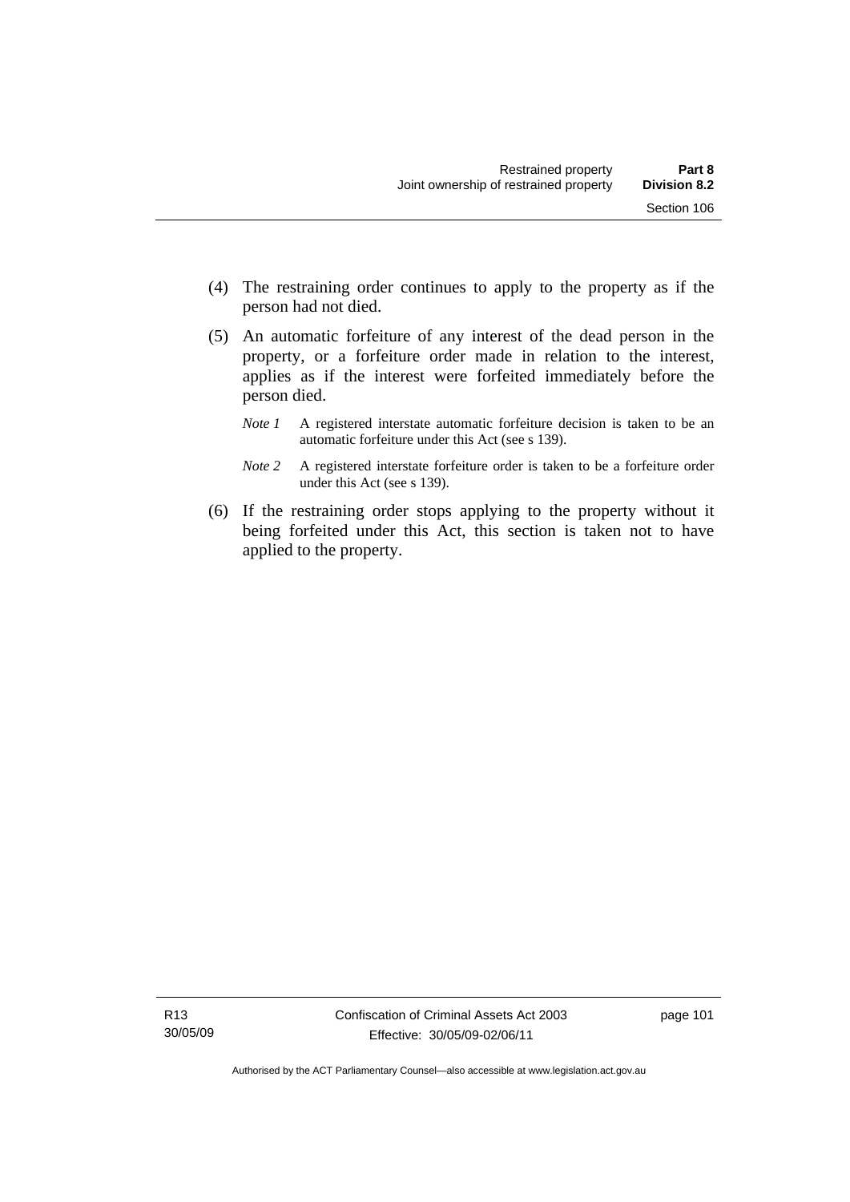(4) The restraining order continues to apply to the property as if the person had not died.

(5) An automatic forfeiture of any interest of the dead person in the property, or a forfeiture order made in relation to the interest, applies as if the interest were forfeited immediately before the person died.

*Note 1* A registered interstate automatic forfeiture decision is taken to be an automatic forfeiture under this Act (see s 139).

*Note 2* A registered interstate forfeiture order is taken to be a forfeiture order under this Act (see s 139).

(6) If the restraining order stops applying to the property without it being forfeited under this Act, this section is taken not to have applied to the property.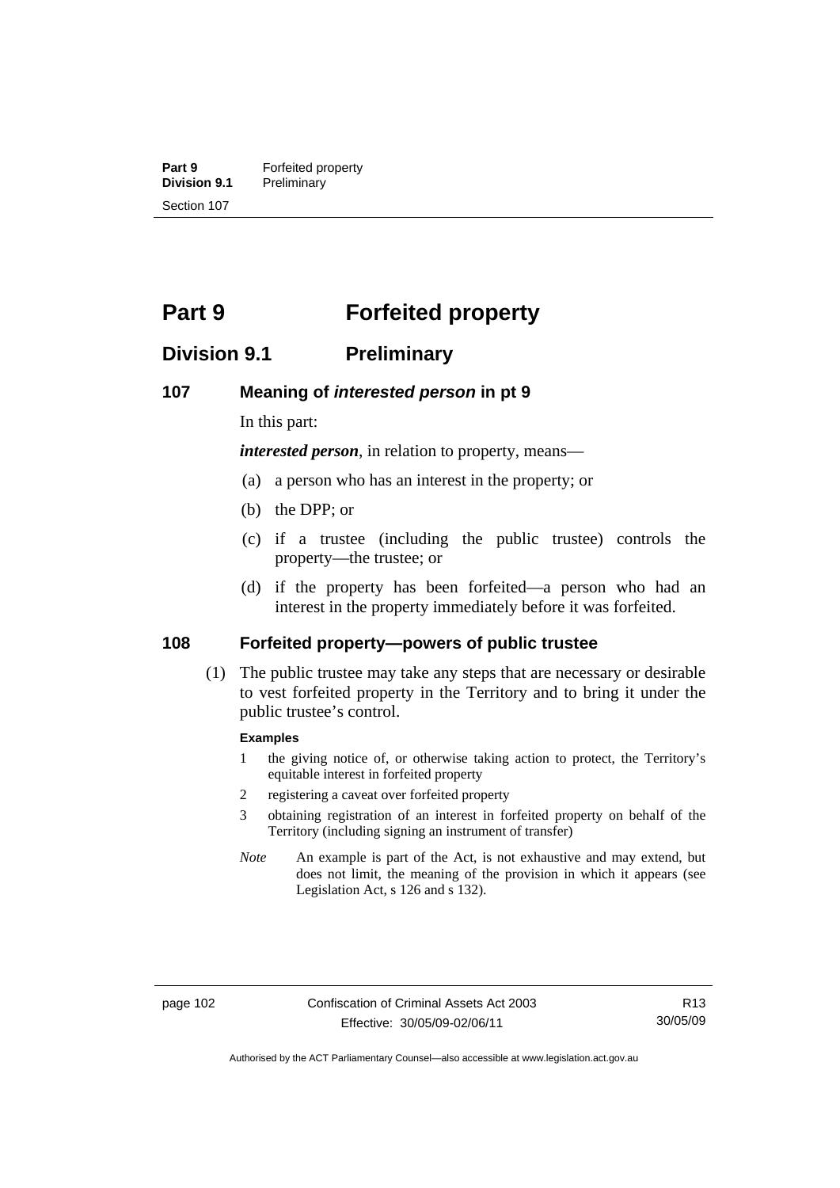# Part 9 Forfeited property

## Division 9.1 Preliminary

### 107 Meaning of *interested person* in pt 9

In this part:

***interested person***, in relation to property, means—

(a) a person who has an interest in the property; or

(b) the DPP; or

(c) if a trustee (including the public trustee) controls the property—the trustee; or

(d) if the property has been forfeited—a person who had an interest in the property immediately before it was forfeited.

### 108 Forfeited property—powers of public trustee

(1) The public trustee may take any steps that are necessary or desirable to vest forfeited property in the Territory and to bring it under the public trustee's control.

**Examples**

1 the giving notice of, or otherwise taking action to protect, the Territory's equitable interest in forfeited property

2 registering a caveat over forfeited property

3 obtaining registration of an interest in forfeited property on behalf of the Territory (including signing an instrument of transfer)

*Note* An example is part of the Act, is not exhaustive and may extend, but does not limit, the meaning of the provision in which it appears (see Legislation Act, s 126 and s 132).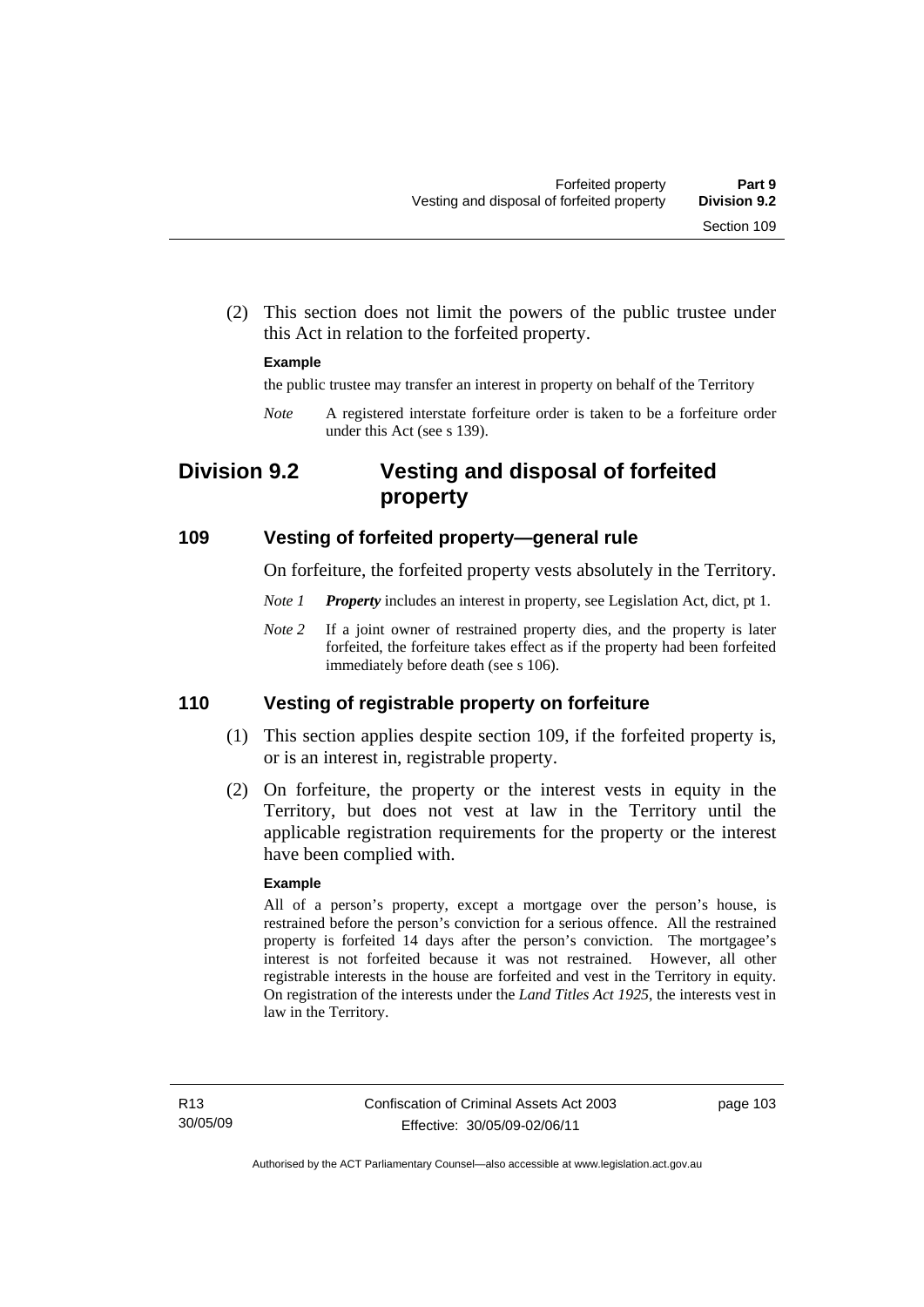(2) This section does not limit the powers of the public trustee under this Act in relation to the forfeited property.

**Example**

the public trustee may transfer an interest in property on behalf of the Territory

*Note* A registered interstate forfeiture order is taken to be a forfeiture order under this Act (see s 139).

## Division 9.2 Vesting and disposal of forfeited property

### 109 Vesting of forfeited property—general rule

On forfeiture, the forfeited property vests absolutely in the Territory.

*Note 1* ***Property*** includes an interest in property, see Legislation Act, dict, pt 1.

*Note 2* If a joint owner of restrained property dies, and the property is later forfeited, the forfeiture takes effect as if the property had been forfeited immediately before death (see s 106).

### 110 Vesting of registrable property on forfeiture

(1) This section applies despite section 109, if the forfeited property is, or is an interest in, registrable property.

(2) On forfeiture, the property or the interest vests in equity in the Territory, but does not vest at law in the Territory until the applicable registration requirements for the property or the interest have been complied with.

**Example**

All of a person's property, except a mortgage over the person's house, is restrained before the person's conviction for a serious offence. All the restrained property is forfeited 14 days after the person's conviction. The mortgagee's interest is not forfeited because it was not restrained. However, all other registrable interests in the house are forfeited and vest in the Territory in equity. On registration of the interests under the *Land Titles Act 1925*, the interests vest in law in the Territory.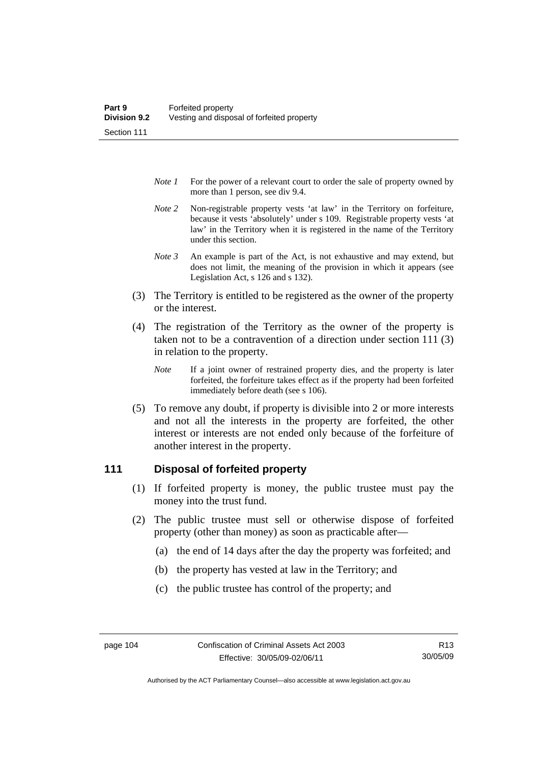*Note 1* For the power of a relevant court to order the sale of property owned by more than 1 person, see div 9.4.

*Note 2* Non-registrable property vests 'at law' in the Territory on forfeiture, because it vests 'absolutely' under s 109. Registrable property vests 'at law' in the Territory when it is registered in the name of the Territory under this section.

*Note 3* An example is part of the Act, is not exhaustive and may extend, but does not limit, the meaning of the provision in which it appears (see Legislation Act, s 126 and s 132).

(3) The Territory is entitled to be registered as the owner of the property or the interest.

(4) The registration of the Territory as the owner of the property is taken not to be a contravention of a direction under section 111 (3) in relation to the property.

*Note* If a joint owner of restrained property dies, and the property is later forfeited, the forfeiture takes effect as if the property had been forfeited immediately before death (see s 106).

(5) To remove any doubt, if property is divisible into 2 or more interests and not all the interests in the property are forfeited, the other interest or interests are not ended only because of the forfeiture of another interest in the property.

## 111 Disposal of forfeited property

(1) If forfeited property is money, the public trustee must pay the money into the trust fund.

(2) The public trustee must sell or otherwise dispose of forfeited property (other than money) as soon as practicable after—

(a) the end of 14 days after the day the property was forfeited; and

(b) the property has vested at law in the Territory; and

(c) the public trustee has control of the property; and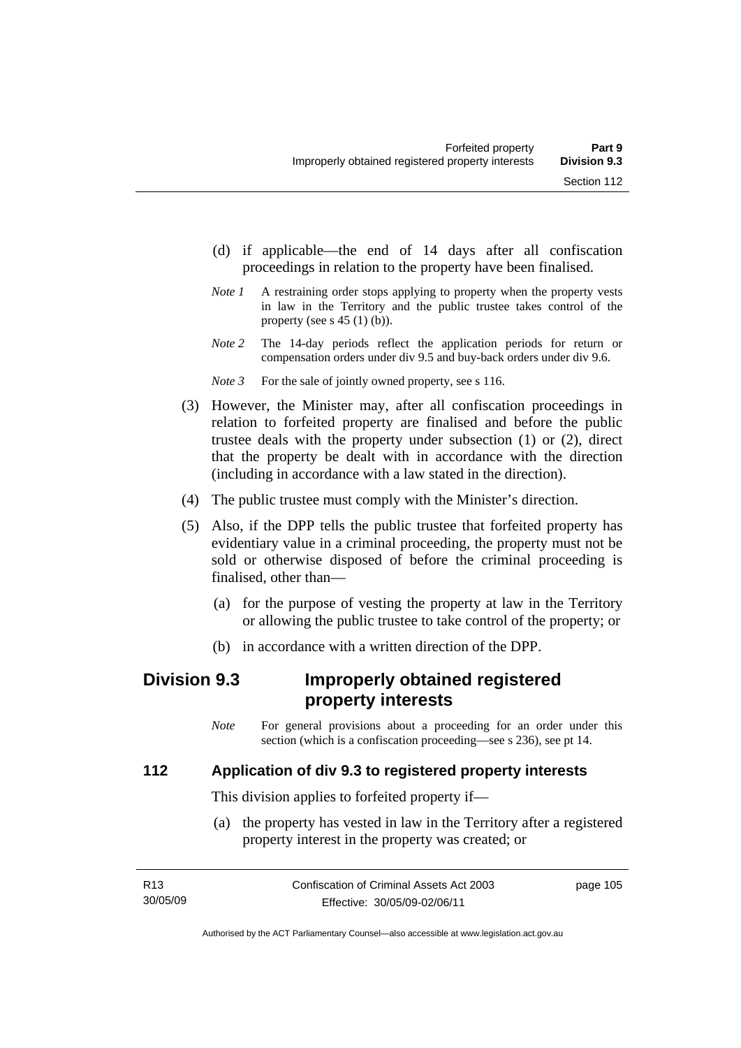(d) if applicable—the end of 14 days after all confiscation proceedings in relation to the property have been finalised.

*Note 1* A restraining order stops applying to property when the property vests in law in the Territory and the public trustee takes control of the property (see s 45 (1) (b)).

*Note 2* The 14-day periods reflect the application periods for return or compensation orders under div 9.5 and buy-back orders under div 9.6.

*Note 3* For the sale of jointly owned property, see s 116.

(3) However, the Minister may, after all confiscation proceedings in relation to forfeited property are finalised and before the public trustee deals with the property under subsection (1) or (2), direct that the property be dealt with in accordance with the direction (including in accordance with a law stated in the direction).

(4) The public trustee must comply with the Minister's direction.

(5) Also, if the DPP tells the public trustee that forfeited property has evidentiary value in a criminal proceeding, the property must not be sold or otherwise disposed of before the criminal proceeding is finalised, other than—

(a) for the purpose of vesting the property at law in the Territory or allowing the public trustee to take control of the property; or

(b) in accordance with a written direction of the DPP.

## Division 9.3 Improperly obtained registered property interests

*Note* For general provisions about a proceeding for an order under this section (which is a confiscation proceeding—see s 236), see pt 14.

### 112 Application of div 9.3 to registered property interests

This division applies to forfeited property if—

(a) the property has vested in law in the Territory after a registered property interest in the property was created; or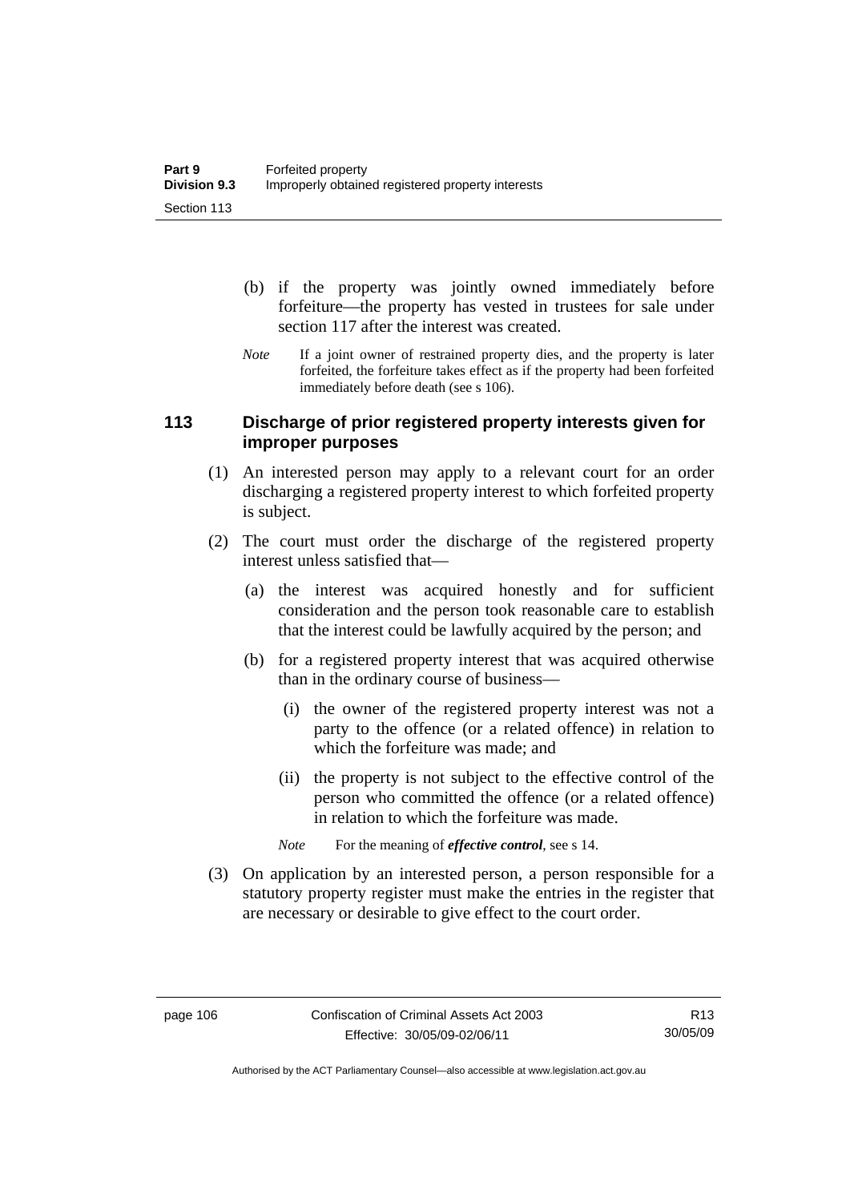(b) if the property was jointly owned immediately before forfeiture—the property has vested in trustees for sale under section 117 after the interest was created.

*Note* If a joint owner of restrained property dies, and the property is later forfeited, the forfeiture takes effect as if the property had been forfeited immediately before death (see s 106).

## 113 Discharge of prior registered property interests given for improper purposes

(1) An interested person may apply to a relevant court for an order discharging a registered property interest to which forfeited property is subject.

(2) The court must order the discharge of the registered property interest unless satisfied that—

(a) the interest was acquired honestly and for sufficient consideration and the person took reasonable care to establish that the interest could be lawfully acquired by the person; and

(b) for a registered property interest that was acquired otherwise than in the ordinary course of business—

(i) the owner of the registered property interest was not a party to the offence (or a related offence) in relation to which the forfeiture was made; and

(ii) the property is not subject to the effective control of the person who committed the offence (or a related offence) in relation to which the forfeiture was made.

*Note* For the meaning of ***effective control***, see s 14.

(3) On application by an interested person, a person responsible for a statutory property register must make the entries in the register that are necessary or desirable to give effect to the court order.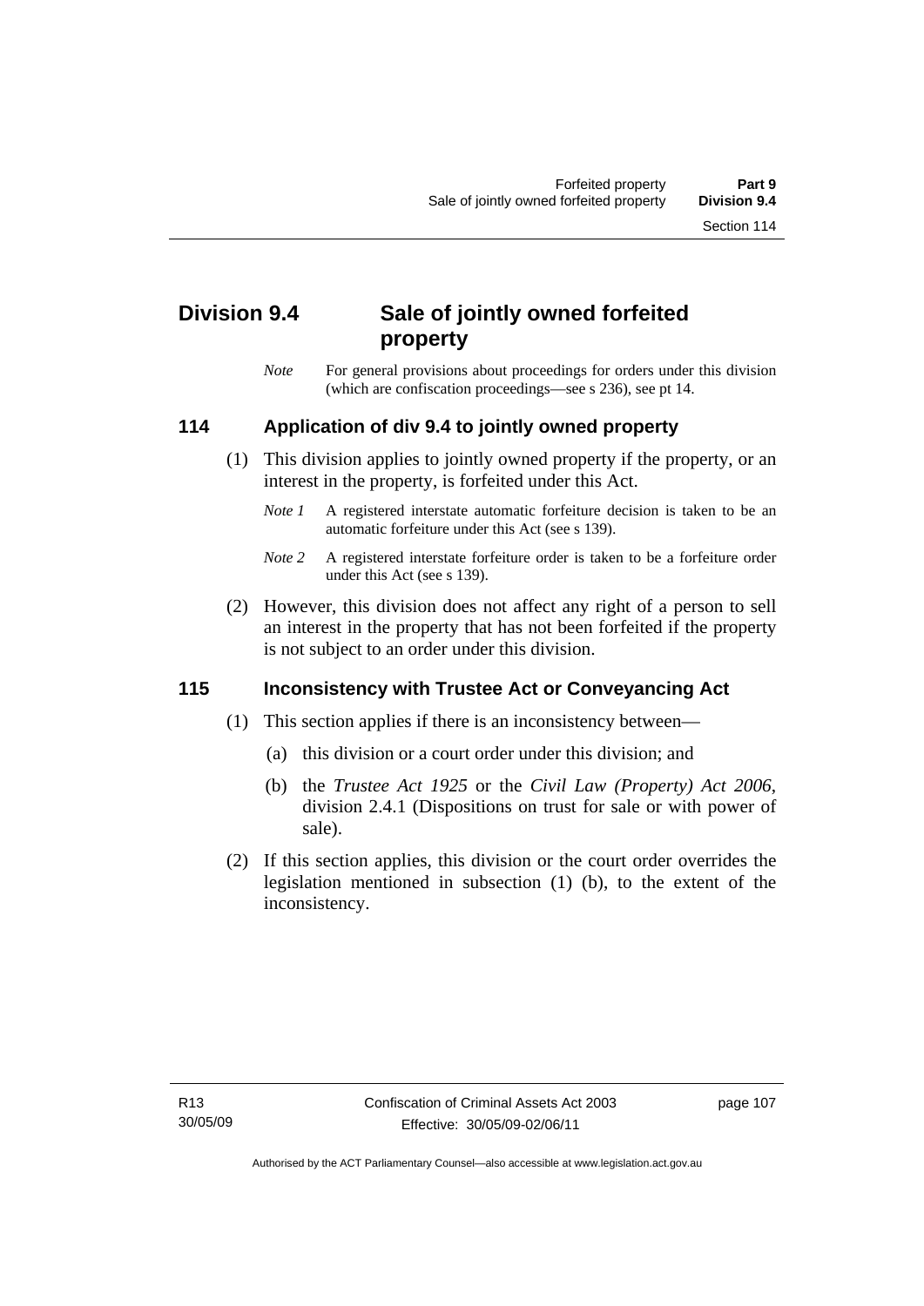## Division 9.4 Sale of jointly owned forfeited property

*Note* For general provisions about proceedings for orders under this division (which are confiscation proceedings—see s 236), see pt 14.

### 114 Application of div 9.4 to jointly owned property

(1) This division applies to jointly owned property if the property, or an interest in the property, is forfeited under this Act.

*Note 1* A registered interstate automatic forfeiture decision is taken to be an automatic forfeiture under this Act (see s 139).

*Note 2* A registered interstate forfeiture order is taken to be a forfeiture order under this Act (see s 139).

(2) However, this division does not affect any right of a person to sell an interest in the property that has not been forfeited if the property is not subject to an order under this division.

### 115 Inconsistency with Trustee Act or Conveyancing Act

(1) This section applies if there is an inconsistency between—

(a) this division or a court order under this division; and

(b) the *Trustee Act 1925* or the *Civil Law (Property) Act 2006*, division 2.4.1 (Dispositions on trust for sale or with power of sale).

(2) If this section applies, this division or the court order overrides the legislation mentioned in subsection (1) (b), to the extent of the inconsistency.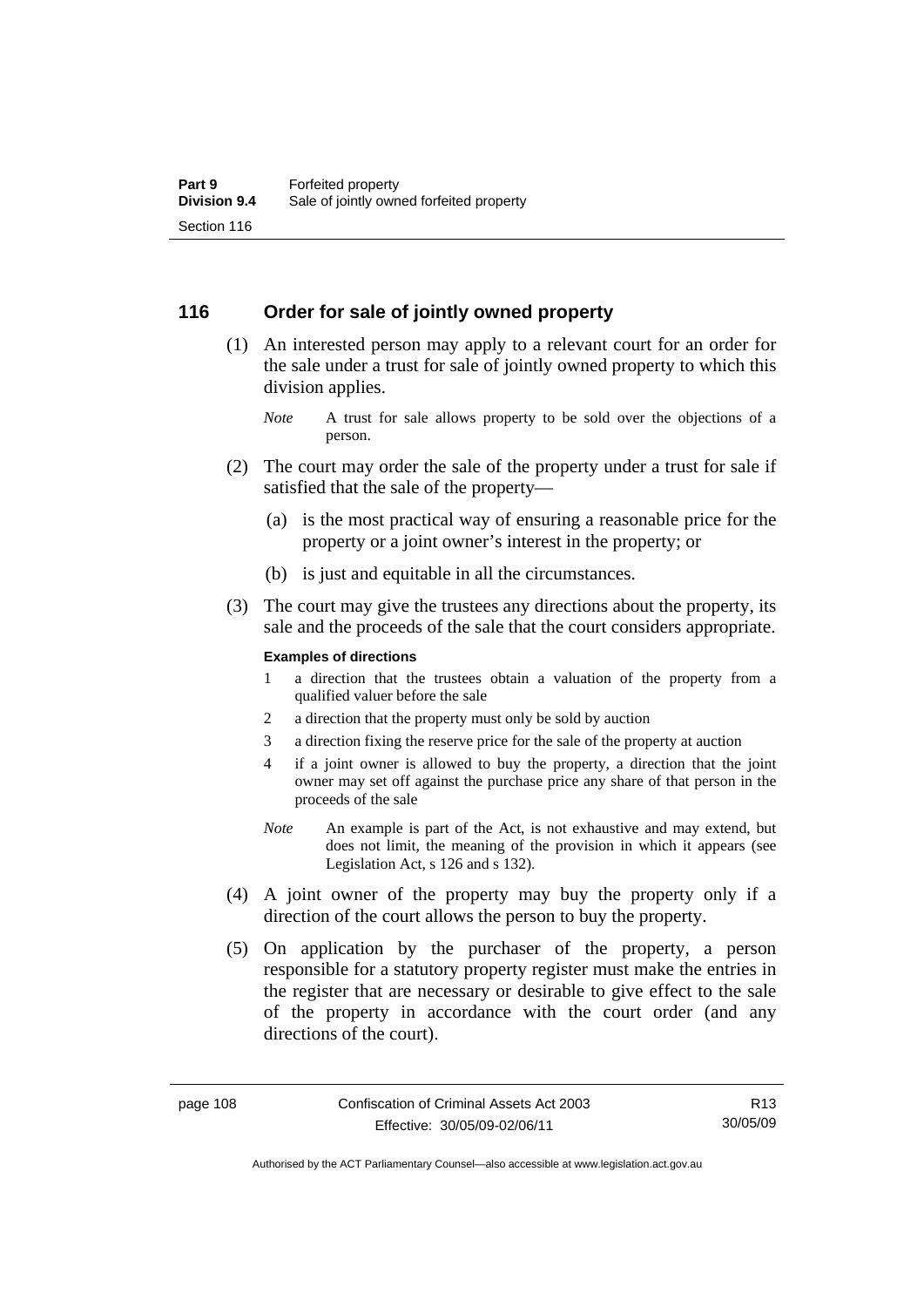## 116 Order for sale of jointly owned property

(1) An interested person may apply to a relevant court for an order for the sale under a trust for sale of jointly owned property to which this division applies.

*Note* A trust for sale allows property to be sold over the objections of a person.

(2) The court may order the sale of the property under a trust for sale if satisfied that the sale of the property—

(a) is the most practical way of ensuring a reasonable price for the property or a joint owner's interest in the property; or

(b) is just and equitable in all the circumstances.

(3) The court may give the trustees any directions about the property, its sale and the proceeds of the sale that the court considers appropriate.

**Examples of directions**

1 a direction that the trustees obtain a valuation of the property from a qualified valuer before the sale

2 a direction that the property must only be sold by auction

3 a direction fixing the reserve price for the sale of the property at auction

4 if a joint owner is allowed to buy the property, a direction that the joint owner may set off against the purchase price any share of that person in the proceeds of the sale

*Note* An example is part of the Act, is not exhaustive and may extend, but does not limit, the meaning of the provision in which it appears (see Legislation Act, s 126 and s 132).

(4) A joint owner of the property may buy the property only if a direction of the court allows the person to buy the property.

(5) On application by the purchaser of the property, a person responsible for a statutory property register must make the entries in the register that are necessary or desirable to give effect to the sale of the property in accordance with the court order (and any directions of the court).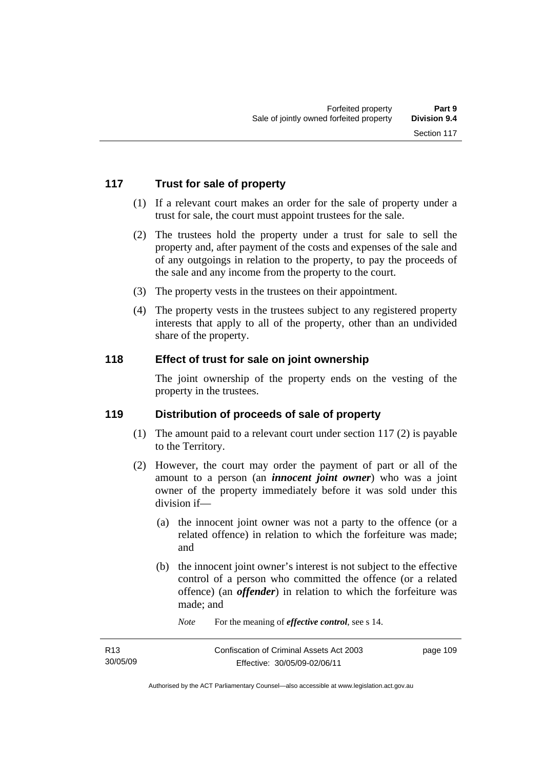## 117 Trust for sale of property

(1) If a relevant court makes an order for the sale of property under a trust for sale, the court must appoint trustees for the sale.

(2) The trustees hold the property under a trust for sale to sell the property and, after payment of the costs and expenses of the sale and of any outgoings in relation to the property, to pay the proceeds of the sale and any income from the property to the court.

(3) The property vests in the trustees on their appointment.

(4) The property vests in the trustees subject to any registered property interests that apply to all of the property, other than an undivided share of the property.

## 118 Effect of trust for sale on joint ownership

The joint ownership of the property ends on the vesting of the property in the trustees.

## 119 Distribution of proceeds of sale of property

(1) The amount paid to a relevant court under section 117 (2) is payable to the Territory.

(2) However, the court may order the payment of part or all of the amount to a person (an ***innocent joint owner***) who was a joint owner of the property immediately before it was sold under this division if—

(a) the innocent joint owner was not a party to the offence (or a related offence) in relation to which the forfeiture was made; and

(b) the innocent joint owner's interest is not subject to the effective control of a person who committed the offence (or a related offence) (an ***offender***) in relation to which the forfeiture was made; and

*Note* For the meaning of ***effective control***, see s 14.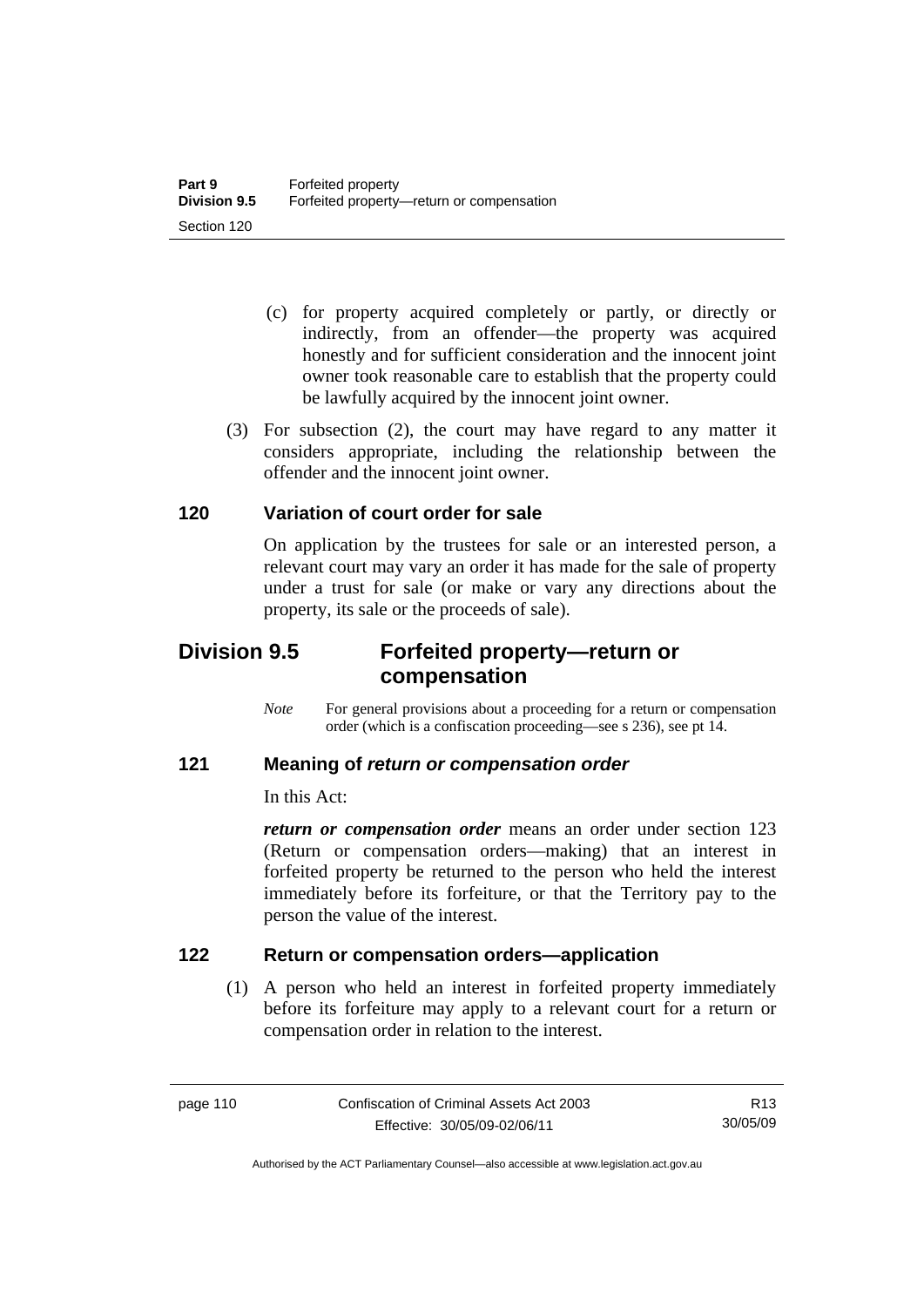(c) for property acquired completely or partly, or directly or indirectly, from an offender—the property was acquired honestly and for sufficient consideration and the innocent joint owner took reasonable care to establish that the property could be lawfully acquired by the innocent joint owner.

(3) For subsection (2), the court may have regard to any matter it considers appropriate, including the relationship between the offender and the innocent joint owner.

### 120 Variation of court order for sale

On application by the trustees for sale or an interested person, a relevant court may vary an order it has made for the sale of property under a trust for sale (or make or vary any directions about the property, its sale or the proceeds of sale).

## Division 9.5 Forfeited property—return or compensation

*Note* For general provisions about a proceeding for a return or compensation order (which is a confiscation proceeding—see s 236), see pt 14.

### 121 Meaning of *return or compensation order*

In this Act:

***return or compensation order*** means an order under section 123 (Return or compensation orders—making) that an interest in forfeited property be returned to the person who held the interest immediately before its forfeiture, or that the Territory pay to the person the value of the interest.

### 122 Return or compensation orders—application

(1) A person who held an interest in forfeited property immediately before its forfeiture may apply to a relevant court for a return or compensation order in relation to the interest.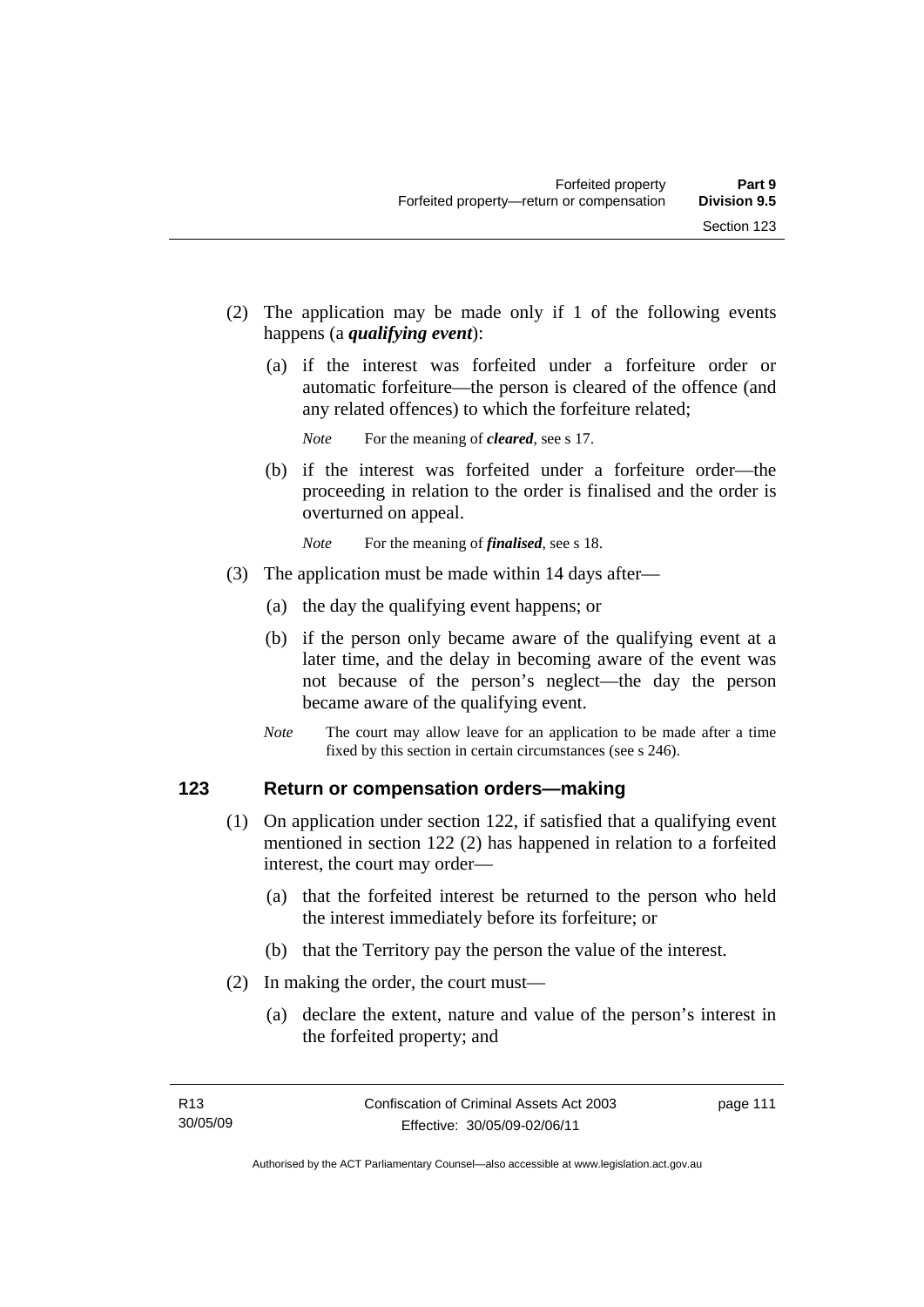(2) The application may be made only if 1 of the following events happens (a ***qualifying event***):

(a) if the interest was forfeited under a forfeiture order or automatic forfeiture—the person is cleared of the offence (and any related offences) to which the forfeiture related;

*Note* For the meaning of ***cleared***, see s 17.

(b) if the interest was forfeited under a forfeiture order—the proceeding in relation to the order is finalised and the order is overturned on appeal.

*Note* For the meaning of ***finalised***, see s 18.

(3) The application must be made within 14 days after—

(a) the day the qualifying event happens; or

(b) if the person only became aware of the qualifying event at a later time, and the delay in becoming aware of the event was not because of the person's neglect—the day the person became aware of the qualifying event.

*Note* The court may allow leave for an application to be made after a time fixed by this section in certain circumstances (see s 246).

## 123 Return or compensation orders—making

(1) On application under section 122, if satisfied that a qualifying event mentioned in section 122 (2) has happened in relation to a forfeited interest, the court may order—

(a) that the forfeited interest be returned to the person who held the interest immediately before its forfeiture; or

(b) that the Territory pay the person the value of the interest.

(2) In making the order, the court must—

(a) declare the extent, nature and value of the person's interest in the forfeited property; and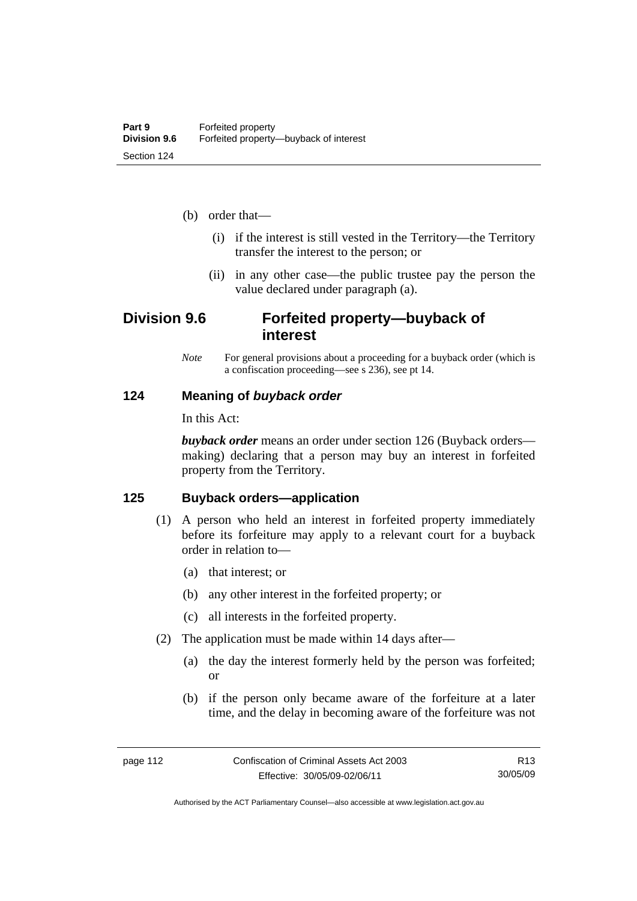(b) order that—

(i) if the interest is still vested in the Territory—the Territory transfer the interest to the person; or

(ii) in any other case—the public trustee pay the person the value declared under paragraph (a).

## Division 9.6 Forfeited property—buyback of interest

*Note* For general provisions about a proceeding for a buyback order (which is a confiscation proceeding—see s 236), see pt 14.

### 124 Meaning of *buyback order*

In this Act:

***buyback order*** means an order under section 126 (Buyback orders—making) declaring that a person may buy an interest in forfeited property from the Territory.

### 125 Buyback orders—application

(1) A person who held an interest in forfeited property immediately before its forfeiture may apply to a relevant court for a buyback order in relation to—

(a) that interest; or

(b) any other interest in the forfeited property; or

(c) all interests in the forfeited property.

(2) The application must be made within 14 days after—

(a) the day the interest formerly held by the person was forfeited; or

(b) if the person only became aware of the forfeiture at a later time, and the delay in becoming aware of the forfeiture was not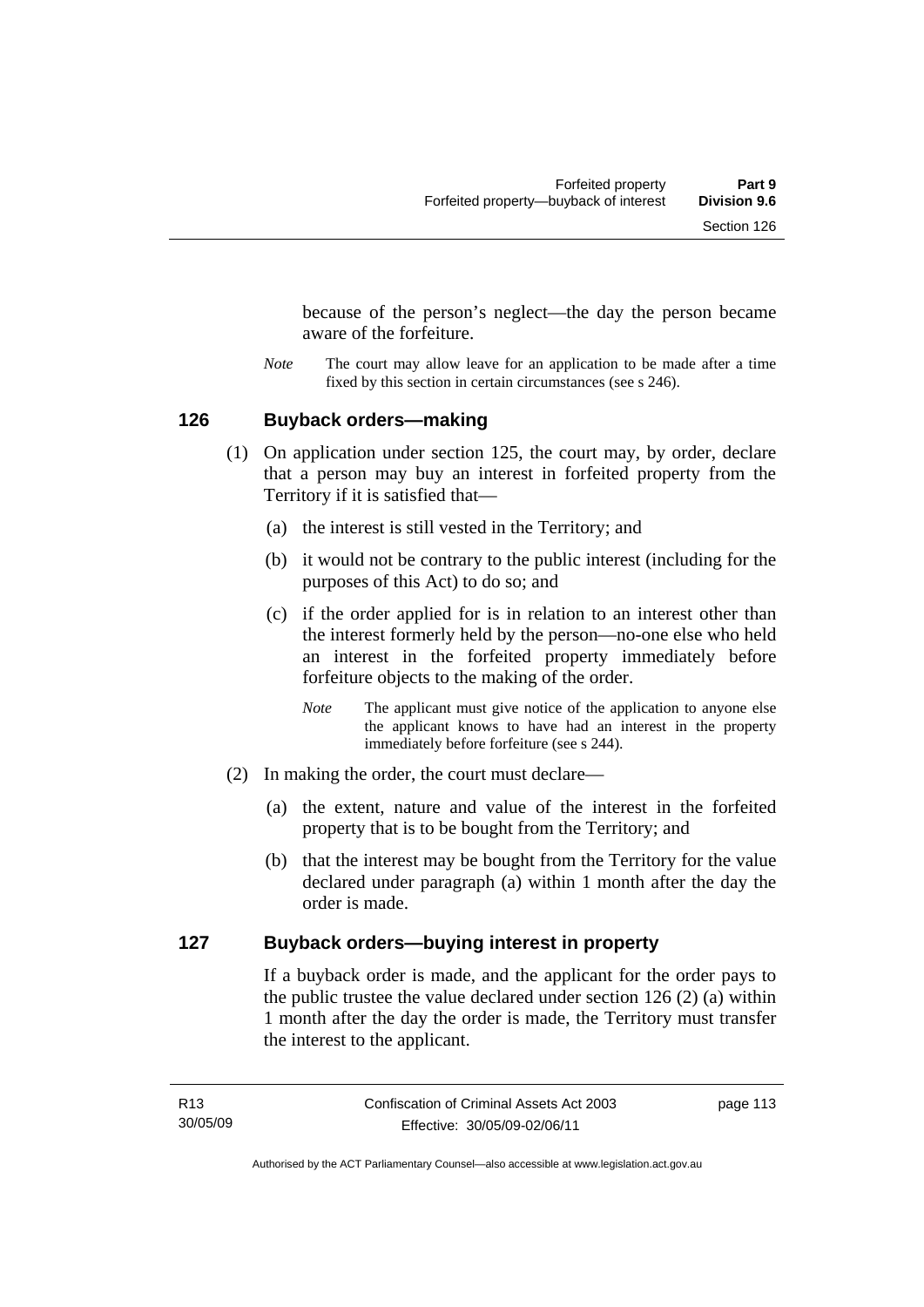because of the person's neglect—the day the person became aware of the forfeiture.

*Note* The court may allow leave for an application to be made after a time fixed by this section in certain circumstances (see s 246).

## 126 Buyback orders—making

(1) On application under section 125, the court may, by order, declare that a person may buy an interest in forfeited property from the Territory if it is satisfied that—

(a) the interest is still vested in the Territory; and

(b) it would not be contrary to the public interest (including for the purposes of this Act) to do so; and

(c) if the order applied for is in relation to an interest other than the interest formerly held by the person—no-one else who held an interest in the forfeited property immediately before forfeiture objects to the making of the order.

*Note* The applicant must give notice of the application to anyone else the applicant knows to have had an interest in the property immediately before forfeiture (see s 244).

(2) In making the order, the court must declare—

(a) the extent, nature and value of the interest in the forfeited property that is to be bought from the Territory; and

(b) that the interest may be bought from the Territory for the value declared under paragraph (a) within 1 month after the day the order is made.

## 127 Buyback orders—buying interest in property

If a buyback order is made, and the applicant for the order pays to the public trustee the value declared under section 126 (2) (a) within 1 month after the day the order is made, the Territory must transfer the interest to the applicant.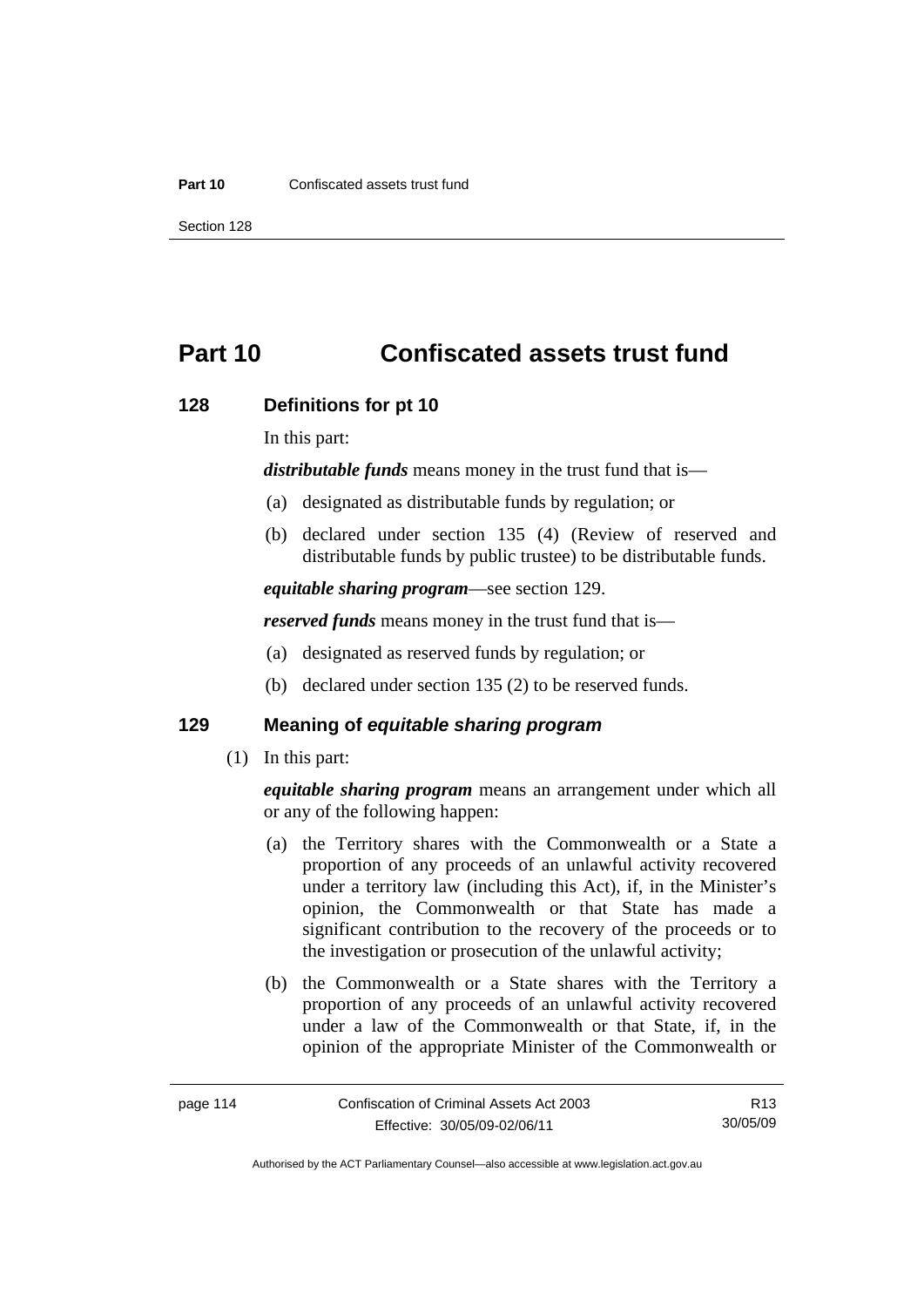# Part 10 Confiscated assets trust fund

## 128 Definitions for pt 10

In this part:

***distributable funds*** means money in the trust fund that is—

(a) designated as distributable funds by regulation; or

(b) declared under section 135 (4) (Review of reserved and distributable funds by public trustee) to be distributable funds.

***equitable sharing program***—see section 129.

***reserved funds*** means money in the trust fund that is—

(a) designated as reserved funds by regulation; or

(b) declared under section 135 (2) to be reserved funds.

## 129 Meaning of *equitable sharing program*

(1) In this part:

***equitable sharing program*** means an arrangement under which all or any of the following happen:

(a) the Territory shares with the Commonwealth or a State a proportion of any proceeds of an unlawful activity recovered under a territory law (including this Act), if, in the Minister's opinion, the Commonwealth or that State has made a significant contribution to the recovery of the proceeds or to the investigation or prosecution of the unlawful activity;

(b) the Commonwealth or a State shares with the Territory a proportion of any proceeds of an unlawful activity recovered under a law of the Commonwealth or that State, if, in the opinion of the appropriate Minister of the Commonwealth or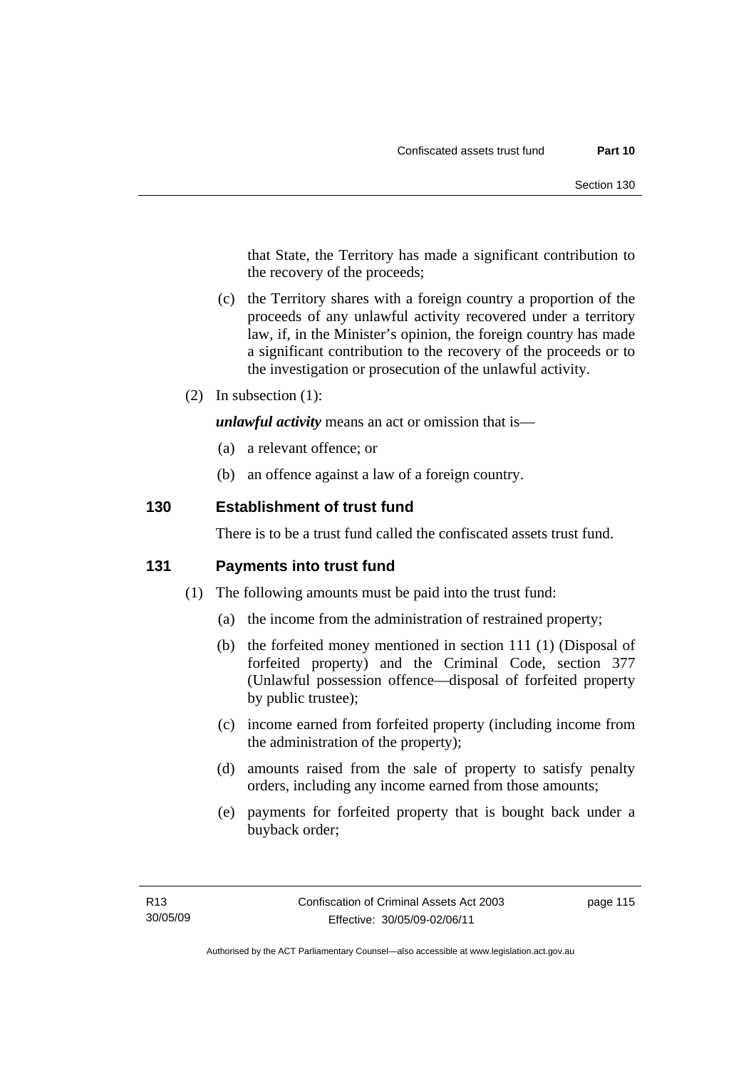that State, the Territory has made a significant contribution to the recovery of the proceeds;

(c) the Territory shares with a foreign country a proportion of the proceeds of any unlawful activity recovered under a territory law, if, in the Minister's opinion, the foreign country has made a significant contribution to the recovery of the proceeds or to the investigation or prosecution of the unlawful activity.

(2) In subsection (1):

***unlawful activity*** means an act or omission that is—

(a) a relevant offence; or

(b) an offence against a law of a foreign country.

## 130 Establishment of trust fund

There is to be a trust fund called the confiscated assets trust fund.

## 131 Payments into trust fund

(1) The following amounts must be paid into the trust fund:

(a) the income from the administration of restrained property;

(b) the forfeited money mentioned in section 111 (1) (Disposal of forfeited property) and the Criminal Code, section 377 (Unlawful possession offence—disposal of forfeited property by public trustee);

(c) income earned from forfeited property (including income from the administration of the property);

(d) amounts raised from the sale of property to satisfy penalty orders, including any income earned from those amounts;

(e) payments for forfeited property that is bought back under a buyback order;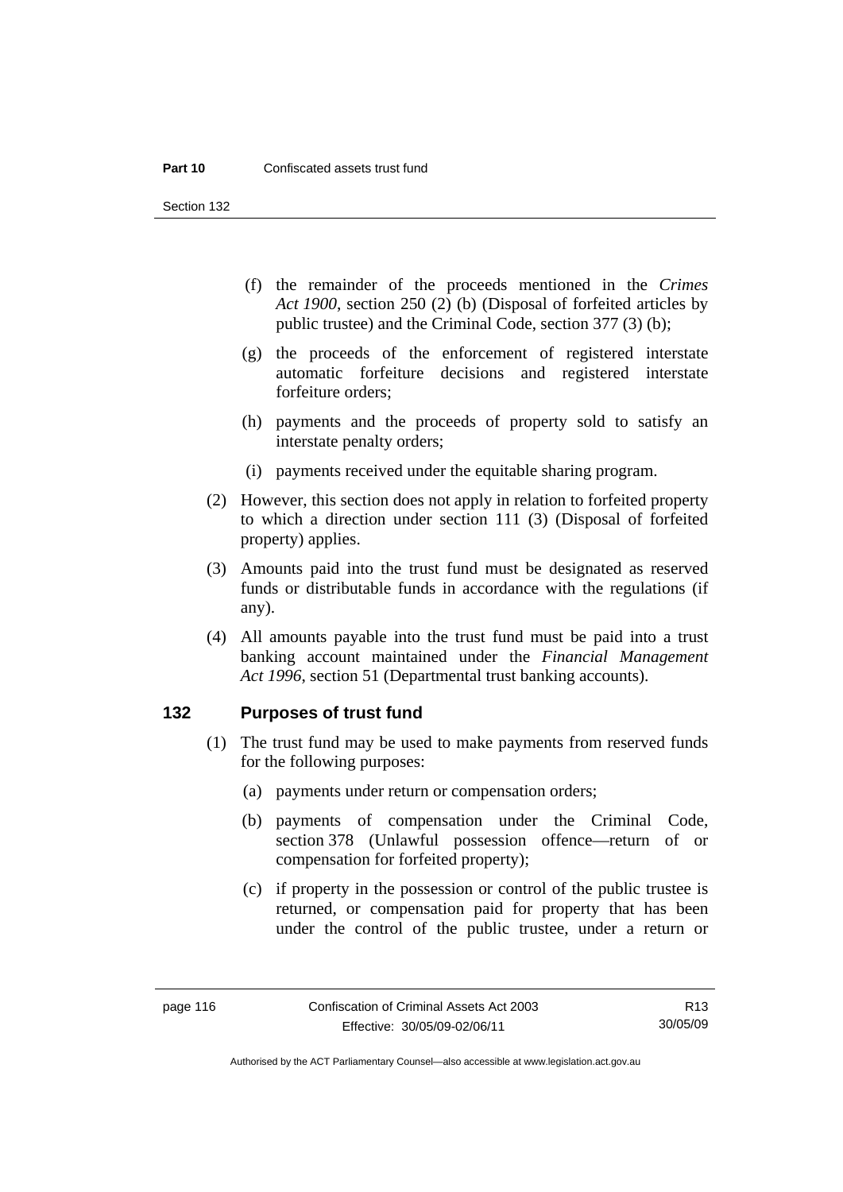(f) the remainder of the proceeds mentioned in the *Crimes Act 1900*, section 250 (2) (b) (Disposal of forfeited articles by public trustee) and the Criminal Code, section 377 (3) (b);

(g) the proceeds of the enforcement of registered interstate automatic forfeiture decisions and registered interstate forfeiture orders;

(h) payments and the proceeds of property sold to satisfy an interstate penalty orders;

(i) payments received under the equitable sharing program.

(2) However, this section does not apply in relation to forfeited property to which a direction under section 111 (3) (Disposal of forfeited property) applies.

(3) Amounts paid into the trust fund must be designated as reserved funds or distributable funds in accordance with the regulations (if any).

(4) All amounts payable into the trust fund must be paid into a trust banking account maintained under the *Financial Management Act 1996*, section 51 (Departmental trust banking accounts).

## 132 Purposes of trust fund

(1) The trust fund may be used to make payments from reserved funds for the following purposes:

(a) payments under return or compensation orders;

(b) payments of compensation under the Criminal Code, section 378 (Unlawful possession offence—return of or compensation for forfeited property);

(c) if property in the possession or control of the public trustee is returned, or compensation paid for property that has been under the control of the public trustee, under a return or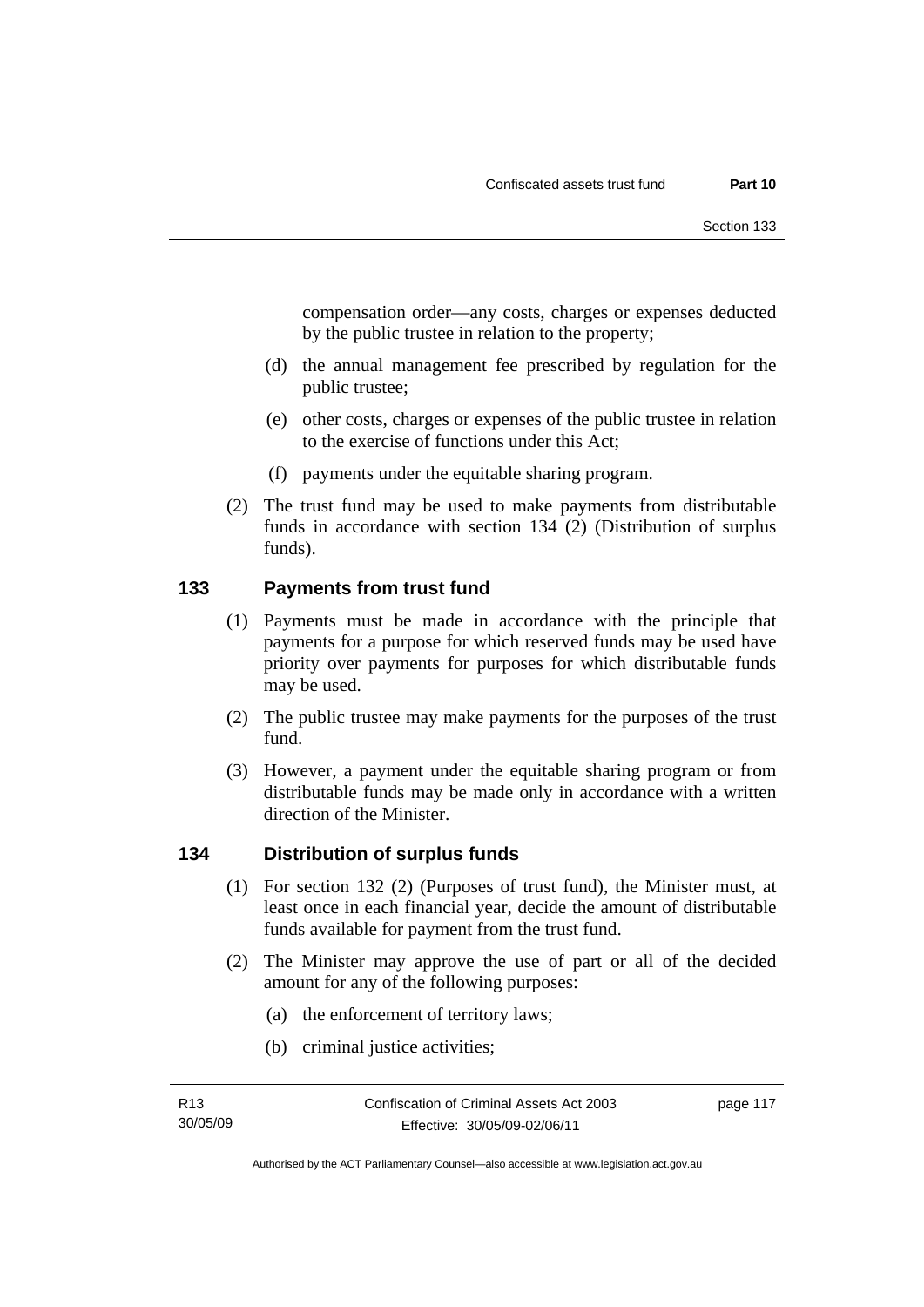compensation order—any costs, charges or expenses deducted by the public trustee in relation to the property;

(d) the annual management fee prescribed by regulation for the public trustee;

(e) other costs, charges or expenses of the public trustee in relation to the exercise of functions under this Act;

(f) payments under the equitable sharing program.

(2) The trust fund may be used to make payments from distributable funds in accordance with section 134 (2) (Distribution of surplus funds).

## 133 Payments from trust fund

(1) Payments must be made in accordance with the principle that payments for a purpose for which reserved funds may be used have priority over payments for purposes for which distributable funds may be used.

(2) The public trustee may make payments for the purposes of the trust fund.

(3) However, a payment under the equitable sharing program or from distributable funds may be made only in accordance with a written direction of the Minister.

## 134 Distribution of surplus funds

(1) For section 132 (2) (Purposes of trust fund), the Minister must, at least once in each financial year, decide the amount of distributable funds available for payment from the trust fund.

(2) The Minister may approve the use of part or all of the decided amount for any of the following purposes:

(a) the enforcement of territory laws;

(b) criminal justice activities;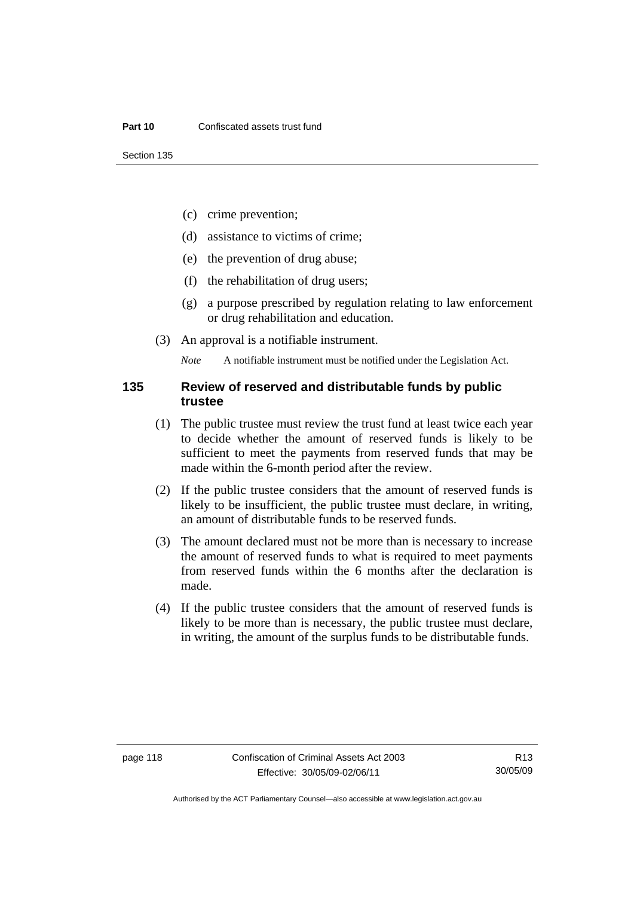(c) crime prevention;

(d) assistance to victims of crime;

(e) the prevention of drug abuse;

(f) the rehabilitation of drug users;

(g) a purpose prescribed by regulation relating to law enforcement or drug rehabilitation and education.

(3) An approval is a notifiable instrument.

*Note* A notifiable instrument must be notified under the Legislation Act.

### 135 Review of reserved and distributable funds by public trustee

(1) The public trustee must review the trust fund at least twice each year to decide whether the amount of reserved funds is likely to be sufficient to meet the payments from reserved funds that may be made within the 6-month period after the review.

(2) If the public trustee considers that the amount of reserved funds is likely to be insufficient, the public trustee must declare, in writing, an amount of distributable funds to be reserved funds.

(3) The amount declared must not be more than is necessary to increase the amount of reserved funds to what is required to meet payments from reserved funds within the 6 months after the declaration is made.

(4) If the public trustee considers that the amount of reserved funds is likely to be more than is necessary, the public trustee must declare, in writing, the amount of the surplus funds to be distributable funds.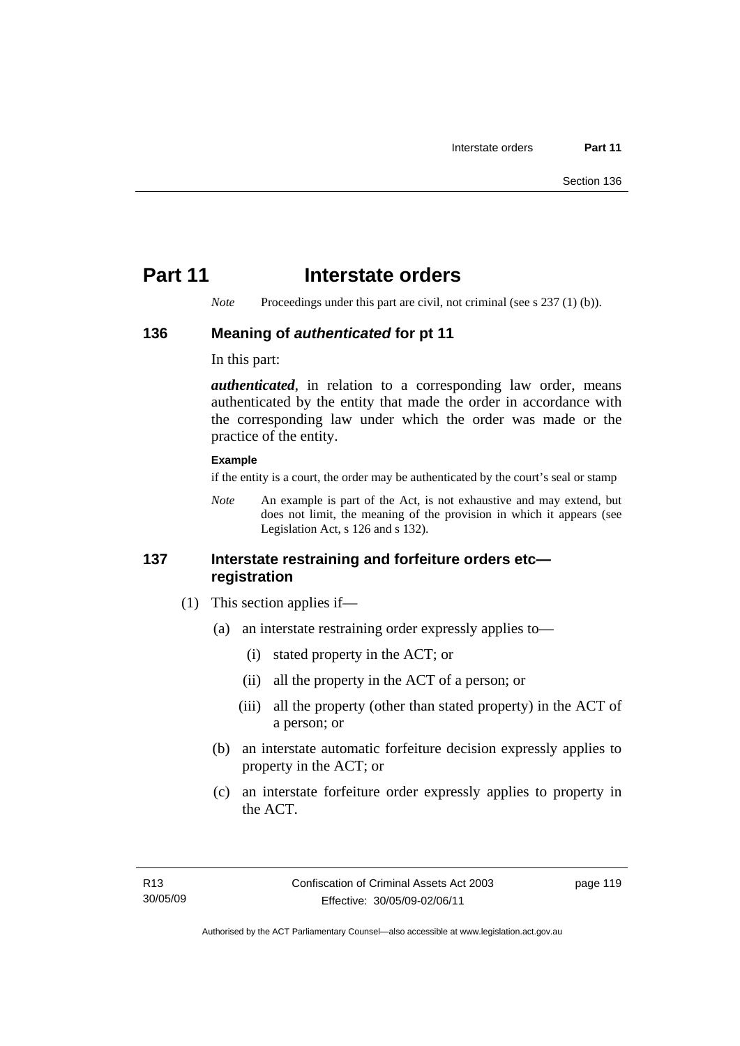# Part 11 Interstate orders

*Note* Proceedings under this part are civil, not criminal (see s 237 (1) (b)).

## 136 Meaning of *authenticated* for pt 11

In this part:

***authenticated***, in relation to a corresponding law order, means authenticated by the entity that made the order in accordance with the corresponding law under which the order was made or the practice of the entity.

**Example**

if the entity is a court, the order may be authenticated by the court's seal or stamp

*Note* An example is part of the Act, is not exhaustive and may extend, but does not limit, the meaning of the provision in which it appears (see Legislation Act, s 126 and s 132).

## 137 Interstate restraining and forfeiture orders etc—registration

(1) This section applies if—

(a) an interstate restraining order expressly applies to—

(i) stated property in the ACT; or

(ii) all the property in the ACT of a person; or

(iii) all the property (other than stated property) in the ACT of a person; or

(b) an interstate automatic forfeiture decision expressly applies to property in the ACT; or

(c) an interstate forfeiture order expressly applies to property in the ACT.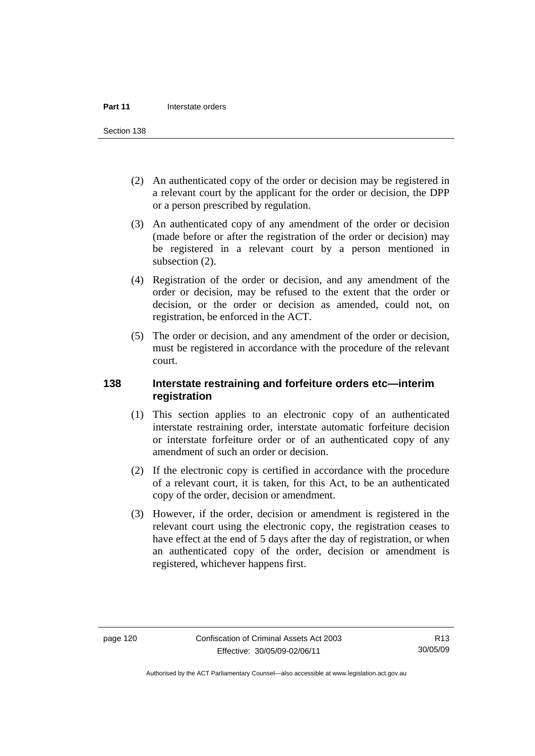(2) An authenticated copy of the order or decision may be registered in a relevant court by the applicant for the order or decision, the DPP or a person prescribed by regulation.

(3) An authenticated copy of any amendment of the order or decision (made before or after the registration of the order or decision) may be registered in a relevant court by a person mentioned in subsection (2).

(4) Registration of the order or decision, and any amendment of the order or decision, may be refused to the extent that the order or decision, or the order or decision as amended, could not, on registration, be enforced in the ACT.

(5) The order or decision, and any amendment of the order or decision, must be registered in accordance with the procedure of the relevant court.

## 138 Interstate restraining and forfeiture orders etc—interim registration

(1) This section applies to an electronic copy of an authenticated interstate restraining order, interstate automatic forfeiture decision or interstate forfeiture order or of an authenticated copy of any amendment of such an order or decision.

(2) If the electronic copy is certified in accordance with the procedure of a relevant court, it is taken, for this Act, to be an authenticated copy of the order, decision or amendment.

(3) However, if the order, decision or amendment is registered in the relevant court using the electronic copy, the registration ceases to have effect at the end of 5 days after the day of registration, or when an authenticated copy of the order, decision or amendment is registered, whichever happens first.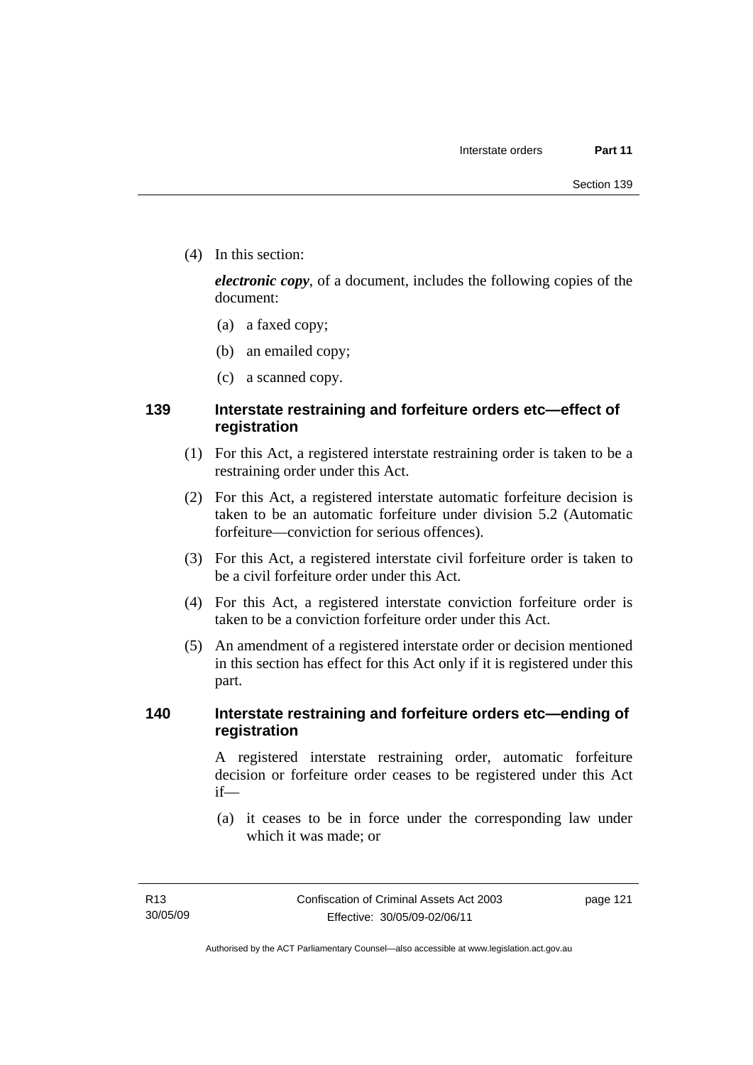(4) In this section:

***electronic copy***, of a document, includes the following copies of the document:

(a) a faxed copy;

(b) an emailed copy;

(c) a scanned copy.

### 139 Interstate restraining and forfeiture orders etc—effect of registration

(1) For this Act, a registered interstate restraining order is taken to be a restraining order under this Act.

(2) For this Act, a registered interstate automatic forfeiture decision is taken to be an automatic forfeiture under division 5.2 (Automatic forfeiture—conviction for serious offences).

(3) For this Act, a registered interstate civil forfeiture order is taken to be a civil forfeiture order under this Act.

(4) For this Act, a registered interstate conviction forfeiture order is taken to be a conviction forfeiture order under this Act.

(5) An amendment of a registered interstate order or decision mentioned in this section has effect for this Act only if it is registered under this part.

### 140 Interstate restraining and forfeiture orders etc—ending of registration

A registered interstate restraining order, automatic forfeiture decision or forfeiture order ceases to be registered under this Act if—

(a) it ceases to be in force under the corresponding law under which it was made; or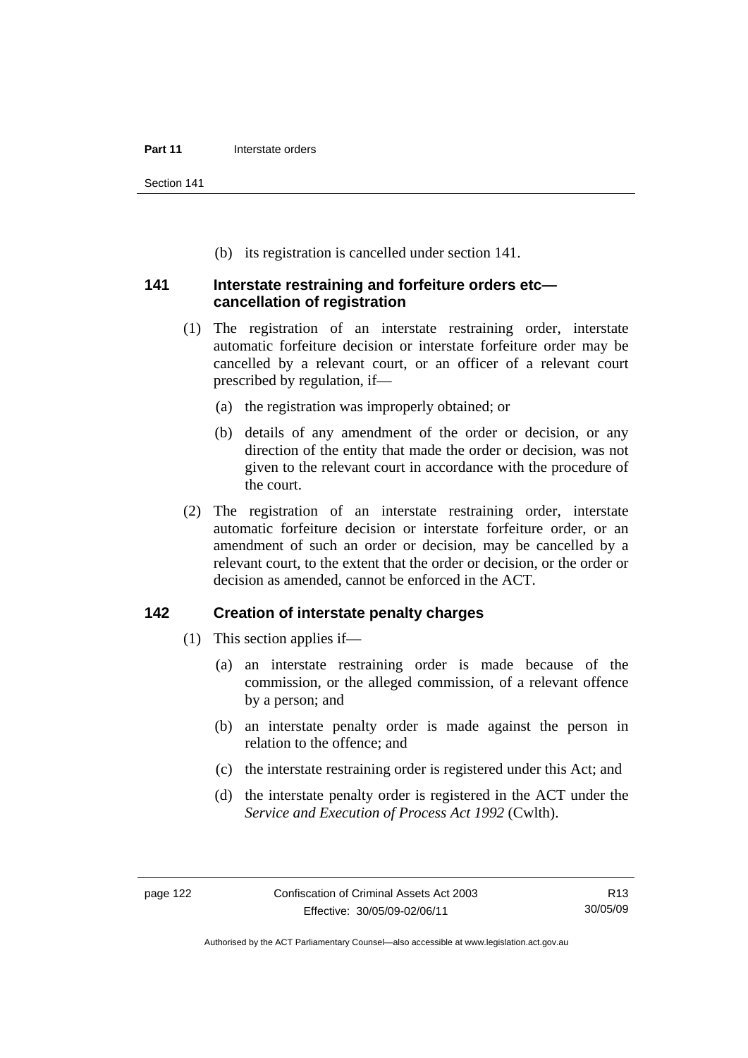(b) its registration is cancelled under section 141.

## 141 Interstate restraining and forfeiture orders etc—cancellation of registration

(1) The registration of an interstate restraining order, interstate automatic forfeiture decision or interstate forfeiture order may be cancelled by a relevant court, or an officer of a relevant court prescribed by regulation, if—

(a) the registration was improperly obtained; or

(b) details of any amendment of the order or decision, or any direction of the entity that made the order or decision, was not given to the relevant court in accordance with the procedure of the court.

(2) The registration of an interstate restraining order, interstate automatic forfeiture decision or interstate forfeiture order, or an amendment of such an order or decision, may be cancelled by a relevant court, to the extent that the order or decision, or the order or decision as amended, cannot be enforced in the ACT.

## 142 Creation of interstate penalty charges

(1) This section applies if—

(a) an interstate restraining order is made because of the commission, or the alleged commission, of a relevant offence by a person; and

(b) an interstate penalty order is made against the person in relation to the offence; and

(c) the interstate restraining order is registered under this Act; and

(d) the interstate penalty order is registered in the ACT under the *Service and Execution of Process Act 1992* (Cwlth).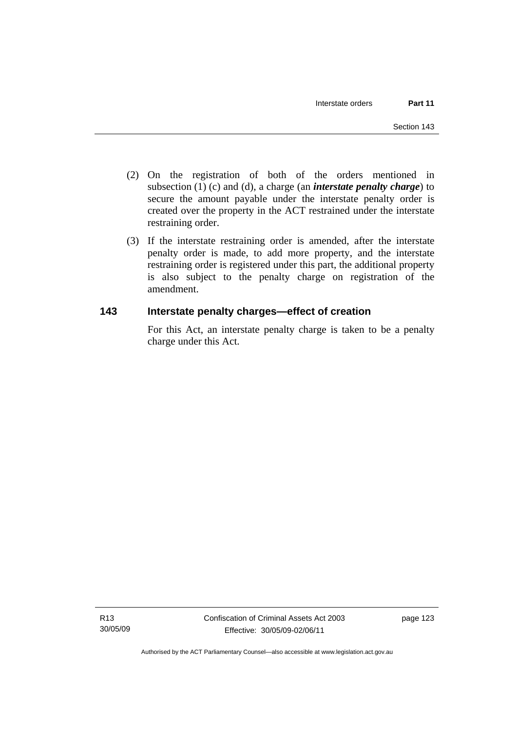(2) On the registration of both of the orders mentioned in subsection (1) (c) and (d), a charge (an ***interstate penalty charge***) to secure the amount payable under the interstate penalty order is created over the property in the ACT restrained under the interstate restraining order.

(3) If the interstate restraining order is amended, after the interstate penalty order is made, to add more property, and the interstate restraining order is registered under this part, the additional property is also subject to the penalty charge on registration of the amendment.

## 143 Interstate penalty charges—effect of creation

For this Act, an interstate penalty charge is taken to be a penalty charge under this Act.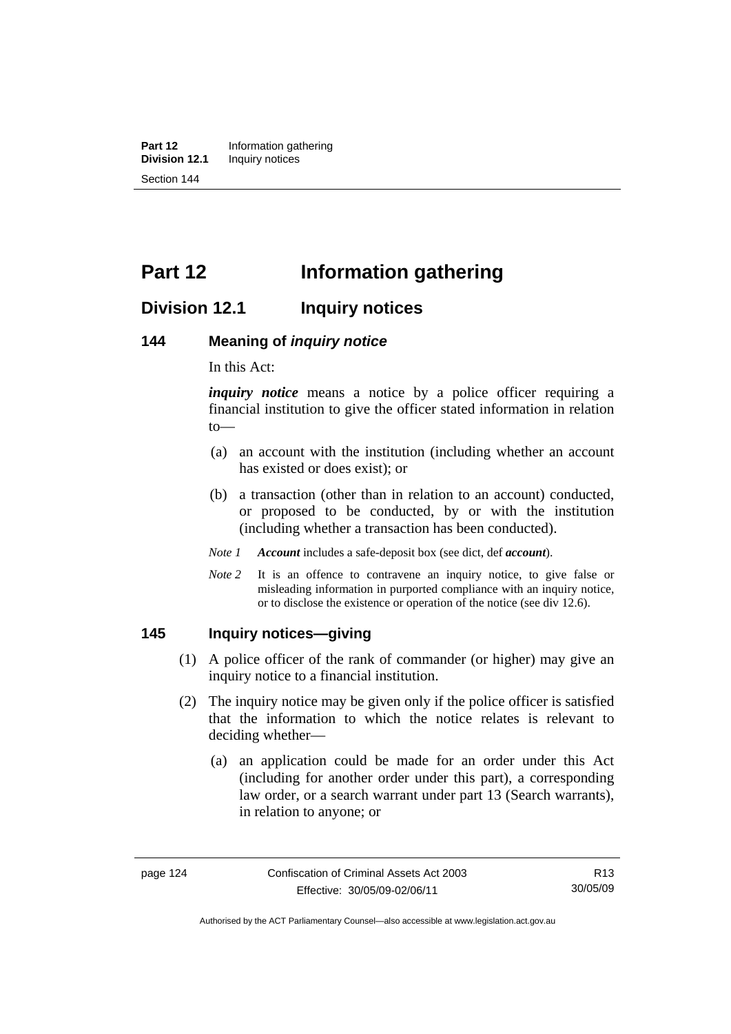# Part 12 Information gathering

## Division 12.1 Inquiry notices

### 144 Meaning of *inquiry notice*

In this Act:

***inquiry notice*** means a notice by a police officer requiring a financial institution to give the officer stated information in relation to—

(a) an account with the institution (including whether an account has existed or does exist); or

(b) a transaction (other than in relation to an account) conducted, or proposed to be conducted, by or with the institution (including whether a transaction has been conducted).

*Note 1* ***Account*** includes a safe-deposit box (see dict, def ***account***).

*Note 2* It is an offence to contravene an inquiry notice, to give false or misleading information in purported compliance with an inquiry notice, or to disclose the existence or operation of the notice (see div 12.6).

### 145 Inquiry notices—giving

(1) A police officer of the rank of commander (or higher) may give an inquiry notice to a financial institution.

(2) The inquiry notice may be given only if the police officer is satisfied that the information to which the notice relates is relevant to deciding whether—

(a) an application could be made for an order under this Act (including for another order under this part), a corresponding law order, or a search warrant under part 13 (Search warrants), in relation to anyone; or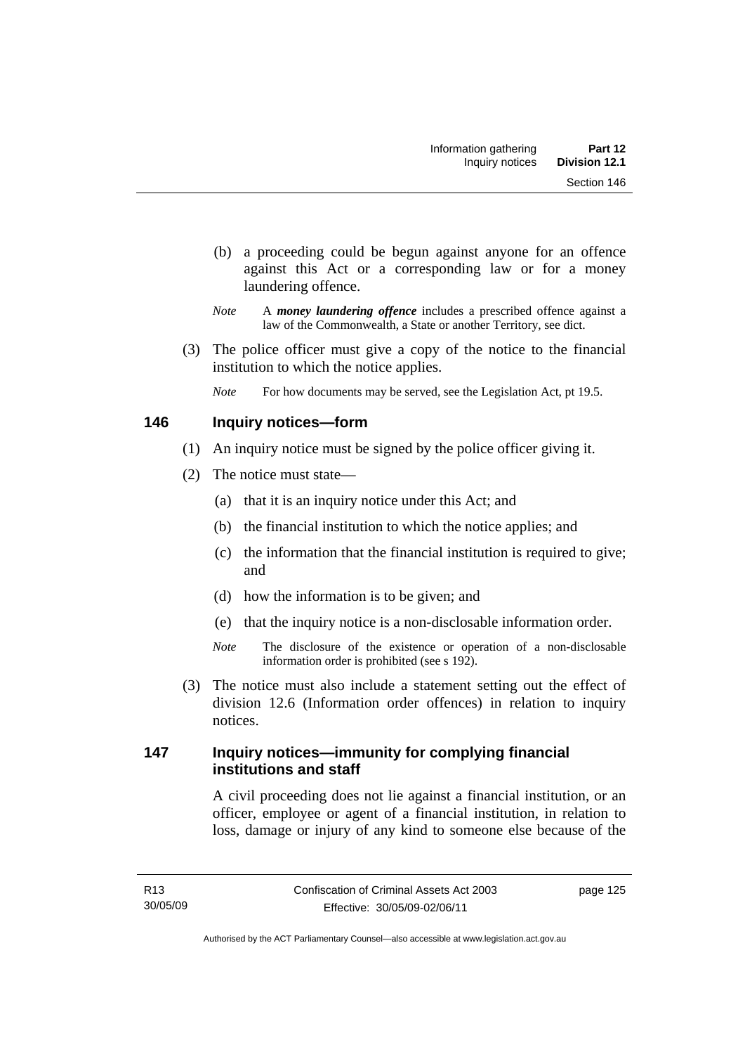(b) a proceeding could be begun against anyone for an offence against this Act or a corresponding law or for a money laundering offence.

*Note* A ***money laundering offence*** includes a prescribed offence against a law of the Commonwealth, a State or another Territory, see dict.

(3) The police officer must give a copy of the notice to the financial institution to which the notice applies.

*Note* For how documents may be served, see the Legislation Act, pt 19.5.

## 146 Inquiry notices—form

(1) An inquiry notice must be signed by the police officer giving it.

(2) The notice must state—

(a) that it is an inquiry notice under this Act; and

(b) the financial institution to which the notice applies; and

(c) the information that the financial institution is required to give; and

(d) how the information is to be given; and

(e) that the inquiry notice is a non-disclosable information order.

*Note* The disclosure of the existence or operation of a non-disclosable information order is prohibited (see s 192).

(3) The notice must also include a statement setting out the effect of division 12.6 (Information order offences) in relation to inquiry notices.

## 147 Inquiry notices—immunity for complying financial institutions and staff

A civil proceeding does not lie against a financial institution, or an officer, employee or agent of a financial institution, in relation to loss, damage or injury of any kind to someone else because of the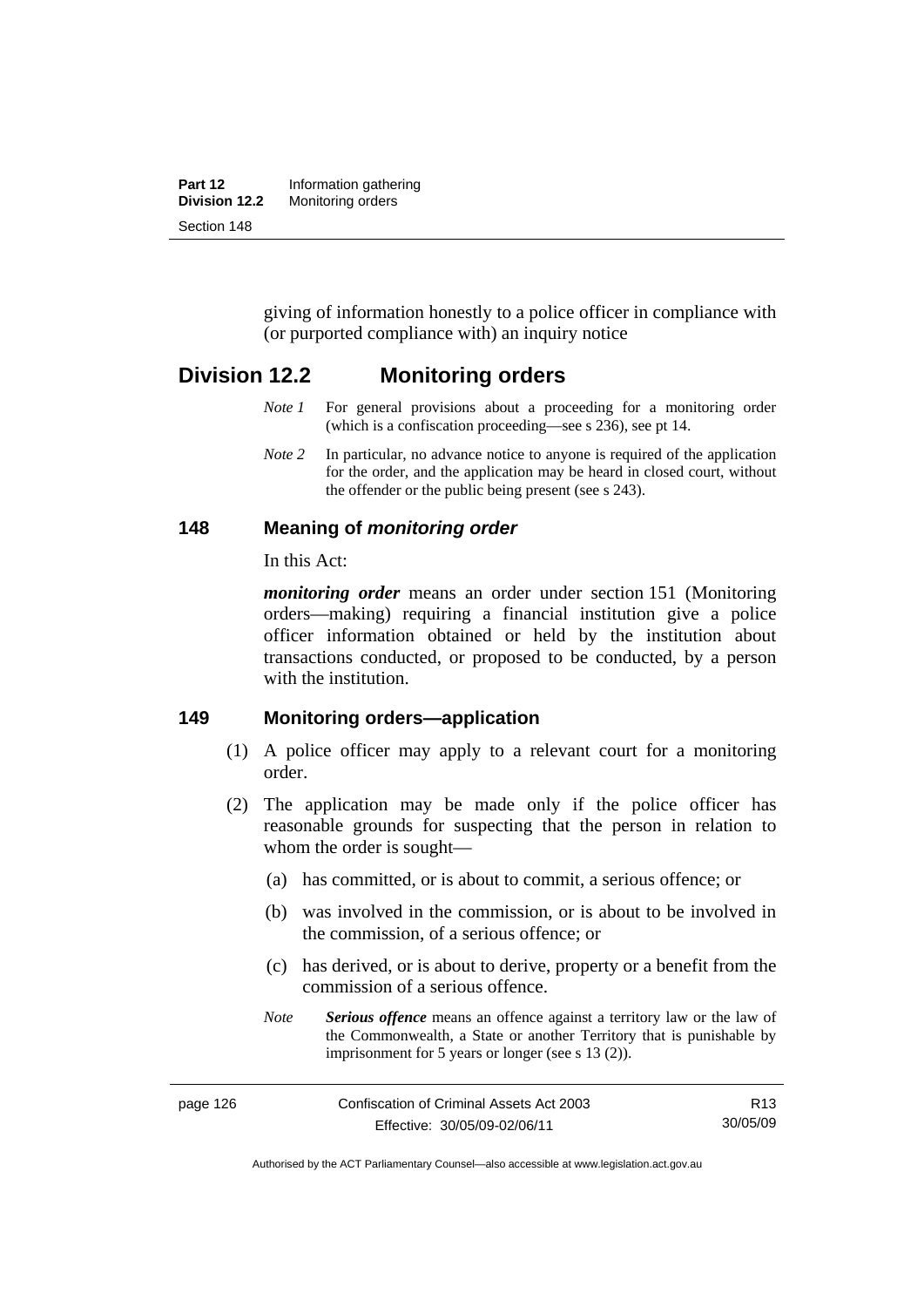giving of information honestly to a police officer in compliance with (or purported compliance with) an inquiry notice

## Division 12.2 Monitoring orders

*Note 1* For general provisions about a proceeding for a monitoring order (which is a confiscation proceeding—see s 236), see pt 14.

*Note 2* In particular, no advance notice to anyone is required of the application for the order, and the application may be heard in closed court, without the offender or the public being present (see s 243).

### 148 Meaning of *monitoring order*

In this Act:

***monitoring order*** means an order under section 151 (Monitoring orders—making) requiring a financial institution give a police officer information obtained or held by the institution about transactions conducted, or proposed to be conducted, by a person with the institution.

### 149 Monitoring orders—application

(1) A police officer may apply to a relevant court for a monitoring order.

(2) The application may be made only if the police officer has reasonable grounds for suspecting that the person in relation to whom the order is sought—

(a) has committed, or is about to commit, a serious offence; or

(b) was involved in the commission, or is about to be involved in the commission, of a serious offence; or

(c) has derived, or is about to derive, property or a benefit from the commission of a serious offence.

*Note* ***Serious offence*** means an offence against a territory law or the law of the Commonwealth, a State or another Territory that is punishable by imprisonment for 5 years or longer (see s 13 (2)).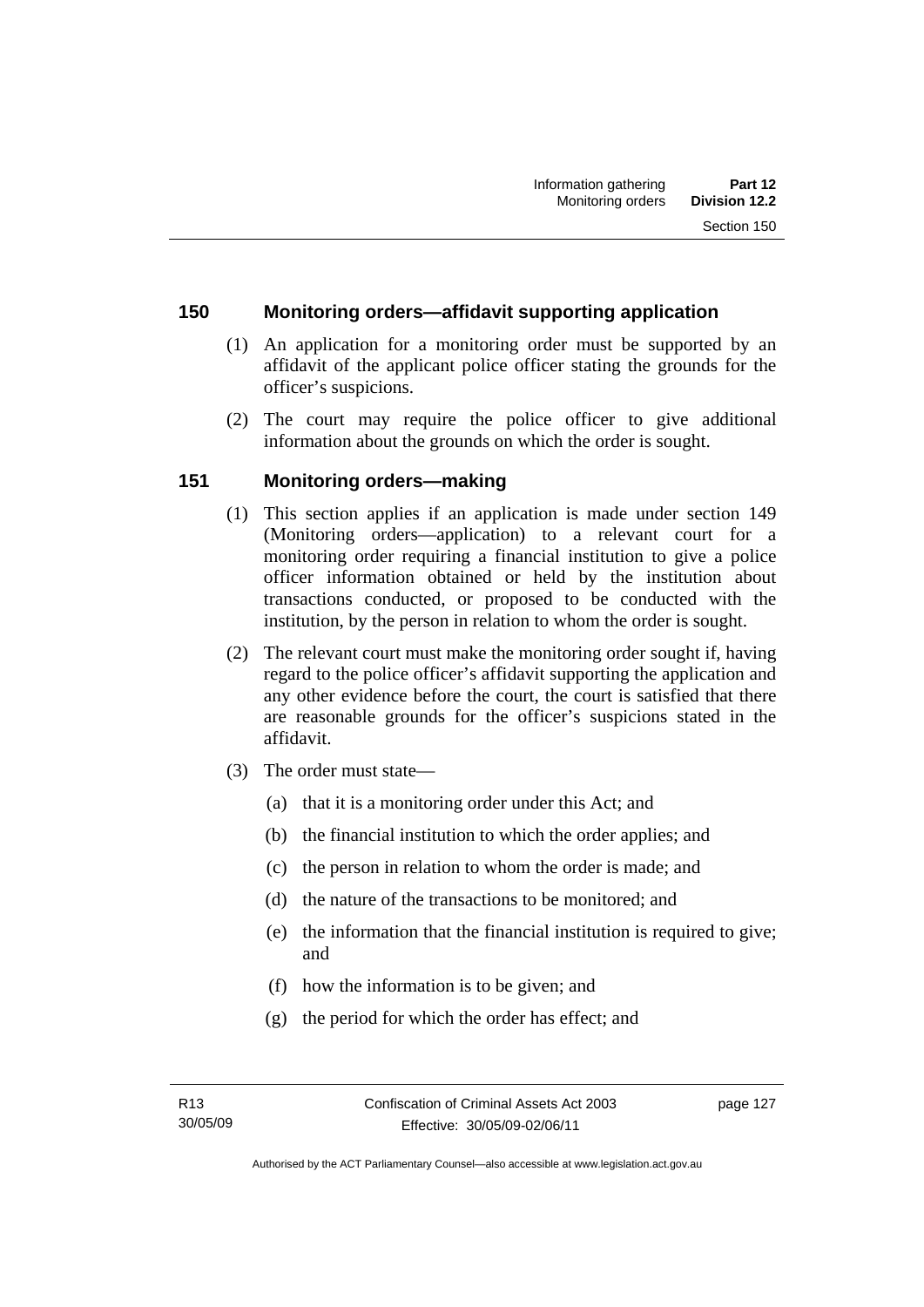## 150 Monitoring orders—affidavit supporting application

(1) An application for a monitoring order must be supported by an affidavit of the applicant police officer stating the grounds for the officer's suspicions.

(2) The court may require the police officer to give additional information about the grounds on which the order is sought.

## 151 Monitoring orders—making

(1) This section applies if an application is made under section 149 (Monitoring orders—application) to a relevant court for a monitoring order requiring a financial institution to give a police officer information obtained or held by the institution about transactions conducted, or proposed to be conducted with the institution, by the person in relation to whom the order is sought.

(2) The relevant court must make the monitoring order sought if, having regard to the police officer's affidavit supporting the application and any other evidence before the court, the court is satisfied that there are reasonable grounds for the officer's suspicions stated in the affidavit.

(3) The order must state—

(a) that it is a monitoring order under this Act; and

(b) the financial institution to which the order applies; and

(c) the person in relation to whom the order is made; and

(d) the nature of the transactions to be monitored; and

(e) the information that the financial institution is required to give; and

(f) how the information is to be given; and

(g) the period for which the order has effect; and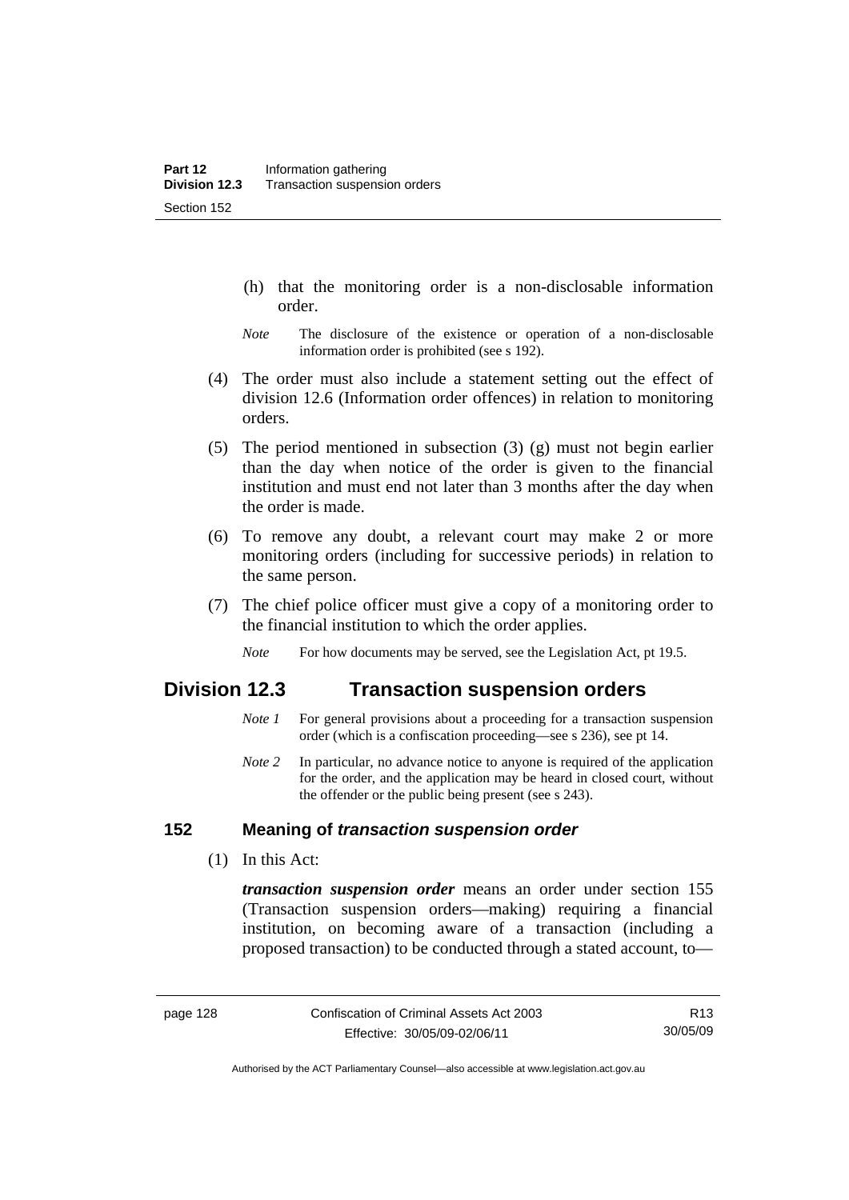(h) that the monitoring order is a non-disclosable information order.

*Note* The disclosure of the existence or operation of a non-disclosable information order is prohibited (see s 192).

(4) The order must also include a statement setting out the effect of division 12.6 (Information order offences) in relation to monitoring orders.

(5) The period mentioned in subsection (3) (g) must not begin earlier than the day when notice of the order is given to the financial institution and must end not later than 3 months after the day when the order is made.

(6) To remove any doubt, a relevant court may make 2 or more monitoring orders (including for successive periods) in relation to the same person.

(7) The chief police officer must give a copy of a monitoring order to the financial institution to which the order applies.

*Note* For how documents may be served, see the Legislation Act, pt 19.5.

## Division 12.3 Transaction suspension orders

*Note 1* For general provisions about a proceeding for a transaction suspension order (which is a confiscation proceeding—see s 236), see pt 14.

*Note 2* In particular, no advance notice to anyone is required of the application for the order, and the application may be heard in closed court, without the offender or the public being present (see s 243).

### 152 Meaning of *transaction suspension order*

(1) In this Act:

***transaction suspension order*** means an order under section 155 (Transaction suspension orders—making) requiring a financial institution, on becoming aware of a transaction (including a proposed transaction) to be conducted through a stated account, to—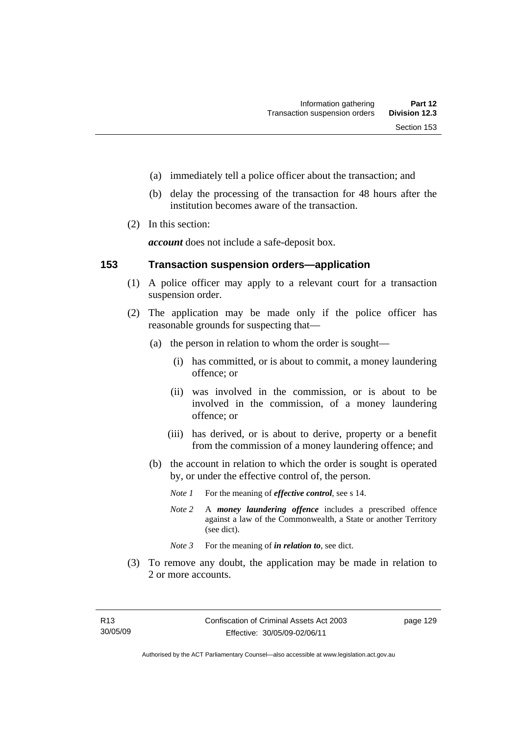(a) immediately tell a police officer about the transaction; and

(b) delay the processing of the transaction for 48 hours after the institution becomes aware of the transaction.

(2) In this section:

***account*** does not include a safe-deposit box.

## 153 Transaction suspension orders—application

(1) A police officer may apply to a relevant court for a transaction suspension order.

(2) The application may be made only if the police officer has reasonable grounds for suspecting that—

(a) the person in relation to whom the order is sought—

(i) has committed, or is about to commit, a money laundering offence; or

(ii) was involved in the commission, or is about to be involved in the commission, of a money laundering offence; or

(iii) has derived, or is about to derive, property or a benefit from the commission of a money laundering offence; and

(b) the account in relation to which the order is sought is operated by, or under the effective control of, the person.

*Note 1* For the meaning of ***effective control***, see s 14.

*Note 2* A ***money laundering offence*** includes a prescribed offence against a law of the Commonwealth, a State or another Territory (see dict).

*Note 3* For the meaning of ***in relation to***, see dict.

(3) To remove any doubt, the application may be made in relation to 2 or more accounts.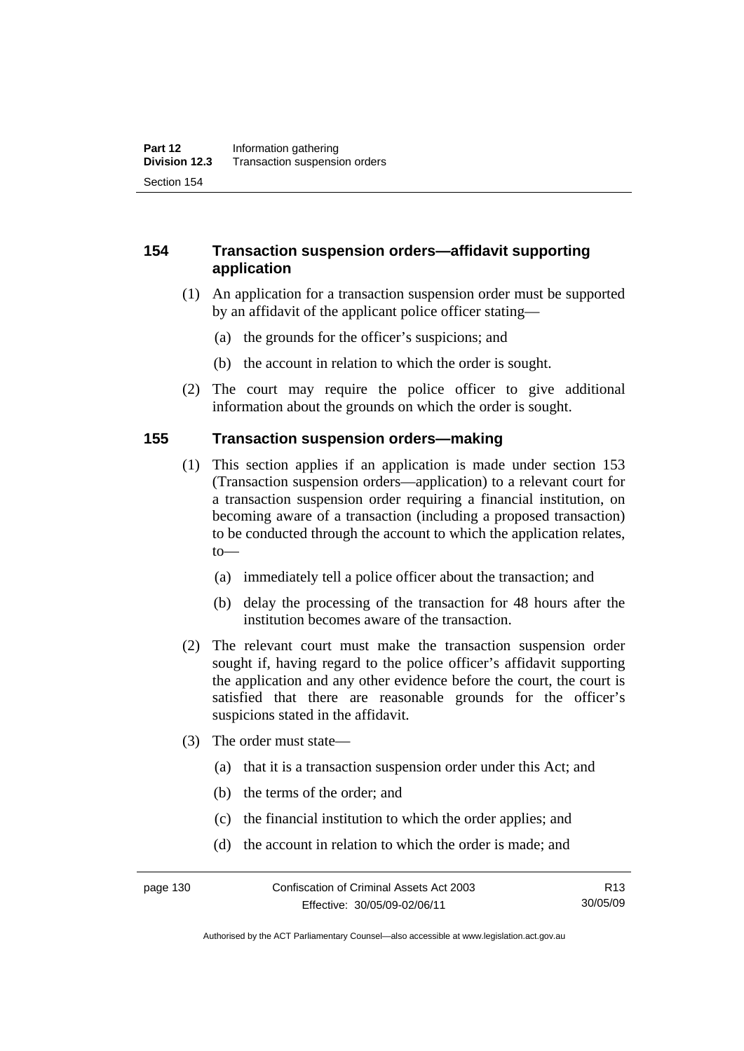## 154 Transaction suspension orders—affidavit supporting application

(1) An application for a transaction suspension order must be supported by an affidavit of the applicant police officer stating—

(a) the grounds for the officer's suspicions; and

(b) the account in relation to which the order is sought.

(2) The court may require the police officer to give additional information about the grounds on which the order is sought.

## 155 Transaction suspension orders—making

(1) This section applies if an application is made under section 153 (Transaction suspension orders—application) to a relevant court for a transaction suspension order requiring a financial institution, on becoming aware of a transaction (including a proposed transaction) to be conducted through the account to which the application relates, to—

(a) immediately tell a police officer about the transaction; and

(b) delay the processing of the transaction for 48 hours after the institution becomes aware of the transaction.

(2) The relevant court must make the transaction suspension order sought if, having regard to the police officer's affidavit supporting the application and any other evidence before the court, the court is satisfied that there are reasonable grounds for the officer's suspicions stated in the affidavit.

(3) The order must state—

(a) that it is a transaction suspension order under this Act; and

(b) the terms of the order; and

(c) the financial institution to which the order applies; and

(d) the account in relation to which the order is made; and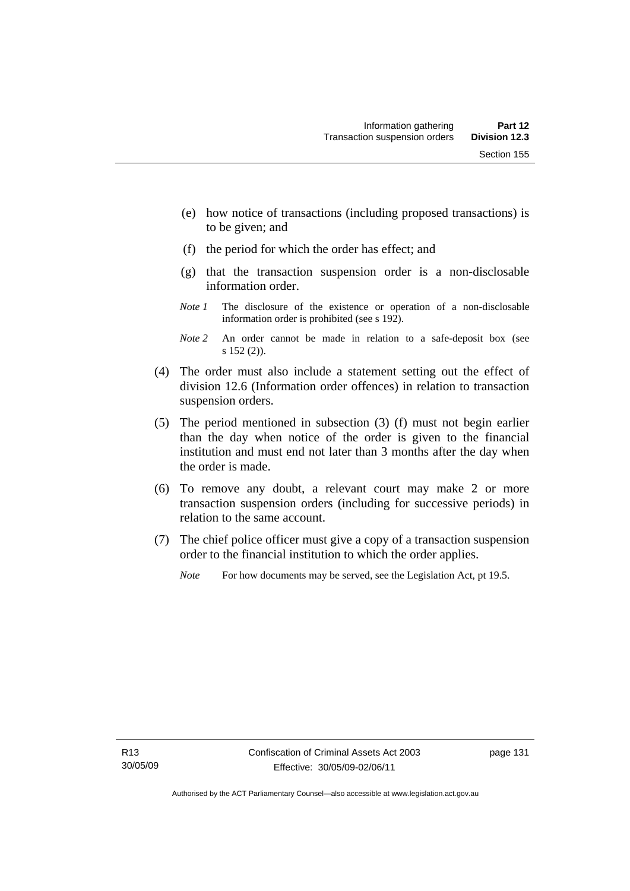(e) how notice of transactions (including proposed transactions) is to be given; and

(f) the period for which the order has effect; and

(g) that the transaction suspension order is a non-disclosable information order.

*Note 1* The disclosure of the existence or operation of a non-disclosable information order is prohibited (see s 192).

*Note 2* An order cannot be made in relation to a safe-deposit box (see s 152 (2)).

(4) The order must also include a statement setting out the effect of division 12.6 (Information order offences) in relation to transaction suspension orders.

(5) The period mentioned in subsection (3) (f) must not begin earlier than the day when notice of the order is given to the financial institution and must end not later than 3 months after the day when the order is made.

(6) To remove any doubt, a relevant court may make 2 or more transaction suspension orders (including for successive periods) in relation to the same account.

(7) The chief police officer must give a copy of a transaction suspension order to the financial institution to which the order applies.

*Note* For how documents may be served, see the Legislation Act, pt 19.5.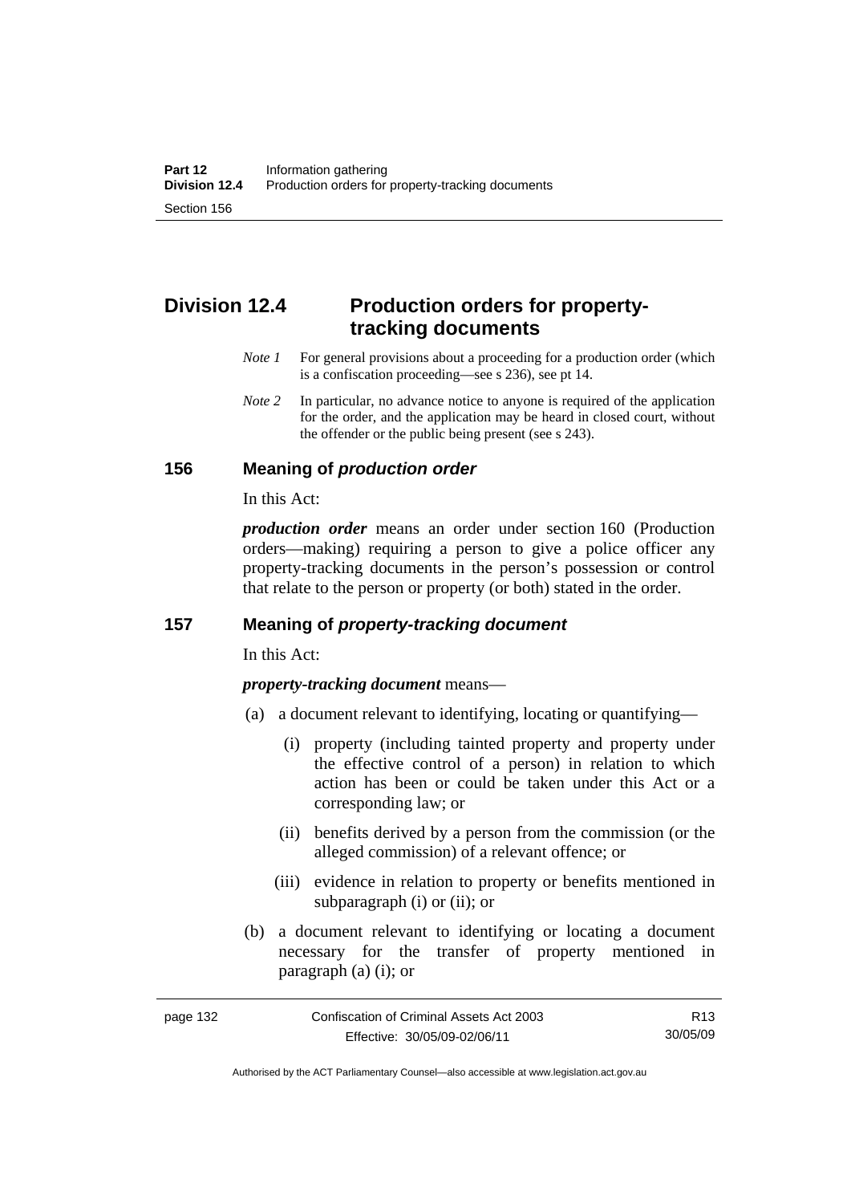# Division 12.4 Production orders for property-tracking documents

*Note 1* For general provisions about a proceeding for a production order (which is a confiscation proceeding—see s 236), see pt 14.

*Note 2* In particular, no advance notice to anyone is required of the application for the order, and the application may be heard in closed court, without the offender or the public being present (see s 243).

## 156 Meaning of *production order*

In this Act:

***production order*** means an order under section 160 (Production orders—making) requiring a person to give a police officer any property-tracking documents in the person's possession or control that relate to the person or property (or both) stated in the order.

## 157 Meaning of *property-tracking document*

In this Act:

***property-tracking document*** means—

(a) a document relevant to identifying, locating or quantifying—

  (i) property (including tainted property and property under the effective control of a person) in relation to which action has been or could be taken under this Act or a corresponding law; or

  (ii) benefits derived by a person from the commission (or the alleged commission) of a relevant offence; or

  (iii) evidence in relation to property or benefits mentioned in subparagraph (i) or (ii); or

(b) a document relevant to identifying or locating a document necessary for the transfer of property mentioned in paragraph (a) (i); or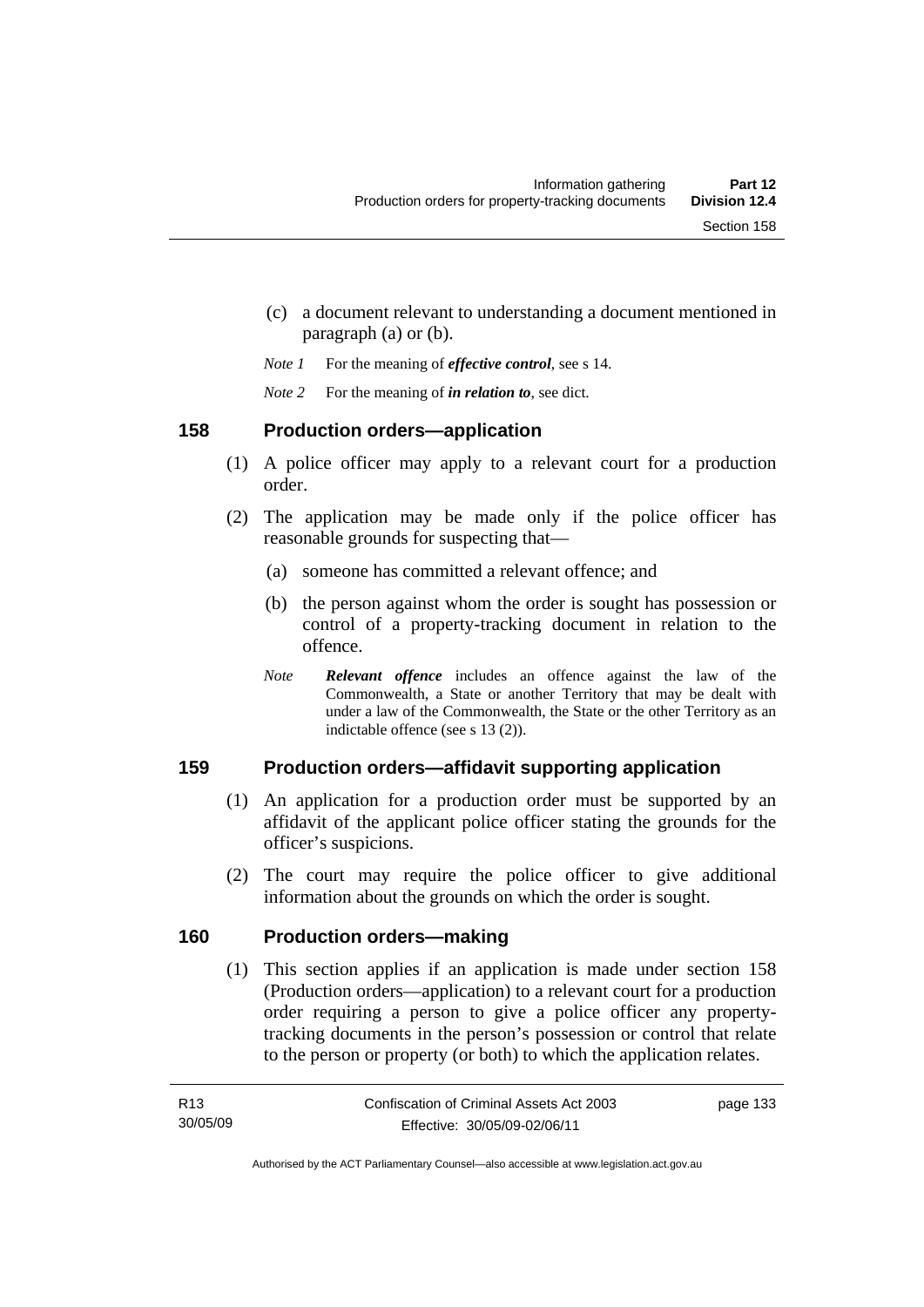(c) a document relevant to understanding a document mentioned in paragraph (a) or (b).

*Note 1* For the meaning of ***effective control***, see s 14.

*Note 2* For the meaning of ***in relation to***, see dict.

## 158 Production orders—application

(1) A police officer may apply to a relevant court for a production order.

(2) The application may be made only if the police officer has reasonable grounds for suspecting that—

(a) someone has committed a relevant offence; and

(b) the person against whom the order is sought has possession or control of a property-tracking document in relation to the offence.

*Note* ***Relevant offence*** includes an offence against the law of the Commonwealth, a State or another Territory that may be dealt with under a law of the Commonwealth, the State or the other Territory as an indictable offence (see s 13 (2)).

## 159 Production orders—affidavit supporting application

(1) An application for a production order must be supported by an affidavit of the applicant police officer stating the grounds for the officer's suspicions.

(2) The court may require the police officer to give additional information about the grounds on which the order is sought.

## 160 Production orders—making

(1) This section applies if an application is made under section 158 (Production orders—application) to a relevant court for a production order requiring a person to give a police officer any property-tracking documents in the person's possession or control that relate to the person or property (or both) to which the application relates.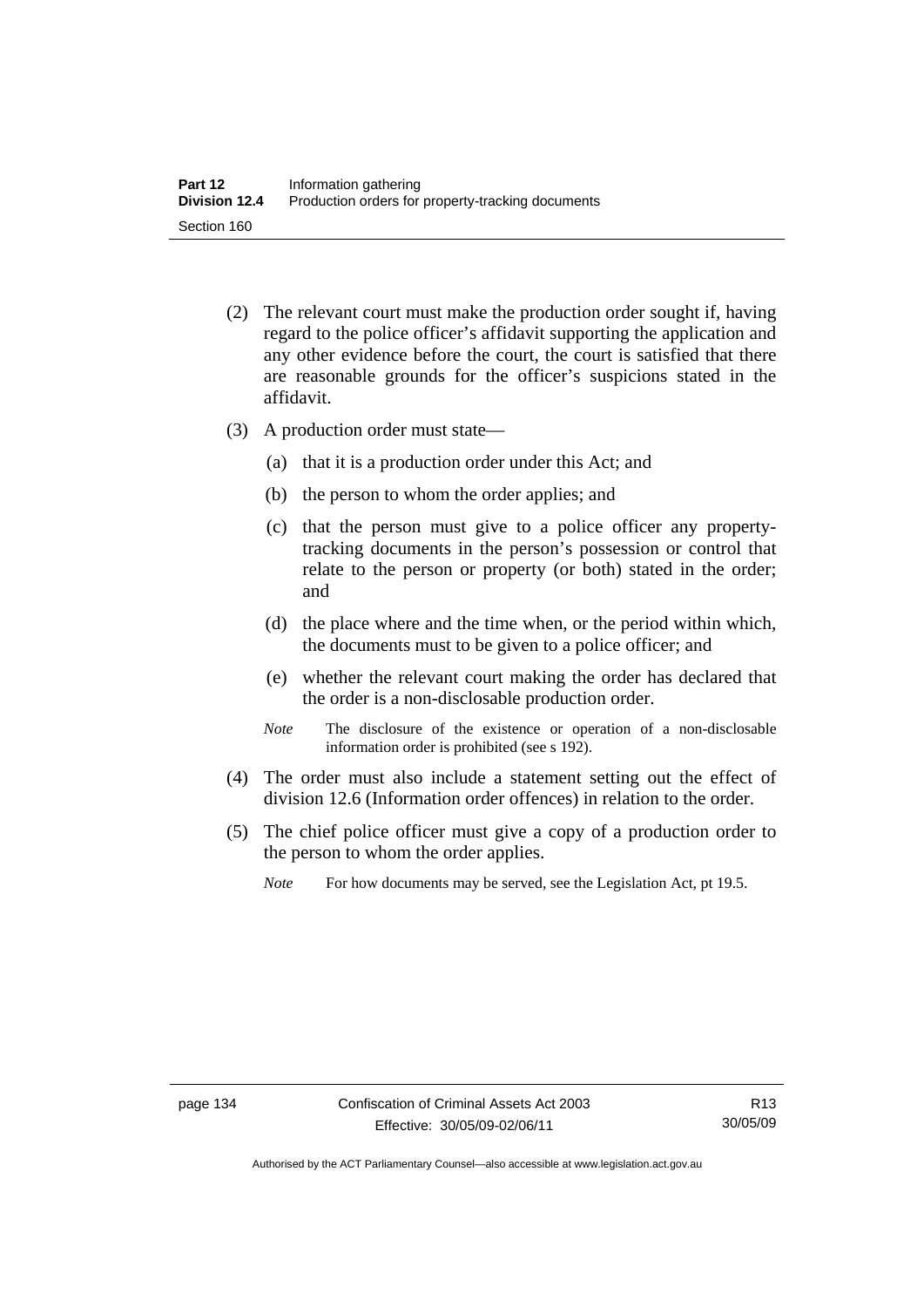(2) The relevant court must make the production order sought if, having regard to the police officer's affidavit supporting the application and any other evidence before the court, the court is satisfied that there are reasonable grounds for the officer's suspicions stated in the affidavit.

(3) A production order must state—

(a) that it is a production order under this Act; and

(b) the person to whom the order applies; and

(c) that the person must give to a police officer any property-tracking documents in the person's possession or control that relate to the person or property (or both) stated in the order; and

(d) the place where and the time when, or the period within which, the documents must to be given to a police officer; and

(e) whether the relevant court making the order has declared that the order is a non-disclosable production order.

*Note* The disclosure of the existence or operation of a non-disclosable information order is prohibited (see s 192).

(4) The order must also include a statement setting out the effect of division 12.6 (Information order offences) in relation to the order.

(5) The chief police officer must give a copy of a production order to the person to whom the order applies.

*Note* For how documents may be served, see the Legislation Act, pt 19.5.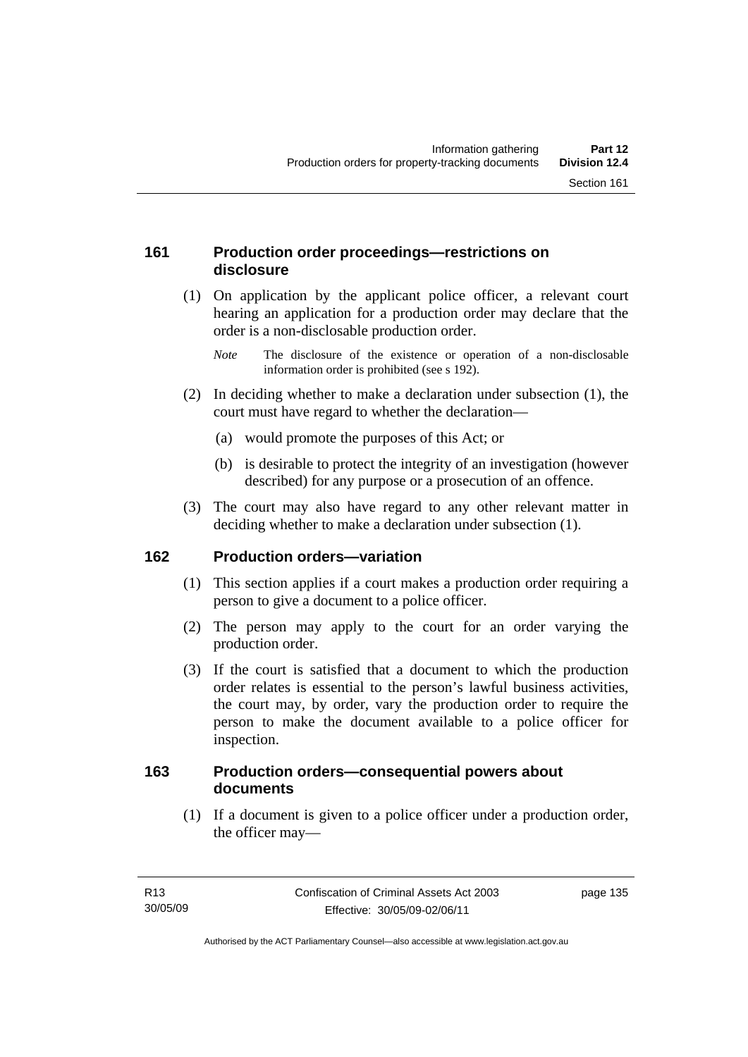### 161 Production order proceedings—restrictions on disclosure

(1) On application by the applicant police officer, a relevant court hearing an application for a production order may declare that the order is a non-disclosable production order.

*Note* The disclosure of the existence or operation of a non-disclosable information order is prohibited (see s 192).

(2) In deciding whether to make a declaration under subsection (1), the court must have regard to whether the declaration—

(a) would promote the purposes of this Act; or

(b) is desirable to protect the integrity of an investigation (however described) for any purpose or a prosecution of an offence.

(3) The court may also have regard to any other relevant matter in deciding whether to make a declaration under subsection (1).

### 162 Production orders—variation

(1) This section applies if a court makes a production order requiring a person to give a document to a police officer.

(2) The person may apply to the court for an order varying the production order.

(3) If the court is satisfied that a document to which the production order relates is essential to the person's lawful business activities, the court may, by order, vary the production order to require the person to make the document available to a police officer for inspection.

### 163 Production orders—consequential powers about documents

(1) If a document is given to a police officer under a production order, the officer may—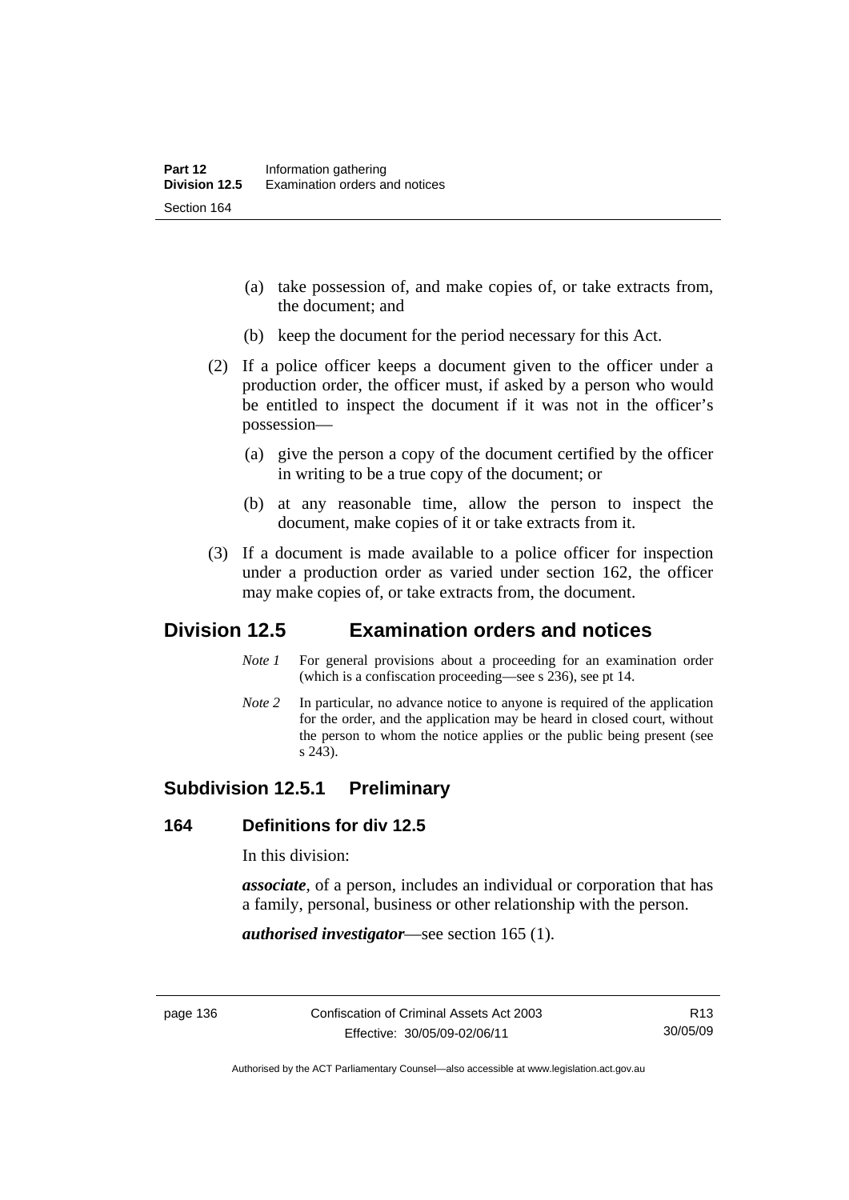(a) take possession of, and make copies of, or take extracts from, the document; and

(b) keep the document for the period necessary for this Act.

(2) If a police officer keeps a document given to the officer under a production order, the officer must, if asked by a person who would be entitled to inspect the document if it was not in the officer's possession—

(a) give the person a copy of the document certified by the officer in writing to be a true copy of the document; or

(b) at any reasonable time, allow the person to inspect the document, make copies of it or take extracts from it.

(3) If a document is made available to a police officer for inspection under a production order as varied under section 162, the officer may make copies of, or take extracts from, the document.

## Division 12.5 Examination orders and notices

*Note 1* For general provisions about a proceeding for an examination order (which is a confiscation proceeding—see s 236), see pt 14.

*Note 2* In particular, no advance notice to anyone is required of the application for the order, and the application may be heard in closed court, without the person to whom the notice applies or the public being present (see s 243).

### Subdivision 12.5.1 Preliminary

#### 164 Definitions for div 12.5

In this division:

***associate***, of a person, includes an individual or corporation that has a family, personal, business or other relationship with the person.

***authorised investigator***—see section 165 (1).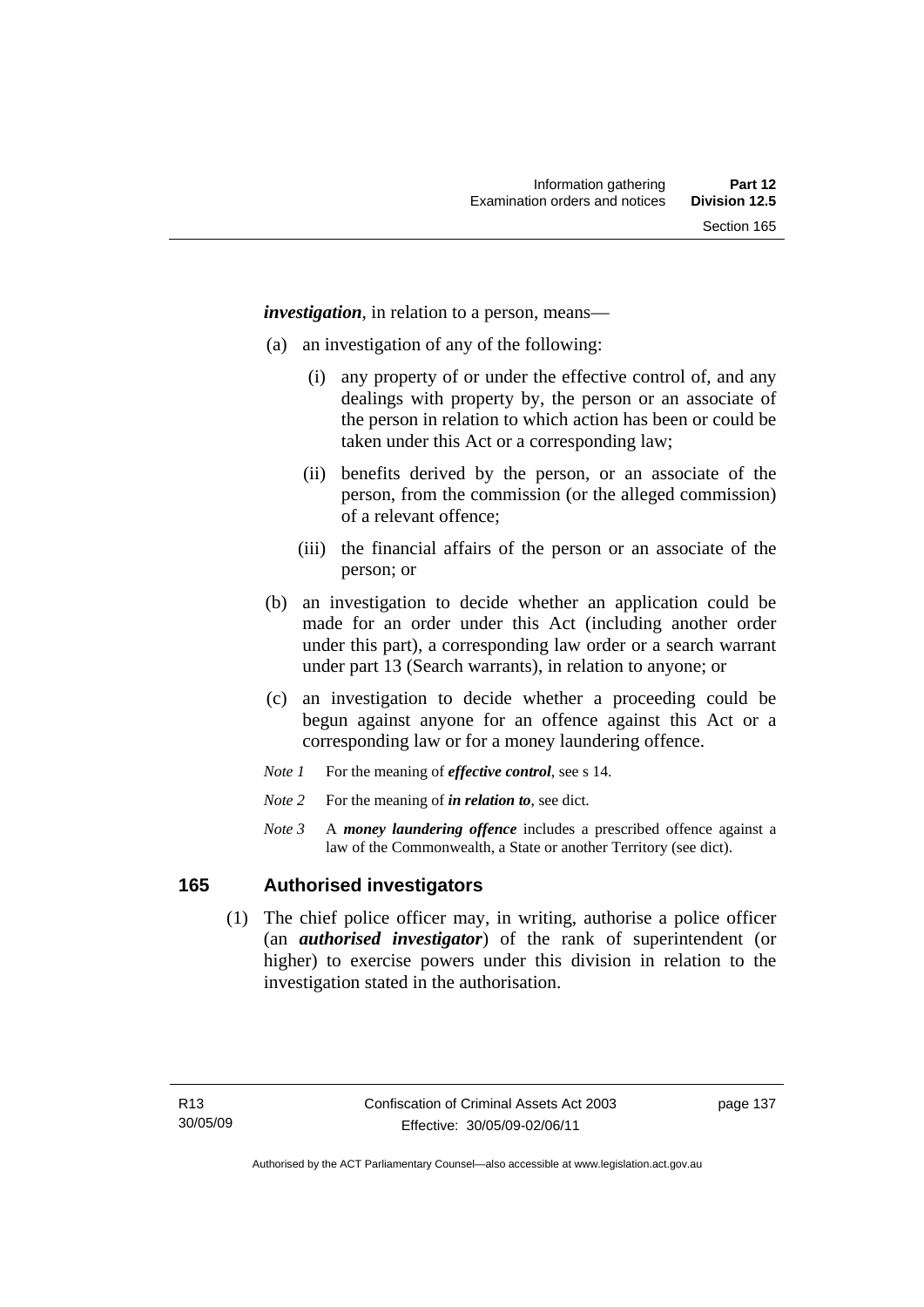***investigation***, in relation to a person, means—

(a) an investigation of any of the following:

  (i) any property of or under the effective control of, and any dealings with property by, the person or an associate of the person in relation to which action has been or could be taken under this Act or a corresponding law;

  (ii) benefits derived by the person, or an associate of the person, from the commission (or the alleged commission) of a relevant offence;

  (iii) the financial affairs of the person or an associate of the person; or

(b) an investigation to decide whether an application could be made for an order under this Act (including another order under this part), a corresponding law order or a search warrant under part 13 (Search warrants), in relation to anyone; or

(c) an investigation to decide whether a proceeding could be begun against anyone for an offence against this Act or a corresponding law or for a money laundering offence.

*Note 1* For the meaning of ***effective control***, see s 14.

*Note 2* For the meaning of ***in relation to***, see dict.

*Note 3* A ***money laundering offence*** includes a prescribed offence against a law of the Commonwealth, a State or another Territory (see dict).

## 165 Authorised investigators

(1) The chief police officer may, in writing, authorise a police officer (an ***authorised investigator***) of the rank of superintendent (or higher) to exercise powers under this division in relation to the investigation stated in the authorisation.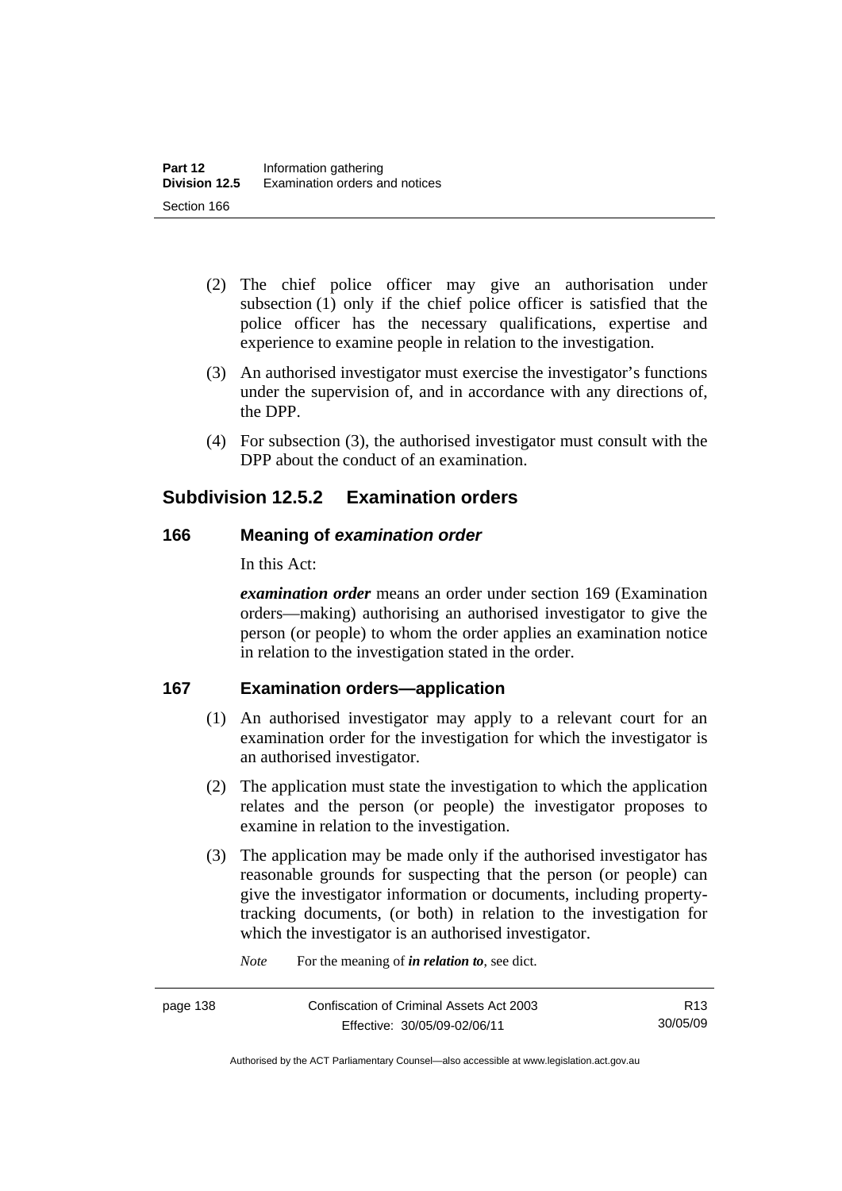(2) The chief police officer may give an authorisation under subsection (1) only if the chief police officer is satisfied that the police officer has the necessary qualifications, expertise and experience to examine people in relation to the investigation.

(3) An authorised investigator must exercise the investigator's functions under the supervision of, and in accordance with any directions of, the DPP.

(4) For subsection (3), the authorised investigator must consult with the DPP about the conduct of an examination.

## Subdivision 12.5.2 Examination orders

### 166 Meaning of *examination order*

In this Act:

***examination order*** means an order under section 169 (Examination orders—making) authorising an authorised investigator to give the person (or people) to whom the order applies an examination notice in relation to the investigation stated in the order.

### 167 Examination orders—application

(1) An authorised investigator may apply to a relevant court for an examination order for the investigation for which the investigator is an authorised investigator.

(2) The application must state the investigation to which the application relates and the person (or people) the investigator proposes to examine in relation to the investigation.

(3) The application may be made only if the authorised investigator has reasonable grounds for suspecting that the person (or people) can give the investigator information or documents, including property-tracking documents, (or both) in relation to the investigation for which the investigator is an authorised investigator.

*Note* For the meaning of ***in relation to***, see dict.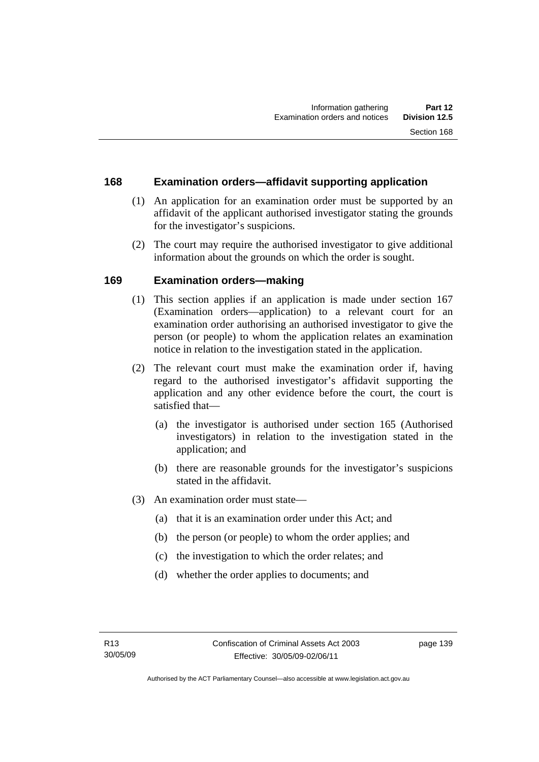## 168 Examination orders—affidavit supporting application

(1) An application for an examination order must be supported by an affidavit of the applicant authorised investigator stating the grounds for the investigator's suspicions.

(2) The court may require the authorised investigator to give additional information about the grounds on which the order is sought.

## 169 Examination orders—making

(1) This section applies if an application is made under section 167 (Examination orders—application) to a relevant court for an examination order authorising an authorised investigator to give the person (or people) to whom the application relates an examination notice in relation to the investigation stated in the application.

(2) The relevant court must make the examination order if, having regard to the authorised investigator's affidavit supporting the application and any other evidence before the court, the court is satisfied that—

(a) the investigator is authorised under section 165 (Authorised investigators) in relation to the investigation stated in the application; and

(b) there are reasonable grounds for the investigator's suspicions stated in the affidavit.

(3) An examination order must state—

(a) that it is an examination order under this Act; and

(b) the person (or people) to whom the order applies; and

(c) the investigation to which the order relates; and

(d) whether the order applies to documents; and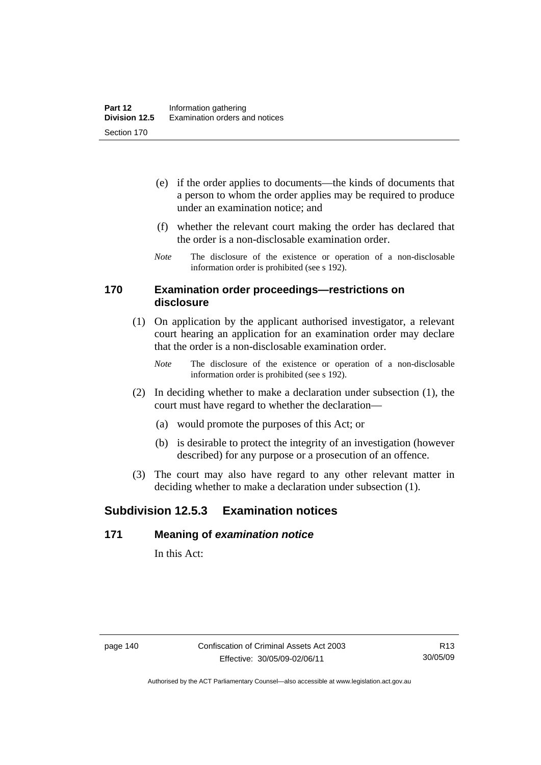(e) if the order applies to documents—the kinds of documents that a person to whom the order applies may be required to produce under an examination notice; and

(f) whether the relevant court making the order has declared that the order is a non-disclosable examination order.

*Note* The disclosure of the existence or operation of a non-disclosable information order is prohibited (see s 192).

## 170 Examination order proceedings—restrictions on disclosure

(1) On application by the applicant authorised investigator, a relevant court hearing an application for an examination order may declare that the order is a non-disclosable examination order.

*Note* The disclosure of the existence or operation of a non-disclosable information order is prohibited (see s 192).

(2) In deciding whether to make a declaration under subsection (1), the court must have regard to whether the declaration—

(a) would promote the purposes of this Act; or

(b) is desirable to protect the integrity of an investigation (however described) for any purpose or a prosecution of an offence.

(3) The court may also have regard to any other relevant matter in deciding whether to make a declaration under subsection (1).

# Subdivision 12.5.3 Examination notices

## 171 Meaning of *examination notice*

In this Act: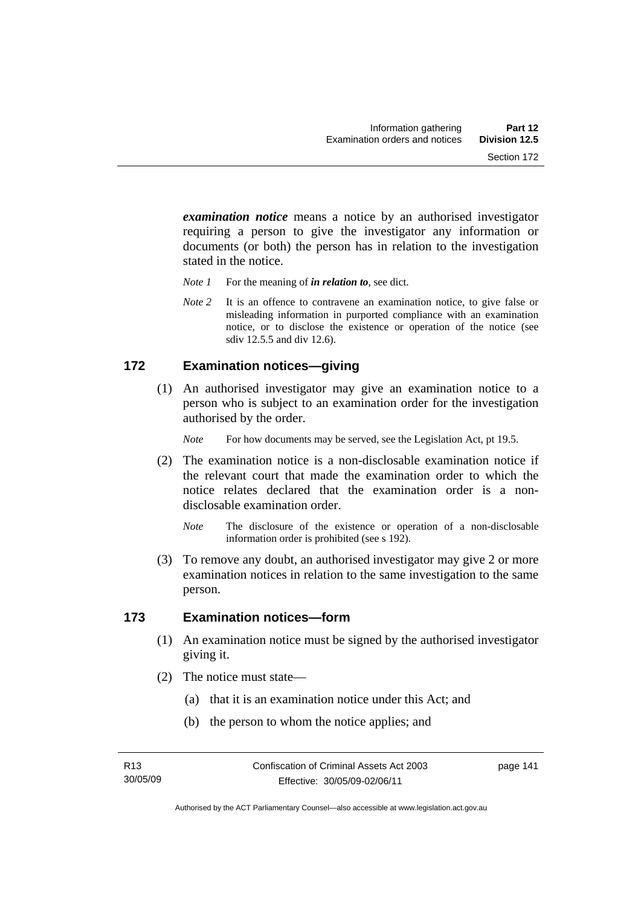***examination notice*** means a notice by an authorised investigator requiring a person to give the investigator any information or documents (or both) the person has in relation to the investigation stated in the notice.

*Note 1* For the meaning of ***in relation to***, see dict.

*Note 2* It is an offence to contravene an examination notice, to give false or misleading information in purported compliance with an examination notice, or to disclose the existence or operation of the notice (see sdiv 12.5.5 and div 12.6).

## 172 Examination notices—giving

(1) An authorised investigator may give an examination notice to a person who is subject to an examination order for the investigation authorised by the order.

*Note* For how documents may be served, see the Legislation Act, pt 19.5.

(2) The examination notice is a non-disclosable examination notice if the relevant court that made the examination order to which the notice relates declared that the examination order is a non-disclosable examination order.

*Note* The disclosure of the existence or operation of a non-disclosable information order is prohibited (see s 192).

(3) To remove any doubt, an authorised investigator may give 2 or more examination notices in relation to the same investigation to the same person.

## 173 Examination notices—form

(1) An examination notice must be signed by the authorised investigator giving it.

(2) The notice must state—

(a) that it is an examination notice under this Act; and

(b) the person to whom the notice applies; and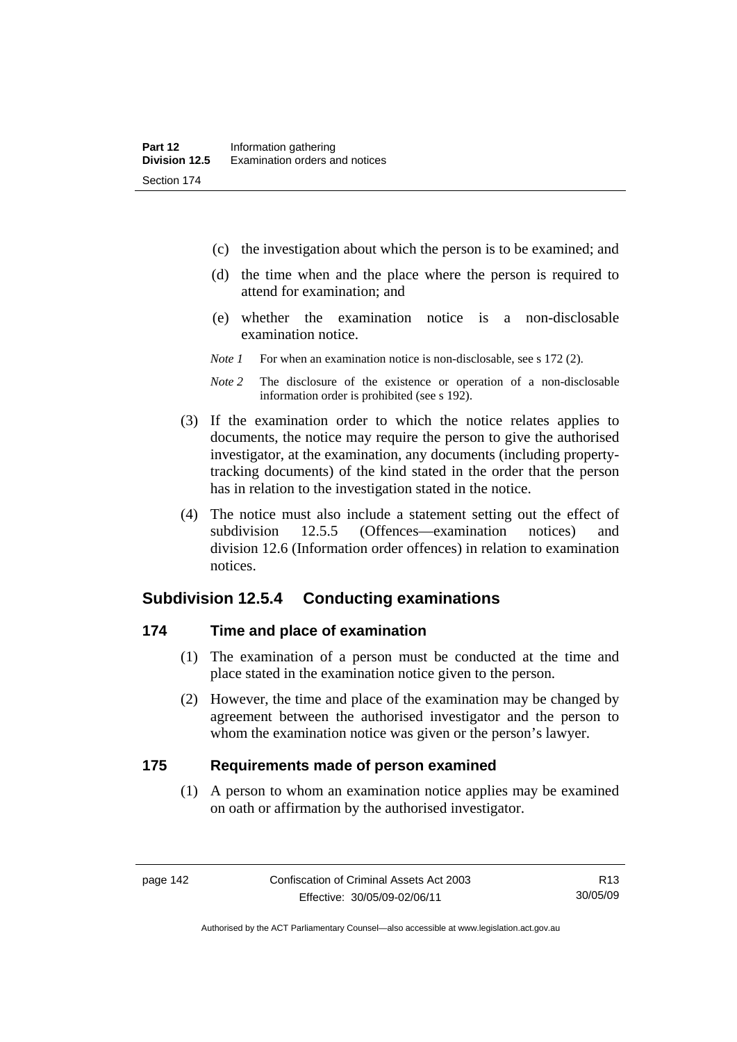(c) the investigation about which the person is to be examined; and

(d) the time when and the place where the person is required to attend for examination; and

(e) whether the examination notice is a non-disclosable examination notice.

*Note 1* For when an examination notice is non-disclosable, see s 172 (2).

*Note 2* The disclosure of the existence or operation of a non-disclosable information order is prohibited (see s 192).

(3) If the examination order to which the notice relates applies to documents, the notice may require the person to give the authorised investigator, at the examination, any documents (including property-tracking documents) of the kind stated in the order that the person has in relation to the investigation stated in the notice.

(4) The notice must also include a statement setting out the effect of subdivision 12.5.5 (Offences—examination notices) and division 12.6 (Information order offences) in relation to examination notices.

## Subdivision 12.5.4 Conducting examinations

### 174 Time and place of examination

(1) The examination of a person must be conducted at the time and place stated in the examination notice given to the person.

(2) However, the time and place of the examination may be changed by agreement between the authorised investigator and the person to whom the examination notice was given or the person's lawyer.

### 175 Requirements made of person examined

(1) A person to whom an examination notice applies may be examined on oath or affirmation by the authorised investigator.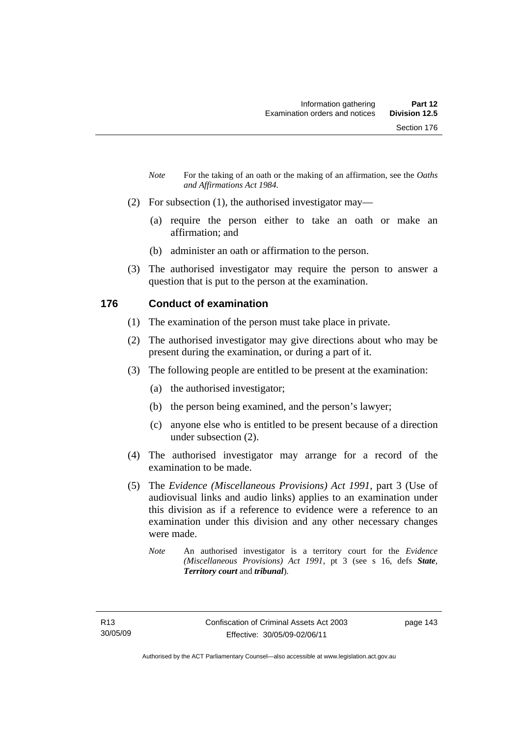*Note* For the taking of an oath or the making of an affirmation, see the *Oaths and Affirmations Act 1984.*

(2) For subsection (1), the authorised investigator may—

(a) require the person either to take an oath or make an affirmation; and

(b) administer an oath or affirmation to the person.

(3) The authorised investigator may require the person to answer a question that is put to the person at the examination.

## 176 Conduct of examination

(1) The examination of the person must take place in private.

(2) The authorised investigator may give directions about who may be present during the examination, or during a part of it.

(3) The following people are entitled to be present at the examination:

(a) the authorised investigator;

(b) the person being examined, and the person's lawyer;

(c) anyone else who is entitled to be present because of a direction under subsection (2).

(4) The authorised investigator may arrange for a record of the examination to be made.

(5) The *Evidence (Miscellaneous Provisions) Act 1991*, part 3 (Use of audiovisual links and audio links) applies to an examination under this division as if a reference to evidence were a reference to an examination under this division and any other necessary changes were made.

*Note* An authorised investigator is a territory court for the *Evidence (Miscellaneous Provisions) Act 1991*, pt 3 (see s 16, defs ***State***, ***Territory court*** and ***tribunal***).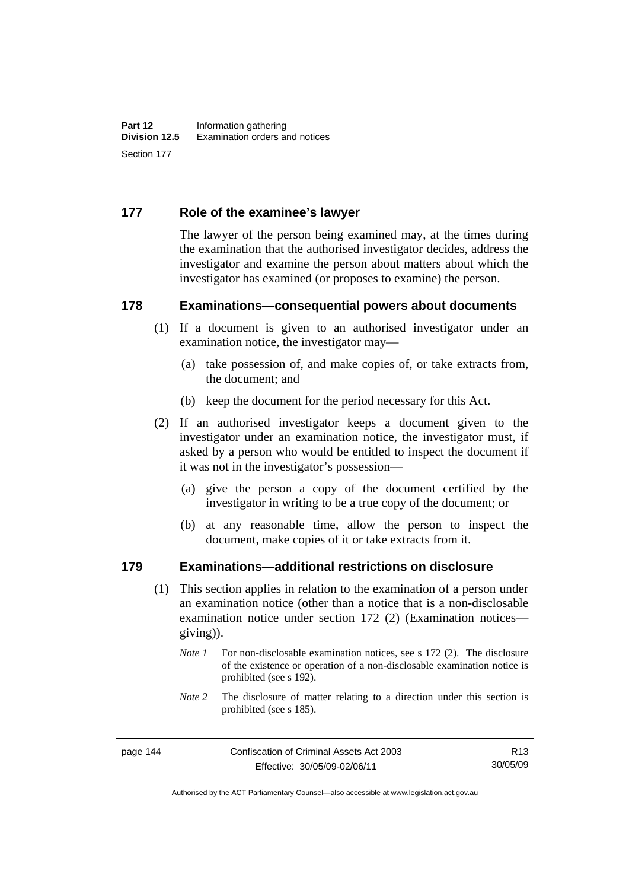## 177 Role of the examinee's lawyer

The lawyer of the person being examined may, at the times during the examination that the authorised investigator decides, address the investigator and examine the person about matters about which the investigator has examined (or proposes to examine) the person.

## 178 Examinations—consequential powers about documents

(1) If a document is given to an authorised investigator under an examination notice, the investigator may—

(a) take possession of, and make copies of, or take extracts from, the document; and

(b) keep the document for the period necessary for this Act.

(2) If an authorised investigator keeps a document given to the investigator under an examination notice, the investigator must, if asked by a person who would be entitled to inspect the document if it was not in the investigator's possession—

(a) give the person a copy of the document certified by the investigator in writing to be a true copy of the document; or

(b) at any reasonable time, allow the person to inspect the document, make copies of it or take extracts from it.

## 179 Examinations—additional restrictions on disclosure

(1) This section applies in relation to the examination of a person under an examination notice (other than a notice that is a non-disclosable examination notice under section 172 (2) (Examination notices—giving)).

*Note 1* For non-disclosable examination notices, see s 172 (2). The disclosure of the existence or operation of a non-disclosable examination notice is prohibited (see s 192).

*Note 2* The disclosure of matter relating to a direction under this section is prohibited (see s 185).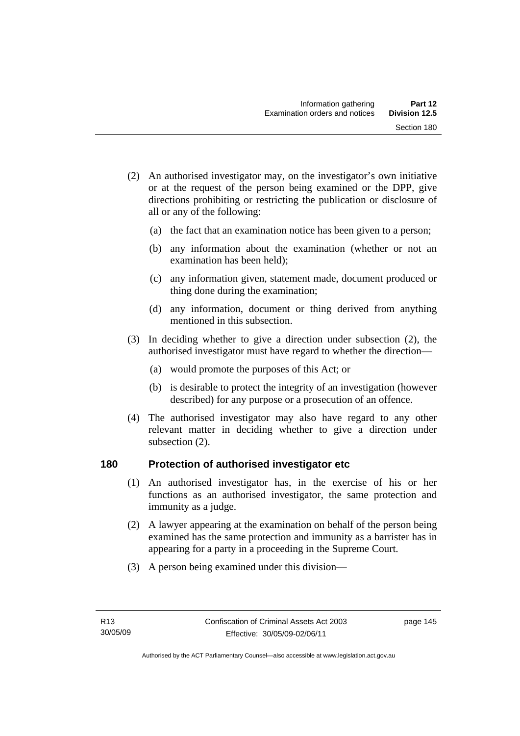(2) An authorised investigator may, on the investigator's own initiative or at the request of the person being examined or the DPP, give directions prohibiting or restricting the publication or disclosure of all or any of the following:

(a) the fact that an examination notice has been given to a person;

(b) any information about the examination (whether or not an examination has been held);

(c) any information given, statement made, document produced or thing done during the examination;

(d) any information, document or thing derived from anything mentioned in this subsection.

(3) In deciding whether to give a direction under subsection (2), the authorised investigator must have regard to whether the direction—

(a) would promote the purposes of this Act; or

(b) is desirable to protect the integrity of an investigation (however described) for any purpose or a prosecution of an offence.

(4) The authorised investigator may also have regard to any other relevant matter in deciding whether to give a direction under subsection (2).

## 180 Protection of authorised investigator etc

(1) An authorised investigator has, in the exercise of his or her functions as an authorised investigator, the same protection and immunity as a judge.

(2) A lawyer appearing at the examination on behalf of the person being examined has the same protection and immunity as a barrister has in appearing for a party in a proceeding in the Supreme Court.

(3) A person being examined under this division—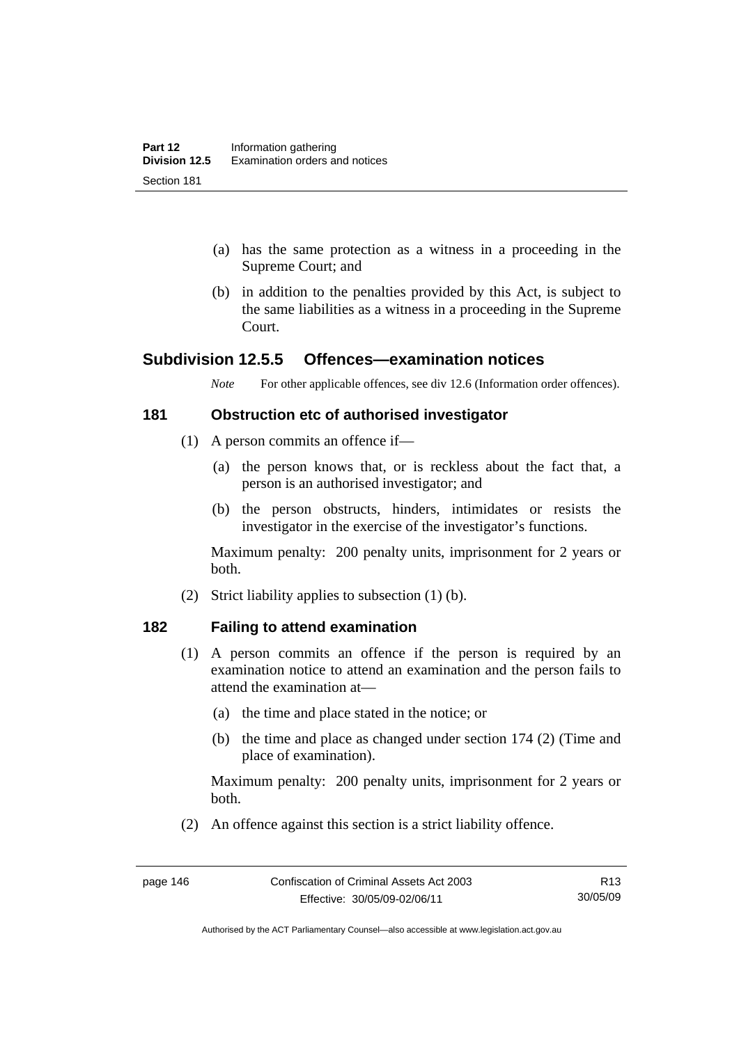(a) has the same protection as a witness in a proceeding in the Supreme Court; and

(b) in addition to the penalties provided by this Act, is subject to the same liabilities as a witness in a proceeding in the Supreme Court.

## Subdivision 12.5.5 Offences—examination notices

*Note* For other applicable offences, see div 12.6 (Information order offences).

### 181 Obstruction etc of authorised investigator

(1) A person commits an offence if—

(a) the person knows that, or is reckless about the fact that, a person is an authorised investigator; and

(b) the person obstructs, hinders, intimidates or resists the investigator in the exercise of the investigator's functions.

Maximum penalty: 200 penalty units, imprisonment for 2 years or both.

(2) Strict liability applies to subsection (1) (b).

### 182 Failing to attend examination

(1) A person commits an offence if the person is required by an examination notice to attend an examination and the person fails to attend the examination at—

(a) the time and place stated in the notice; or

(b) the time and place as changed under section 174 (2) (Time and place of examination).

Maximum penalty: 200 penalty units, imprisonment for 2 years or both.

(2) An offence against this section is a strict liability offence.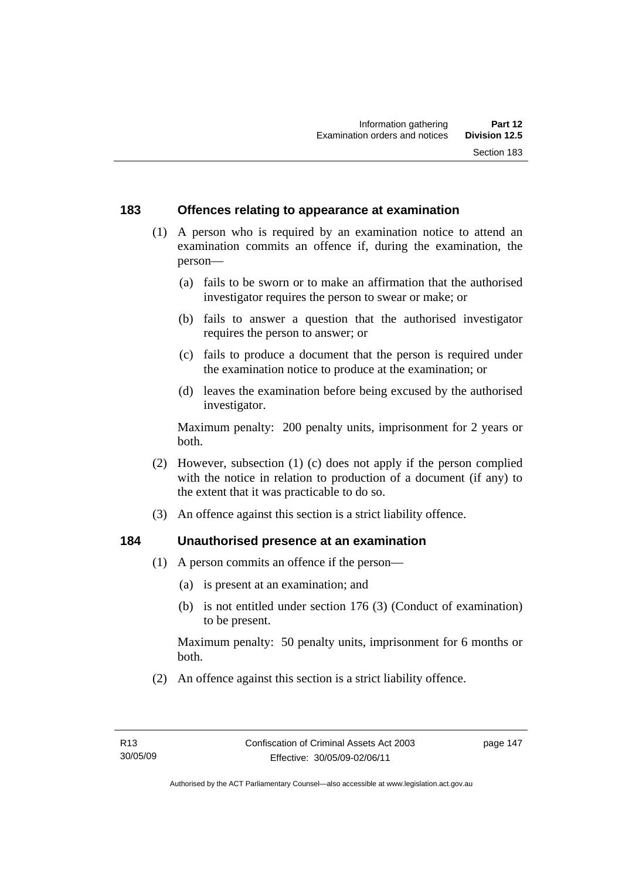## 183 Offences relating to appearance at examination

(1) A person who is required by an examination notice to attend an examination commits an offence if, during the examination, the person—

(a) fails to be sworn or to make an affirmation that the authorised investigator requires the person to swear or make; or

(b) fails to answer a question that the authorised investigator requires the person to answer; or

(c) fails to produce a document that the person is required under the examination notice to produce at the examination; or

(d) leaves the examination before being excused by the authorised investigator.

Maximum penalty: 200 penalty units, imprisonment for 2 years or both.

(2) However, subsection (1) (c) does not apply if the person complied with the notice in relation to production of a document (if any) to the extent that it was practicable to do so.

(3) An offence against this section is a strict liability offence.

## 184 Unauthorised presence at an examination

(1) A person commits an offence if the person—

(a) is present at an examination; and

(b) is not entitled under section 176 (3) (Conduct of examination) to be present.

Maximum penalty: 50 penalty units, imprisonment for 6 months or both.

(2) An offence against this section is a strict liability offence.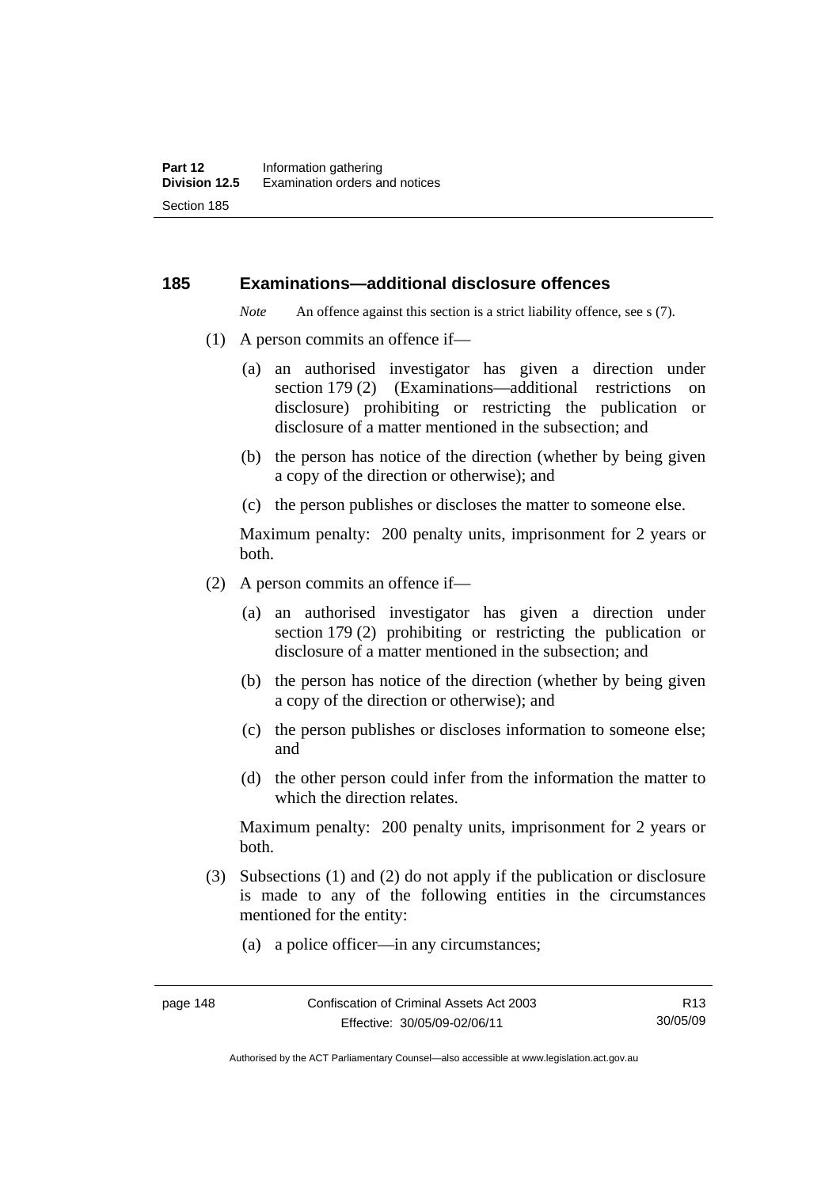## 185 Examinations—additional disclosure offences

*Note* An offence against this section is a strict liability offence, see s (7).

(1) A person commits an offence if—

(a) an authorised investigator has given a direction under section 179 (2) (Examinations—additional restrictions on disclosure) prohibiting or restricting the publication or disclosure of a matter mentioned in the subsection; and

(b) the person has notice of the direction (whether by being given a copy of the direction or otherwise); and

(c) the person publishes or discloses the matter to someone else.

Maximum penalty: 200 penalty units, imprisonment for 2 years or both.

(2) A person commits an offence if—

(a) an authorised investigator has given a direction under section 179 (2) prohibiting or restricting the publication or disclosure of a matter mentioned in the subsection; and

(b) the person has notice of the direction (whether by being given a copy of the direction or otherwise); and

(c) the person publishes or discloses information to someone else; and

(d) the other person could infer from the information the matter to which the direction relates.

Maximum penalty: 200 penalty units, imprisonment for 2 years or both.

(3) Subsections (1) and (2) do not apply if the publication or disclosure is made to any of the following entities in the circumstances mentioned for the entity:

(a) a police officer—in any circumstances;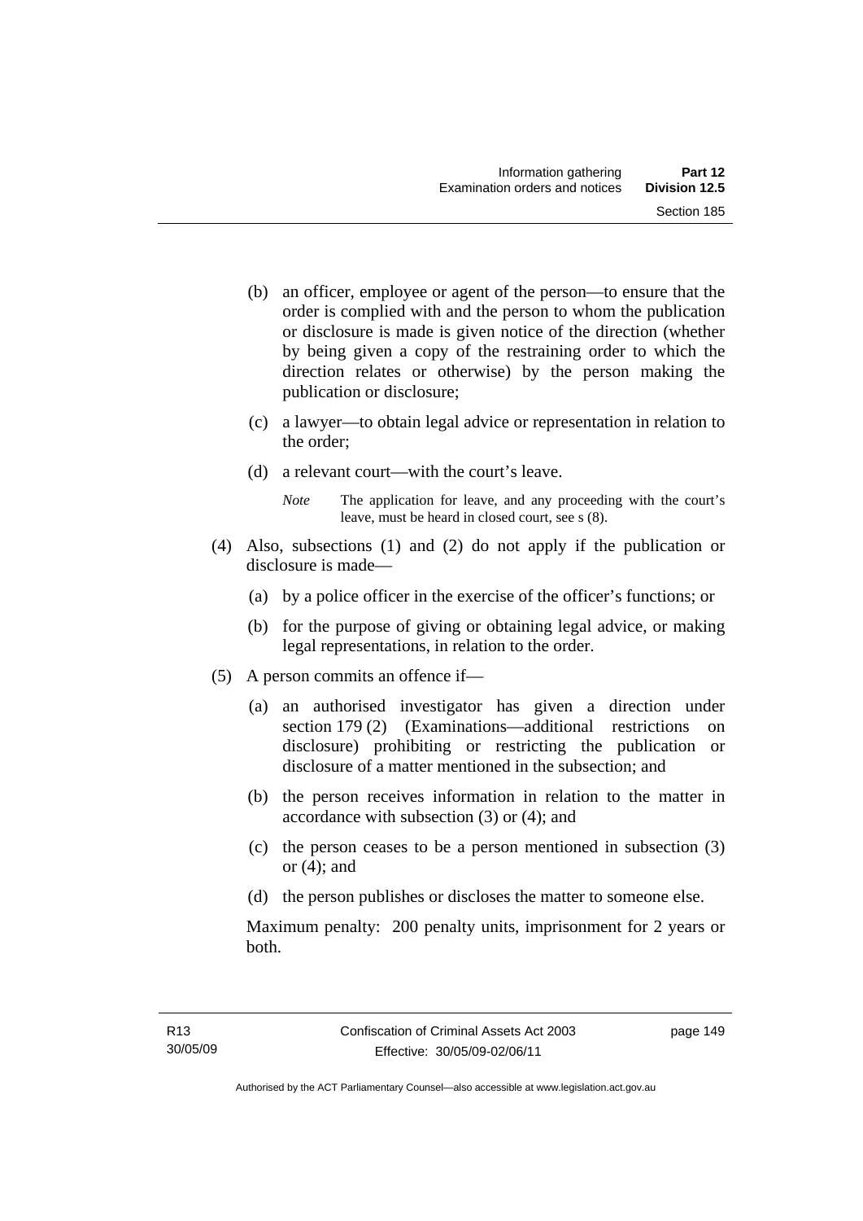(b) an officer, employee or agent of the person—to ensure that the order is complied with and the person to whom the publication or disclosure is made is given notice of the direction (whether by being given a copy of the restraining order to which the direction relates or otherwise) by the person making the publication or disclosure;

(c) a lawyer—to obtain legal advice or representation in relation to the order;

(d) a relevant court—with the court's leave.

*Note* The application for leave, and any proceeding with the court's leave, must be heard in closed court, see s (8).

(4) Also, subsections (1) and (2) do not apply if the publication or disclosure is made—

(a) by a police officer in the exercise of the officer's functions; or

(b) for the purpose of giving or obtaining legal advice, or making legal representations, in relation to the order.

(5) A person commits an offence if—

(a) an authorised investigator has given a direction under section 179 (2) (Examinations—additional restrictions on disclosure) prohibiting or restricting the publication or disclosure of a matter mentioned in the subsection; and

(b) the person receives information in relation to the matter in accordance with subsection (3) or (4); and

(c) the person ceases to be a person mentioned in subsection (3) or (4); and

(d) the person publishes or discloses the matter to someone else.

Maximum penalty: 200 penalty units, imprisonment for 2 years or both.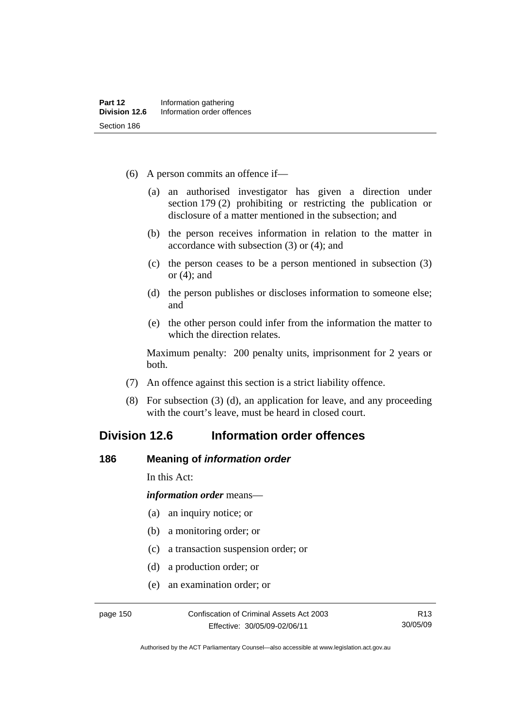(6) A person commits an offence if—

  (a) an authorised investigator has given a direction under section 179 (2) prohibiting or restricting the publication or disclosure of a matter mentioned in the subsection; and

  (b) the person receives information in relation to the matter in accordance with subsection (3) or (4); and

  (c) the person ceases to be a person mentioned in subsection (3) or (4); and

  (d) the person publishes or discloses information to someone else; and

  (e) the other person could infer from the information the matter to which the direction relates.

  Maximum penalty: 200 penalty units, imprisonment for 2 years or both.

(7) An offence against this section is a strict liability offence.

(8) For subsection (3) (d), an application for leave, and any proceeding with the court's leave, must be heard in closed court.

## Division 12.6 Information order offences

### 186 Meaning of *information order*

In this Act:

***information order*** means—

  (a) an inquiry notice; or

  (b) a monitoring order; or

  (c) a transaction suspension order; or

  (d) a production order; or

  (e) an examination order; or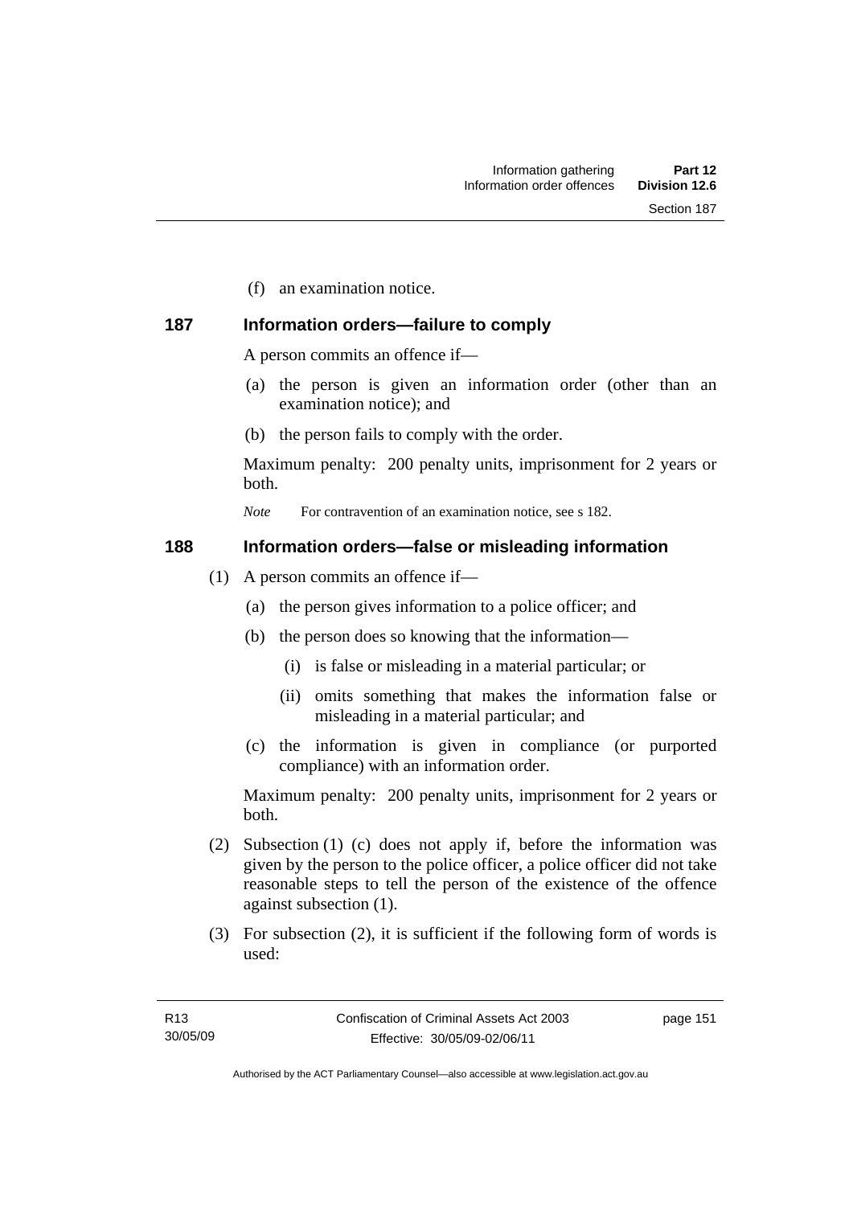(f) an examination notice.

## 187 Information orders—failure to comply

A person commits an offence if—

(a) the person is given an information order (other than an examination notice); and

(b) the person fails to comply with the order.

Maximum penalty: 200 penalty units, imprisonment for 2 years or both.

*Note* For contravention of an examination notice, see s 182.

## 188 Information orders—false or misleading information

(1) A person commits an offence if—

(a) the person gives information to a police officer; and

(b) the person does so knowing that the information—

(i) is false or misleading in a material particular; or

(ii) omits something that makes the information false or misleading in a material particular; and

(c) the information is given in compliance (or purported compliance) with an information order.

Maximum penalty: 200 penalty units, imprisonment for 2 years or both.

(2) Subsection (1) (c) does not apply if, before the information was given by the person to the police officer, a police officer did not take reasonable steps to tell the person of the existence of the offence against subsection (1).

(3) For subsection (2), it is sufficient if the following form of words is used: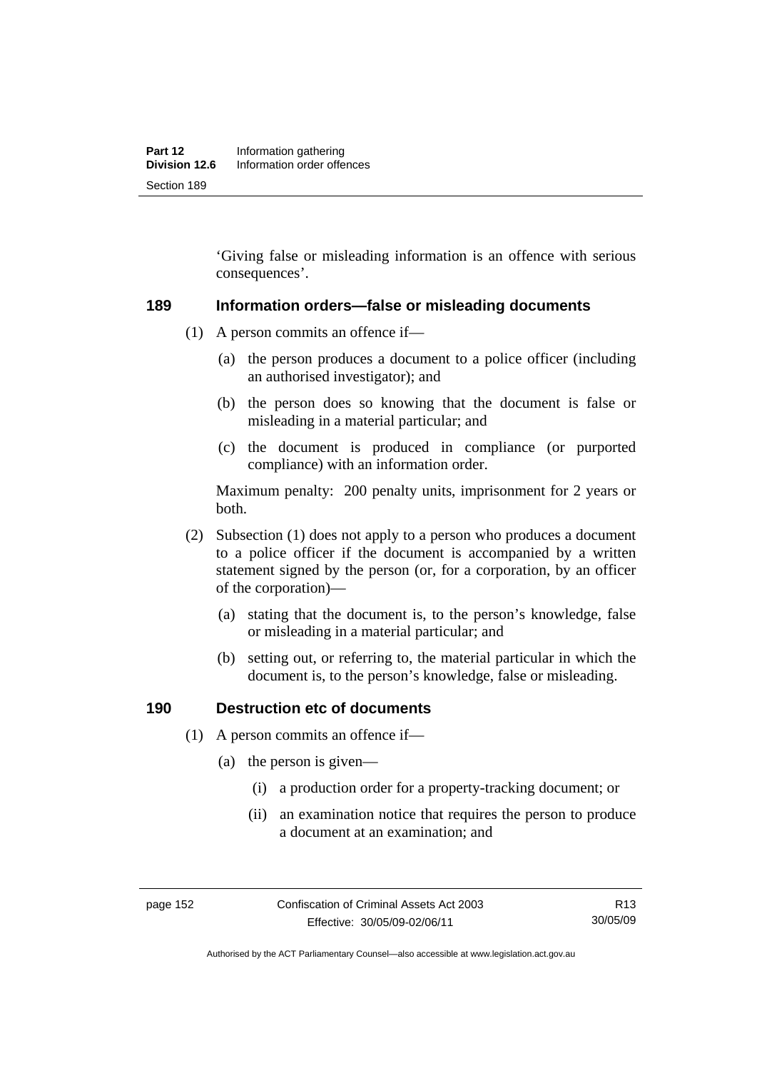‘Giving false or misleading information is an offence with serious consequences’.

## 189 Information orders—false or misleading documents

(1) A person commits an offence if—

(a) the person produces a document to a police officer (including an authorised investigator); and

(b) the person does so knowing that the document is false or misleading in a material particular; and

(c) the document is produced in compliance (or purported compliance) with an information order.

Maximum penalty: 200 penalty units, imprisonment for 2 years or both.

(2) Subsection (1) does not apply to a person who produces a document to a police officer if the document is accompanied by a written statement signed by the person (or, for a corporation, by an officer of the corporation)—

(a) stating that the document is, to the person’s knowledge, false or misleading in a material particular; and

(b) setting out, or referring to, the material particular in which the document is, to the person’s knowledge, false or misleading.

## 190 Destruction etc of documents

(1) A person commits an offence if—

(a) the person is given—

(i) a production order for a property-tracking document; or

(ii) an examination notice that requires the person to produce a document at an examination; and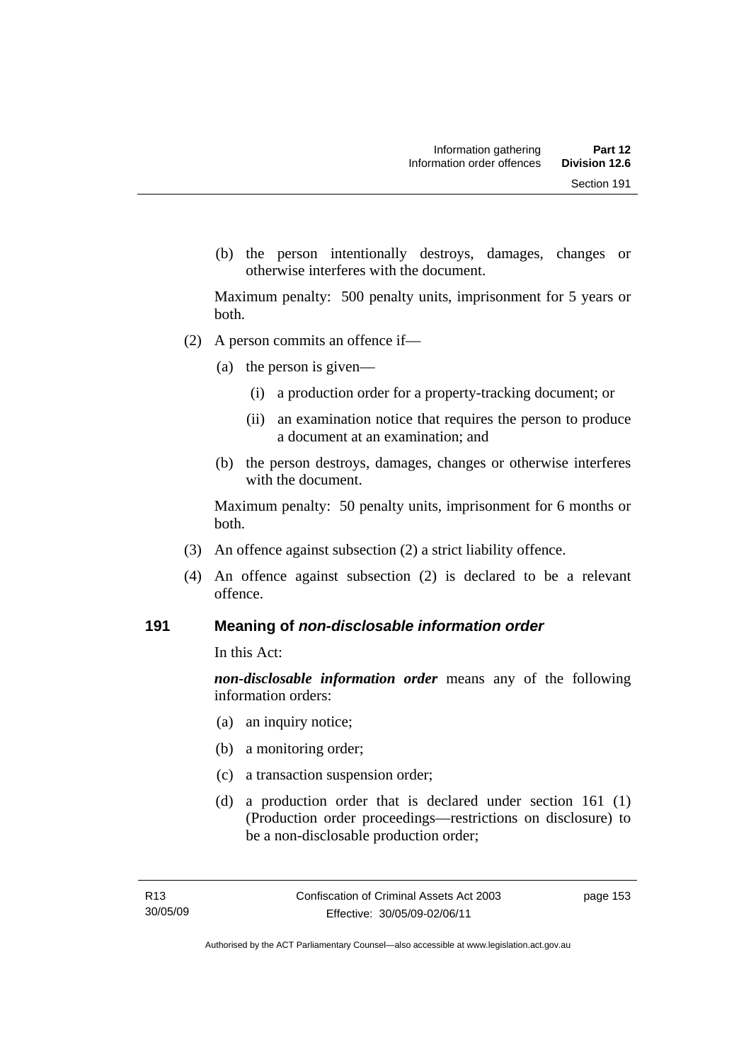(b) the person intentionally destroys, damages, changes or otherwise interferes with the document.

Maximum penalty: 500 penalty units, imprisonment for 5 years or both.

(2) A person commits an offence if—

(a) the person is given—

(i) a production order for a property-tracking document; or

(ii) an examination notice that requires the person to produce a document at an examination; and

(b) the person destroys, damages, changes or otherwise interferes with the document.

Maximum penalty: 50 penalty units, imprisonment for 6 months or both.

(3) An offence against subsection (2) a strict liability offence.

(4) An offence against subsection (2) is declared to be a relevant offence.

## 191 Meaning of *non-disclosable information order*

In this Act:

***non-disclosable information order*** means any of the following information orders:

(a) an inquiry notice;

(b) a monitoring order;

(c) a transaction suspension order;

(d) a production order that is declared under section 161 (1) (Production order proceedings—restrictions on disclosure) to be a non-disclosable production order;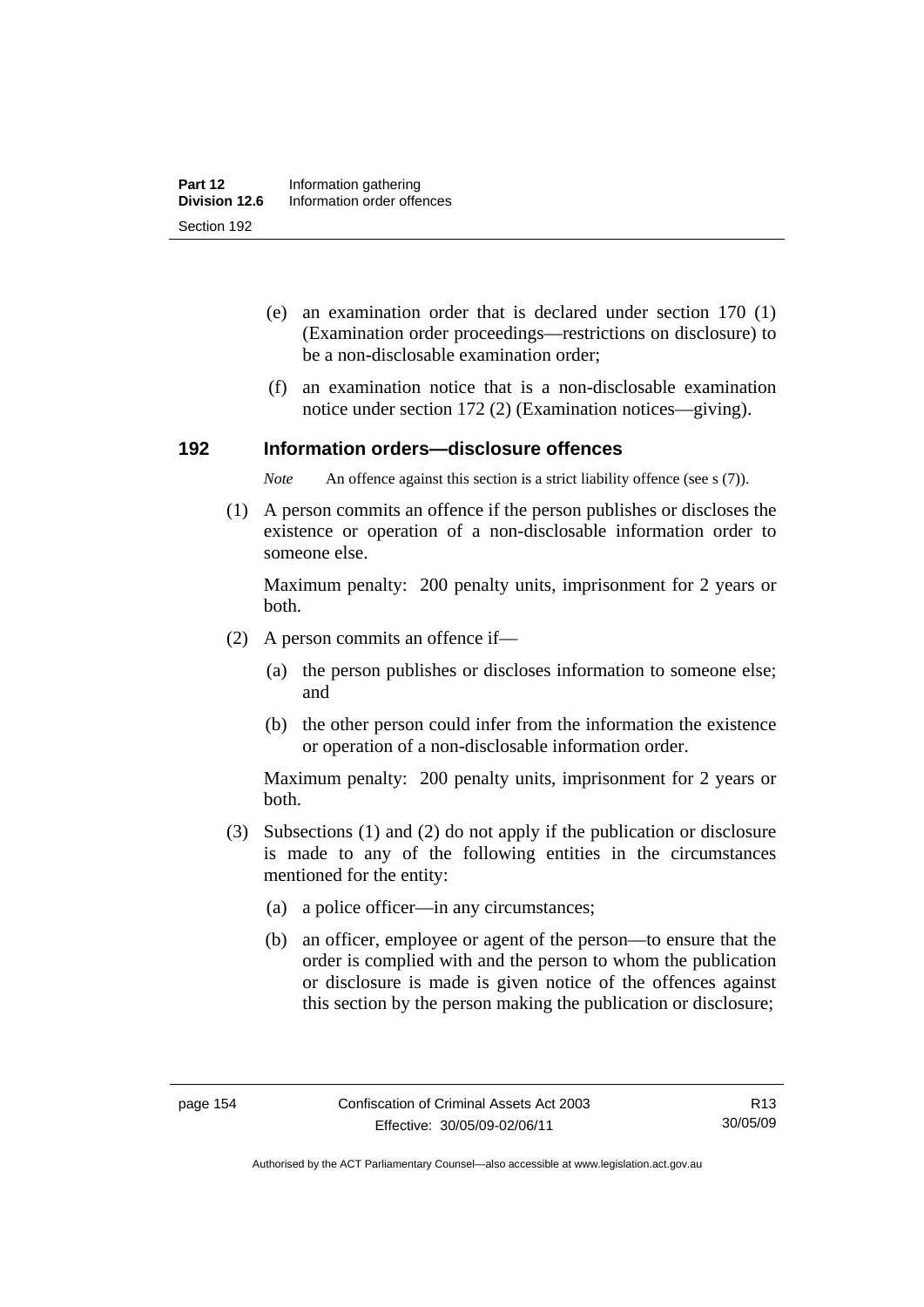(e) an examination order that is declared under section 170 (1) (Examination order proceedings—restrictions on disclosure) to be a non-disclosable examination order;

(f) an examination notice that is a non-disclosable examination notice under section 172 (2) (Examination notices—giving).

## 192 Information orders—disclosure offences

*Note* An offence against this section is a strict liability offence (see s (7)).

(1) A person commits an offence if the person publishes or discloses the existence or operation of a non-disclosable information order to someone else.

Maximum penalty: 200 penalty units, imprisonment for 2 years or both.

(2) A person commits an offence if—

(a) the person publishes or discloses information to someone else; and

(b) the other person could infer from the information the existence or operation of a non-disclosable information order.

Maximum penalty: 200 penalty units, imprisonment for 2 years or both.

(3) Subsections (1) and (2) do not apply if the publication or disclosure is made to any of the following entities in the circumstances mentioned for the entity:

(a) a police officer—in any circumstances;

(b) an officer, employee or agent of the person—to ensure that the order is complied with and the person to whom the publication or disclosure is made is given notice of the offences against this section by the person making the publication or disclosure;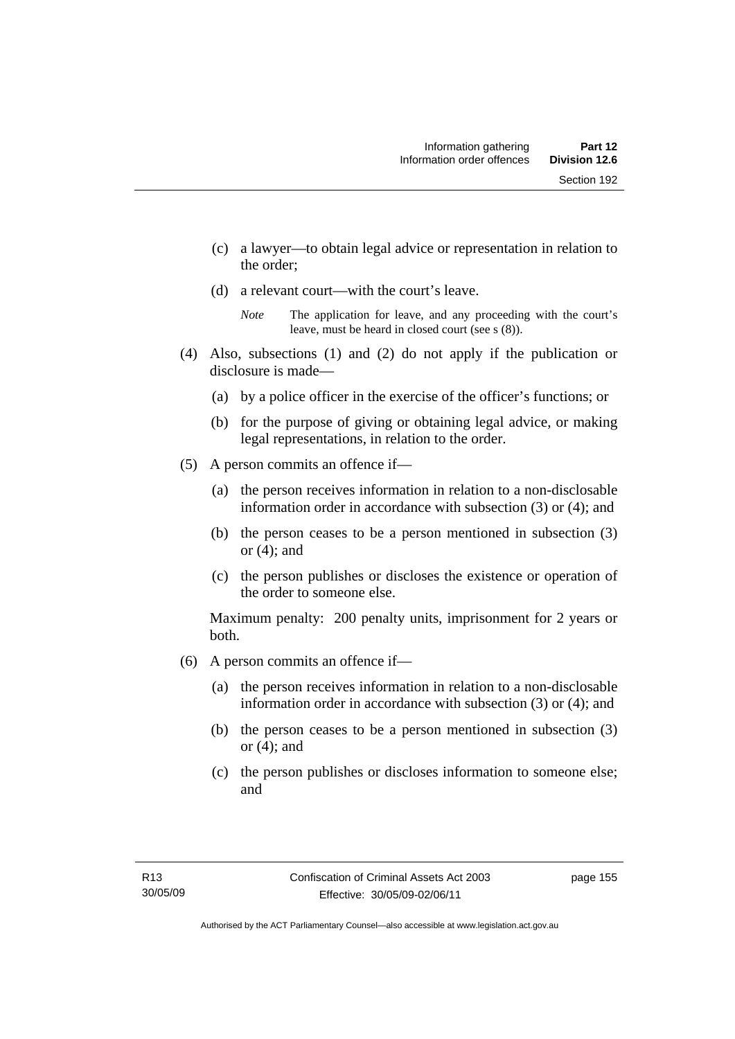(c) a lawyer—to obtain legal advice or representation in relation to the order;

(d) a relevant court—with the court's leave.

*Note* The application for leave, and any proceeding with the court's leave, must be heard in closed court (see s (8)).

(4) Also, subsections (1) and (2) do not apply if the publication or disclosure is made—

(a) by a police officer in the exercise of the officer's functions; or

(b) for the purpose of giving or obtaining legal advice, or making legal representations, in relation to the order.

(5) A person commits an offence if—

(a) the person receives information in relation to a non-disclosable information order in accordance with subsection (3) or (4); and

(b) the person ceases to be a person mentioned in subsection (3) or (4); and

(c) the person publishes or discloses the existence or operation of the order to someone else.

Maximum penalty: 200 penalty units, imprisonment for 2 years or both.

(6) A person commits an offence if—

(a) the person receives information in relation to a non-disclosable information order in accordance with subsection (3) or (4); and

(b) the person ceases to be a person mentioned in subsection (3) or (4); and

(c) the person publishes or discloses information to someone else; and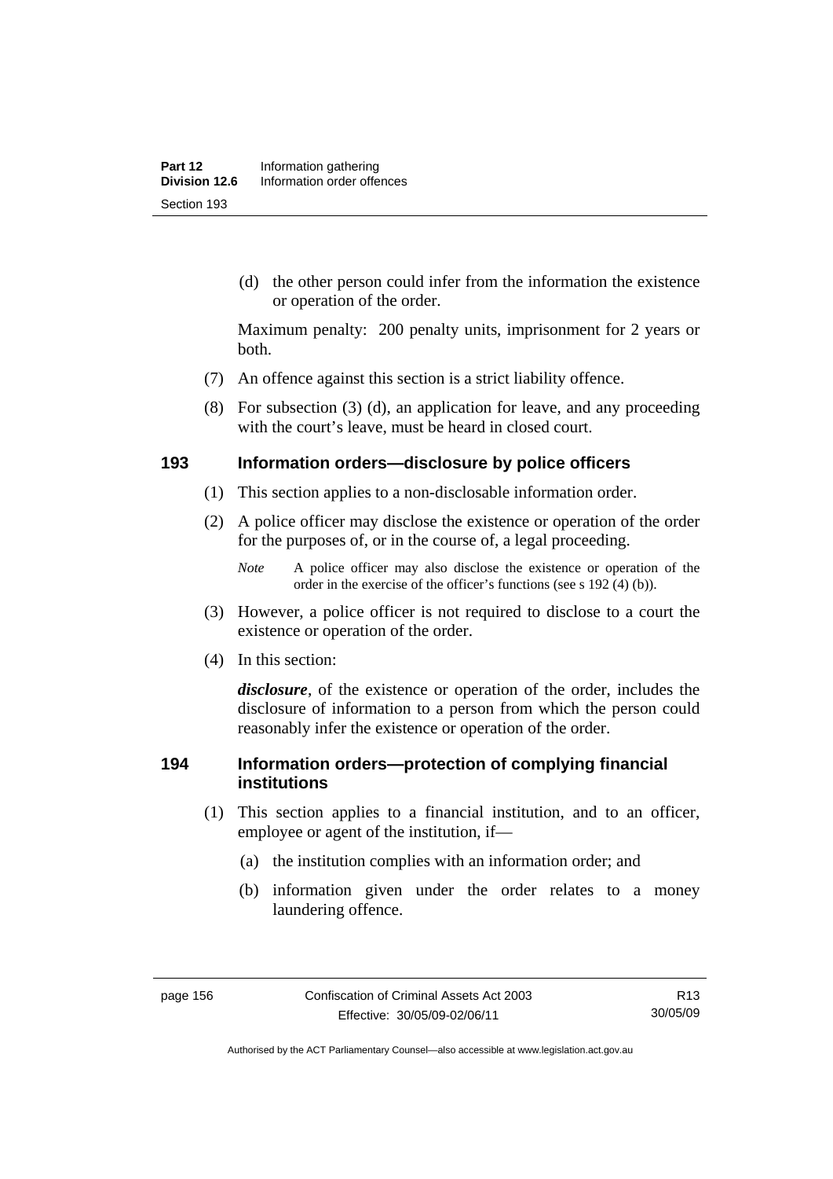(d) the other person could infer from the information the existence or operation of the order.

Maximum penalty: 200 penalty units, imprisonment for 2 years or both.

(7) An offence against this section is a strict liability offence.

(8) For subsection (3) (d), an application for leave, and any proceeding with the court's leave, must be heard in closed court.

### 193 Information orders—disclosure by police officers

(1) This section applies to a non-disclosable information order.

(2) A police officer may disclose the existence or operation of the order for the purposes of, or in the course of, a legal proceeding.

*Note* A police officer may also disclose the existence or operation of the order in the exercise of the officer's functions (see s 192 (4) (b)).

(3) However, a police officer is not required to disclose to a court the existence or operation of the order.

(4) In this section:

***disclosure***, of the existence or operation of the order, includes the disclosure of information to a person from which the person could reasonably infer the existence or operation of the order.

### 194 Information orders—protection of complying financial institutions

(1) This section applies to a financial institution, and to an officer, employee or agent of the institution, if—

(a) the institution complies with an information order; and

(b) information given under the order relates to a money laundering offence.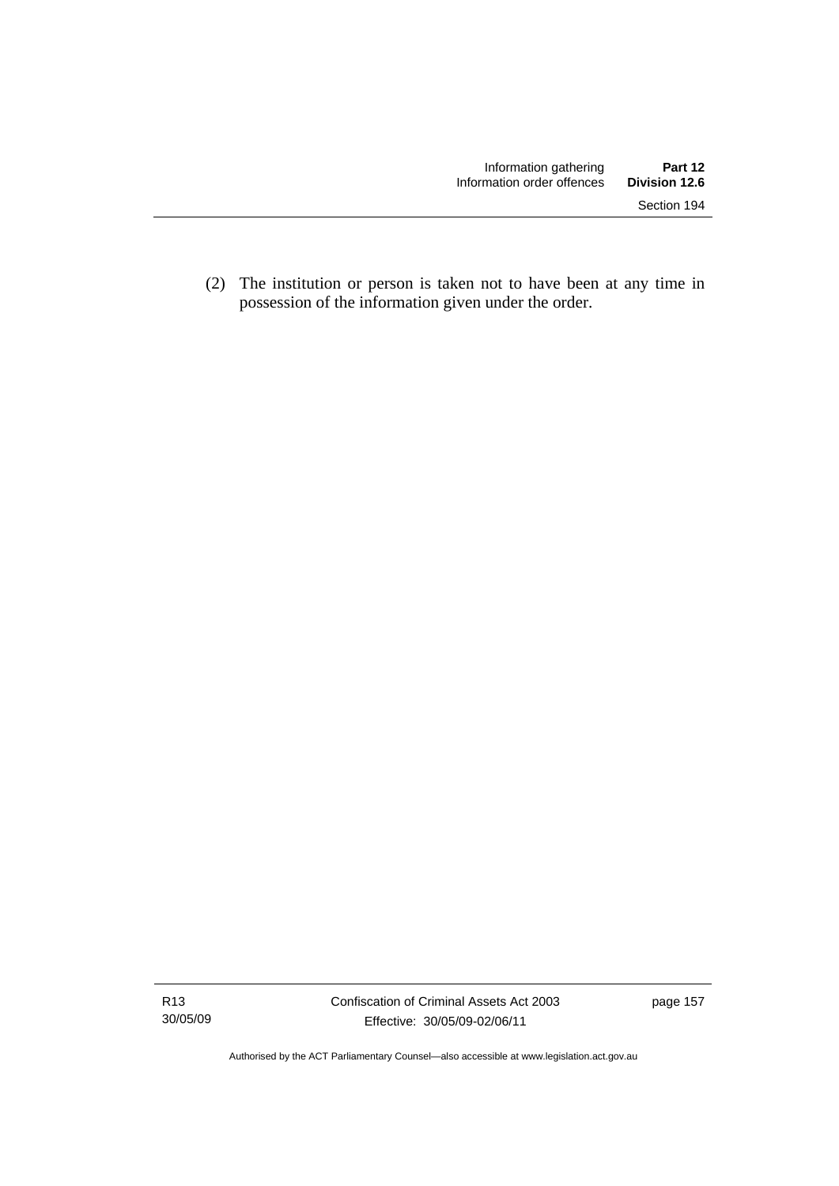(2) The institution or person is taken not to have been at any time in possession of the information given under the order.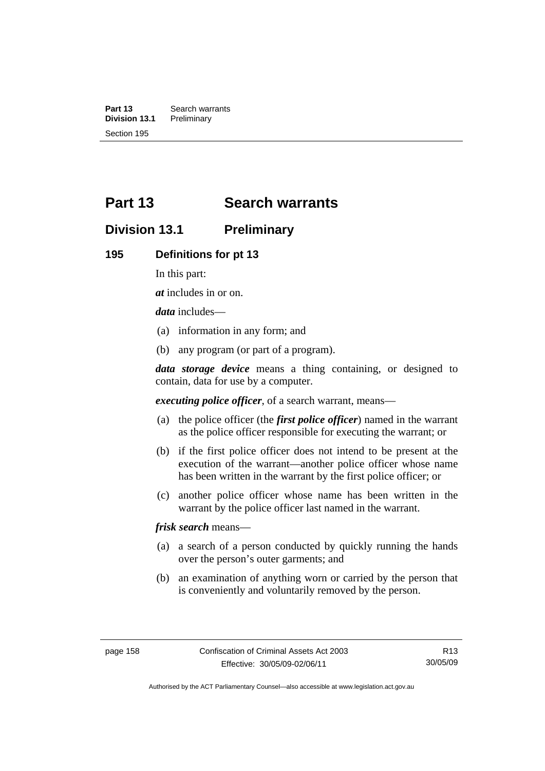# Part 13 Search warrants

## Division 13.1 Preliminary

### 195 Definitions for pt 13

In this part:

***at*** includes in or on.

***data*** includes—

(a) information in any form; and

(b) any program (or part of a program).

***data storage device*** means a thing containing, or designed to contain, data for use by a computer.

***executing police officer***, of a search warrant, means—

(a) the police officer (the ***first police officer***) named in the warrant as the police officer responsible for executing the warrant; or

(b) if the first police officer does not intend to be present at the execution of the warrant—another police officer whose name has been written in the warrant by the first police officer; or

(c) another police officer whose name has been written in the warrant by the police officer last named in the warrant.

***frisk search*** means—

(a) a search of a person conducted by quickly running the hands over the person's outer garments; and

(b) an examination of anything worn or carried by the person that is conveniently and voluntarily removed by the person.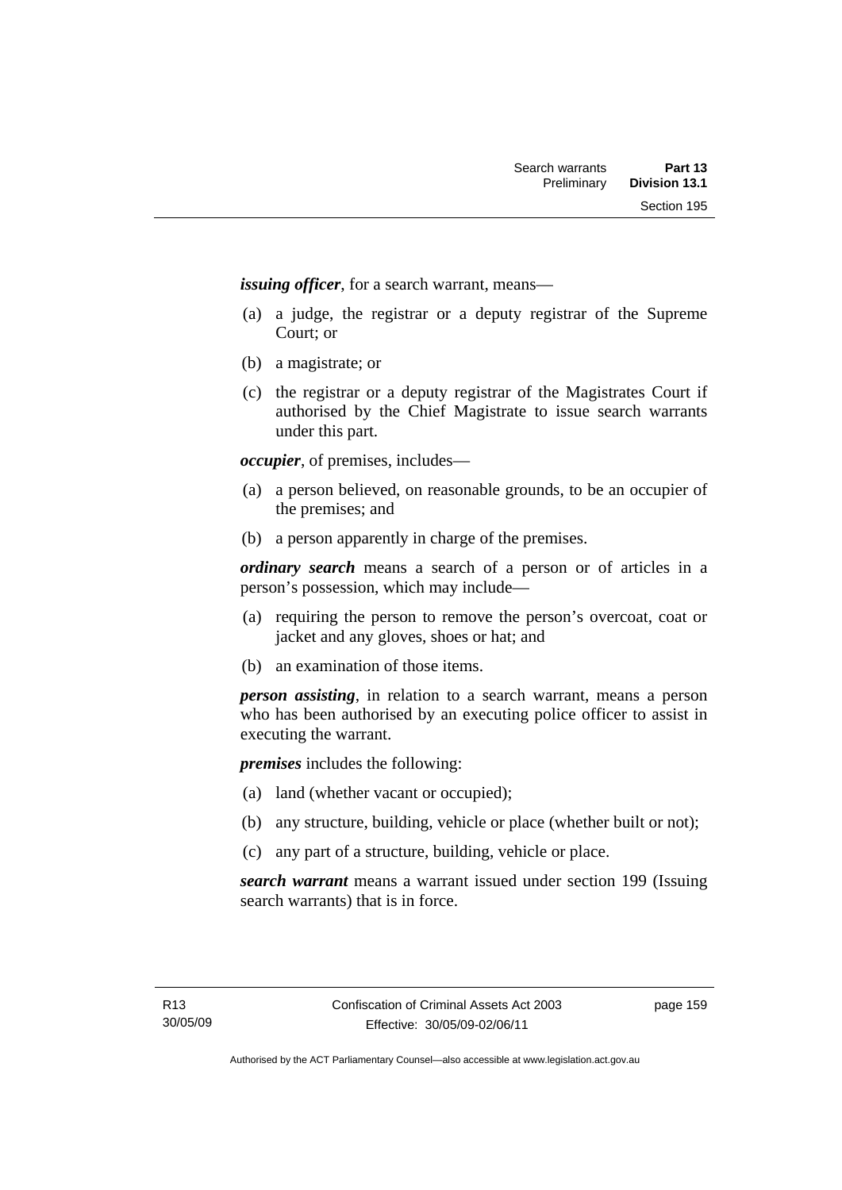***issuing officer***, for a search warrant, means—

(a) a judge, the registrar or a deputy registrar of the Supreme Court; or

(b) a magistrate; or

(c) the registrar or a deputy registrar of the Magistrates Court if authorised by the Chief Magistrate to issue search warrants under this part.

***occupier***, of premises, includes—

(a) a person believed, on reasonable grounds, to be an occupier of the premises; and

(b) a person apparently in charge of the premises.

***ordinary search*** means a search of a person or of articles in a person's possession, which may include—

(a) requiring the person to remove the person's overcoat, coat or jacket and any gloves, shoes or hat; and

(b) an examination of those items.

***person assisting***, in relation to a search warrant, means a person who has been authorised by an executing police officer to assist in executing the warrant.

***premises*** includes the following:

(a) land (whether vacant or occupied);

(b) any structure, building, vehicle or place (whether built or not);

(c) any part of a structure, building, vehicle or place.

***search warrant*** means a warrant issued under section 199 (Issuing search warrants) that is in force.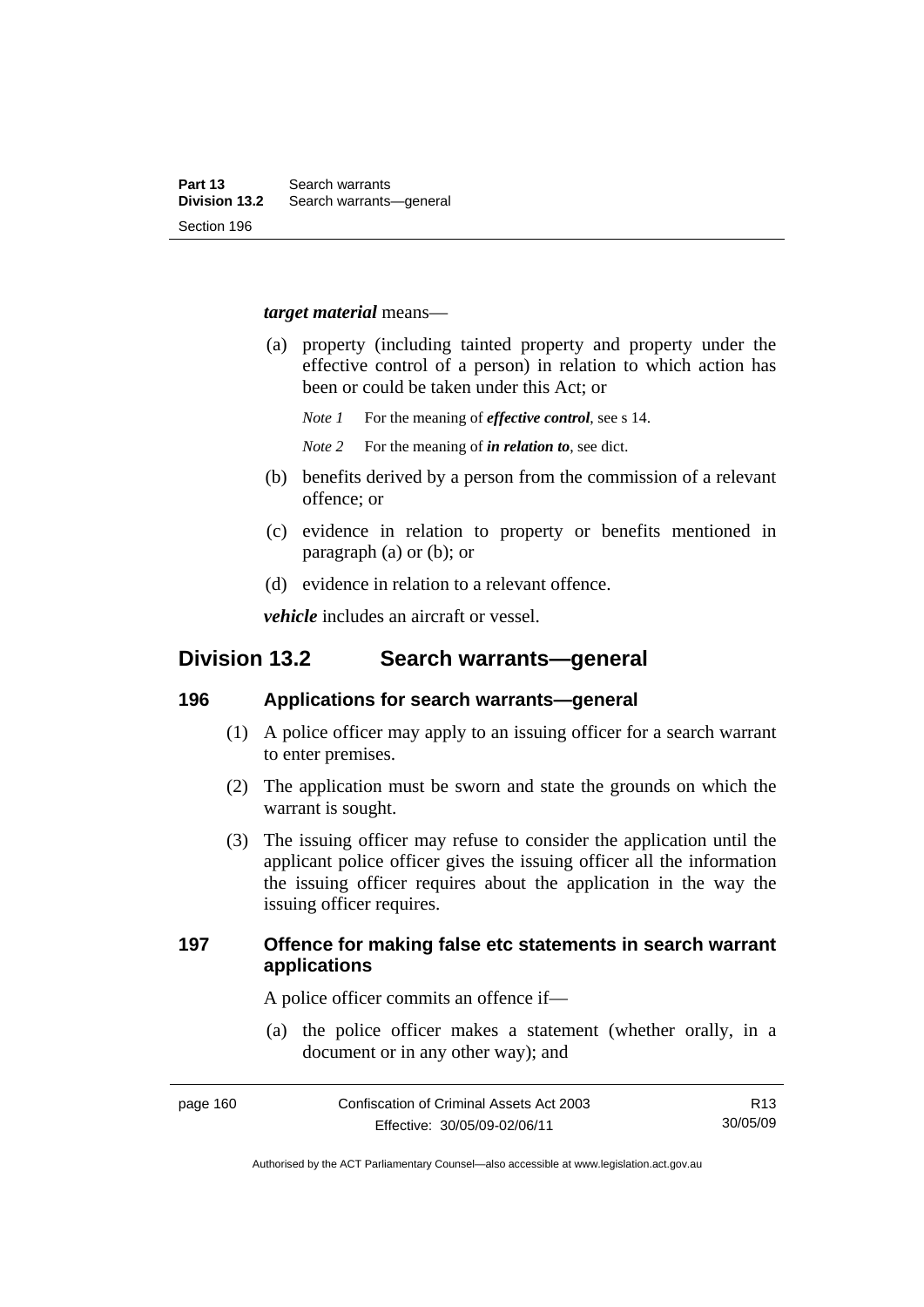***target material*** means—

(a) property (including tainted property and property under the effective control of a person) in relation to which action has been or could be taken under this Act; or

*Note 1* For the meaning of ***effective control***, see s 14.

*Note 2* For the meaning of ***in relation to***, see dict.

(b) benefits derived by a person from the commission of a relevant offence; or

(c) evidence in relation to property or benefits mentioned in paragraph (a) or (b); or

(d) evidence in relation to a relevant offence.

***vehicle*** includes an aircraft or vessel.

## Division 13.2 Search warrants—general

### 196 Applications for search warrants—general

(1) A police officer may apply to an issuing officer for a search warrant to enter premises.

(2) The application must be sworn and state the grounds on which the warrant is sought.

(3) The issuing officer may refuse to consider the application until the applicant police officer gives the issuing officer all the information the issuing officer requires about the application in the way the issuing officer requires.

### 197 Offence for making false etc statements in search warrant applications

A police officer commits an offence if—

(a) the police officer makes a statement (whether orally, in a document or in any other way); and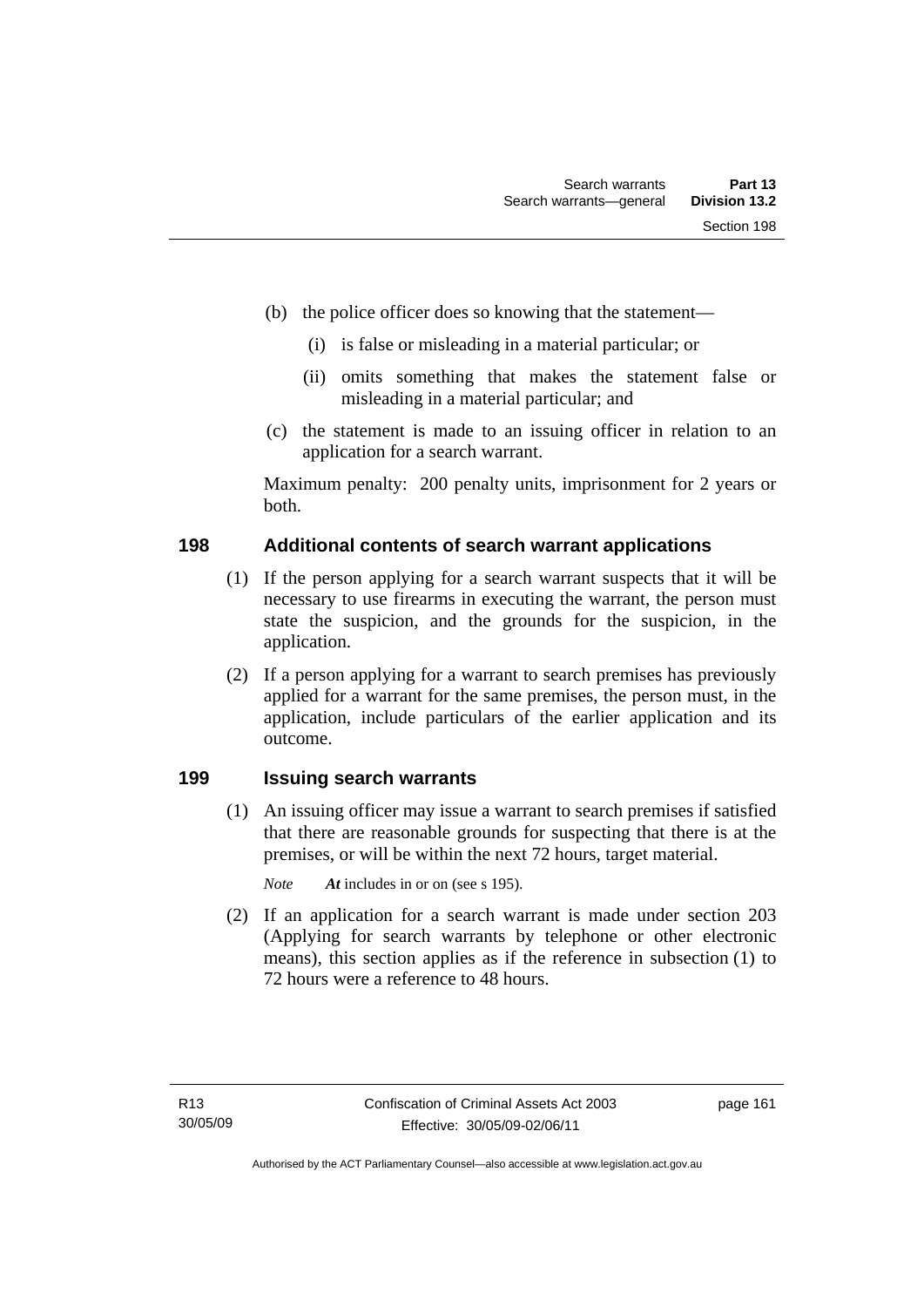(b) the police officer does so knowing that the statement—

  (i) is false or misleading in a material particular; or

  (ii) omits something that makes the statement false or misleading in a material particular; and

(c) the statement is made to an issuing officer in relation to an application for a search warrant.

Maximum penalty: 200 penalty units, imprisonment for 2 years or both.

## 198 Additional contents of search warrant applications

(1) If the person applying for a search warrant suspects that it will be necessary to use firearms in executing the warrant, the person must state the suspicion, and the grounds for the suspicion, in the application.

(2) If a person applying for a warrant to search premises has previously applied for a warrant for the same premises, the person must, in the application, include particulars of the earlier application and its outcome.

## 199 Issuing search warrants

(1) An issuing officer may issue a warrant to search premises if satisfied that there are reasonable grounds for suspecting that there is at the premises, or will be within the next 72 hours, target material.

*Note* ***At*** includes in or on (see s 195).

(2) If an application for a search warrant is made under section 203 (Applying for search warrants by telephone or other electronic means), this section applies as if the reference in subsection (1) to 72 hours were a reference to 48 hours.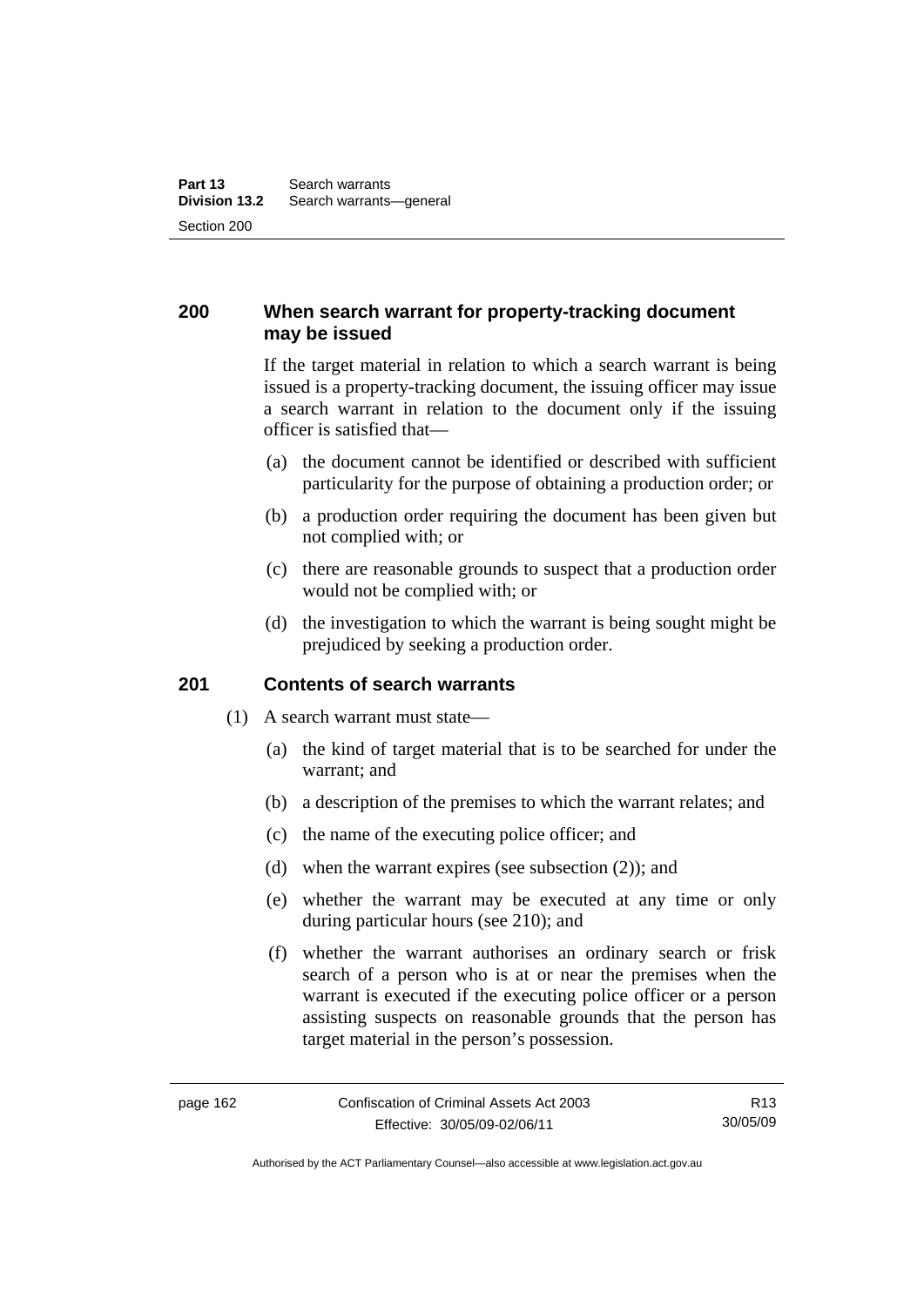## 200 When search warrant for property-tracking document may be issued

If the target material in relation to which a search warrant is being issued is a property-tracking document, the issuing officer may issue a search warrant in relation to the document only if the issuing officer is satisfied that—

(a) the document cannot be identified or described with sufficient particularity for the purpose of obtaining a production order; or

(b) a production order requiring the document has been given but not complied with; or

(c) there are reasonable grounds to suspect that a production order would not be complied with; or

(d) the investigation to which the warrant is being sought might be prejudiced by seeking a production order.

## 201 Contents of search warrants

(1) A search warrant must state—

(a) the kind of target material that is to be searched for under the warrant; and

(b) a description of the premises to which the warrant relates; and

(c) the name of the executing police officer; and

(d) when the warrant expires (see subsection (2)); and

(e) whether the warrant may be executed at any time or only during particular hours (see 210); and

(f) whether the warrant authorises an ordinary search or frisk search of a person who is at or near the premises when the warrant is executed if the executing police officer or a person assisting suspects on reasonable grounds that the person has target material in the person's possession.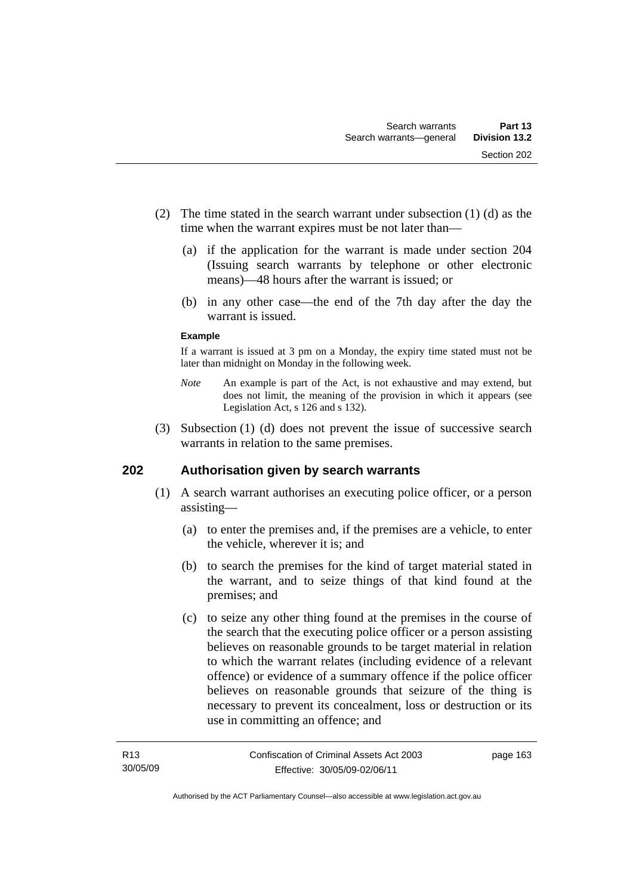(2) The time stated in the search warrant under subsection (1) (d) as the time when the warrant expires must be not later than—

(a) if the application for the warrant is made under section 204 (Issuing search warrants by telephone or other electronic means)—48 hours after the warrant is issued; or

(b) in any other case—the end of the 7th day after the day the warrant is issued.

**Example**

If a warrant is issued at 3 pm on a Monday, the expiry time stated must not be later than midnight on Monday in the following week.

*Note* An example is part of the Act, is not exhaustive and may extend, but does not limit, the meaning of the provision in which it appears (see Legislation Act, s 126 and s 132).

(3) Subsection (1) (d) does not prevent the issue of successive search warrants in relation to the same premises.

## 202 Authorisation given by search warrants

(1) A search warrant authorises an executing police officer, or a person assisting—

(a) to enter the premises and, if the premises are a vehicle, to enter the vehicle, wherever it is; and

(b) to search the premises for the kind of target material stated in the warrant, and to seize things of that kind found at the premises; and

(c) to seize any other thing found at the premises in the course of the search that the executing police officer or a person assisting believes on reasonable grounds to be target material in relation to which the warrant relates (including evidence of a relevant offence) or evidence of a summary offence if the police officer believes on reasonable grounds that seizure of the thing is necessary to prevent its concealment, loss or destruction or its use in committing an offence; and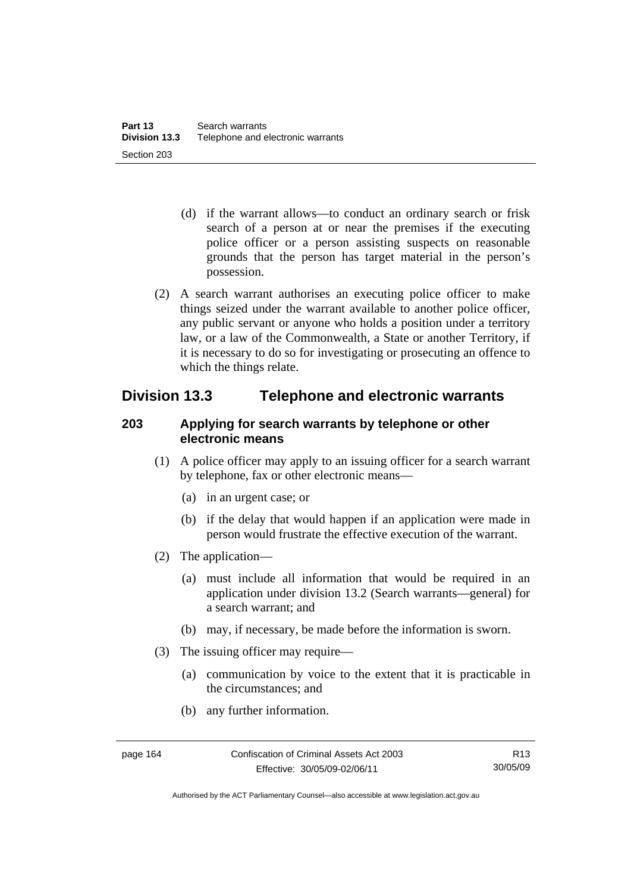(d) if the warrant allows—to conduct an ordinary search or frisk search of a person at or near the premises if the executing police officer or a person assisting suspects on reasonable grounds that the person has target material in the person's possession.

(2) A search warrant authorises an executing police officer to make things seized under the warrant available to another police officer, any public servant or anyone who holds a position under a territory law, or a law of the Commonwealth, a State or another Territory, if it is necessary to do so for investigating or prosecuting an offence to which the things relate.

## Division 13.3 Telephone and electronic warrants

### 203 Applying for search warrants by telephone or other electronic means

(1) A police officer may apply to an issuing officer for a search warrant by telephone, fax or other electronic means—

(a) in an urgent case; or

(b) if the delay that would happen if an application were made in person would frustrate the effective execution of the warrant.

(2) The application—

(a) must include all information that would be required in an application under division 13.2 (Search warrants—general) for a search warrant; and

(b) may, if necessary, be made before the information is sworn.

(3) The issuing officer may require—

(a) communication by voice to the extent that it is practicable in the circumstances; and

(b) any further information.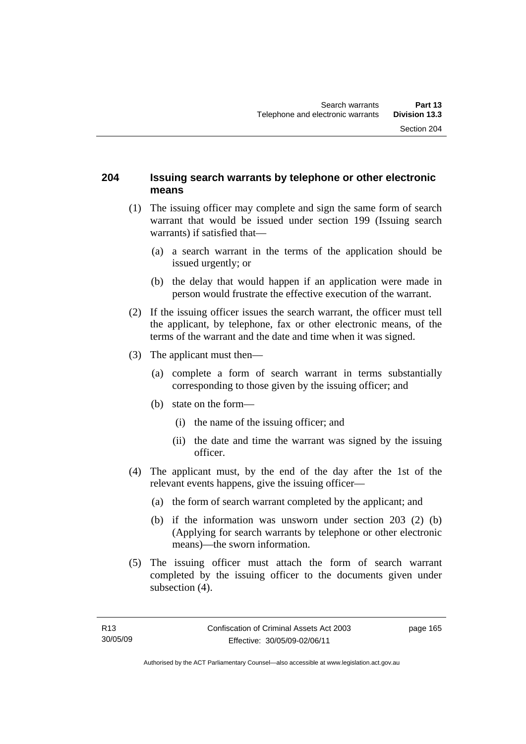## 204 Issuing search warrants by telephone or other electronic means

(1) The issuing officer may complete and sign the same form of search warrant that would be issued under section 199 (Issuing search warrants) if satisfied that—

(a) a search warrant in the terms of the application should be issued urgently; or

(b) the delay that would happen if an application were made in person would frustrate the effective execution of the warrant.

(2) If the issuing officer issues the search warrant, the officer must tell the applicant, by telephone, fax or other electronic means, of the terms of the warrant and the date and time when it was signed.

(3) The applicant must then—

(a) complete a form of search warrant in terms substantially corresponding to those given by the issuing officer; and

(b) state on the form—

(i) the name of the issuing officer; and

(ii) the date and time the warrant was signed by the issuing officer.

(4) The applicant must, by the end of the day after the 1st of the relevant events happens, give the issuing officer—

(a) the form of search warrant completed by the applicant; and

(b) if the information was unsworn under section 203 (2) (b) (Applying for search warrants by telephone or other electronic means)—the sworn information.

(5) The issuing officer must attach the form of search warrant completed by the issuing officer to the documents given under subsection (4).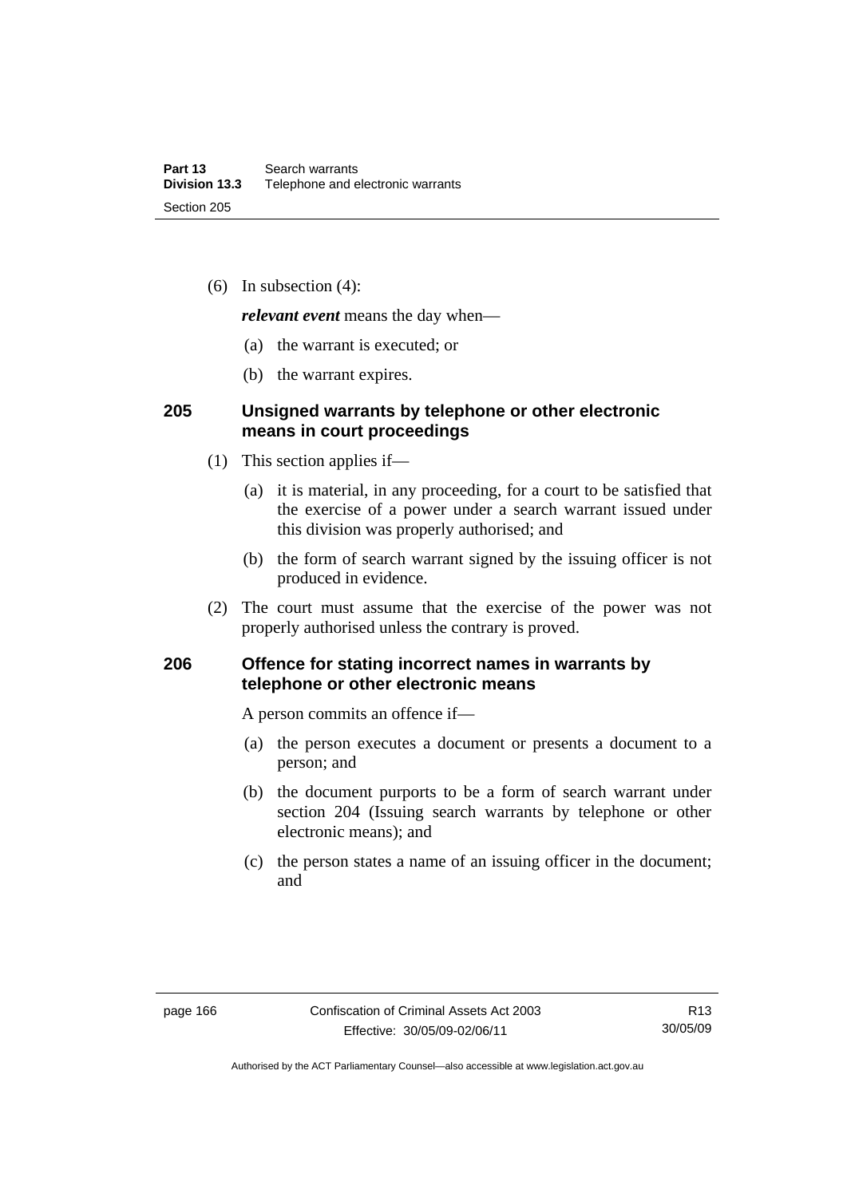(6) In subsection (4):

***relevant event*** means the day when—

(a) the warrant is executed; or

(b) the warrant expires.

### 205 Unsigned warrants by telephone or other electronic means in court proceedings

(1) This section applies if—

(a) it is material, in any proceeding, for a court to be satisfied that the exercise of a power under a search warrant issued under this division was properly authorised; and

(b) the form of search warrant signed by the issuing officer is not produced in evidence.

(2) The court must assume that the exercise of the power was not properly authorised unless the contrary is proved.

### 206 Offence for stating incorrect names in warrants by telephone or other electronic means

A person commits an offence if—

(a) the person executes a document or presents a document to a person; and

(b) the document purports to be a form of search warrant under section 204 (Issuing search warrants by telephone or other electronic means); and

(c) the person states a name of an issuing officer in the document; and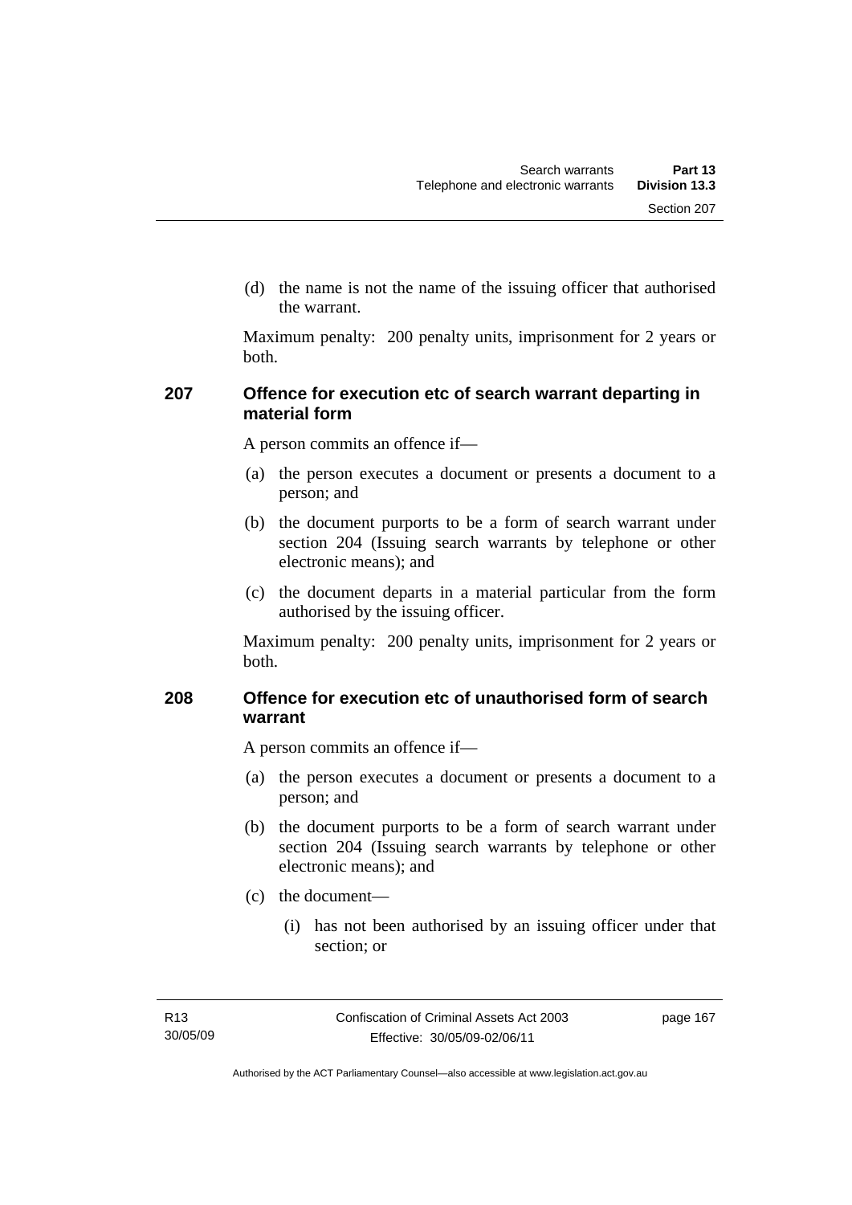(d) the name is not the name of the issuing officer that authorised the warrant.

Maximum penalty: 200 penalty units, imprisonment for 2 years or both.

## 207 Offence for execution etc of search warrant departing in material form

A person commits an offence if—

(a) the person executes a document or presents a document to a person; and

(b) the document purports to be a form of search warrant under section 204 (Issuing search warrants by telephone or other electronic means); and

(c) the document departs in a material particular from the form authorised by the issuing officer.

Maximum penalty: 200 penalty units, imprisonment for 2 years or both.

## 208 Offence for execution etc of unauthorised form of search warrant

A person commits an offence if—

(a) the person executes a document or presents a document to a person; and

(b) the document purports to be a form of search warrant under section 204 (Issuing search warrants by telephone or other electronic means); and

(c) the document—

(i) has not been authorised by an issuing officer under that section; or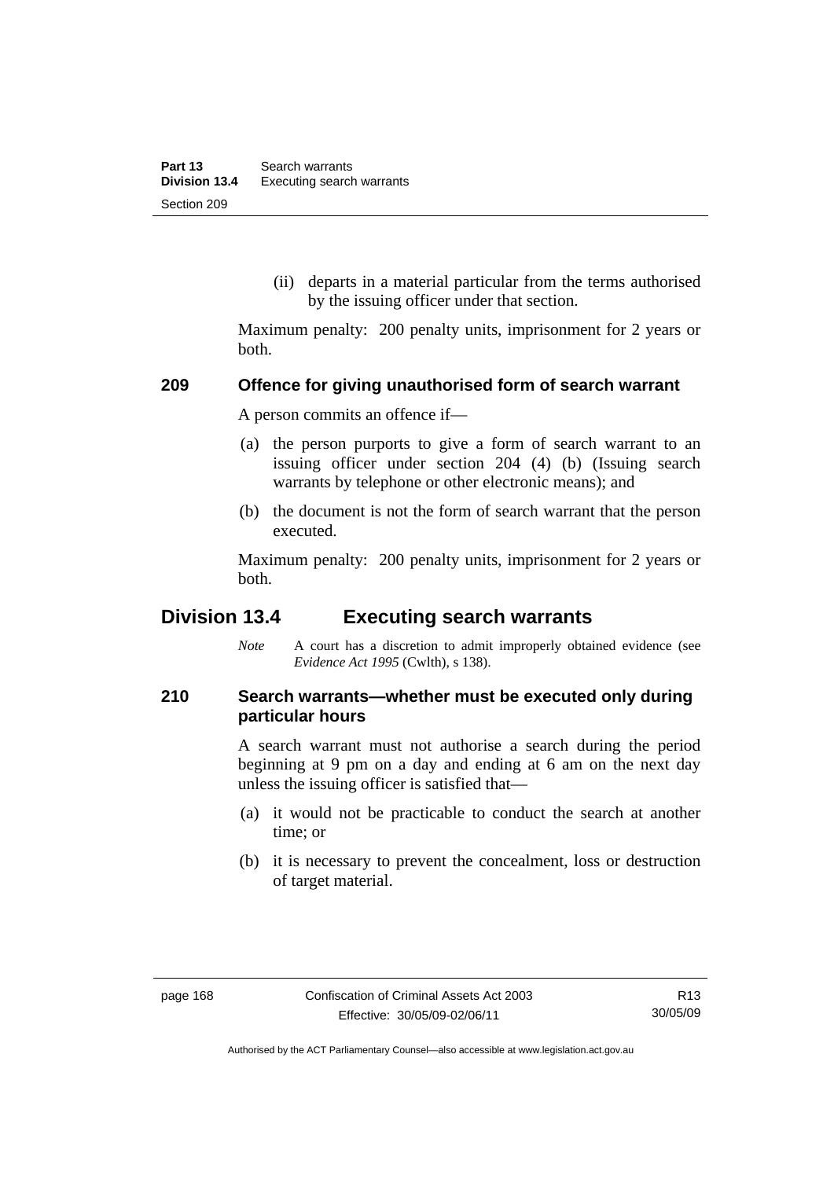(ii) departs in a material particular from the terms authorised by the issuing officer under that section.

Maximum penalty: 200 penalty units, imprisonment for 2 years or both.

### 209 Offence for giving unauthorised form of search warrant

A person commits an offence if—

(a) the person purports to give a form of search warrant to an issuing officer under section 204 (4) (b) (Issuing search warrants by telephone or other electronic means); and

(b) the document is not the form of search warrant that the person executed.

Maximum penalty: 200 penalty units, imprisonment for 2 years or both.

## Division 13.4 Executing search warrants

*Note* A court has a discretion to admit improperly obtained evidence (see *Evidence Act 1995* (Cwlth), s 138).

### 210 Search warrants—whether must be executed only during particular hours

A search warrant must not authorise a search during the period beginning at 9 pm on a day and ending at 6 am on the next day unless the issuing officer is satisfied that—

(a) it would not be practicable to conduct the search at another time; or

(b) it is necessary to prevent the concealment, loss or destruction of target material.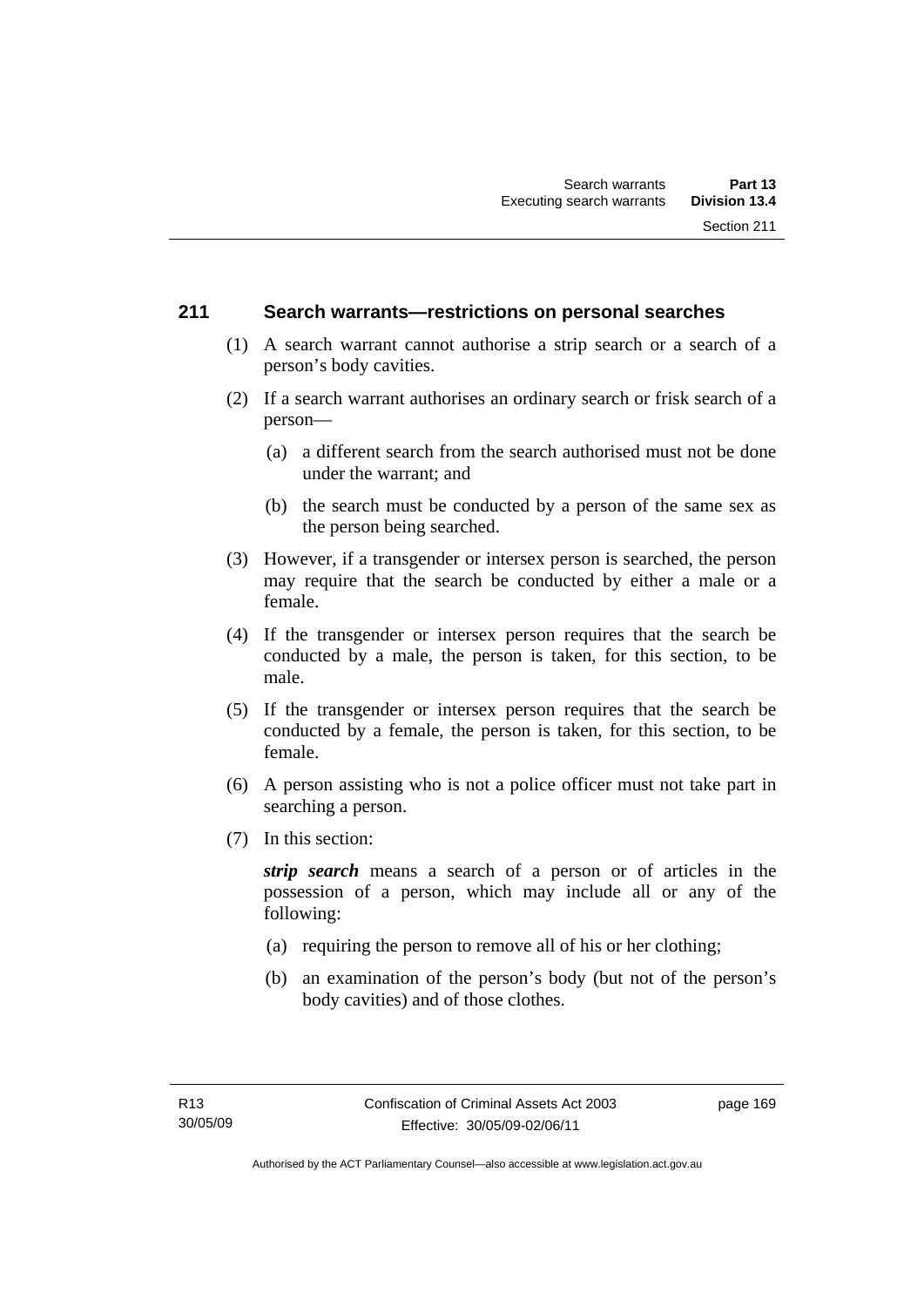## 211 Search warrants—restrictions on personal searches

(1) A search warrant cannot authorise a strip search or a search of a person's body cavities.

(2) If a search warrant authorises an ordinary search or frisk search of a person—

(a) a different search from the search authorised must not be done under the warrant; and

(b) the search must be conducted by a person of the same sex as the person being searched.

(3) However, if a transgender or intersex person is searched, the person may require that the search be conducted by either a male or a female.

(4) If the transgender or intersex person requires that the search be conducted by a male, the person is taken, for this section, to be male.

(5) If the transgender or intersex person requires that the search be conducted by a female, the person is taken, for this section, to be female.

(6) A person assisting who is not a police officer must not take part in searching a person.

(7) In this section:

***strip search*** means a search of a person or of articles in the possession of a person, which may include all or any of the following:

(a) requiring the person to remove all of his or her clothing;

(b) an examination of the person's body (but not of the person's body cavities) and of those clothes.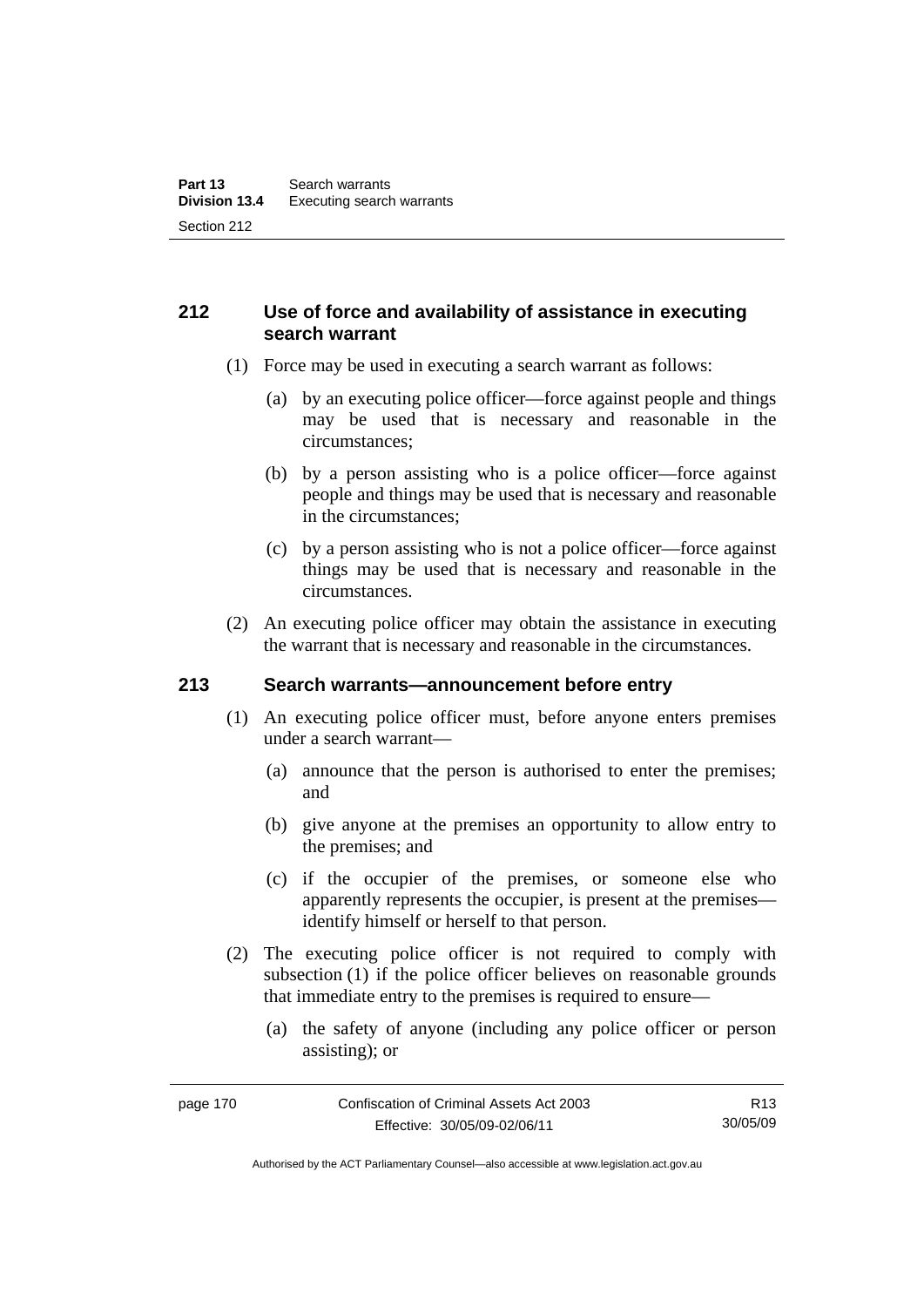## 212 Use of force and availability of assistance in executing search warrant

(1) Force may be used in executing a search warrant as follows:

(a) by an executing police officer—force against people and things may be used that is necessary and reasonable in the circumstances;

(b) by a person assisting who is a police officer—force against people and things may be used that is necessary and reasonable in the circumstances;

(c) by a person assisting who is not a police officer—force against things may be used that is necessary and reasonable in the circumstances.

(2) An executing police officer may obtain the assistance in executing the warrant that is necessary and reasonable in the circumstances.

## 213 Search warrants—announcement before entry

(1) An executing police officer must, before anyone enters premises under a search warrant—

(a) announce that the person is authorised to enter the premises; and

(b) give anyone at the premises an opportunity to allow entry to the premises; and

(c) if the occupier of the premises, or someone else who apparently represents the occupier, is present at the premises—identify himself or herself to that person.

(2) The executing police officer is not required to comply with subsection (1) if the police officer believes on reasonable grounds that immediate entry to the premises is required to ensure—

(a) the safety of anyone (including any police officer or person assisting); or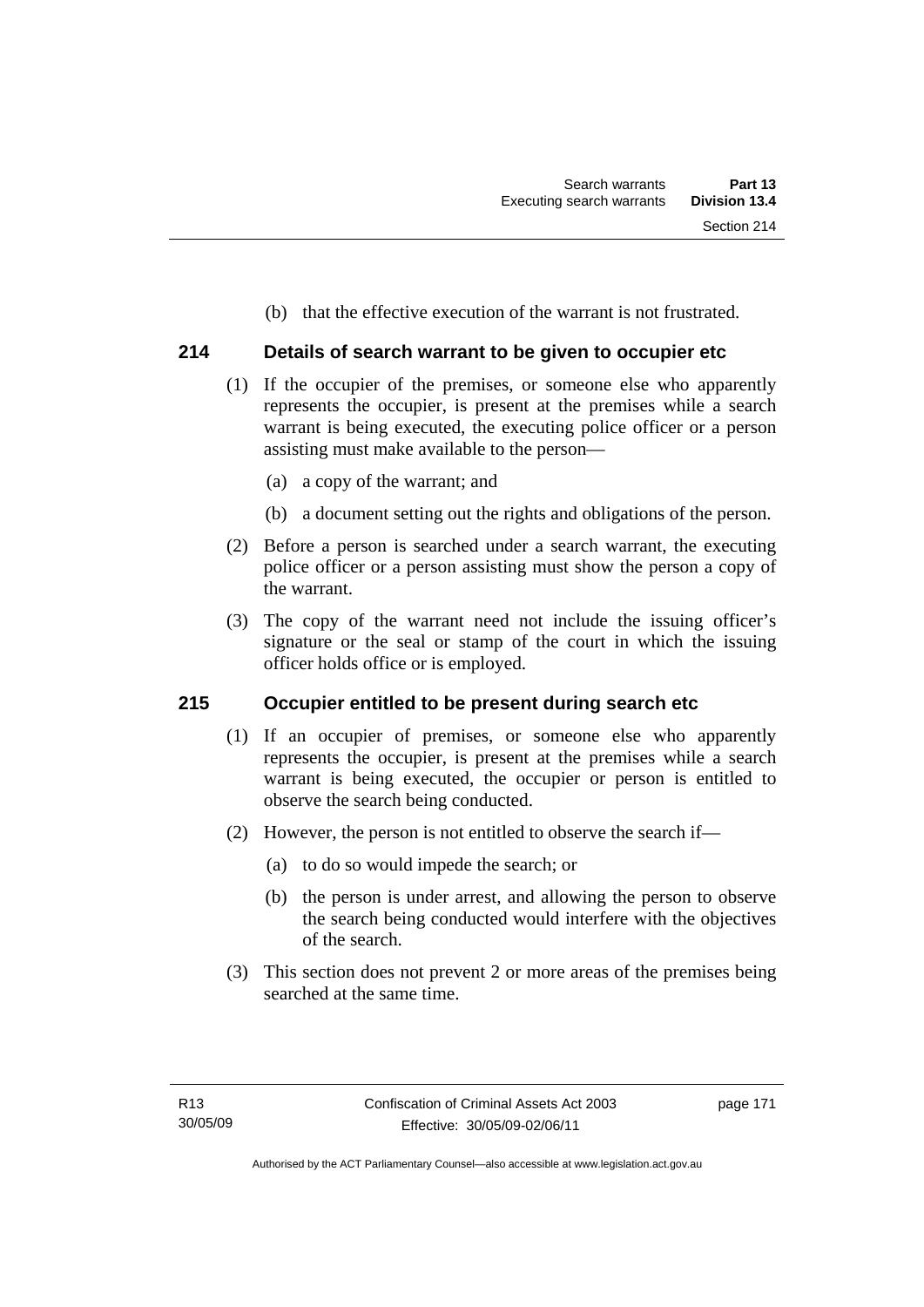(b) that the effective execution of the warrant is not frustrated.

## 214 Details of search warrant to be given to occupier etc

(1) If the occupier of the premises, or someone else who apparently represents the occupier, is present at the premises while a search warrant is being executed, the executing police officer or a person assisting must make available to the person—

(a) a copy of the warrant; and

(b) a document setting out the rights and obligations of the person.

(2) Before a person is searched under a search warrant, the executing police officer or a person assisting must show the person a copy of the warrant.

(3) The copy of the warrant need not include the issuing officer's signature or the seal or stamp of the court in which the issuing officer holds office or is employed.

## 215 Occupier entitled to be present during search etc

(1) If an occupier of premises, or someone else who apparently represents the occupier, is present at the premises while a search warrant is being executed, the occupier or person is entitled to observe the search being conducted.

(2) However, the person is not entitled to observe the search if—

(a) to do so would impede the search; or

(b) the person is under arrest, and allowing the person to observe the search being conducted would interfere with the objectives of the search.

(3) This section does not prevent 2 or more areas of the premises being searched at the same time.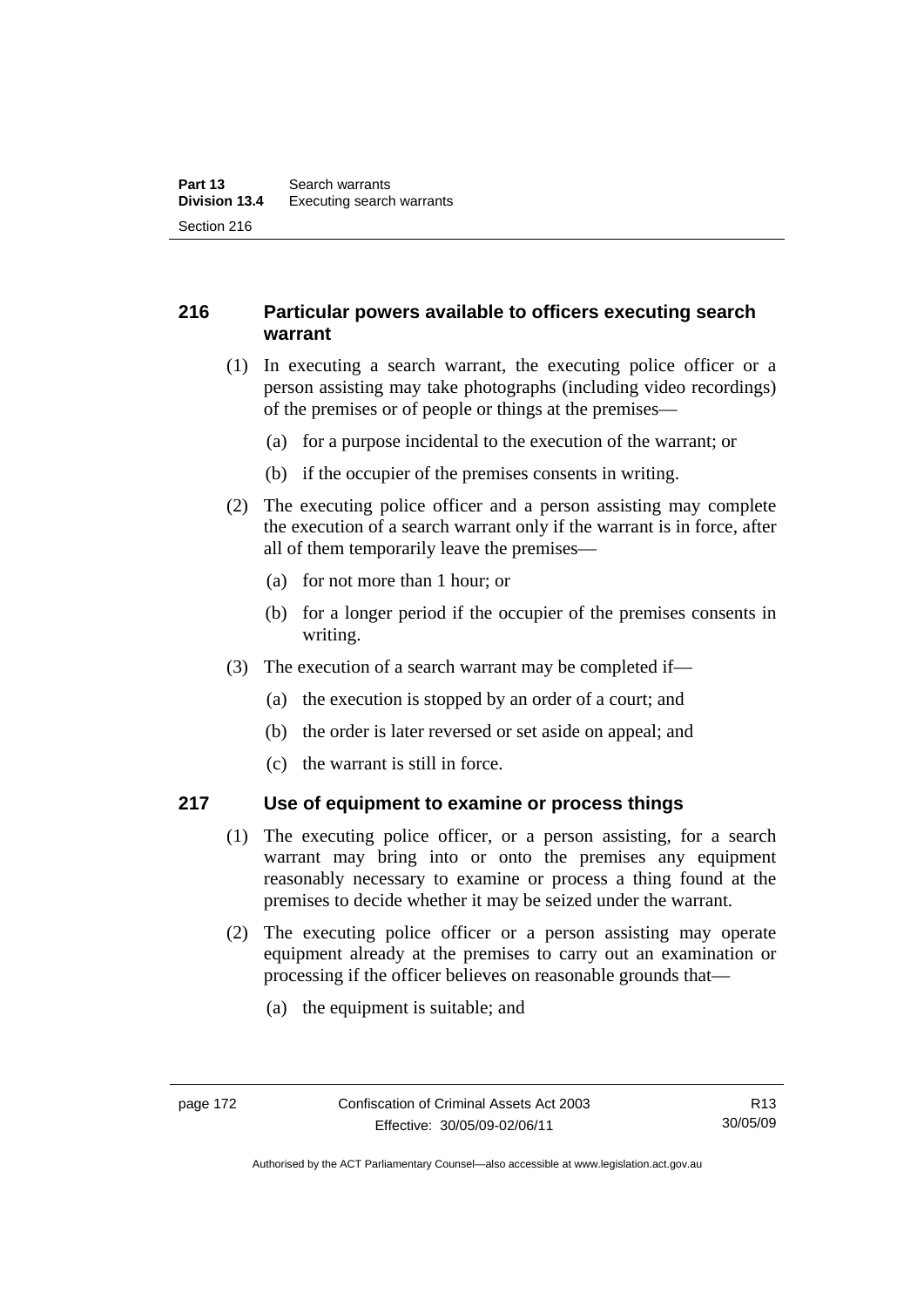## 216 Particular powers available to officers executing search warrant

(1) In executing a search warrant, the executing police officer or a person assisting may take photographs (including video recordings) of the premises or of people or things at the premises—

(a) for a purpose incidental to the execution of the warrant; or

(b) if the occupier of the premises consents in writing.

(2) The executing police officer and a person assisting may complete the execution of a search warrant only if the warrant is in force, after all of them temporarily leave the premises—

(a) for not more than 1 hour; or

(b) for a longer period if the occupier of the premises consents in writing.

(3) The execution of a search warrant may be completed if—

(a) the execution is stopped by an order of a court; and

(b) the order is later reversed or set aside on appeal; and

(c) the warrant is still in force.

## 217 Use of equipment to examine or process things

(1) The executing police officer, or a person assisting, for a search warrant may bring into or onto the premises any equipment reasonably necessary to examine or process a thing found at the premises to decide whether it may be seized under the warrant.

(2) The executing police officer or a person assisting may operate equipment already at the premises to carry out an examination or processing if the officer believes on reasonable grounds that—

(a) the equipment is suitable; and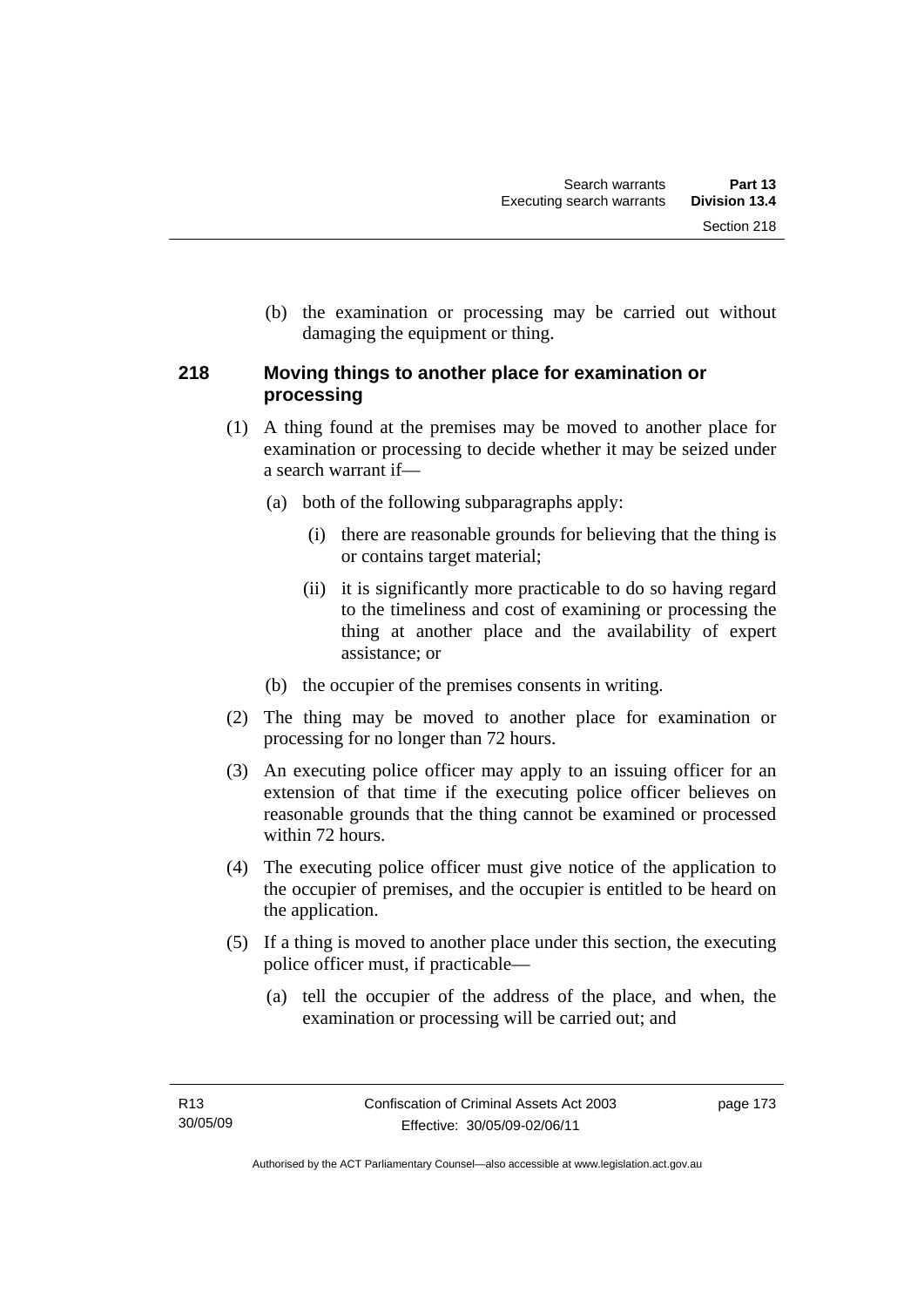(b) the examination or processing may be carried out without damaging the equipment or thing.

### 218 Moving things to another place for examination or processing

(1) A thing found at the premises may be moved to another place for examination or processing to decide whether it may be seized under a search warrant if—

(a) both of the following subparagraphs apply:

(i) there are reasonable grounds for believing that the thing is or contains target material;

(ii) it is significantly more practicable to do so having regard to the timeliness and cost of examining or processing the thing at another place and the availability of expert assistance; or

(b) the occupier of the premises consents in writing.

(2) The thing may be moved to another place for examination or processing for no longer than 72 hours.

(3) An executing police officer may apply to an issuing officer for an extension of that time if the executing police officer believes on reasonable grounds that the thing cannot be examined or processed within 72 hours.

(4) The executing police officer must give notice of the application to the occupier of premises, and the occupier is entitled to be heard on the application.

(5) If a thing is moved to another place under this section, the executing police officer must, if practicable—

(a) tell the occupier of the address of the place, and when, the examination or processing will be carried out; and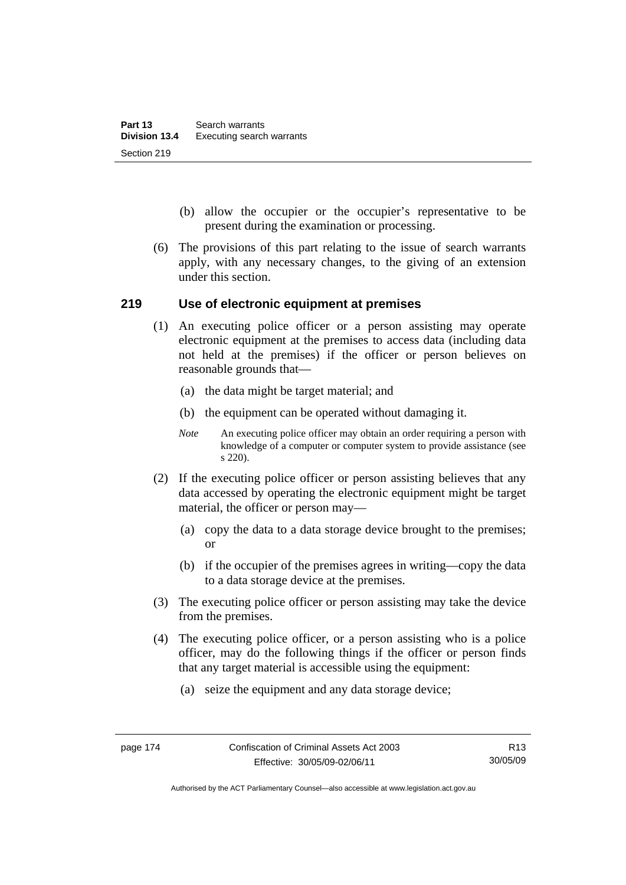(b) allow the occupier or the occupier's representative to be present during the examination or processing.

(6) The provisions of this part relating to the issue of search warrants apply, with any necessary changes, to the giving of an extension under this section.

## 219 Use of electronic equipment at premises

(1) An executing police officer or a person assisting may operate electronic equipment at the premises to access data (including data not held at the premises) if the officer or person believes on reasonable grounds that—

(a) the data might be target material; and

(b) the equipment can be operated without damaging it.

*Note* An executing police officer may obtain an order requiring a person with knowledge of a computer or computer system to provide assistance (see s 220).

(2) If the executing police officer or person assisting believes that any data accessed by operating the electronic equipment might be target material, the officer or person may—

(a) copy the data to a data storage device brought to the premises; or

(b) if the occupier of the premises agrees in writing—copy the data to a data storage device at the premises.

(3) The executing police officer or person assisting may take the device from the premises.

(4) The executing police officer, or a person assisting who is a police officer, may do the following things if the officer or person finds that any target material is accessible using the equipment:

(a) seize the equipment and any data storage device;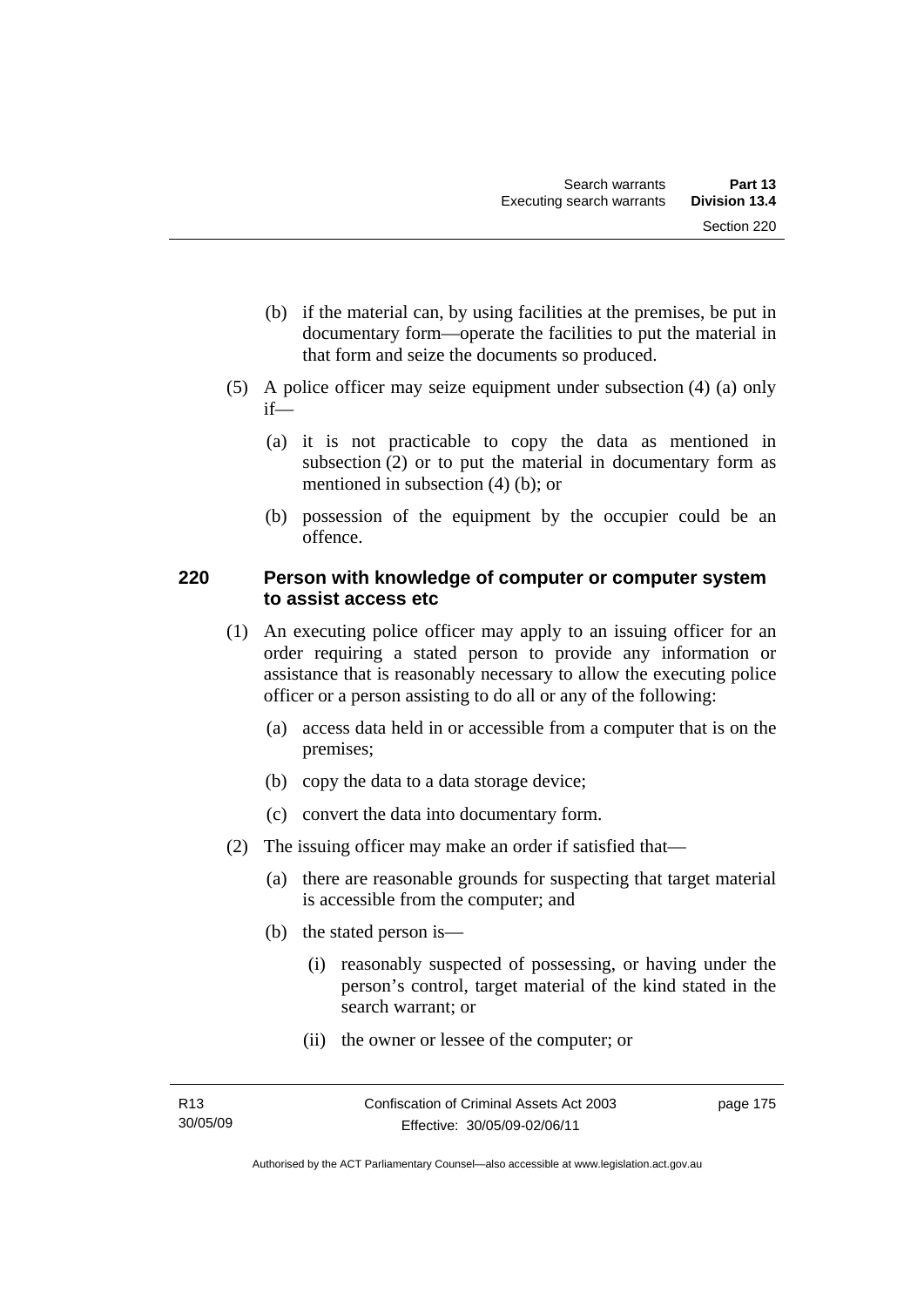(b) if the material can, by using facilities at the premises, be put in documentary form—operate the facilities to put the material in that form and seize the documents so produced.

(5) A police officer may seize equipment under subsection (4) (a) only if—

(a) it is not practicable to copy the data as mentioned in subsection (2) or to put the material in documentary form as mentioned in subsection (4) (b); or

(b) possession of the equipment by the occupier could be an offence.

### 220 Person with knowledge of computer or computer system to assist access etc

(1) An executing police officer may apply to an issuing officer for an order requiring a stated person to provide any information or assistance that is reasonably necessary to allow the executing police officer or a person assisting to do all or any of the following:

(a) access data held in or accessible from a computer that is on the premises;

(b) copy the data to a data storage device;

(c) convert the data into documentary form.

(2) The issuing officer may make an order if satisfied that—

(a) there are reasonable grounds for suspecting that target material is accessible from the computer; and

(b) the stated person is—

(i) reasonably suspected of possessing, or having under the person's control, target material of the kind stated in the search warrant; or

(ii) the owner or lessee of the computer; or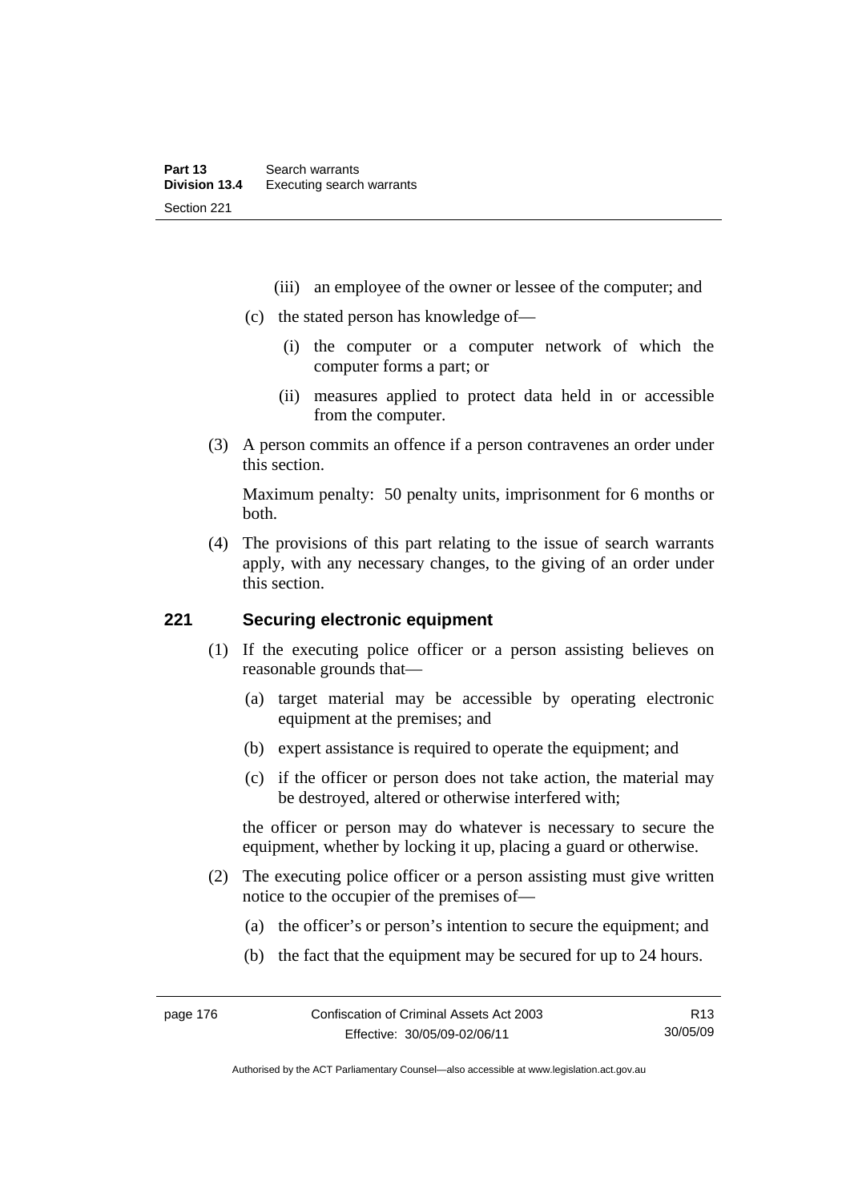(iii) an employee of the owner or lessee of the computer; and

(c) the stated person has knowledge of—

(i) the computer or a computer network of which the computer forms a part; or

(ii) measures applied to protect data held in or accessible from the computer.

(3) A person commits an offence if a person contravenes an order under this section.

Maximum penalty: 50 penalty units, imprisonment for 6 months or both.

(4) The provisions of this part relating to the issue of search warrants apply, with any necessary changes, to the giving of an order under this section.

## 221 Securing electronic equipment

(1) If the executing police officer or a person assisting believes on reasonable grounds that—

(a) target material may be accessible by operating electronic equipment at the premises; and

(b) expert assistance is required to operate the equipment; and

(c) if the officer or person does not take action, the material may be destroyed, altered or otherwise interfered with;

the officer or person may do whatever is necessary to secure the equipment, whether by locking it up, placing a guard or otherwise.

(2) The executing police officer or a person assisting must give written notice to the occupier of the premises of—

(a) the officer's or person's intention to secure the equipment; and

(b) the fact that the equipment may be secured for up to 24 hours.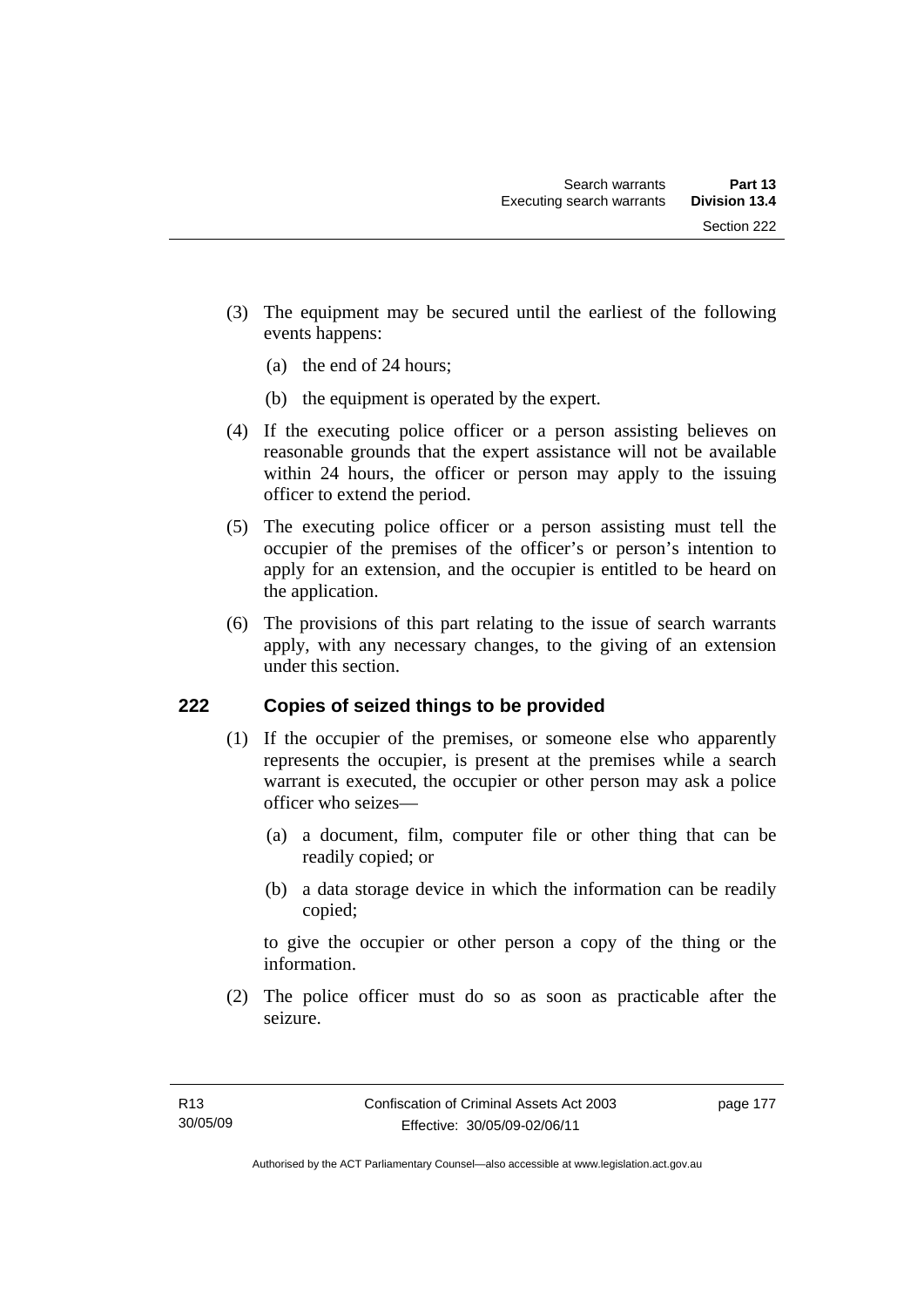(3) The equipment may be secured until the earliest of the following events happens:

   (a) the end of 24 hours;

   (b) the equipment is operated by the expert.

(4) If the executing police officer or a person assisting believes on reasonable grounds that the expert assistance will not be available within 24 hours, the officer or person may apply to the issuing officer to extend the period.

(5) The executing police officer or a person assisting must tell the occupier of the premises of the officer's or person's intention to apply for an extension, and the occupier is entitled to be heard on the application.

(6) The provisions of this part relating to the issue of search warrants apply, with any necessary changes, to the giving of an extension under this section.

## 222 Copies of seized things to be provided

(1) If the occupier of the premises, or someone else who apparently represents the occupier, is present at the premises while a search warrant is executed, the occupier or other person may ask a police officer who seizes—

   (a) a document, film, computer file or other thing that can be readily copied; or

   (b) a data storage device in which the information can be readily copied;

   to give the occupier or other person a copy of the thing or the information.

(2) The police officer must do so as soon as practicable after the seizure.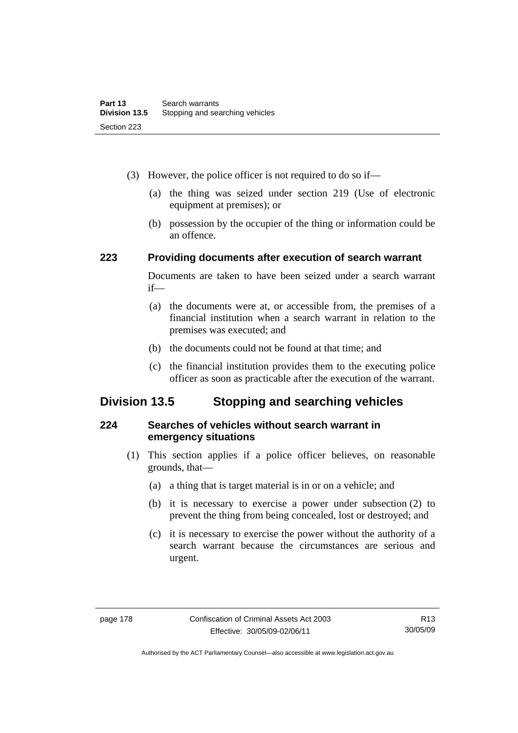(3) However, the police officer is not required to do so if—

(a) the thing was seized under section 219 (Use of electronic equipment at premises); or

(b) possession by the occupier of the thing or information could be an offence.

### 223 Providing documents after execution of search warrant

Documents are taken to have been seized under a search warrant if—

(a) the documents were at, or accessible from, the premises of a financial institution when a search warrant in relation to the premises was executed; and

(b) the documents could not be found at that time; and

(c) the financial institution provides them to the executing police officer as soon as practicable after the execution of the warrant.

## Division 13.5 Stopping and searching vehicles

### 224 Searches of vehicles without search warrant in emergency situations

(1) This section applies if a police officer believes, on reasonable grounds, that—

(a) a thing that is target material is in or on a vehicle; and

(b) it is necessary to exercise a power under subsection (2) to prevent the thing from being concealed, lost or destroyed; and

(c) it is necessary to exercise the power without the authority of a search warrant because the circumstances are serious and urgent.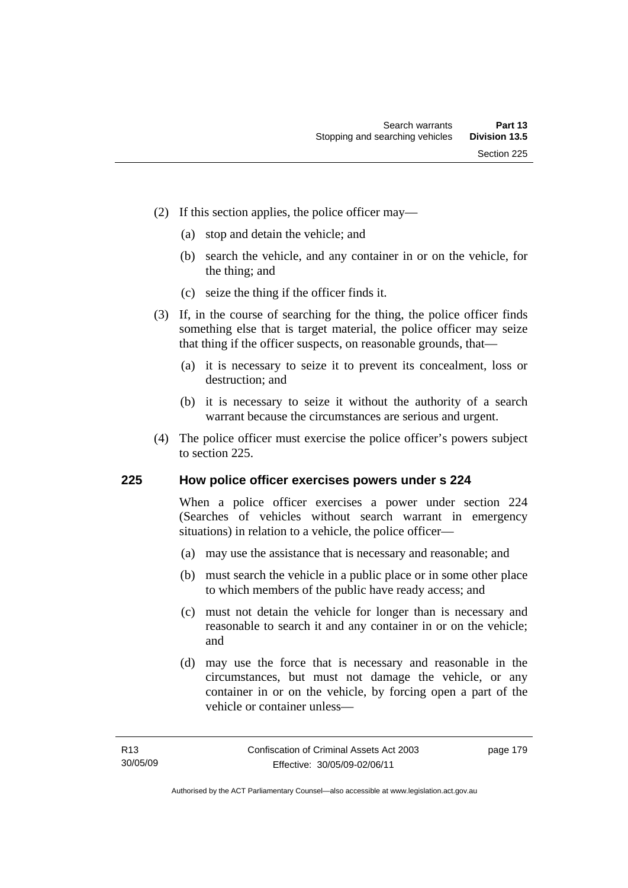(2) If this section applies, the police officer may—

(a) stop and detain the vehicle; and

(b) search the vehicle, and any container in or on the vehicle, for the thing; and

(c) seize the thing if the officer finds it.

(3) If, in the course of searching for the thing, the police officer finds something else that is target material, the police officer may seize that thing if the officer suspects, on reasonable grounds, that—

(a) it is necessary to seize it to prevent its concealment, loss or destruction; and

(b) it is necessary to seize it without the authority of a search warrant because the circumstances are serious and urgent.

(4) The police officer must exercise the police officer's powers subject to section 225.

## 225 How police officer exercises powers under s 224

When a police officer exercises a power under section 224 (Searches of vehicles without search warrant in emergency situations) in relation to a vehicle, the police officer—

(a) may use the assistance that is necessary and reasonable; and

(b) must search the vehicle in a public place or in some other place to which members of the public have ready access; and

(c) must not detain the vehicle for longer than is necessary and reasonable to search it and any container in or on the vehicle; and

(d) may use the force that is necessary and reasonable in the circumstances, but must not damage the vehicle, or any container in or on the vehicle, by forcing open a part of the vehicle or container unless—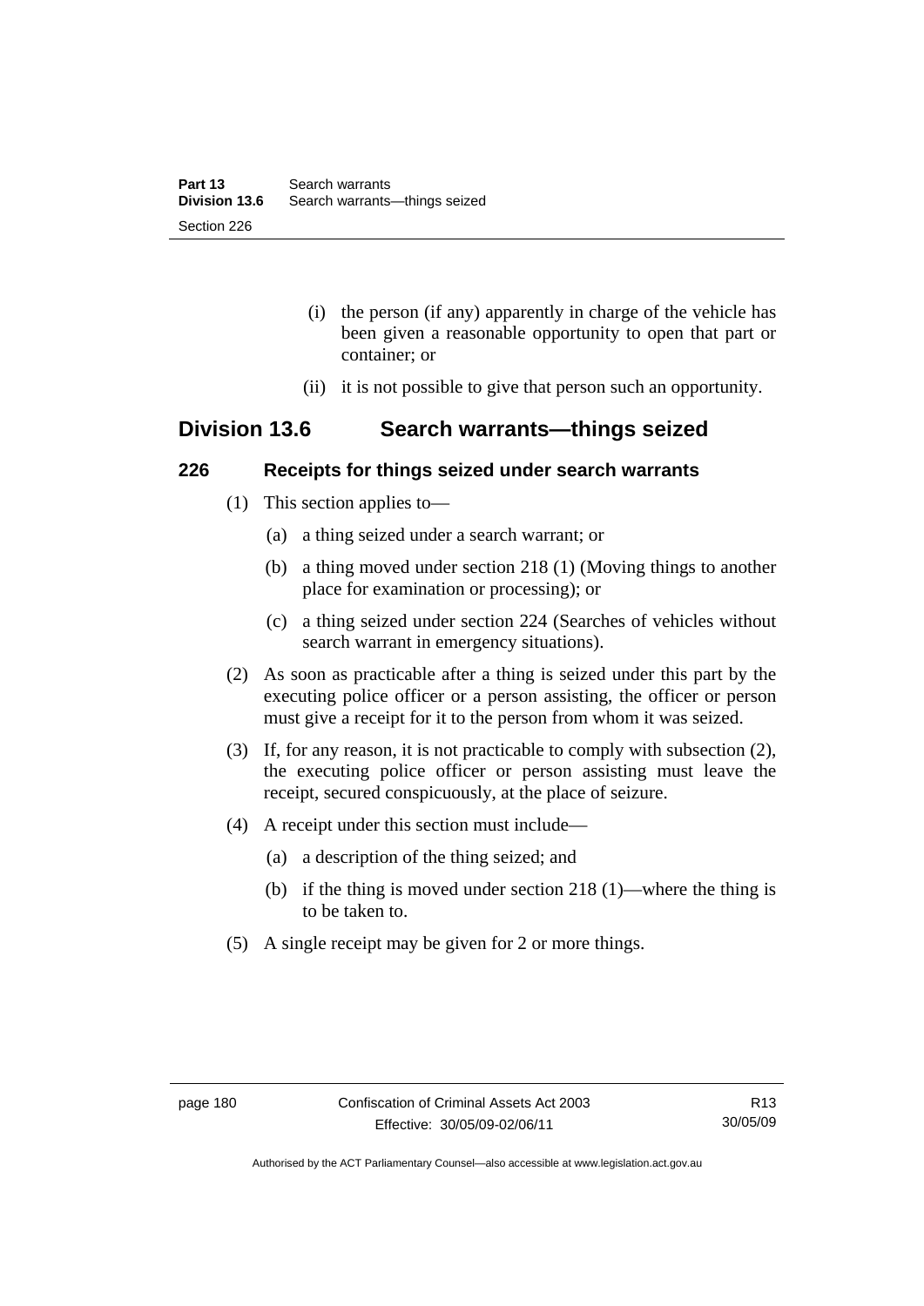(i) the person (if any) apparently in charge of the vehicle has been given a reasonable opportunity to open that part or container; or

(ii) it is not possible to give that person such an opportunity.

## Division 13.6 Search warrants—things seized

### 226 Receipts for things seized under search warrants

(1) This section applies to—

(a) a thing seized under a search warrant; or

(b) a thing moved under section 218 (1) (Moving things to another place for examination or processing); or

(c) a thing seized under section 224 (Searches of vehicles without search warrant in emergency situations).

(2) As soon as practicable after a thing is seized under this part by the executing police officer or a person assisting, the officer or person must give a receipt for it to the person from whom it was seized.

(3) If, for any reason, it is not practicable to comply with subsection (2), the executing police officer or person assisting must leave the receipt, secured conspicuously, at the place of seizure.

(4) A receipt under this section must include—

(a) a description of the thing seized; and

(b) if the thing is moved under section 218 (1)—where the thing is to be taken to.

(5) A single receipt may be given for 2 or more things.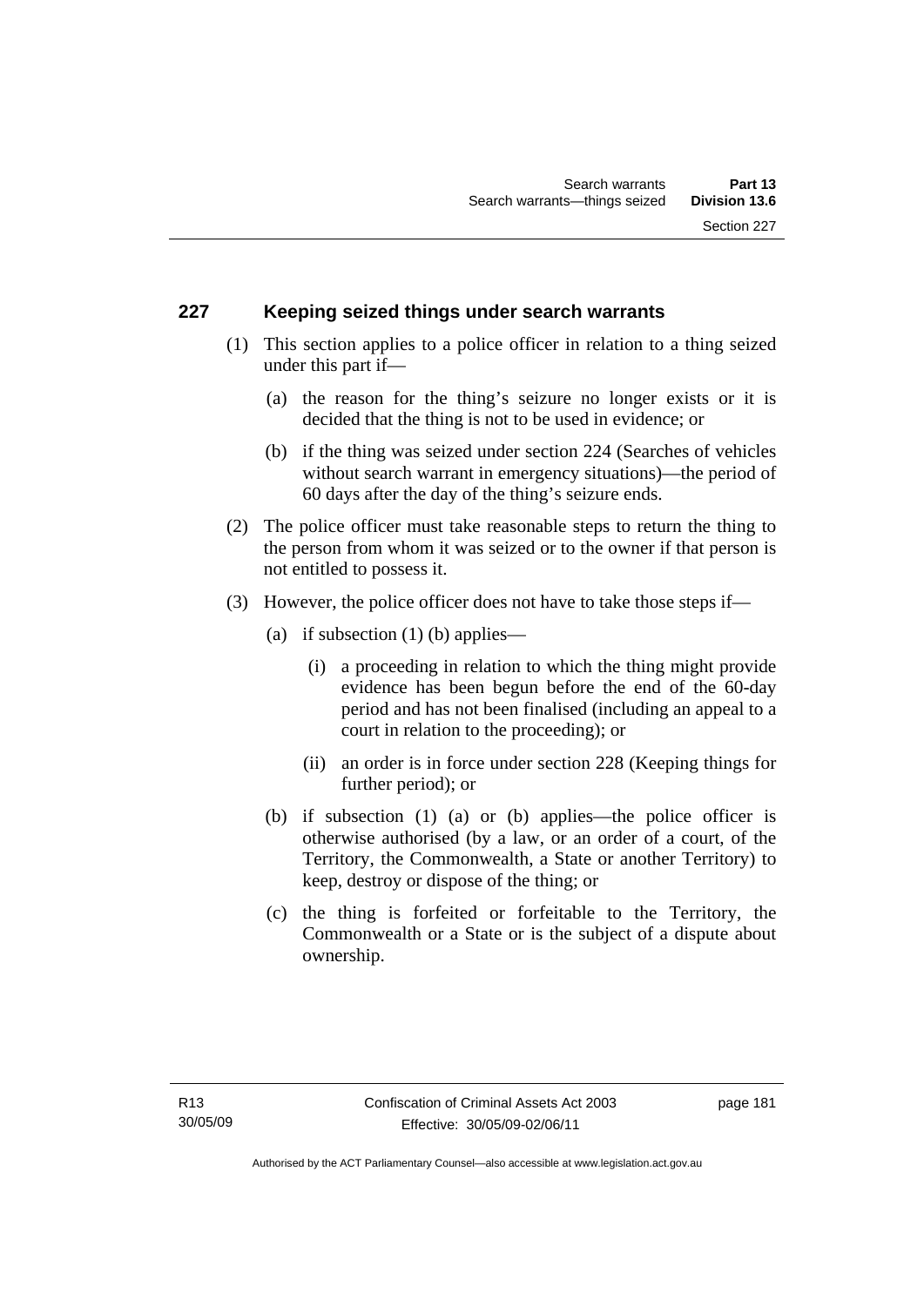## 227 Keeping seized things under search warrants

(1) This section applies to a police officer in relation to a thing seized under this part if—

(a) the reason for the thing's seizure no longer exists or it is decided that the thing is not to be used in evidence; or

(b) if the thing was seized under section 224 (Searches of vehicles without search warrant in emergency situations)—the period of 60 days after the day of the thing's seizure ends.

(2) The police officer must take reasonable steps to return the thing to the person from whom it was seized or to the owner if that person is not entitled to possess it.

(3) However, the police officer does not have to take those steps if—

(a) if subsection (1) (b) applies—

(i) a proceeding in relation to which the thing might provide evidence has been begun before the end of the 60-day period and has not been finalised (including an appeal to a court in relation to the proceeding); or

(ii) an order is in force under section 228 (Keeping things for further period); or

(b) if subsection (1) (a) or (b) applies—the police officer is otherwise authorised (by a law, or an order of a court, of the Territory, the Commonwealth, a State or another Territory) to keep, destroy or dispose of the thing; or

(c) the thing is forfeited or forfeitable to the Territory, the Commonwealth or a State or is the subject of a dispute about ownership.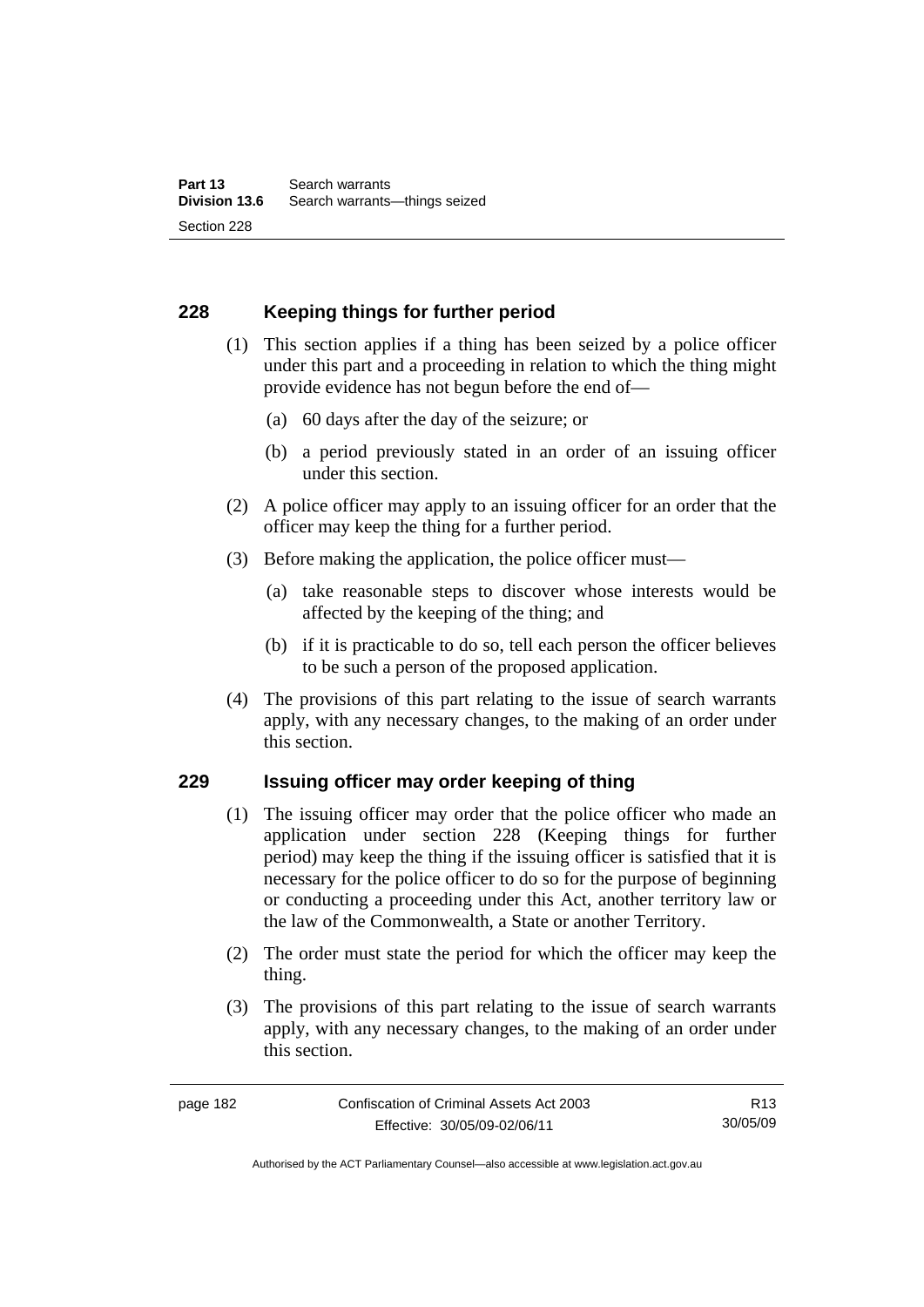## 228 Keeping things for further period

(1) This section applies if a thing has been seized by a police officer under this part and a proceeding in relation to which the thing might provide evidence has not begun before the end of—

(a) 60 days after the day of the seizure; or

(b) a period previously stated in an order of an issuing officer under this section.

(2) A police officer may apply to an issuing officer for an order that the officer may keep the thing for a further period.

(3) Before making the application, the police officer must—

(a) take reasonable steps to discover whose interests would be affected by the keeping of the thing; and

(b) if it is practicable to do so, tell each person the officer believes to be such a person of the proposed application.

(4) The provisions of this part relating to the issue of search warrants apply, with any necessary changes, to the making of an order under this section.

## 229 Issuing officer may order keeping of thing

(1) The issuing officer may order that the police officer who made an application under section 228 (Keeping things for further period) may keep the thing if the issuing officer is satisfied that it is necessary for the police officer to do so for the purpose of beginning or conducting a proceeding under this Act, another territory law or the law of the Commonwealth, a State or another Territory.

(2) The order must state the period for which the officer may keep the thing.

(3) The provisions of this part relating to the issue of search warrants apply, with any necessary changes, to the making of an order under this section.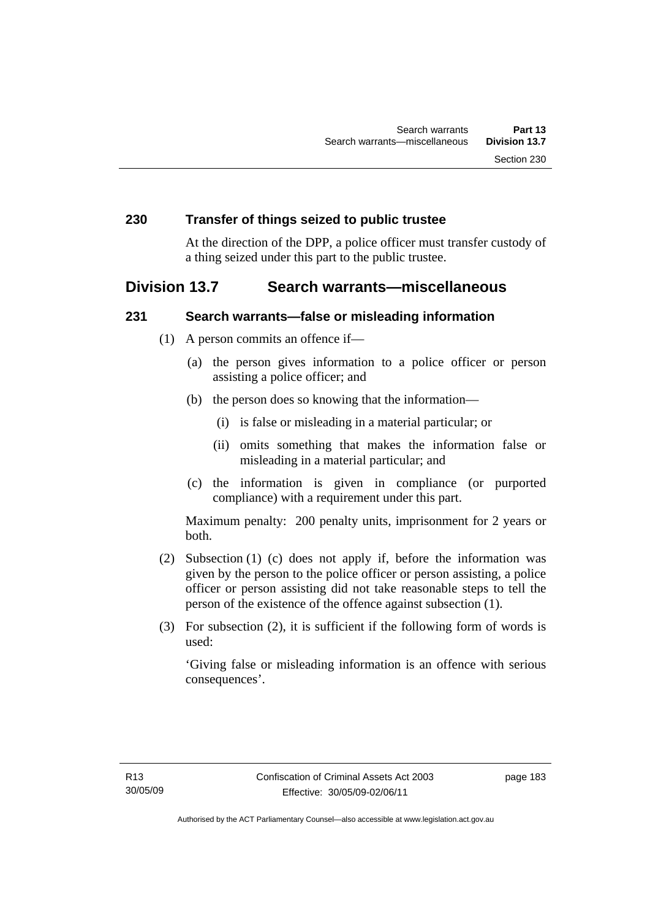### 230 Transfer of things seized to public trustee

At the direction of the DPP, a police officer must transfer custody of a thing seized under this part to the public trustee.

## Division 13.7 Search warrants—miscellaneous

### 231 Search warrants—false or misleading information

(1) A person commits an offence if—

(a) the person gives information to a police officer or person assisting a police officer; and

(b) the person does so knowing that the information—

(i) is false or misleading in a material particular; or

(ii) omits something that makes the information false or misleading in a material particular; and

(c) the information is given in compliance (or purported compliance) with a requirement under this part.

Maximum penalty: 200 penalty units, imprisonment for 2 years or both.

(2) Subsection (1) (c) does not apply if, before the information was given by the person to the police officer or person assisting, a police officer or person assisting did not take reasonable steps to tell the person of the existence of the offence against subsection (1).

(3) For subsection (2), it is sufficient if the following form of words is used:

'Giving false or misleading information is an offence with serious consequences'.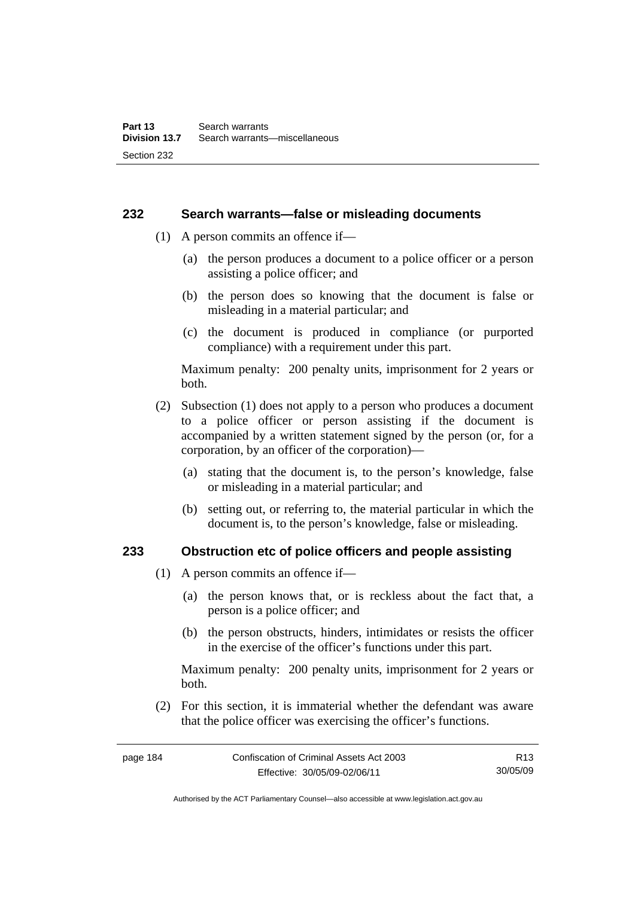## 232 Search warrants—false or misleading documents

(1) A person commits an offence if—

(a) the person produces a document to a police officer or a person assisting a police officer; and

(b) the person does so knowing that the document is false or misleading in a material particular; and

(c) the document is produced in compliance (or purported compliance) with a requirement under this part.

Maximum penalty: 200 penalty units, imprisonment for 2 years or both.

(2) Subsection (1) does not apply to a person who produces a document to a police officer or person assisting if the document is accompanied by a written statement signed by the person (or, for a corporation, by an officer of the corporation)—

(a) stating that the document is, to the person's knowledge, false or misleading in a material particular; and

(b) setting out, or referring to, the material particular in which the document is, to the person's knowledge, false or misleading.

## 233 Obstruction etc of police officers and people assisting

(1) A person commits an offence if—

(a) the person knows that, or is reckless about the fact that, a person is a police officer; and

(b) the person obstructs, hinders, intimidates or resists the officer in the exercise of the officer's functions under this part.

Maximum penalty: 200 penalty units, imprisonment for 2 years or both.

(2) For this section, it is immaterial whether the defendant was aware that the police officer was exercising the officer's functions.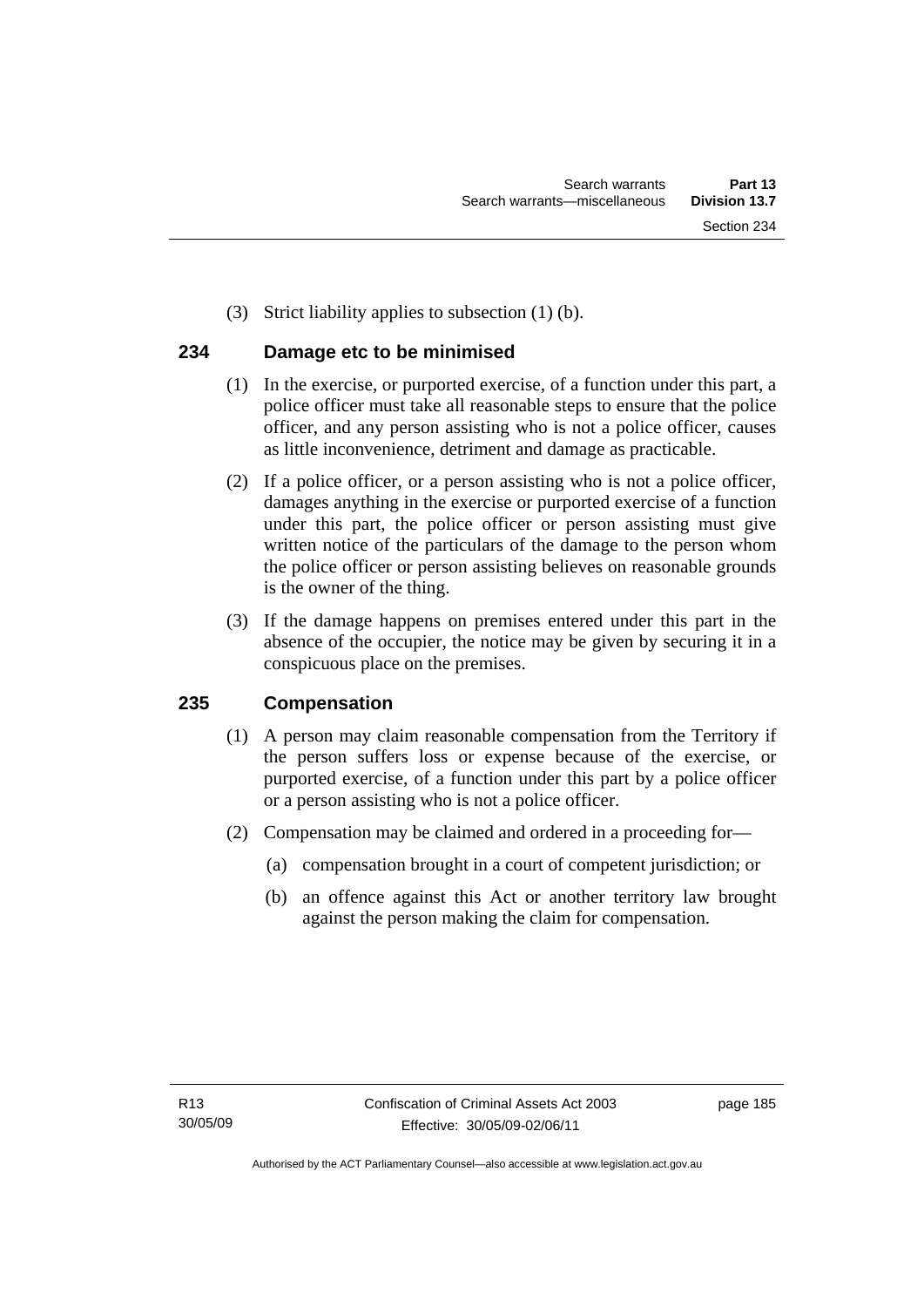(3) Strict liability applies to subsection (1) (b).

## 234 Damage etc to be minimised

(1) In the exercise, or purported exercise, of a function under this part, a police officer must take all reasonable steps to ensure that the police officer, and any person assisting who is not a police officer, causes as little inconvenience, detriment and damage as practicable.

(2) If a police officer, or a person assisting who is not a police officer, damages anything in the exercise or purported exercise of a function under this part, the police officer or person assisting must give written notice of the particulars of the damage to the person whom the police officer or person assisting believes on reasonable grounds is the owner of the thing.

(3) If the damage happens on premises entered under this part in the absence of the occupier, the notice may be given by securing it in a conspicuous place on the premises.

## 235 Compensation

(1) A person may claim reasonable compensation from the Territory if the person suffers loss or expense because of the exercise, or purported exercise, of a function under this part by a police officer or a person assisting who is not a police officer.

(2) Compensation may be claimed and ordered in a proceeding for—

(a) compensation brought in a court of competent jurisdiction; or

(b) an offence against this Act or another territory law brought against the person making the claim for compensation.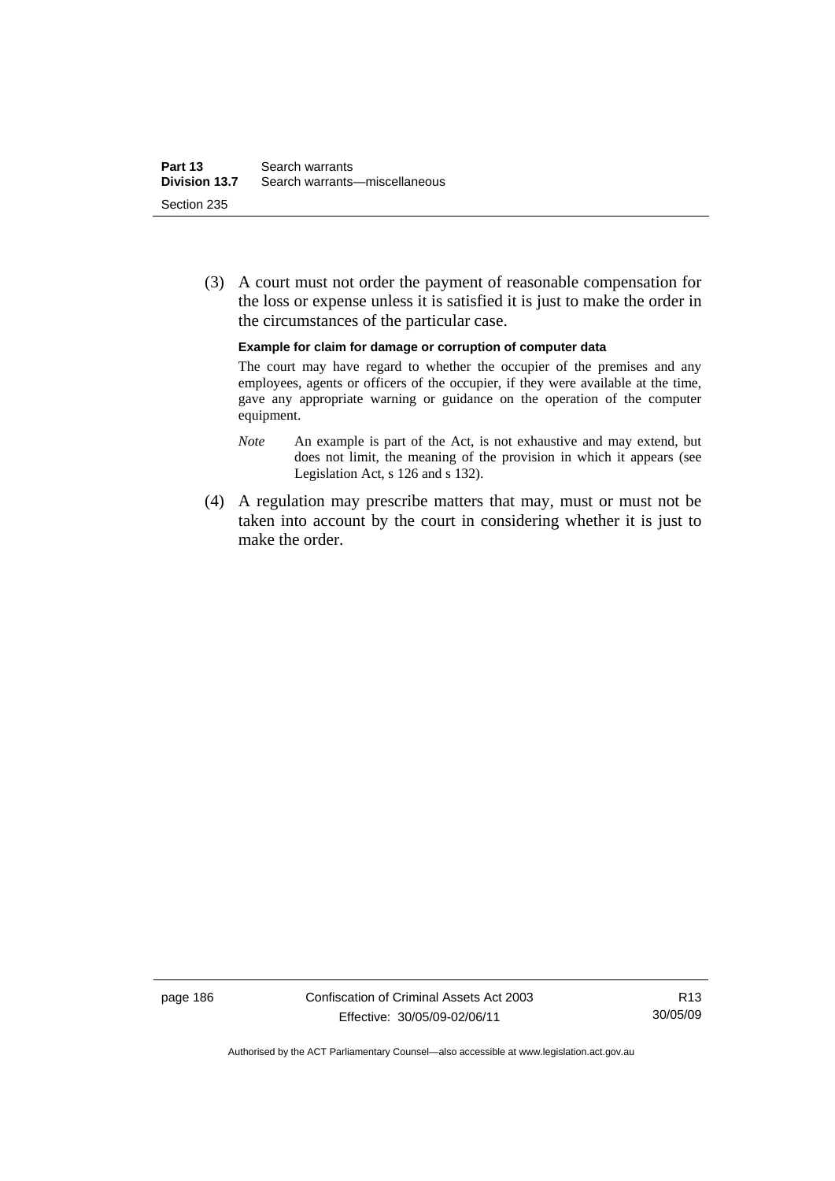(3) A court must not order the payment of reasonable compensation for the loss or expense unless it is satisfied it is just to make the order in the circumstances of the particular case.

**Example for claim for damage or corruption of computer data**

The court may have regard to whether the occupier of the premises and any employees, agents or officers of the occupier, if they were available at the time, gave any appropriate warning or guidance on the operation of the computer equipment.

*Note* An example is part of the Act, is not exhaustive and may extend, but does not limit, the meaning of the provision in which it appears (see Legislation Act, s 126 and s 132).

(4) A regulation may prescribe matters that may, must or must not be taken into account by the court in considering whether it is just to make the order.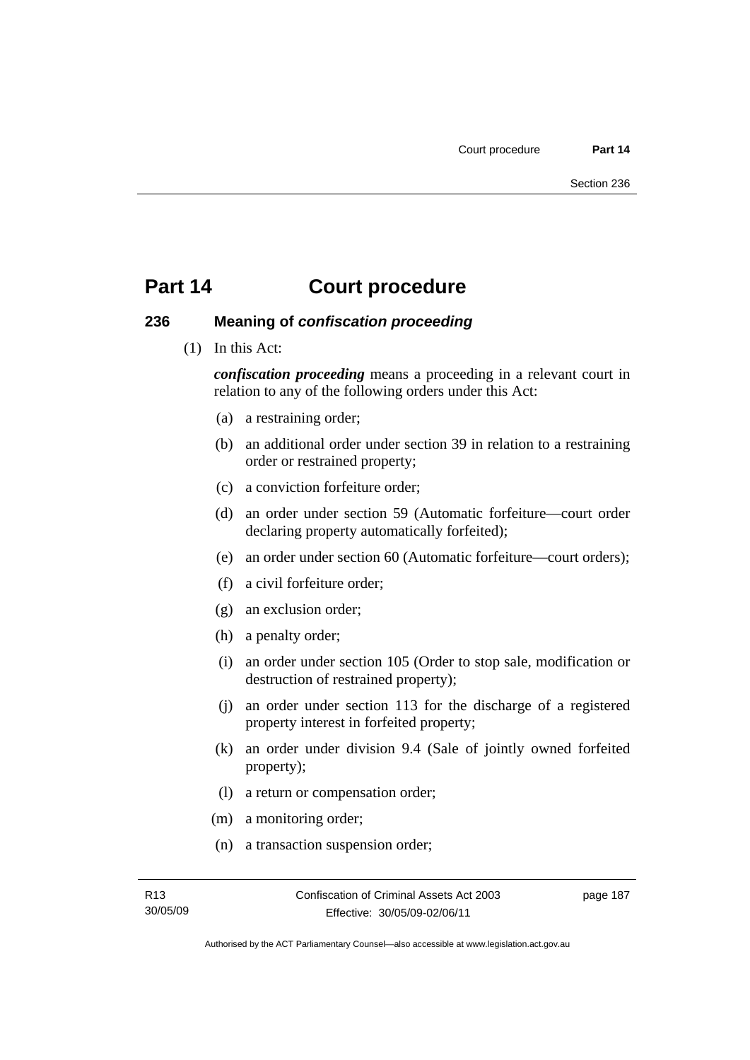# Part 14 Court procedure

## 236 Meaning of *confiscation proceeding*

(1) In this Act:

***confiscation proceeding*** means a proceeding in a relevant court in relation to any of the following orders under this Act:

(a) a restraining order;

(b) an additional order under section 39 in relation to a restraining order or restrained property;

(c) a conviction forfeiture order;

(d) an order under section 59 (Automatic forfeiture—court order declaring property automatically forfeited);

(e) an order under section 60 (Automatic forfeiture—court orders);

(f) a civil forfeiture order;

(g) an exclusion order;

(h) a penalty order;

(i) an order under section 105 (Order to stop sale, modification or destruction of restrained property);

(j) an order under section 113 for the discharge of a registered property interest in forfeited property;

(k) an order under division 9.4 (Sale of jointly owned forfeited property);

(l) a return or compensation order;

(m) a monitoring order;

(n) a transaction suspension order;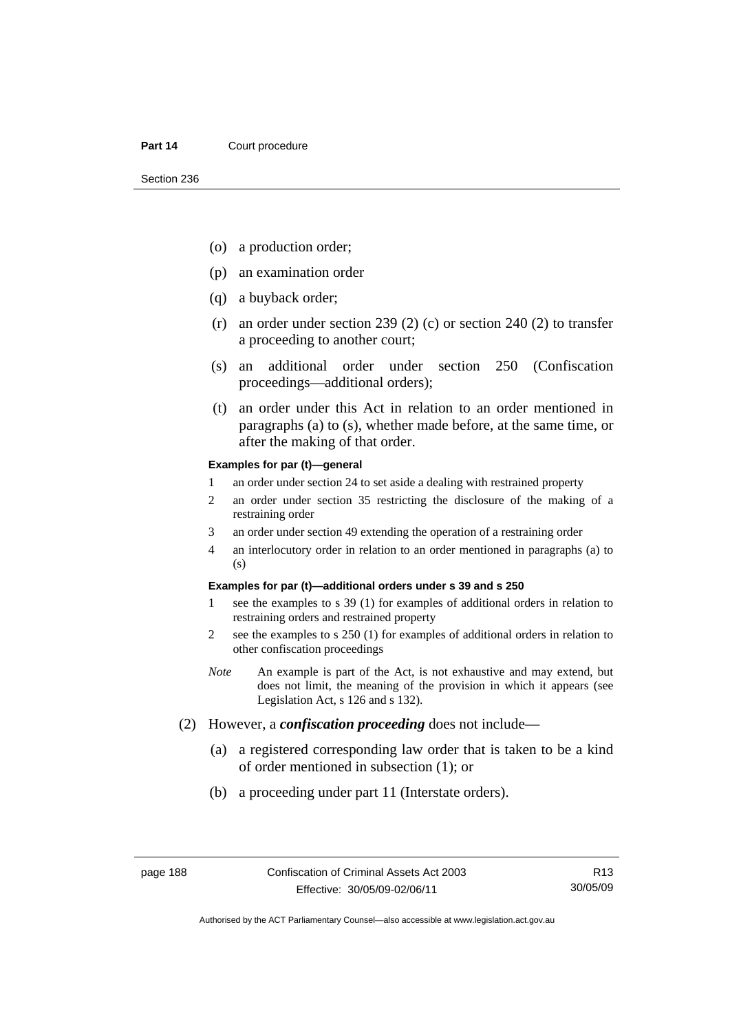- (o) a production order;
- (p) an examination order
- (q) a buyback order;
- (r) an order under section 239 (2) (c) or section 240 (2) to transfer a proceeding to another court;
- (s) an additional order under section 250 (Confiscation proceedings—additional orders);
- (t) an order under this Act in relation to an order mentioned in paragraphs (a) to (s), whether made before, at the same time, or after the making of that order.

**Examples for par (t)—general**

1. an order under section 24 to set aside a dealing with restrained property
2. an order under section 35 restricting the disclosure of the making of a restraining order
3. an order under section 49 extending the operation of a restraining order
4. an interlocutory order in relation to an order mentioned in paragraphs (a) to (s)

**Examples for par (t)—additional orders under s 39 and s 250**

1. see the examples to s 39 (1) for examples of additional orders in relation to restraining orders and restrained property
2. see the examples to s 250 (1) for examples of additional orders in relation to other confiscation proceedings

*Note* An example is part of the Act, is not exhaustive and may extend, but does not limit, the meaning of the provision in which it appears (see Legislation Act, s 126 and s 132).

(2) However, a ***confiscation proceeding*** does not include—

- (a) a registered corresponding law order that is taken to be a kind of order mentioned in subsection (1); or
- (b) a proceeding under part 11 (Interstate orders).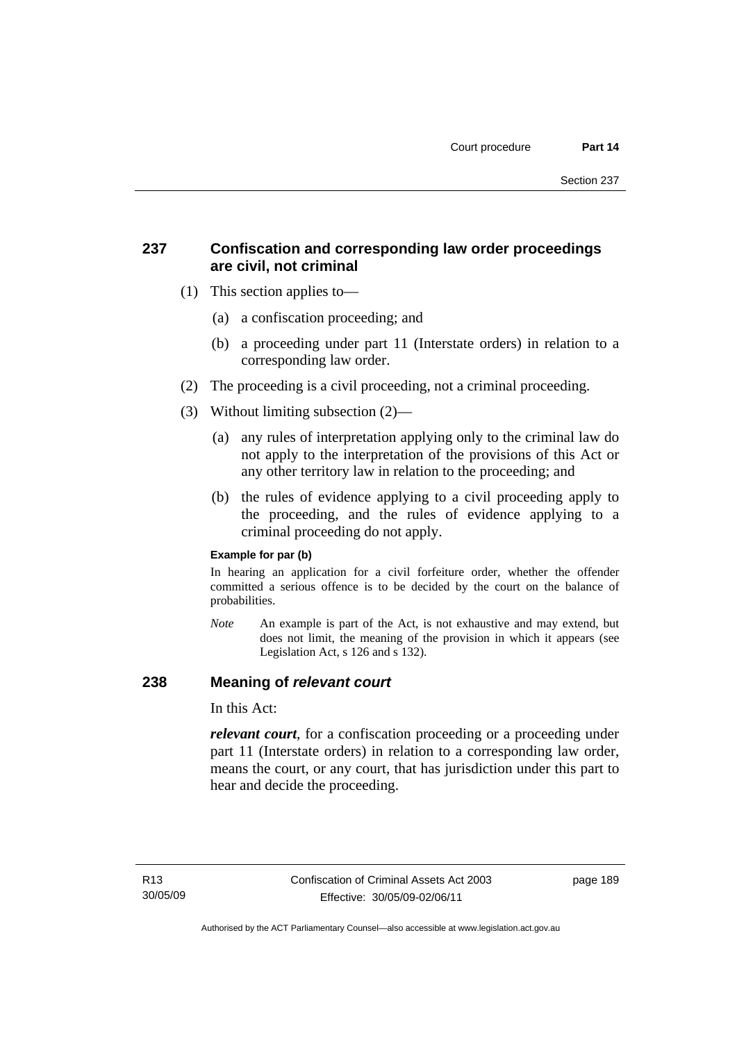## 237 Confiscation and corresponding law order proceedings are civil, not criminal

(1) This section applies to—

(a) a confiscation proceeding; and

(b) a proceeding under part 11 (Interstate orders) in relation to a corresponding law order.

(2) The proceeding is a civil proceeding, not a criminal proceeding.

(3) Without limiting subsection (2)—

(a) any rules of interpretation applying only to the criminal law do not apply to the interpretation of the provisions of this Act or any other territory law in relation to the proceeding; and

(b) the rules of evidence applying to a civil proceeding apply to the proceeding, and the rules of evidence applying to a criminal proceeding do not apply.

**Example for par (b)**

In hearing an application for a civil forfeiture order, whether the offender committed a serious offence is to be decided by the court on the balance of probabilities.

*Note* An example is part of the Act, is not exhaustive and may extend, but does not limit, the meaning of the provision in which it appears (see Legislation Act, s 126 and s 132).

## 238 Meaning of *relevant court*

In this Act:

***relevant court***, for a confiscation proceeding or a proceeding under part 11 (Interstate orders) in relation to a corresponding law order, means the court, or any court, that has jurisdiction under this part to hear and decide the proceeding.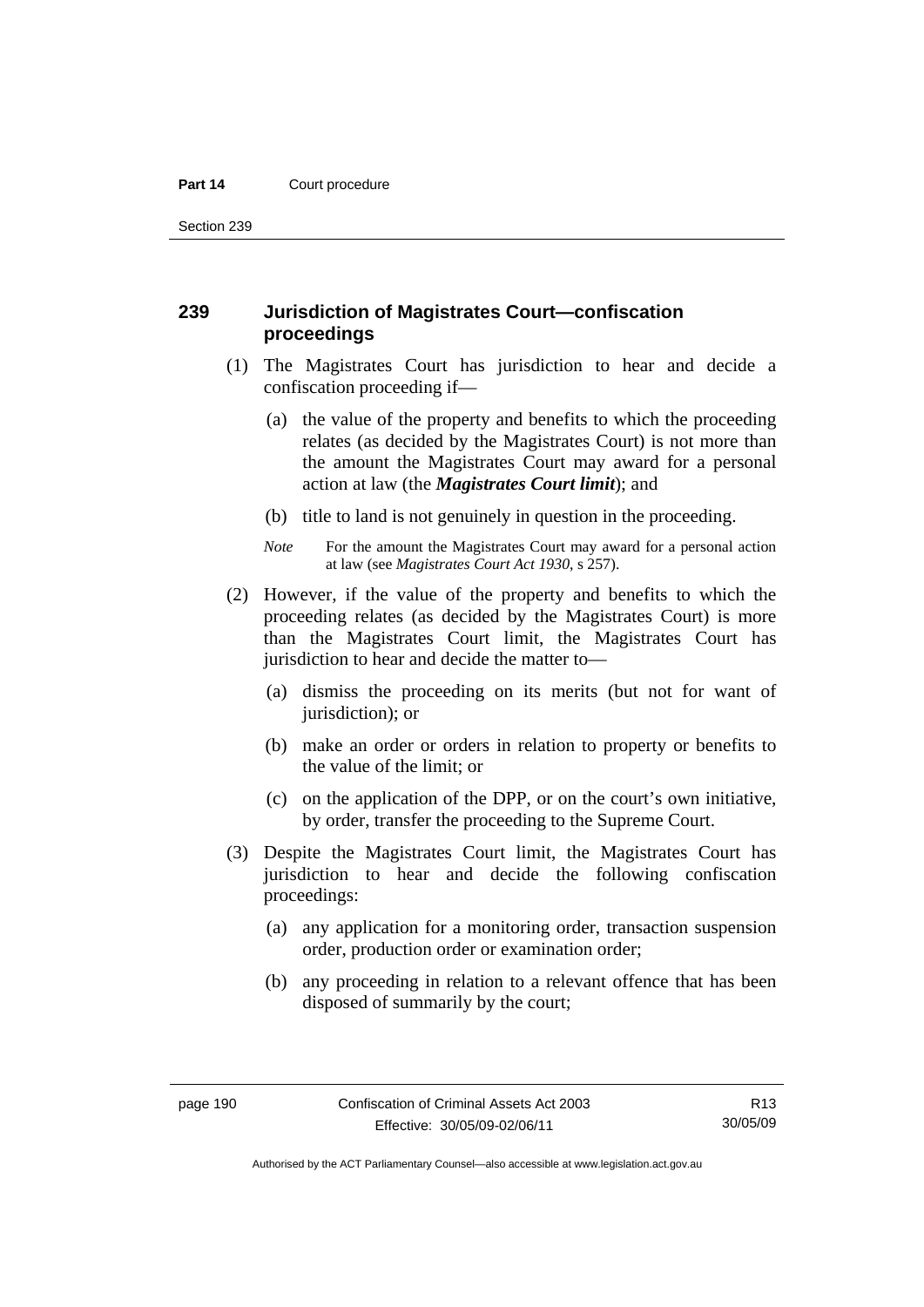## 239 Jurisdiction of Magistrates Court—confiscation proceedings

(1) The Magistrates Court has jurisdiction to hear and decide a confiscation proceeding if—

(a) the value of the property and benefits to which the proceeding relates (as decided by the Magistrates Court) is not more than the amount the Magistrates Court may award for a personal action at law (the ***Magistrates Court limit***); and

(b) title to land is not genuinely in question in the proceeding.

*Note* For the amount the Magistrates Court may award for a personal action at law (see *Magistrates Court Act 1930*, s 257).

(2) However, if the value of the property and benefits to which the proceeding relates (as decided by the Magistrates Court) is more than the Magistrates Court limit, the Magistrates Court has jurisdiction to hear and decide the matter to—

(a) dismiss the proceeding on its merits (but not for want of jurisdiction); or

(b) make an order or orders in relation to property or benefits to the value of the limit; or

(c) on the application of the DPP, or on the court's own initiative, by order, transfer the proceeding to the Supreme Court.

(3) Despite the Magistrates Court limit, the Magistrates Court has jurisdiction to hear and decide the following confiscation proceedings:

(a) any application for a monitoring order, transaction suspension order, production order or examination order;

(b) any proceeding in relation to a relevant offence that has been disposed of summarily by the court;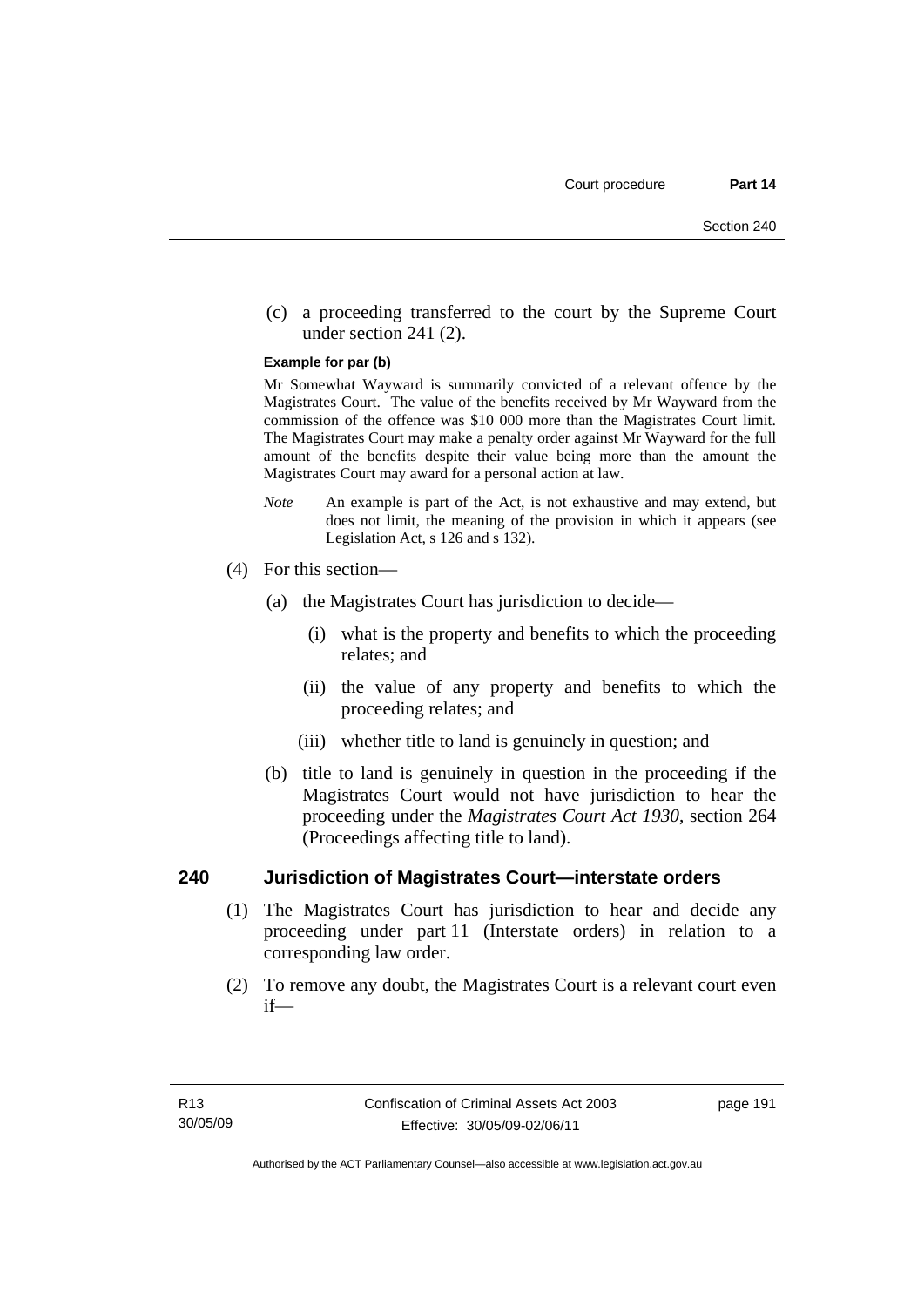(c) a proceeding transferred to the court by the Supreme Court under section 241 (2).

**Example for par (b)**

Mr Somewhat Wayward is summarily convicted of a relevant offence by the Magistrates Court. The value of the benefits received by Mr Wayward from the commission of the offence was $10 000 more than the Magistrates Court limit. The Magistrates Court may make a penalty order against Mr Wayward for the full amount of the benefits despite their value being more than the amount the Magistrates Court may award for a personal action at law.

*Note* An example is part of the Act, is not exhaustive and may extend, but does not limit, the meaning of the provision in which it appears (see Legislation Act, s 126 and s 132).

(4) For this section—

(a) the Magistrates Court has jurisdiction to decide—

(i) what is the property and benefits to which the proceeding relates; and

(ii) the value of any property and benefits to which the proceeding relates; and

(iii) whether title to land is genuinely in question; and

(b) title to land is genuinely in question in the proceeding if the Magistrates Court would not have jurisdiction to hear the proceeding under the *Magistrates Court Act 1930*, section 264 (Proceedings affecting title to land).

## 240 Jurisdiction of Magistrates Court—interstate orders

(1) The Magistrates Court has jurisdiction to hear and decide any proceeding under part 11 (Interstate orders) in relation to a corresponding law order.

(2) To remove any doubt, the Magistrates Court is a relevant court even if—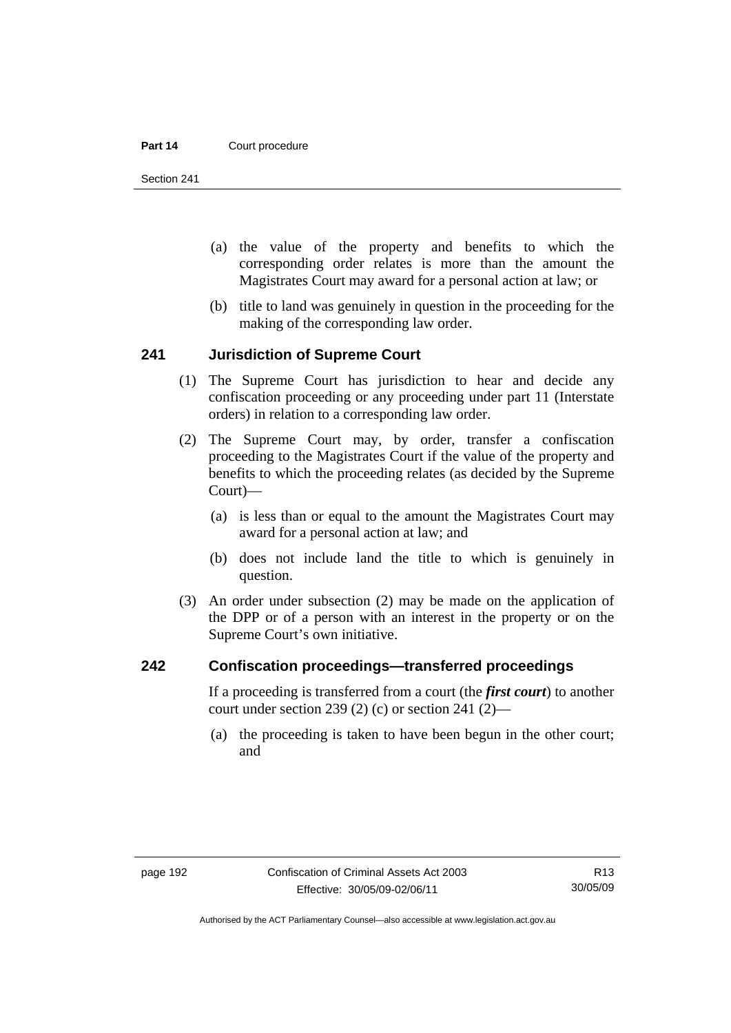- (a) the value of the property and benefits to which the corresponding order relates is more than the amount the Magistrates Court may award for a personal action at law; or
- (b) title to land was genuinely in question in the proceeding for the making of the corresponding law order.

## 241 Jurisdiction of Supreme Court

(1) The Supreme Court has jurisdiction to hear and decide any confiscation proceeding or any proceeding under part 11 (Interstate orders) in relation to a corresponding law order.

(2) The Supreme Court may, by order, transfer a confiscation proceeding to the Magistrates Court if the value of the property and benefits to which the proceeding relates (as decided by the Supreme Court)—

- (a) is less than or equal to the amount the Magistrates Court may award for a personal action at law; and
- (b) does not include land the title to which is genuinely in question.

(3) An order under subsection (2) may be made on the application of the DPP or of a person with an interest in the property or on the Supreme Court's own initiative.

## 242 Confiscation proceedings—transferred proceedings

If a proceeding is transferred from a court (the ***first court***) to another court under section 239 (2) (c) or section 241 (2)—

- (a) the proceeding is taken to have been begun in the other court; and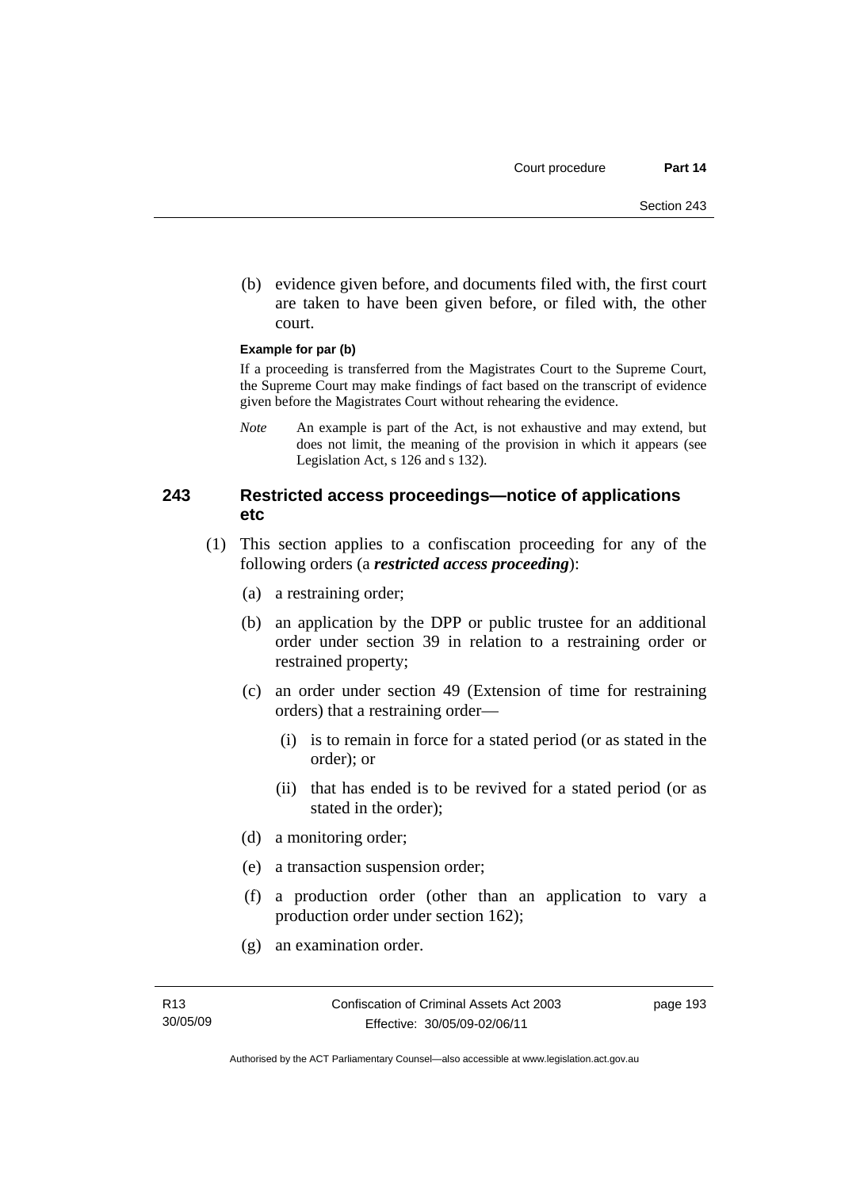(b) evidence given before, and documents filed with, the first court are taken to have been given before, or filed with, the other court.

**Example for par (b)**

If a proceeding is transferred from the Magistrates Court to the Supreme Court, the Supreme Court may make findings of fact based on the transcript of evidence given before the Magistrates Court without rehearing the evidence.

*Note* An example is part of the Act, is not exhaustive and may extend, but does not limit, the meaning of the provision in which it appears (see Legislation Act, s 126 and s 132).

## 243 Restricted access proceedings—notice of applications etc

(1) This section applies to a confiscation proceeding for any of the following orders (a ***restricted access proceeding***):

(a) a restraining order;

(b) an application by the DPP or public trustee for an additional order under section 39 in relation to a restraining order or restrained property;

(c) an order under section 49 (Extension of time for restraining orders) that a restraining order—

(i) is to remain in force for a stated period (or as stated in the order); or

(ii) that has ended is to be revived for a stated period (or as stated in the order);

(d) a monitoring order;

(e) a transaction suspension order;

(f) a production order (other than an application to vary a production order under section 162);

(g) an examination order.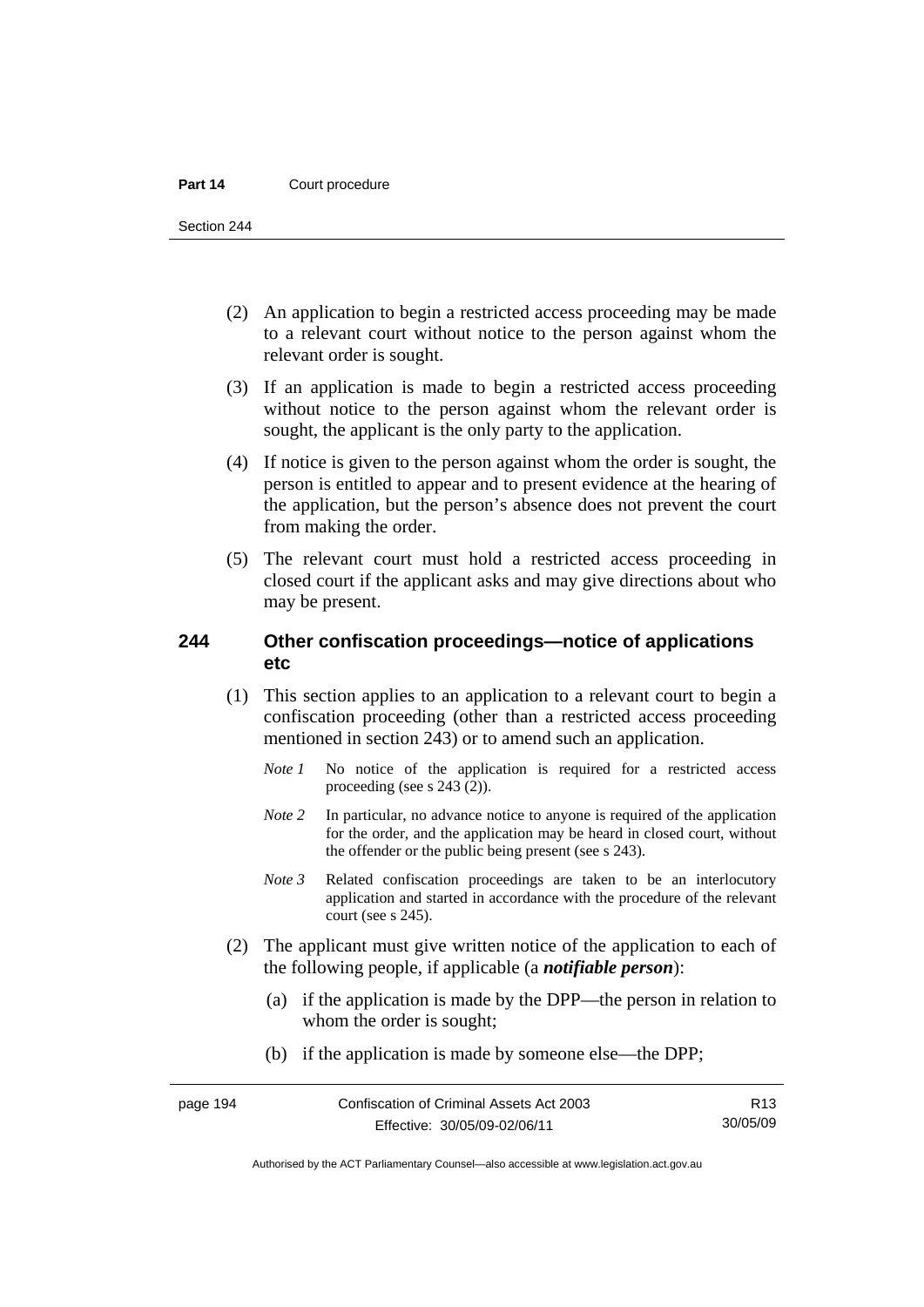(2) An application to begin a restricted access proceeding may be made to a relevant court without notice to the person against whom the relevant order is sought.

(3) If an application is made to begin a restricted access proceeding without notice to the person against whom the relevant order is sought, the applicant is the only party to the application.

(4) If notice is given to the person against whom the order is sought, the person is entitled to appear and to present evidence at the hearing of the application, but the person's absence does not prevent the court from making the order.

(5) The relevant court must hold a restricted access proceeding in closed court if the applicant asks and may give directions about who may be present.

### 244 Other confiscation proceedings—notice of applications etc

(1) This section applies to an application to a relevant court to begin a confiscation proceeding (other than a restricted access proceeding mentioned in section 243) or to amend such an application.

*Note 1* No notice of the application is required for a restricted access proceeding (see s 243 (2)).

*Note 2* In particular, no advance notice to anyone is required of the application for the order, and the application may be heard in closed court, without the offender or the public being present (see s 243).

*Note 3* Related confiscation proceedings are taken to be an interlocutory application and started in accordance with the procedure of the relevant court (see s 245).

(2) The applicant must give written notice of the application to each of the following people, if applicable (a ***notifiable person***):

(a) if the application is made by the DPP—the person in relation to whom the order is sought;

(b) if the application is made by someone else—the DPP;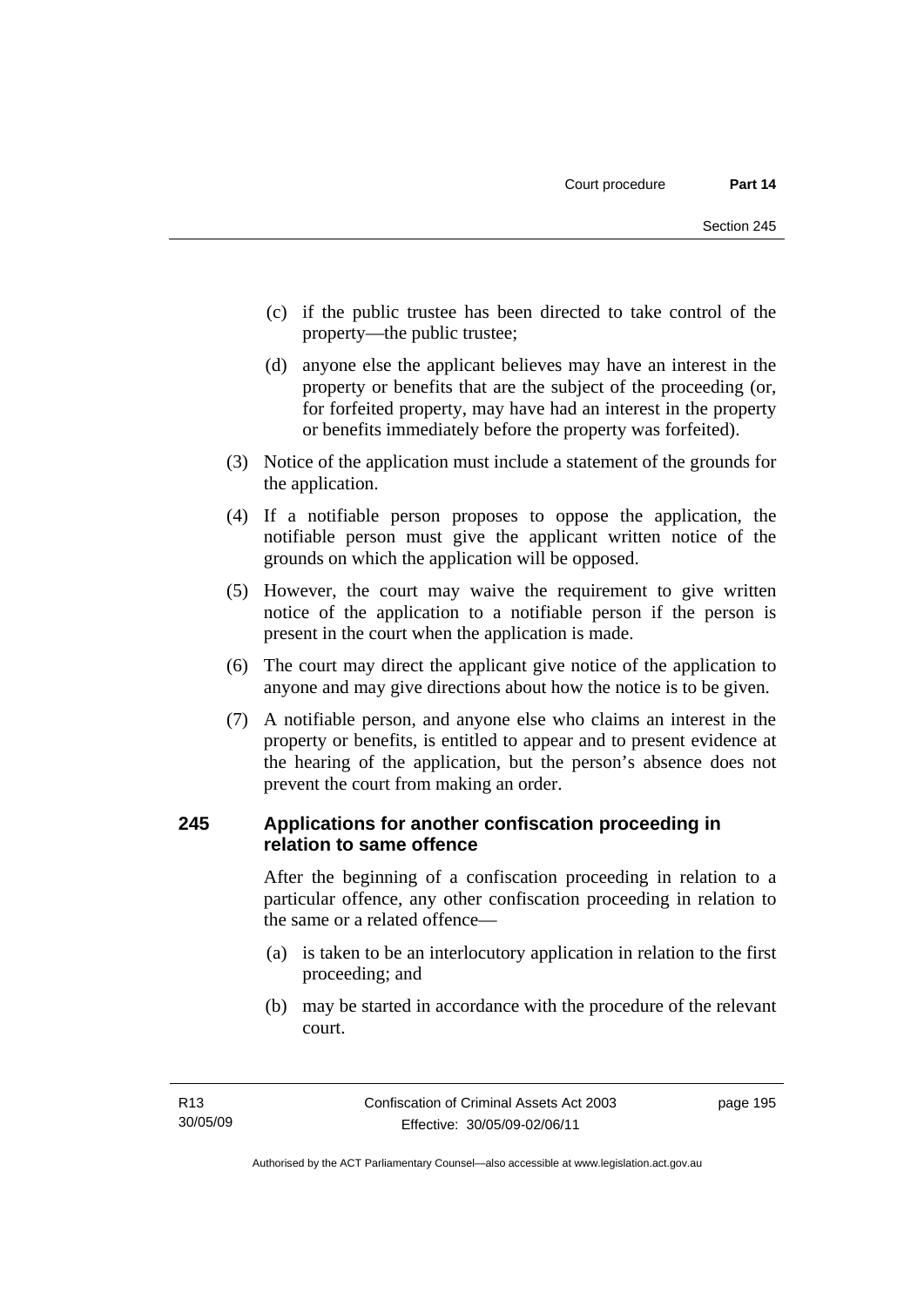(c) if the public trustee has been directed to take control of the property—the public trustee;

(d) anyone else the applicant believes may have an interest in the property or benefits that are the subject of the proceeding (or, for forfeited property, may have had an interest in the property or benefits immediately before the property was forfeited).

(3) Notice of the application must include a statement of the grounds for the application.

(4) If a notifiable person proposes to oppose the application, the notifiable person must give the applicant written notice of the grounds on which the application will be opposed.

(5) However, the court may waive the requirement to give written notice of the application to a notifiable person if the person is present in the court when the application is made.

(6) The court may direct the applicant give notice of the application to anyone and may give directions about how the notice is to be given.

(7) A notifiable person, and anyone else who claims an interest in the property or benefits, is entitled to appear and to present evidence at the hearing of the application, but the person's absence does not prevent the court from making an order.

### 245 Applications for another confiscation proceeding in relation to same offence

After the beginning of a confiscation proceeding in relation to a particular offence, any other confiscation proceeding in relation to the same or a related offence—

(a) is taken to be an interlocutory application in relation to the first proceeding; and

(b) may be started in accordance with the procedure of the relevant court.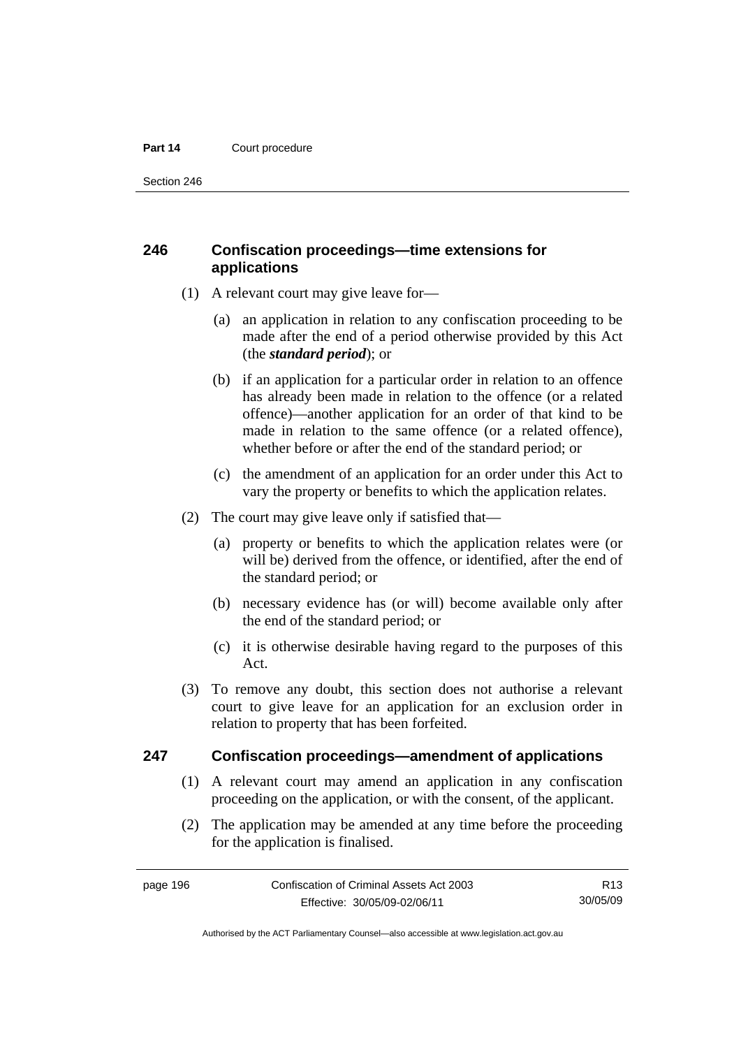## 246 Confiscation proceedings—time extensions for applications

(1) A relevant court may give leave for—

(a) an application in relation to any confiscation proceeding to be made after the end of a period otherwise provided by this Act (the ***standard period***); or

(b) if an application for a particular order in relation to an offence has already been made in relation to the offence (or a related offence)—another application for an order of that kind to be made in relation to the same offence (or a related offence), whether before or after the end of the standard period; or

(c) the amendment of an application for an order under this Act to vary the property or benefits to which the application relates.

(2) The court may give leave only if satisfied that—

(a) property or benefits to which the application relates were (or will be) derived from the offence, or identified, after the end of the standard period; or

(b) necessary evidence has (or will) become available only after the end of the standard period; or

(c) it is otherwise desirable having regard to the purposes of this Act.

(3) To remove any doubt, this section does not authorise a relevant court to give leave for an application for an exclusion order in relation to property that has been forfeited.

## 247 Confiscation proceedings—amendment of applications

(1) A relevant court may amend an application in any confiscation proceeding on the application, or with the consent, of the applicant.

(2) The application may be amended at any time before the proceeding for the application is finalised.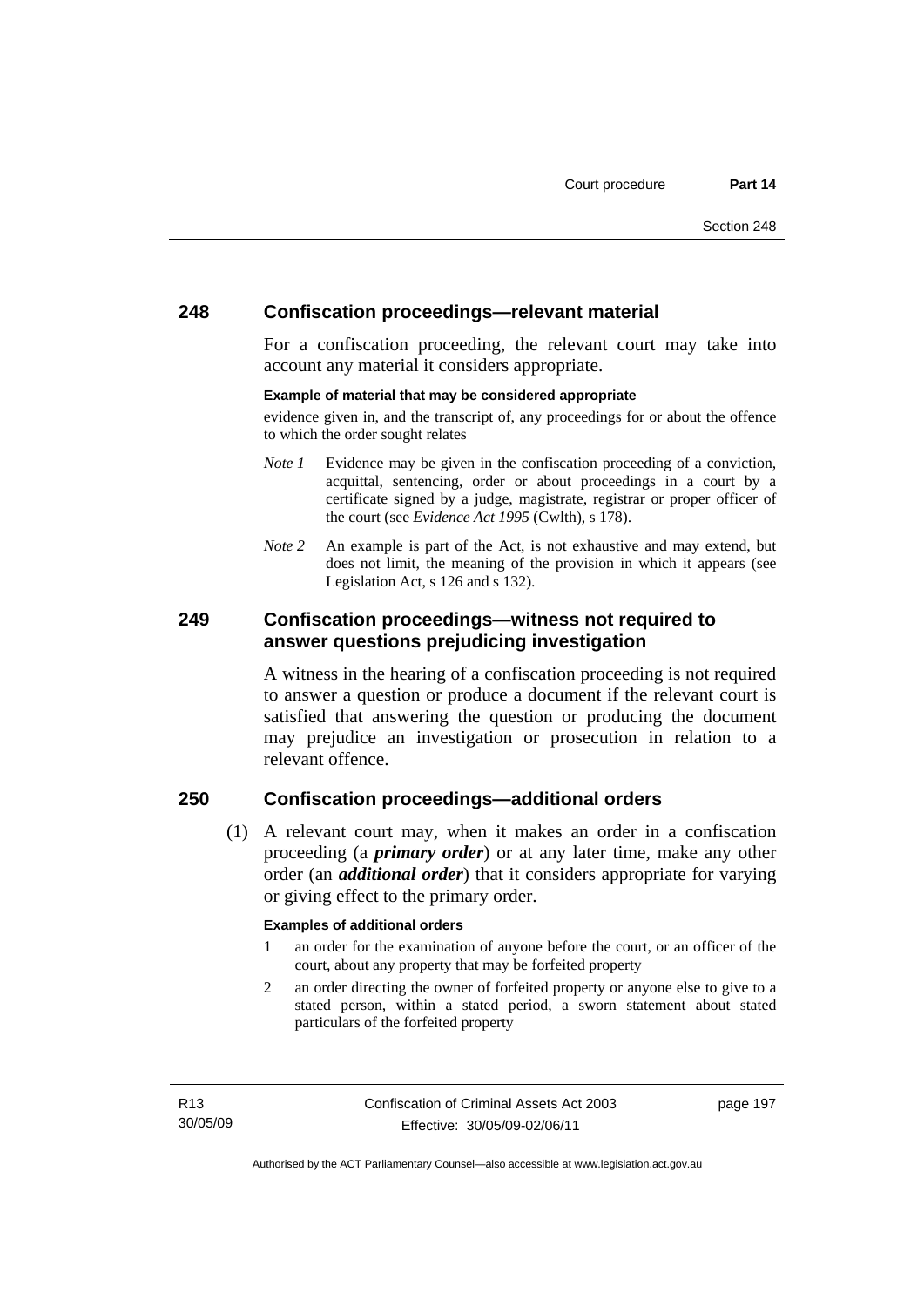## 248 Confiscation proceedings—relevant material

For a confiscation proceeding, the relevant court may take into account any material it considers appropriate.

**Example of material that may be considered appropriate**

evidence given in, and the transcript of, any proceedings for or about the offence to which the order sought relates

*Note 1* Evidence may be given in the confiscation proceeding of a conviction, acquittal, sentencing, order or about proceedings in a court by a certificate signed by a judge, magistrate, registrar or proper officer of the court (see *Evidence Act 1995* (Cwlth), s 178).

*Note 2* An example is part of the Act, is not exhaustive and may extend, but does not limit, the meaning of the provision in which it appears (see Legislation Act, s 126 and s 132).

## 249 Confiscation proceedings—witness not required to answer questions prejudicing investigation

A witness in the hearing of a confiscation proceeding is not required to answer a question or produce a document if the relevant court is satisfied that answering the question or producing the document may prejudice an investigation or prosecution in relation to a relevant offence.

## 250 Confiscation proceedings—additional orders

(1) A relevant court may, when it makes an order in a confiscation proceeding (a ***primary order***) or at any later time, make any other order (an ***additional order***) that it considers appropriate for varying or giving effect to the primary order.

**Examples of additional orders**

1 an order for the examination of anyone before the court, or an officer of the court, about any property that may be forfeited property

2 an order directing the owner of forfeited property or anyone else to give to a stated person, within a stated period, a sworn statement about stated particulars of the forfeited property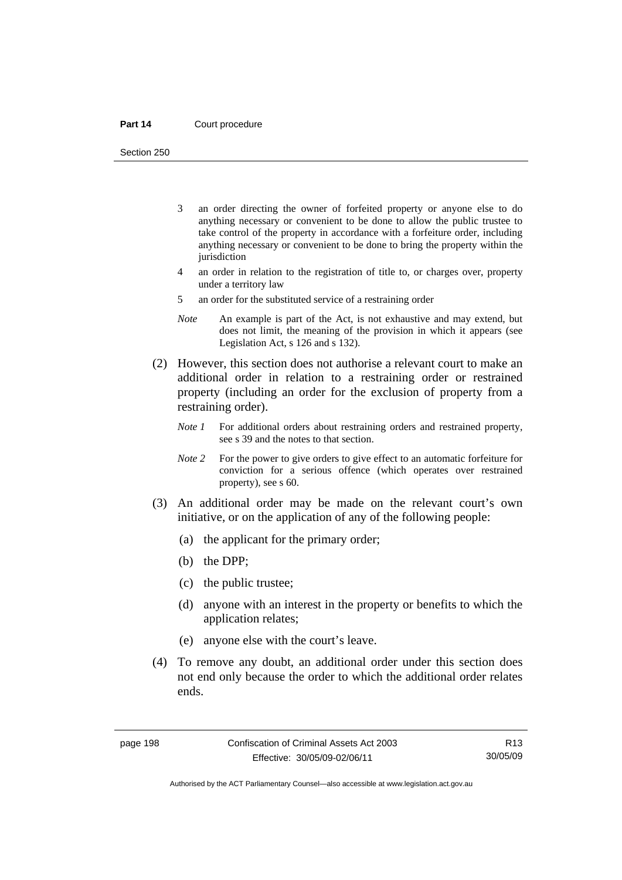3 an order directing the owner of forfeited property or anyone else to do anything necessary or convenient to be done to allow the public trustee to take control of the property in accordance with a forfeiture order, including anything necessary or convenient to be done to bring the property within the jurisdiction

4 an order in relation to the registration of title to, or charges over, property under a territory law

5 an order for the substituted service of a restraining order

*Note* An example is part of the Act, is not exhaustive and may extend, but does not limit, the meaning of the provision in which it appears (see Legislation Act, s 126 and s 132).

(2) However, this section does not authorise a relevant court to make an additional order in relation to a restraining order or restrained property (including an order for the exclusion of property from a restraining order).

*Note 1* For additional orders about restraining orders and restrained property, see s 39 and the notes to that section.

*Note 2* For the power to give orders to give effect to an automatic forfeiture for conviction for a serious offence (which operates over restrained property), see s 60.

(3) An additional order may be made on the relevant court's own initiative, or on the application of any of the following people:

(a) the applicant for the primary order;

(b) the DPP;

(c) the public trustee;

(d) anyone with an interest in the property or benefits to which the application relates;

(e) anyone else with the court's leave.

(4) To remove any doubt, an additional order under this section does not end only because the order to which the additional order relates ends.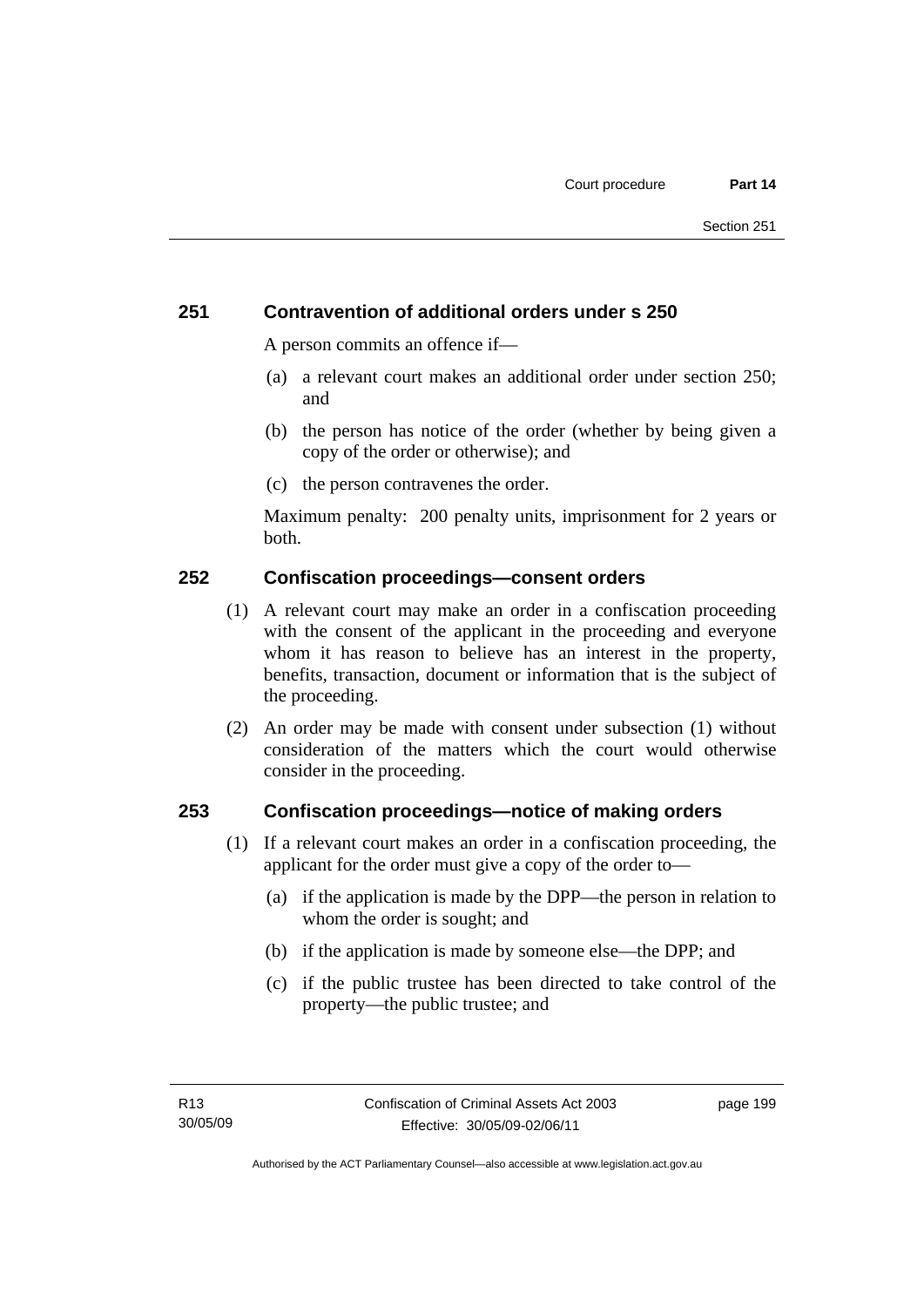### 251 Contravention of additional orders under s 250

A person commits an offence if—

(a) a relevant court makes an additional order under section 250; and

(b) the person has notice of the order (whether by being given a copy of the order or otherwise); and

(c) the person contravenes the order.

Maximum penalty: 200 penalty units, imprisonment for 2 years or both.

### 252 Confiscation proceedings—consent orders

(1) A relevant court may make an order in a confiscation proceeding with the consent of the applicant in the proceeding and everyone whom it has reason to believe has an interest in the property, benefits, transaction, document or information that is the subject of the proceeding.

(2) An order may be made with consent under subsection (1) without consideration of the matters which the court would otherwise consider in the proceeding.

### 253 Confiscation proceedings—notice of making orders

(1) If a relevant court makes an order in a confiscation proceeding, the applicant for the order must give a copy of the order to—

(a) if the application is made by the DPP—the person in relation to whom the order is sought; and

(b) if the application is made by someone else—the DPP; and

(c) if the public trustee has been directed to take control of the property—the public trustee; and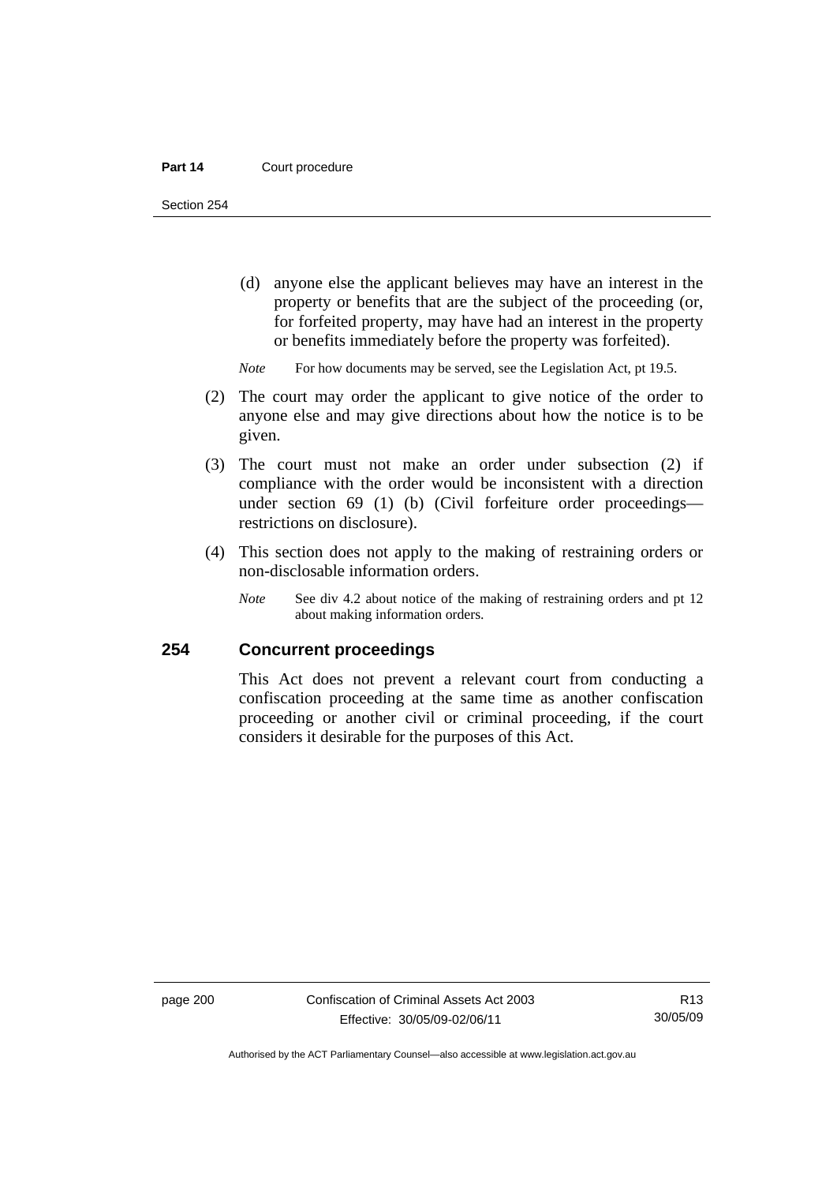(d) anyone else the applicant believes may have an interest in the property or benefits that are the subject of the proceeding (or, for forfeited property, may have had an interest in the property or benefits immediately before the property was forfeited).

*Note* For how documents may be served, see the Legislation Act, pt 19.5.

(2) The court may order the applicant to give notice of the order to anyone else and may give directions about how the notice is to be given.

(3) The court must not make an order under subsection (2) if compliance with the order would be inconsistent with a direction under section 69 (1) (b) (Civil forfeiture order proceedings—restrictions on disclosure).

(4) This section does not apply to the making of restraining orders or non-disclosable information orders.

*Note* See div 4.2 about notice of the making of restraining orders and pt 12 about making information orders.

## 254 Concurrent proceedings

This Act does not prevent a relevant court from conducting a confiscation proceeding at the same time as another confiscation proceeding or another civil or criminal proceeding, if the court considers it desirable for the purposes of this Act.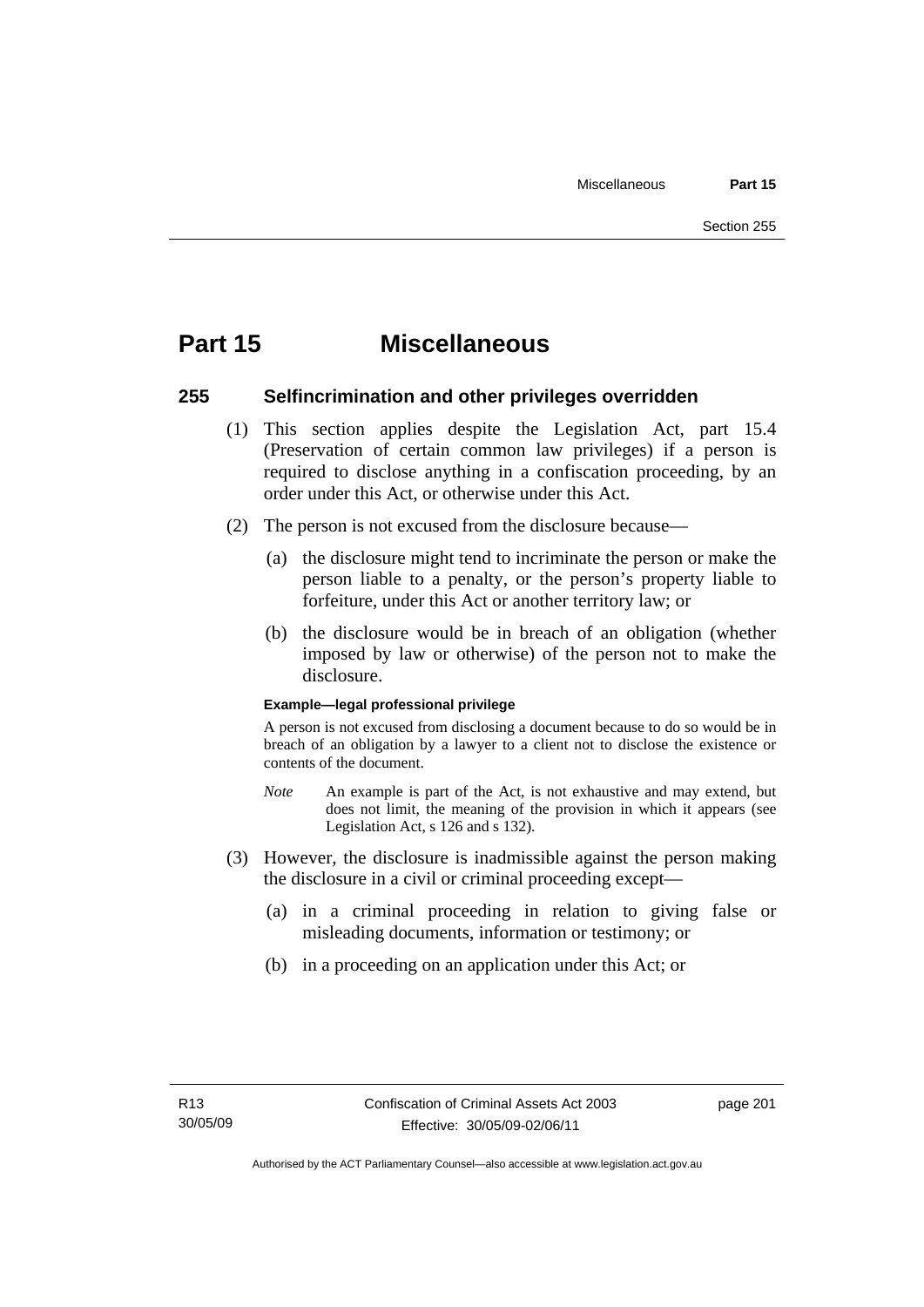# Part 15 Miscellaneous

## 255 Selfincrimination and other privileges overridden

(1) This section applies despite the Legislation Act, part 15.4 (Preservation of certain common law privileges) if a person is required to disclose anything in a confiscation proceeding, by an order under this Act, or otherwise under this Act.

(2) The person is not excused from the disclosure because—

(a) the disclosure might tend to incriminate the person or make the person liable to a penalty, or the person's property liable to forfeiture, under this Act or another territory law; or

(b) the disclosure would be in breach of an obligation (whether imposed by law or otherwise) of the person not to make the disclosure.

**Example—legal professional privilege**

A person is not excused from disclosing a document because to do so would be in breach of an obligation by a lawyer to a client not to disclose the existence or contents of the document.

*Note* An example is part of the Act, is not exhaustive and may extend, but does not limit, the meaning of the provision in which it appears (see Legislation Act, s 126 and s 132).

(3) However, the disclosure is inadmissible against the person making the disclosure in a civil or criminal proceeding except—

(a) in a criminal proceeding in relation to giving false or misleading documents, information or testimony; or

(b) in a proceeding on an application under this Act; or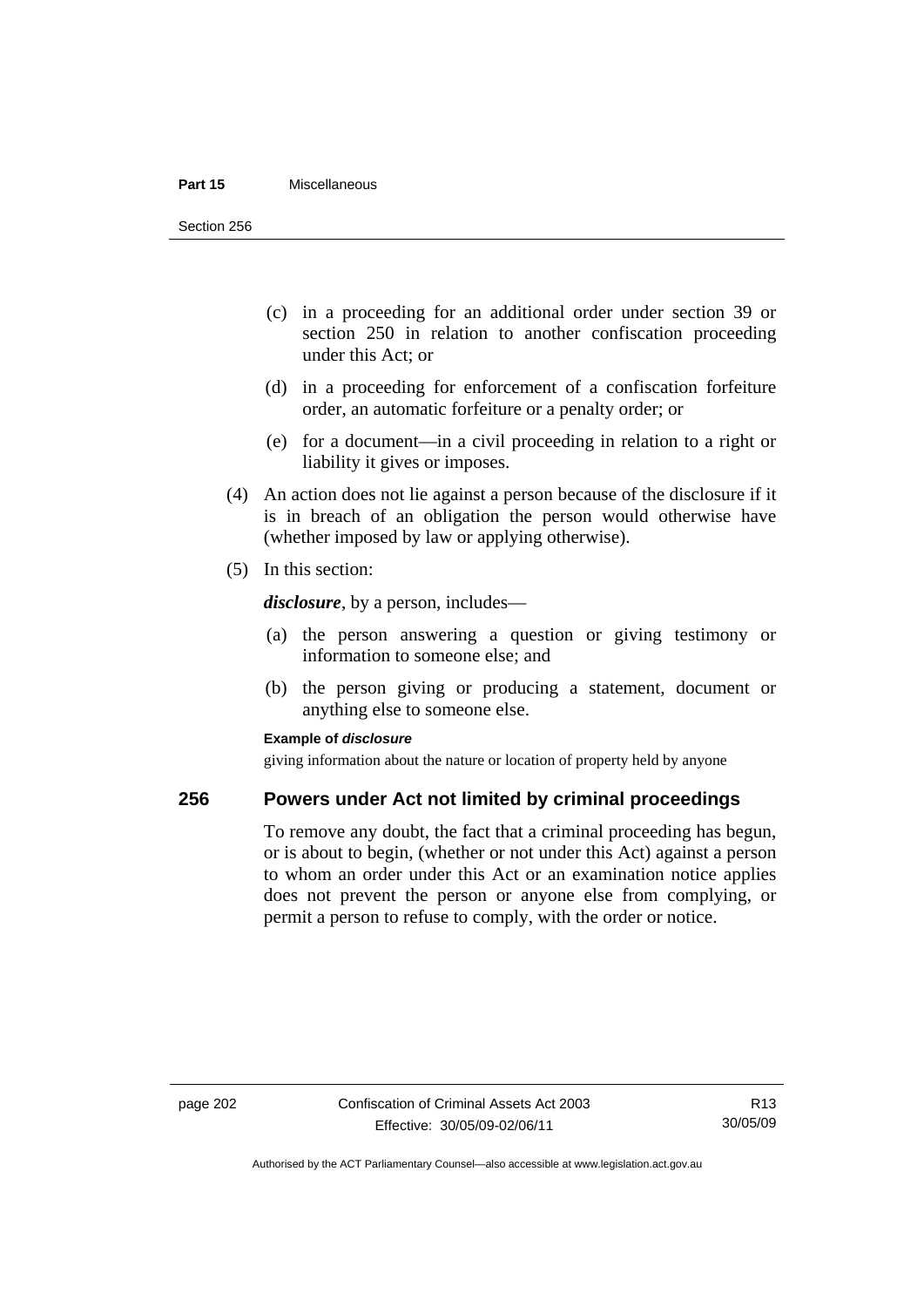(c) in a proceeding for an additional order under section 39 or section 250 in relation to another confiscation proceeding under this Act; or

(d) in a proceeding for enforcement of a confiscation forfeiture order, an automatic forfeiture or a penalty order; or

(e) for a document—in a civil proceeding in relation to a right or liability it gives or imposes.

(4) An action does not lie against a person because of the disclosure if it is in breach of an obligation the person would otherwise have (whether imposed by law or applying otherwise).

(5) In this section:

***disclosure***, by a person, includes—

(a) the person answering a question or giving testimony or information to someone else; and

(b) the person giving or producing a statement, document or anything else to someone else.

**Example of *disclosure***

giving information about the nature or location of property held by anyone

## 256 Powers under Act not limited by criminal proceedings

To remove any doubt, the fact that a criminal proceeding has begun, or is about to begin, (whether or not under this Act) against a person to whom an order under this Act or an examination notice applies does not prevent the person or anyone else from complying, or permit a person to refuse to comply, with the order or notice.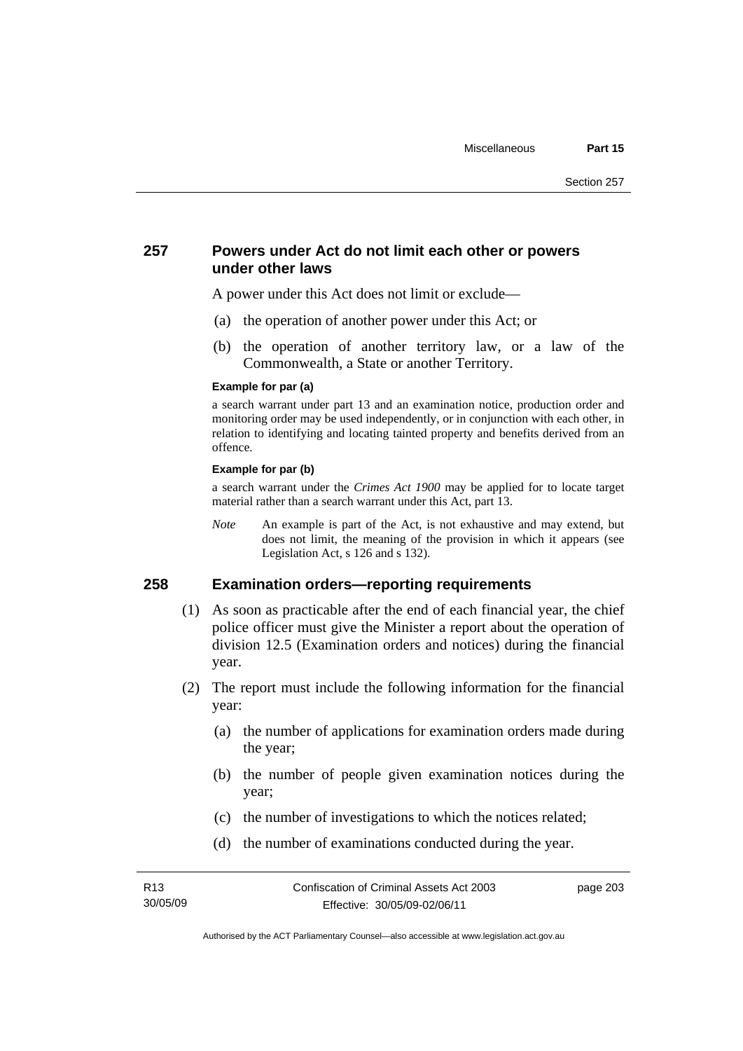## 257 Powers under Act do not limit each other or powers under other laws

A power under this Act does not limit or exclude—

(a) the operation of another power under this Act; or

(b) the operation of another territory law, or a law of the Commonwealth, a State or another Territory.

**Example for par (a)**

a search warrant under part 13 and an examination notice, production order and monitoring order may be used independently, or in conjunction with each other, in relation to identifying and locating tainted property and benefits derived from an offence.

**Example for par (b)**

a search warrant under the *Crimes Act 1900* may be applied for to locate target material rather than a search warrant under this Act, part 13.

*Note* An example is part of the Act, is not exhaustive and may extend, but does not limit, the meaning of the provision in which it appears (see Legislation Act, s 126 and s 132).

## 258 Examination orders—reporting requirements

(1) As soon as practicable after the end of each financial year, the chief police officer must give the Minister a report about the operation of division 12.5 (Examination orders and notices) during the financial year.

(2) The report must include the following information for the financial year:

(a) the number of applications for examination orders made during the year;

(b) the number of people given examination notices during the year;

(c) the number of investigations to which the notices related;

(d) the number of examinations conducted during the year.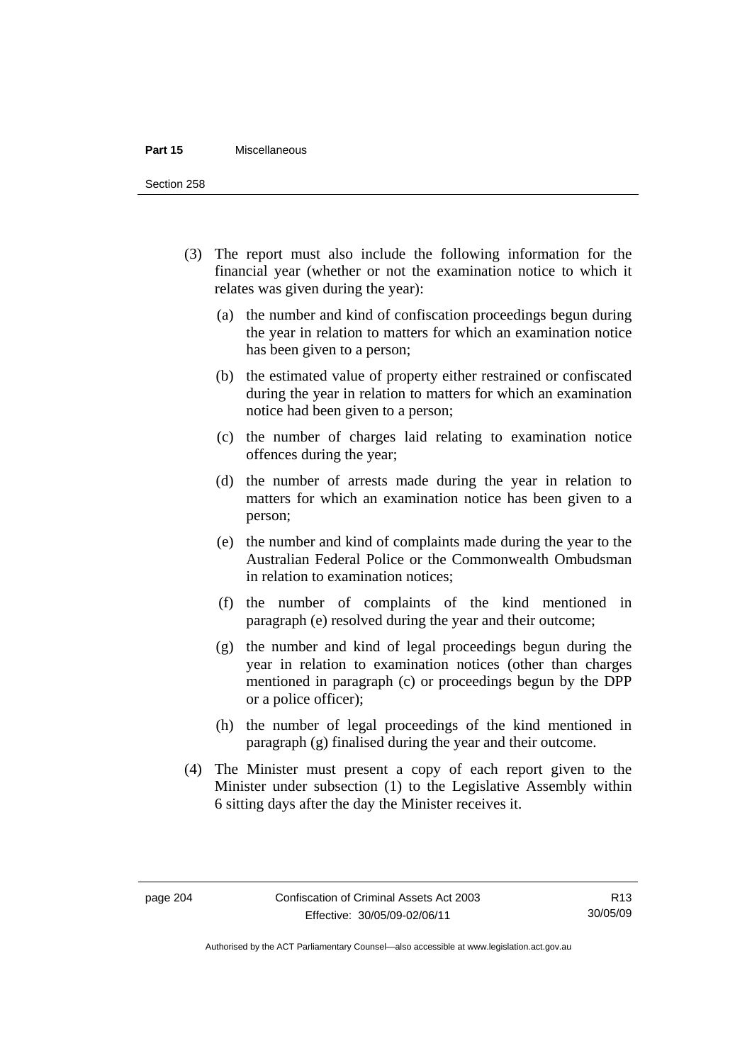(3) The report must also include the following information for the financial year (whether or not the examination notice to which it relates was given during the year):

(a) the number and kind of confiscation proceedings begun during the year in relation to matters for which an examination notice has been given to a person;

(b) the estimated value of property either restrained or confiscated during the year in relation to matters for which an examination notice had been given to a person;

(c) the number of charges laid relating to examination notice offences during the year;

(d) the number of arrests made during the year in relation to matters for which an examination notice has been given to a person;

(e) the number and kind of complaints made during the year to the Australian Federal Police or the Commonwealth Ombudsman in relation to examination notices;

(f) the number of complaints of the kind mentioned in paragraph (e) resolved during the year and their outcome;

(g) the number and kind of legal proceedings begun during the year in relation to examination notices (other than charges mentioned in paragraph (c) or proceedings begun by the DPP or a police officer);

(h) the number of legal proceedings of the kind mentioned in paragraph (g) finalised during the year and their outcome.

(4) The Minister must present a copy of each report given to the Minister under subsection (1) to the Legislative Assembly within 6 sitting days after the day the Minister receives it.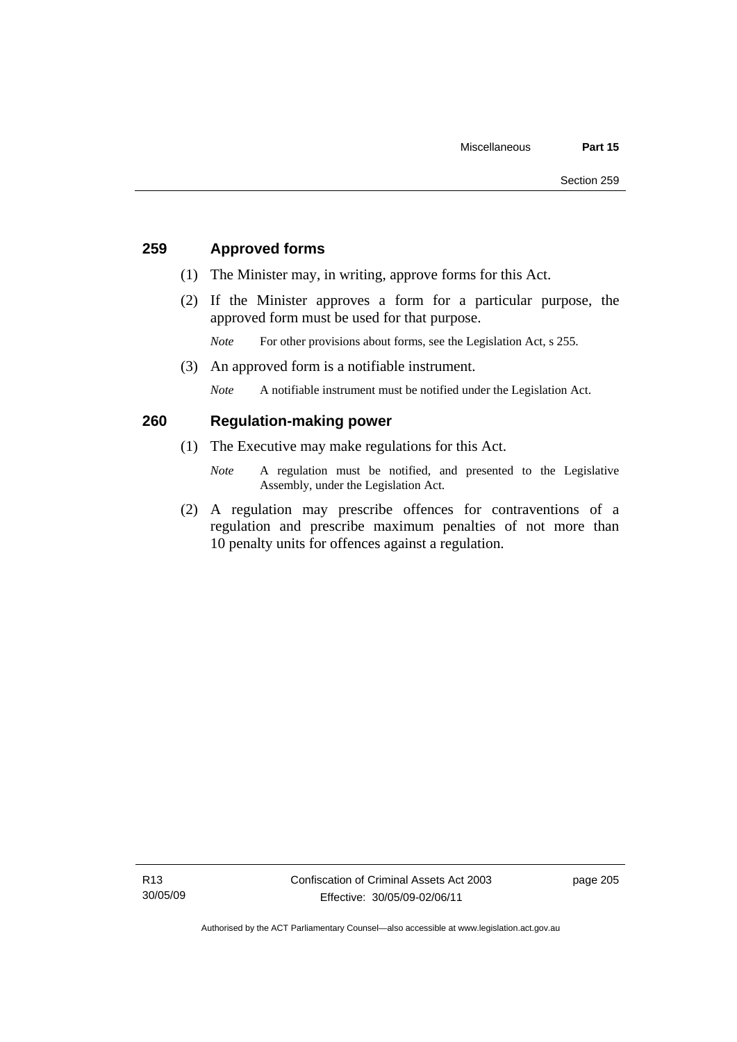## 259 Approved forms

(1) The Minister may, in writing, approve forms for this Act.

(2) If the Minister approves a form for a particular purpose, the approved form must be used for that purpose.

*Note* For other provisions about forms, see the Legislation Act, s 255.

(3) An approved form is a notifiable instrument.

*Note* A notifiable instrument must be notified under the Legislation Act.

## 260 Regulation-making power

(1) The Executive may make regulations for this Act.

*Note* A regulation must be notified, and presented to the Legislative Assembly, under the Legislation Act.

(2) A regulation may prescribe offences for contraventions of a regulation and prescribe maximum penalties of not more than 10 penalty units for offences against a regulation.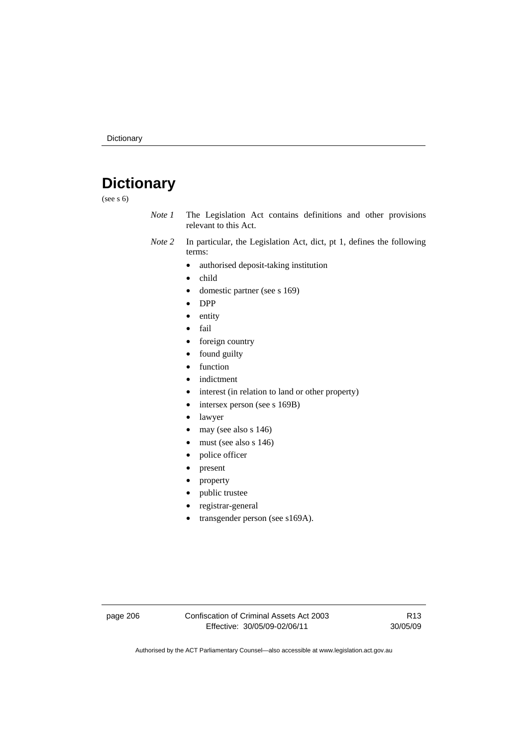# Dictionary

(see s 6)

*Note 1* The Legislation Act contains definitions and other provisions relevant to this Act.

*Note 2* In particular, the Legislation Act, dict, pt 1, defines the following terms:

- authorised deposit-taking institution
- child
- domestic partner (see s 169)
- DPP
- entity
- fail
- foreign country
- found guilty
- function
- indictment
- interest (in relation to land or other property)
- intersex person (see s 169B)
- lawyer
- may (see also s 146)
- must (see also s 146)
- police officer
- present
- property
- public trustee
- registrar-general
- transgender person (see s169A).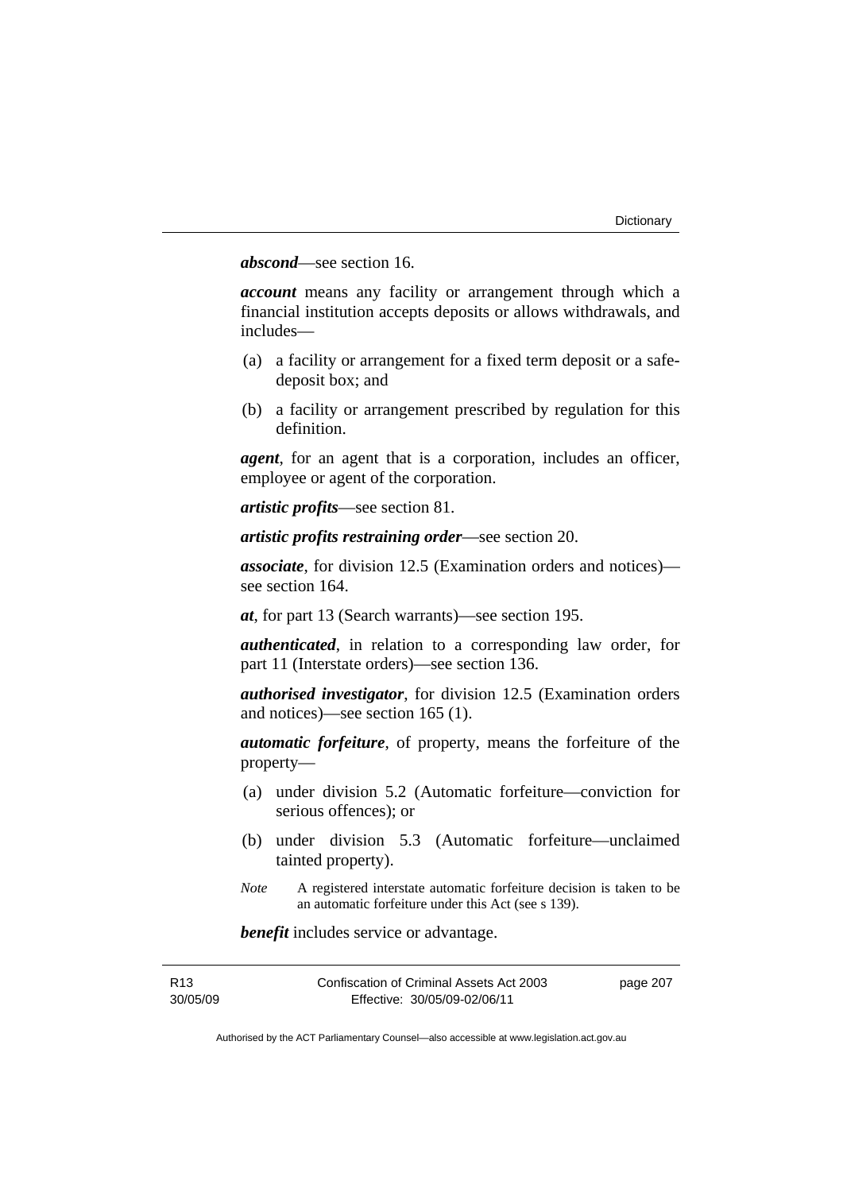***abscond***—see section 16.

***account*** means any facility or arrangement through which a financial institution accepts deposits or allows withdrawals, and includes—

(a) a facility or arrangement for a fixed term deposit or a safe-deposit box; and

(b) a facility or arrangement prescribed by regulation for this definition.

***agent***, for an agent that is a corporation, includes an officer, employee or agent of the corporation.

***artistic profits***—see section 81.

***artistic profits restraining order***—see section 20.

***associate***, for division 12.5 (Examination orders and notices)—see section 164.

***at***, for part 13 (Search warrants)—see section 195.

***authenticated***, in relation to a corresponding law order, for part 11 (Interstate orders)—see section 136.

***authorised investigator***, for division 12.5 (Examination orders and notices)—see section 165 (1).

***automatic forfeiture***, of property, means the forfeiture of the property—

(a) under division 5.2 (Automatic forfeiture—conviction for serious offences); or

(b) under division 5.3 (Automatic forfeiture—unclaimed tainted property).

*Note* A registered interstate automatic forfeiture decision is taken to be an automatic forfeiture under this Act (see s 139).

***benefit*** includes service or advantage.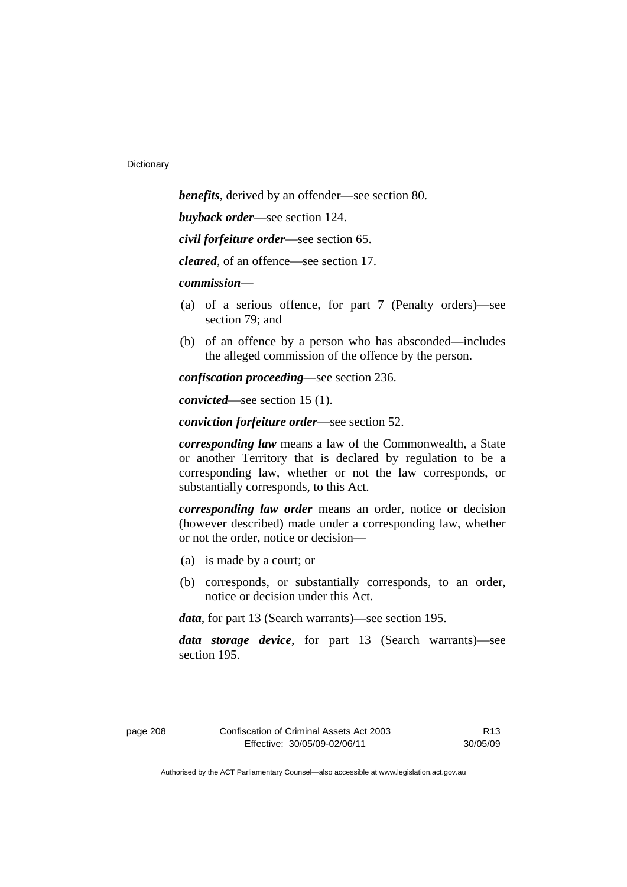***benefits***, derived by an offender—see section 80.

***buyback order***—see section 124.

***civil forfeiture order***—see section 65.

***cleared***, of an offence—see section 17.

***commission***—

(a) of a serious offence, for part 7 (Penalty orders)—see section 79; and

(b) of an offence by a person who has absconded—includes the alleged commission of the offence by the person.

***confiscation proceeding***—see section 236.

***convicted***—see section 15 (1).

***conviction forfeiture order***—see section 52.

***corresponding law*** means a law of the Commonwealth, a State or another Territory that is declared by regulation to be a corresponding law, whether or not the law corresponds, or substantially corresponds, to this Act.

***corresponding law order*** means an order, notice or decision (however described) made under a corresponding law, whether or not the order, notice or decision—

(a) is made by a court; or

(b) corresponds, or substantially corresponds, to an order, notice or decision under this Act.

***data***, for part 13 (Search warrants)—see section 195.

***data storage device***, for part 13 (Search warrants)—see section 195.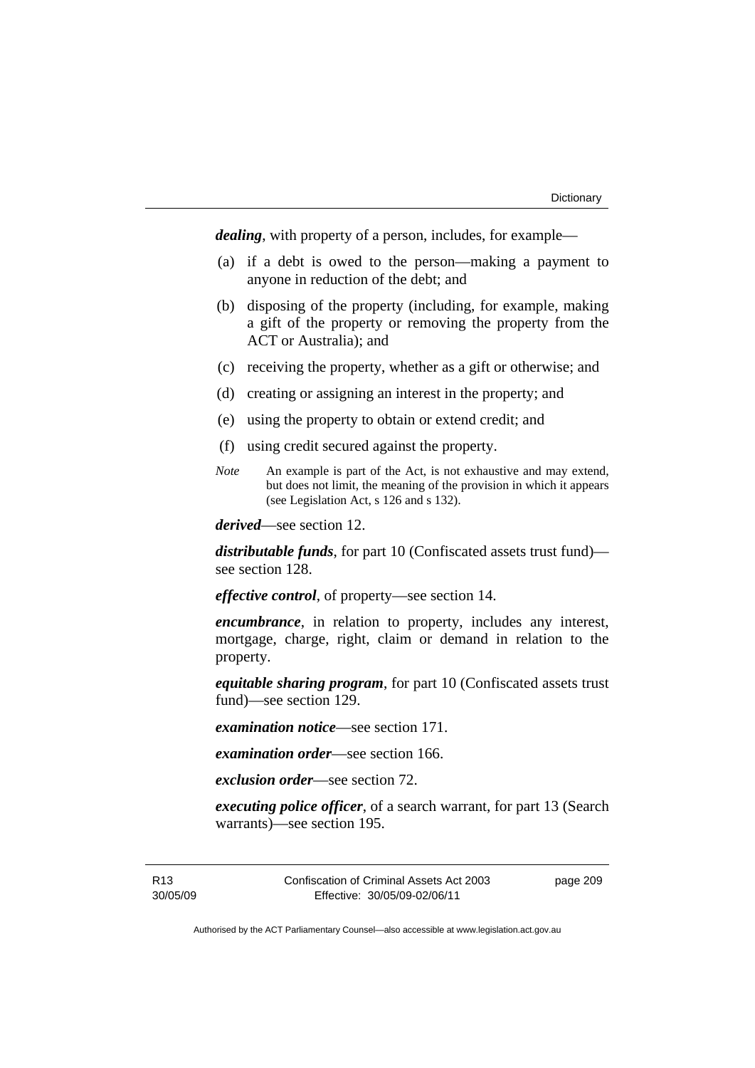***dealing***, with property of a person, includes, for example—

(a) if a debt is owed to the person—making a payment to anyone in reduction of the debt; and

(b) disposing of the property (including, for example, making a gift of the property or removing the property from the ACT or Australia); and

(c) receiving the property, whether as a gift or otherwise; and

(d) creating or assigning an interest in the property; and

(e) using the property to obtain or extend credit; and

(f) using credit secured against the property.

*Note* An example is part of the Act, is not exhaustive and may extend, but does not limit, the meaning of the provision in which it appears (see Legislation Act, s 126 and s 132).

***derived***—see section 12.

***distributable funds***, for part 10 (Confiscated assets trust fund)—see section 128.

***effective control***, of property—see section 14.

***encumbrance***, in relation to property, includes any interest, mortgage, charge, right, claim or demand in relation to the property.

***equitable sharing program***, for part 10 (Confiscated assets trust fund)—see section 129.

***examination notice***—see section 171.

***examination order***—see section 166.

***exclusion order***—see section 72.

***executing police officer***, of a search warrant, for part 13 (Search warrants)—see section 195.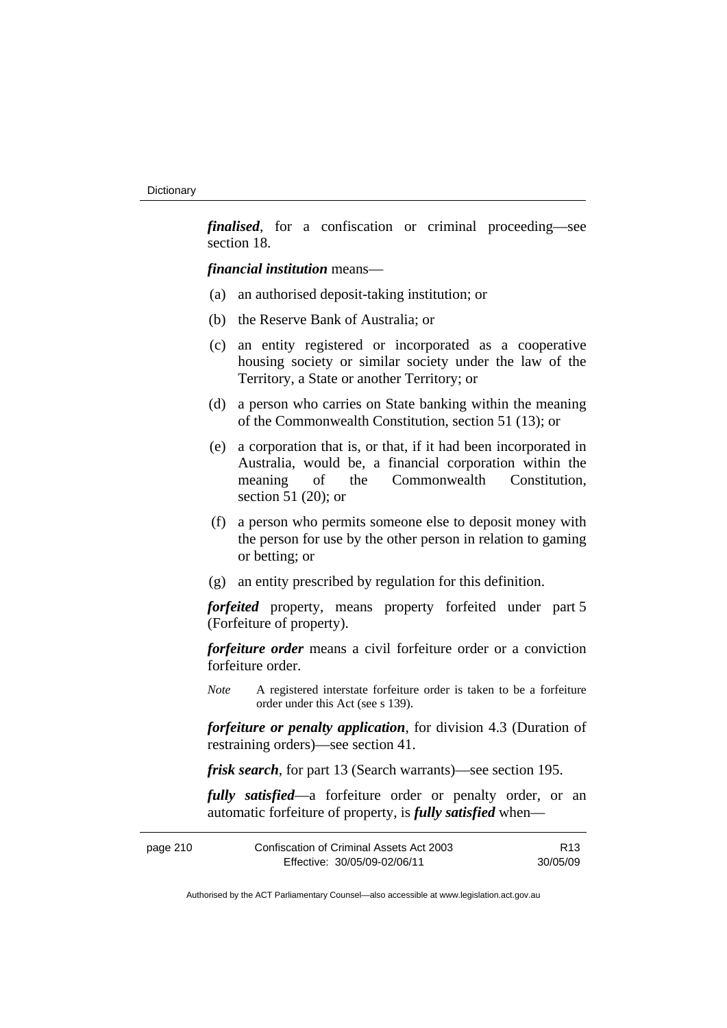***finalised***, for a confiscation or criminal proceeding—see section 18.

***financial institution*** means—

(a) an authorised deposit-taking institution; or

(b) the Reserve Bank of Australia; or

(c) an entity registered or incorporated as a cooperative housing society or similar society under the law of the Territory, a State or another Territory; or

(d) a person who carries on State banking within the meaning of the Commonwealth Constitution, section 51 (13); or

(e) a corporation that is, or that, if it had been incorporated in Australia, would be, a financial corporation within the meaning of the Commonwealth Constitution, section 51 (20); or

(f) a person who permits someone else to deposit money with the person for use by the other person in relation to gaming or betting; or

(g) an entity prescribed by regulation for this definition.

***forfeited*** property, means property forfeited under part 5 (Forfeiture of property).

***forfeiture order*** means a civil forfeiture order or a conviction forfeiture order.

*Note* A registered interstate forfeiture order is taken to be a forfeiture order under this Act (see s 139).

***forfeiture or penalty application***, for division 4.3 (Duration of restraining orders)—see section 41.

***frisk search***, for part 13 (Search warrants)—see section 195.

***fully satisfied***—a forfeiture order or penalty order, or an automatic forfeiture of property, is ***fully satisfied*** when—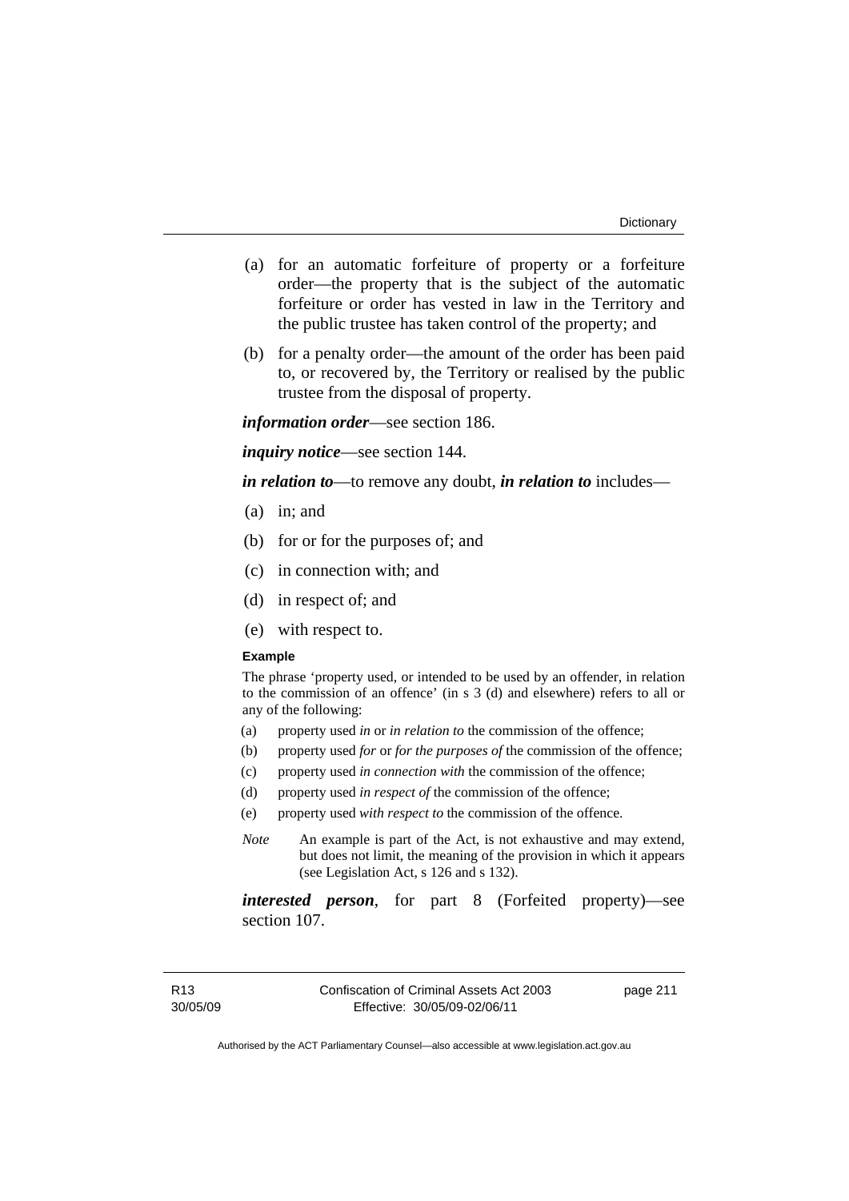(a) for an automatic forfeiture of property or a forfeiture order—the property that is the subject of the automatic forfeiture or order has vested in law in the Territory and the public trustee has taken control of the property; and

(b) for a penalty order—the amount of the order has been paid to, or recovered by, the Territory or realised by the public trustee from the disposal of property.

***information order***—see section 186.

***inquiry notice***—see section 144.

***in relation to***—to remove any doubt, ***in relation to*** includes—

(a) in; and

(b) for or for the purposes of; and

(c) in connection with; and

(d) in respect of; and

(e) with respect to.

**Example**

The phrase 'property used, or intended to be used by an offender, in relation to the commission of an offence' (in s 3 (d) and elsewhere) refers to all or any of the following:

(a) property used *in* or *in relation to* the commission of the offence;

(b) property used *for* or *for the purposes of* the commission of the offence;

(c) property used *in connection with* the commission of the offence;

(d) property used *in respect of* the commission of the offence;

(e) property used *with respect to* the commission of the offence.

*Note* An example is part of the Act, is not exhaustive and may extend, but does not limit, the meaning of the provision in which it appears (see Legislation Act, s 126 and s 132).

***interested person***, for part 8 (Forfeited property)—see section 107.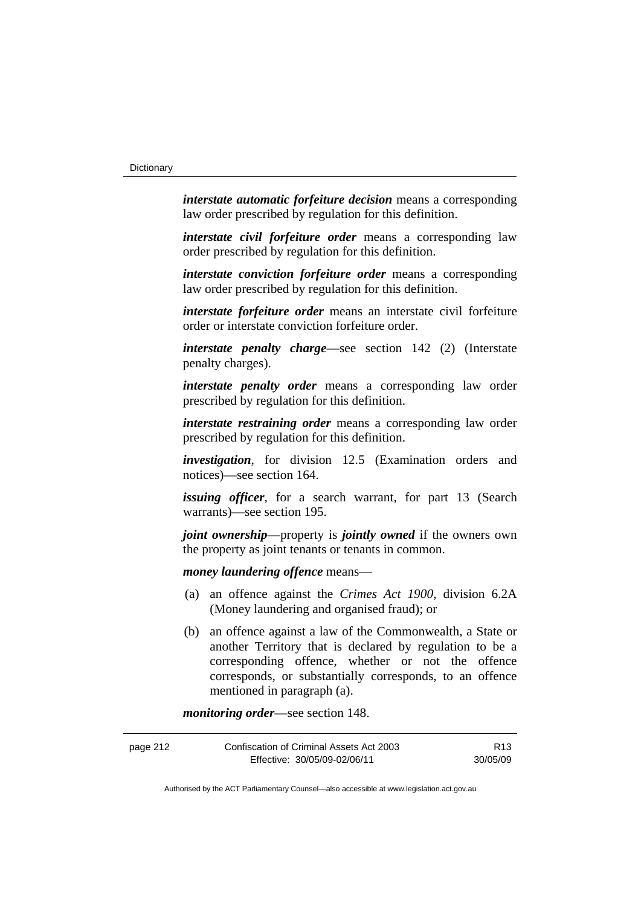***interstate automatic forfeiture decision*** means a corresponding law order prescribed by regulation for this definition.

***interstate civil forfeiture order*** means a corresponding law order prescribed by regulation for this definition.

***interstate conviction forfeiture order*** means a corresponding law order prescribed by regulation for this definition.

***interstate forfeiture order*** means an interstate civil forfeiture order or interstate conviction forfeiture order.

***interstate penalty charge***—see section 142 (2) (Interstate penalty charges).

***interstate penalty order*** means a corresponding law order prescribed by regulation for this definition.

***interstate restraining order*** means a corresponding law order prescribed by regulation for this definition.

***investigation***, for division 12.5 (Examination orders and notices)—see section 164.

***issuing officer***, for a search warrant, for part 13 (Search warrants)—see section 195.

***joint ownership***—property is ***jointly owned*** if the owners own the property as joint tenants or tenants in common.

***money laundering offence*** means—

(a) an offence against the *Crimes Act 1900*, division 6.2A (Money laundering and organised fraud); or

(b) an offence against a law of the Commonwealth, a State or another Territory that is declared by regulation to be a corresponding offence, whether or not the offence corresponds, or substantially corresponds, to an offence mentioned in paragraph (a).

***monitoring order***—see section 148.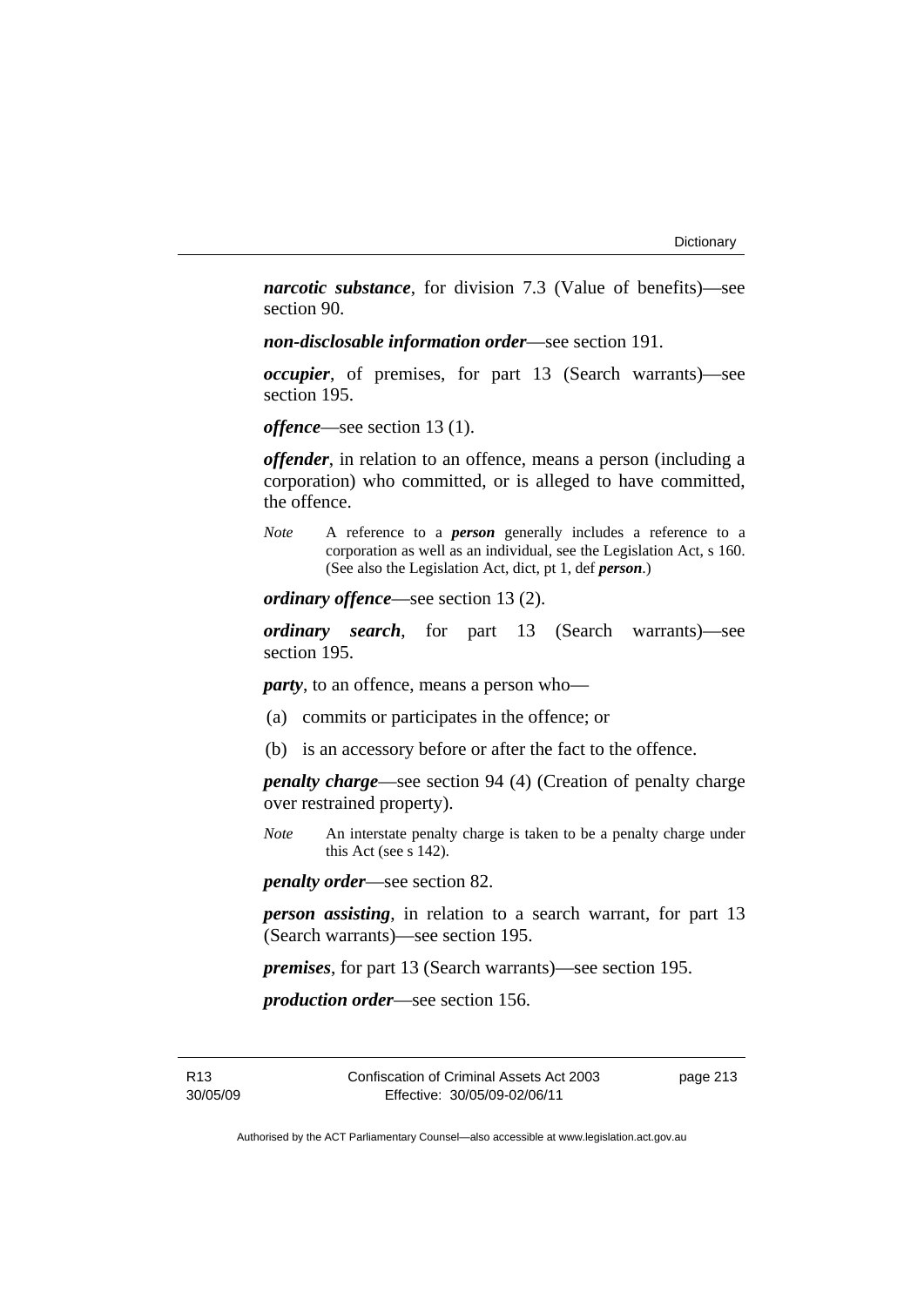***narcotic substance***, for division 7.3 (Value of benefits)—see section 90.

***non-disclosable information order***—see section 191.

***occupier***, of premises, for part 13 (Search warrants)—see section 195.

***offence***—see section 13 (1).

***offender***, in relation to an offence, means a person (including a corporation) who committed, or is alleged to have committed, the offence.

*Note* A reference to a ***person*** generally includes a reference to a corporation as well as an individual, see the Legislation Act, s 160. (See also the Legislation Act, dict, pt 1, def ***person***.)

***ordinary offence***—see section 13 (2).

***ordinary search***, for part 13 (Search warrants)—see section 195.

***party***, to an offence, means a person who—

(a) commits or participates in the offence; or

(b) is an accessory before or after the fact to the offence.

***penalty charge***—see section 94 (4) (Creation of penalty charge over restrained property).

*Note* An interstate penalty charge is taken to be a penalty charge under this Act (see s 142).

***penalty order***—see section 82.

***person assisting***, in relation to a search warrant, for part 13 (Search warrants)—see section 195.

***premises***, for part 13 (Search warrants)—see section 195.

***production order***—see section 156.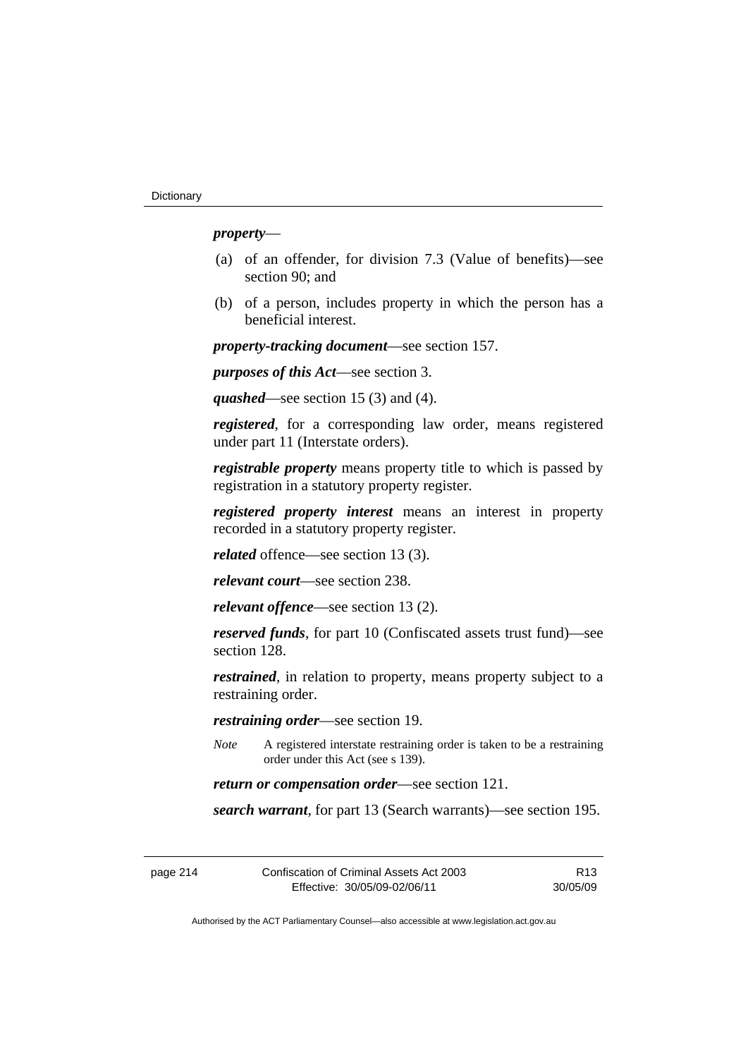***property***—

(a) of an offender, for division 7.3 (Value of benefits)—see section 90; and

(b) of a person, includes property in which the person has a beneficial interest.

***property-tracking document***—see section 157.

***purposes of this Act***—see section 3.

***quashed***—see section 15 (3) and (4).

***registered***, for a corresponding law order, means registered under part 11 (Interstate orders).

***registrable property*** means property title to which is passed by registration in a statutory property register.

***registered property interest*** means an interest in property recorded in a statutory property register.

***related*** offence—see section 13 (3).

***relevant court***—see section 238.

***relevant offence***—see section 13 (2).

***reserved funds***, for part 10 (Confiscated assets trust fund)—see section 128.

***restrained***, in relation to property, means property subject to a restraining order.

***restraining order***—see section 19.

*Note* A registered interstate restraining order is taken to be a restraining order under this Act (see s 139).

***return or compensation order***—see section 121.

***search warrant***, for part 13 (Search warrants)—see section 195.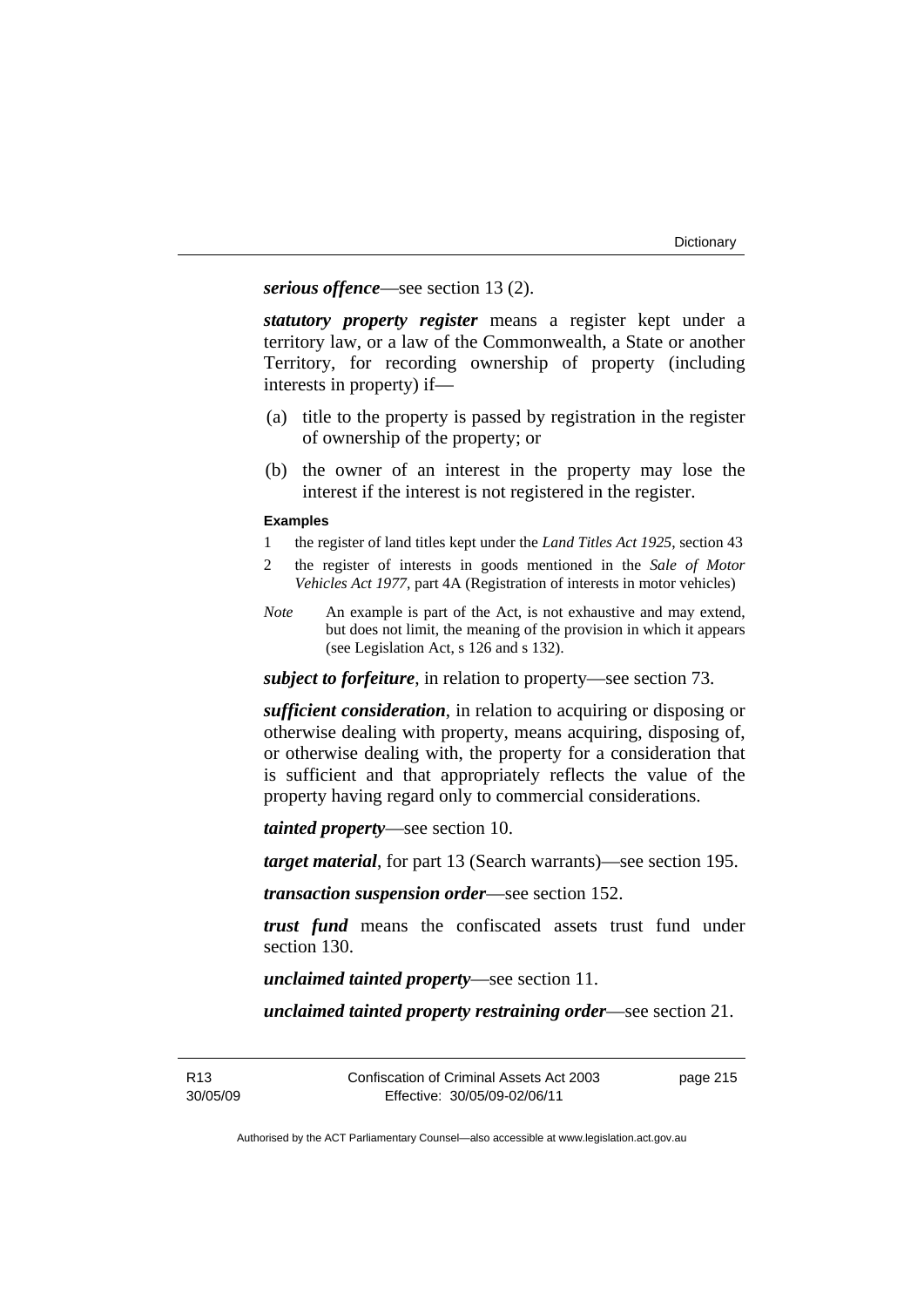***serious offence***—see section 13 (2).

***statutory property register*** means a register kept under a territory law, or a law of the Commonwealth, a State or another Territory, for recording ownership of property (including interests in property) if—

(a) title to the property is passed by registration in the register of ownership of the property; or

(b) the owner of an interest in the property may lose the interest if the interest is not registered in the register.

**Examples**

1 the register of land titles kept under the *Land Titles Act 1925*, section 43

2 the register of interests in goods mentioned in the *Sale of Motor Vehicles Act 1977*, part 4A (Registration of interests in motor vehicles)

*Note* An example is part of the Act, is not exhaustive and may extend, but does not limit, the meaning of the provision in which it appears (see Legislation Act, s 126 and s 132).

***subject to forfeiture***, in relation to property—see section 73.

***sufficient consideration***, in relation to acquiring or disposing or otherwise dealing with property, means acquiring, disposing of, or otherwise dealing with, the property for a consideration that is sufficient and that appropriately reflects the value of the property having regard only to commercial considerations.

***tainted property***—see section 10.

***target material***, for part 13 (Search warrants)—see section 195.

***transaction suspension order***—see section 152.

***trust fund*** means the confiscated assets trust fund under section 130.

***unclaimed tainted property***—see section 11.

***unclaimed tainted property restraining order***—see section 21.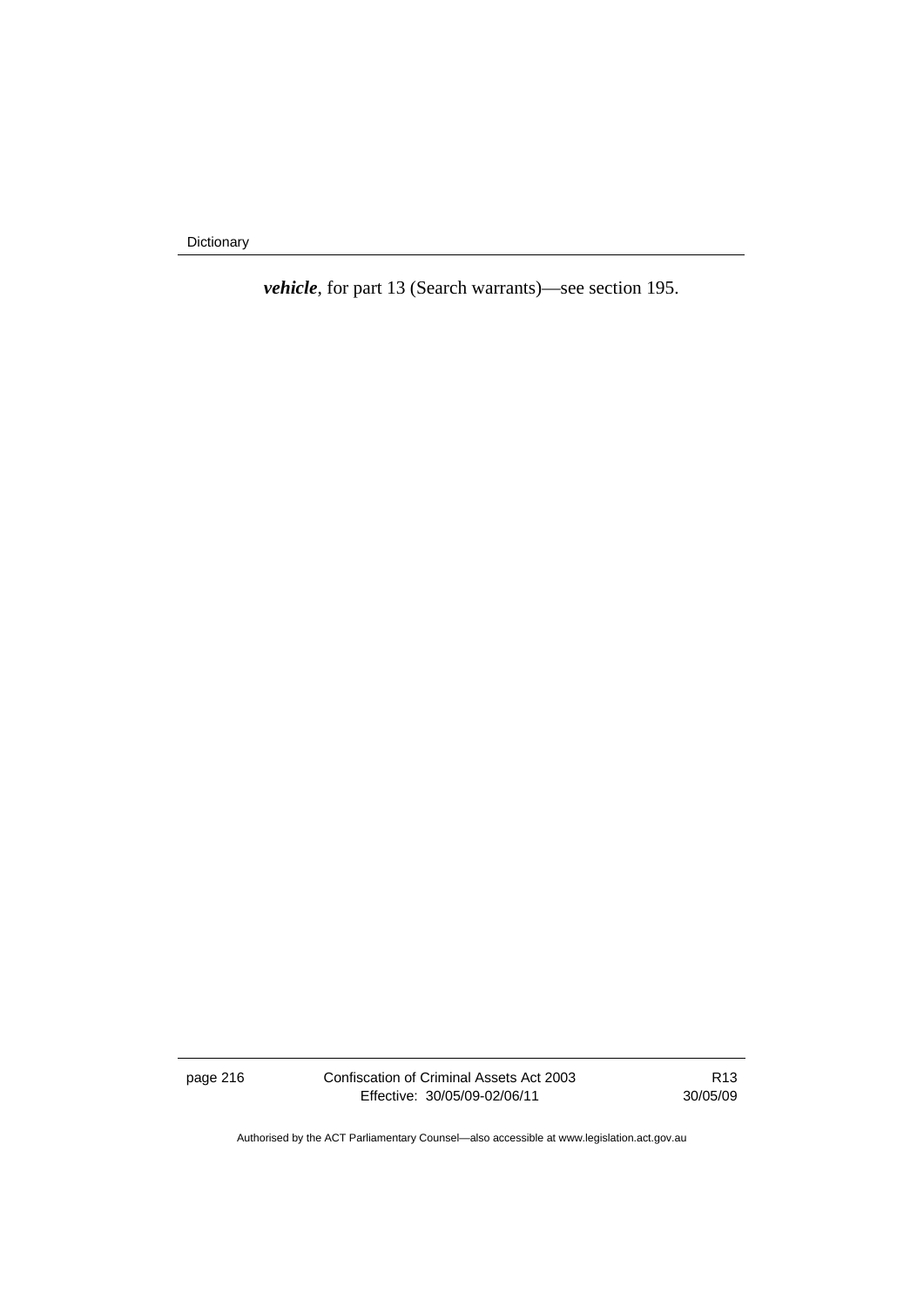***vehicle***, for part 13 (Search warrants)—see section 195.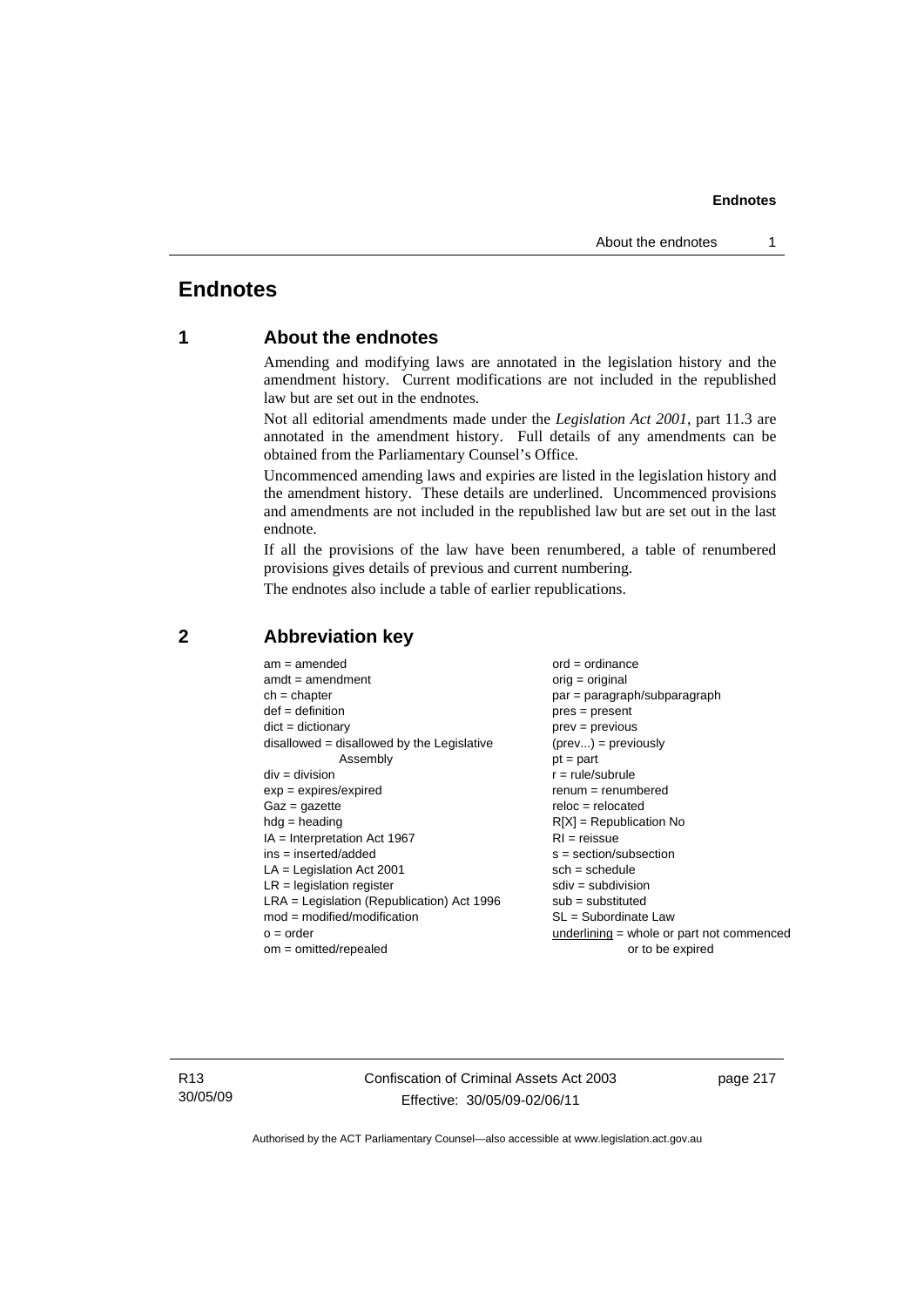# Endnotes

## 1 About the endnotes

Amending and modifying laws are annotated in the legislation history and the amendment history. Current modifications are not included in the republished law but are set out in the endnotes.

Not all editorial amendments made under the *Legislation Act 2001*, part 11.3 are annotated in the amendment history. Full details of any amendments can be obtained from the Parliamentary Counsel's Office.

Uncommenced amending laws and expiries are listed in the legislation history and the amendment history. These details are underlined. Uncommenced provisions and amendments are not included in the republished law but are set out in the last endnote.

If all the provisions of the law have been renumbered, a table of renumbered provisions gives details of previous and current numbering.

The endnotes also include a table of earlier republications.

## 2 Abbreviation key

am = amended
amdt = amendment
ch = chapter
def = definition
dict = dictionary
disallowed = disallowed by the Legislative Assembly
div = division
exp = expires/expired
Gaz = gazette
hdg = heading
IA = Interpretation Act 1967
ins = inserted/added
LA = Legislation Act 2001
LR = legislation register
LRA = Legislation (Republication) Act 1996
mod = modified/modification
o = order
om = omitted/repealed
ord = ordinance
orig = original
par = paragraph/subparagraph
pres = present
prev = previous
(prev...) = previously
pt = part
r = rule/subrule
renum = renumbered
reloc = relocated
R[X] = Republication No
RI = reissue
s = section/subsection
sch = schedule
sdiv = subdivision
sub = substituted
SL = Subordinate Law
<u>underlining</u> = whole or part not commenced or to be expired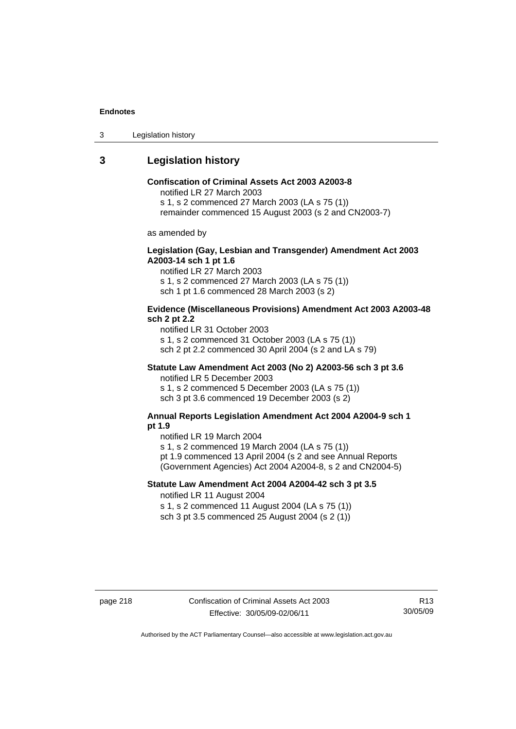## 3 Legislation history

**Confiscation of Criminal Assets Act 2003 A2003-8**

notified LR 27 March 2003
s 1, s 2 commenced 27 March 2003 (LA s 75 (1))
remainder commenced 15 August 2003 (s 2 and CN2003-7)

as amended by

**Legislation (Gay, Lesbian and Transgender) Amendment Act 2003 A2003-14 sch 1 pt 1.6**

notified LR 27 March 2003
s 1, s 2 commenced 27 March 2003 (LA s 75 (1))
sch 1 pt 1.6 commenced 28 March 2003 (s 2)

**Evidence (Miscellaneous Provisions) Amendment Act 2003 A2003-48 sch 2 pt 2.2**

notified LR 31 October 2003
s 1, s 2 commenced 31 October 2003 (LA s 75 (1))
sch 2 pt 2.2 commenced 30 April 2004 (s 2 and LA s 79)

**Statute Law Amendment Act 2003 (No 2) A2003-56 sch 3 pt 3.6**

notified LR 5 December 2003
s 1, s 2 commenced 5 December 2003 (LA s 75 (1))
sch 3 pt 3.6 commenced 19 December 2003 (s 2)

**Annual Reports Legislation Amendment Act 2004 A2004-9 sch 1 pt 1.9**

notified LR 19 March 2004
s 1, s 2 commenced 19 March 2004 (LA s 75 (1))
pt 1.9 commenced 13 April 2004 (s 2 and see Annual Reports (Government Agencies) Act 2004 A2004-8, s 2 and CN2004-5)

**Statute Law Amendment Act 2004 A2004-42 sch 3 pt 3.5**

notified LR 11 August 2004
s 1, s 2 commenced 11 August 2004 (LA s 75 (1))
sch 3 pt 3.5 commenced 25 August 2004 (s 2 (1))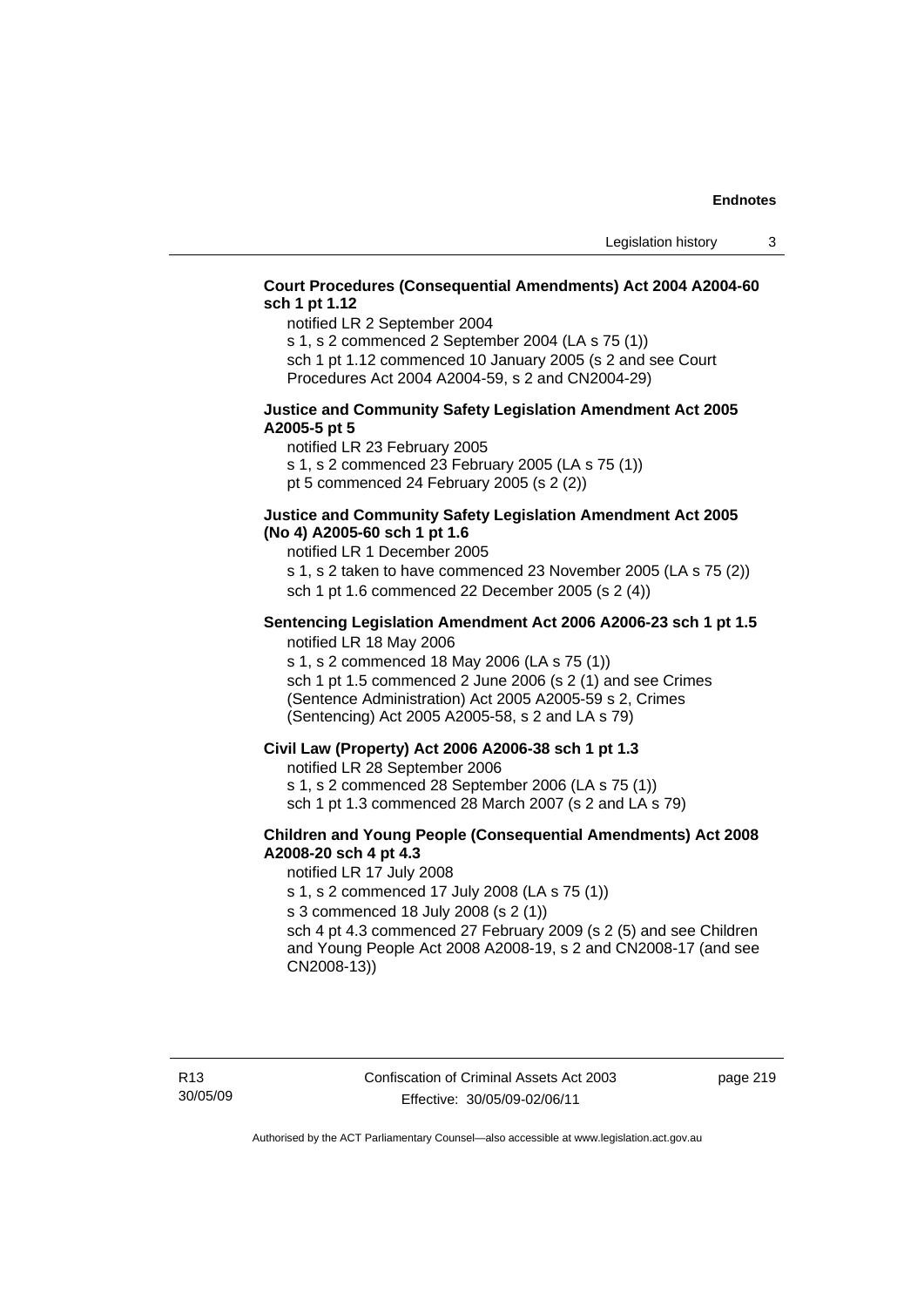**Court Procedures (Consequential Amendments) Act 2004 A2004-60 sch 1 pt 1.12**

notified LR 2 September 2004

s 1, s 2 commenced 2 September 2004 (LA s 75 (1))

sch 1 pt 1.12 commenced 10 January 2005 (s 2 and see Court Procedures Act 2004 A2004-59, s 2 and CN2004-29)

**Justice and Community Safety Legislation Amendment Act 2005 A2005-5 pt 5**

notified LR 23 February 2005

s 1, s 2 commenced 23 February 2005 (LA s 75 (1))

pt 5 commenced 24 February 2005 (s 2 (2))

**Justice and Community Safety Legislation Amendment Act 2005 (No 4) A2005-60 sch 1 pt 1.6**

notified LR 1 December 2005

s 1, s 2 taken to have commenced 23 November 2005 (LA s 75 (2))

sch 1 pt 1.6 commenced 22 December 2005 (s 2 (4))

**Sentencing Legislation Amendment Act 2006 A2006-23 sch 1 pt 1.5**

notified LR 18 May 2006

s 1, s 2 commenced 18 May 2006 (LA s 75 (1))

sch 1 pt 1.5 commenced 2 June 2006 (s 2 (1) and see Crimes (Sentence Administration) Act 2005 A2005-59 s 2, Crimes (Sentencing) Act 2005 A2005-58, s 2 and LA s 79)

**Civil Law (Property) Act 2006 A2006-38 sch 1 pt 1.3**

notified LR 28 September 2006

s 1, s 2 commenced 28 September 2006 (LA s 75 (1))

sch 1 pt 1.3 commenced 28 March 2007 (s 2 and LA s 79)

**Children and Young People (Consequential Amendments) Act 2008 A2008-20 sch 4 pt 4.3**

notified LR 17 July 2008

s 1, s 2 commenced 17 July 2008 (LA s 75 (1))

s 3 commenced 18 July 2008 (s 2 (1))

sch 4 pt 4.3 commenced 27 February 2009 (s 2 (5) and see Children and Young People Act 2008 A2008-19, s 2 and CN2008-17 (and see CN2008-13))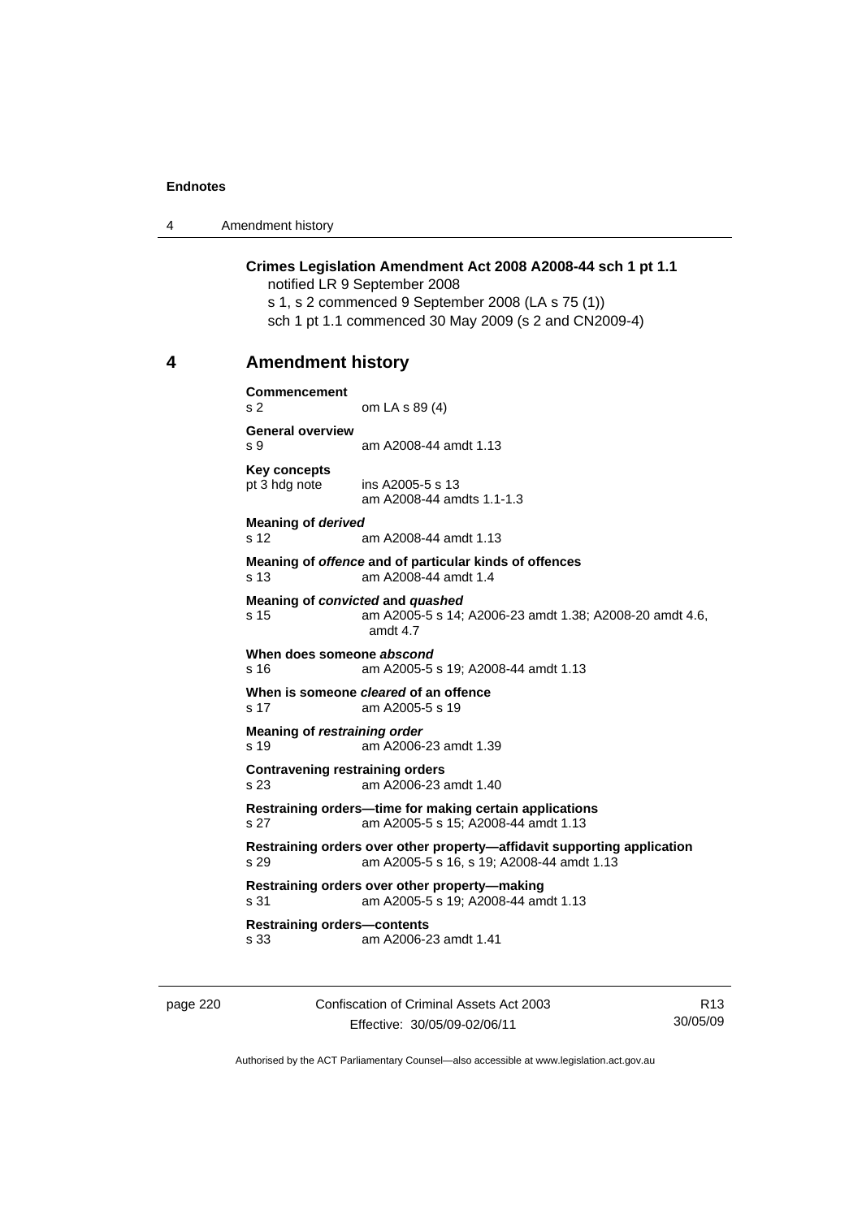**Crimes Legislation Amendment Act 2008 A2008-44 sch 1 pt 1.1**
notified LR 9 September 2008
s 1, s 2 commenced 9 September 2008 (LA s 75 (1))
sch 1 pt 1.1 commenced 30 May 2009 (s 2 and CN2009-4)

## 4 Amendment history

**Commencement**
s 2 om LA s 89 (4)

**General overview**
s 9 am A2008-44 amdt 1.13

**Key concepts**
pt 3 hdg note ins A2005-5 s 13
am A2008-44 amdts 1.1-1.3

**Meaning of *derived***
s 12 am A2008-44 amdt 1.13

**Meaning of *offence* and of particular kinds of offences**
s 13 am A2008-44 amdt 1.4

**Meaning of *convicted* and *quashed***
s 15 am A2005-5 s 14; A2006-23 amdt 1.38; A2008-20 amdt 4.6, amdt 4.7

**When does someone *abscond***
s 16 am A2005-5 s 19; A2008-44 amdt 1.13

**When is someone *cleared* of an offence**
s 17 am A2005-5 s 19

**Meaning of *restraining order***
s 19 am A2006-23 amdt 1.39

**Contravening restraining orders**
s 23 am A2006-23 amdt 1.40

**Restraining orders—time for making certain applications**
s 27 am A2005-5 s 15; A2008-44 amdt 1.13

**Restraining orders over other property—affidavit supporting application**
s 29 am A2005-5 s 16, s 19; A2008-44 amdt 1.13

**Restraining orders over other property—making**
s 31 am A2005-5 s 19; A2008-44 amdt 1.13

**Restraining orders—contents**
s 33 am A2006-23 amdt 1.41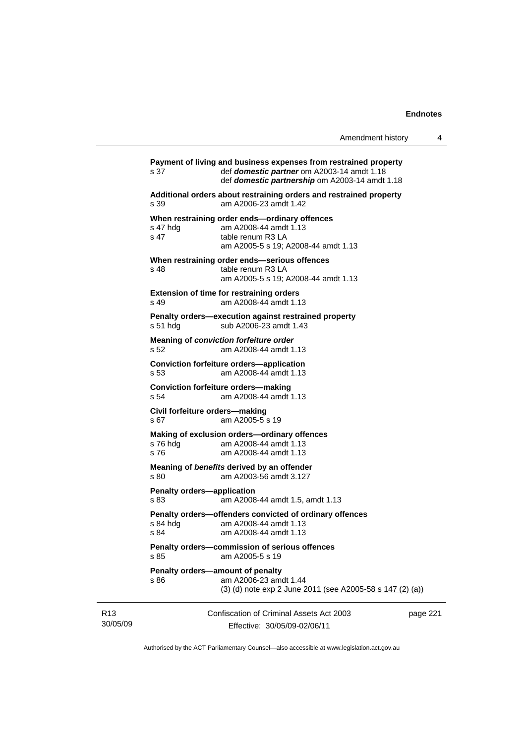**Payment of living and business expenses from restrained property**
s 37 def ***domestic partner*** om A2003-14 amdt 1.18
def ***domestic partnership*** om A2003-14 amdt 1.18

**Additional orders about restraining orders and restrained property**
s 39 am A2006-23 amdt 1.42

**When restraining order ends—ordinary offences**
s 47 hdg am A2008-44 amdt 1.13
s 47 table renum R3 LA
am A2005-5 s 19; A2008-44 amdt 1.13

**When restraining order ends—serious offences**
s 48 table renum R3 LA
am A2005-5 s 19; A2008-44 amdt 1.13

**Extension of time for restraining orders**
s 49 am A2008-44 amdt 1.13

**Penalty orders—execution against restrained property**
s 51 hdg sub A2006-23 amdt 1.43

**Meaning of *conviction forfeiture order***
s 52 am A2008-44 amdt 1.13

**Conviction forfeiture orders—application**
s 53 am A2008-44 amdt 1.13

**Conviction forfeiture orders—making**
s 54 am A2008-44 amdt 1.13

**Civil forfeiture orders—making**
s 67 am A2005-5 s 19

**Making of exclusion orders—ordinary offences**
s 76 hdg am A2008-44 amdt 1.13
s 76 am A2008-44 amdt 1.13

**Meaning of *benefits* derived by an offender**
s 80 am A2003-56 amdt 3.127

**Penalty orders—application**
s 83 am A2008-44 amdt 1.5, amdt 1.13

**Penalty orders—offenders convicted of ordinary offences**
s 84 hdg am A2008-44 amdt 1.13
s 84 am A2008-44 amdt 1.13

**Penalty orders—commission of serious offences**
s 85 am A2005-5 s 19

**Penalty orders—amount of penalty**
s 86 am A2006-23 amdt 1.44
(3) (d) note exp 2 June 2011 (see A2005-58 s 147 (2) (a))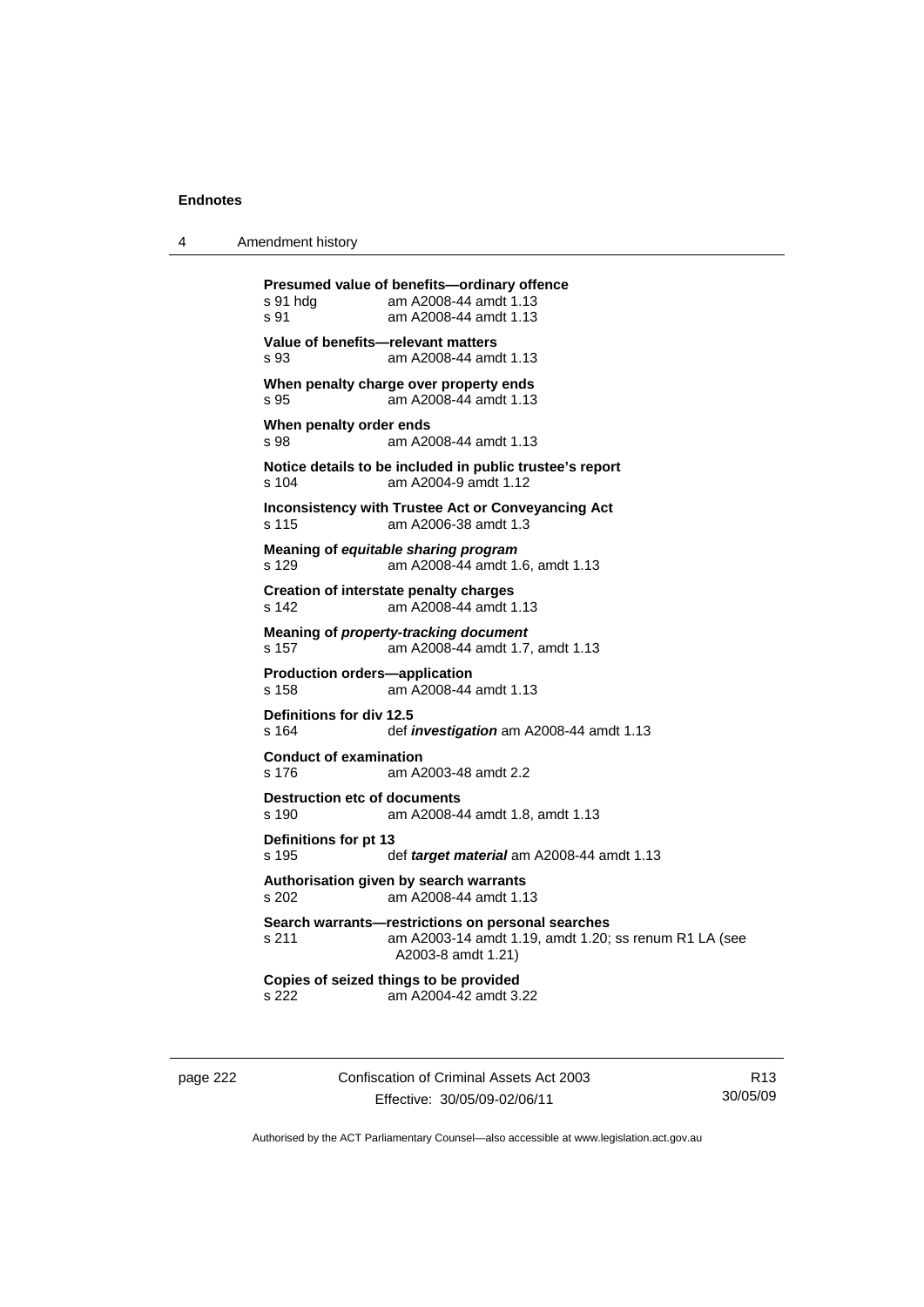**Presumed value of benefits—ordinary offence**
s 91 hdg am A2008-44 amdt 1.13
s 91 am A2008-44 amdt 1.13

**Value of benefits—relevant matters**
s 93 am A2008-44 amdt 1.13

**When penalty charge over property ends**
s 95 am A2008-44 amdt 1.13

**When penalty order ends**
s 98 am A2008-44 amdt 1.13

**Notice details to be included in public trustee's report**
s 104 am A2004-9 amdt 1.12

**Inconsistency with Trustee Act or Conveyancing Act**
s 115 am A2006-38 amdt 1.3

**Meaning of *equitable sharing program***
s 129 am A2008-44 amdt 1.6, amdt 1.13

**Creation of interstate penalty charges**
s 142 am A2008-44 amdt 1.13

**Meaning of *property-tracking document***
s 157 am A2008-44 amdt 1.7, amdt 1.13

**Production orders—application**
s 158 am A2008-44 amdt 1.13

**Definitions for div 12.5**
s 164 def ***investigation*** am A2008-44 amdt 1.13

**Conduct of examination**
s 176 am A2003-48 amdt 2.2

**Destruction etc of documents**
s 190 am A2008-44 amdt 1.8, amdt 1.13

**Definitions for pt 13**
s 195 def ***target material*** am A2008-44 amdt 1.13

**Authorisation given by search warrants**
s 202 am A2008-44 amdt 1.13

**Search warrants—restrictions on personal searches**
s 211 am A2003-14 amdt 1.19, amdt 1.20; ss renum R1 LA (see A2003-8 amdt 1.21)

**Copies of seized things to be provided**
s 222 am A2004-42 amdt 3.22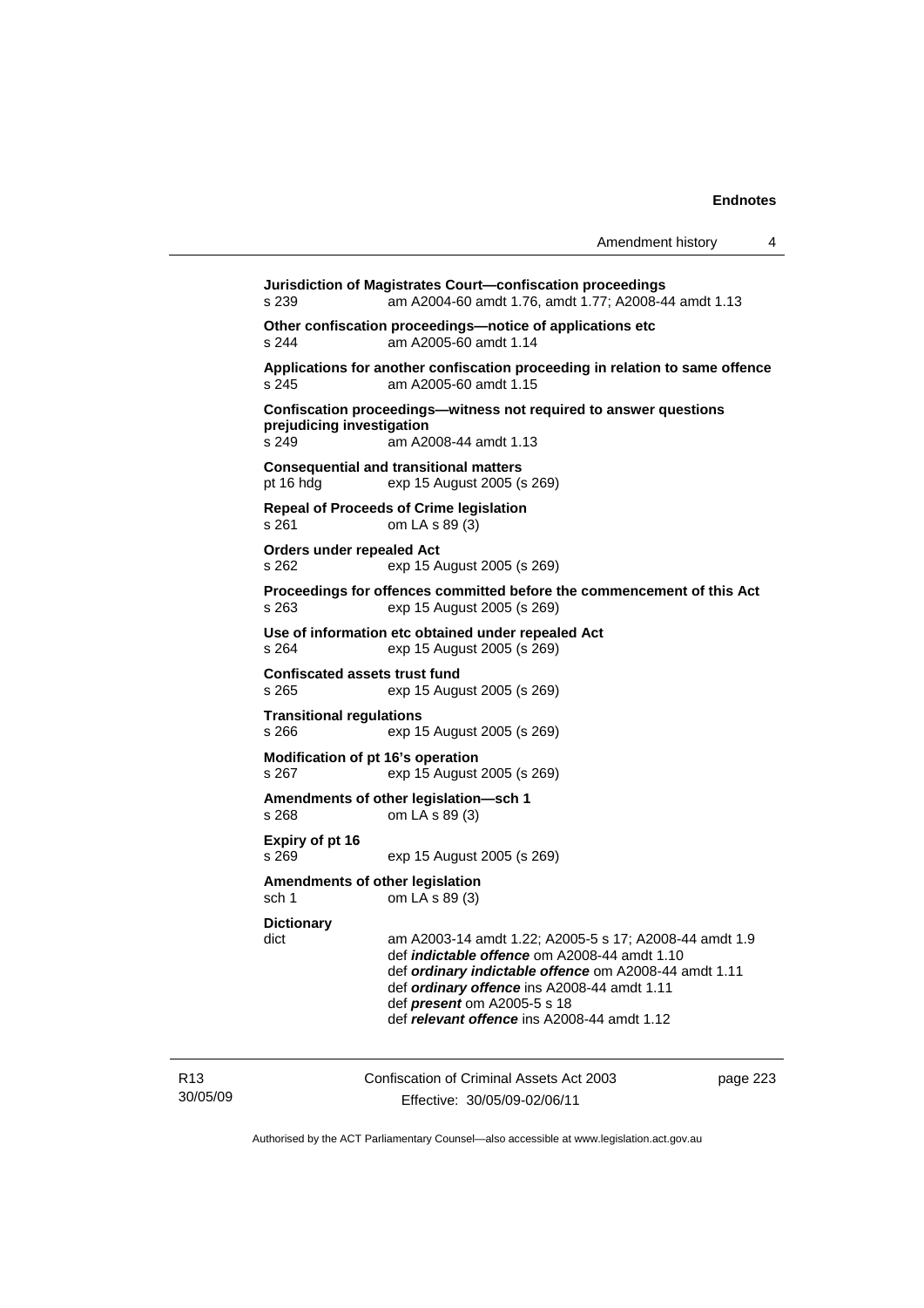**Jurisdiction of Magistrates Court—confiscation proceedings**
s 239 am A2004-60 amdt 1.76, amdt 1.77; A2008-44 amdt 1.13

**Other confiscation proceedings—notice of applications etc**
s 244 am A2005-60 amdt 1.14

**Applications for another confiscation proceeding in relation to same offence**
s 245 am A2005-60 amdt 1.15

**Confiscation proceedings—witness not required to answer questions prejudicing investigation**
s 249 am A2008-44 amdt 1.13

**Consequential and transitional matters**
pt 16 hdg exp 15 August 2005 (s 269)

**Repeal of Proceeds of Crime legislation**
s 261 om LA s 89 (3)

**Orders under repealed Act**
s 262 exp 15 August 2005 (s 269)

**Proceedings for offences committed before the commencement of this Act**
s 263 exp 15 August 2005 (s 269)

**Use of information etc obtained under repealed Act**
s 264 exp 15 August 2005 (s 269)

**Confiscated assets trust fund**
s 265 exp 15 August 2005 (s 269)

**Transitional regulations**
s 266 exp 15 August 2005 (s 269)

**Modification of pt 16's operation**
s 267 exp 15 August 2005 (s 269)

**Amendments of other legislation—sch 1**
s 268 om LA s 89 (3)

**Expiry of pt 16**
s 269 exp 15 August 2005 (s 269)

**Amendments of other legislation**
sch 1 om LA s 89 (3)

**Dictionary**
dict am A2003-14 amdt 1.22; A2005-5 s 17; A2008-44 amdt 1.9
def ***indictable offence*** om A2008-44 amdt 1.10
def ***ordinary indictable offence*** om A2008-44 amdt 1.11
def ***ordinary offence*** ins A2008-44 amdt 1.11
def ***present*** om A2005-5 s 18
def ***relevant offence*** ins A2008-44 amdt 1.12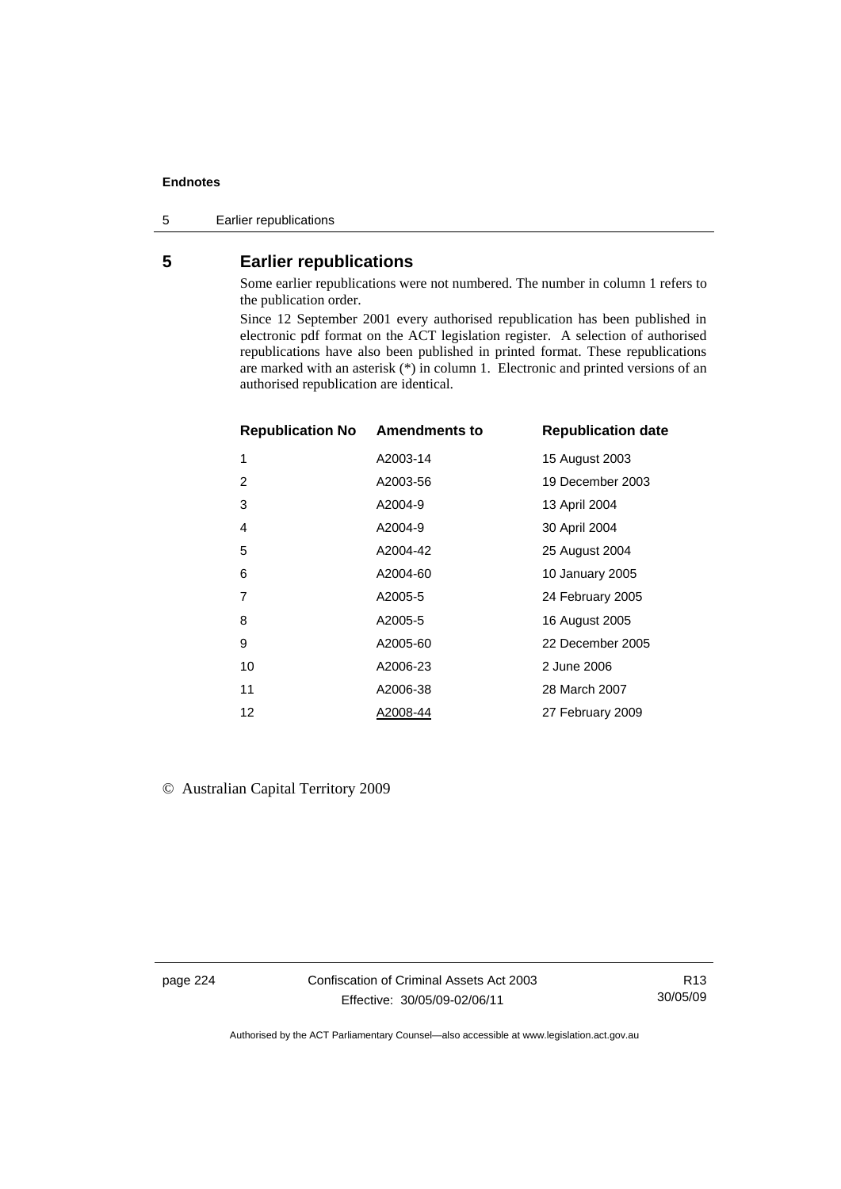## 5 Earlier republications

Some earlier republications were not numbered. The number in column 1 refers to the publication order.

Since 12 September 2001 every authorised republication has been published in electronic pdf format on the ACT legislation register. A selection of authorised republications have also been published in printed format. These republications are marked with an asterisk (*) in column 1. Electronic and printed versions of an authorised republication are identical.

| Republication No | Amendments to | Republication date |
|---|---|---|
| 1 | A2003-14 | 15 August 2003 |
| 2 | A2003-56 | 19 December 2003 |
| 3 | A2004-9 | 13 April 2004 |
| 4 | A2004-9 | 30 April 2004 |
| 5 | A2004-42 | 25 August 2004 |
| 6 | A2004-60 | 10 January 2005 |
| 7 | A2005-5 | 24 February 2005 |
| 8 | A2005-5 | 16 August 2005 |
| 9 | A2005-60 | 22 December 2005 |
| 10 | A2006-23 | 2 June 2006 |
| 11 | A2006-38 | 28 March 2007 |
| 12 | A2008-44 | 27 February 2009 |

© Australian Capital Territory 2009